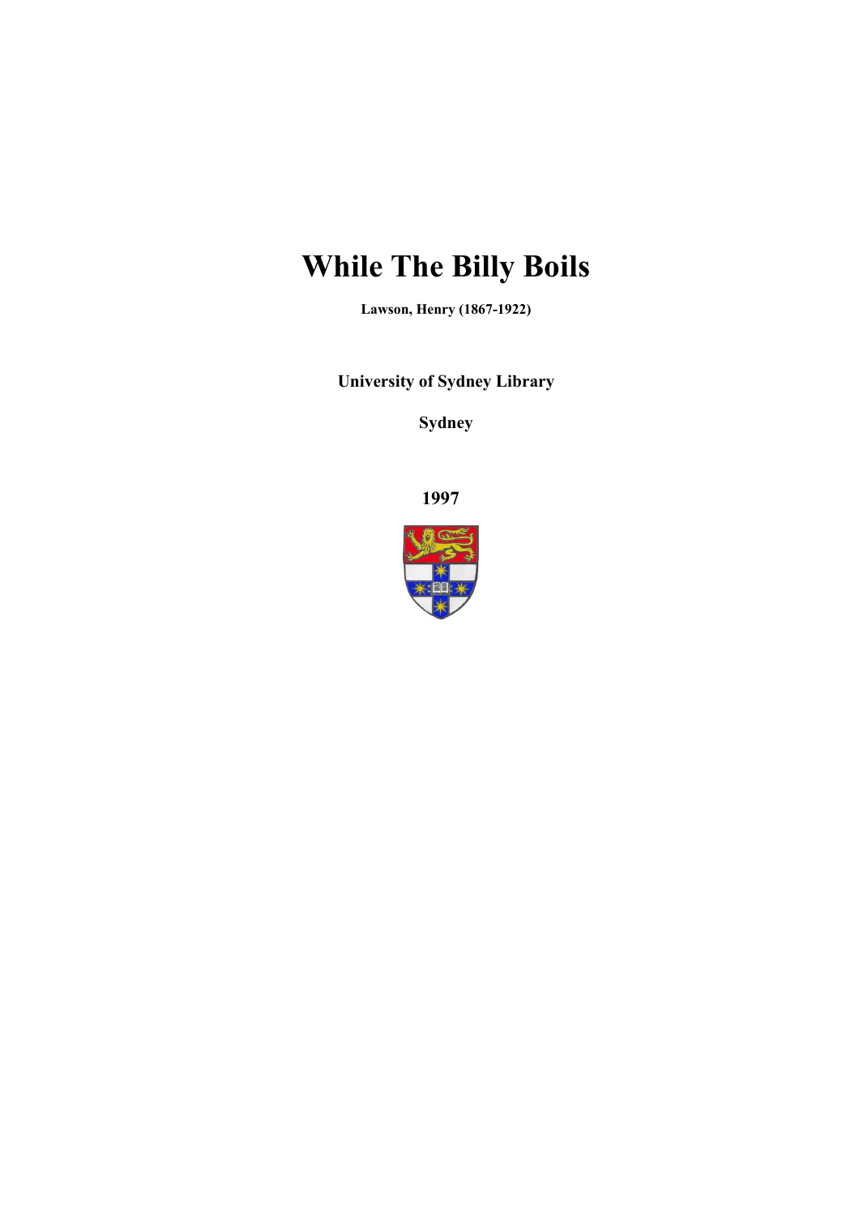# While The Billy Boils

**Lawson, Henry (1867-1922)**

**University of Sydney Library**

**Sydney**

**1997**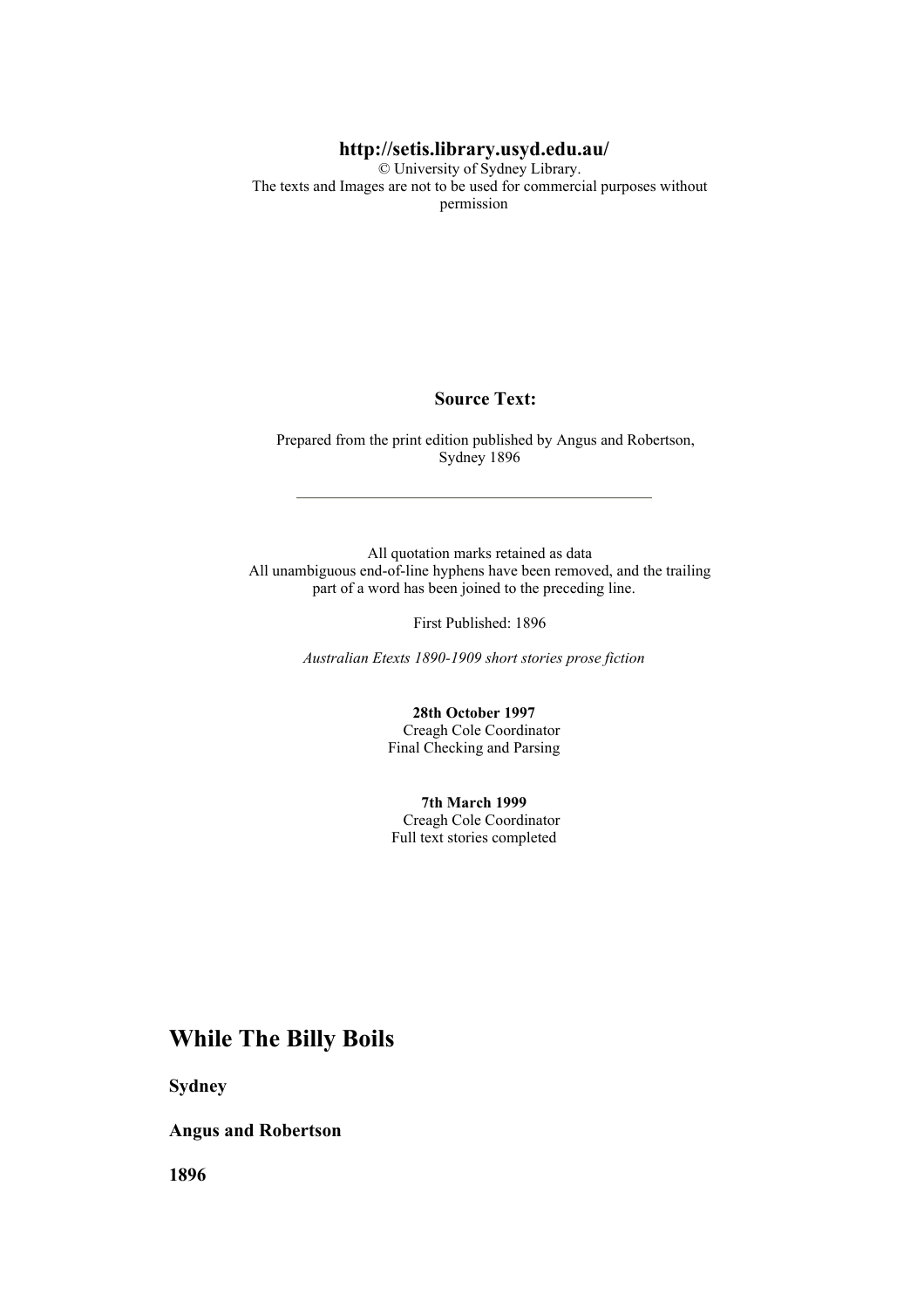**http://setis.library.usyd.edu.au/**
© University of Sydney Library.
The texts and Images are not to be used for commercial purposes without permission

**Source Text:**

Prepared from the print edition published by Angus and Robertson, Sydney 1896

---

All quotation marks retained as data
All unambiguous end-of-line hyphens have been removed, and the trailing part of a word has been joined to the preceding line.

First Published: 1896

*Australian Etexts 1890-1909 short stories prose fiction*

**28th October 1997**
Creagh Cole Coordinator
Final Checking and Parsing

**7th March 1999**
Creagh Cole Coordinator
Full text stories completed

# While The Billy Boils

**Sydney**

**Angus and Robertson**

**1896**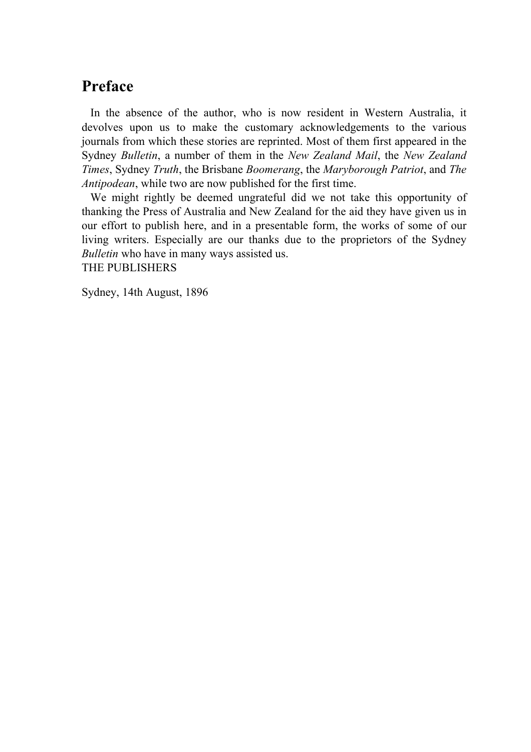# Preface

In the absence of the author, who is now resident in Western Australia, it devolves upon us to make the customary acknowledgements to the various journals from which these stories are reprinted. Most of them first appeared in the Sydney *Bulletin*, a number of them in the *New Zealand Mail*, the *New Zealand Times*, Sydney *Truth*, the Brisbane *Boomerang*, the *Maryborough Patriot*, and *The Antipodean*, while two are now published for the first time.

We might rightly be deemed ungrateful did we not take this opportunity of thanking the Press of Australia and New Zealand for the aid they have given us in our effort to publish here, and in a presentable form, the works of some of our living writers. Especially are our thanks due to the proprietors of the Sydney *Bulletin* who have in many ways assisted us.

THE PUBLISHERS

Sydney, 14th August, 1896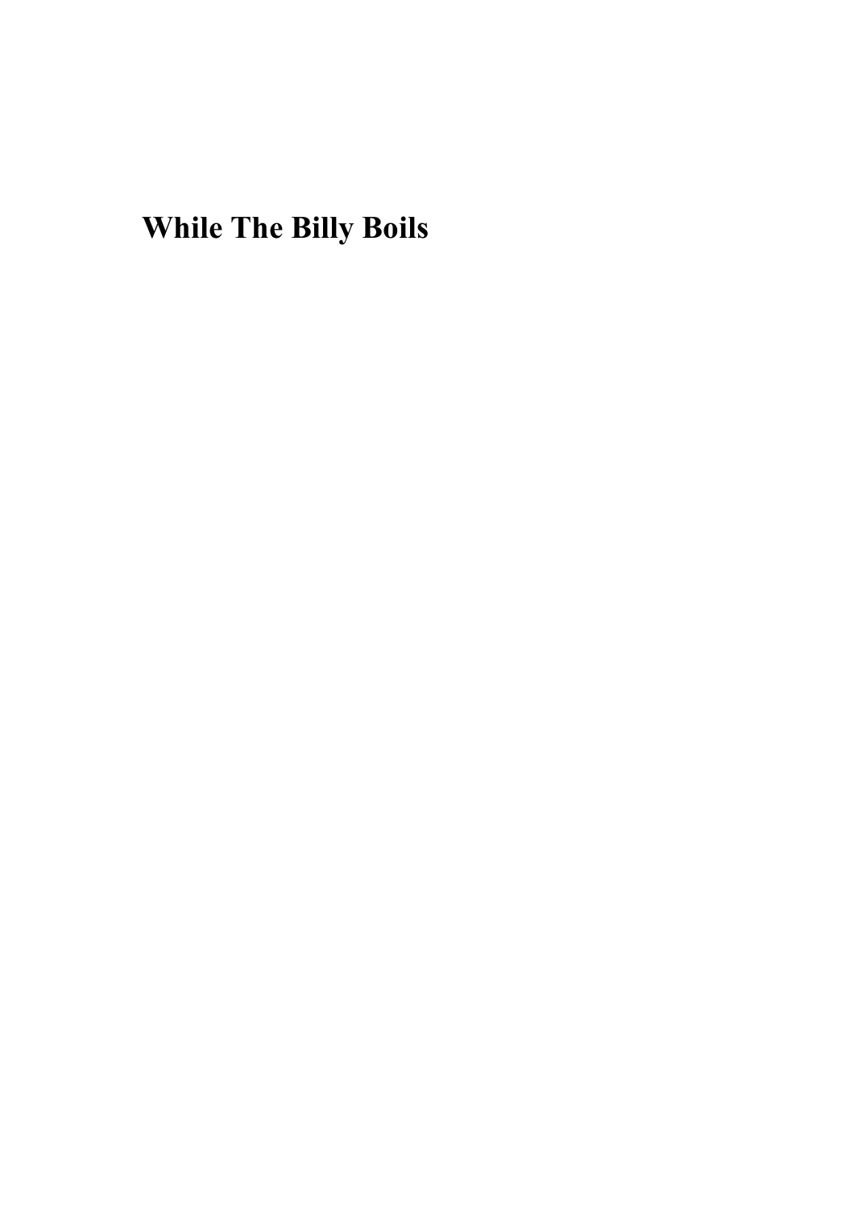# While The Billy Boils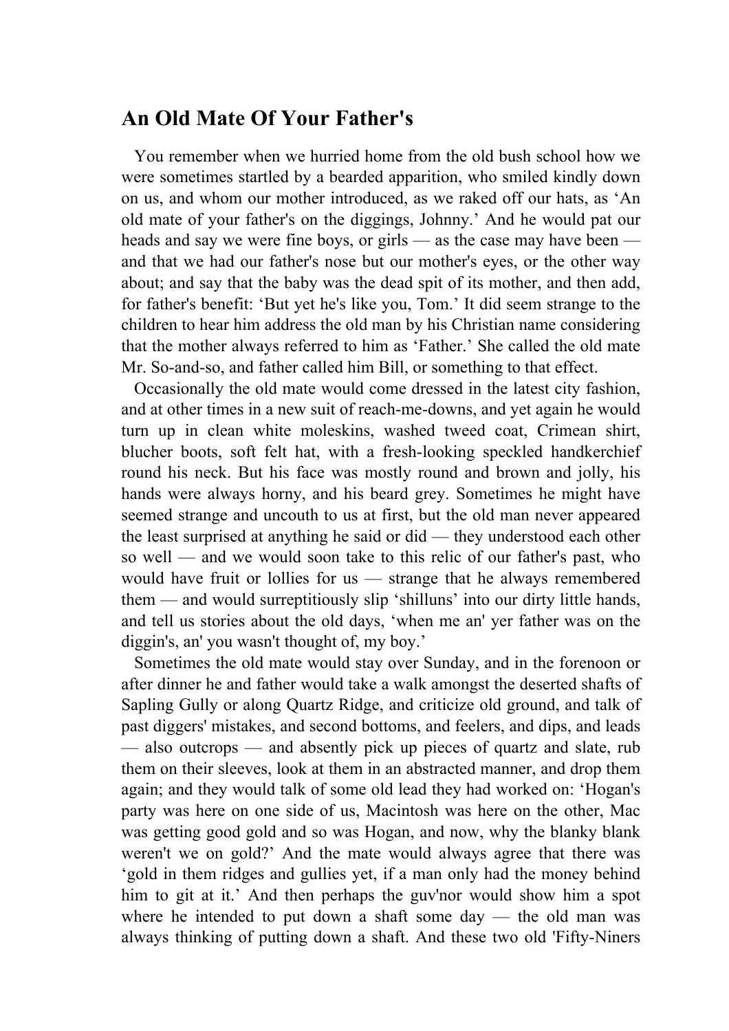## An Old Mate Of Your Father's

You remember when we hurried home from the old bush school how we were sometimes startled by a bearded apparition, who smiled kindly down on us, and whom our mother introduced, as we raked off our hats, as ‘An old mate of your father's on the diggings, Johnny.’ And he would pat our heads and say we were fine boys, or girls — as the case may have been — and that we had our father's nose but our mother's eyes, or the other way about; and say that the baby was the dead spit of its mother, and then add, for father's benefit: ‘But yet he's like you, Tom.’ It did seem strange to the children to hear him address the old man by his Christian name considering that the mother always referred to him as ‘Father.’ She called the old mate Mr. So-and-so, and father called him Bill, or something to that effect.

Occasionally the old mate would come dressed in the latest city fashion, and at other times in a new suit of reach-me-downs, and yet again he would turn up in clean white moleskins, washed tweed coat, Crimean shirt, blucher boots, soft felt hat, with a fresh-looking speckled handkerchief round his neck. But his face was mostly round and brown and jolly, his hands were always horny, and his beard grey. Sometimes he might have seemed strange and uncouth to us at first, but the old man never appeared the least surprised at anything he said or did — they understood each other so well — and we would soon take to this relic of our father's past, who would have fruit or lollies for us — strange that he always remembered them — and would surreptitiously slip ‘shilluns’ into our dirty little hands, and tell us stories about the old days, ‘when me an' yer father was on the diggin's, an' you wasn't thought of, my boy.’

Sometimes the old mate would stay over Sunday, and in the forenoon or after dinner he and father would take a walk amongst the deserted shafts of Sapling Gully or along Quartz Ridge, and criticize old ground, and talk of past diggers' mistakes, and second bottoms, and feelers, and dips, and leads — also outcrops — and absently pick up pieces of quartz and slate, rub them on their sleeves, look at them in an abstracted manner, and drop them again; and they would talk of some old lead they had worked on: ‘Hogan's party was here on one side of us, Macintosh was here on the other, Mac was getting good gold and so was Hogan, and now, why the blanky blank weren't we on gold?’ And the mate would always agree that there was ‘gold in them ridges and gullies yet, if a man only had the money behind him to git at it.’ And then perhaps the guv'nor would show him a spot where he intended to put down a shaft some day — the old man was always thinking of putting down a shaft. And these two old 'Fifty-Niners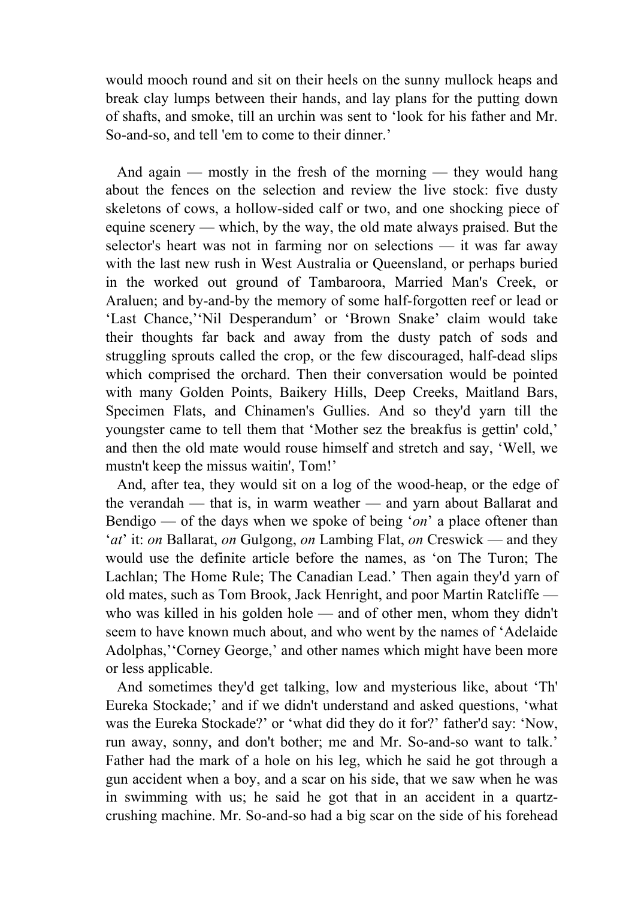would mooch round and sit on their heels on the sunny mullock heaps and break clay lumps between their hands, and lay plans for the putting down of shafts, and smoke, till an urchin was sent to 'look for his father and Mr. So-and-so, and tell 'em to come to their dinner.'

And again — mostly in the fresh of the morning — they would hang about the fences on the selection and review the live stock: five dusty skeletons of cows, a hollow-sided calf or two, and one shocking piece of equine scenery — which, by the way, the old mate always praised. But the selector's heart was not in farming nor on selections — it was far away with the last new rush in West Australia or Queensland, or perhaps buried in the worked out ground of Tambaroora, Married Man's Creek, or Araluen; and by-and-by the memory of some half-forgotten reef or lead or 'Last Chance,' 'Nil Desperandum' or 'Brown Snake' claim would take their thoughts far back and away from the dusty patch of sods and struggling sprouts called the crop, or the few discouraged, half-dead slips which comprised the orchard. Then their conversation would be pointed with many Golden Points, Baikery Hills, Deep Creeks, Maitland Bars, Specimen Flats, and Chinamen's Gullies. And so they'd yarn till the youngster came to tell them that 'Mother sez the breakfus is gettin' cold,' and then the old mate would rouse himself and stretch and say, 'Well, we mustn't keep the missus waitin', Tom!'

And, after tea, they would sit on a log of the wood-heap, or the edge of the verandah — that is, in warm weather — and yarn about Ballarat and Bendigo — of the days when we spoke of being '*on*' a place oftener than '*at*' it: *on* Ballarat, *on* Gulgong, *on* Lambing Flat, *on* Creswick — and they would use the definite article before the names, as 'on The Turon; The Lachlan; The Home Rule; The Canadian Lead.' Then again they'd yarn of old mates, such as Tom Brook, Jack Henright, and poor Martin Ratcliffe — who was killed in his golden hole — and of other men, whom they didn't seem to have known much about, and who went by the names of 'Adelaide Adolphas,' 'Corney George,' and other names which might have been more or less applicable.

And sometimes they'd get talking, low and mysterious like, about 'Th' Eureka Stockade;' and if we didn't understand and asked questions, 'what was the Eureka Stockade?' or 'what did they do it for?' father'd say: 'Now, run away, sonny, and don't bother; me and Mr. So-and-so want to talk.' Father had the mark of a hole on his leg, which he said he got through a gun accident when a boy, and a scar on his side, that we saw when he was in swimming with us; he said he got that in an accident in a quartz-crushing machine. Mr. So-and-so had a big scar on the side of his forehead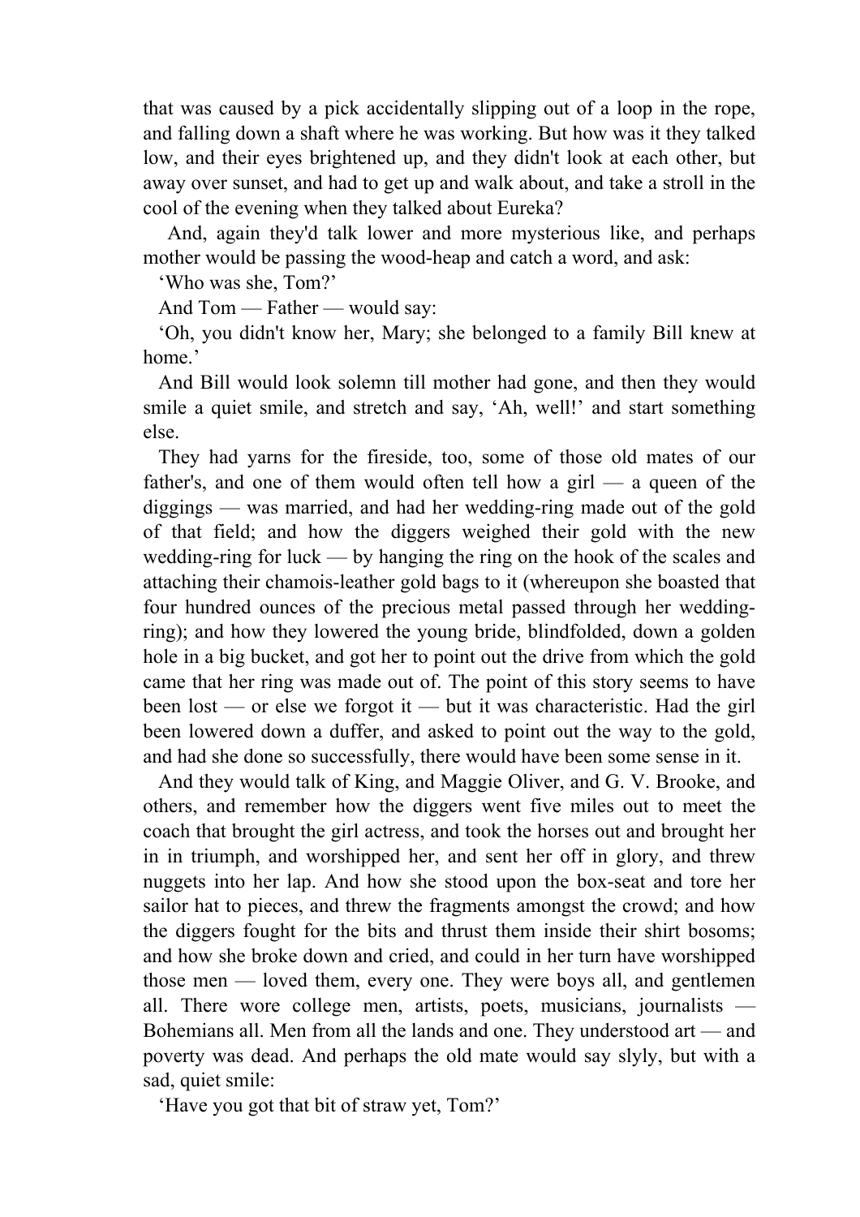that was caused by a pick accidentally slipping out of a loop in the rope, and falling down a shaft where he was working. But how was it they talked low, and their eyes brightened up, and they didn't look at each other, but away over sunset, and had to get up and walk about, and take a stroll in the cool of the evening when they talked about Eureka?

And, again they'd talk lower and more mysterious like, and perhaps mother would be passing the wood-heap and catch a word, and ask:

‘Who was she, Tom?’

And Tom — Father — would say:

‘Oh, you didn't know her, Mary; she belonged to a family Bill knew at home.’

And Bill would look solemn till mother had gone, and then they would smile a quiet smile, and stretch and say, ‘Ah, well!’ and start something else.

They had yarns for the fireside, too, some of those old mates of our father's, and one of them would often tell how a girl — a queen of the diggings — was married, and had her wedding-ring made out of the gold of that field; and how the diggers weighed their gold with the new wedding-ring for luck — by hanging the ring on the hook of the scales and attaching their chamois-leather gold bags to it (whereupon she boasted that four hundred ounces of the precious metal passed through her wedding-ring); and how they lowered the young bride, blindfolded, down a golden hole in a big bucket, and got her to point out the drive from which the gold came that her ring was made out of. The point of this story seems to have been lost — or else we forgot it — but it was characteristic. Had the girl been lowered down a duffer, and asked to point out the way to the gold, and had she done so successfully, there would have been some sense in it.

And they would talk of King, and Maggie Oliver, and G. V. Brooke, and others, and remember how the diggers went five miles out to meet the coach that brought the girl actress, and took the horses out and brought her in in triumph, and worshipped her, and sent her off in glory, and threw nuggets into her lap. And how she stood upon the box-seat and tore her sailor hat to pieces, and threw the fragments amongst the crowd; and how the diggers fought for the bits and thrust them inside their shirt bosoms; and how she broke down and cried, and could in her turn have worshipped those men — loved them, every one. They were boys all, and gentlemen all. There wore college men, artists, poets, musicians, journalists — Bohemians all. Men from all the lands and one. They understood art — and poverty was dead. And perhaps the old mate would say slyly, but with a sad, quiet smile:

‘Have you got that bit of straw yet, Tom?’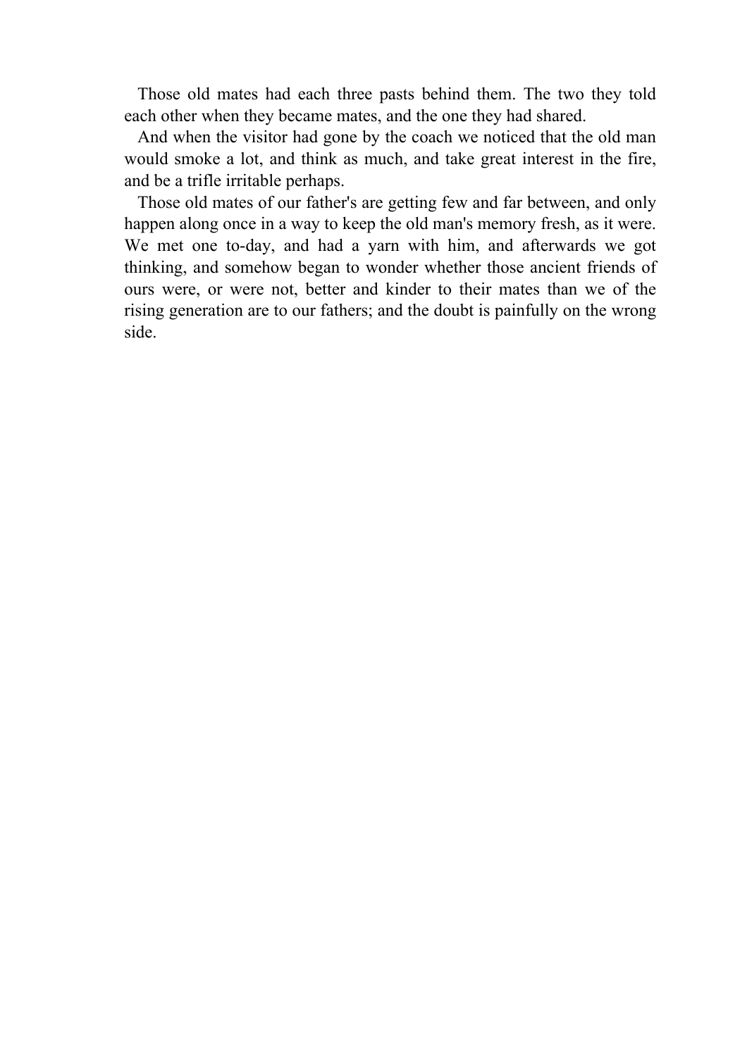Those old mates had each three pasts behind them. The two they told each other when they became mates, and the one they had shared.

And when the visitor had gone by the coach we noticed that the old man would smoke a lot, and think as much, and take great interest in the fire, and be a trifle irritable perhaps.

Those old mates of our father's are getting few and far between, and only happen along once in a way to keep the old man's memory fresh, as it were. We met one to-day, and had a yarn with him, and afterwards we got thinking, and somehow began to wonder whether those ancient friends of ours were, or were not, better and kinder to their mates than we of the rising generation are to our fathers; and the doubt is painfully on the wrong side.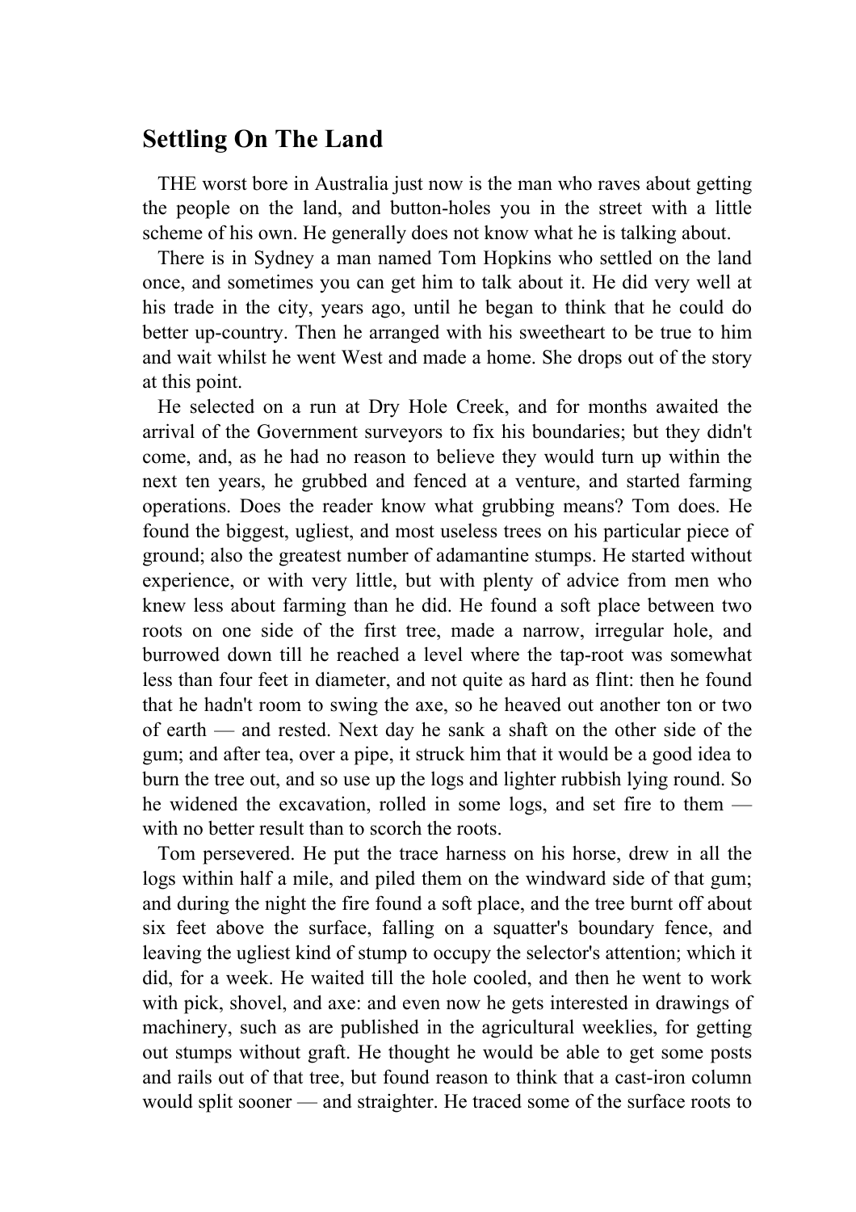## Settling On The Land

THE worst bore in Australia just now is the man who raves about getting the people on the land, and button-holes you in the street with a little scheme of his own. He generally does not know what he is talking about.

There is in Sydney a man named Tom Hopkins who settled on the land once, and sometimes you can get him to talk about it. He did very well at his trade in the city, years ago, until he began to think that he could do better up-country. Then he arranged with his sweetheart to be true to him and wait whilst he went West and made a home. She drops out of the story at this point.

He selected on a run at Dry Hole Creek, and for months awaited the arrival of the Government surveyors to fix his boundaries; but they didn't come, and, as he had no reason to believe they would turn up within the next ten years, he grubbed and fenced at a venture, and started farming operations. Does the reader know what grubbing means? Tom does. He found the biggest, ugliest, and most useless trees on his particular piece of ground; also the greatest number of adamantine stumps. He started without experience, or with very little, but with plenty of advice from men who knew less about farming than he did. He found a soft place between two roots on one side of the first tree, made a narrow, irregular hole, and burrowed down till he reached a level where the tap-root was somewhat less than four feet in diameter, and not quite as hard as flint: then he found that he hadn't room to swing the axe, so he heaved out another ton or two of earth — and rested. Next day he sank a shaft on the other side of the gum; and after tea, over a pipe, it struck him that it would be a good idea to burn the tree out, and so use up the logs and lighter rubbish lying round. So he widened the excavation, rolled in some logs, and set fire to them — with no better result than to scorch the roots.

Tom persevered. He put the trace harness on his horse, drew in all the logs within half a mile, and piled them on the windward side of that gum; and during the night the fire found a soft place, and the tree burnt off about six feet above the surface, falling on a squatter's boundary fence, and leaving the ugliest kind of stump to occupy the selector's attention; which it did, for a week. He waited till the hole cooled, and then he went to work with pick, shovel, and axe: and even now he gets interested in drawings of machinery, such as are published in the agricultural weeklies, for getting out stumps without graft. He thought he would be able to get some posts and rails out of that tree, but found reason to think that a cast-iron column would split sooner — and straighter. He traced some of the surface roots to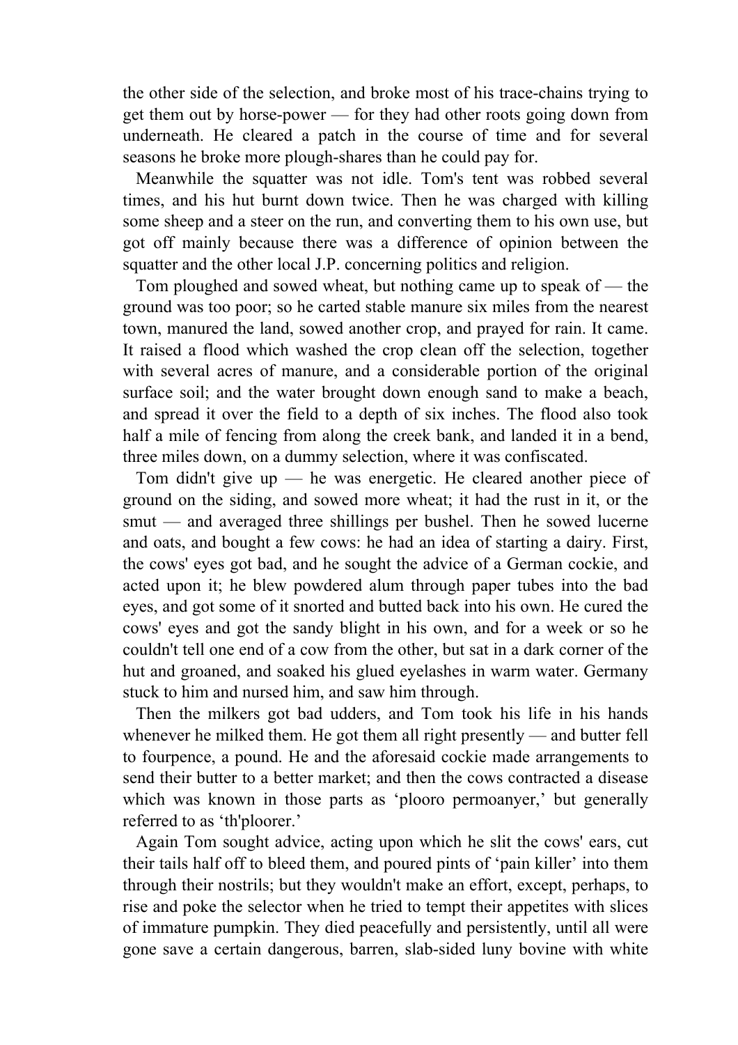the other side of the selection, and broke most of his trace-chains trying to get them out by horse-power — for they had other roots going down from underneath. He cleared a patch in the course of time and for several seasons he broke more plough-shares than he could pay for.

Meanwhile the squatter was not idle. Tom's tent was robbed several times, and his hut burnt down twice. Then he was charged with killing some sheep and a steer on the run, and converting them to his own use, but got off mainly because there was a difference of opinion between the squatter and the other local J.P. concerning politics and religion.

Tom ploughed and sowed wheat, but nothing came up to speak of — the ground was too poor; so he carted stable manure six miles from the nearest town, manured the land, sowed another crop, and prayed for rain. It came. It raised a flood which washed the crop clean off the selection, together with several acres of manure, and a considerable portion of the original surface soil; and the water brought down enough sand to make a beach, and spread it over the field to a depth of six inches. The flood also took half a mile of fencing from along the creek bank, and landed it in a bend, three miles down, on a dummy selection, where it was confiscated.

Tom didn't give up — he was energetic. He cleared another piece of ground on the siding, and sowed more wheat; it had the rust in it, or the smut — and averaged three shillings per bushel. Then he sowed lucerne and oats, and bought a few cows: he had an idea of starting a dairy. First, the cows' eyes got bad, and he sought the advice of a German cockie, and acted upon it; he blew powdered alum through paper tubes into the bad eyes, and got some of it snorted and butted back into his own. He cured the cows' eyes and got the sandy blight in his own, and for a week or so he couldn't tell one end of a cow from the other, but sat in a dark corner of the hut and groaned, and soaked his glued eyelashes in warm water. Germany stuck to him and nursed him, and saw him through.

Then the milkers got bad udders, and Tom took his life in his hands whenever he milked them. He got them all right presently — and butter fell to fourpence, a pound. He and the aforesaid cockie made arrangements to send their butter to a better market; and then the cows contracted a disease which was known in those parts as 'plooro permoanyer,' but generally referred to as 'th'ploorer.'

Again Tom sought advice, acting upon which he slit the cows' ears, cut their tails half off to bleed them, and poured pints of 'pain killer' into them through their nostrils; but they wouldn't make an effort, except, perhaps, to rise and poke the selector when he tried to tempt their appetites with slices of immature pumpkin. They died peacefully and persistently, until all were gone save a certain dangerous, barren, slab-sided luny bovine with white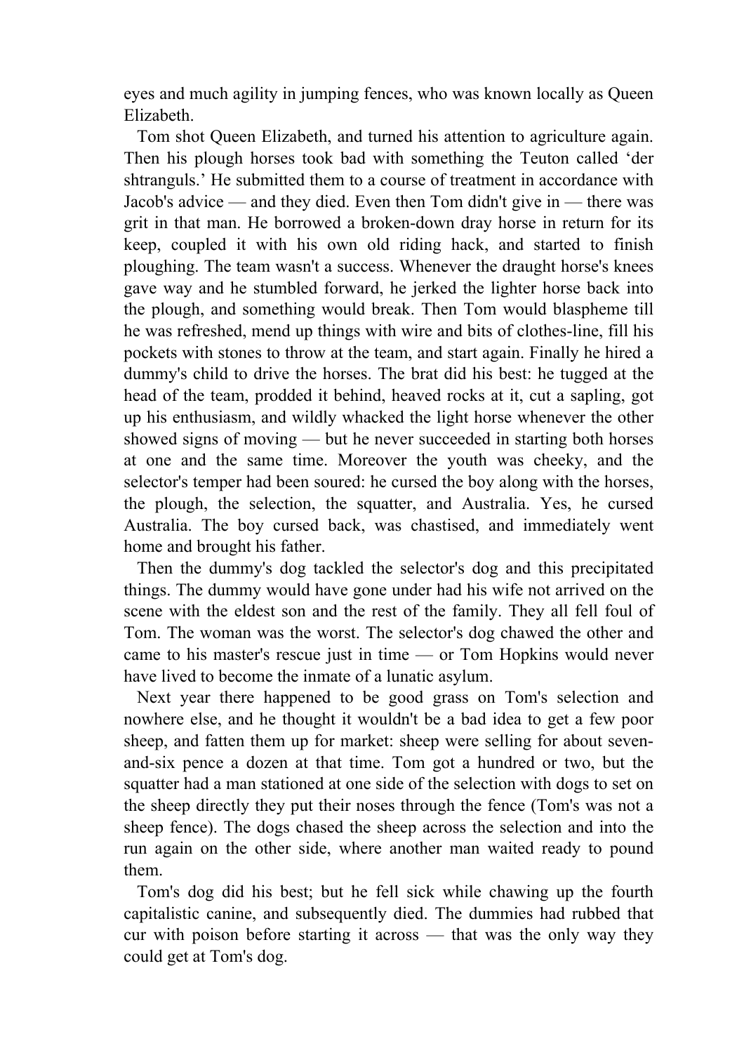eyes and much agility in jumping fences, who was known locally as Queen Elizabeth.

Tom shot Queen Elizabeth, and turned his attention to agriculture again. Then his plough horses took bad with something the Teuton called 'der shtranguls.' He submitted them to a course of treatment in accordance with Jacob's advice — and they died. Even then Tom didn't give in — there was grit in that man. He borrowed a broken-down dray horse in return for its keep, coupled it with his own old riding hack, and started to finish ploughing. The team wasn't a success. Whenever the draught horse's knees gave way and he stumbled forward, he jerked the lighter horse back into the plough, and something would break. Then Tom would blaspheme till he was refreshed, mend up things with wire and bits of clothes-line, fill his pockets with stones to throw at the team, and start again. Finally he hired a dummy's child to drive the horses. The brat did his best: he tugged at the head of the team, prodded it behind, heaved rocks at it, cut a sapling, got up his enthusiasm, and wildly whacked the light horse whenever the other showed signs of moving — but he never succeeded in starting both horses at one and the same time. Moreover the youth was cheeky, and the selector's temper had been soured: he cursed the boy along with the horses, the plough, the selection, the squatter, and Australia. Yes, he cursed Australia. The boy cursed back, was chastised, and immediately went home and brought his father.

Then the dummy's dog tackled the selector's dog and this precipitated things. The dummy would have gone under had his wife not arrived on the scene with the eldest son and the rest of the family. They all fell foul of Tom. The woman was the worst. The selector's dog chawed the other and came to his master's rescue just in time — or Tom Hopkins would never have lived to become the inmate of a lunatic asylum.

Next year there happened to be good grass on Tom's selection and nowhere else, and he thought it wouldn't be a bad idea to get a few poor sheep, and fatten them up for market: sheep were selling for about seven-and-six pence a dozen at that time. Tom got a hundred or two, but the squatter had a man stationed at one side of the selection with dogs to set on the sheep directly they put their noses through the fence (Tom's was not a sheep fence). The dogs chased the sheep across the selection and into the run again on the other side, where another man waited ready to pound them.

Tom's dog did his best; but he fell sick while chawing up the fourth capitalistic canine, and subsequently died. The dummies had rubbed that cur with poison before starting it across — that was the only way they could get at Tom's dog.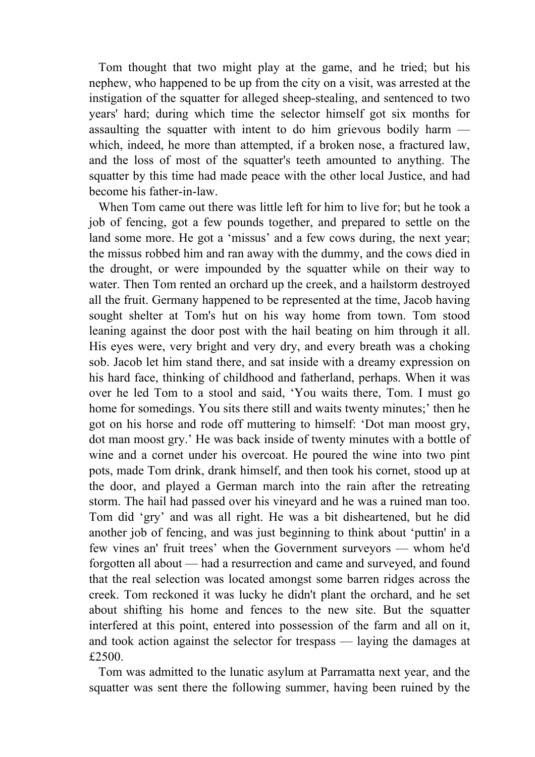Tom thought that two might play at the game, and he tried; but his nephew, who happened to be up from the city on a visit, was arrested at the instigation of the squatter for alleged sheep-stealing, and sentenced to two years' hard; during which time the selector himself got six months for assaulting the squatter with intent to do him grievous bodily harm — which, indeed, he more than attempted, if a broken nose, a fractured law, and the loss of most of the squatter's teeth amounted to anything. The squatter by this time had made peace with the other local Justice, and had become his father-in-law.

When Tom came out there was little left for him to live for; but he took a job of fencing, got a few pounds together, and prepared to settle on the land some more. He got a 'missus' and a few cows during, the next year; the missus robbed him and ran away with the dummy, and the cows died in the drought, or were impounded by the squatter while on their way to water. Then Tom rented an orchard up the creek, and a hailstorm destroyed all the fruit. Germany happened to be represented at the time, Jacob having sought shelter at Tom's hut on his way home from town. Tom stood leaning against the door post with the hail beating on him through it all. His eyes were, very bright and very dry, and every breath was a choking sob. Jacob let him stand there, and sat inside with a dreamy expression on his hard face, thinking of childhood and fatherland, perhaps. When it was over he led Tom to a stool and said, 'You waits there, Tom. I must go home for somedings. You sits there still and waits twenty minutes;' then he got on his horse and rode off muttering to himself: 'Dot man moost gry, dot man moost gry.' He was back inside of twenty minutes with a bottle of wine and a cornet under his overcoat. He poured the wine into two pint pots, made Tom drink, drank himself, and then took his cornet, stood up at the door, and played a German march into the rain after the retreating storm. The hail had passed over his vineyard and he was a ruined man too. Tom did 'gry' and was all right. He was a bit disheartened, but he did another job of fencing, and was just beginning to think about 'puttin' in a few vines an' fruit trees' when the Government surveyors — whom he'd forgotten all about — had a resurrection and came and surveyed, and found that the real selection was located amongst some barren ridges across the creek. Tom reckoned it was lucky he didn't plant the orchard, and he set about shifting his home and fences to the new site. But the squatter interfered at this point, entered into possession of the farm and all on it, and took action against the selector for trespass — laying the damages at £2500.

Tom was admitted to the lunatic asylum at Parramatta next year, and the squatter was sent there the following summer, having been ruined by the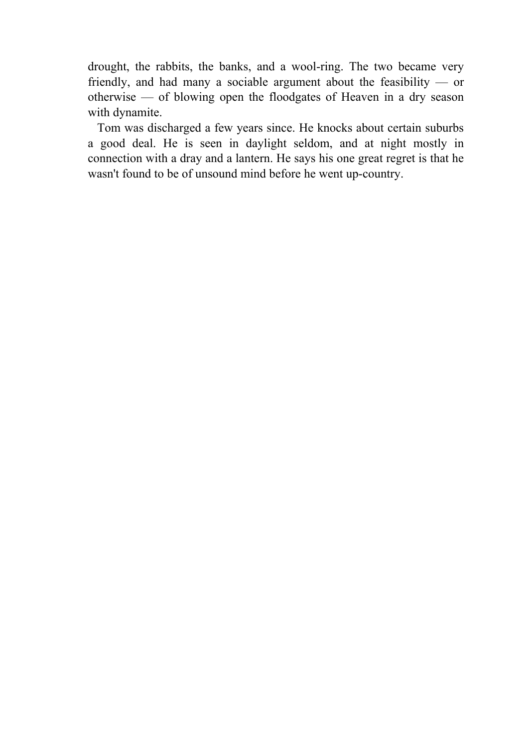drought, the rabbits, the banks, and a wool-ring. The two became very friendly, and had many a sociable argument about the feasibility — or otherwise — of blowing open the floodgates of Heaven in a dry season with dynamite.

Tom was discharged a few years since. He knocks about certain suburbs a good deal. He is seen in daylight seldom, and at night mostly in connection with a dray and a lantern. He says his one great regret is that he wasn't found to be of unsound mind before he went up-country.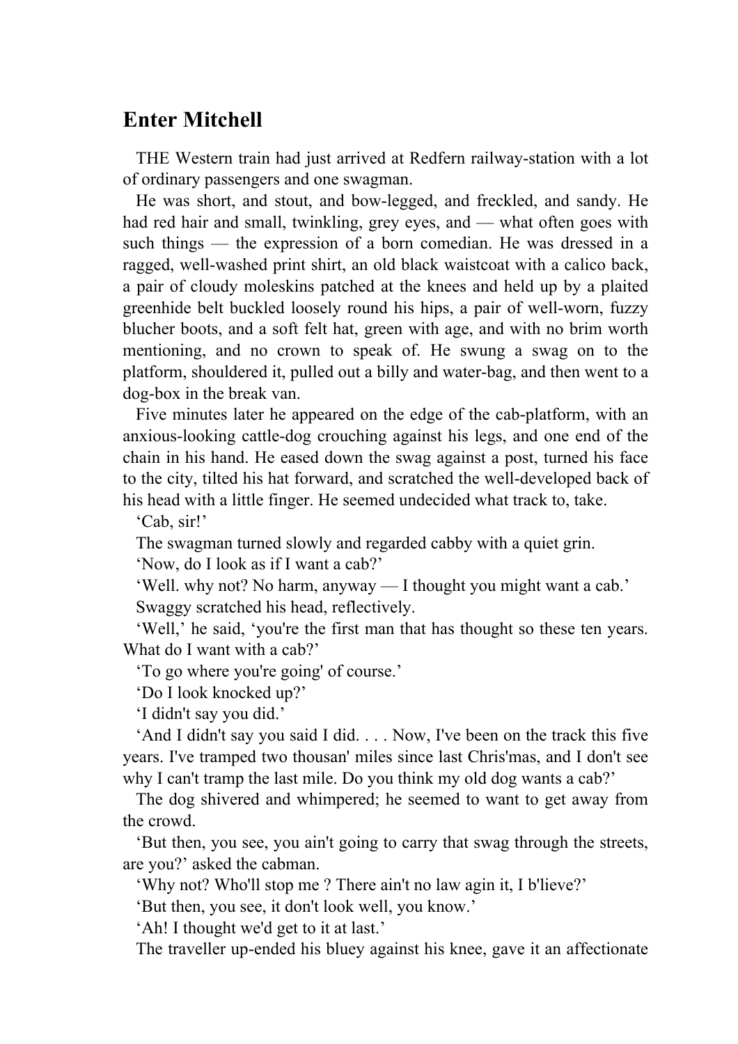## Enter Mitchell

THE Western train had just arrived at Redfern railway-station with a lot of ordinary passengers and one swagman.

He was short, and stout, and bow-legged, and freckled, and sandy. He had red hair and small, twinkling, grey eyes, and — what often goes with such things — the expression of a born comedian. He was dressed in a ragged, well-washed print shirt, an old black waistcoat with a calico back, a pair of cloudy moleskins patched at the knees and held up by a plaited greenhide belt buckled loosely round his hips, a pair of well-worn, fuzzy blucher boots, and a soft felt hat, green with age, and with no brim worth mentioning, and no crown to speak of. He swung a swag on to the platform, shouldered it, pulled out a billy and water-bag, and then went to a dog-box in the break van.

Five minutes later he appeared on the edge of the cab-platform, with an anxious-looking cattle-dog crouching against his legs, and one end of the chain in his hand. He eased down the swag against a post, turned his face to the city, tilted his hat forward, and scratched the well-developed back of his head with a little finger. He seemed undecided what track to, take.

'Cab, sir!'

The swagman turned slowly and regarded cabby with a quiet grin.

'Now, do I look as if I want a cab?'

'Well. why not? No harm, anyway — I thought you might want a cab.'

Swaggy scratched his head, reflectively.

'Well,' he said, 'you're the first man that has thought so these ten years. What do I want with a cab?'

'To go where you're going' of course.'

'Do I look knocked up?'

'I didn't say you did.'

'And I didn't say you said I did. . . . Now, I've been on the track this five years. I've tramped two thousan' miles since last Chris'mas, and I don't see why I can't tramp the last mile. Do you think my old dog wants a cab?'

The dog shivered and whimpered; he seemed to want to get away from the crowd.

'But then, you see, you ain't going to carry that swag through the streets, are you?' asked the cabman.

'Why not? Who'll stop me ? There ain't no law agin it, I b'lieve?'

'But then, you see, it don't look well, you know.'

'Ah! I thought we'd get to it at last.'

The traveller up-ended his bluey against his knee, gave it an affectionate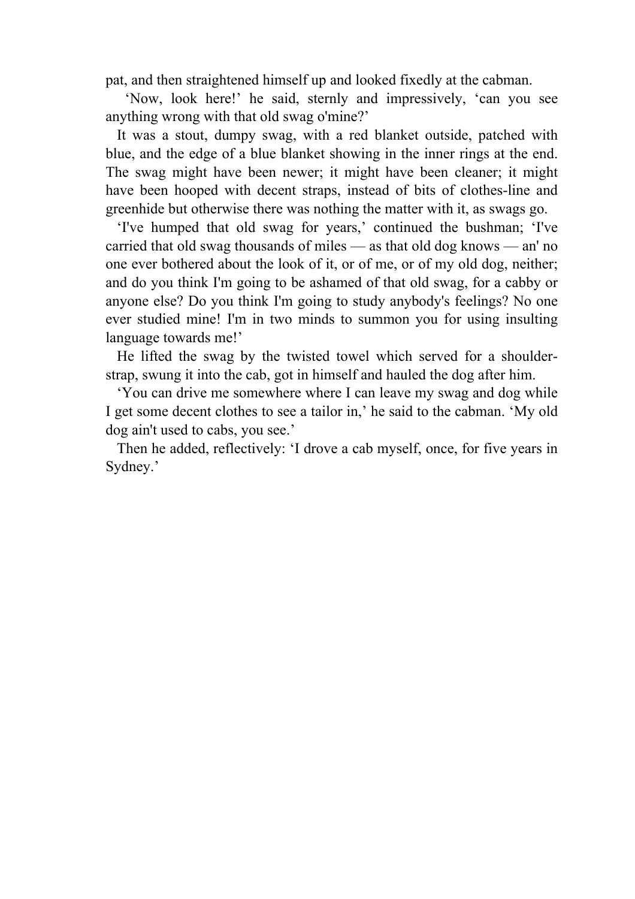pat, and then straightened himself up and looked fixedly at the cabman.

'Now, look here!' he said, sternly and impressively, 'can you see anything wrong with that old swag o'mine?'

It was a stout, dumpy swag, with a red blanket outside, patched with blue, and the edge of a blue blanket showing in the inner rings at the end. The swag might have been newer; it might have been cleaner; it might have been hooped with decent straps, instead of bits of clothes-line and greenhide but otherwise there was nothing the matter with it, as swags go.

'I've humped that old swag for years,' continued the bushman; 'I've carried that old swag thousands of miles — as that old dog knows — an' no one ever bothered about the look of it, or of me, or of my old dog, neither; and do you think I'm going to be ashamed of that old swag, for a cabby or anyone else? Do you think I'm going to study anybody's feelings? No one ever studied mine! I'm in two minds to summon you for using insulting language towards me!'

He lifted the swag by the twisted towel which served for a shoulder-strap, swung it into the cab, got in himself and hauled the dog after him.

'You can drive me somewhere where I can leave my swag and dog while I get some decent clothes to see a tailor in,' he said to the cabman. 'My old dog ain't used to cabs, you see.'

Then he added, reflectively: 'I drove a cab myself, once, for five years in Sydney.'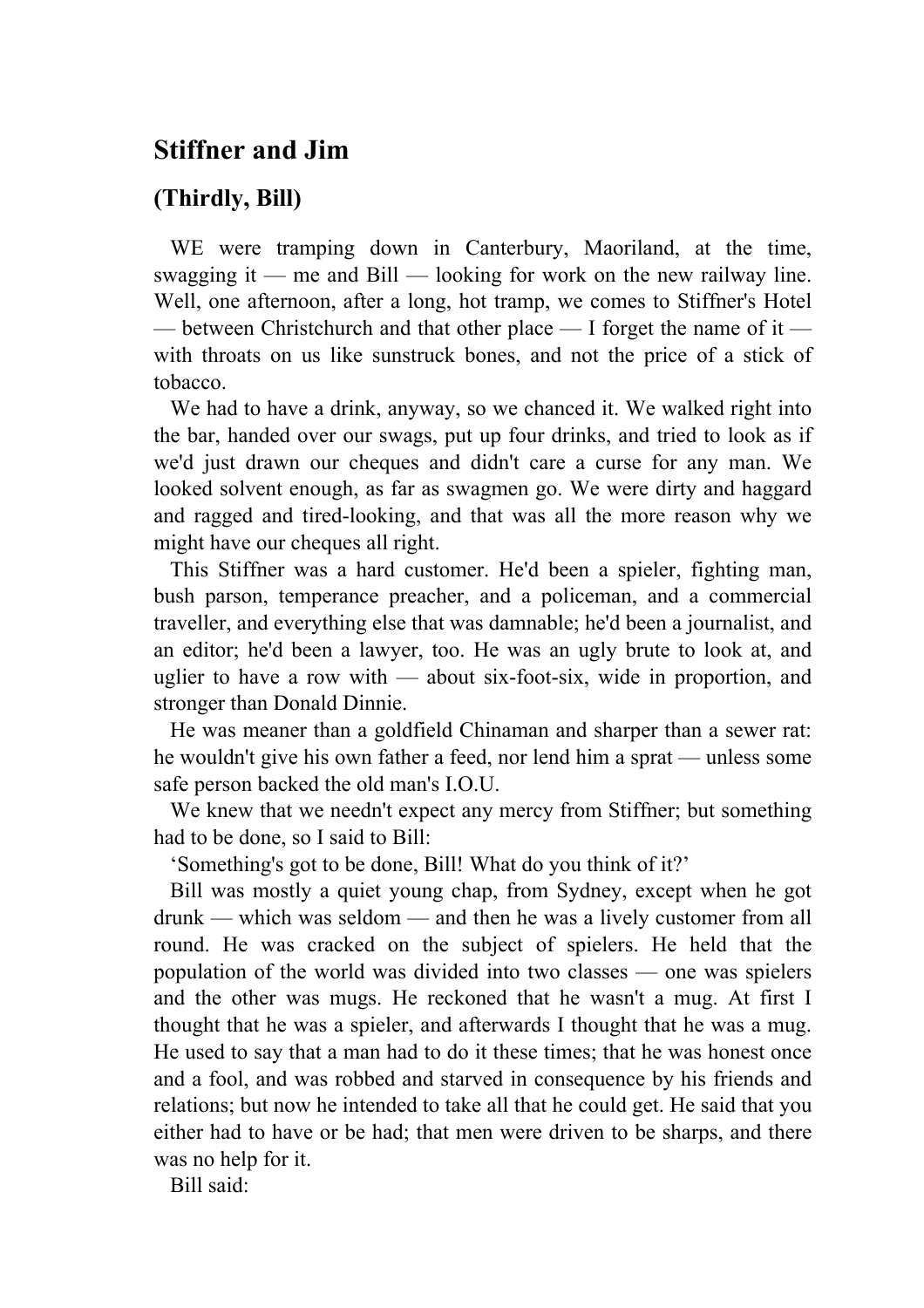## Stiffner and Jim

### (Thirdly, Bill)

WE were tramping down in Canterbury, Maoriland, at the time, swagging it — me and Bill — looking for work on the new railway line. Well, one afternoon, after a long, hot tramp, we comes to Stiffner's Hotel — between Christchurch and that other place — I forget the name of it — with throats on us like sunstruck bones, and not the price of a stick of tobacco.

We had to have a drink, anyway, so we chanced it. We walked right into the bar, handed over our swags, put up four drinks, and tried to look as if we'd just drawn our cheques and didn't care a curse for any man. We looked solvent enough, as far as swagmen go. We were dirty and haggard and ragged and tired-looking, and that was all the more reason why we might have our cheques all right.

This Stiffner was a hard customer. He'd been a spieler, fighting man, bush parson, temperance preacher, and a policeman, and a commercial traveller, and everything else that was damnable; he'd been a journalist, and an editor; he'd been a lawyer, too. He was an ugly brute to look at, and uglier to have a row with — about six-foot-six, wide in proportion, and stronger than Donald Dinnie.

He was meaner than a goldfield Chinaman and sharper than a sewer rat: he wouldn't give his own father a feed, nor lend him a sprat — unless some safe person backed the old man's I.O.U.

We knew that we needn't expect any mercy from Stiffner; but something had to be done, so I said to Bill:

'Something's got to be done, Bill! What do you think of it?'

Bill was mostly a quiet young chap, from Sydney, except when he got drunk — which was seldom — and then he was a lively customer from all round. He was cracked on the subject of spielers. He held that the population of the world was divided into two classes — one was spielers and the other was mugs. He reckoned that he wasn't a mug. At first I thought that he was a spieler, and afterwards I thought that he was a mug. He used to say that a man had to do it these times; that he was honest once and a fool, and was robbed and starved in consequence by his friends and relations; but now he intended to take all that he could get. He said that you either had to have or be had; that men were driven to be sharps, and there was no help for it.

Bill said: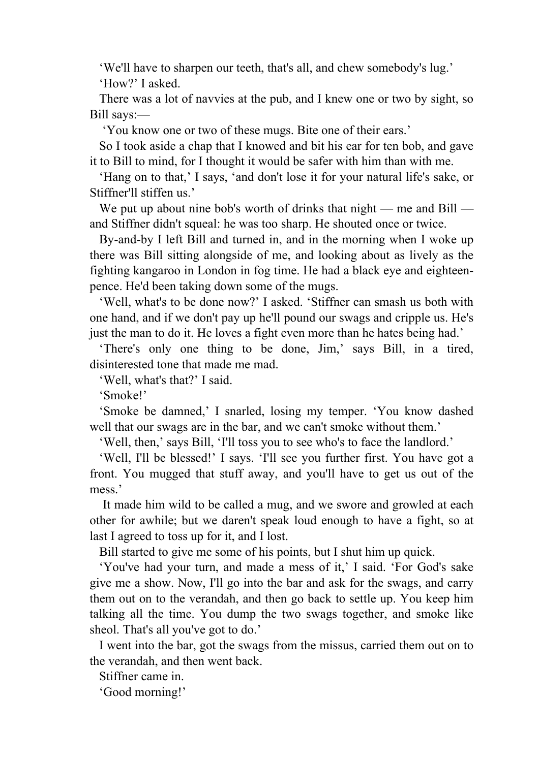'We'll have to sharpen our teeth, that's all, and chew somebody's lug.'

'How?' I asked.

There was a lot of navvies at the pub, and I knew one or two by sight, so Bill says:—

'You know one or two of these mugs. Bite one of their ears.'

So I took aside a chap that I knowed and bit his ear for ten bob, and gave it to Bill to mind, for I thought it would be safer with him than with me.

'Hang on to that,' I says, 'and don't lose it for your natural life's sake, or Stiffner'll stiffen us.'

We put up about nine bob's worth of drinks that night — me and Bill — and Stiffner didn't squeal: he was too sharp. He shouted once or twice.

By-and-by I left Bill and turned in, and in the morning when I woke up there was Bill sitting alongside of me, and looking about as lively as the fighting kangaroo in London in fog time. He had a black eye and eighteen-pence. He'd been taking down some of the mugs.

'Well, what's to be done now?' I asked. 'Stiffner can smash us both with one hand, and if we don't pay up he'll pound our swags and cripple us. He's just the man to do it. He loves a fight even more than he hates being had.'

'There's only one thing to be done, Jim,' says Bill, in a tired, disinterested tone that made me mad.

'Well, what's that?' I said.

'Smoke!'

'Smoke be damned,' I snarled, losing my temper. 'You know dashed well that our swags are in the bar, and we can't smoke without them.'

'Well, then,' says Bill, 'I'll toss you to see who's to face the landlord.'

'Well, I'll be blessed!' I says. 'I'll see you further first. You have got a front. You mugged that stuff away, and you'll have to get us out of the mess.'

It made him wild to be called a mug, and we swore and growled at each other for awhile; but we daren't speak loud enough to have a fight, so at last I agreed to toss up for it, and I lost.

Bill started to give me some of his points, but I shut him up quick.

'You've had your turn, and made a mess of it,' I said. 'For God's sake give me a show. Now, I'll go into the bar and ask for the swags, and carry them out on to the verandah, and then go back to settle up. You keep him talking all the time. You dump the two swags together, and smoke like sheol. That's all you've got to do.'

I went into the bar, got the swags from the missus, carried them out on to the verandah, and then went back.

Stiffner came in.

'Good morning!'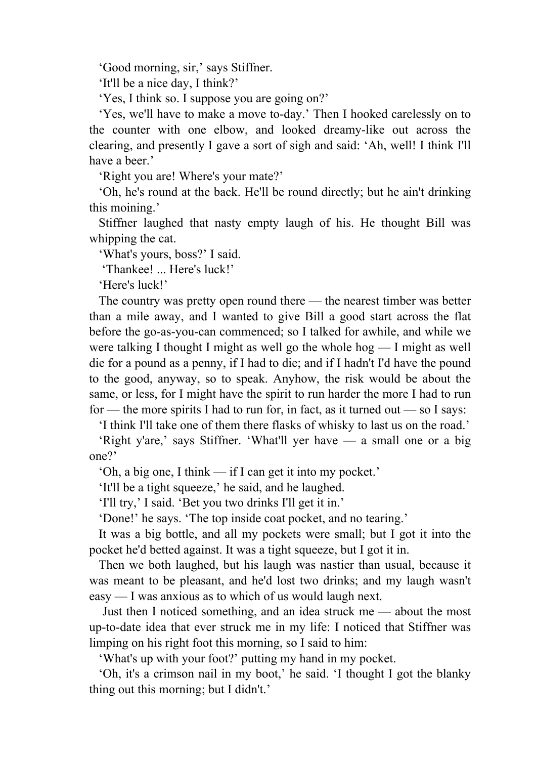'Good morning, sir,' says Stiffner.

'It'll be a nice day, I think?'

'Yes, I think so. I suppose you are going on?'

'Yes, we'll have to make a move to-day.' Then I hooked carelessly on to the counter with one elbow, and looked dreamy-like out across the clearing, and presently I gave a sort of sigh and said: 'Ah, well! I think I'll have a beer.'

'Right you are! Where's your mate?'

'Oh, he's round at the back. He'll be round directly; but he ain't drinking this moining.'

Stiffner laughed that nasty empty laugh of his. He thought Bill was whipping the cat.

'What's yours, boss?' I said.

'Thankee! ... Here's luck!'

'Here's luck!'

The country was pretty open round there — the nearest timber was better than a mile away, and I wanted to give Bill a good start across the flat before the go-as-you-can commenced; so I talked for awhile, and while we were talking I thought I might as well go the whole hog — I might as well die for a pound as a penny, if I had to die; and if I hadn't I'd have the pound to the good, anyway, so to speak. Anyhow, the risk would be about the same, or less, for I might have the spirit to run harder the more I had to run for — the more spirits I had to run for, in fact, as it turned out — so I says:

'I think I'll take one of them there flasks of whisky to last us on the road.'

'Right y'are,' says Stiffner. 'What'll yer have — a small one or a big one?'

'Oh, a big one, I think — if I can get it into my pocket.'

'It'll be a tight squeeze,' he said, and he laughed.

'I'll try,' I said. 'Bet you two drinks I'll get it in.'

'Done!' he says. 'The top inside coat pocket, and no tearing.'

It was a big bottle, and all my pockets were small; but I got it into the pocket he'd betted against. It was a tight squeeze, but I got it in.

Then we both laughed, but his laugh was nastier than usual, because it was meant to be pleasant, and he'd lost two drinks; and my laugh wasn't easy — I was anxious as to which of us would laugh next.

Just then I noticed something, and an idea struck me — about the most up-to-date idea that ever struck me in my life: I noticed that Stiffner was limping on his right foot this morning, so I said to him:

'What's up with your foot?' putting my hand in my pocket.

'Oh, it's a crimson nail in my boot,' he said. 'I thought I got the blanky thing out this morning; but I didn't.'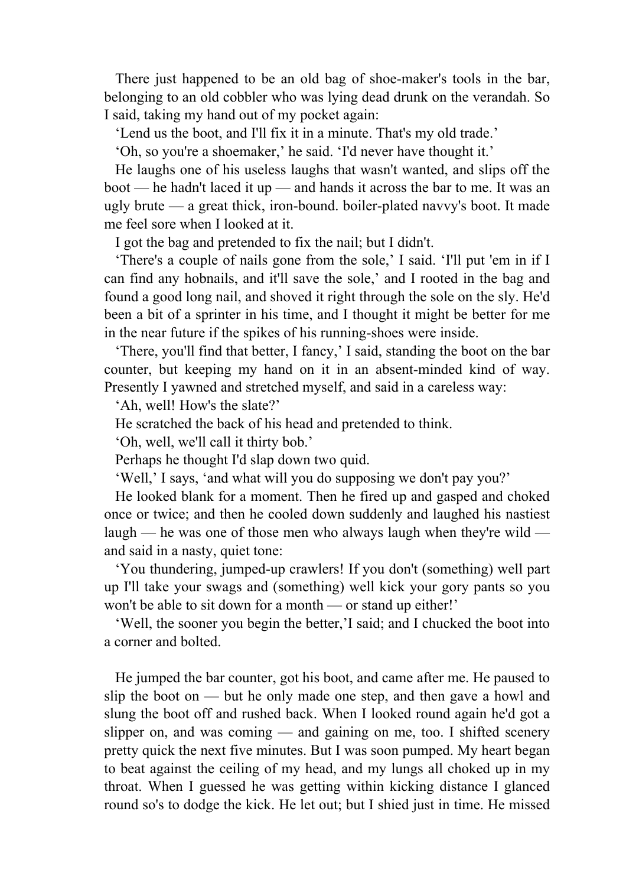There just happened to be an old bag of shoe-maker's tools in the bar, belonging to an old cobbler who was lying dead drunk on the verandah. So I said, taking my hand out of my pocket again:

'Lend us the boot, and I'll fix it in a minute. That's my old trade.'

'Oh, so you're a shoemaker,' he said. 'I'd never have thought it.'

He laughs one of his useless laughs that wasn't wanted, and slips off the boot — he hadn't laced it up — and hands it across the bar to me. It was an ugly brute — a great thick, iron-bound. boiler-plated navvy's boot. It made me feel sore when I looked at it.

I got the bag and pretended to fix the nail; but I didn't.

'There's a couple of nails gone from the sole,' I said. 'I'll put 'em in if I can find any hobnails, and it'll save the sole,' and I rooted in the bag and found a good long nail, and shoved it right through the sole on the sly. He'd been a bit of a sprinter in his time, and I thought it might be better for me in the near future if the spikes of his running-shoes were inside.

'There, you'll find that better, I fancy,' I said, standing the boot on the bar counter, but keeping my hand on it in an absent-minded kind of way. Presently I yawned and stretched myself, and said in a careless way:

'Ah, well! How's the slate?'

He scratched the back of his head and pretended to think.

'Oh, well, we'll call it thirty bob.'

Perhaps he thought I'd slap down two quid.

'Well,' I says, 'and what will you do supposing we don't pay you?'

He looked blank for a moment. Then he fired up and gasped and choked once or twice; and then he cooled down suddenly and laughed his nastiest laugh — he was one of those men who always laugh when they're wild — and said in a nasty, quiet tone:

'You thundering, jumped-up crawlers! If you don't (something) well part up I'll take your swags and (something) well kick your gory pants so you won't be able to sit down for a month — or stand up either!'

'Well, the sooner you begin the better,' I said; and I chucked the boot into a corner and bolted.

He jumped the bar counter, got his boot, and came after me. He paused to slip the boot on — but he only made one step, and then gave a howl and slung the boot off and rushed back. When I looked round again he'd got a slipper on, and was coming — and gaining on me, too. I shifted scenery pretty quick the next five minutes. But I was soon pumped. My heart began to beat against the ceiling of my head, and my lungs all choked up in my throat. When I guessed he was getting within kicking distance I glanced round so's to dodge the kick. He let out; but I shied just in time. He missed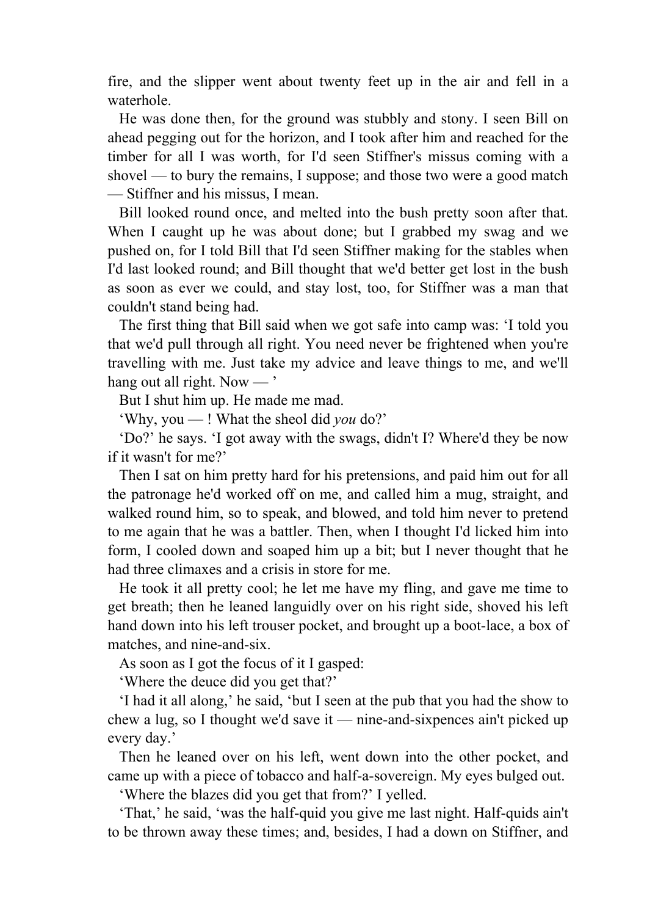fire, and the slipper went about twenty feet up in the air and fell in a waterhole.

He was done then, for the ground was stubbly and stony. I seen Bill on ahead pegging out for the horizon, and I took after him and reached for the timber for all I was worth, for I'd seen Stiffner's missus coming with a shovel — to bury the remains, I suppose; and those two were a good match — Stiffner and his missus, I mean.

Bill looked round once, and melted into the bush pretty soon after that. When I caught up he was about done; but I grabbed my swag and we pushed on, for I told Bill that I'd seen Stiffner making for the stables when I'd last looked round; and Bill thought that we'd better get lost in the bush as soon as ever we could, and stay lost, too, for Stiffner was a man that couldn't stand being had.

The first thing that Bill said when we got safe into camp was: 'I told you that we'd pull through all right. You need never be frightened when you're travelling with me. Just take my advice and leave things to me, and we'll hang out all right. Now — '

But I shut him up. He made me mad.

'Why, you — ! What the sheol did *you* do?'

'Do?' he says. 'I got away with the swags, didn't I? Where'd they be now if it wasn't for me?'

Then I sat on him pretty hard for his pretensions, and paid him out for all the patronage he'd worked off on me, and called him a mug, straight, and walked round him, so to speak, and blowed, and told him never to pretend to me again that he was a battler. Then, when I thought I'd licked him into form, I cooled down and soaped him up a bit; but I never thought that he had three climaxes and a crisis in store for me.

He took it all pretty cool; he let me have my fling, and gave me time to get breath; then he leaned languidly over on his right side, shoved his left hand down into his left trouser pocket, and brought up a boot-lace, a box of matches, and nine-and-six.

As soon as I got the focus of it I gasped:

'Where the deuce did you get that?'

'I had it all along,' he said, 'but I seen at the pub that you had the show to chew a lug, so I thought we'd save it — nine-and-sixpences ain't picked up every day.'

Then he leaned over on his left, went down into the other pocket, and came up with a piece of tobacco and half-a-sovereign. My eyes bulged out.

'Where the blazes did you get that from?' I yelled.

'That,' he said, 'was the half-quid you give me last night. Half-quids ain't to be thrown away these times; and, besides, I had a down on Stiffner, and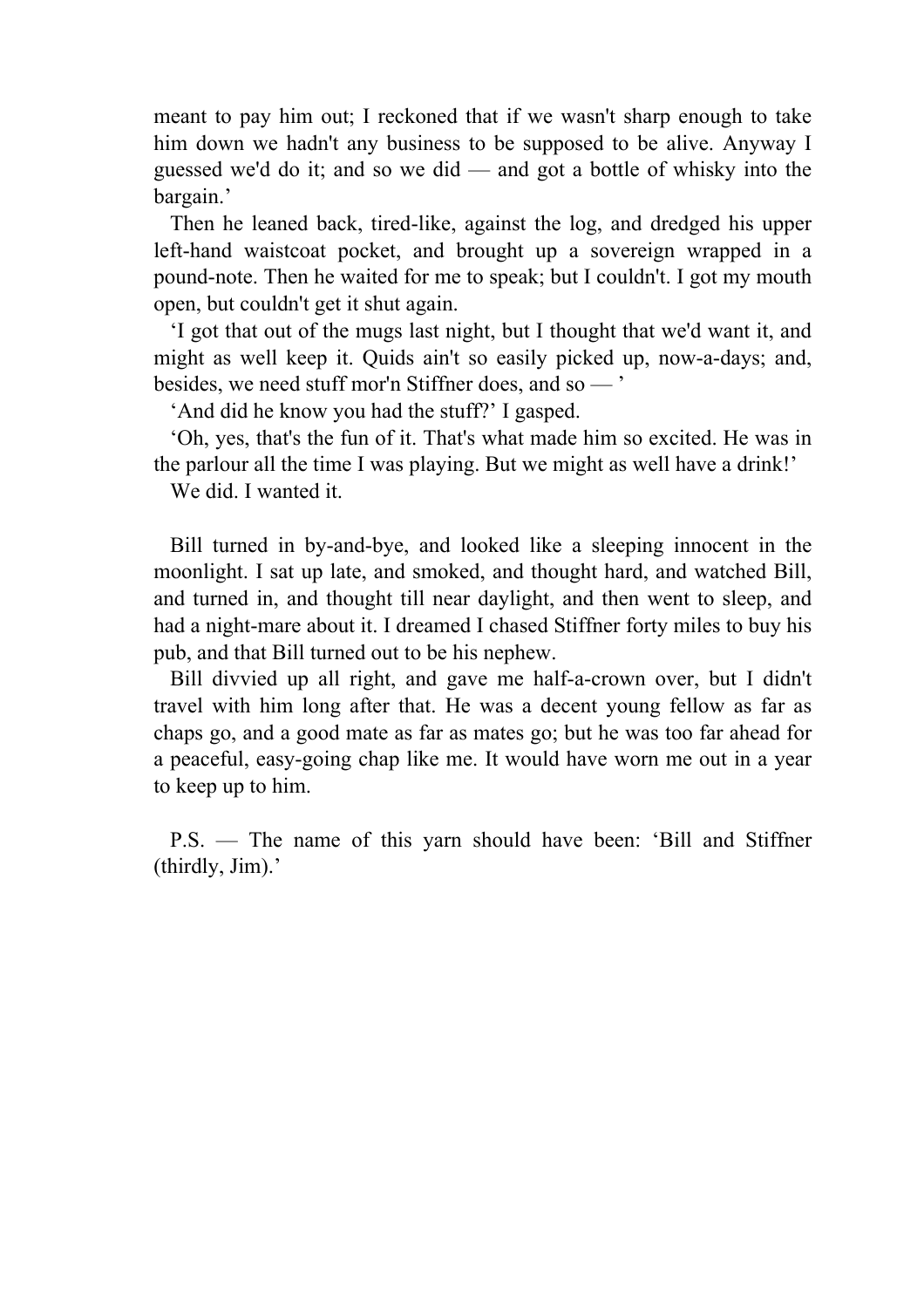meant to pay him out; I reckoned that if we wasn't sharp enough to take him down we hadn't any business to be supposed to be alive. Anyway I guessed we'd do it; and so we did — and got a bottle of whisky into the bargain.'

Then he leaned back, tired-like, against the log, and dredged his upper left-hand waistcoat pocket, and brought up a sovereign wrapped in a pound-note. Then he waited for me to speak; but I couldn't. I got my mouth open, but couldn't get it shut again.

'I got that out of the mugs last night, but I thought that we'd want it, and might as well keep it. Quids ain't so easily picked up, now-a-days; and, besides, we need stuff mor'n Stiffner does, and so — '

'And did he know you had the stuff?' I gasped.

'Oh, yes, that's the fun of it. That's what made him so excited. He was in the parlour all the time I was playing. But we might as well have a drink!'

We did. I wanted it.

Bill turned in by-and-bye, and looked like a sleeping innocent in the moonlight. I sat up late, and smoked, and thought hard, and watched Bill, and turned in, and thought till near daylight, and then went to sleep, and had a night-mare about it. I dreamed I chased Stiffner forty miles to buy his pub, and that Bill turned out to be his nephew.

Bill divvied up all right, and gave me half-a-crown over, but I didn't travel with him long after that. He was a decent young fellow as far as chaps go, and a good mate as far as mates go; but he was too far ahead for a peaceful, easy-going chap like me. It would have worn me out in a year to keep up to him.

P.S. — The name of this yarn should have been: 'Bill and Stiffner (thirdly, Jim).'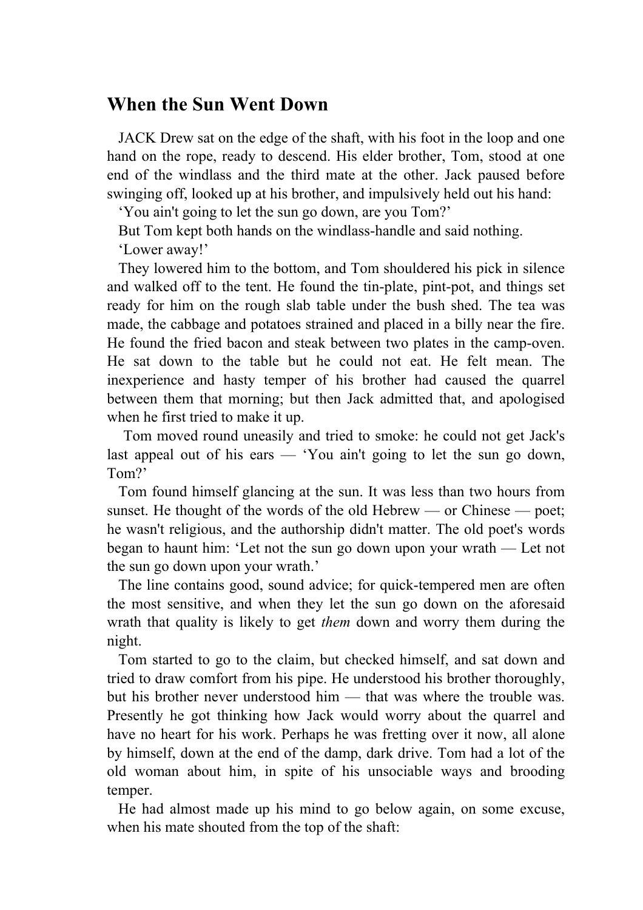## When the Sun Went Down

JACK Drew sat on the edge of the shaft, with his foot in the loop and one hand on the rope, ready to descend. His elder brother, Tom, stood at one end of the windlass and the third mate at the other. Jack paused before swinging off, looked up at his brother, and impulsively held out his hand:

‘You ain't going to let the sun go down, are you Tom?’

But Tom kept both hands on the windlass-handle and said nothing.

‘Lower away!’

They lowered him to the bottom, and Tom shouldered his pick in silence and walked off to the tent. He found the tin-plate, pint-pot, and things set ready for him on the rough slab table under the bush shed. The tea was made, the cabbage and potatoes strained and placed in a billy near the fire. He found the fried bacon and steak between two plates in the camp-oven. He sat down to the table but he could not eat. He felt mean. The inexperience and hasty temper of his brother had caused the quarrel between them that morning; but then Jack admitted that, and apologised when he first tried to make it up.

Tom moved round uneasily and tried to smoke: he could not get Jack's last appeal out of his ears — ‘You ain't going to let the sun go down, Tom?’

Tom found himself glancing at the sun. It was less than two hours from sunset. He thought of the words of the old Hebrew — or Chinese — poet; he wasn't religious, and the authorship didn't matter. The old poet's words began to haunt him: ‘Let not the sun go down upon your wrath — Let not the sun go down upon your wrath.’

The line contains good, sound advice; for quick-tempered men are often the most sensitive, and when they let the sun go down on the aforesaid wrath that quality is likely to get *them* down and worry them during the night.

Tom started to go to the claim, but checked himself, and sat down and tried to draw comfort from his pipe. He understood his brother thoroughly, but his brother never understood him — that was where the trouble was. Presently he got thinking how Jack would worry about the quarrel and have no heart for his work. Perhaps he was fretting over it now, all alone by himself, down at the end of the damp, dark drive. Tom had a lot of the old woman about him, in spite of his unsociable ways and brooding temper.

He had almost made up his mind to go below again, on some excuse, when his mate shouted from the top of the shaft: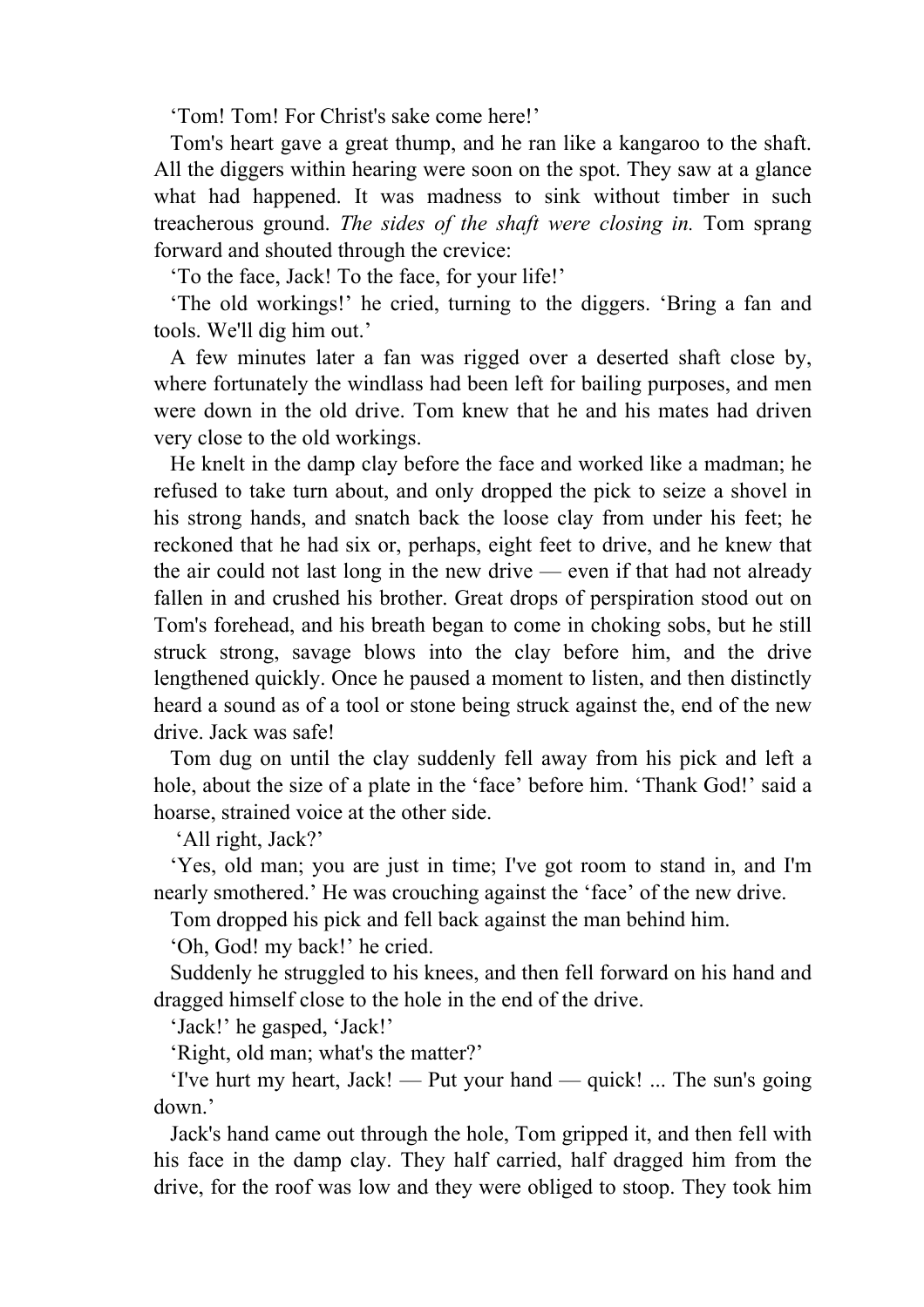‘Tom! Tom! For Christ's sake come here!’

Tom's heart gave a great thump, and he ran like a kangaroo to the shaft. All the diggers within hearing were soon on the spot. They saw at a glance what had happened. It was madness to sink without timber in such treacherous ground. *The sides of the shaft were closing in.* Tom sprang forward and shouted through the crevice:

‘To the face, Jack! To the face, for your life!’

‘The old workings!’ he cried, turning to the diggers. ‘Bring a fan and tools. We'll dig him out.’

A few minutes later a fan was rigged over a deserted shaft close by, where fortunately the windlass had been left for bailing purposes, and men were down in the old drive. Tom knew that he and his mates had driven very close to the old workings.

He knelt in the damp clay before the face and worked like a madman; he refused to take turn about, and only dropped the pick to seize a shovel in his strong hands, and snatch back the loose clay from under his feet; he reckoned that he had six or, perhaps, eight feet to drive, and he knew that the air could not last long in the new drive — even if that had not already fallen in and crushed his brother. Great drops of perspiration stood out on Tom's forehead, and his breath began to come in choking sobs, but he still struck strong, savage blows into the clay before him, and the drive lengthened quickly. Once he paused a moment to listen, and then distinctly heard a sound as of a tool or stone being struck against the, end of the new drive. Jack was safe!

Tom dug on until the clay suddenly fell away from his pick and left a hole, about the size of a plate in the ‘face’ before him. ‘Thank God!’ said a hoarse, strained voice at the other side.

‘All right, Jack?’

‘Yes, old man; you are just in time; I've got room to stand in, and I'm nearly smothered.’ He was crouching against the ‘face’ of the new drive.

Tom dropped his pick and fell back against the man behind him.

‘Oh, God! my back!’ he cried.

Suddenly he struggled to his knees, and then fell forward on his hand and dragged himself close to the hole in the end of the drive.

‘Jack!’ he gasped, ‘Jack!’

‘Right, old man; what's the matter?’

‘I've hurt my heart, Jack! — Put your hand — quick! ... The sun's going down.’

Jack's hand came out through the hole, Tom gripped it, and then fell with his face in the damp clay. They half carried, half dragged him from the drive, for the roof was low and they were obliged to stoop. They took him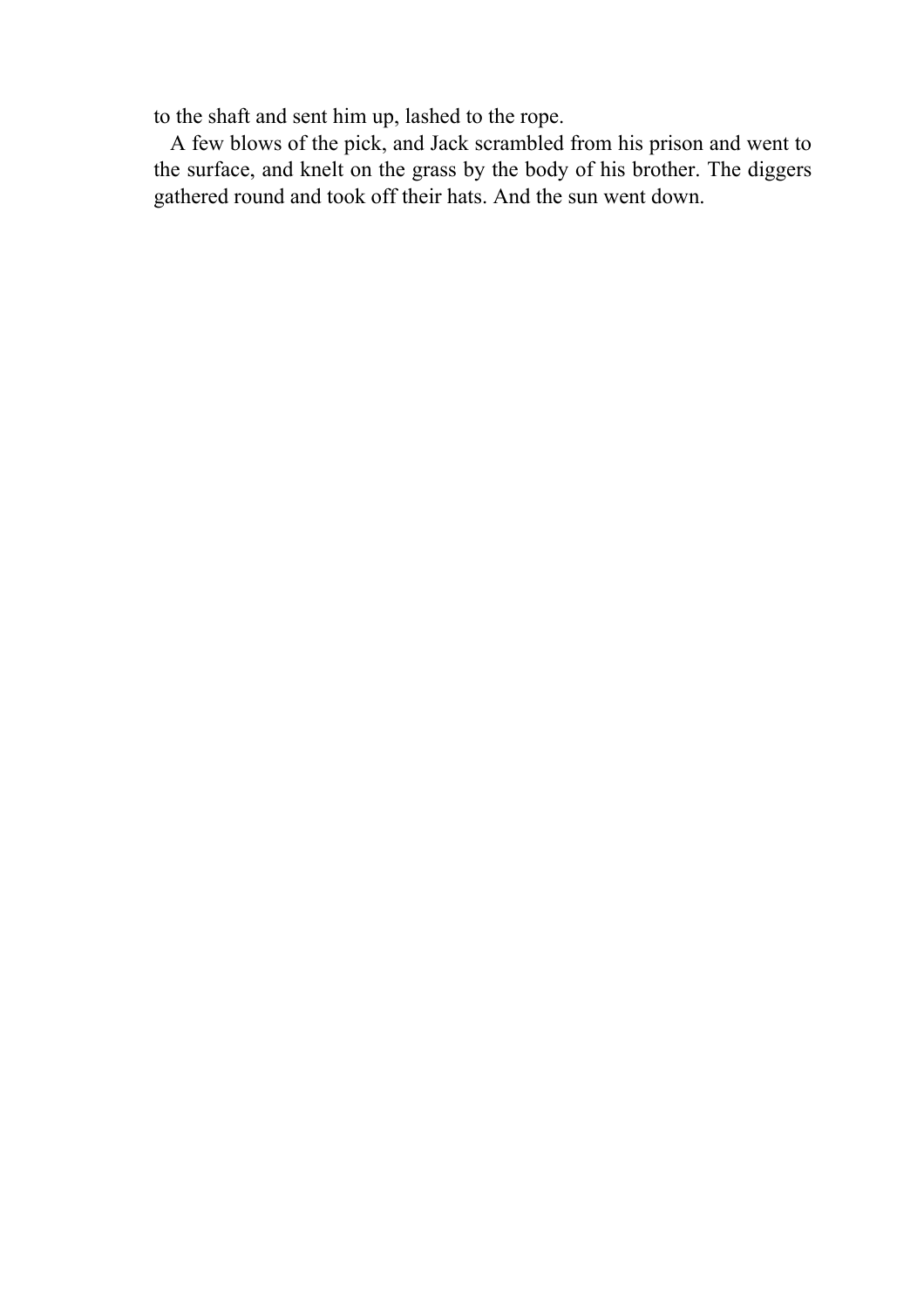to the shaft and sent him up, lashed to the rope.

A few blows of the pick, and Jack scrambled from his prison and went to the surface, and knelt on the grass by the body of his brother. The diggers gathered round and took off their hats. And the sun went down.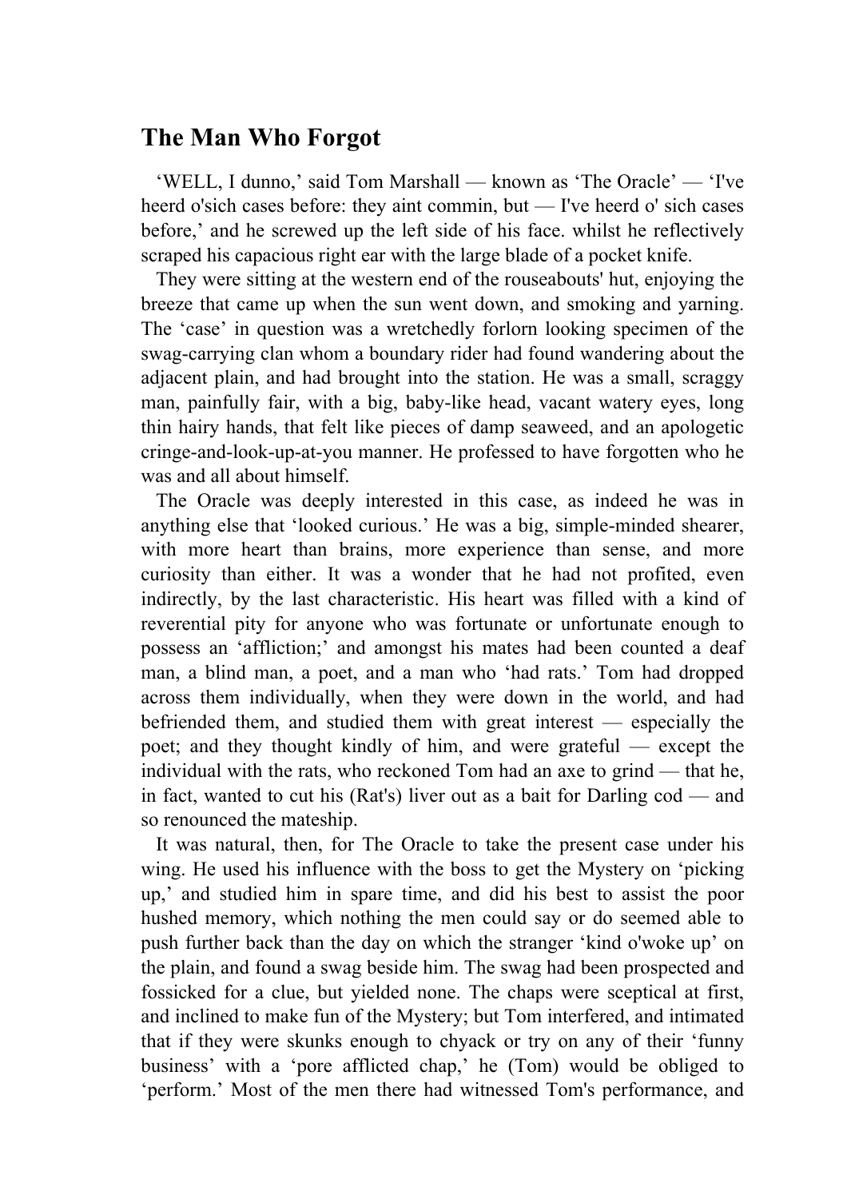## The Man Who Forgot

‘WELL, I dunno,’ said Tom Marshall — known as ‘The Oracle’ — ‘I've heerd o'sich cases before: they aint commin, but — I've heerd o' sich cases before,’ and he screwed up the left side of his face. whilst he reflectively scraped his capacious right ear with the large blade of a pocket knife.

They were sitting at the western end of the rouseabouts' hut, enjoying the breeze that came up when the sun went down, and smoking and yarning. The ‘case’ in question was a wretchedly forlorn looking specimen of the swag-carrying clan whom a boundary rider had found wandering about the adjacent plain, and had brought into the station. He was a small, scraggy man, painfully fair, with a big, baby-like head, vacant watery eyes, long thin hairy hands, that felt like pieces of damp seaweed, and an apologetic cringe-and-look-up-at-you manner. He professed to have forgotten who he was and all about himself.

The Oracle was deeply interested in this case, as indeed he was in anything else that ‘looked curious.’ He was a big, simple-minded shearer, with more heart than brains, more experience than sense, and more curiosity than either. It was a wonder that he had not profited, even indirectly, by the last characteristic. His heart was filled with a kind of reverential pity for anyone who was fortunate or unfortunate enough to possess an ‘affliction;’ and amongst his mates had been counted a deaf man, a blind man, a poet, and a man who ‘had rats.’ Tom had dropped across them individually, when they were down in the world, and had befriended them, and studied them with great interest — especially the poet; and they thought kindly of him, and were grateful — except the individual with the rats, who reckoned Tom had an axe to grind — that he, in fact, wanted to cut his (Rat's) liver out as a bait for Darling cod — and so renounced the mateship.

It was natural, then, for The Oracle to take the present case under his wing. He used his influence with the boss to get the Mystery on ‘picking up,’ and studied him in spare time, and did his best to assist the poor hushed memory, which nothing the men could say or do seemed able to push further back than the day on which the stranger ‘kind o'woke up’ on the plain, and found a swag beside him. The swag had been prospected and fossicked for a clue, but yielded none. The chaps were sceptical at first, and inclined to make fun of the Mystery; but Tom interfered, and intimated that if they were skunks enough to chyack or try on any of their ‘funny business’ with a ‘pore afflicted chap,’ he (Tom) would be obliged to ‘perform.’ Most of the men there had witnessed Tom's performance, and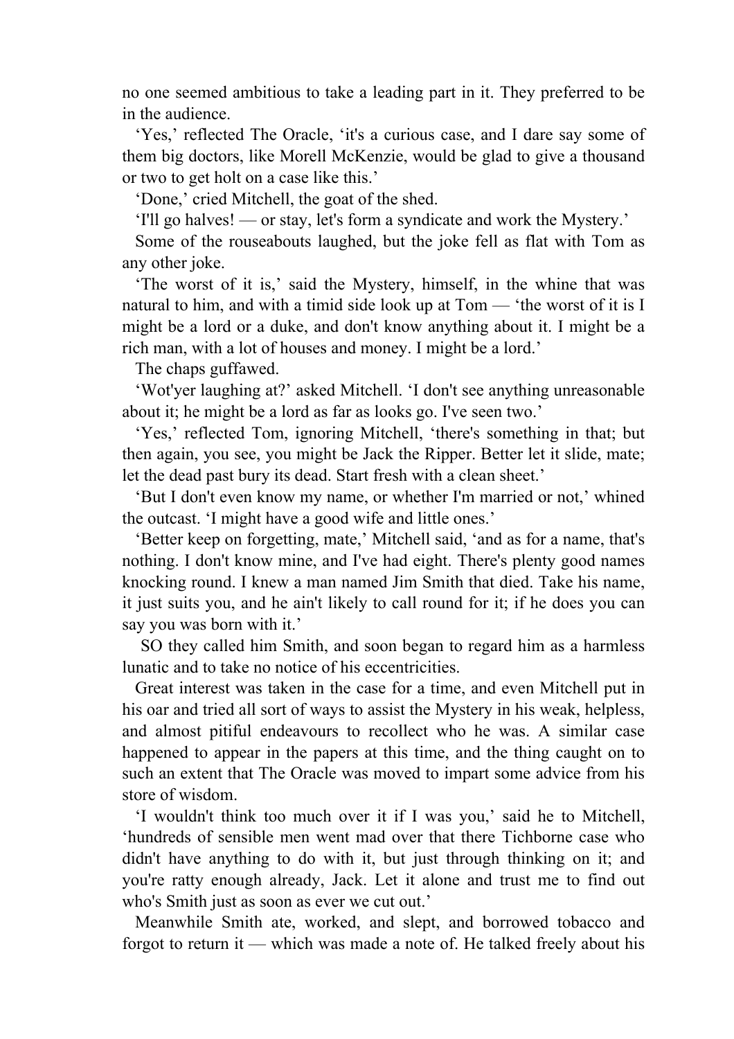no one seemed ambitious to take a leading part in it. They preferred to be in the audience.

‘Yes,’ reflected The Oracle, ‘it's a curious case, and I dare say some of them big doctors, like Morell McKenzie, would be glad to give a thousand or two to get holt on a case like this.’

‘Done,’ cried Mitchell, the goat of the shed.

‘I'll go halves! — or stay, let's form a syndicate and work the Mystery.’

Some of the rouseabouts laughed, but the joke fell as flat with Tom as any other joke.

‘The worst of it is,’ said the Mystery, himself, in the whine that was natural to him, and with a timid side look up at Tom — ‘the worst of it is I might be a lord or a duke, and don't know anything about it. I might be a rich man, with a lot of houses and money. I might be a lord.’

The chaps guffawed.

‘Wot'yer laughing at?’ asked Mitchell. ‘I don't see anything unreasonable about it; he might be a lord as far as looks go. I've seen two.’

‘Yes,’ reflected Tom, ignoring Mitchell, ‘there's something in that; but then again, you see, you might be Jack the Ripper. Better let it slide, mate; let the dead past bury its dead. Start fresh with a clean sheet.’

‘But I don't even know my name, or whether I'm married or not,’ whined the outcast. ‘I might have a good wife and little ones.’

‘Better keep on forgetting, mate,’ Mitchell said, ‘and as for a name, that's nothing. I don't know mine, and I've had eight. There's plenty good names knocking round. I knew a man named Jim Smith that died. Take his name, it just suits you, and he ain't likely to call round for it; if he does you can say you was born with it.’

SO they called him Smith, and soon began to regard him as a harmless lunatic and to take no notice of his eccentricities.

Great interest was taken in the case for a time, and even Mitchell put in his oar and tried all sort of ways to assist the Mystery in his weak, helpless, and almost pitiful endeavours to recollect who he was. A similar case happened to appear in the papers at this time, and the thing caught on to such an extent that The Oracle was moved to impart some advice from his store of wisdom.

‘I wouldn't think too much over it if I was you,’ said he to Mitchell, ‘hundreds of sensible men went mad over that there Tichborne case who didn't have anything to do with it, but just through thinking on it; and you're ratty enough already, Jack. Let it alone and trust me to find out who's Smith just as soon as ever we cut out.’

Meanwhile Smith ate, worked, and slept, and borrowed tobacco and forgot to return it — which was made a note of. He talked freely about his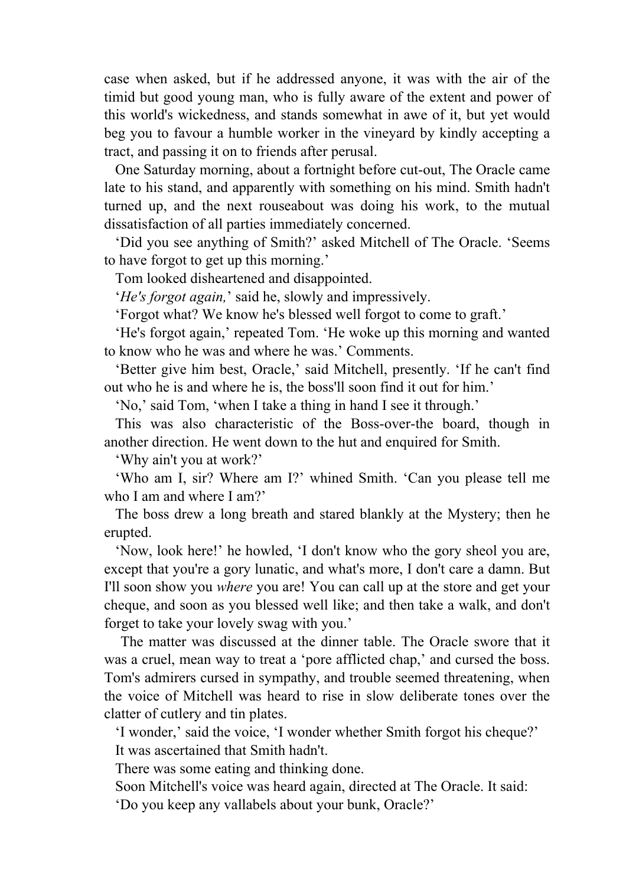case when asked, but if he addressed anyone, it was with the air of the timid but good young man, who is fully aware of the extent and power of this world's wickedness, and stands somewhat in awe of it, but yet would beg you to favour a humble worker in the vineyard by kindly accepting a tract, and passing it on to friends after perusal.

One Saturday morning, about a fortnight before cut-out, The Oracle came late to his stand, and apparently with something on his mind. Smith hadn't turned up, and the next rouseabout was doing his work, to the mutual dissatisfaction of all parties immediately concerned.

'Did you see anything of Smith?' asked Mitchell of The Oracle. 'Seems to have forgot to get up this morning.'

Tom looked disheartened and disappointed.

'*He's forgot again,*' said he, slowly and impressively.

'Forgot what? We know he's blessed well forgot to come to graft.'

'He's forgot again,' repeated Tom. 'He woke up this morning and wanted to know who he was and where he was.' Comments.

'Better give him best, Oracle,' said Mitchell, presently. 'If he can't find out who he is and where he is, the boss'll soon find it out for him.'

'No,' said Tom, 'when I take a thing in hand I see it through.'

This was also characteristic of the Boss-over-the board, though in another direction. He went down to the hut and enquired for Smith.

'Why ain't you at work?'

'Who am I, sir? Where am I?' whined Smith. 'Can you please tell me who I am and where I am?'

The boss drew a long breath and stared blankly at the Mystery; then he erupted.

'Now, look here!' he howled, 'I don't know who the gory sheol you are, except that you're a gory lunatic, and what's more, I don't care a damn. But I'll soon show you *where* you are! You can call up at the store and get your cheque, and soon as you blessed well like; and then take a walk, and don't forget to take your lovely swag with you.'

The matter was discussed at the dinner table. The Oracle swore that it was a cruel, mean way to treat a 'pore afflicted chap,' and cursed the boss. Tom's admirers cursed in sympathy, and trouble seemed threatening, when the voice of Mitchell was heard to rise in slow deliberate tones over the clatter of cutlery and tin plates.

'I wonder,' said the voice, 'I wonder whether Smith forgot his cheque?'

It was ascertained that Smith hadn't.

There was some eating and thinking done.

Soon Mitchell's voice was heard again, directed at The Oracle. It said:

'Do you keep any vallabels about your bunk, Oracle?'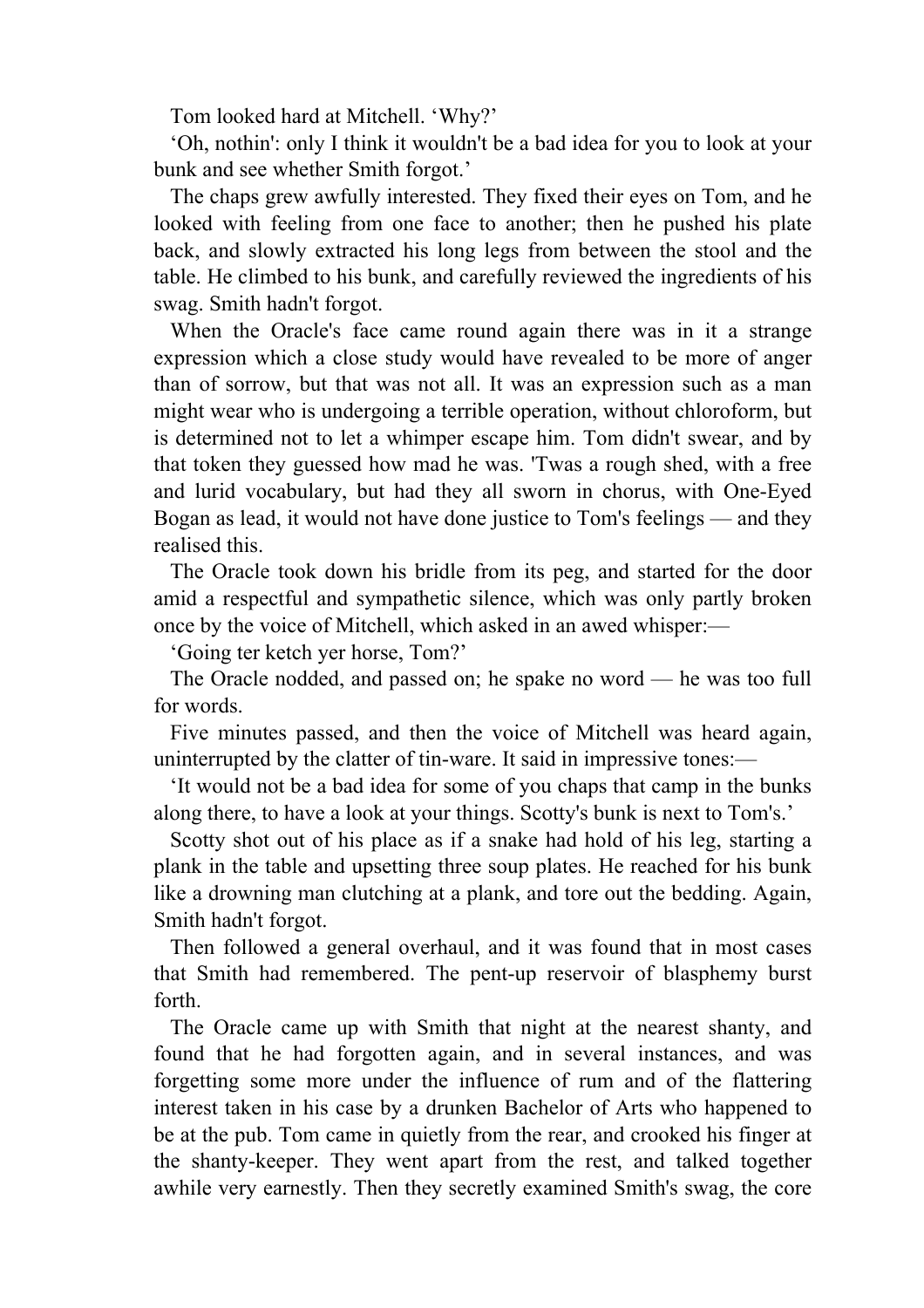Tom looked hard at Mitchell. ‘Why?’

‘Oh, nothin': only I think it wouldn't be a bad idea for you to look at your bunk and see whether Smith forgot.’

The chaps grew awfully interested. They fixed their eyes on Tom, and he looked with feeling from one face to another; then he pushed his plate back, and slowly extracted his long legs from between the stool and the table. He climbed to his bunk, and carefully reviewed the ingredients of his swag. Smith hadn't forgot.

When the Oracle's face came round again there was in it a strange expression which a close study would have revealed to be more of anger than of sorrow, but that was not all. It was an expression such as a man might wear who is undergoing a terrible operation, without chloroform, but is determined not to let a whimper escape him. Tom didn't swear, and by that token they guessed how mad he was. 'Twas a rough shed, with a free and lurid vocabulary, but had they all sworn in chorus, with One-Eyed Bogan as lead, it would not have done justice to Tom's feelings — and they realised this.

The Oracle took down his bridle from its peg, and started for the door amid a respectful and sympathetic silence, which was only partly broken once by the voice of Mitchell, which asked in an awed whisper:—

‘Going ter ketch yer horse, Tom?’

The Oracle nodded, and passed on; he spake no word — he was too full for words.

Five minutes passed, and then the voice of Mitchell was heard again, uninterrupted by the clatter of tin-ware. It said in impressive tones:—

‘It would not be a bad idea for some of you chaps that camp in the bunks along there, to have a look at your things. Scotty's bunk is next to Tom's.’

Scotty shot out of his place as if a snake had hold of his leg, starting a plank in the table and upsetting three soup plates. He reached for his bunk like a drowning man clutching at a plank, and tore out the bedding. Again, Smith hadn't forgot.

Then followed a general overhaul, and it was found that in most cases that Smith had remembered. The pent-up reservoir of blasphemy burst forth.

The Oracle came up with Smith that night at the nearest shanty, and found that he had forgotten again, and in several instances, and was forgetting some more under the influence of rum and of the flattering interest taken in his case by a drunken Bachelor of Arts who happened to be at the pub. Tom came in quietly from the rear, and crooked his finger at the shanty-keeper. They went apart from the rest, and talked together awhile very earnestly. Then they secretly examined Smith's swag, the core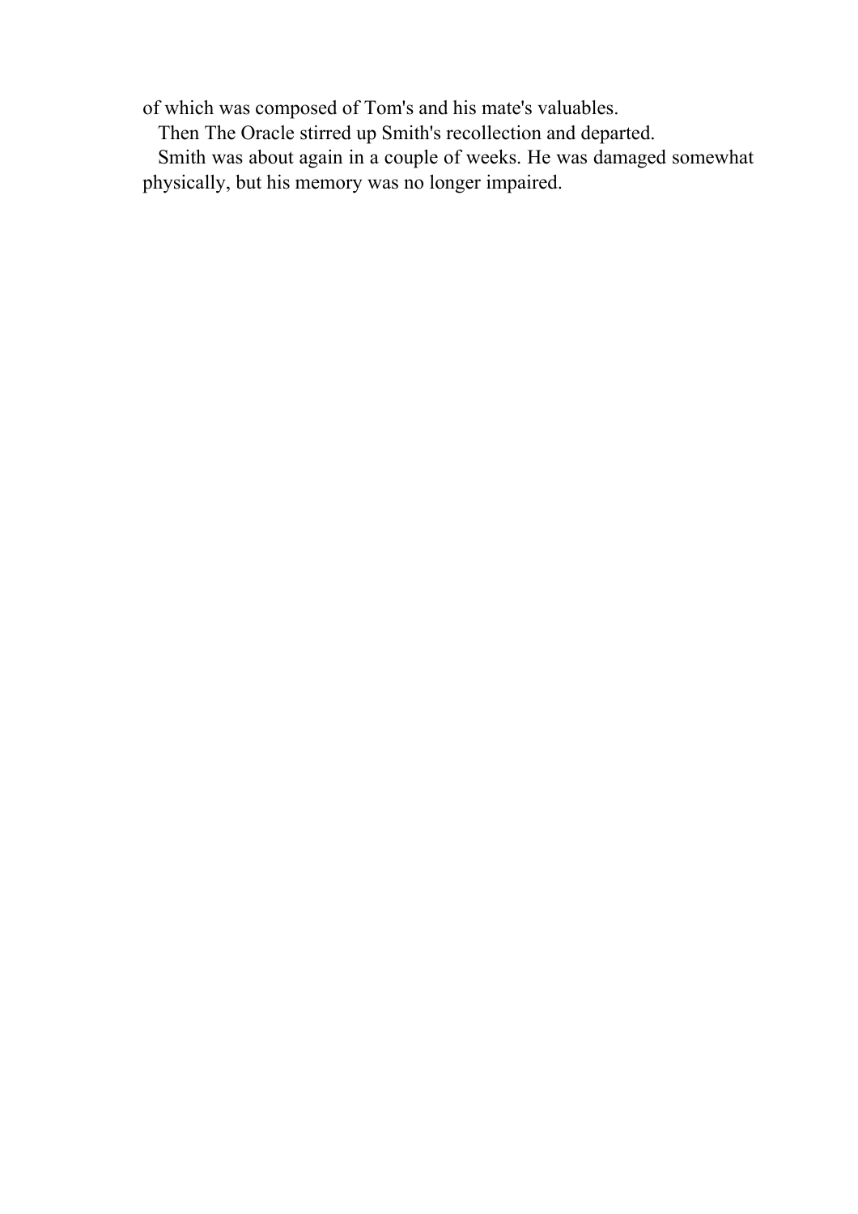of which was composed of Tom's and his mate's valuables.

Then The Oracle stirred up Smith's recollection and departed.

Smith was about again in a couple of weeks. He was damaged somewhat physically, but his memory was no longer impaired.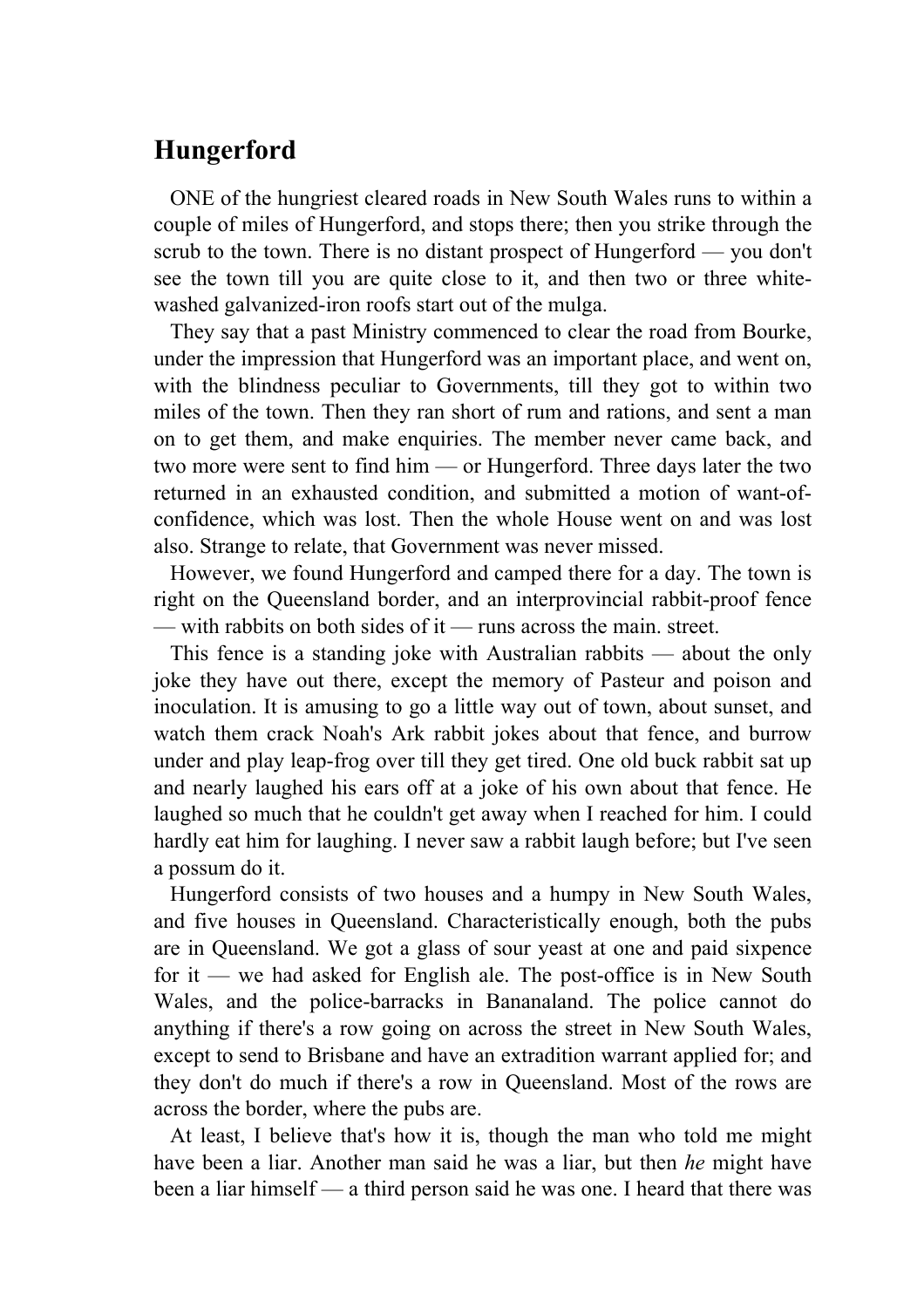## Hungerford

ONE of the hungriest cleared roads in New South Wales runs to within a couple of miles of Hungerford, and stops there; then you strike through the scrub to the town. There is no distant prospect of Hungerford — you don't see the town till you are quite close to it, and then two or three white-washed galvanized-iron roofs start out of the mulga.

They say that a past Ministry commenced to clear the road from Bourke, under the impression that Hungerford was an important place, and went on, with the blindness peculiar to Governments, till they got to within two miles of the town. Then they ran short of rum and rations, and sent a man on to get them, and make enquiries. The member never came back, and two more were sent to find him — or Hungerford. Three days later the two returned in an exhausted condition, and submitted a motion of want-of-confidence, which was lost. Then the whole House went on and was lost also. Strange to relate, that Government was never missed.

However, we found Hungerford and camped there for a day. The town is right on the Queensland border, and an interprovincial rabbit-proof fence — with rabbits on both sides of it — runs across the main. street.

This fence is a standing joke with Australian rabbits — about the only joke they have out there, except the memory of Pasteur and poison and inoculation. It is amusing to go a little way out of town, about sunset, and watch them crack Noah's Ark rabbit jokes about that fence, and burrow under and play leap-frog over till they get tired. One old buck rabbit sat up and nearly laughed his ears off at a joke of his own about that fence. He laughed so much that he couldn't get away when I reached for him. I could hardly eat him for laughing. I never saw a rabbit laugh before; but I've seen a possum do it.

Hungerford consists of two houses and a humpy in New South Wales, and five houses in Queensland. Characteristically enough, both the pubs are in Queensland. We got a glass of sour yeast at one and paid sixpence for it — we had asked for English ale. The post-office is in New South Wales, and the police-barracks in Bananaland. The police cannot do anything if there's a row going on across the street in New South Wales, except to send to Brisbane and have an extradition warrant applied for; and they don't do much if there's a row in Queensland. Most of the rows are across the border, where the pubs are.

At least, I believe that's how it is, though the man who told me might have been a liar. Another man said he was a liar, but then *he* might have been a liar himself — a third person said he was one. I heard that there was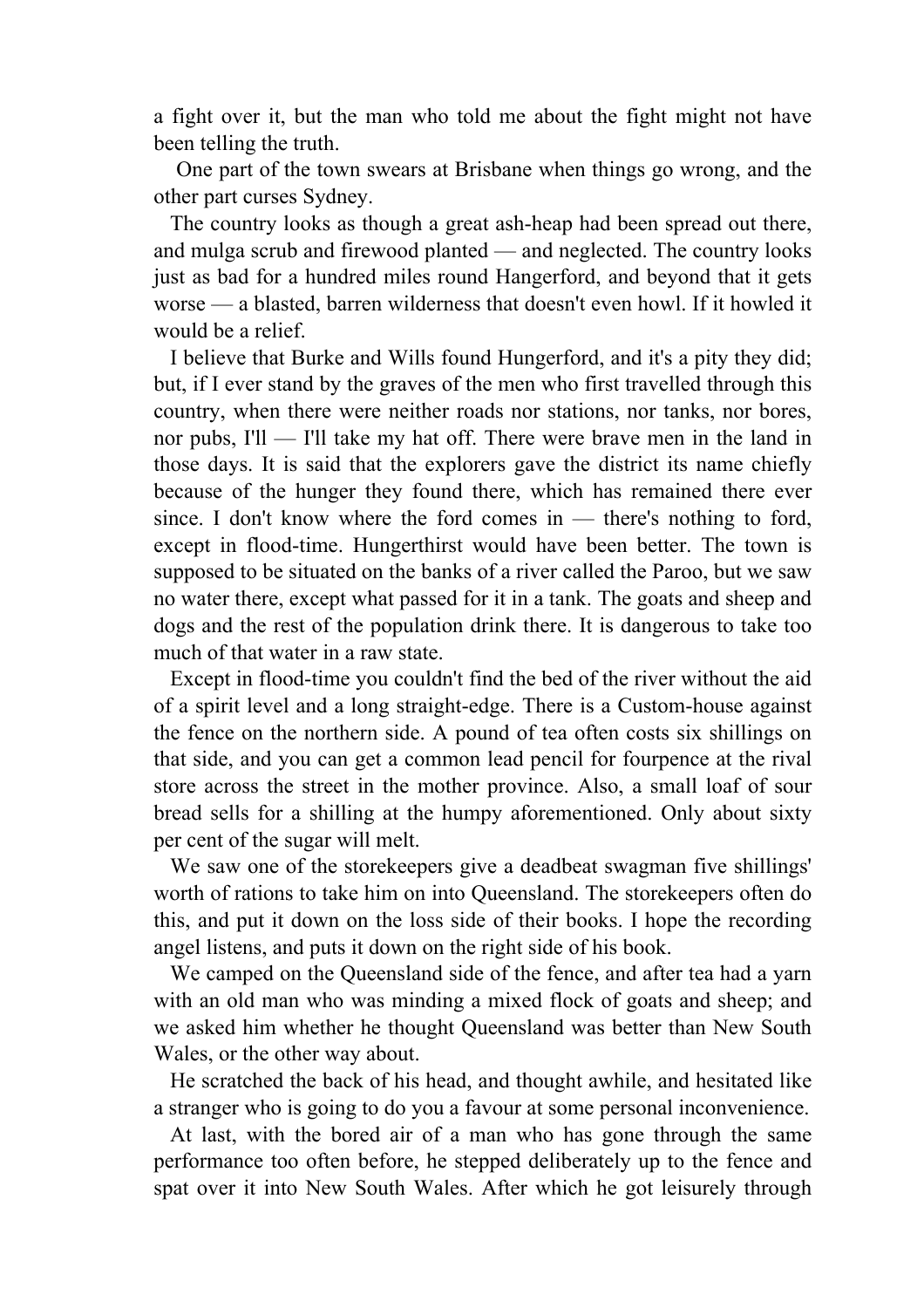a fight over it, but the man who told me about the fight might not have been telling the truth.

One part of the town swears at Brisbane when things go wrong, and the other part curses Sydney.

The country looks as though a great ash-heap had been spread out there, and mulga scrub and firewood planted — and neglected. The country looks just as bad for a hundred miles round Hangerford, and beyond that it gets worse — a blasted, barren wilderness that doesn't even howl. If it howled it would be a relief.

I believe that Burke and Wills found Hungerford, and it's a pity they did; but, if I ever stand by the graves of the men who first travelled through this country, when there were neither roads nor stations, nor tanks, nor bores, nor pubs, I'll — I'll take my hat off. There were brave men in the land in those days. It is said that the explorers gave the district its name chiefly because of the hunger they found there, which has remained there ever since. I don't know where the ford comes in — there's nothing to ford, except in flood-time. Hungerthirst would have been better. The town is supposed to be situated on the banks of a river called the Paroo, but we saw no water there, except what passed for it in a tank. The goats and sheep and dogs and the rest of the population drink there. It is dangerous to take too much of that water in a raw state.

Except in flood-time you couldn't find the bed of the river without the aid of a spirit level and a long straight-edge. There is a Custom-house against the fence on the northern side. A pound of tea often costs six shillings on that side, and you can get a common lead pencil for fourpence at the rival store across the street in the mother province. Also, a small loaf of sour bread sells for a shilling at the humpy aforementioned. Only about sixty per cent of the sugar will melt.

We saw one of the storekeepers give a deadbeat swagman five shillings' worth of rations to take him on into Queensland. The storekeepers often do this, and put it down on the loss side of their books. I hope the recording angel listens, and puts it down on the right side of his book.

We camped on the Queensland side of the fence, and after tea had a yarn with an old man who was minding a mixed flock of goats and sheep; and we asked him whether he thought Queensland was better than New South Wales, or the other way about.

He scratched the back of his head, and thought awhile, and hesitated like a stranger who is going to do you a favour at some personal inconvenience.

At last, with the bored air of a man who has gone through the same performance too often before, he stepped deliberately up to the fence and spat over it into New South Wales. After which he got leisurely through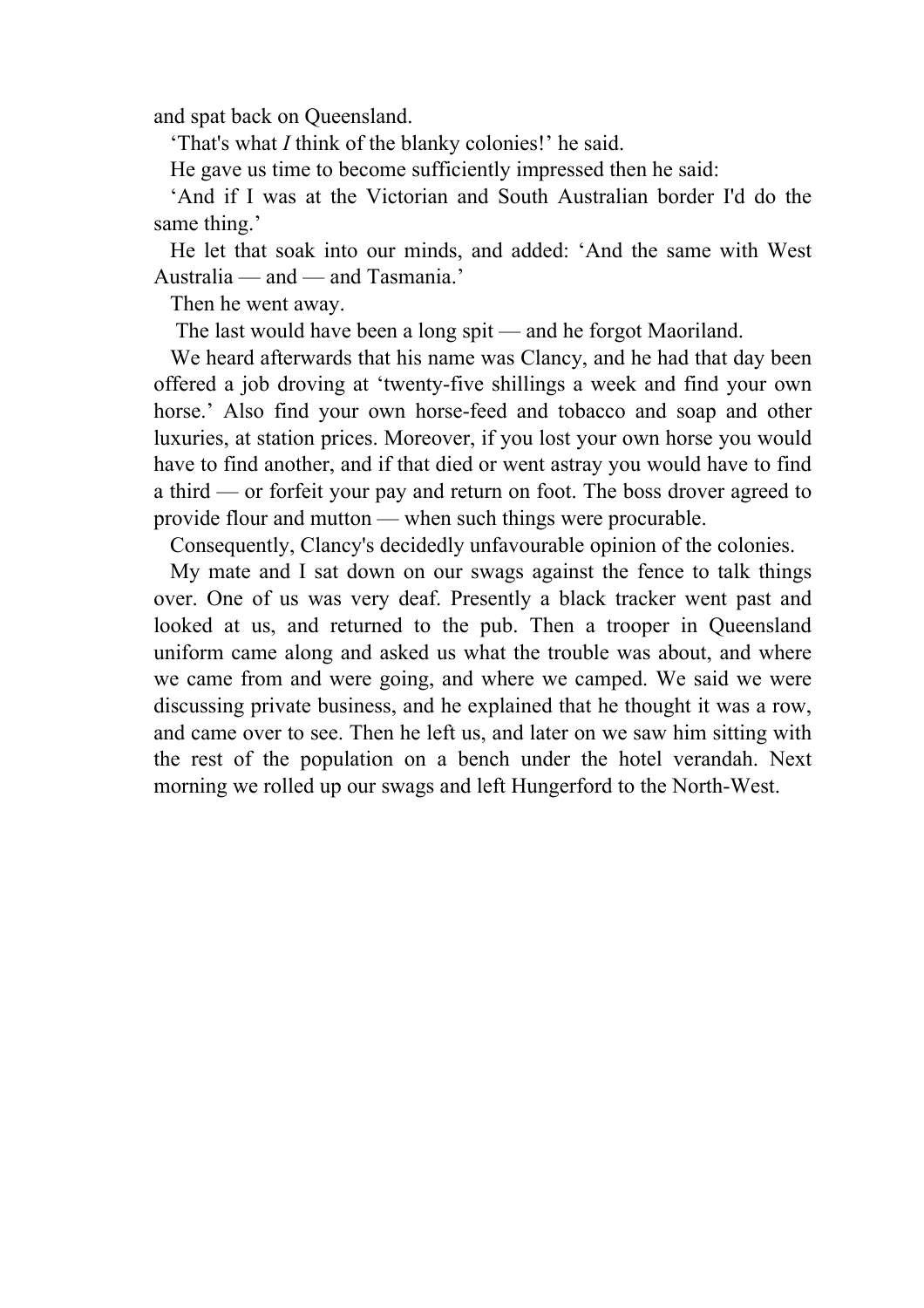and spat back on Queensland.

‘That's what *I* think of the blanky colonies!’ he said.

He gave us time to become sufficiently impressed then he said:

‘And if I was at the Victorian and South Australian border I'd do the same thing.’

He let that soak into our minds, and added: ‘And the same with West Australia — and — and Tasmania.’

Then he went away.

The last would have been a long spit — and he forgot Maoriland.

We heard afterwards that his name was Clancy, and he had that day been offered a job droving at ‘twenty-five shillings a week and find your own horse.’ Also find your own horse-feed and tobacco and soap and other luxuries, at station prices. Moreover, if you lost your own horse you would have to find another, and if that died or went astray you would have to find a third — or forfeit your pay and return on foot. The boss drover agreed to provide flour and mutton — when such things were procurable.

Consequently, Clancy's decidedly unfavourable opinion of the colonies.

My mate and I sat down on our swags against the fence to talk things over. One of us was very deaf. Presently a black tracker went past and looked at us, and returned to the pub. Then a trooper in Queensland uniform came along and asked us what the trouble was about, and where we came from and were going, and where we camped. We said we were discussing private business, and he explained that he thought it was a row, and came over to see. Then he left us, and later on we saw him sitting with the rest of the population on a bench under the hotel verandah. Next morning we rolled up our swags and left Hungerford to the North-West.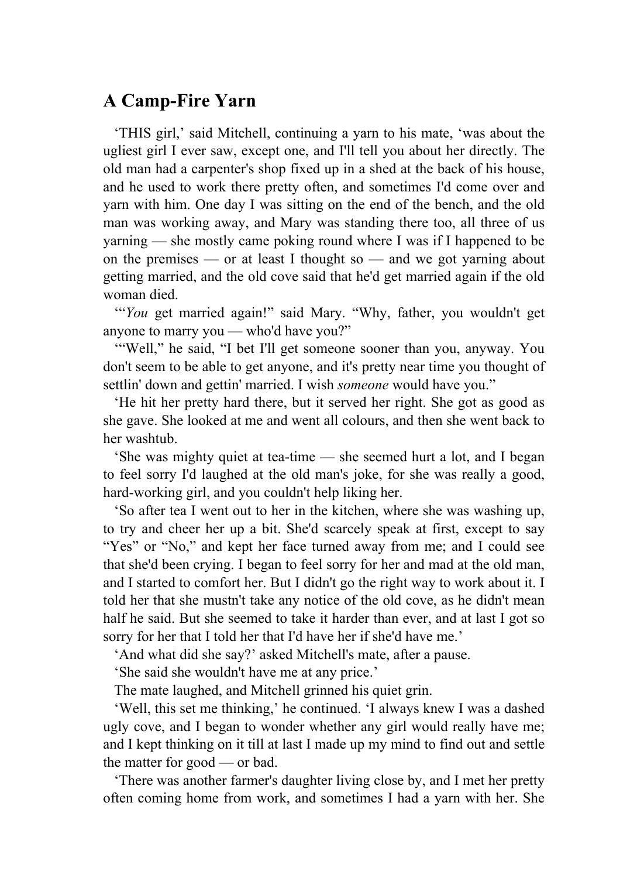## A Camp-Fire Yarn

‘THIS girl,’ said Mitchell, continuing a yarn to his mate, ‘was about the ugliest girl I ever saw, except one, and I'll tell you about her directly. The old man had a carpenter's shop fixed up in a shed at the back of his house, and he used to work there pretty often, and sometimes I'd come over and yarn with him. One day I was sitting on the end of the bench, and the old man was working away, and Mary was standing there too, all three of us yarning — she mostly came poking round where I was if I happened to be on the premises — or at least I thought so — and we got yarning about getting married, and the old cove said that he'd get married again if the old woman died.

‘“*You* get married again!” said Mary. “Why, father, you wouldn't get anyone to marry you — who'd have you?”

‘“Well,” he said, “I bet I'll get someone sooner than you, anyway. You don't seem to be able to get anyone, and it's pretty near time you thought of settlin' down and gettin' married. I wish *someone* would have you.”

‘He hit her pretty hard there, but it served her right. She got as good as she gave. She looked at me and went all colours, and then she went back to her washtub.

‘She was mighty quiet at tea-time — she seemed hurt a lot, and I began to feel sorry I'd laughed at the old man's joke, for she was really a good, hard-working girl, and you couldn't help liking her.

‘So after tea I went out to her in the kitchen, where she was washing up, to try and cheer her up a bit. She'd scarcely speak at first, except to say “Yes” or “No,” and kept her face turned away from me; and I could see that she'd been crying. I began to feel sorry for her and mad at the old man, and I started to comfort her. But I didn't go the right way to work about it. I told her that she mustn't take any notice of the old cove, as he didn't mean half he said. But she seemed to take it harder than ever, and at last I got so sorry for her that I told her that I'd have her if she'd have me.’

‘And what did she say?’ asked Mitchell's mate, after a pause.

‘She said she wouldn't have me at any price.’

The mate laughed, and Mitchell grinned his quiet grin.

‘Well, this set me thinking,’ he continued. ‘I always knew I was a dashed ugly cove, and I began to wonder whether any girl would really have me; and I kept thinking on it till at last I made up my mind to find out and settle the matter for good — or bad.

‘There was another farmer's daughter living close by, and I met her pretty often coming home from work, and sometimes I had a yarn with her. She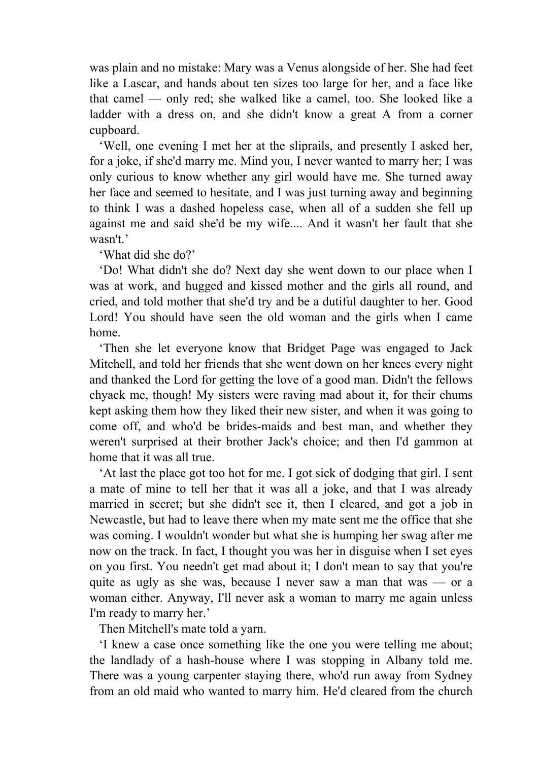was plain and no mistake: Mary was a Venus alongside of her. She had feet like a Lascar, and hands about ten sizes too large for her, and a face like that camel — only red; she walked like a camel, too. She looked like a ladder with a dress on, and she didn't know a great A from a corner cupboard.

'Well, one evening I met her at the sliprails, and presently I asked her, for a joke, if she'd marry me. Mind you, I never wanted to marry her; I was only curious to know whether any girl would have me. She turned away her face and seemed to hesitate, and I was just turning away and beginning to think I was a dashed hopeless case, when all of a sudden she fell up against me and said she'd be my wife.... And it wasn't her fault that she wasn't.'

'What did she do?'

'Do! What didn't she do? Next day she went down to our place when I was at work, and hugged and kissed mother and the girls all round, and cried, and told mother that she'd try and be a dutiful daughter to her. Good Lord! You should have seen the old woman and the girls when I came home.

'Then she let everyone know that Bridget Page was engaged to Jack Mitchell, and told her friends that she went down on her knees every night and thanked the Lord for getting the love of a good man. Didn't the fellows chyack me, though! My sisters were raving mad about it, for their chums kept asking them how they liked their new sister, and when it was going to come off, and who'd be brides-maids and best man, and whether they weren't surprised at their brother Jack's choice; and then I'd gammon at home that it was all true.

'At last the place got too hot for me. I got sick of dodging that girl. I sent a mate of mine to tell her that it was all a joke, and that I was already married in secret; but she didn't see it, then I cleared, and got a job in Newcastle, but had to leave there when my mate sent me the office that she was coming. I wouldn't wonder but what she is humping her swag after me now on the track. In fact, I thought you was her in disguise when I set eyes on you first. You needn't get mad about it; I don't mean to say that you're quite as ugly as she was, because I never saw a man that was — or a woman either. Anyway, I'll never ask a woman to marry me again unless I'm ready to marry her.'

Then Mitchell's mate told a yarn.

'I knew a case once something like the one you were telling me about; the landlady of a hash-house where I was stopping in Albany told me. There was a young carpenter staying there, who'd run away from Sydney from an old maid who wanted to marry him. He'd cleared from the church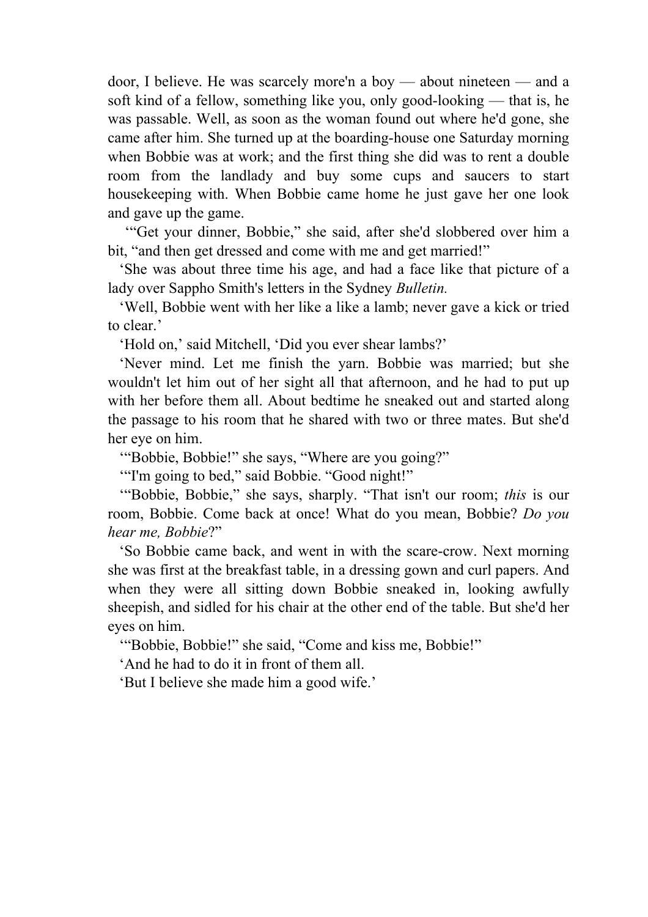door, I believe. He was scarcely more'n a boy — about nineteen — and a soft kind of a fellow, something like you, only good-looking — that is, he was passable. Well, as soon as the woman found out where he'd gone, she came after him. She turned up at the boarding-house one Saturday morning when Bobbie was at work; and the first thing she did was to rent a double room from the landlady and buy some cups and saucers to start housekeeping with. When Bobbie came home he just gave her one look and gave up the game.

'"Get your dinner, Bobbie," she said, after she'd slobbered over him a bit, "and then get dressed and come with me and get married!"

'She was about three time his age, and had a face like that picture of a lady over Sappho Smith's letters in the Sydney *Bulletin.*

'Well, Bobbie went with her like a like a lamb; never gave a kick or tried to clear.'

'Hold on,' said Mitchell, 'Did you ever shear lambs?'

'Never mind. Let me finish the yarn. Bobbie was married; but she wouldn't let him out of her sight all that afternoon, and he had to put up with her before them all. About bedtime he sneaked out and started along the passage to his room that he shared with two or three mates. But she'd her eye on him.

'"Bobbie, Bobbie!" she says, "Where are you going?"

'"I'm going to bed," said Bobbie. "Good night!"

'"Bobbie, Bobbie," she says, sharply. "That isn't our room; *this* is our room, Bobbie. Come back at once! What do you mean, Bobbie? *Do you hear me, Bobbie*?"

'So Bobbie came back, and went in with the scare-crow. Next morning she was first at the breakfast table, in a dressing gown and curl papers. And when they were all sitting down Bobbie sneaked in, looking awfully sheepish, and sidled for his chair at the other end of the table. But she'd her eyes on him.

'"Bobbie, Bobbie!" she said, "Come and kiss me, Bobbie!"

'And he had to do it in front of them all.

'But I believe she made him a good wife.'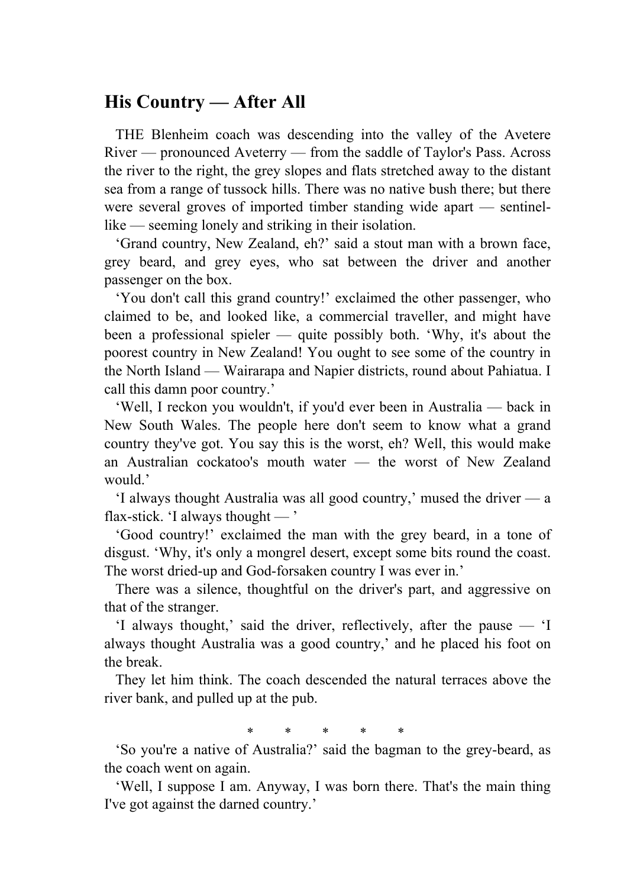## His Country — After All

THE Blenheim coach was descending into the valley of the Avetere River — pronounced Aveterry — from the saddle of Taylor's Pass. Across the river to the right, the grey slopes and flats stretched away to the distant sea from a range of tussock hills. There was no native bush there; but there were several groves of imported timber standing wide apart — sentinel-like — seeming lonely and striking in their isolation.

'Grand country, New Zealand, eh?' said a stout man with a brown face, grey beard, and grey eyes, who sat between the driver and another passenger on the box.

'You don't call this grand country!' exclaimed the other passenger, who claimed to be, and looked like, a commercial traveller, and might have been a professional spieler — quite possibly both. 'Why, it's about the poorest country in New Zealand! You ought to see some of the country in the North Island — Wairarapa and Napier districts, round about Pahiatua. I call this damn poor country.'

'Well, I reckon you wouldn't, if you'd ever been in Australia — back in New South Wales. The people here don't seem to know what a grand country they've got. You say this is the worst, eh? Well, this would make an Australian cockatoo's mouth water — the worst of New Zealand would.'

'I always thought Australia was all good country,' mused the driver — a flax-stick. 'I always thought — '

'Good country!' exclaimed the man with the grey beard, in a tone of disgust. 'Why, it's only a mongrel desert, except some bits round the coast. The worst dried-up and God-forsaken country I was ever in.'

There was a silence, thoughtful on the driver's part, and aggressive on that of the stranger.

'I always thought,' said the driver, reflectively, after the pause — 'I always thought Australia was a good country,' and he placed his foot on the break.

They let him think. The coach descended the natural terraces above the river bank, and pulled up at the pub.

\* \* \* \* \*

'So you're a native of Australia?' said the bagman to the grey-beard, as the coach went on again.

'Well, I suppose I am. Anyway, I was born there. That's the main thing I've got against the darned country.'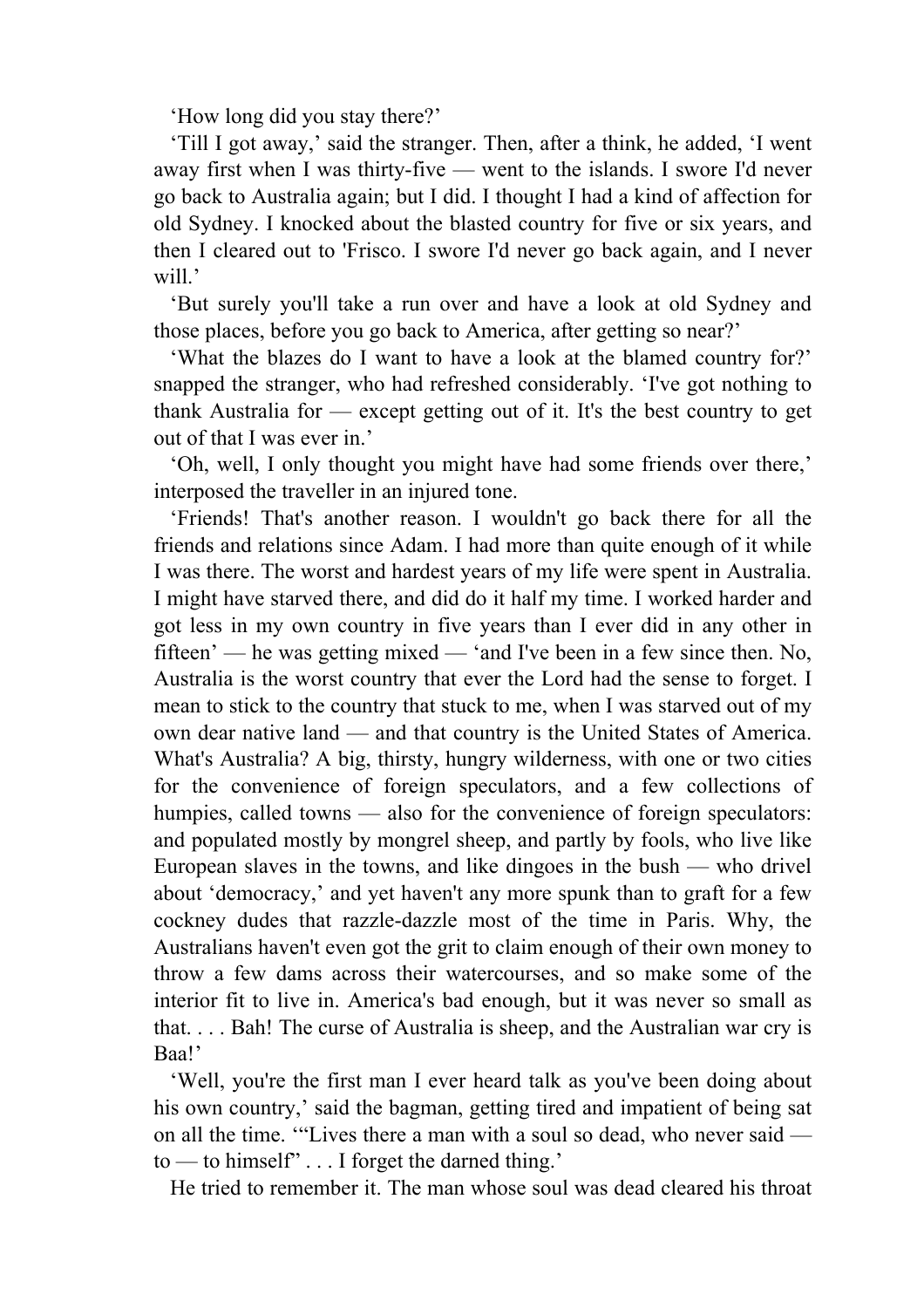‘How long did you stay there?’

‘Till I got away,’ said the stranger. Then, after a think, he added, ‘I went away first when I was thirty-five — went to the islands. I swore I'd never go back to Australia again; but I did. I thought I had a kind of affection for old Sydney. I knocked about the blasted country for five or six years, and then I cleared out to 'Frisco. I swore I'd never go back again, and I never will.’

‘But surely you'll take a run over and have a look at old Sydney and those places, before you go back to America, after getting so near?’

‘What the blazes do I want to have a look at the blamed country for?’ snapped the stranger, who had refreshed considerably. ‘I've got nothing to thank Australia for — except getting out of it. It's the best country to get out of that I was ever in.’

‘Oh, well, I only thought you might have had some friends over there,’ interposed the traveller in an injured tone.

‘Friends! That's another reason. I wouldn't go back there for all the friends and relations since Adam. I had more than quite enough of it while I was there. The worst and hardest years of my life were spent in Australia. I might have starved there, and did do it half my time. I worked harder and got less in my own country in five years than I ever did in any other in fifteen’ — he was getting mixed — ‘and I've been in a few since then. No, Australia is the worst country that ever the Lord had the sense to forget. I mean to stick to the country that stuck to me, when I was starved out of my own dear native land — and that country is the United States of America. What's Australia? A big, thirsty, hungry wilderness, with one or two cities for the convenience of foreign speculators, and a few collections of humpies, called towns — also for the convenience of foreign speculators: and populated mostly by mongrel sheep, and partly by fools, who live like European slaves in the towns, and like dingoes in the bush — who drivel about ‘democracy,’ and yet haven't any more spunk than to graft for a few cockney dudes that razzle-dazzle most of the time in Paris. Why, the Australians haven't even got the grit to claim enough of their own money to throw a few dams across their watercourses, and so make some of the interior fit to live in. America's bad enough, but it was never so small as that. . . . Bah! The curse of Australia is sheep, and the Australian war cry is Baa!’

‘Well, you're the first man I ever heard talk as you've been doing about his own country,’ said the bagman, getting tired and impatient of being sat on all the time. ‘“Lives there a man with a soul so dead, who never said — to — to himself” . . . I forget the darned thing.’

He tried to remember it. The man whose soul was dead cleared his throat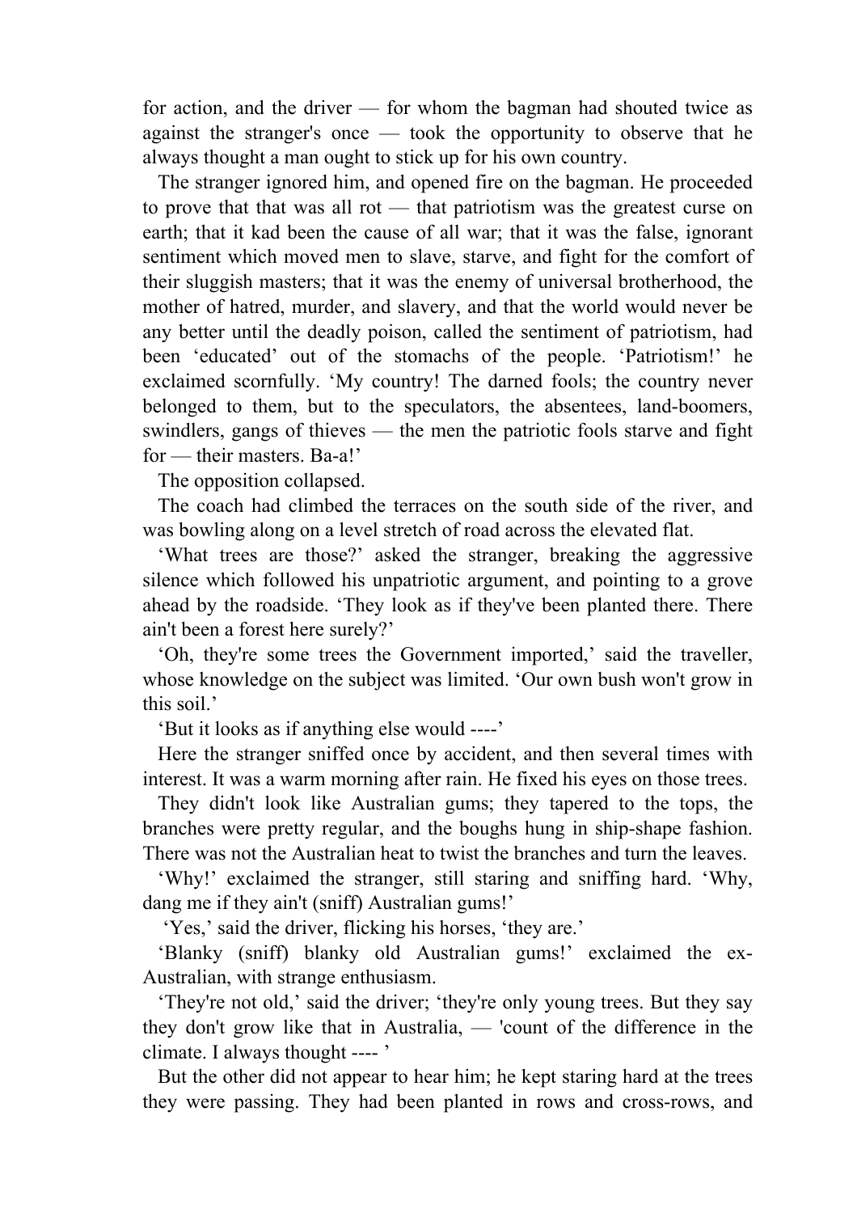for action, and the driver — for whom the bagman had shouted twice as against the stranger's once — took the opportunity to observe that he always thought a man ought to stick up for his own country.

The stranger ignored him, and opened fire on the bagman. He proceeded to prove that that was all rot — that patriotism was the greatest curse on earth; that it kad been the cause of all war; that it was the false, ignorant sentiment which moved men to slave, starve, and fight for the comfort of their sluggish masters; that it was the enemy of universal brotherhood, the mother of hatred, murder, and slavery, and that the world would never be any better until the deadly poison, called the sentiment of patriotism, had been 'educated' out of the stomachs of the people. 'Patriotism!' he exclaimed scornfully. 'My country! The darned fools; the country never belonged to them, but to the speculators, the absentees, land-boomers, swindlers, gangs of thieves — the men the patriotic fools starve and fight for — their masters. Ba-a!'

The opposition collapsed.

The coach had climbed the terraces on the south side of the river, and was bowling along on a level stretch of road across the elevated flat.

'What trees are those?' asked the stranger, breaking the aggressive silence which followed his unpatriotic argument, and pointing to a grove ahead by the roadside. 'They look as if they've been planted there. There ain't been a forest here surely?'

'Oh, they're some trees the Government imported,' said the traveller, whose knowledge on the subject was limited. 'Our own bush won't grow in this soil.'

'But it looks as if anything else would ----'

Here the stranger sniffed once by accident, and then several times with interest. It was a warm morning after rain. He fixed his eyes on those trees.

They didn't look like Australian gums; they tapered to the tops, the branches were pretty regular, and the boughs hung in ship-shape fashion. There was not the Australian heat to twist the branches and turn the leaves.

'Why!' exclaimed the stranger, still staring and sniffing hard. 'Why, dang me if they ain't (sniff) Australian gums!'

'Yes,' said the driver, flicking his horses, 'they are.'

'Blanky (sniff) blanky old Australian gums!' exclaimed the ex-Australian, with strange enthusiasm.

'They're not old,' said the driver; 'they're only young trees. But they say they don't grow like that in Australia, — 'count of the difference in the climate. I always thought ---- '

But the other did not appear to hear him; he kept staring hard at the trees they were passing. They had been planted in rows and cross-rows, and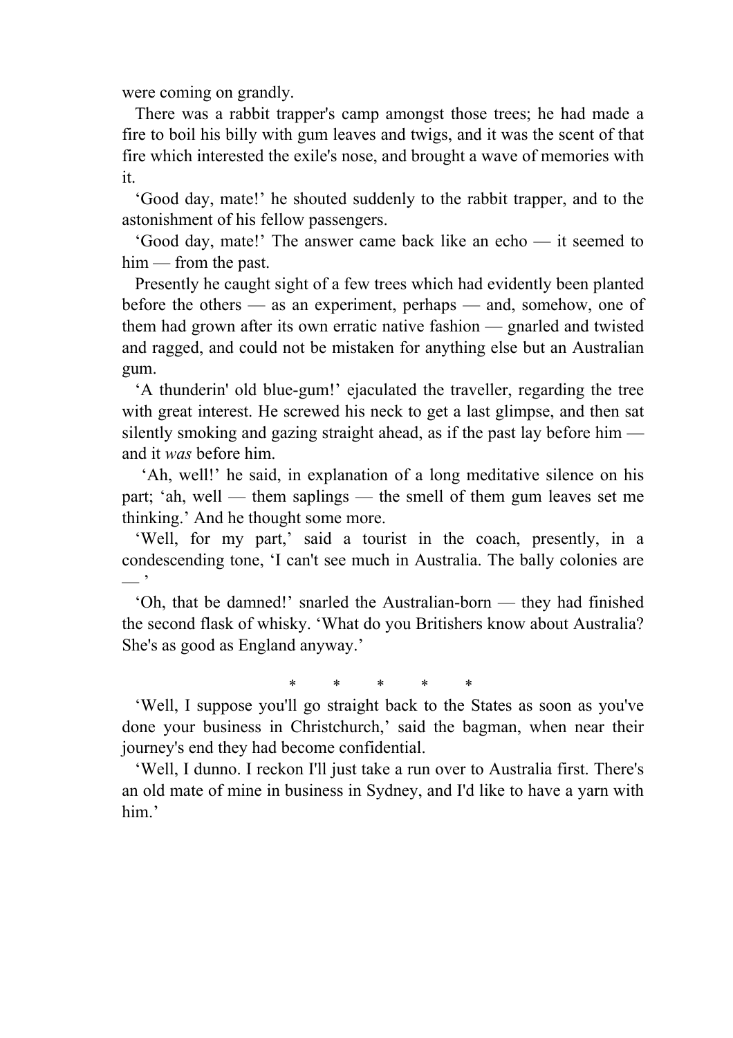were coming on grandly.

There was a rabbit trapper's camp amongst those trees; he had made a fire to boil his billy with gum leaves and twigs, and it was the scent of that fire which interested the exile's nose, and brought a wave of memories with it.

'Good day, mate!' he shouted suddenly to the rabbit trapper, and to the astonishment of his fellow passengers.

'Good day, mate!' The answer came back like an echo — it seemed to him — from the past.

Presently he caught sight of a few trees which had evidently been planted before the others — as an experiment, perhaps — and, somehow, one of them had grown after its own erratic native fashion — gnarled and twisted and ragged, and could not be mistaken for anything else but an Australian gum.

'A thunderin' old blue-gum!' ejaculated the traveller, regarding the tree with great interest. He screwed his neck to get a last glimpse, and then sat silently smoking and gazing straight ahead, as if the past lay before him — and it *was* before him.

'Ah, well!' he said, in explanation of a long meditative silence on his part; 'ah, well — them saplings — the smell of them gum leaves set me thinking.' And he thought some more.

'Well, for my part,' said a tourist in the coach, presently, in a condescending tone, 'I can't see much in Australia. The bally colonies are — '

'Oh, that be damned!' snarled the Australian-born — they had finished the second flask of whisky. 'What do you Britishers know about Australia? She's as good as England anyway.'

\* \* \* \* \*

'Well, I suppose you'll go straight back to the States as soon as you've done your business in Christchurch,' said the bagman, when near their journey's end they had become confidential.

'Well, I dunno. I reckon I'll just take a run over to Australia first. There's an old mate of mine in business in Sydney, and I'd like to have a yarn with him.'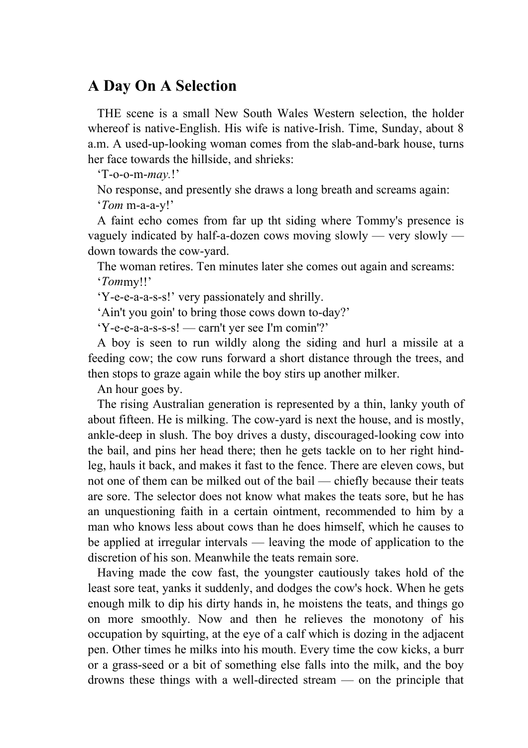## A Day On A Selection

THE scene is a small New South Wales Western selection, the holder whereof is native-English. His wife is native-Irish. Time, Sunday, about 8 a.m. A used-up-looking woman comes from the slab-and-bark house, turns her face towards the hillside, and shrieks:

'T-o-o-m-*may.*!'

No response, and presently she draws a long breath and screams again:

'*Tom* m-a-a-y!'

A faint echo comes from far up tht siding where Tommy's presence is vaguely indicated by half-a-dozen cows moving slowly — very slowly — down towards the cow-yard.

The woman retires. Ten minutes later she comes out again and screams:

'*Tom*my!!'

'Y-e-e-a-a-s-s!' very passionately and shrilly.

'Ain't you goin' to bring those cows down to-day?'

'Y-e-e-a-a-s-s-s! — carn't yer see I'm comin'?'

A boy is seen to run wildly along the siding and hurl a missile at a feeding cow; the cow runs forward a short distance through the trees, and then stops to graze again while the boy stirs up another milker.

An hour goes by.

The rising Australian generation is represented by a thin, lanky youth of about fifteen. He is milking. The cow-yard is next the house, and is mostly, ankle-deep in slush. The boy drives a dusty, discouraged-looking cow into the bail, and pins her head there; then he gets tackle on to her right hind-leg, hauls it back, and makes it fast to the fence. There are eleven cows, but not one of them can be milked out of the bail — chiefly because their teats are sore. The selector does not know what makes the teats sore, but he has an unquestioning faith in a certain ointment, recommended to him by a man who knows less about cows than he does himself, which he causes to be applied at irregular intervals — leaving the mode of application to the discretion of his son. Meanwhile the teats remain sore.

Having made the cow fast, the youngster cautiously takes hold of the least sore teat, yanks it suddenly, and dodges the cow's hock. When he gets enough milk to dip his dirty hands in, he moistens the teats, and things go on more smoothly. Now and then he relieves the monotony of his occupation by squirting, at the eye of a calf which is dozing in the adjacent pen. Other times he milks into his mouth. Every time the cow kicks, a burr or a grass-seed or a bit of something else falls into the milk, and the boy drowns these things with a well-directed stream — on the principle that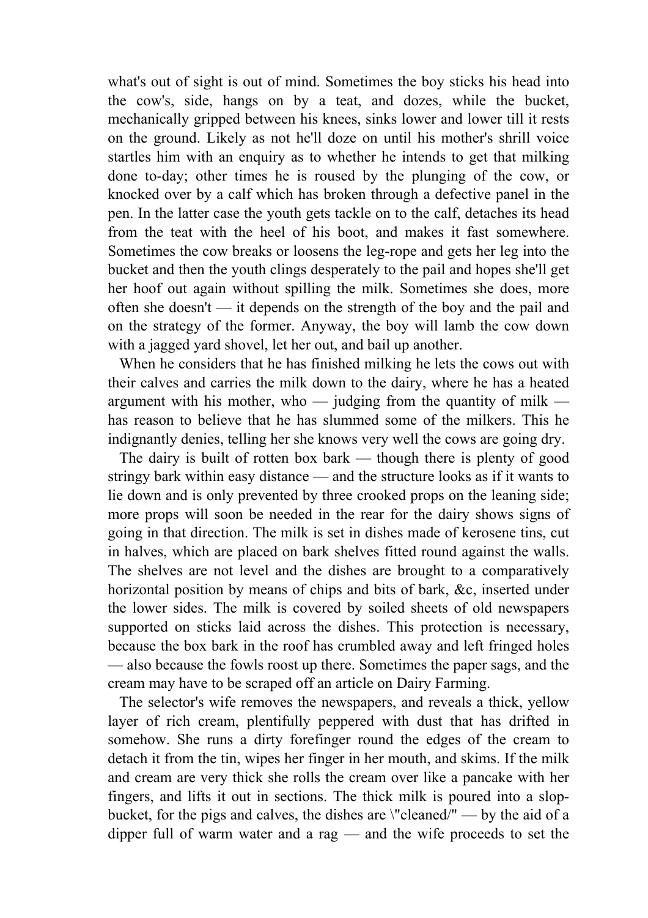what's out of sight is out of mind. Sometimes the boy sticks his head into the cow's, side, hangs on by a teat, and dozes, while the bucket, mechanically gripped between his knees, sinks lower and lower till it rests on the ground. Likely as not he'll doze on until his mother's shrill voice startles him with an enquiry as to whether he intends to get that milking done to-day; other times he is roused by the plunging of the cow, or knocked over by a calf which has broken through a defective panel in the pen. In the latter case the youth gets tackle on to the calf, detaches its head from the teat with the heel of his boot, and makes it fast somewhere. Sometimes the cow breaks or loosens the leg-rope and gets her leg into the bucket and then the youth clings desperately to the pail and hopes she'll get her hoof out again without spilling the milk. Sometimes she does, more often she doesn't — it depends on the strength of the boy and the pail and on the strategy of the former. Anyway, the boy will lamb the cow down with a jagged yard shovel, let her out, and bail up another.

When he considers that he has finished milking he lets the cows out with their calves and carries the milk down to the dairy, where he has a heated argument with his mother, who — judging from the quantity of milk — has reason to believe that he has slummed some of the milkers. This he indignantly denies, telling her she knows very well the cows are going dry.

The dairy is built of rotten box bark — though there is plenty of good stringy bark within easy distance — and the structure looks as if it wants to lie down and is only prevented by three crooked props on the leaning side; more props will soon be needed in the rear for the dairy shows signs of going in that direction. The milk is set in dishes made of kerosene tins, cut in halves, which are placed on bark shelves fitted round against the walls. The shelves are not level and the dishes are brought to a comparatively horizontal position by means of chips and bits of bark, &c, inserted under the lower sides. The milk is covered by soiled sheets of old newspapers supported on sticks laid across the dishes. This protection is necessary, because the box bark in the roof has crumbled away and left fringed holes — also because the fowls roost up there. Sometimes the paper sags, and the cream may have to be scraped off an article on Dairy Farming.

The selector's wife removes the newspapers, and reveals a thick, yellow layer of rich cream, plentifully peppered with dust that has drifted in somehow. She runs a dirty forefinger round the edges of the cream to detach it from the tin, wipes her finger in her mouth, and skims. If the milk and cream are very thick she rolls the cream over like a pancake with her fingers, and lifts it out in sections. The thick milk is poured into a slop-bucket, for the pigs and calves, the dishes are "cleaned" — by the aid of a dipper full of warm water and a rag — and the wife proceeds to set the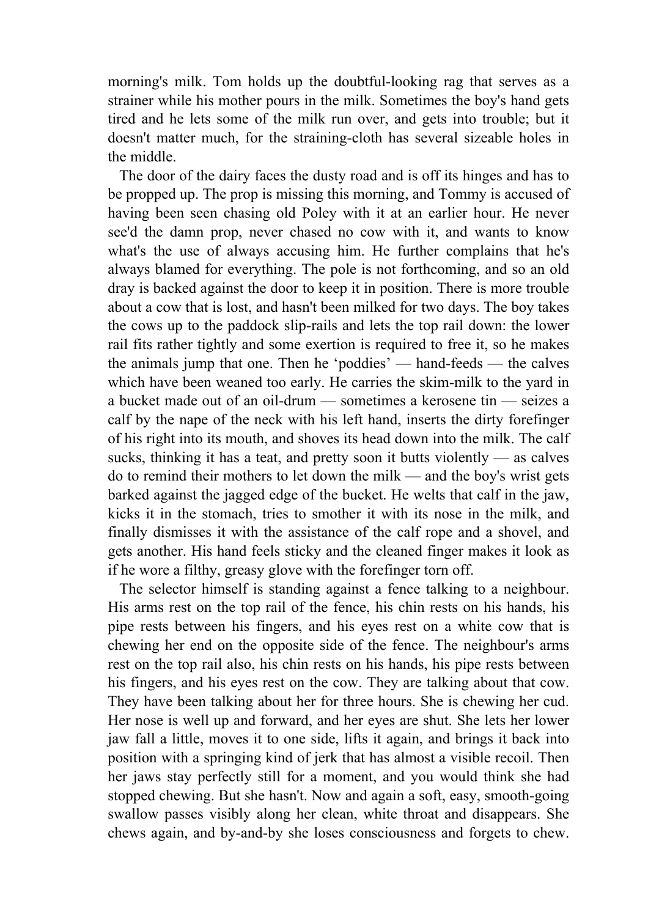morning's milk. Tom holds up the doubtful-looking rag that serves as a strainer while his mother pours in the milk. Sometimes the boy's hand gets tired and he lets some of the milk run over, and gets into trouble; but it doesn't matter much, for the straining-cloth has several sizeable holes in the middle.

The door of the dairy faces the dusty road and is off its hinges and has to be propped up. The prop is missing this morning, and Tommy is accused of having been seen chasing old Poley with it at an earlier hour. He never see'd the damn prop, never chased no cow with it, and wants to know what's the use of always accusing him. He further complains that he's always blamed for everything. The pole is not forthcoming, and so an old dray is backed against the door to keep it in position. There is more trouble about a cow that is lost, and hasn't been milked for two days. The boy takes the cows up to the paddock slip-rails and lets the top rail down: the lower rail fits rather tightly and some exertion is required to free it, so he makes the animals jump that one. Then he 'poddies' — hand-feeds — the calves which have been weaned too early. He carries the skim-milk to the yard in a bucket made out of an oil-drum — sometimes a kerosene tin — seizes a calf by the nape of the neck with his left hand, inserts the dirty forefinger of his right into its mouth, and shoves its head down into the milk. The calf sucks, thinking it has a teat, and pretty soon it butts violently — as calves do to remind their mothers to let down the milk — and the boy's wrist gets barked against the jagged edge of the bucket. He welts that calf in the jaw, kicks it in the stomach, tries to smother it with its nose in the milk, and finally dismisses it with the assistance of the calf rope and a shovel, and gets another. His hand feels sticky and the cleaned finger makes it look as if he wore a filthy, greasy glove with the forefinger torn off.

The selector himself is standing against a fence talking to a neighbour. His arms rest on the top rail of the fence, his chin rests on his hands, his pipe rests between his fingers, and his eyes rest on a white cow that is chewing her end on the opposite side of the fence. The neighbour's arms rest on the top rail also, his chin rests on his hands, his pipe rests between his fingers, and his eyes rest on the cow. They are talking about that cow. They have been talking about her for three hours. She is chewing her cud. Her nose is well up and forward, and her eyes are shut. She lets her lower jaw fall a little, moves it to one side, lifts it again, and brings it back into position with a springing kind of jerk that has almost a visible recoil. Then her jaws stay perfectly still for a moment, and you would think she had stopped chewing. But she hasn't. Now and again a soft, easy, smooth-going swallow passes visibly along her clean, white throat and disappears. She chews again, and by-and-by she loses consciousness and forgets to chew.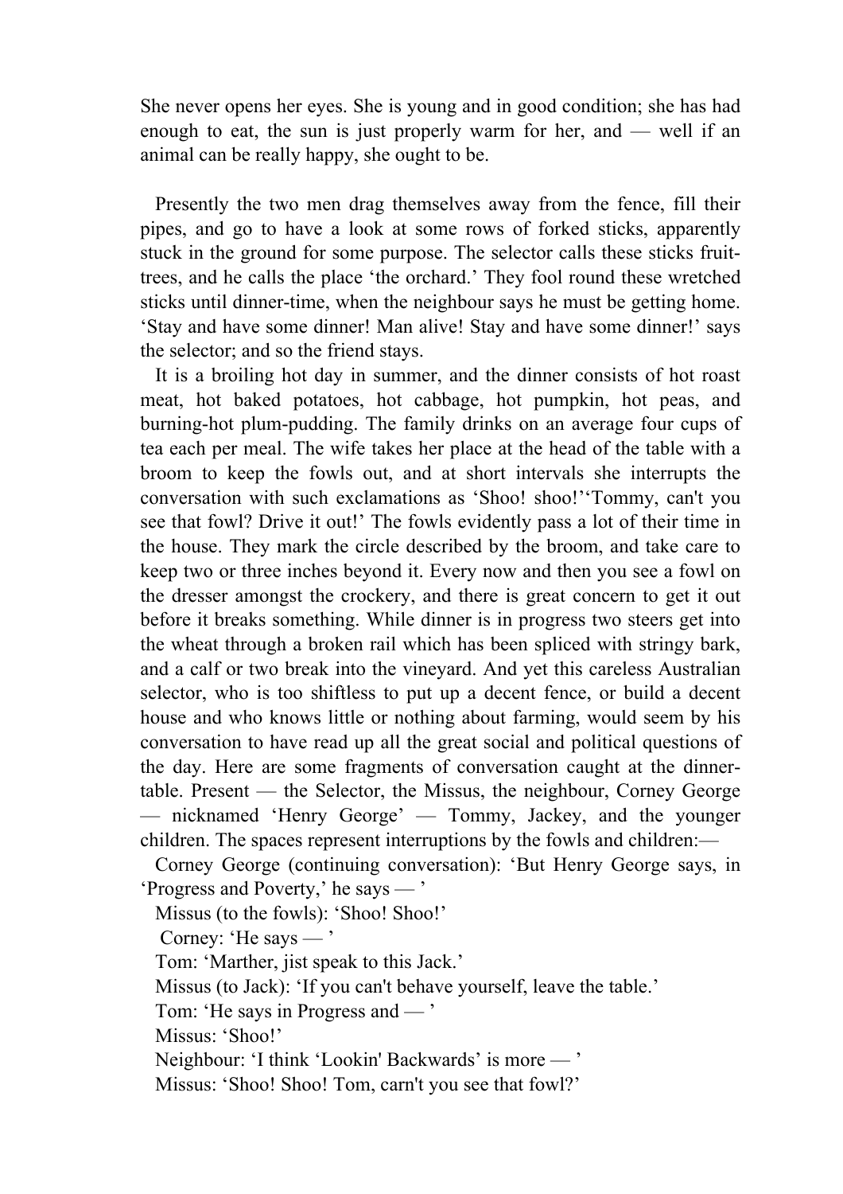She never opens her eyes. She is young and in good condition; she has had enough to eat, the sun is just properly warm for her, and — well if an animal can be really happy, she ought to be.

Presently the two men drag themselves away from the fence, fill their pipes, and go to have a look at some rows of forked sticks, apparently stuck in the ground for some purpose. The selector calls these sticks fruit-trees, and he calls the place 'the orchard.' They fool round these wretched sticks until dinner-time, when the neighbour says he must be getting home. 'Stay and have some dinner! Man alive! Stay and have some dinner!' says the selector; and so the friend stays.

It is a broiling hot day in summer, and the dinner consists of hot roast meat, hot baked potatoes, hot cabbage, hot pumpkin, hot peas, and burning-hot plum-pudding. The family drinks on an average four cups of tea each per meal. The wife takes her place at the head of the table with a broom to keep the fowls out, and at short intervals she interrupts the conversation with such exclamations as 'Shoo! shoo!''Tommy, can't you see that fowl? Drive it out!' The fowls evidently pass a lot of their time in the house. They mark the circle described by the broom, and take care to keep two or three inches beyond it. Every now and then you see a fowl on the dresser amongst the crockery, and there is great concern to get it out before it breaks something. While dinner is in progress two steers get into the wheat through a broken rail which has been spliced with stringy bark, and a calf or two break into the vineyard. And yet this careless Australian selector, who is too shiftless to put up a decent fence, or build a decent house and who knows little or nothing about farming, would seem by his conversation to have read up all the great social and political questions of the day. Here are some fragments of conversation caught at the dinner-table. Present — the Selector, the Missus, the neighbour, Corney George — nicknamed 'Henry George' — Tommy, Jackey, and the younger children. The spaces represent interruptions by the fowls and children:—

Corney George (continuing conversation): 'But Henry George says, in 'Progress and Poverty,' he says — '

Missus (to the fowls): 'Shoo! Shoo!'

Corney: 'He says — '

Tom: 'Marther, jist speak to this Jack.'

Missus (to Jack): 'If you can't behave yourself, leave the table.'

Tom: 'He says in Progress and — '

Missus: 'Shoo!'

Neighbour: 'I think 'Lookin' Backwards' is more — '

Missus: 'Shoo! Shoo! Tom, carn't you see that fowl?'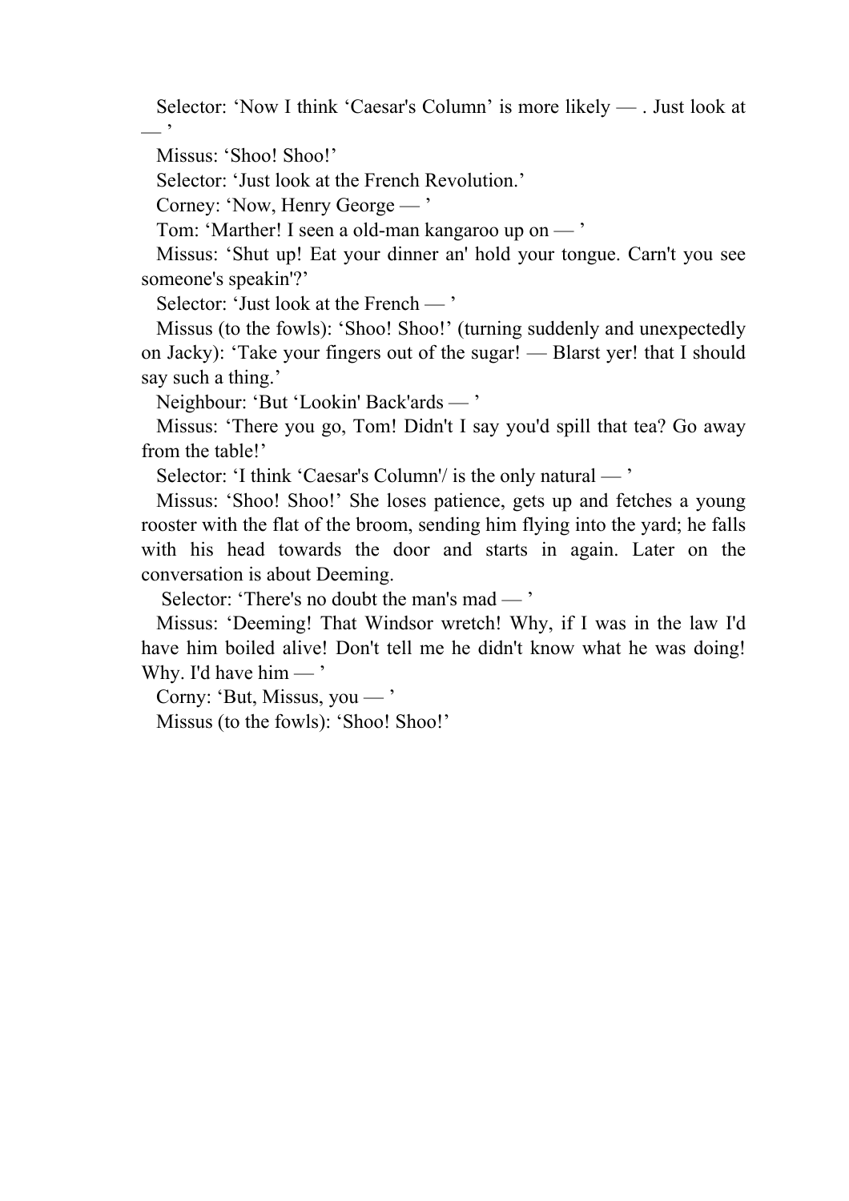Selector: 'Now I think 'Caesar's Column' is more likely — . Just look at — '

Missus: 'Shoo! Shoo!'

Selector: 'Just look at the French Revolution.'

Corney: 'Now, Henry George — '

Tom: 'Marther! I seen a old-man kangaroo up on — '

Missus: 'Shut up! Eat your dinner an' hold your tongue. Carn't you see someone's speakin'?'

Selector: 'Just look at the French — '

Missus (to the fowls): 'Shoo! Shoo!' (turning suddenly and unexpectedly on Jacky): 'Take your fingers out of the sugar! — Blarst yer! that I should say such a thing.'

Neighbour: 'But 'Lookin' Back'ards — '

Missus: 'There you go, Tom! Didn't I say you'd spill that tea? Go away from the table!'

Selector: 'I think 'Caesar's Column'/ is the only natural — '

Missus: 'Shoo! Shoo!' She loses patience, gets up and fetches a young rooster with the flat of the broom, sending him flying into the yard; he falls with his head towards the door and starts in again. Later on the conversation is about Deeming.

Selector: 'There's no doubt the man's mad — '

Missus: 'Deeming! That Windsor wretch! Why, if I was in the law I'd have him boiled alive! Don't tell me he didn't know what he was doing! Why. I'd have him — '

Corny: 'But, Missus, you — '

Missus (to the fowls): 'Shoo! Shoo!'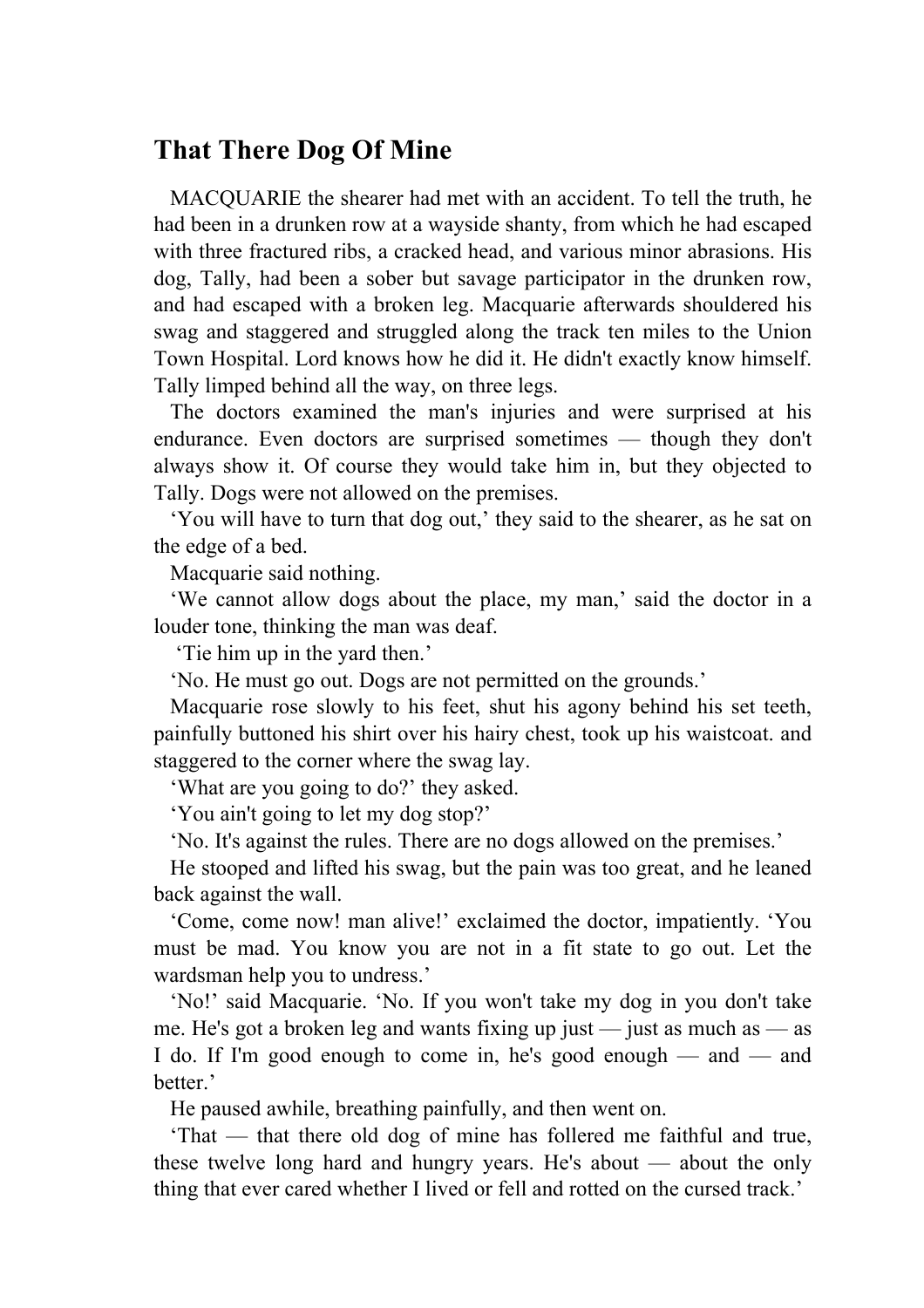## That There Dog Of Mine

MACQUARIE the shearer had met with an accident. To tell the truth, he had been in a drunken row at a wayside shanty, from which he had escaped with three fractured ribs, a cracked head, and various minor abrasions. His dog, Tally, had been a sober but savage participator in the drunken row, and had escaped with a broken leg. Macquarie afterwards shouldered his swag and staggered and struggled along the track ten miles to the Union Town Hospital. Lord knows how he did it. He didn't exactly know himself. Tally limped behind all the way, on three legs.

The doctors examined the man's injuries and were surprised at his endurance. Even doctors are surprised sometimes — though they don't always show it. Of course they would take him in, but they objected to Tally. Dogs were not allowed on the premises.

'You will have to turn that dog out,' they said to the shearer, as he sat on the edge of a bed.

Macquarie said nothing.

'We cannot allow dogs about the place, my man,' said the doctor in a louder tone, thinking the man was deaf.

'Tie him up in the yard then.'

'No. He must go out. Dogs are not permitted on the grounds.'

Macquarie rose slowly to his feet, shut his agony behind his set teeth, painfully buttoned his shirt over his hairy chest, took up his waistcoat. and staggered to the corner where the swag lay.

'What are you going to do?' they asked.

'You ain't going to let my dog stop?'

'No. It's against the rules. There are no dogs allowed on the premises.'

He stooped and lifted his swag, but the pain was too great, and he leaned back against the wall.

'Come, come now! man alive!' exclaimed the doctor, impatiently. 'You must be mad. You know you are not in a fit state to go out. Let the wardsman help you to undress.'

'No!' said Macquarie. 'No. If you won't take my dog in you don't take me. He's got a broken leg and wants fixing up just — just as much as — as I do. If I'm good enough to come in, he's good enough — and — and better.'

He paused awhile, breathing painfully, and then went on.

'That — that there old dog of mine has follered me faithful and true, these twelve long hard and hungry years. He's about — about the only thing that ever cared whether I lived or fell and rotted on the cursed track.'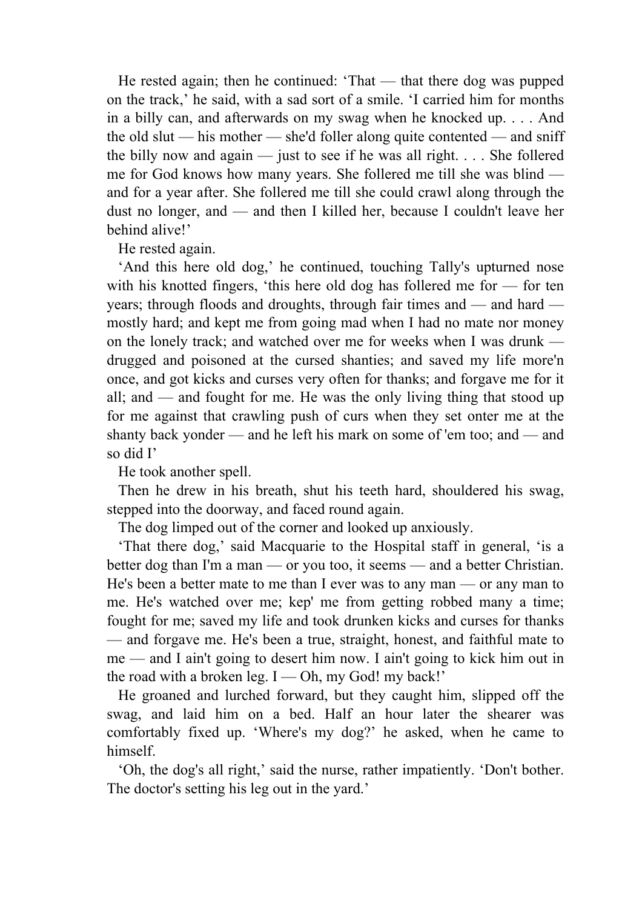He rested again; then he continued: ‘That — that there dog was pupped on the track,’ he said, with a sad sort of a smile. ‘I carried him for months in a billy can, and afterwards on my swag when he knocked up. . . . And the old slut — his mother — she'd foller along quite contented — and sniff the billy now and again — just to see if he was all right. . . . She follered me for God knows how many years. She follered me till she was blind — and for a year after. She follered me till she could crawl along through the dust no longer, and — and then I killed her, because I couldn't leave her behind alive!’

He rested again.

‘And this here old dog,’ he continued, touching Tally's upturned nose with his knotted fingers, ‘this here old dog has follered me for — for ten years; through floods and droughts, through fair times and — and hard — mostly hard; and kept me from going mad when I had no mate nor money on the lonely track; and watched over me for weeks when I was drunk — drugged and poisoned at the cursed shanties; and saved my life more'n once, and got kicks and curses very often for thanks; and forgave me for it all; and — and fought for me. He was the only living thing that stood up for me against that crawling push of curs when they set onter me at the shanty back yonder — and he left his mark on some of 'em too; and — and so did I’

He took another spell.

Then he drew in his breath, shut his teeth hard, shouldered his swag, stepped into the doorway, and faced round again.

The dog limped out of the corner and looked up anxiously.

‘That there dog,’ said Macquarie to the Hospital staff in general, ‘is a better dog than I'm a man — or you too, it seems — and a better Christian. He's been a better mate to me than I ever was to any man — or any man to me. He's watched over me; kep' me from getting robbed many a time; fought for me; saved my life and took drunken kicks and curses for thanks — and forgave me. He's been a true, straight, honest, and faithful mate to me — and I ain't going to desert him now. I ain't going to kick him out in the road with a broken leg. I — Oh, my God! my back!’

He groaned and lurched forward, but they caught him, slipped off the swag, and laid him on a bed. Half an hour later the shearer was comfortably fixed up. ‘Where's my dog?’ he asked, when he came to himself.

‘Oh, the dog's all right,’ said the nurse, rather impatiently. ‘Don't bother. The doctor's setting his leg out in the yard.’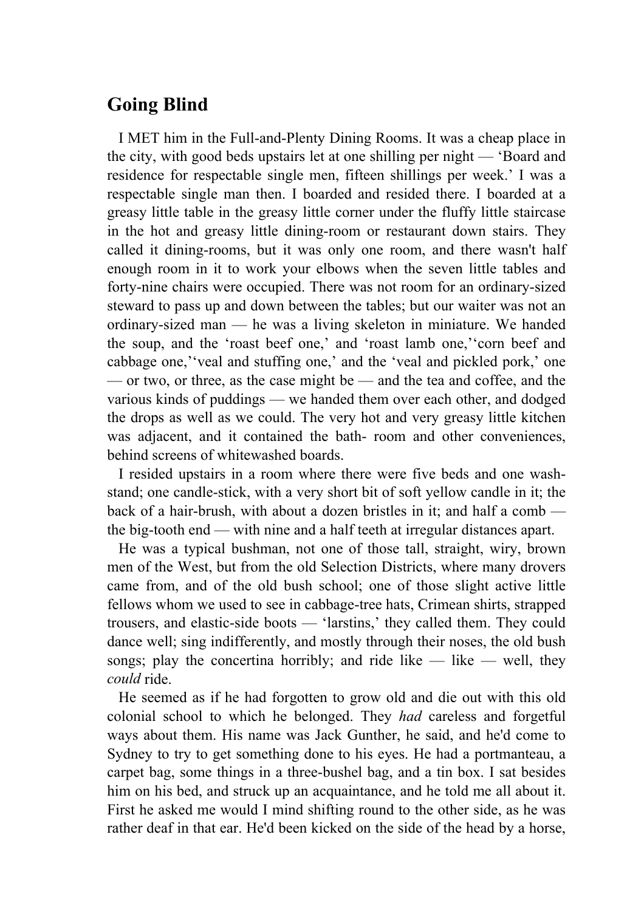## Going Blind

I MET him in the Full-and-Plenty Dining Rooms. It was a cheap place in the city, with good beds upstairs let at one shilling per night — 'Board and residence for respectable single men, fifteen shillings per week.' I was a respectable single man then. I boarded and resided there. I boarded at a greasy little table in the greasy little corner under the fluffy little staircase in the hot and greasy little dining-room or restaurant down stairs. They called it dining-rooms, but it was only one room, and there wasn't half enough room in it to work your elbows when the seven little tables and forty-nine chairs were occupied. There was not room for an ordinary-sized steward to pass up and down between the tables; but our waiter was not an ordinary-sized man — he was a living skeleton in miniature. We handed the soup, and the 'roast beef one,' and 'roast lamb one,' 'corn beef and cabbage one,' 'veal and stuffing one,' and the 'veal and pickled pork,' one — or two, or three, as the case might be — and the tea and coffee, and the various kinds of puddings — we handed them over each other, and dodged the drops as well as we could. The very hot and very greasy little kitchen was adjacent, and it contained the bath- room and other conveniences, behind screens of whitewashed boards.

I resided upstairs in a room where there were five beds and one wash-stand; one candle-stick, with a very short bit of soft yellow candle in it; the back of a hair-brush, with about a dozen bristles in it; and half a comb — the big-tooth end — with nine and a half teeth at irregular distances apart.

He was a typical bushman, not one of those tall, straight, wiry, brown men of the West, but from the old Selection Districts, where many drovers came from, and of the old bush school; one of those slight active little fellows whom we used to see in cabbage-tree hats, Crimean shirts, strapped trousers, and elastic-side boots — 'larstins,' they called them. They could dance well; sing indifferently, and mostly through their noses, the old bush songs; play the concertina horribly; and ride like — like — well, they *could* ride.

He seemed as if he had forgotten to grow old and die out with this old colonial school to which he belonged. They *had* careless and forgetful ways about them. His name was Jack Gunther, he said, and he'd come to Sydney to try to get something done to his eyes. He had a portmanteau, a carpet bag, some things in a three-bushel bag, and a tin box. I sat besides him on his bed, and struck up an acquaintance, and he told me all about it. First he asked me would I mind shifting round to the other side, as he was rather deaf in that ear. He'd been kicked on the side of the head by a horse,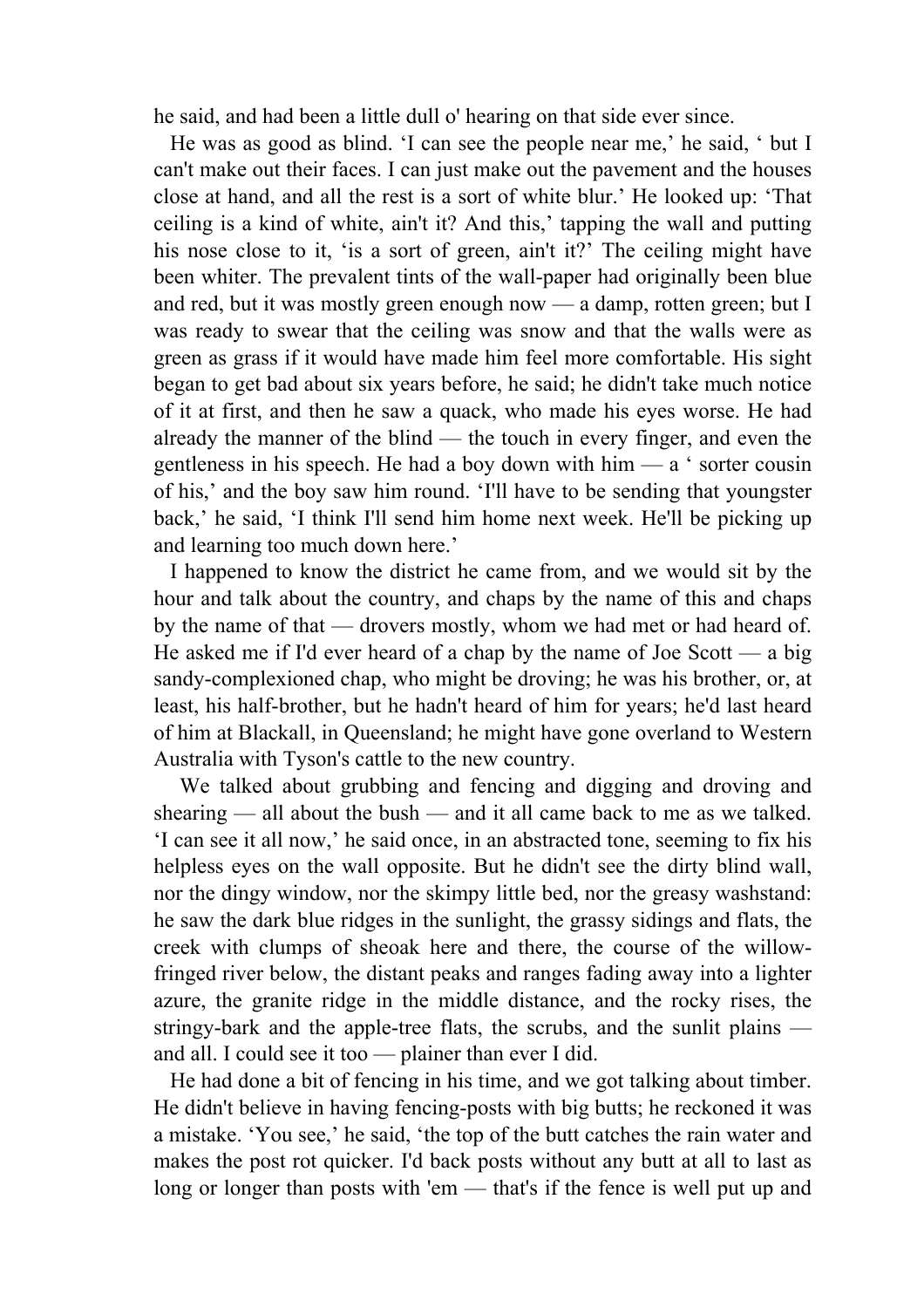he said, and had been a little dull o' hearing on that side ever since.

He was as good as blind. 'I can see the people near me,' he said, ' but I can't make out their faces. I can just make out the pavement and the houses close at hand, and all the rest is a sort of white blur.' He looked up: 'That ceiling is a kind of white, ain't it? And this,' tapping the wall and putting his nose close to it, 'is a sort of green, ain't it?' The ceiling might have been whiter. The prevalent tints of the wall-paper had originally been blue and red, but it was mostly green enough now — a damp, rotten green; but I was ready to swear that the ceiling was snow and that the walls were as green as grass if it would have made him feel more comfortable. His sight began to get bad about six years before, he said; he didn't take much notice of it at first, and then he saw a quack, who made his eyes worse. He had already the manner of the blind — the touch in every finger, and even the gentleness in his speech. He had a boy down with him — a ' sorter cousin of his,' and the boy saw him round. 'I'll have to be sending that youngster back,' he said, 'I think I'll send him home next week. He'll be picking up and learning too much down here.'

I happened to know the district he came from, and we would sit by the hour and talk about the country, and chaps by the name of this and chaps by the name of that — drovers mostly, whom we had met or had heard of. He asked me if I'd ever heard of a chap by the name of Joe Scott — a big sandy-complexioned chap, who might be droving; he was his brother, or, at least, his half-brother, but he hadn't heard of him for years; he'd last heard of him at Blackall, in Queensland; he might have gone overland to Western Australia with Tyson's cattle to the new country.

We talked about grubbing and fencing and digging and droving and shearing — all about the bush — and it all came back to me as we talked. 'I can see it all now,' he said once, in an abstracted tone, seeming to fix his helpless eyes on the wall opposite. But he didn't see the dirty blind wall, nor the dingy window, nor the skimpy little bed, nor the greasy washstand: he saw the dark blue ridges in the sunlight, the grassy sidings and flats, the creek with clumps of sheoak here and there, the course of the willow-fringed river below, the distant peaks and ranges fading away into a lighter azure, the granite ridge in the middle distance, and the rocky rises, the stringy-bark and the apple-tree flats, the scrubs, and the sunlit plains — and all. I could see it too — plainer than ever I did.

He had done a bit of fencing in his time, and we got talking about timber. He didn't believe in having fencing-posts with big butts; he reckoned it was a mistake. 'You see,' he said, 'the top of the butt catches the rain water and makes the post rot quicker. I'd back posts without any butt at all to last as long or longer than posts with 'em — that's if the fence is well put up and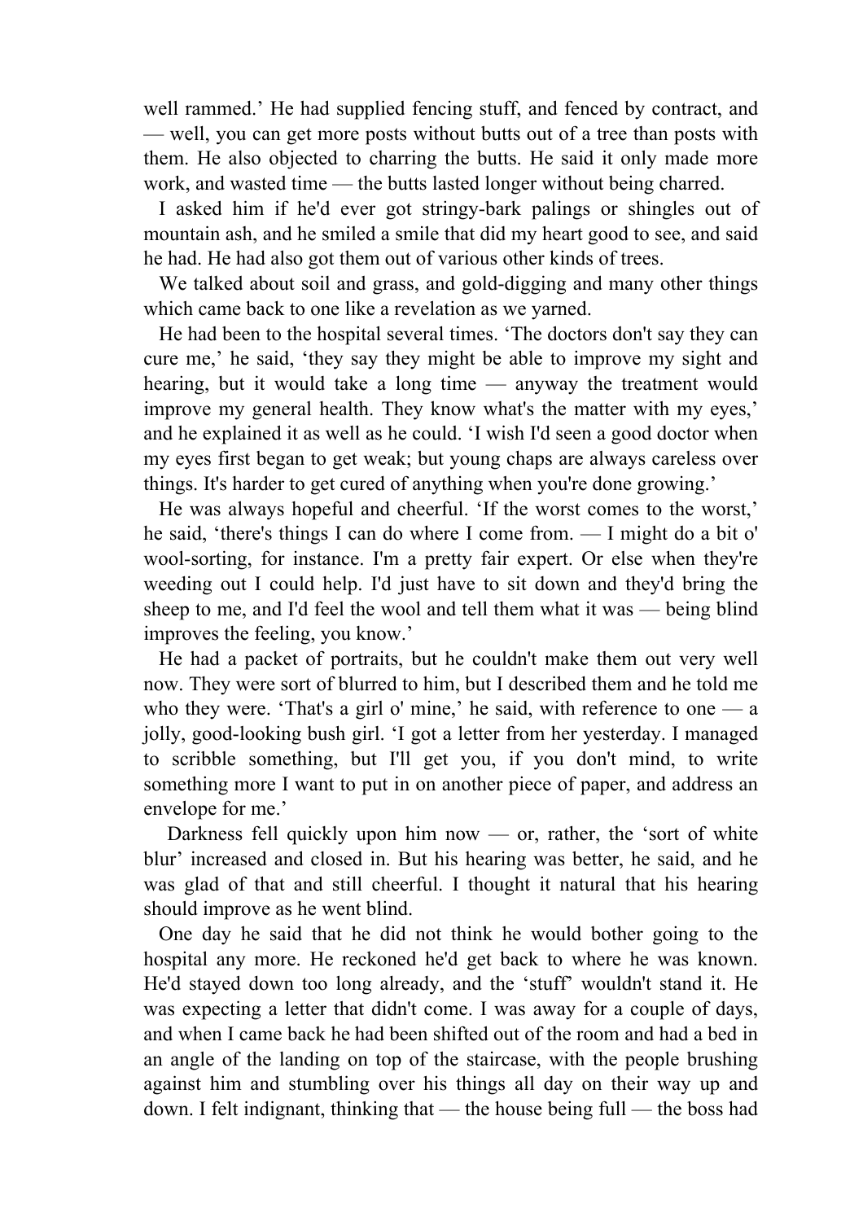well rammed.' He had supplied fencing stuff, and fenced by contract, and — well, you can get more posts without butts out of a tree than posts with them. He also objected to charring the butts. He said it only made more work, and wasted time — the butts lasted longer without being charred.

I asked him if he'd ever got stringy-bark palings or shingles out of mountain ash, and he smiled a smile that did my heart good to see, and said he had. He had also got them out of various other kinds of trees.

We talked about soil and grass, and gold-digging and many other things which came back to one like a revelation as we yarned.

He had been to the hospital several times. 'The doctors don't say they can cure me,' he said, 'they say they might be able to improve my sight and hearing, but it would take a long time — anyway the treatment would improve my general health. They know what's the matter with my eyes,' and he explained it as well as he could. 'I wish I'd seen a good doctor when my eyes first began to get weak; but young chaps are always careless over things. It's harder to get cured of anything when you're done growing.'

He was always hopeful and cheerful. 'If the worst comes to the worst,' he said, 'there's things I can do where I come from. — I might do a bit o' wool-sorting, for instance. I'm a pretty fair expert. Or else when they're weeding out I could help. I'd just have to sit down and they'd bring the sheep to me, and I'd feel the wool and tell them what it was — being blind improves the feeling, you know.'

He had a packet of portraits, but he couldn't make them out very well now. They were sort of blurred to him, but I described them and he told me who they were. 'That's a girl o' mine,' he said, with reference to one — a jolly, good-looking bush girl. 'I got a letter from her yesterday. I managed to scribble something, but I'll get you, if you don't mind, to write something more I want to put in on another piece of paper, and address an envelope for me.'

Darkness fell quickly upon him now — or, rather, the 'sort of white blur' increased and closed in. But his hearing was better, he said, and he was glad of that and still cheerful. I thought it natural that his hearing should improve as he went blind.

One day he said that he did not think he would bother going to the hospital any more. He reckoned he'd get back to where he was known. He'd stayed down too long already, and the 'stuff' wouldn't stand it. He was expecting a letter that didn't come. I was away for a couple of days, and when I came back he had been shifted out of the room and had a bed in an angle of the landing on top of the staircase, with the people brushing against him and stumbling over his things all day on their way up and down. I felt indignant, thinking that — the house being full — the boss had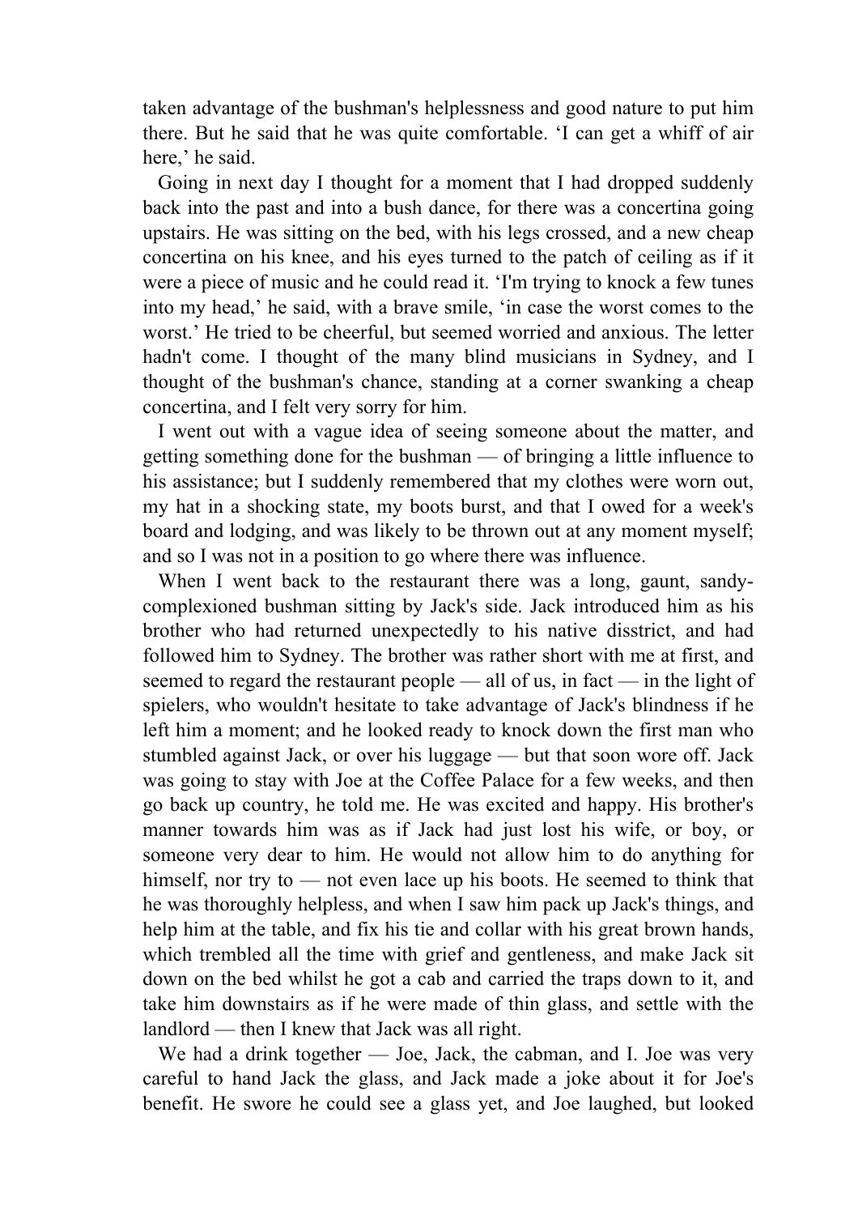taken advantage of the bushman's helplessness and good nature to put him there. But he said that he was quite comfortable. 'I can get a whiff of air here,' he said.

Going in next day I thought for a moment that I had dropped suddenly back into the past and into a bush dance, for there was a concertina going upstairs. He was sitting on the bed, with his legs crossed, and a new cheap concertina on his knee, and his eyes turned to the patch of ceiling as if it were a piece of music and he could read it. 'I'm trying to knock a few tunes into my head,' he said, with a brave smile, 'in case the worst comes to the worst.' He tried to be cheerful, but seemed worried and anxious. The letter hadn't come. I thought of the many blind musicians in Sydney, and I thought of the bushman's chance, standing at a corner swanking a cheap concertina, and I felt very sorry for him.

I went out with a vague idea of seeing someone about the matter, and getting something done for the bushman — of bringing a little influence to his assistance; but I suddenly remembered that my clothes were worn out, my hat in a shocking state, my boots burst, and that I owed for a week's board and lodging, and was likely to be thrown out at any moment myself; and so I was not in a position to go where there was influence.

When I went back to the restaurant there was a long, gaunt, sandy-complexioned bushman sitting by Jack's side. Jack introduced him as his brother who had returned unexpectedly to his native disstrict, and had followed him to Sydney. The brother was rather short with me at first, and seemed to regard the restaurant people — all of us, in fact — in the light of spielers, who wouldn't hesitate to take advantage of Jack's blindness if he left him a moment; and he looked ready to knock down the first man who stumbled against Jack, or over his luggage — but that soon wore off. Jack was going to stay with Joe at the Coffee Palace for a few weeks, and then go back up country, he told me. He was excited and happy. His brother's manner towards him was as if Jack had just lost his wife, or boy, or someone very dear to him. He would not allow him to do anything for himself, nor try to — not even lace up his boots. He seemed to think that he was thoroughly helpless, and when I saw him pack up Jack's things, and help him at the table, and fix his tie and collar with his great brown hands, which trembled all the time with grief and gentleness, and make Jack sit down on the bed whilst he got a cab and carried the traps down to it, and take him downstairs as if he were made of thin glass, and settle with the landlord — then I knew that Jack was all right.

We had a drink together — Joe, Jack, the cabman, and I. Joe was very careful to hand Jack the glass, and Jack made a joke about it for Joe's benefit. He swore he could see a glass yet, and Joe laughed, but looked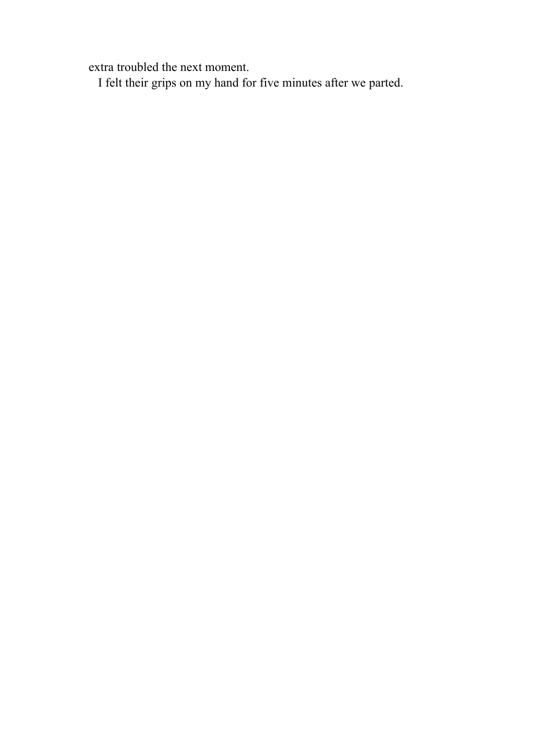extra troubled the next moment.

I felt their grips on my hand for five minutes after we parted.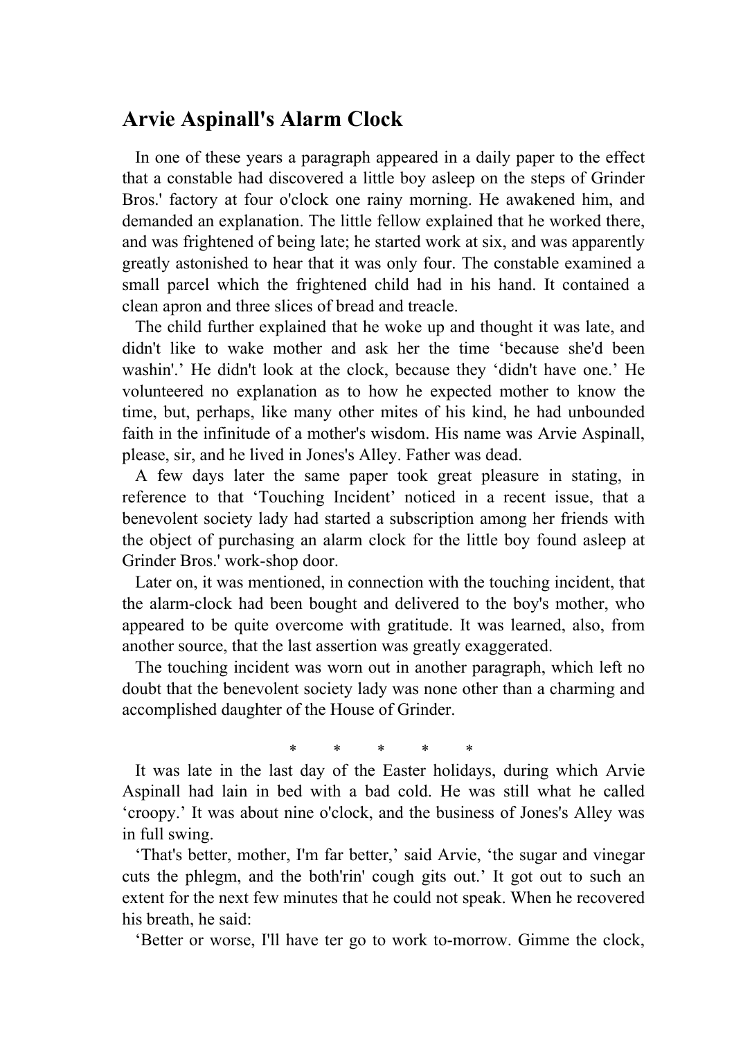## Arvie Aspinall's Alarm Clock

In one of these years a paragraph appeared in a daily paper to the effect that a constable had discovered a little boy asleep on the steps of Grinder Bros.' factory at four o'clock one rainy morning. He awakened him, and demanded an explanation. The little fellow explained that he worked there, and was frightened of being late; he started work at six, and was apparently greatly astonished to hear that it was only four. The constable examined a small parcel which the frightened child had in his hand. It contained a clean apron and three slices of bread and treacle.

The child further explained that he woke up and thought it was late, and didn't like to wake mother and ask her the time 'because she'd been washin'.' He didn't look at the clock, because they 'didn't have one.' He volunteered no explanation as to how he expected mother to know the time, but, perhaps, like many other mites of his kind, he had unbounded faith in the infinitude of a mother's wisdom. His name was Arvie Aspinall, please, sir, and he lived in Jones's Alley. Father was dead.

A few days later the same paper took great pleasure in stating, in reference to that 'Touching Incident' noticed in a recent issue, that a benevolent society lady had started a subscription among her friends with the object of purchasing an alarm clock for the little boy found asleep at Grinder Bros.' work-shop door.

Later on, it was mentioned, in connection with the touching incident, that the alarm-clock had been bought and delivered to the boy's mother, who appeared to be quite overcome with gratitude. It was learned, also, from another source, that the last assertion was greatly exaggerated.

The touching incident was worn out in another paragraph, which left no doubt that the benevolent society lady was none other than a charming and accomplished daughter of the House of Grinder.

\* \* \* \* \*

It was late in the last day of the Easter holidays, during which Arvie Aspinall had lain in bed with a bad cold. He was still what he called 'croopy.' It was about nine o'clock, and the business of Jones's Alley was in full swing.

'That's better, mother, I'm far better,' said Arvie, 'the sugar and vinegar cuts the phlegm, and the both'rin' cough gits out.' It got out to such an extent for the next few minutes that he could not speak. When he recovered his breath, he said:

'Better or worse, I'll have ter go to work to-morrow. Gimme the clock,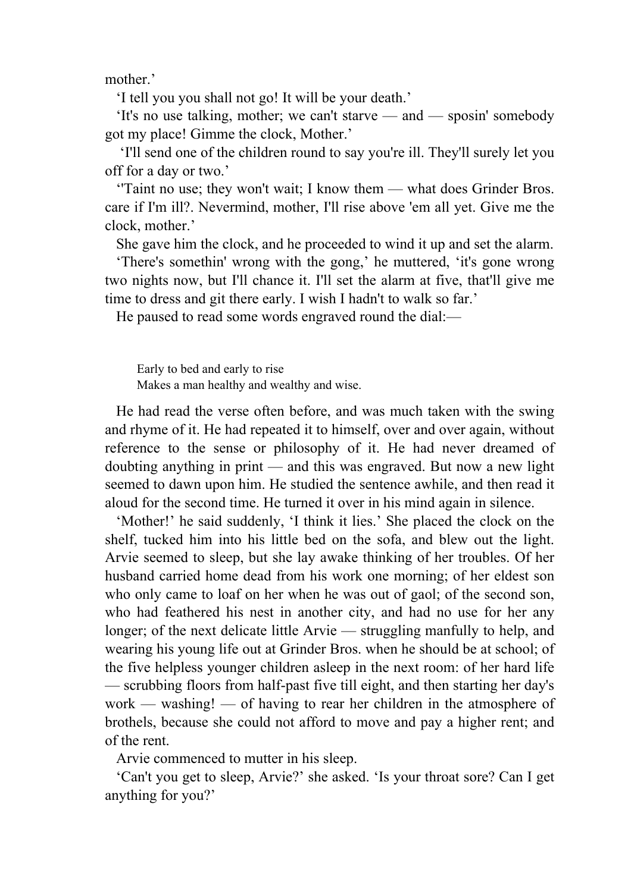mother.’

‘I tell you you shall not go! It will be your death.’

‘It's no use talking, mother; we can't starve — and — sposin' somebody got my place! Gimme the clock, Mother.’

‘I'll send one of the children round to say you're ill. They'll surely let you off for a day or two.’

‘'Taint no use; they won't wait; I know them — what does Grinder Bros. care if I'm ill?. Nevermind, mother, I'll rise above 'em all yet. Give me the clock, mother.’

She gave him the clock, and he proceeded to wind it up and set the alarm.

‘There's somethin' wrong with the gong,’ he muttered, ‘it's gone wrong two nights now, but I'll chance it. I'll set the alarm at five, that'll give me time to dress and git there early. I wish I hadn't to walk so far.’

He paused to read some words engraved round the dial:—

> Early to bed and early to rise
> Makes a man healthy and wealthy and wise.

He had read the verse often before, and was much taken with the swing and rhyme of it. He had repeated it to himself, over and over again, without reference to the sense or philosophy of it. He had never dreamed of doubting anything in print — and this was engraved. But now a new light seemed to dawn upon him. He studied the sentence awhile, and then read it aloud for the second time. He turned it over in his mind again in silence.

‘Mother!’ he said suddenly, ‘I think it lies.’ She placed the clock on the shelf, tucked him into his little bed on the sofa, and blew out the light. Arvie seemed to sleep, but she lay awake thinking of her troubles. Of her husband carried home dead from his work one morning; of her eldest son who only came to loaf on her when he was out of gaol; of the second son, who had feathered his nest in another city, and had no use for her any longer; of the next delicate little Arvie — struggling manfully to help, and wearing his young life out at Grinder Bros. when he should be at school; of the five helpless younger children asleep in the next room: of her hard life — scrubbing floors from half-past five till eight, and then starting her day's work — washing! — of having to rear her children in the atmosphere of brothels, because she could not afford to move and pay a higher rent; and of the rent.

Arvie commenced to mutter in his sleep.

‘Can't you get to sleep, Arvie?’ she asked. ‘Is your throat sore? Can I get anything for you?’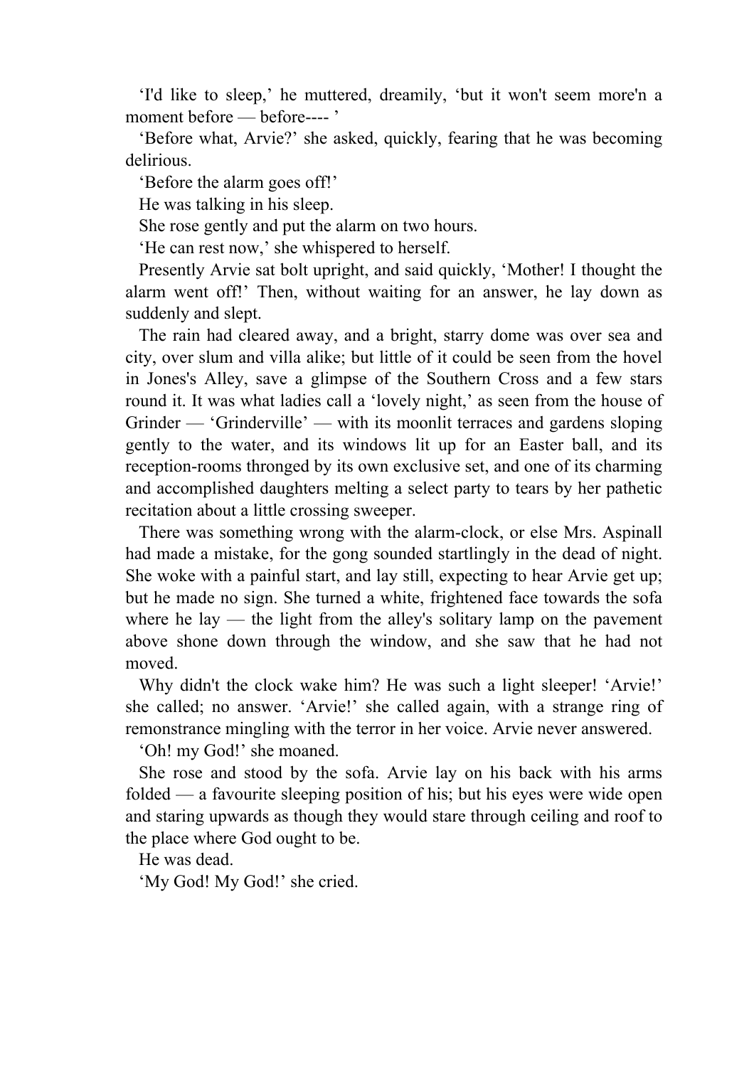'I'd like to sleep,' he muttered, dreamily, 'but it won't seem more'n a moment before — before---- '

'Before what, Arvie?' she asked, quickly, fearing that he was becoming delirious.

'Before the alarm goes off!'

He was talking in his sleep.

She rose gently and put the alarm on two hours.

'He can rest now,' she whispered to herself.

Presently Arvie sat bolt upright, and said quickly, 'Mother! I thought the alarm went off!' Then, without waiting for an answer, he lay down as suddenly and slept.

The rain had cleared away, and a bright, starry dome was over sea and city, over slum and villa alike; but little of it could be seen from the hovel in Jones's Alley, save a glimpse of the Southern Cross and a few stars round it. It was what ladies call a 'lovely night,' as seen from the house of Grinder — 'Grinderville' — with its moonlit terraces and gardens sloping gently to the water, and its windows lit up for an Easter ball, and its reception-rooms thronged by its own exclusive set, and one of its charming and accomplished daughters melting a select party to tears by her pathetic recitation about a little crossing sweeper.

There was something wrong with the alarm-clock, or else Mrs. Aspinall had made a mistake, for the gong sounded startlingly in the dead of night. She woke with a painful start, and lay still, expecting to hear Arvie get up; but he made no sign. She turned a white, frightened face towards the sofa where he lay — the light from the alley's solitary lamp on the pavement above shone down through the window, and she saw that he had not moved.

Why didn't the clock wake him? He was such a light sleeper! 'Arvie!' she called; no answer. 'Arvie!' she called again, with a strange ring of remonstrance mingling with the terror in her voice. Arvie never answered.

'Oh! my God!' she moaned.

She rose and stood by the sofa. Arvie lay on his back with his arms folded — a favourite sleeping position of his; but his eyes were wide open and staring upwards as though they would stare through ceiling and roof to the place where God ought to be.

He was dead.

'My God! My God!' she cried.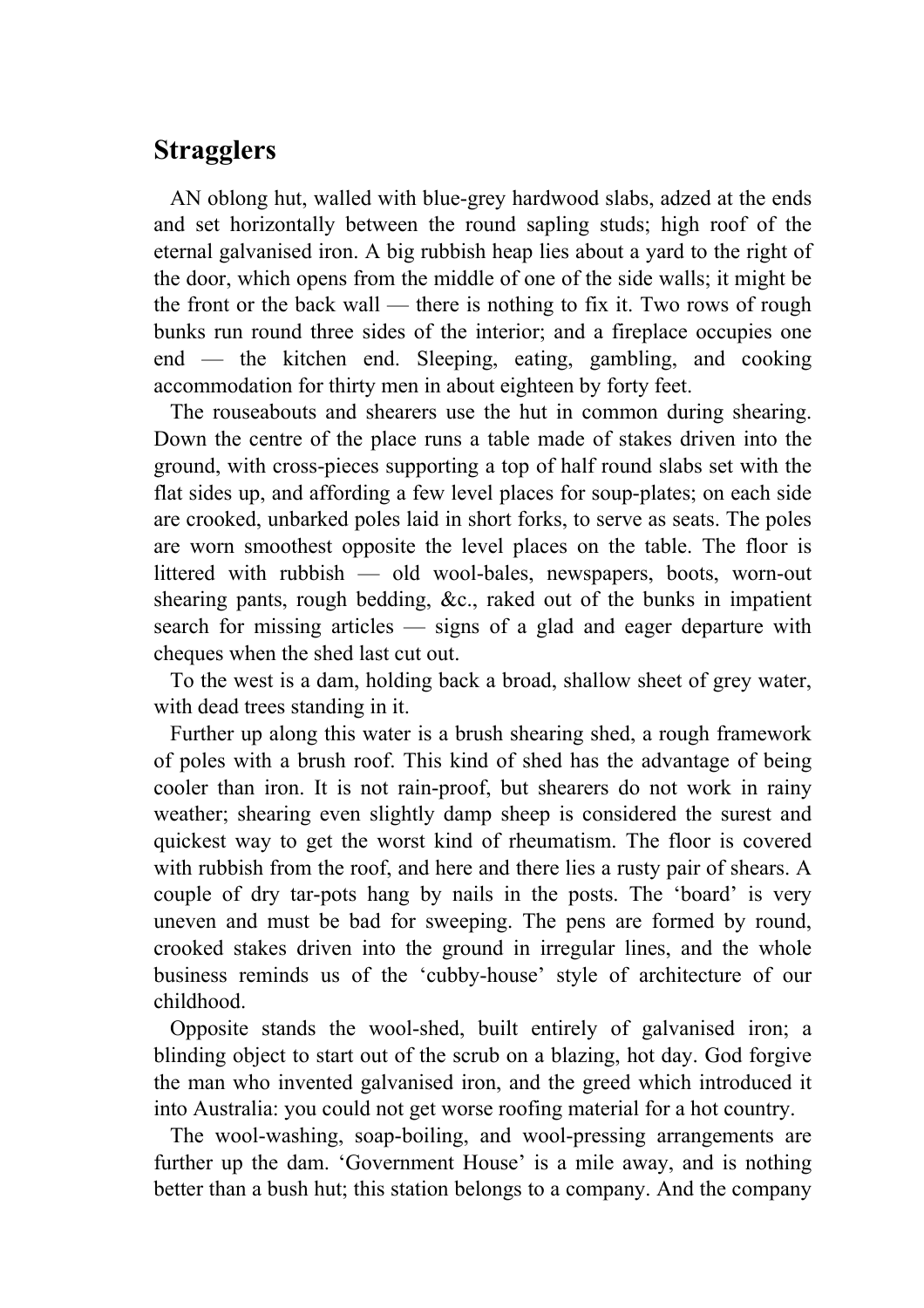## Stragglers

AN oblong hut, walled with blue-grey hardwood slabs, adzed at the ends and set horizontally between the round sapling studs; high roof of the eternal galvanised iron. A big rubbish heap lies about a yard to the right of the door, which opens from the middle of one of the side walls; it might be the front or the back wall — there is nothing to fix it. Two rows of rough bunks run round three sides of the interior; and a fireplace occupies one end — the kitchen end. Sleeping, eating, gambling, and cooking accommodation for thirty men in about eighteen by forty feet.

The rouseabouts and shearers use the hut in common during shearing. Down the centre of the place runs a table made of stakes driven into the ground, with cross-pieces supporting a top of half round slabs set with the flat sides up, and affording a few level places for soup-plates; on each side are crooked, unbarked poles laid in short forks, to serve as seats. The poles are worn smoothest opposite the level places on the table. The floor is littered with rubbish — old wool-bales, newspapers, boots, worn-out shearing pants, rough bedding, &c., raked out of the bunks in impatient search for missing articles — signs of a glad and eager departure with cheques when the shed last cut out.

To the west is a dam, holding back a broad, shallow sheet of grey water, with dead trees standing in it.

Further up along this water is a brush shearing shed, a rough framework of poles with a brush roof. This kind of shed has the advantage of being cooler than iron. It is not rain-proof, but shearers do not work in rainy weather; shearing even slightly damp sheep is considered the surest and quickest way to get the worst kind of rheumatism. The floor is covered with rubbish from the roof, and here and there lies a rusty pair of shears. A couple of dry tar-pots hang by nails in the posts. The 'board' is very uneven and must be bad for sweeping. The pens are formed by round, crooked stakes driven into the ground in irregular lines, and the whole business reminds us of the 'cubby-house' style of architecture of our childhood.

Opposite stands the wool-shed, built entirely of galvanised iron; a blinding object to start out of the scrub on a blazing, hot day. God forgive the man who invented galvanised iron, and the greed which introduced it into Australia: you could not get worse roofing material for a hot country.

The wool-washing, soap-boiling, and wool-pressing arrangements are further up the dam. 'Government House' is a mile away, and is nothing better than a bush hut; this station belongs to a company. And the company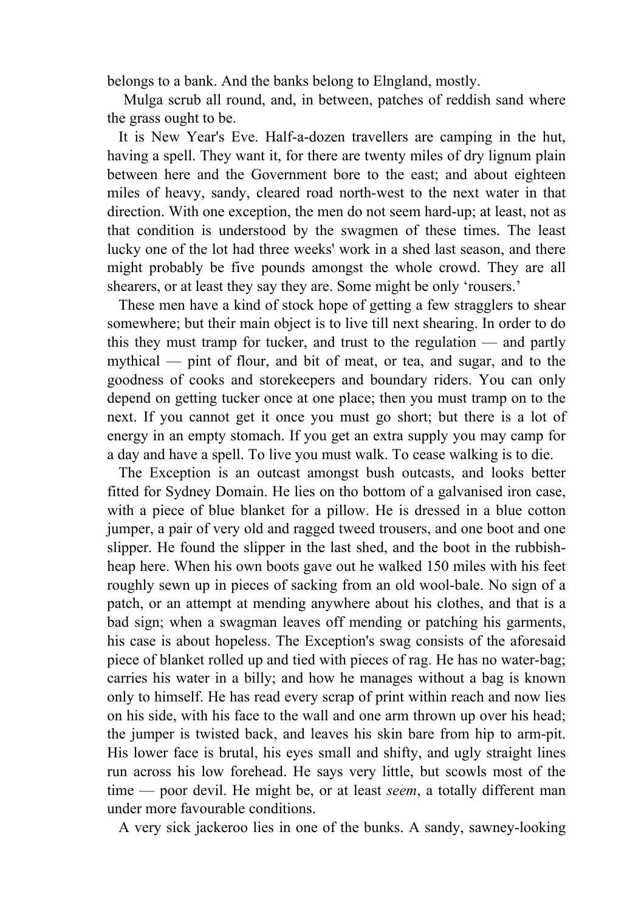belongs to a bank. And the banks belong to Elngland, mostly.

Mulga scrub all round, and, in between, patches of reddish sand where the grass ought to be.

It is New Year's Eve. Half-a-dozen travellers are camping in the hut, having a spell. They want it, for there are twenty miles of dry lignum plain between here and the Government bore to the east; and about eighteen miles of heavy, sandy, cleared road north-west to the next water in that direction. With one exception, the men do not seem hard-up; at least, not as that condition is understood by the swagmen of these times. The least lucky one of the lot had three weeks' work in a shed last season, and there might probably be five pounds amongst the whole crowd. They are all shearers, or at least they say they are. Some might be only 'rousers.'

These men have a kind of stock hope of getting a few stragglers to shear somewhere; but their main object is to live till next shearing. In order to do this they must tramp for tucker, and trust to the regulation — and partly mythical — pint of flour, and bit of meat, or tea, and sugar, and to the goodness of cooks and storekeepers and boundary riders. You can only depend on getting tucker once at one place; then you must tramp on to the next. If you cannot get it once you must go short; but there is a lot of energy in an empty stomach. If you get an extra supply you may camp for a day and have a spell. To live you must walk. To cease walking is to die.

The Exception is an outcast amongst bush outcasts, and looks better fitted for Sydney Domain. He lies on tho bottom of a galvanised iron case, with a piece of blue blanket for a pillow. He is dressed in a blue cotton jumper, a pair of very old and ragged tweed trousers, and one boot and one slipper. He found the slipper in the last shed, and the boot in the rubbish-heap here. When his own boots gave out he walked 150 miles with his feet roughly sewn up in pieces of sacking from an old wool-bale. No sign of a patch, or an attempt at mending anywhere about his clothes, and that is a bad sign; when a swagman leaves off mending or patching his garments, his case is about hopeless. The Exception's swag consists of the aforesaid piece of blanket rolled up and tied with pieces of rag. He has no water-bag; carries his water in a billy; and how he manages without a bag is known only to himself. He has read every scrap of print within reach and now lies on his side, with his face to the wall and one arm thrown up over his head; the jumper is twisted back, and leaves his skin bare from hip to arm-pit. His lower face is brutal, his eyes small and shifty, and ugly straight lines run across his low forehead. He says very little, but scowls most of the time — poor devil. He might be, or at least *seem*, a totally different man under more favourable conditions.

A very sick jackeroo lies in one of the bunks. A sandy, sawney-looking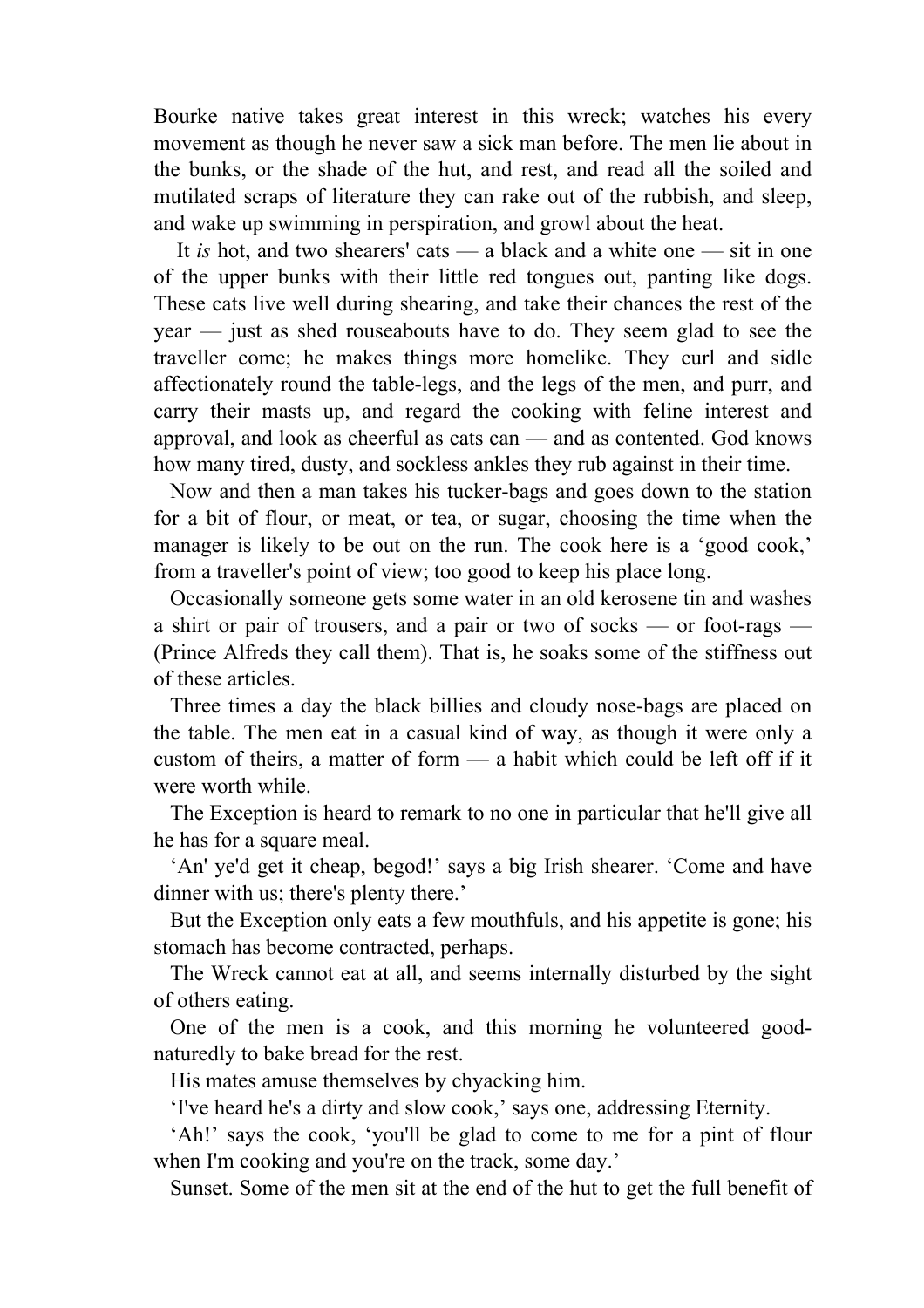Bourke native takes great interest in this wreck; watches his every movement as though he never saw a sick man before. The men lie about in the bunks, or the shade of the hut, and rest, and read all the soiled and mutilated scraps of literature they can rake out of the rubbish, and sleep, and wake up swimming in perspiration, and growl about the heat.

It *is* hot, and two shearers' cats — a black and a white one — sit in one of the upper bunks with their little red tongues out, panting like dogs. These cats live well during shearing, and take their chances the rest of the year — just as shed rouseabouts have to do. They seem glad to see the traveller come; he makes things more homelike. They curl and sidle affectionately round the table-legs, and the legs of the men, and purr, and carry their masts up, and regard the cooking with feline interest and approval, and look as cheerful as cats can — and as contented. God knows how many tired, dusty, and sockless ankles they rub against in their time.

Now and then a man takes his tucker-bags and goes down to the station for a bit of flour, or meat, or tea, or sugar, choosing the time when the manager is likely to be out on the run. The cook here is a 'good cook,' from a traveller's point of view; too good to keep his place long.

Occasionally someone gets some water in an old kerosene tin and washes a shirt or pair of trousers, and a pair or two of socks — or foot-rags — (Prince Alfreds they call them). That is, he soaks some of the stiffness out of these articles.

Three times a day the black billies and cloudy nose-bags are placed on the table. The men eat in a casual kind of way, as though it were only a custom of theirs, a matter of form — a habit which could be left off if it were worth while.

The Exception is heard to remark to no one in particular that he'll give all he has for a square meal.

'An' ye'd get it cheap, begod!' says a big Irish shearer. 'Come and have dinner with us; there's plenty there.'

But the Exception only eats a few mouthfuls, and his appetite is gone; his stomach has become contracted, perhaps.

The Wreck cannot eat at all, and seems internally disturbed by the sight of others eating.

One of the men is a cook, and this morning he volunteered good-naturedly to bake bread for the rest.

His mates amuse themselves by chyacking him.

'I've heard he's a dirty and slow cook,' says one, addressing Eternity.

'Ah!' says the cook, 'you'll be glad to come to me for a pint of flour when I'm cooking and you're on the track, some day.'

Sunset. Some of the men sit at the end of the hut to get the full benefit of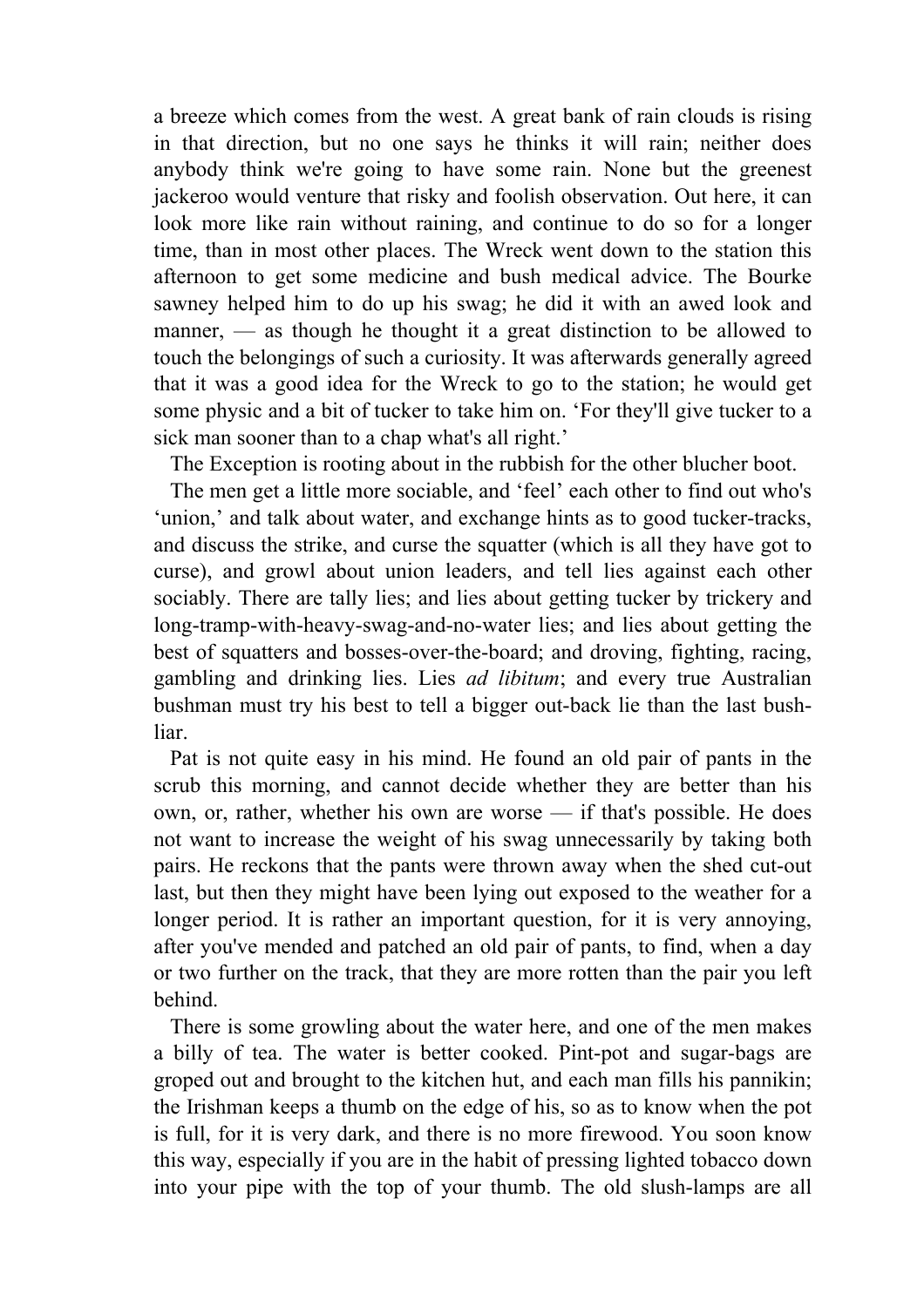a breeze which comes from the west. A great bank of rain clouds is rising in that direction, but no one says he thinks it will rain; neither does anybody think we're going to have some rain. None but the greenest jackeroo would venture that risky and foolish observation. Out here, it can look more like rain without raining, and continue to do so for a longer time, than in most other places. The Wreck went down to the station this afternoon to get some medicine and bush medical advice. The Bourke sawney helped him to do up his swag; he did it with an awed look and manner, — as though he thought it a great distinction to be allowed to touch the belongings of such a curiosity. It was afterwards generally agreed that it was a good idea for the Wreck to go to the station; he would get some physic and a bit of tucker to take him on. 'For they'll give tucker to a sick man sooner than to a chap what's all right.'

The Exception is rooting about in the rubbish for the other blucher boot.

The men get a little more sociable, and 'feel' each other to find out who's 'union,' and talk about water, and exchange hints as to good tucker-tracks, and discuss the strike, and curse the squatter (which is all they have got to curse), and growl about union leaders, and tell lies against each other sociably. There are tally lies; and lies about getting tucker by trickery and long-tramp-with-heavy-swag-and-no-water lies; and lies about getting the best of squatters and bosses-over-the-board; and droving, fighting, racing, gambling and drinking lies. Lies *ad libitum*; and every true Australian bushman must try his best to tell a bigger out-back lie than the last bush-liar.

Pat is not quite easy in his mind. He found an old pair of pants in the scrub this morning, and cannot decide whether they are better than his own, or, rather, whether his own are worse — if that's possible. He does not want to increase the weight of his swag unnecessarily by taking both pairs. He reckons that the pants were thrown away when the shed cut-out last, but then they might have been lying out exposed to the weather for a longer period. It is rather an important question, for it is very annoying, after you've mended and patched an old pair of pants, to find, when a day or two further on the track, that they are more rotten than the pair you left behind.

There is some growling about the water here, and one of the men makes a billy of tea. The water is better cooked. Pint-pot and sugar-bags are groped out and brought to the kitchen hut, and each man fills his pannikin; the Irishman keeps a thumb on the edge of his, so as to know when the pot is full, for it is very dark, and there is no more firewood. You soon know this way, especially if you are in the habit of pressing lighted tobacco down into your pipe with the top of your thumb. The old slush-lamps are all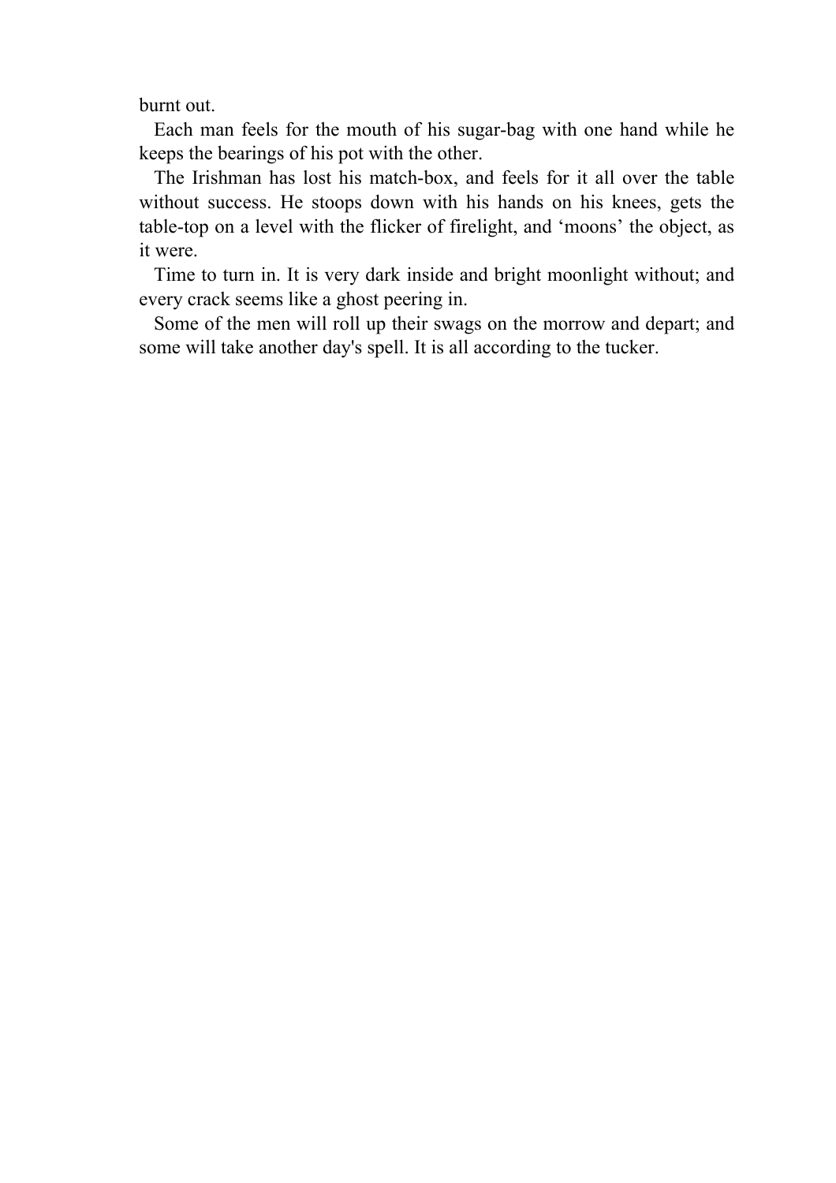burnt out.

Each man feels for the mouth of his sugar-bag with one hand while he keeps the bearings of his pot with the other.

The Irishman has lost his match-box, and feels for it all over the table without success. He stoops down with his hands on his knees, gets the table-top on a level with the flicker of firelight, and 'moons' the object, as it were.

Time to turn in. It is very dark inside and bright moonlight without; and every crack seems like a ghost peering in.

Some of the men will roll up their swags on the morrow and depart; and some will take another day's spell. It is all according to the tucker.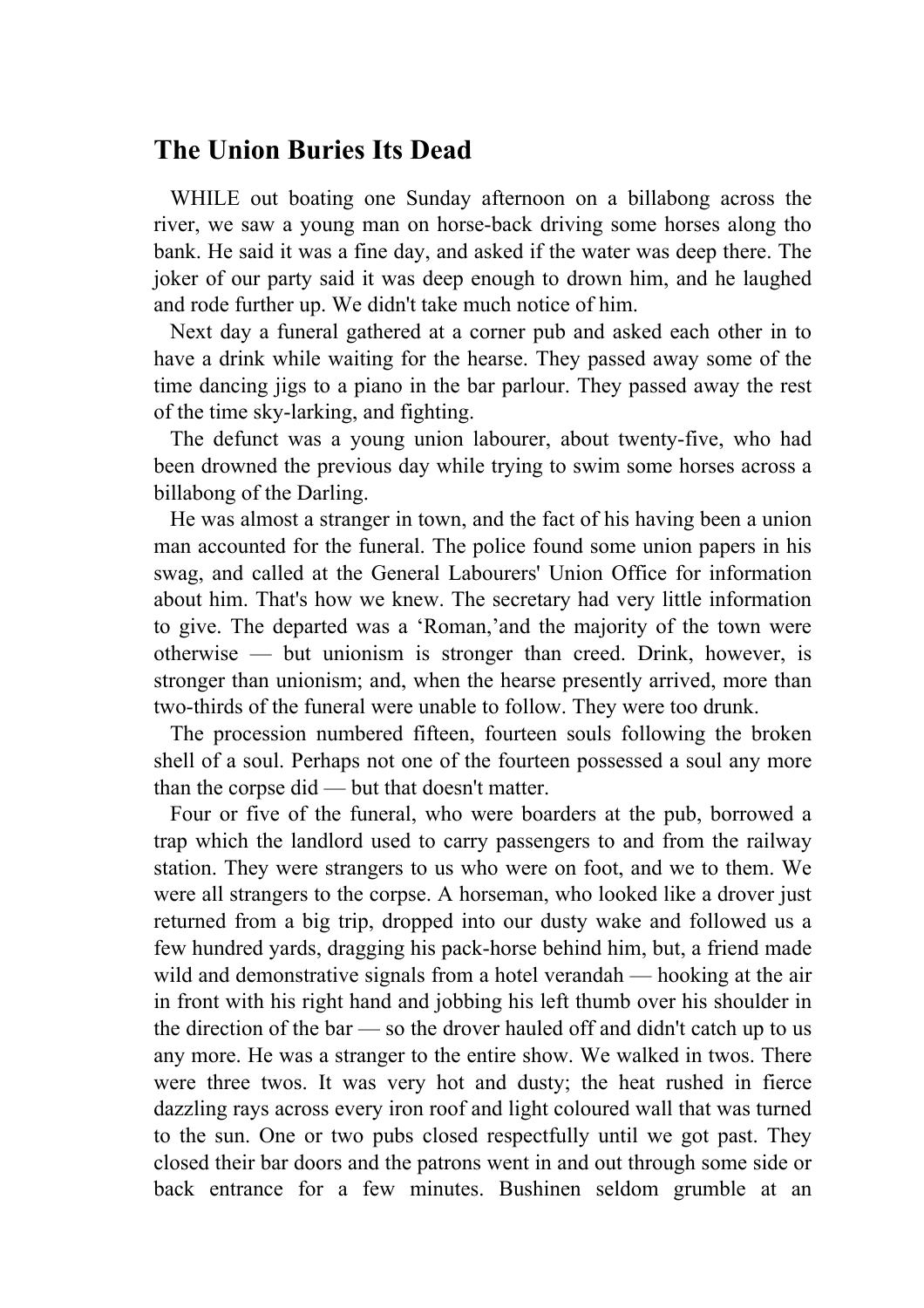# The Union Buries Its Dead

WHILE out boating one Sunday afternoon on a billabong across the river, we saw a young man on horse-back driving some horses along tho bank. He said it was a fine day, and asked if the water was deep there. The joker of our party said it was deep enough to drown him, and he laughed and rode further up. We didn't take much notice of him.

Next day a funeral gathered at a corner pub and asked each other in to have a drink while waiting for the hearse. They passed away some of the time dancing jigs to a piano in the bar parlour. They passed away the rest of the time sky-larking, and fighting.

The defunct was a young union labourer, about twenty-five, who had been drowned the previous day while trying to swim some horses across a billabong of the Darling.

He was almost a stranger in town, and the fact of his having been a union man accounted for the funeral. The police found some union papers in his swag, and called at the General Labourers' Union Office for information about him. That's how we knew. The secretary had very little information to give. The departed was a 'Roman,'and the majority of the town were otherwise — but unionism is stronger than creed. Drink, however, is stronger than unionism; and, when the hearse presently arrived, more than two-thirds of the funeral were unable to follow. They were too drunk.

The procession numbered fifteen, fourteen souls following the broken shell of a soul. Perhaps not one of the fourteen possessed a soul any more than the corpse did — but that doesn't matter.

Four or five of the funeral, who were boarders at the pub, borrowed a trap which the landlord used to carry passengers to and from the railway station. They were strangers to us who were on foot, and we to them. We were all strangers to the corpse. A horseman, who looked like a drover just returned from a big trip, dropped into our dusty wake and followed us a few hundred yards, dragging his pack-horse behind him, but, a friend made wild and demonstrative signals from a hotel verandah — hooking at the air in front with his right hand and jobbing his left thumb over his shoulder in the direction of the bar — so the drover hauled off and didn't catch up to us any more. He was a stranger to the entire show. We walked in twos. There were three twos. It was very hot and dusty; the heat rushed in fierce dazzling rays across every iron roof and light coloured wall that was turned to the sun. One or two pubs closed respectfully until we got past. They closed their bar doors and the patrons went in and out through some side or back entrance for a few minutes. Bushinen seldom grumble at an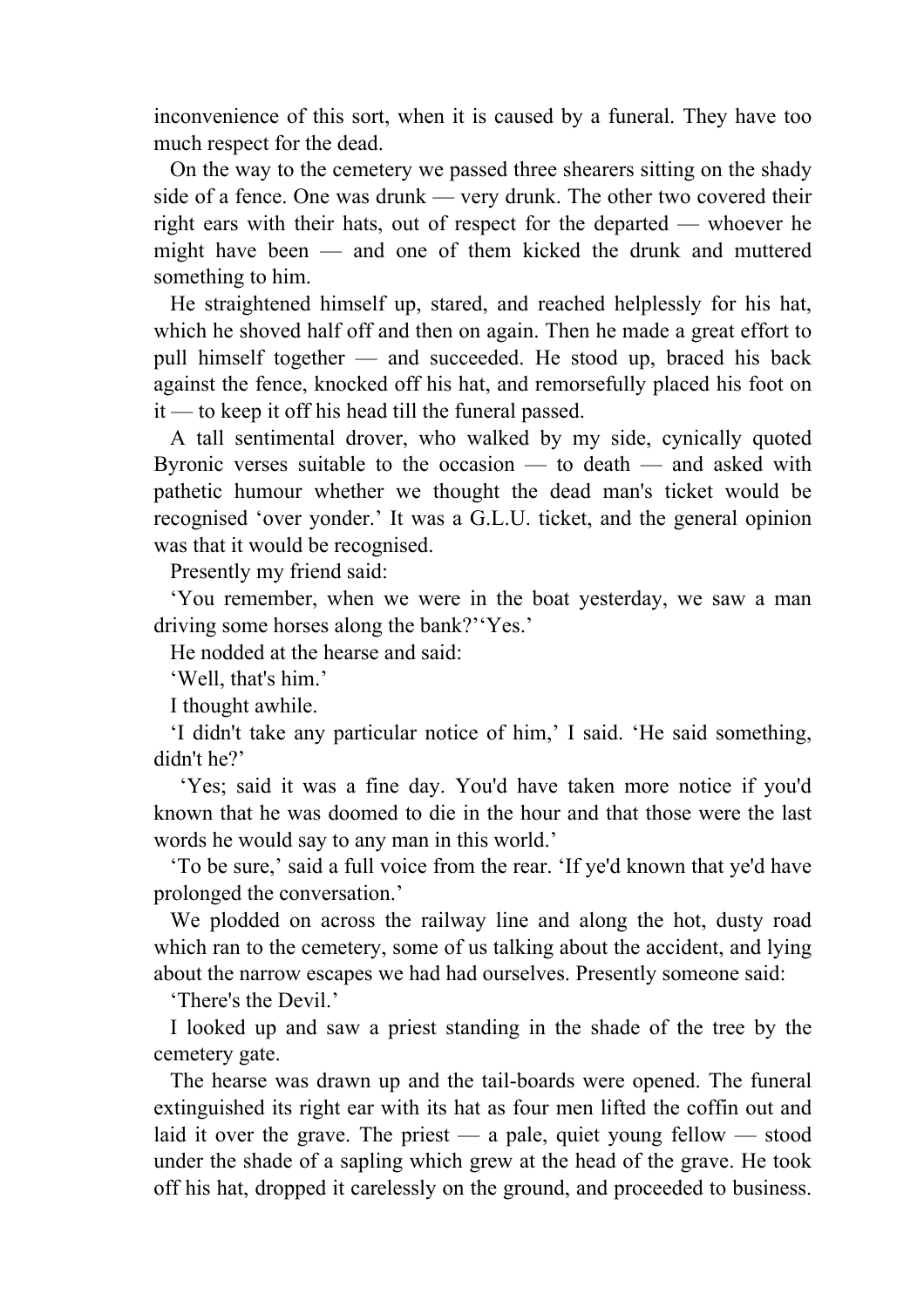inconvenience of this sort, when it is caused by a funeral. They have too much respect for the dead.

On the way to the cemetery we passed three shearers sitting on the shady side of a fence. One was drunk — very drunk. The other two covered their right ears with their hats, out of respect for the departed — whoever he might have been — and one of them kicked the drunk and muttered something to him.

He straightened himself up, stared, and reached helplessly for his hat, which he shoved half off and then on again. Then he made a great effort to pull himself together — and succeeded. He stood up, braced his back against the fence, knocked off his hat, and remorsefully placed his foot on it — to keep it off his head till the funeral passed.

A tall sentimental drover, who walked by my side, cynically quoted Byronic verses suitable to the occasion — to death — and asked with pathetic humour whether we thought the dead man's ticket would be recognised 'over yonder.' It was a G.L.U. ticket, and the general opinion was that it would be recognised.

Presently my friend said:

'You remember, when we were in the boat yesterday, we saw a man driving some horses along the bank?''Yes.'

He nodded at the hearse and said:

'Well, that's him.'

I thought awhile.

'I didn't take any particular notice of him,' I said. 'He said something, didn't he?'

'Yes; said it was a fine day. You'd have taken more notice if you'd known that he was doomed to die in the hour and that those were the last words he would say to any man in this world.'

'To be sure,' said a full voice from the rear. 'If ye'd known that ye'd have prolonged the conversation.'

We plodded on across the railway line and along the hot, dusty road which ran to the cemetery, some of us talking about the accident, and lying about the narrow escapes we had had ourselves. Presently someone said:

'There's the Devil.'

I looked up and saw a priest standing in the shade of the tree by the cemetery gate.

The hearse was drawn up and the tail-boards were opened. The funeral extinguished its right ear with its hat as four men lifted the coffin out and laid it over the grave. The priest — a pale, quiet young fellow — stood under the shade of a sapling which grew at the head of the grave. He took off his hat, dropped it carelessly on the ground, and proceeded to business.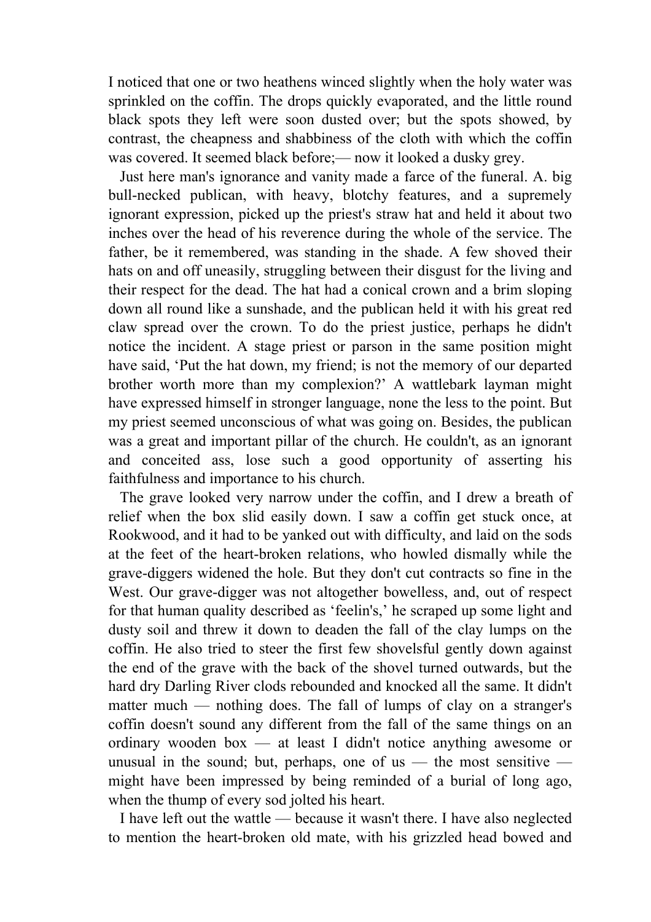I noticed that one or two heathens winced slightly when the holy water was sprinkled on the coffin. The drops quickly evaporated, and the little round black spots they left were soon dusted over; but the spots showed, by contrast, the cheapness and shabbiness of the cloth with which the coffin was covered. It seemed black before;— now it looked a dusky grey.

Just here man's ignorance and vanity made a farce of the funeral. A. big bull-necked publican, with heavy, blotchy features, and a supremely ignorant expression, picked up the priest's straw hat and held it about two inches over the head of his reverence during the whole of the service. The father, be it remembered, was standing in the shade. A few shoved their hats on and off uneasily, struggling between their disgust for the living and their respect for the dead. The hat had a conical crown and a brim sloping down all round like a sunshade, and the publican held it with his great red claw spread over the crown. To do the priest justice, perhaps he didn't notice the incident. A stage priest or parson in the same position might have said, 'Put the hat down, my friend; is not the memory of our departed brother worth more than my complexion?' A wattlebark layman might have expressed himself in stronger language, none the less to the point. But my priest seemed unconscious of what was going on. Besides, the publican was a great and important pillar of the church. He couldn't, as an ignorant and conceited ass, lose such a good opportunity of asserting his faithfulness and importance to his church.

The grave looked very narrow under the coffin, and I drew a breath of relief when the box slid easily down. I saw a coffin get stuck once, at Rookwood, and it had to be yanked out with difficulty, and laid on the sods at the feet of the heart-broken relations, who howled dismally while the grave-diggers widened the hole. But they don't cut contracts so fine in the West. Our grave-digger was not altogether bowelless, and, out of respect for that human quality described as 'feelin's,' he scraped up some light and dusty soil and threw it down to deaden the fall of the clay lumps on the coffin. He also tried to steer the first few shovelsful gently down against the end of the grave with the back of the shovel turned outwards, but the hard dry Darling River clods rebounded and knocked all the same. It didn't matter much — nothing does. The fall of lumps of clay on a stranger's coffin doesn't sound any different from the fall of the same things on an ordinary wooden box — at least I didn't notice anything awesome or unusual in the sound; but, perhaps, one of us — the most sensitive — might have been impressed by being reminded of a burial of long ago, when the thump of every sod jolted his heart.

I have left out the wattle — because it wasn't there. I have also neglected to mention the heart-broken old mate, with his grizzled head bowed and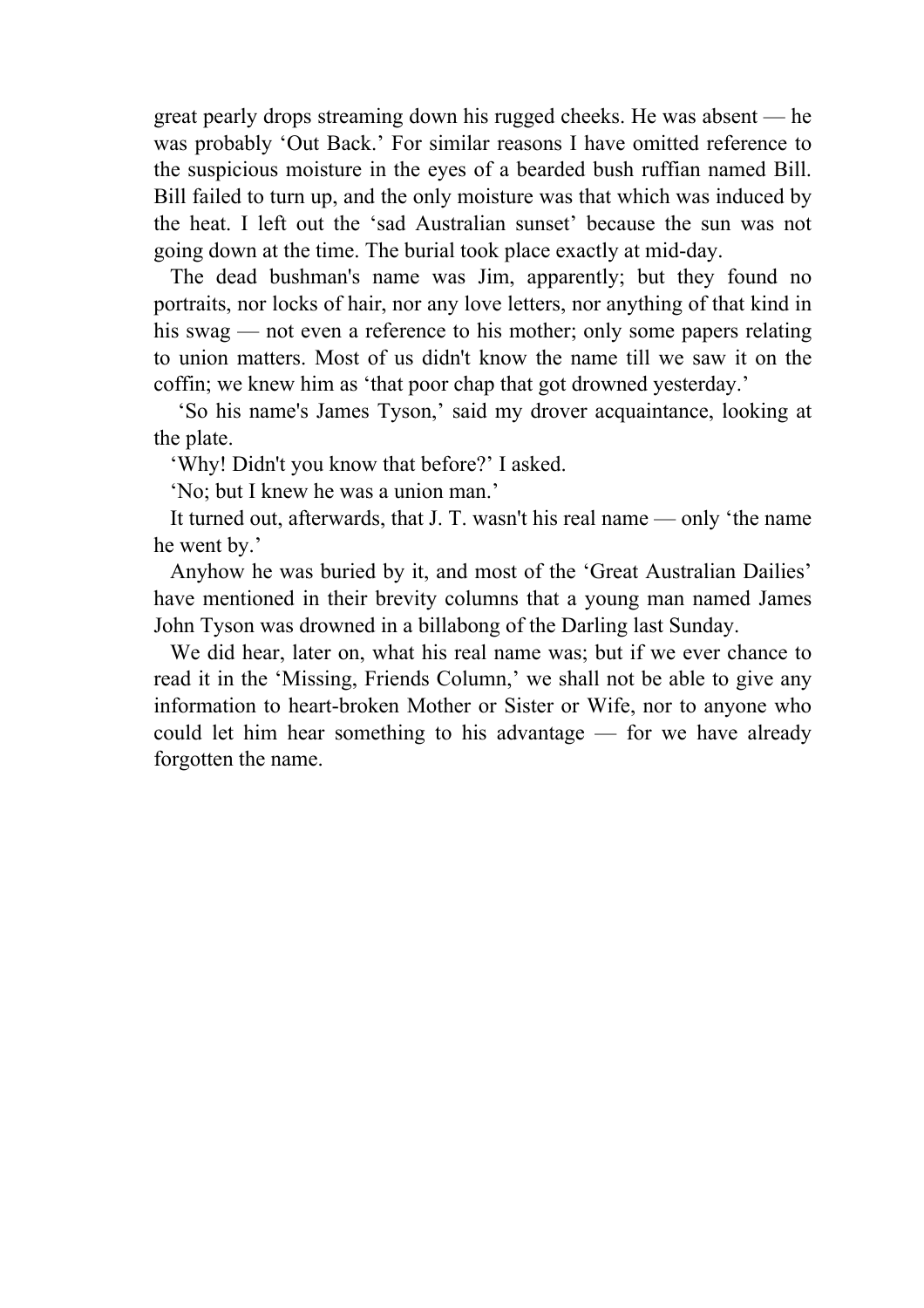great pearly drops streaming down his rugged cheeks. He was absent — he was probably 'Out Back.' For similar reasons I have omitted reference to the suspicious moisture in the eyes of a bearded bush ruffian named Bill. Bill failed to turn up, and the only moisture was that which was induced by the heat. I left out the 'sad Australian sunset' because the sun was not going down at the time. The burial took place exactly at mid-day.

The dead bushman's name was Jim, apparently; but they found no portraits, nor locks of hair, nor any love letters, nor anything of that kind in his swag — not even a reference to his mother; only some papers relating to union matters. Most of us didn't know the name till we saw it on the coffin; we knew him as 'that poor chap that got drowned yesterday.'

'So his name's James Tyson,' said my drover acquaintance, looking at the plate.

'Why! Didn't you know that before?' I asked.

'No; but I knew he was a union man.'

It turned out, afterwards, that J. T. wasn't his real name — only 'the name he went by.'

Anyhow he was buried by it, and most of the 'Great Australian Dailies' have mentioned in their brevity columns that a young man named James John Tyson was drowned in a billabong of the Darling last Sunday.

We did hear, later on, what his real name was; but if we ever chance to read it in the 'Missing, Friends Column,' we shall not be able to give any information to heart-broken Mother or Sister or Wife, nor to anyone who could let him hear something to his advantage — for we have already forgotten the name.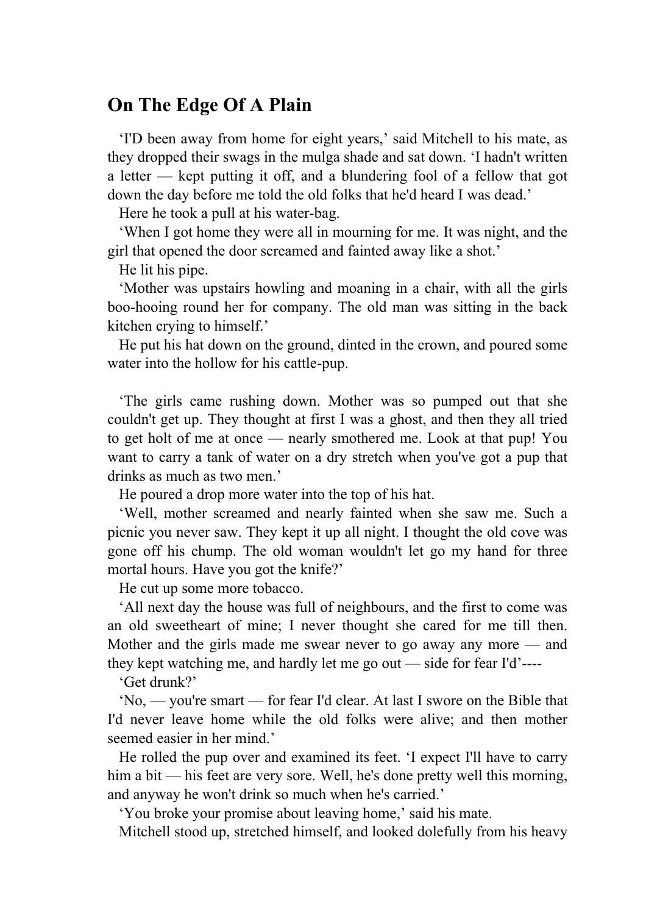## On The Edge Of A Plain

‘I'D been away from home for eight years,’ said Mitchell to his mate, as they dropped their swags in the mulga shade and sat down. ‘I hadn't written a letter — kept putting it off, and a blundering fool of a fellow that got down the day before me told the old folks that he'd heard I was dead.’

Here he took a pull at his water-bag.

‘When I got home they were all in mourning for me. It was night, and the girl that opened the door screamed and fainted away like a shot.’

He lit his pipe.

‘Mother was upstairs howling and moaning in a chair, with all the girls boo-hooing round her for company. The old man was sitting in the back kitchen crying to himself.’

He put his hat down on the ground, dinted in the crown, and poured some water into the hollow for his cattle-pup.

‘The girls came rushing down. Mother was so pumped out that she couldn't get up. They thought at first I was a ghost, and then they all tried to get holt of me at once — nearly smothered me. Look at that pup! You want to carry a tank of water on a dry stretch when you've got a pup that drinks as much as two men.’

He poured a drop more water into the top of his hat.

‘Well, mother screamed and nearly fainted when she saw me. Such a picnic you never saw. They kept it up all night. I thought the old cove was gone off his chump. The old woman wouldn't let go my hand for three mortal hours. Have you got the knife?’

He cut up some more tobacco.

‘All next day the house was full of neighbours, and the first to come was an old sweetheart of mine; I never thought she cared for me till then. Mother and the girls made me swear never to go away any more — and they kept watching me, and hardly let me go out — side for fear I'd’----

‘Get drunk?’

‘No, — you're smart — for fear I'd clear. At last I swore on the Bible that I'd never leave home while the old folks were alive; and then mother seemed easier in her mind.’

He rolled the pup over and examined its feet. ‘I expect I'll have to carry him a bit — his feet are very sore. Well, he's done pretty well this morning, and anyway he won't drink so much when he's carried.’

‘You broke your promise about leaving home,’ said his mate.

Mitchell stood up, stretched himself, and looked dolefully from his heavy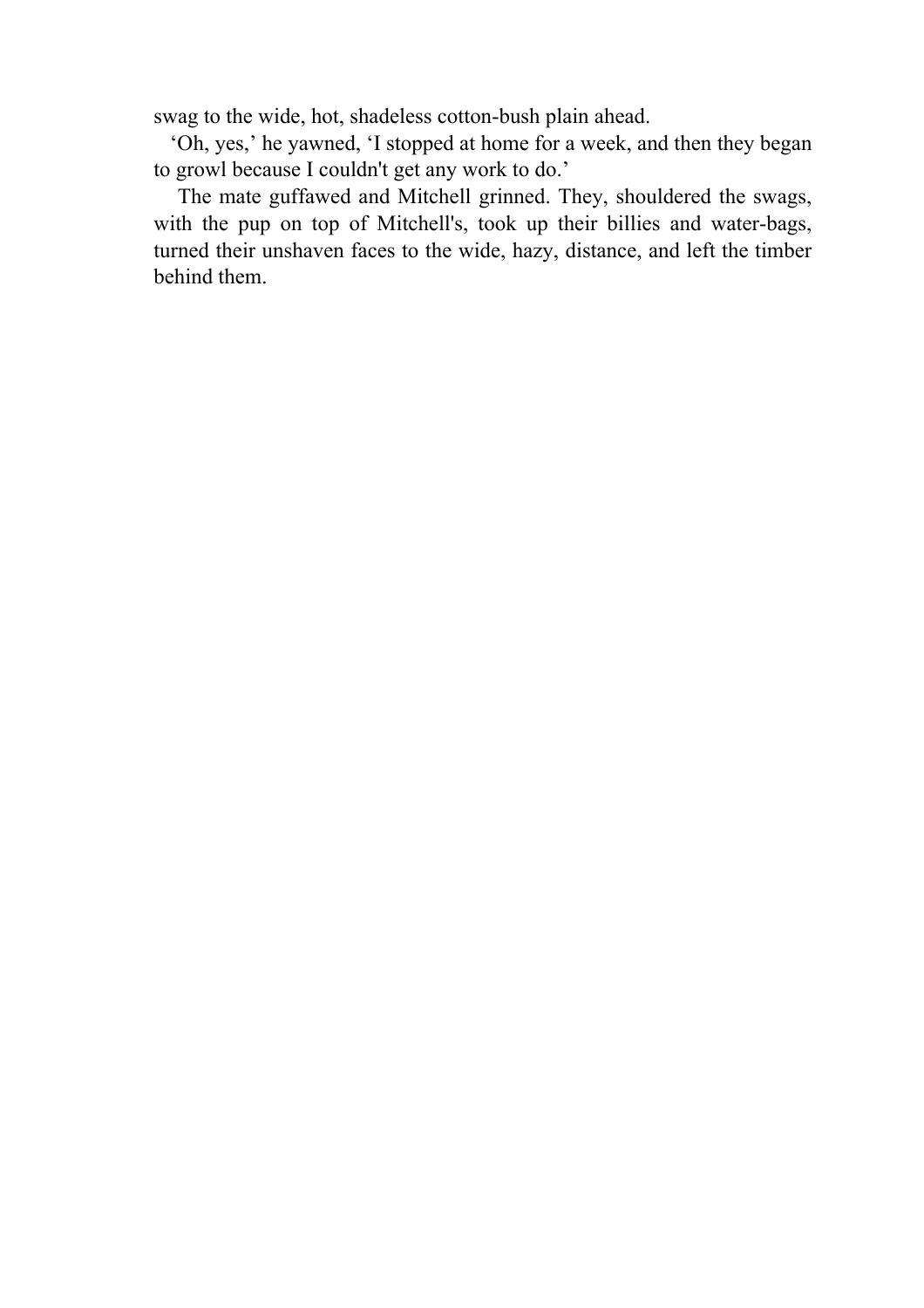swag to the wide, hot, shadeless cotton-bush plain ahead.

‘Oh, yes,’ he yawned, ‘I stopped at home for a week, and then they began to growl because I couldn't get any work to do.’

The mate guffawed and Mitchell grinned. They, shouldered the swags, with the pup on top of Mitchell's, took up their billies and water-bags, turned their unshaven faces to the wide, hazy, distance, and left the timber behind them.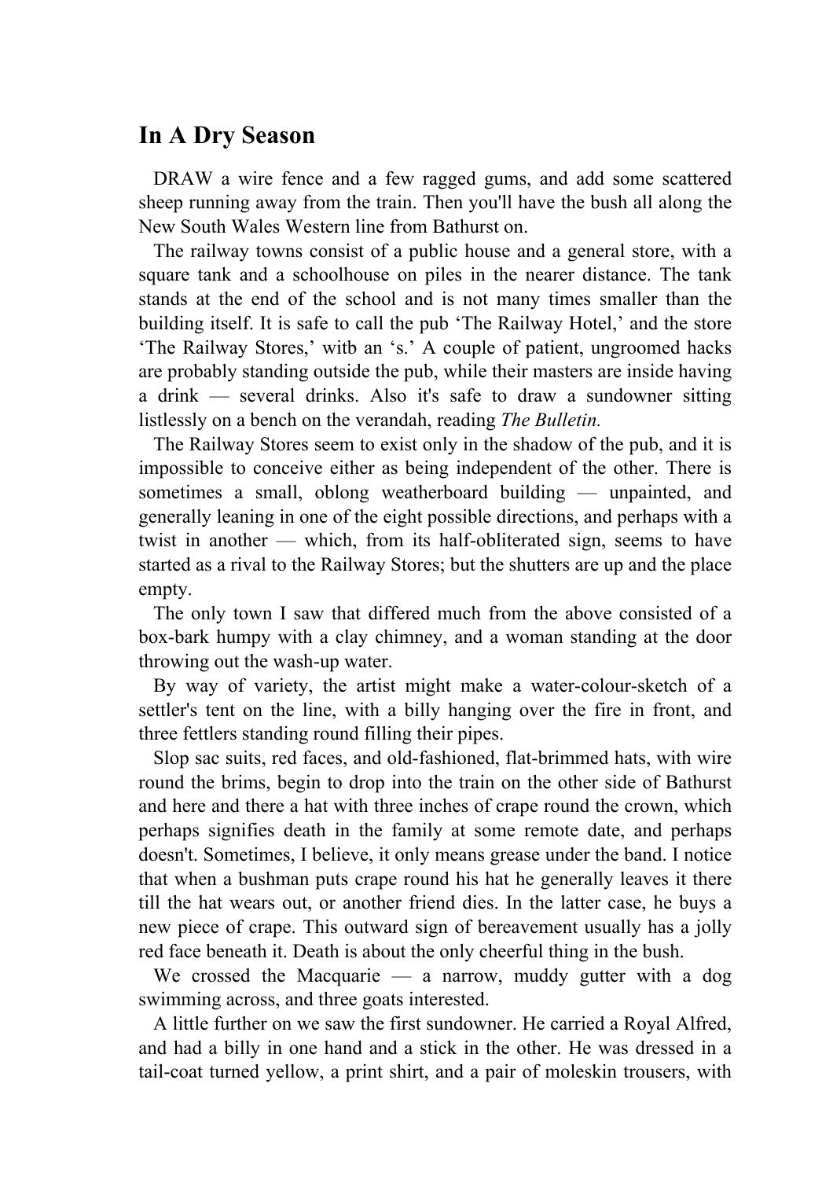## In A Dry Season

DRAW a wire fence and a few ragged gums, and add some scattered sheep running away from the train. Then you'll have the bush all along the New South Wales Western line from Bathurst on.

The railway towns consist of a public house and a general store, with a square tank and a schoolhouse on piles in the nearer distance. The tank stands at the end of the school and is not many times smaller than the building itself. It is safe to call the pub 'The Railway Hotel,' and the store 'The Railway Stores,' witb an 's.' A couple of patient, ungroomed hacks are probably standing outside the pub, while their masters are inside having a drink — several drinks. Also it's safe to draw a sundowner sitting listlessly on a bench on the verandah, reading *The Bulletin.*

The Railway Stores seem to exist only in the shadow of the pub, and it is impossible to conceive either as being independent of the other. There is sometimes a small, oblong weatherboard building — unpainted, and generally leaning in one of the eight possible directions, and perhaps with a twist in another — which, from its half-obliterated sign, seems to have started as a rival to the Railway Stores; but the shutters are up and the place empty.

The only town I saw that differed much from the above consisted of a box-bark humpy with a clay chimney, and a woman standing at the door throwing out the wash-up water.

By way of variety, the artist might make a water-colour-sketch of a settler's tent on the line, with a billy hanging over the fire in front, and three fettlers standing round filling their pipes.

Slop sac suits, red faces, and old-fashioned, flat-brimmed hats, with wire round the brims, begin to drop into the train on the other side of Bathurst and here and there a hat with three inches of crape round the crown, which perhaps signifies death in the family at some remote date, and perhaps doesn't. Sometimes, I believe, it only means grease under the band. I notice that when a bushman puts crape round his hat he generally leaves it there till the hat wears out, or another friend dies. In the latter case, he buys a new piece of crape. This outward sign of bereavement usually has a jolly red face beneath it. Death is about the only cheerful thing in the bush.

We crossed the Macquarie — a narrow, muddy gutter with a dog swimming across, and three goats interested.

A little further on we saw the first sundowner. He carried a Royal Alfred, and had a billy in one hand and a stick in the other. He was dressed in a tail-coat turned yellow, a print shirt, and a pair of moleskin trousers, with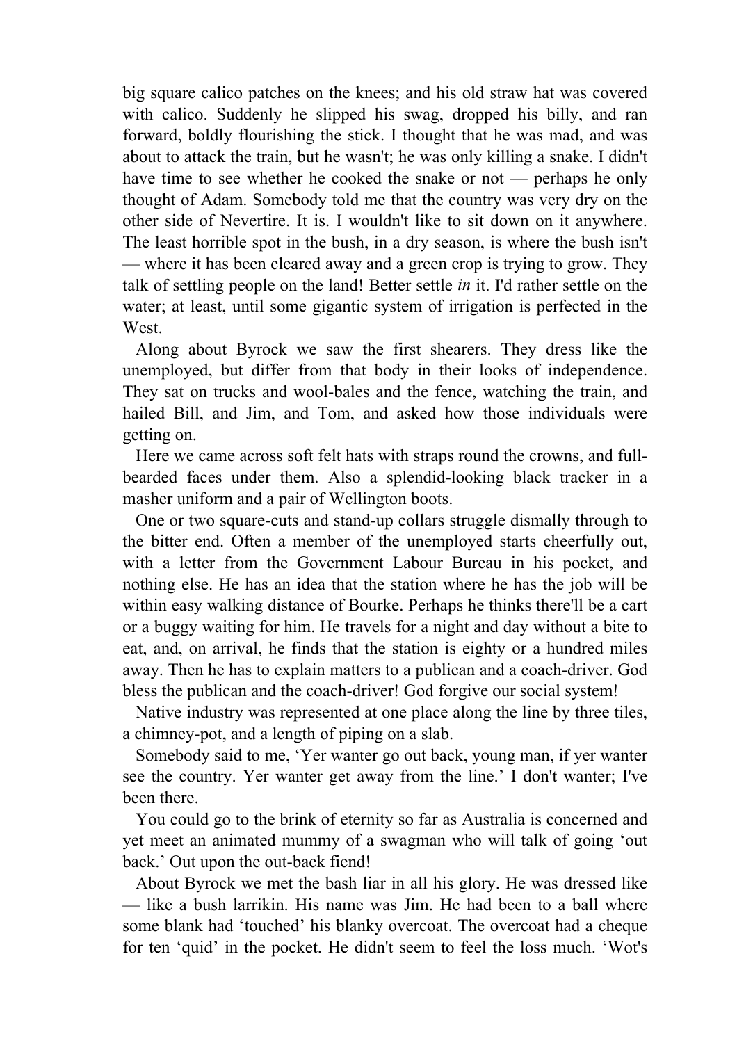big square calico patches on the knees; and his old straw hat was covered with calico. Suddenly he slipped his swag, dropped his billy, and ran forward, boldly flourishing the stick. I thought that he was mad, and was about to attack the train, but he wasn't; he was only killing a snake. I didn't have time to see whether he cooked the snake or not — perhaps he only thought of Adam. Somebody told me that the country was very dry on the other side of Nevertire. It is. I wouldn't like to sit down on it anywhere. The least horrible spot in the bush, in a dry season, is where the bush isn't — where it has been cleared away and a green crop is trying to grow. They talk of settling people on the land! Better settle *in* it. I'd rather settle on the water; at least, until some gigantic system of irrigation is perfected in the West.

Along about Byrock we saw the first shearers. They dress like the unemployed, but differ from that body in their looks of independence. They sat on trucks and wool-bales and the fence, watching the train, and hailed Bill, and Jim, and Tom, and asked how those individuals were getting on.

Here we came across soft felt hats with straps round the crowns, and full-bearded faces under them. Also a splendid-looking black tracker in a masher uniform and a pair of Wellington boots.

One or two square-cuts and stand-up collars struggle dismally through to the bitter end. Often a member of the unemployed starts cheerfully out, with a letter from the Government Labour Bureau in his pocket, and nothing else. He has an idea that the station where he has the job will be within easy walking distance of Bourke. Perhaps he thinks there'll be a cart or a buggy waiting for him. He travels for a night and day without a bite to eat, and, on arrival, he finds that the station is eighty or a hundred miles away. Then he has to explain matters to a publican and a coach-driver. God bless the publican and the coach-driver! God forgive our social system!

Native industry was represented at one place along the line by three tiles, a chimney-pot, and a length of piping on a slab.

Somebody said to me, 'Yer wanter go out back, young man, if yer wanter see the country. Yer wanter get away from the line.' I don't wanter; I've been there.

You could go to the brink of eternity so far as Australia is concerned and yet meet an animated mummy of a swagman who will talk of going 'out back.' Out upon the out-back fiend!

About Byrock we met the bash liar in all his glory. He was dressed like — like a bush larrikin. His name was Jim. He had been to a ball where some blank had 'touched' his blanky overcoat. The overcoat had a cheque for ten 'quid' in the pocket. He didn't seem to feel the loss much. 'Wot's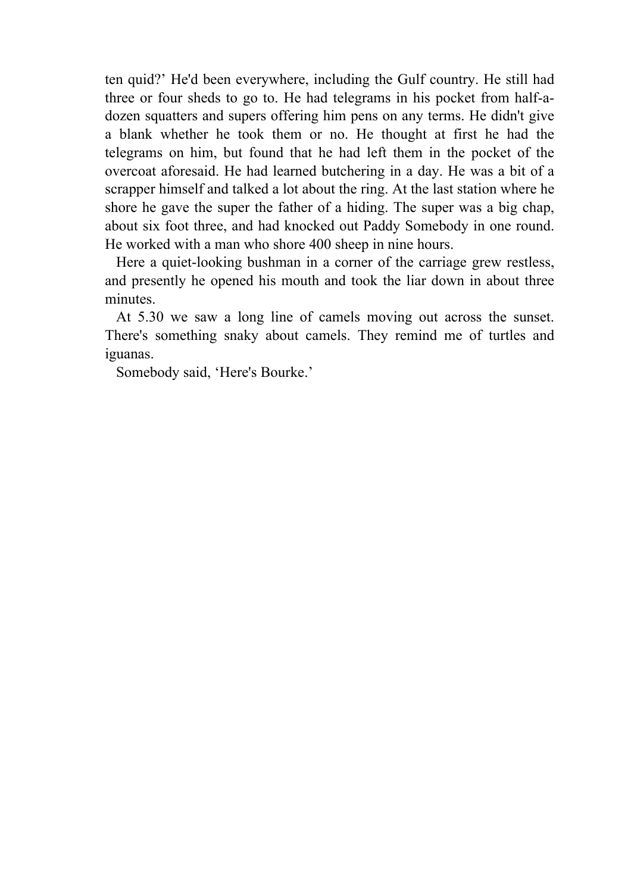ten quid?' He'd been everywhere, including the Gulf country. He still had three or four sheds to go to. He had telegrams in his pocket from half-a-dozen squatters and supers offering him pens on any terms. He didn't give a blank whether he took them or no. He thought at first he had the telegrams on him, but found that he had left them in the pocket of the overcoat aforesaid. He had learned butchering in a day. He was a bit of a scrapper himself and talked a lot about the ring. At the last station where he shore he gave the super the father of a hiding. The super was a big chap, about six foot three, and had knocked out Paddy Somebody in one round. He worked with a man who shore 400 sheep in nine hours.

Here a quiet-looking bushman in a corner of the carriage grew restless, and presently he opened his mouth and took the liar down in about three minutes.

At 5.30 we saw a long line of camels moving out across the sunset. There's something snaky about camels. They remind me of turtles and iguanas.

Somebody said, 'Here's Bourke.'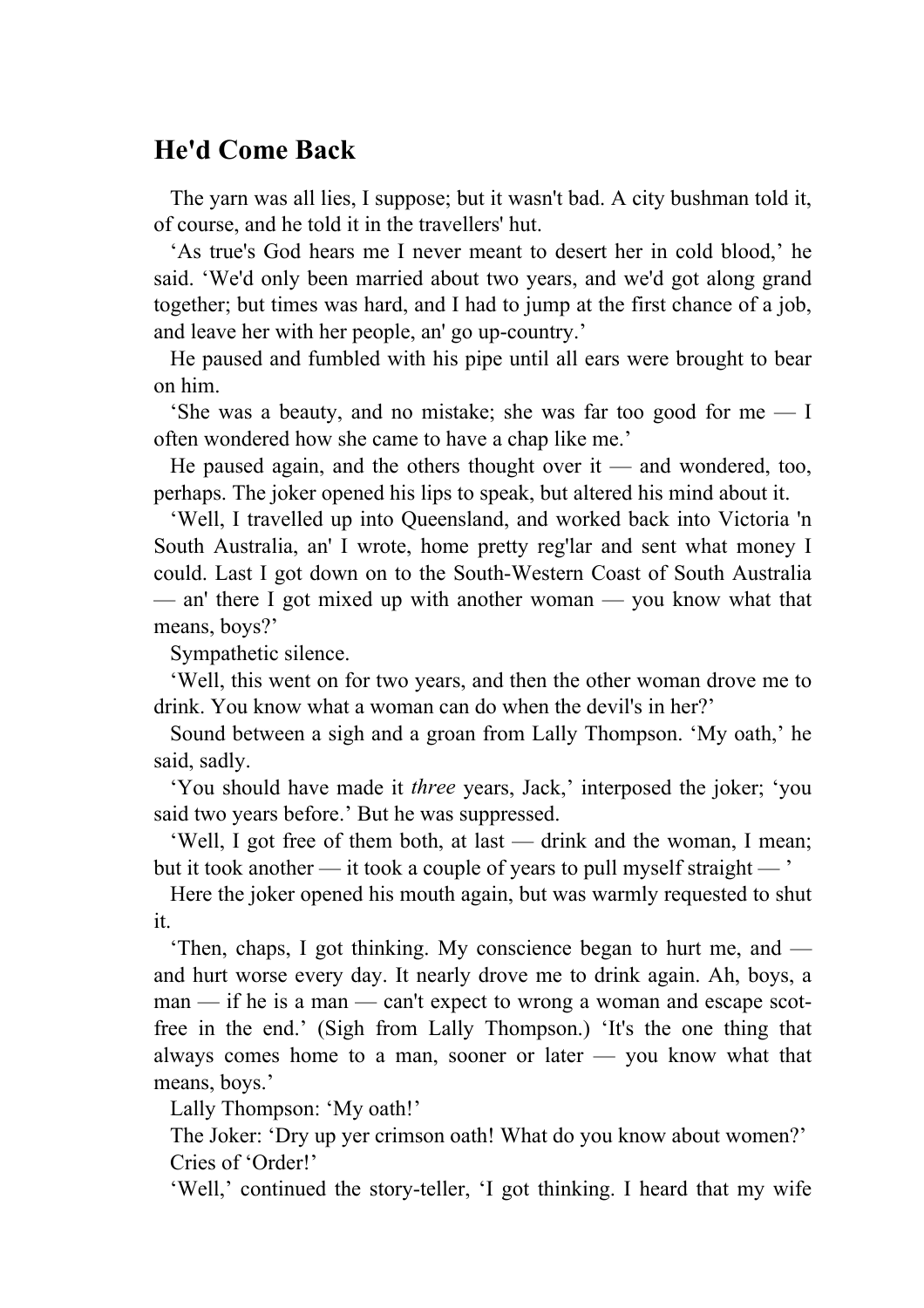## He'd Come Back

The yarn was all lies, I suppose; but it wasn't bad. A city bushman told it, of course, and he told it in the travellers' hut.

'As true's God hears me I never meant to desert her in cold blood,' he said. 'We'd only been married about two years, and we'd got along grand together; but times was hard, and I had to jump at the first chance of a job, and leave her with her people, an' go up-country.'

He paused and fumbled with his pipe until all ears were brought to bear on him.

'She was a beauty, and no mistake; she was far too good for me — I often wondered how she came to have a chap like me.'

He paused again, and the others thought over it — and wondered, too, perhaps. The joker opened his lips to speak, but altered his mind about it.

'Well, I travelled up into Queensland, and worked back into Victoria 'n South Australia, an' I wrote, home pretty reg'lar and sent what money I could. Last I got down on to the South-Western Coast of South Australia — an' there I got mixed up with another woman — you know what that means, boys?'

Sympathetic silence.

'Well, this went on for two years, and then the other woman drove me to drink. You know what a woman can do when the devil's in her?'

Sound between a sigh and a groan from Lally Thompson. 'My oath,' he said, sadly.

'You should have made it *three* years, Jack,' interposed the joker; 'you said two years before.' But he was suppressed.

'Well, I got free of them both, at last — drink and the woman, I mean; but it took another — it took a couple of years to pull myself straight — '

Here the joker opened his mouth again, but was warmly requested to shut it.

'Then, chaps, I got thinking. My conscience began to hurt me, and — and hurt worse every day. It nearly drove me to drink again. Ah, boys, a man — if he is a man — can't expect to wrong a woman and escape scot-free in the end.' (Sigh from Lally Thompson.) 'It's the one thing that always comes home to a man, sooner or later — you know what that means, boys.'

Lally Thompson: 'My oath!'

The Joker: 'Dry up yer crimson oath! What do you know about women?'

Cries of 'Order!'

'Well,' continued the story-teller, 'I got thinking. I heard that my wife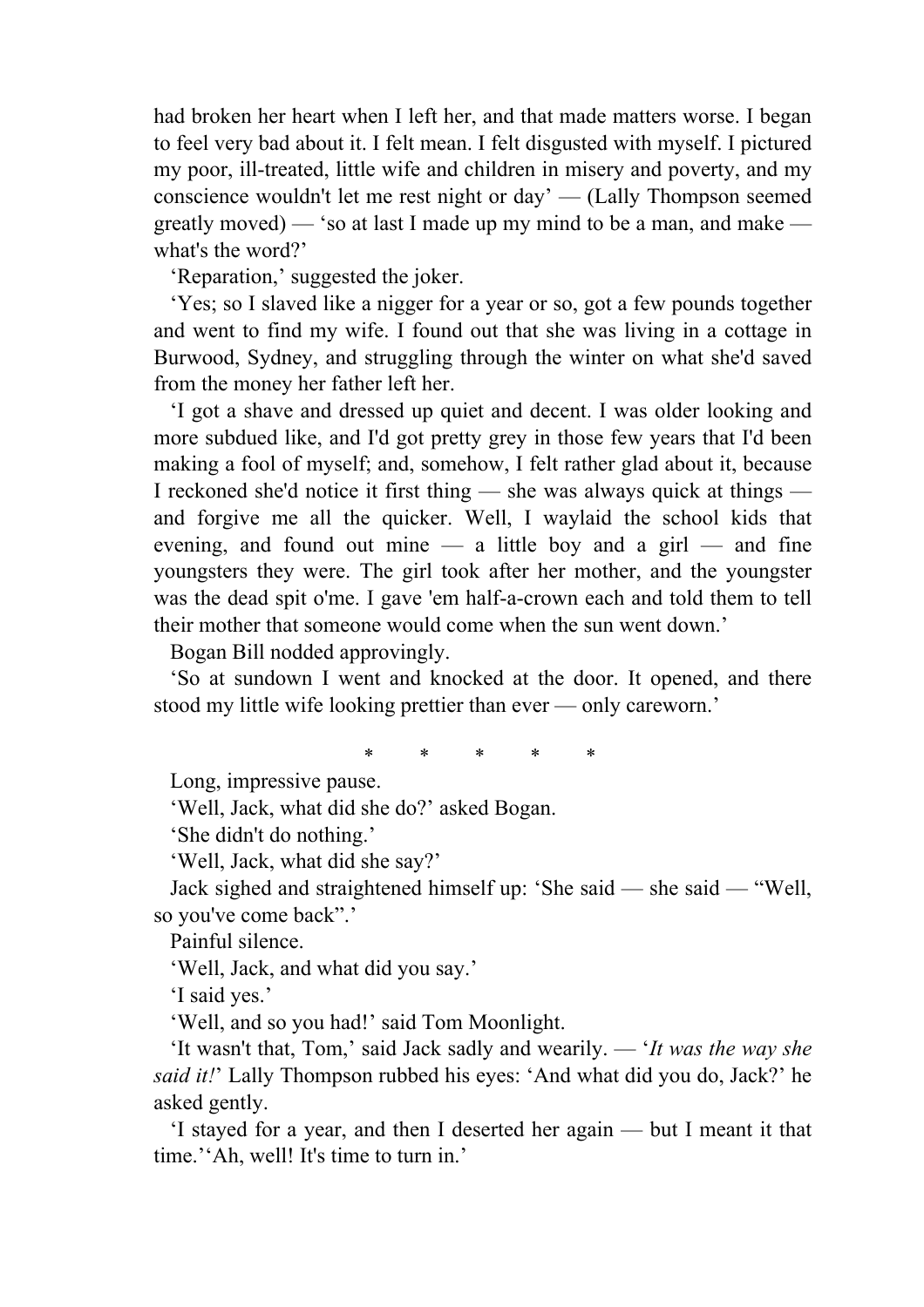had broken her heart when I left her, and that made matters worse. I began to feel very bad about it. I felt mean. I felt disgusted with myself. I pictured my poor, ill-treated, little wife and children in misery and poverty, and my conscience wouldn't let me rest night or day' — (Lally Thompson seemed greatly moved) — 'so at last I made up my mind to be a man, and make — what's the word?'

'Reparation,' suggested the joker.

'Yes; so I slaved like a nigger for a year or so, got a few pounds together and went to find my wife. I found out that she was living in a cottage in Burwood, Sydney, and struggling through the winter on what she'd saved from the money her father left her.

'I got a shave and dressed up quiet and decent. I was older looking and more subdued like, and I'd got pretty grey in those few years that I'd been making a fool of myself; and, somehow, I felt rather glad about it, because I reckoned she'd notice it first thing — she was always quick at things — and forgive me all the quicker. Well, I waylaid the school kids that evening, and found out mine — a little boy and a girl — and fine youngsters they were. The girl took after her mother, and the youngster was the dead spit o'me. I gave 'em half-a-crown each and told them to tell their mother that someone would come when the sun went down.'

Bogan Bill nodded approvingly.

'So at sundown I went and knocked at the door. It opened, and there stood my little wife looking prettier than ever — only careworn.'

\* \* \* \* \*

Long, impressive pause.

'Well, Jack, what did she do?' asked Bogan.

'She didn't do nothing.'

'Well, Jack, what did she say?'

Jack sighed and straightened himself up: 'She said — she said — "Well, so you've come back".'

Painful silence.

'Well, Jack, and what did you say.'

'I said yes.'

'Well, and so you had!' said Tom Moonlight.

'It wasn't that, Tom,' said Jack sadly and wearily. — '*It was the way she said it!*' Lally Thompson rubbed his eyes: 'And what did you do, Jack?' he asked gently.

'I stayed for a year, and then I deserted her again — but I meant it that time.' 'Ah, well! It's time to turn in.'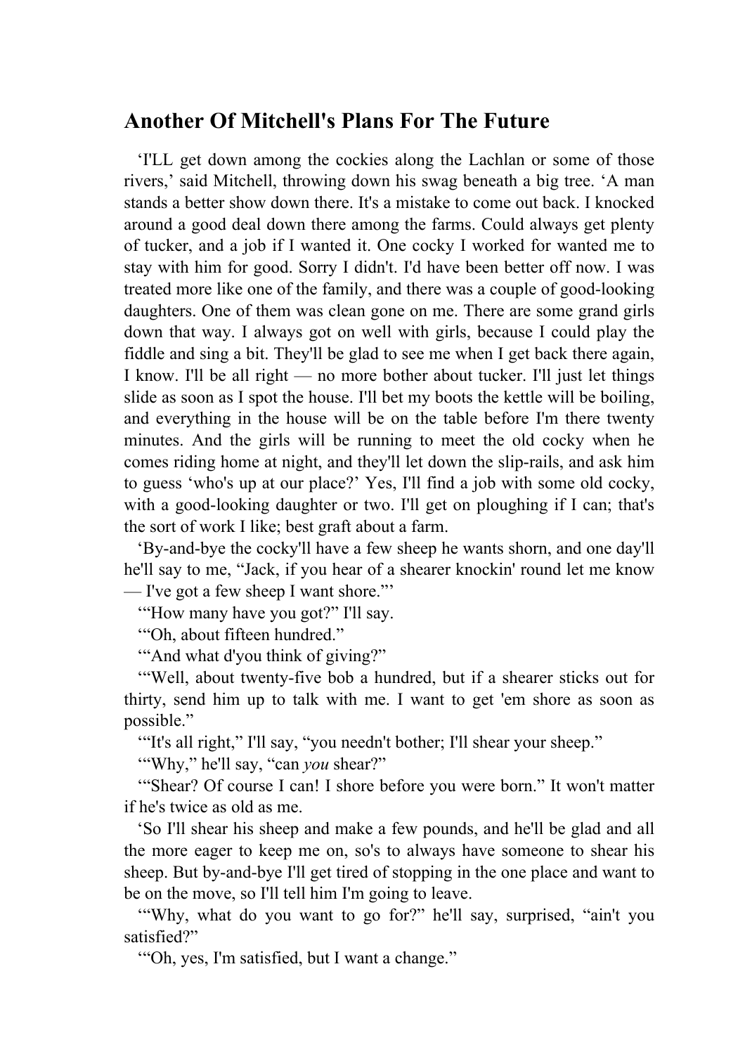## Another Of Mitchell's Plans For The Future

‘I'LL get down among the cockies along the Lachlan or some of those rivers,’ said Mitchell, throwing down his swag beneath a big tree. ‘A man stands a better show down there. It's a mistake to come out back. I knocked around a good deal down there among the farms. Could always get plenty of tucker, and a job if I wanted it. One cocky I worked for wanted me to stay with him for good. Sorry I didn't. I'd have been better off now. I was treated more like one of the family, and there was a couple of good-looking daughters. One of them was clean gone on me. There are some grand girls down that way. I always got on well with girls, because I could play the fiddle and sing a bit. They'll be glad to see me when I get back there again, I know. I'll be all right — no more bother about tucker. I'll just let things slide as soon as I spot the house. I'll bet my boots the kettle will be boiling, and everything in the house will be on the table before I'm there twenty minutes. And the girls will be running to meet the old cocky when he comes riding home at night, and they'll let down the slip-rails, and ask him to guess ‘who's up at our place?’ Yes, I'll find a job with some old cocky, with a good-looking daughter or two. I'll get on ploughing if I can; that's the sort of work I like; best graft about a farm.

‘By-and-bye the cocky'll have a few sheep he wants shorn, and one day'll he'll say to me, “Jack, if you hear of a shearer knockin' round let me know — I've got a few sheep I want shore.”’

‘“How many have you got?” I'll say.

‘“Oh, about fifteen hundred.”

‘“And what d'you think of giving?”

‘“Well, about twenty-five bob a hundred, but if a shearer sticks out for thirty, send him up to talk with me. I want to get 'em shore as soon as possible.”

‘“It's all right,” I'll say, “you needn't bother; I'll shear your sheep.”

‘“Why,” he'll say, “can *you* shear?”

‘“Shear? Of course I can! I shore before you were born.” It won't matter if he's twice as old as me.

‘So I'll shear his sheep and make a few pounds, and he'll be glad and all the more eager to keep me on, so's to always have someone to shear his sheep. But by-and-bye I'll get tired of stopping in the one place and want to be on the move, so I'll tell him I'm going to leave.

‘“Why, what do you want to go for?” he'll say, surprised, “ain't you satisfied?”

‘“Oh, yes, I'm satisfied, but I want a change.”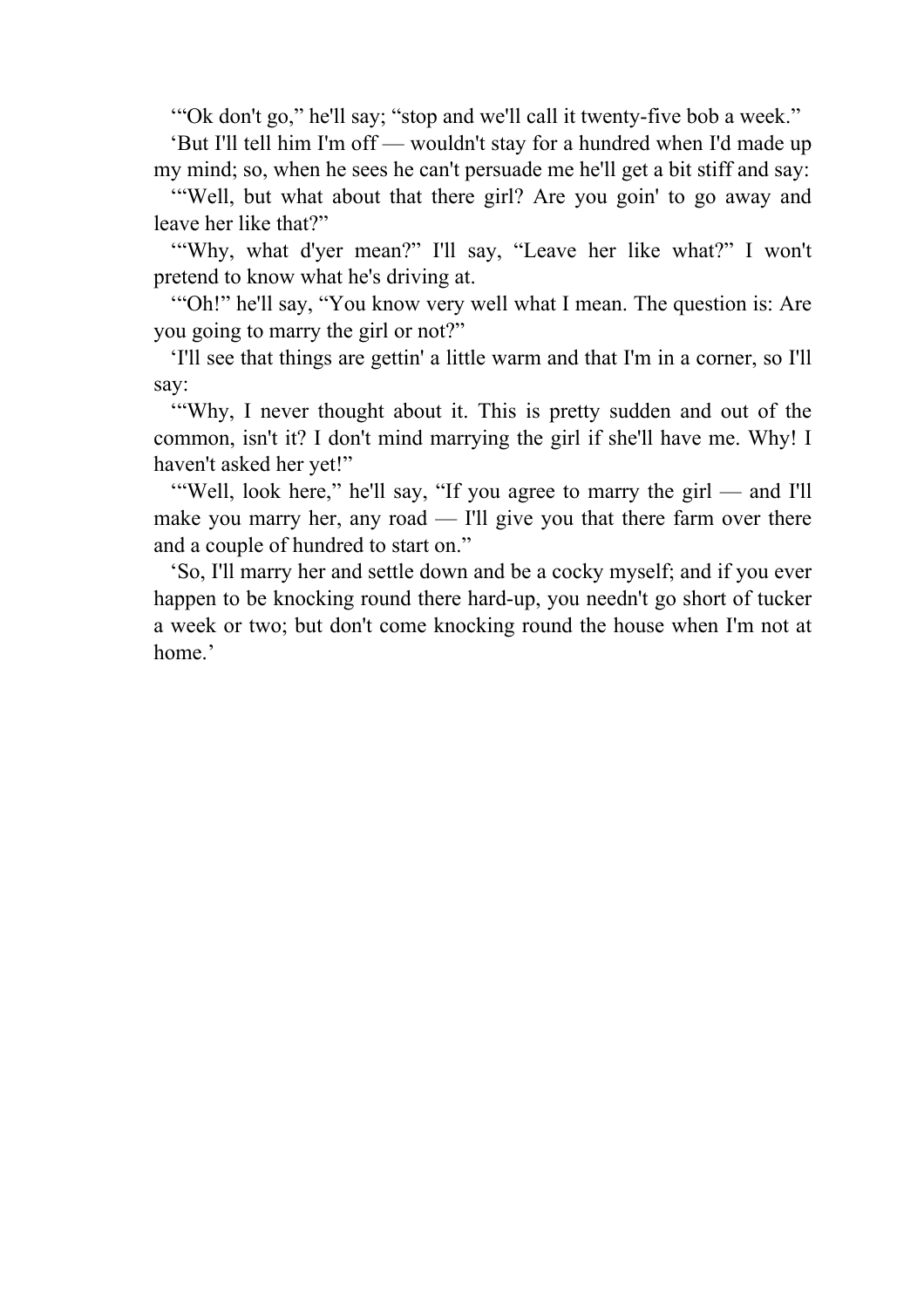'"Ok don't go," he'll say; "stop and we'll call it twenty-five bob a week."

'But I'll tell him I'm off — wouldn't stay for a hundred when I'd made up my mind; so, when he sees he can't persuade me he'll get a bit stiff and say:

'"Well, but what about that there girl? Are you goin' to go away and leave her like that?"

'"Why, what d'yer mean?" I'll say, "Leave her like what?" I won't pretend to know what he's driving at.

'"Oh!" he'll say, "You know very well what I mean. The question is: Are you going to marry the girl or not?"

'I'll see that things are gettin' a little warm and that I'm in a corner, so I'll say:

'"Why, I never thought about it. This is pretty sudden and out of the common, isn't it? I don't mind marrying the girl if she'll have me. Why! I haven't asked her yet!"

'"Well, look here," he'll say, "If you agree to marry the girl — and I'll make you marry her, any road — I'll give you that there farm over there and a couple of hundred to start on."

'So, I'll marry her and settle down and be a cocky myself; and if you ever happen to be knocking round there hard-up, you needn't go short of tucker a week or two; but don't come knocking round the house when I'm not at home.'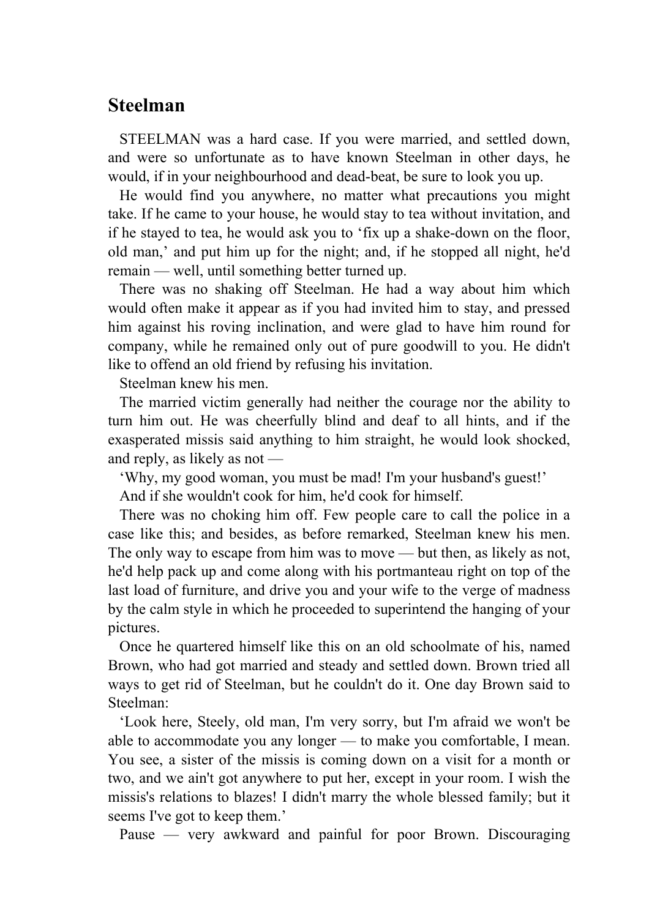## Steelman

STEELMAN was a hard case. If you were married, and settled down, and were so unfortunate as to have known Steelman in other days, he would, if in your neighbourhood and dead-beat, be sure to look you up.

He would find you anywhere, no matter what precautions you might take. If he came to your house, he would stay to tea without invitation, and if he stayed to tea, he would ask you to 'fix up a shake-down on the floor, old man,' and put him up for the night; and, if he stopped all night, he'd remain — well, until something better turned up.

There was no shaking off Steelman. He had a way about him which would often make it appear as if you had invited him to stay, and pressed him against his roving inclination, and were glad to have him round for company, while he remained only out of pure goodwill to you. He didn't like to offend an old friend by refusing his invitation.

Steelman knew his men.

The married victim generally had neither the courage nor the ability to turn him out. He was cheerfully blind and deaf to all hints, and if the exasperated missis said anything to him straight, he would look shocked, and reply, as likely as not —

'Why, my good woman, you must be mad! I'm your husband's guest!'

And if she wouldn't cook for him, he'd cook for himself.

There was no choking him off. Few people care to call the police in a case like this; and besides, as before remarked, Steelman knew his men. The only way to escape from him was to move — but then, as likely as not, he'd help pack up and come along with his portmanteau right on top of the last load of furniture, and drive you and your wife to the verge of madness by the calm style in which he proceeded to superintend the hanging of your pictures.

Once he quartered himself like this on an old schoolmate of his, named Brown, who had got married and steady and settled down. Brown tried all ways to get rid of Steelman, but he couldn't do it. One day Brown said to Steelman:

'Look here, Steely, old man, I'm very sorry, but I'm afraid we won't be able to accommodate you any longer — to make you comfortable, I mean. You see, a sister of the missis is coming down on a visit for a month or two, and we ain't got anywhere to put her, except in your room. I wish the missis's relations to blazes! I didn't marry the whole blessed family; but it seems I've got to keep them.'

Pause — very awkward and painful for poor Brown. Discouraging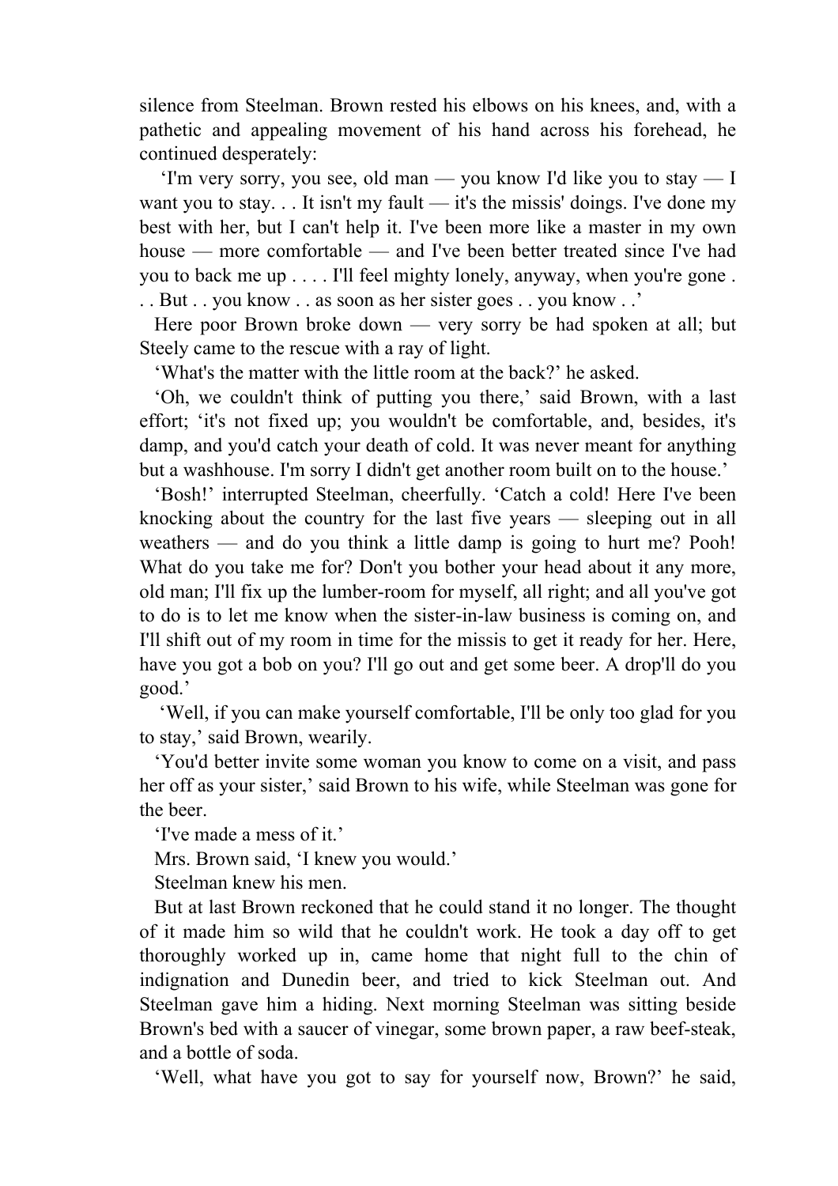silence from Steelman. Brown rested his elbows on his knees, and, with a pathetic and appealing movement of his hand across his forehead, he continued desperately:

'I'm very sorry, you see, old man — you know I'd like you to stay — I want you to stay. . . It isn't my fault — it's the missis' doings. I've done my best with her, but I can't help it. I've been more like a master in my own house — more comfortable — and I've been better treated since I've had you to back me up . . . . I'll feel mighty lonely, anyway, when you're gone . . . But . . you know . . as soon as her sister goes . . you know . .'

Here poor Brown broke down — very sorry be had spoken at all; but Steely came to the rescue with a ray of light.

'What's the matter with the little room at the back?' he asked.

'Oh, we couldn't think of putting you there,' said Brown, with a last effort; 'it's not fixed up; you wouldn't be comfortable, and, besides, it's damp, and you'd catch your death of cold. It was never meant for anything but a washhouse. I'm sorry I didn't get another room built on to the house.'

'Bosh!' interrupted Steelman, cheerfully. 'Catch a cold! Here I've been knocking about the country for the last five years — sleeping out in all weathers — and do you think a little damp is going to hurt me? Pooh! What do you take me for? Don't you bother your head about it any more, old man; I'll fix up the lumber-room for myself, all right; and all you've got to do is to let me know when the sister-in-law business is coming on, and I'll shift out of my room in time for the missis to get it ready for her. Here, have you got a bob on you? I'll go out and get some beer. A drop'll do you good.'

'Well, if you can make yourself comfortable, I'll be only too glad for you to stay,' said Brown, wearily.

'You'd better invite some woman you know to come on a visit, and pass her off as your sister,' said Brown to his wife, while Steelman was gone for the beer.

'I've made a mess of it.'

Mrs. Brown said, 'I knew you would.'

Steelman knew his men.

But at last Brown reckoned that he could stand it no longer. The thought of it made him so wild that he couldn't work. He took a day off to get thoroughly worked up in, came home that night full to the chin of indignation and Dunedin beer, and tried to kick Steelman out. And Steelman gave him a hiding. Next morning Steelman was sitting beside Brown's bed with a saucer of vinegar, some brown paper, a raw beef-steak, and a bottle of soda.

'Well, what have you got to say for yourself now, Brown?' he said,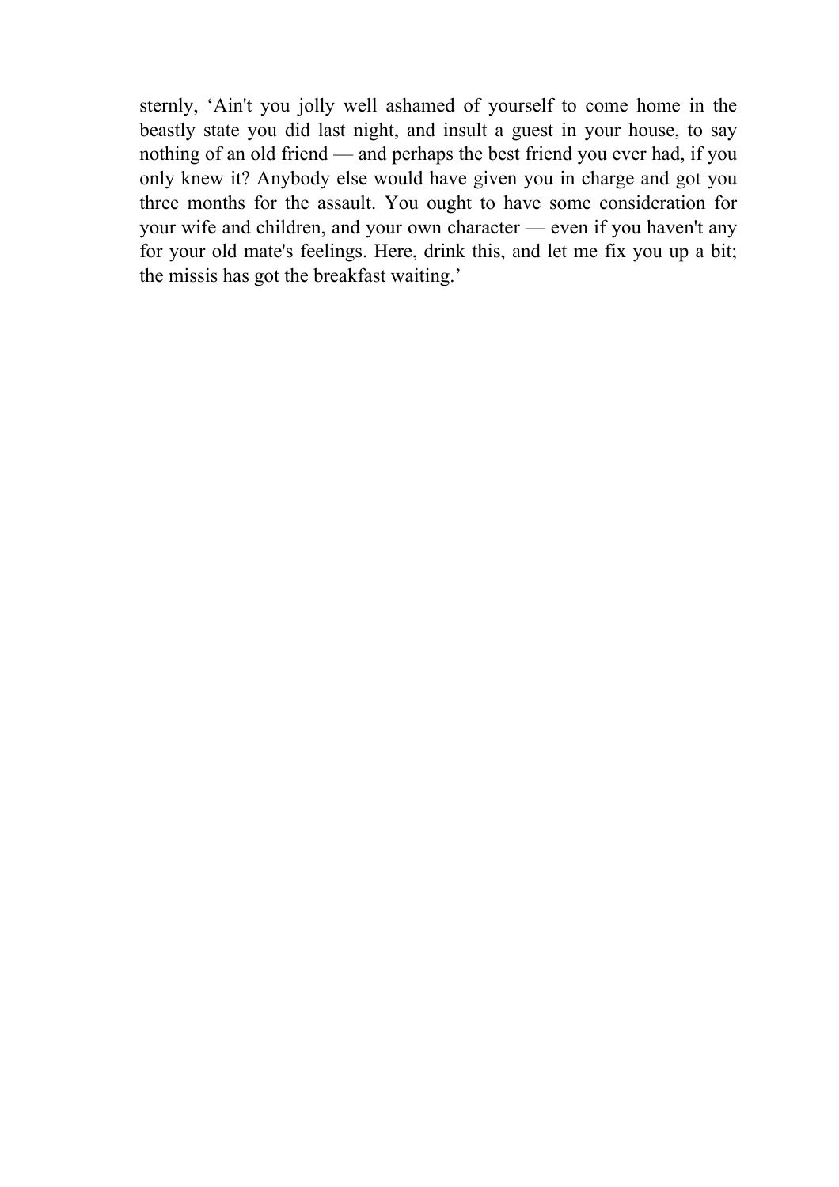sternly, ‘Ain't you jolly well ashamed of yourself to come home in the beastly state you did last night, and insult a guest in your house, to say nothing of an old friend — and perhaps the best friend you ever had, if you only knew it? Anybody else would have given you in charge and got you three months for the assault. You ought to have some consideration for your wife and children, and your own character — even if you haven't any for your old mate's feelings. Here, drink this, and let me fix you up a bit; the missis has got the breakfast waiting.’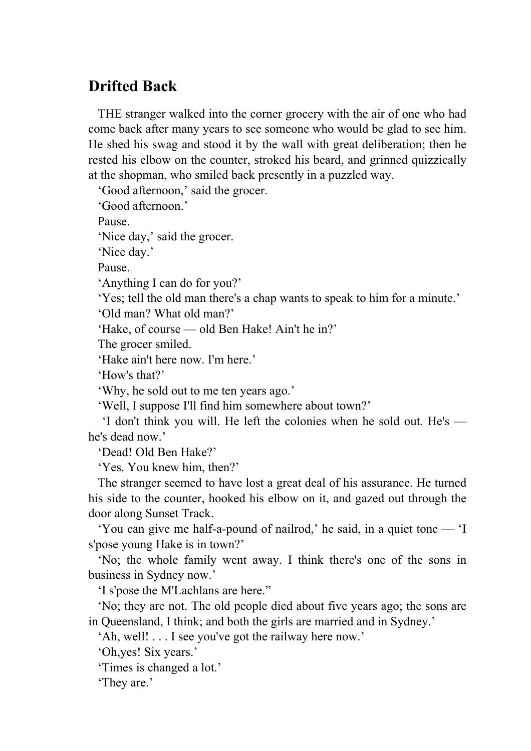## Drifted Back

THE stranger walked into the corner grocery with the air of one who had come back after many years to see someone who would be glad to see him. He shed his swag and stood it by the wall with great deliberation; then he rested his elbow on the counter, stroked his beard, and grinned quizzically at the shopman, who smiled back presently in a puzzled way.

'Good afternoon,' said the grocer.

'Good afternoon.'

Pause.

'Nice day,' said the grocer.

'Nice day.'

Pause.

'Anything I can do for you?'

'Yes; tell the old man there's a chap wants to speak to him for a minute.'

'Old man? What old man?'

'Hake, of course — old Ben Hake! Ain't he in?'

The grocer smiled.

'Hake ain't here now. I'm here.'

'How's that?'

'Why, he sold out to me ten years ago.'

'Well, I suppose I'll find him somewhere about town?'

'I don't think you will. He left the colonies when he sold out. He's — he's dead now.'

'Dead! Old Ben Hake?'

'Yes. You knew him, then?'

The stranger seemed to have lost a great deal of his assurance. He turned his side to the counter, hooked his elbow on it, and gazed out through the door along Sunset Track.

'You can give me half-a-pound of nailrod,' he said, in a quiet tone — 'I s'pose young Hake is in town?'

'No; the whole family went away. I think there's one of the sons in business in Sydney now.'

'I s'pose the M'Lachlans are here."

'No; they are not. The old people died about five years ago; the sons are in Queensland, I think; and both the girls are married and in Sydney.'

'Ah, well! . . . I see you've got the railway here now.'

'Oh,yes! Six years.'

'Times is changed a lot.'

'They are.'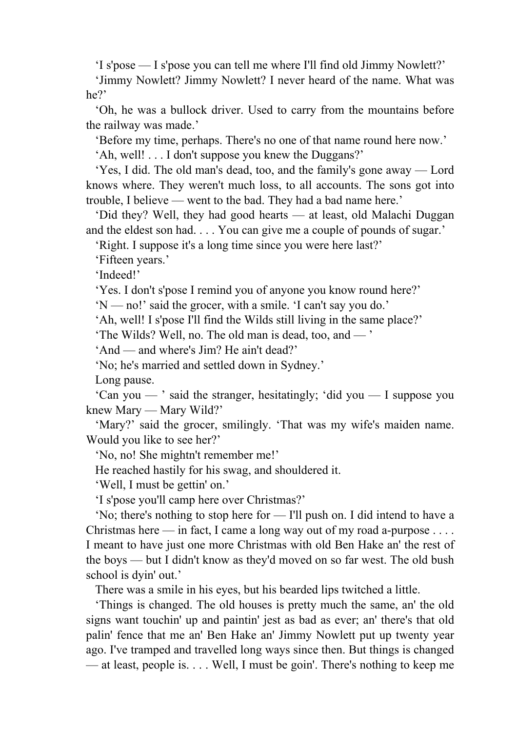‘I s'pose — I s'pose you can tell me where I'll find old Jimmy Nowlett?’

‘Jimmy Nowlett? Jimmy Nowlett? I never heard of the name. What was he?’

‘Oh, he was a bullock driver. Used to carry from the mountains before the railway was made.’

‘Before my time, perhaps. There's no one of that name round here now.’

‘Ah, well! . . . I don't suppose you knew the Duggans?’

‘Yes, I did. The old man's dead, too, and the family's gone away — Lord knows where. They weren't much loss, to all accounts. The sons got into trouble, I believe — went to the bad. They had a bad name here.’

‘Did they? Well, they had good hearts — at least, old Malachi Duggan and the eldest son had. . . . You can give me a couple of pounds of sugar.’

‘Right. I suppose it's a long time since you were here last?’

‘Fifteen years.’

‘Indeed!’

‘Yes. I don't s'pose I remind you of anyone you know round here?’

‘N — no!’ said the grocer, with a smile. ‘I can't say you do.’

‘Ah, well! I s'pose I'll find the Wilds still living in the same place?’

‘The Wilds? Well, no. The old man is dead, too, and — ’

‘And — and where's Jim? He ain't dead?’

‘No; he's married and settled down in Sydney.’

Long pause.

‘Can you — ’ said the stranger, hesitatingly; ‘did you — I suppose you knew Mary — Mary Wild?’

‘Mary?’ said the grocer, smilingly. ‘That was my wife's maiden name. Would you like to see her?’

‘No, no! She mightn't remember me!’

He reached hastily for his swag, and shouldered it.

‘Well, I must be gettin' on.’

‘I s'pose you'll camp here over Christmas?’

‘No; there's nothing to stop here for — I'll push on. I did intend to have a Christmas here — in fact, I came a long way out of my road a-purpose . . . . I meant to have just one more Christmas with old Ben Hake an' the rest of the boys — but I didn't know as they'd moved on so far west. The old bush school is dyin' out.’

There was a smile in his eyes, but his bearded lips twitched a little.

‘Things is changed. The old houses is pretty much the same, an' the old signs want touchin' up and paintin' jest as bad as ever; an' there's that old palin' fence that me an' Ben Hake an' Jimmy Nowlett put up twenty year ago. I've tramped and travelled long ways since then. But things is changed — at least, people is. . . . Well, I must be goin'. There's nothing to keep me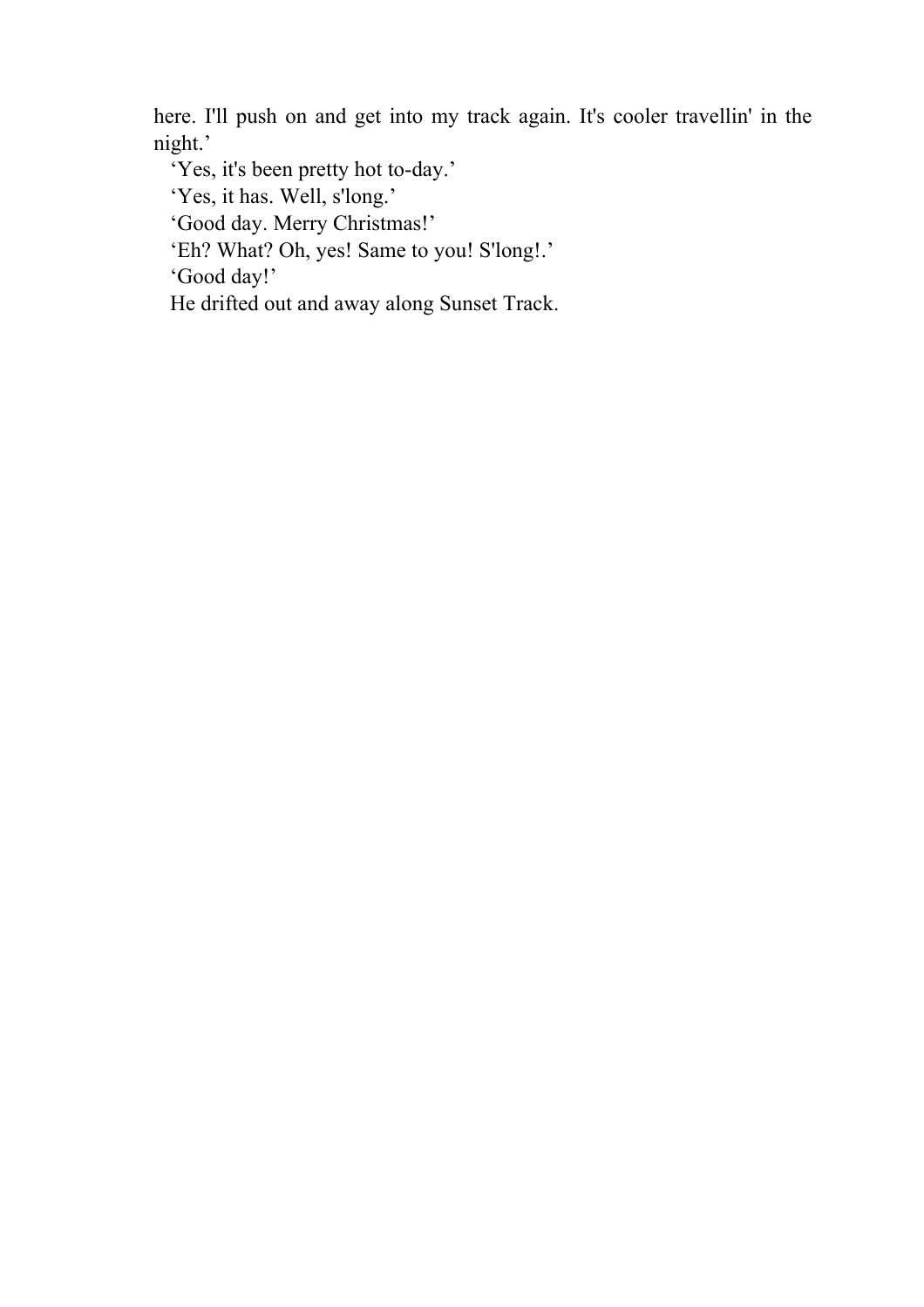here. I'll push on and get into my track again. It's cooler travellin' in the night.'

'Yes, it's been pretty hot to-day.'

'Yes, it has. Well, s'long.'

'Good day. Merry Christmas!'

'Eh? What? Oh, yes! Same to you! S'long!.'

'Good day!'

He drifted out and away along Sunset Track.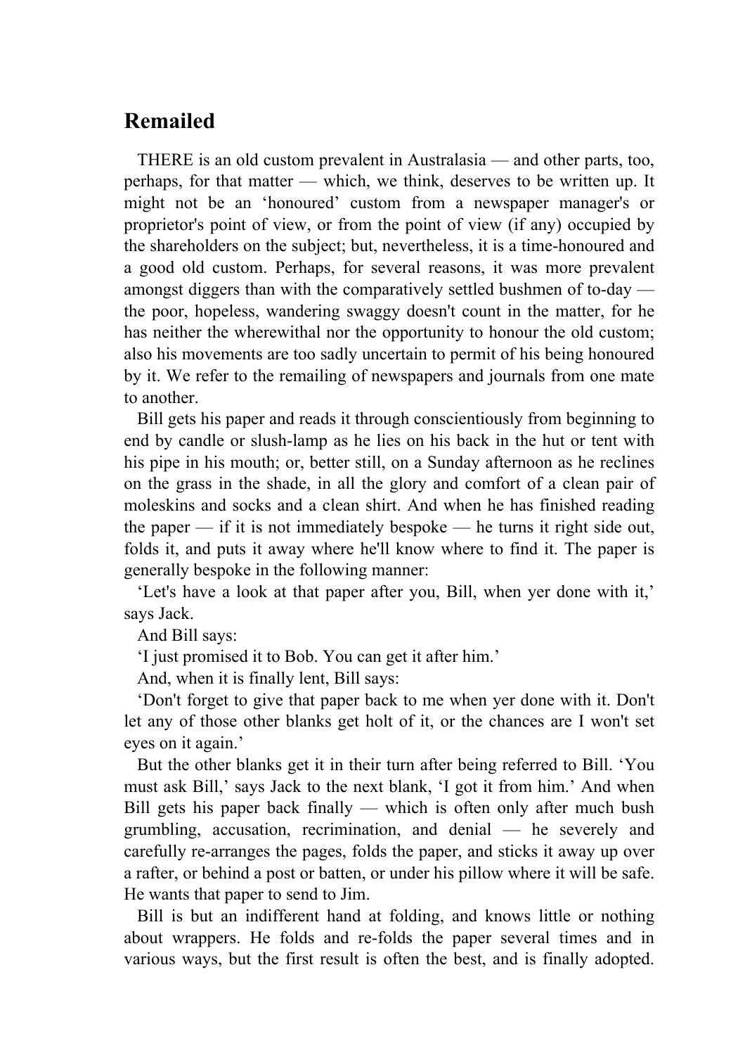## Remailed

THERE is an old custom prevalent in Australasia — and other parts, too, perhaps, for that matter — which, we think, deserves to be written up. It might not be an 'honoured' custom from a newspaper manager's or proprietor's point of view, or from the point of view (if any) occupied by the shareholders on the subject; but, nevertheless, it is a time-honoured and a good old custom. Perhaps, for several reasons, it was more prevalent amongst diggers than with the comparatively settled bushmen of to-day — the poor, hopeless, wandering swaggy doesn't count in the matter, for he has neither the wherewithal nor the opportunity to honour the old custom; also his movements are too sadly uncertain to permit of his being honoured by it. We refer to the remailing of newspapers and journals from one mate to another.

Bill gets his paper and reads it through conscientiously from beginning to end by candle or slush-lamp as he lies on his back in the hut or tent with his pipe in his mouth; or, better still, on a Sunday afternoon as he reclines on the grass in the shade, in all the glory and comfort of a clean pair of moleskins and socks and a clean shirt. And when he has finished reading the paper — if it is not immediately bespoke — he turns it right side out, folds it, and puts it away where he'll know where to find it. The paper is generally bespoke in the following manner:

'Let's have a look at that paper after you, Bill, when yer done with it,' says Jack.

And Bill says:

'I just promised it to Bob. You can get it after him.'

And, when it is finally lent, Bill says:

'Don't forget to give that paper back to me when yer done with it. Don't let any of those other blanks get holt of it, or the chances are I won't set eyes on it again.'

But the other blanks get it in their turn after being referred to Bill. 'You must ask Bill,' says Jack to the next blank, 'I got it from him.' And when Bill gets his paper back finally — which is often only after much bush grumbling, accusation, recrimination, and denial — he severely and carefully re-arranges the pages, folds the paper, and sticks it away up over a rafter, or behind a post or batten, or under his pillow where it will be safe. He wants that paper to send to Jim.

Bill is but an indifferent hand at folding, and knows little or nothing about wrappers. He folds and re-folds the paper several times and in various ways, but the first result is often the best, and is finally adopted.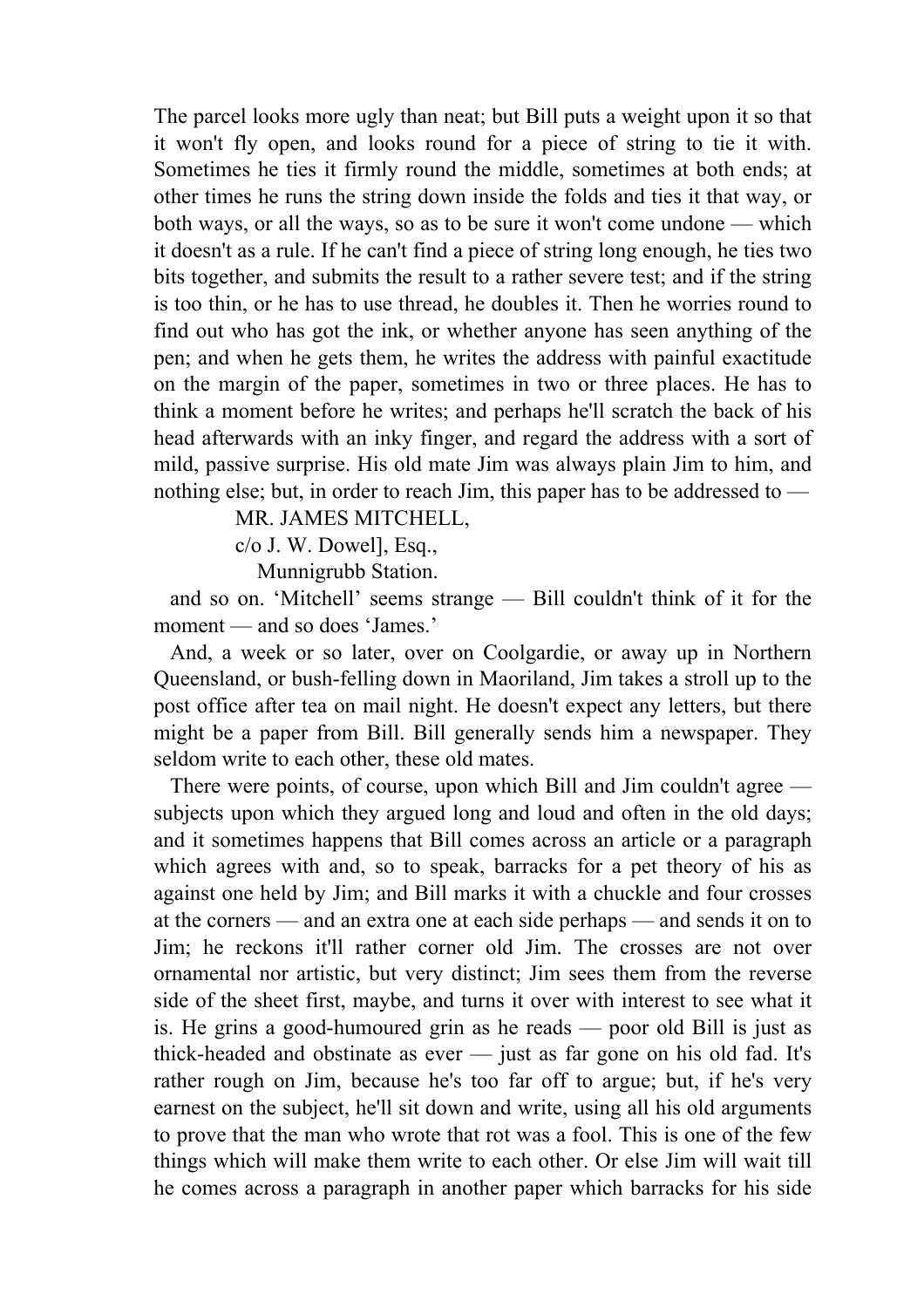The parcel looks more ugly than neat; but Bill puts a weight upon it so that it won't fly open, and looks round for a piece of string to tie it with. Sometimes he ties it firmly round the middle, sometimes at both ends; at other times he runs the string down inside the folds and ties it that way, or both ways, or all the ways, so as to be sure it won't come undone — which it doesn't as a rule. If he can't find a piece of string long enough, he ties two bits together, and submits the result to a rather severe test; and if the string is too thin, or he has to use thread, he doubles it. Then he worries round to find out who has got the ink, or whether anyone has seen anything of the pen; and when he gets them, he writes the address with painful exactitude on the margin of the paper, sometimes in two or three places. He has to think a moment before he writes; and perhaps he'll scratch the back of his head afterwards with an inky finger, and regard the address with a sort of mild, passive surprise. His old mate Jim was always plain Jim to him, and nothing else; but, in order to reach Jim, this paper has to be addressed to —

MR. JAMES MITCHELL,
c/o J. W. Dowel], Esq.,
Munnigrubb Station.

and so on. 'Mitchell' seems strange — Bill couldn't think of it for the moment — and so does 'James.'

And, a week or so later, over on Coolgardie, or away up in Northern Queensland, or bush-felling down in Maoriland, Jim takes a stroll up to the post office after tea on mail night. He doesn't expect any letters, but there might be a paper from Bill. Bill generally sends him a newspaper. They seldom write to each other, these old mates.

There were points, of course, upon which Bill and Jim couldn't agree — subjects upon which they argued long and loud and often in the old days; and it sometimes happens that Bill comes across an article or a paragraph which agrees with and, so to speak, barracks for a pet theory of his as against one held by Jim; and Bill marks it with a chuckle and four crosses at the corners — and an extra one at each side perhaps — and sends it on to Jim; he reckons it'll rather corner old Jim. The crosses are not over ornamental nor artistic, but very distinct; Jim sees them from the reverse side of the sheet first, maybe, and turns it over with interest to see what it is. He grins a good-humoured grin as he reads — poor old Bill is just as thick-headed and obstinate as ever — just as far gone on his old fad. It's rather rough on Jim, because he's too far off to argue; but, if he's very earnest on the subject, he'll sit down and write, using all his old arguments to prove that the man who wrote that rot was a fool. This is one of the few things which will make them write to each other. Or else Jim will wait till he comes across a paragraph in another paper which barracks for his side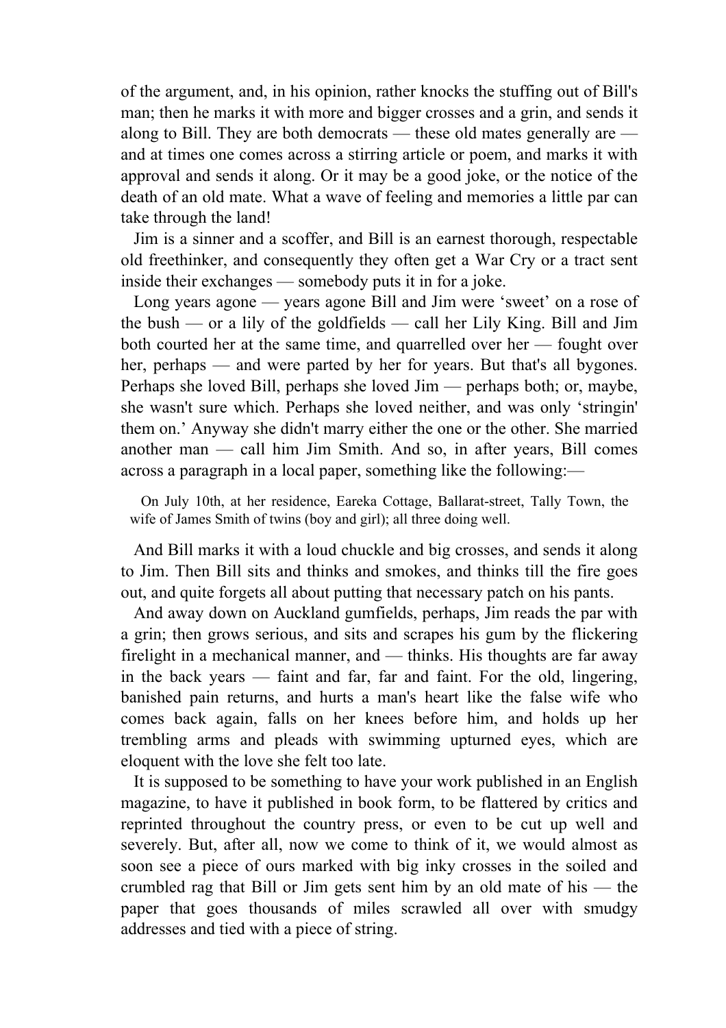of the argument, and, in his opinion, rather knocks the stuffing out of Bill's man; then he marks it with more and bigger crosses and a grin, and sends it along to Bill. They are both democrats — these old mates generally are — and at times one comes across a stirring article or poem, and marks it with approval and sends it along. Or it may be a good joke, or the notice of the death of an old mate. What a wave of feeling and memories a little par can take through the land!

Jim is a sinner and a scoffer, and Bill is an earnest thorough, respectable old freethinker, and consequently they often get a War Cry or a tract sent inside their exchanges — somebody puts it in for a joke.

Long years agone — years agone Bill and Jim were 'sweet' on a rose of the bush — or a lily of the goldfields — call her Lily King. Bill and Jim both courted her at the same time, and quarrelled over her — fought over her, perhaps — and were parted by her for years. But that's all bygones. Perhaps she loved Bill, perhaps she loved Jim — perhaps both; or, maybe, she wasn't sure which. Perhaps she loved neither, and was only 'stringin' them on.' Anyway she didn't marry either the one or the other. She married another man — call him Jim Smith. And so, in after years, Bill comes across a paragraph in a local paper, something like the following:—

> On July 10th, at her residence, Eareka Cottage, Ballarat-street, Tally Town, the wife of James Smith of twins (boy and girl); all three doing well.

And Bill marks it with a loud chuckle and big crosses, and sends it along to Jim. Then Bill sits and thinks and smokes, and thinks till the fire goes out, and quite forgets all about putting that necessary patch on his pants.

And away down on Auckland gumfields, perhaps, Jim reads the par with a grin; then grows serious, and sits and scrapes his gum by the flickering firelight in a mechanical manner, and — thinks. His thoughts are far away in the back years — faint and far, far and faint. For the old, lingering, banished pain returns, and hurts a man's heart like the false wife who comes back again, falls on her knees before him, and holds up her trembling arms and pleads with swimming upturned eyes, which are eloquent with the love she felt too late.

It is supposed to be something to have your work published in an English magazine, to have it published in book form, to be flattered by critics and reprinted throughout the country press, or even to be cut up well and severely. But, after all, now we come to think of it, we would almost as soon see a piece of ours marked with big inky crosses in the soiled and crumbled rag that Bill or Jim gets sent him by an old mate of his — the paper that goes thousands of miles scrawled all over with smudgy addresses and tied with a piece of string.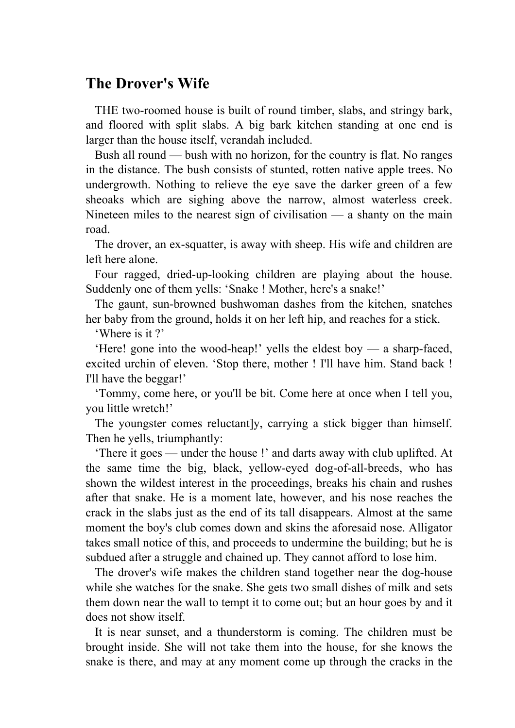## The Drover's Wife

THE two-roomed house is built of round timber, slabs, and stringy bark, and floored with split slabs. A big bark kitchen standing at one end is larger than the house itself, verandah included.

Bush all round — bush with no horizon, for the country is flat. No ranges in the distance. The bush consists of stunted, rotten native apple trees. No undergrowth. Nothing to relieve the eye save the darker green of a few sheoaks which are sighing above the narrow, almost waterless creek. Nineteen miles to the nearest sign of civilisation — a shanty on the main road.

The drover, an ex-squatter, is away with sheep. His wife and children are left here alone.

Four ragged, dried-up-looking children are playing about the house. Suddenly one of them yells: 'Snake ! Mother, here's a snake!'

The gaunt, sun-browned bushwoman dashes from the kitchen, snatches her baby from the ground, holds it on her left hip, and reaches for a stick.

'Where is it ?'

'Here! gone into the wood-heap!' yells the eldest boy — a sharp-faced, excited urchin of eleven. 'Stop there, mother ! I'll have him. Stand back ! I'll have the beggar!'

'Tommy, come here, or you'll be bit. Come here at once when I tell you, you little wretch!'

The youngster comes reluctant]y, carrying a stick bigger than himself. Then he yells, triumphantly:

'There it goes — under the house !' and darts away with club uplifted. At the same time the big, black, yellow-eyed dog-of-all-breeds, who has shown the wildest interest in the proceedings, breaks his chain and rushes after that snake. He is a moment late, however, and his nose reaches the crack in the slabs just as the end of its tall disappears. Almost at the same moment the boy's club comes down and skins the aforesaid nose. Alligator takes small notice of this, and proceeds to undermine the building; but he is subdued after a struggle and chained up. They cannot afford to lose him.

The drover's wife makes the children stand together near the dog-house while she watches for the snake. She gets two small dishes of milk and sets them down near the wall to tempt it to come out; but an hour goes by and it does not show itself.

It is near sunset, and a thunderstorm is coming. The children must be brought inside. She will not take them into the house, for she knows the snake is there, and may at any moment come up through the cracks in the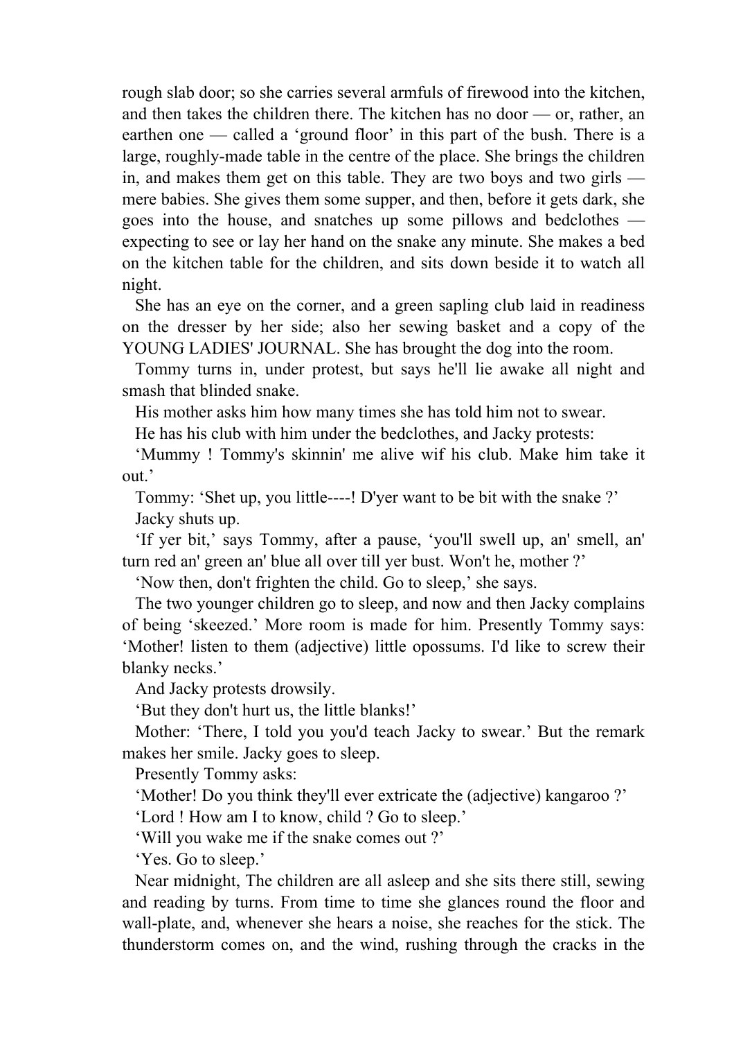rough slab door; so she carries several armfuls of firewood into the kitchen, and then takes the children there. The kitchen has no door — or, rather, an earthen one — called a 'ground floor' in this part of the bush. There is a large, roughly-made table in the centre of the place. She brings the children in, and makes them get on this table. They are two boys and two girls — mere babies. She gives them some supper, and then, before it gets dark, she goes into the house, and snatches up some pillows and bedclothes — expecting to see or lay her hand on the snake any minute. She makes a bed on the kitchen table for the children, and sits down beside it to watch all night.

She has an eye on the corner, and a green sapling club laid in readiness on the dresser by her side; also her sewing basket and a copy of the YOUNG LADIES' JOURNAL. She has brought the dog into the room.

Tommy turns in, under protest, but says he'll lie awake all night and smash that blinded snake.

His mother asks him how many times she has told him not to swear.

He has his club with him under the bedclothes, and Jacky protests:

'Mummy ! Tommy's skinnin' me alive wif his club. Make him take it out.'

Tommy: 'Shet up, you little----! D'yer want to be bit with the snake ?'

Jacky shuts up.

'If yer bit,' says Tommy, after a pause, 'you'll swell up, an' smell, an' turn red an' green an' blue all over till yer bust. Won't he, mother ?'

'Now then, don't frighten the child. Go to sleep,' she says.

The two younger children go to sleep, and now and then Jacky complains of being 'skeezed.' More room is made for him. Presently Tommy says: 'Mother! listen to them (adjective) little opossums. I'd like to screw their blanky necks.'

And Jacky protests drowsily.

'But they don't hurt us, the little blanks!'

Mother: 'There, I told you you'd teach Jacky to swear.' But the remark makes her smile. Jacky goes to sleep.

Presently Tommy asks:

'Mother! Do you think they'll ever extricate the (adjective) kangaroo ?'

'Lord ! How am I to know, child ? Go to sleep.'

'Will you wake me if the snake comes out ?'

'Yes. Go to sleep.'

Near midnight, The children are all asleep and she sits there still, sewing and reading by turns. From time to time she glances round the floor and wall-plate, and, whenever she hears a noise, she reaches for the stick. The thunderstorm comes on, and the wind, rushing through the cracks in the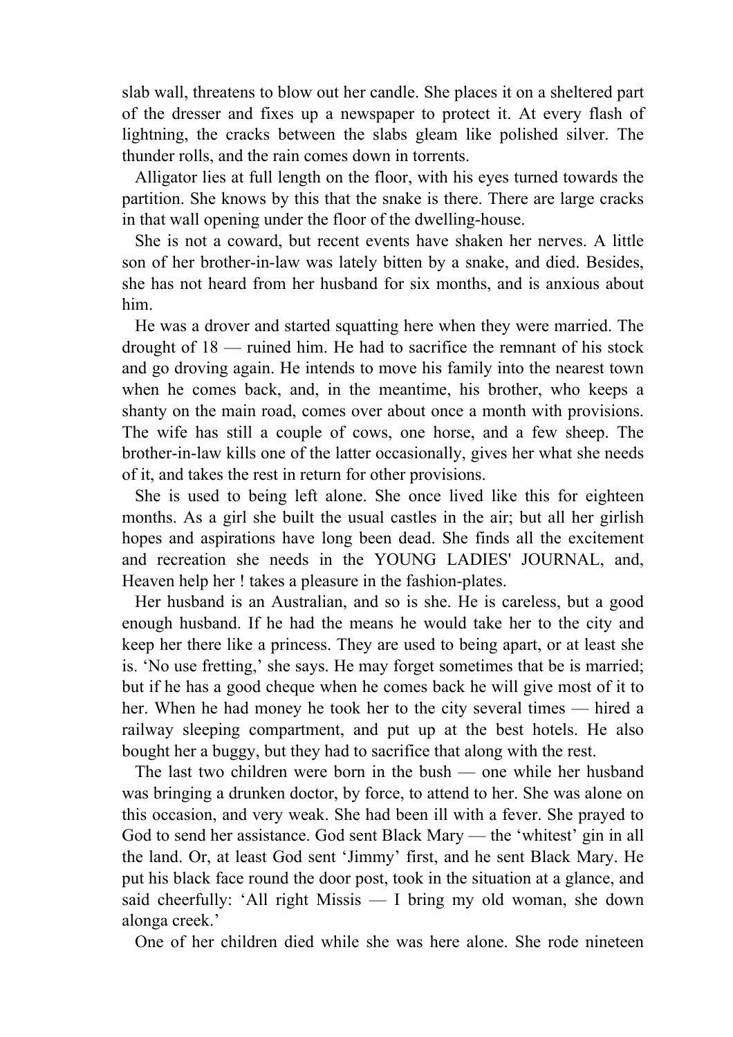slab wall, threatens to blow out her candle. She places it on a sheltered part of the dresser and fixes up a newspaper to protect it. At every flash of lightning, the cracks between the slabs gleam like polished silver. The thunder rolls, and the rain comes down in torrents.

Alligator lies at full length on the floor, with his eyes turned towards the partition. She knows by this that the snake is there. There are large cracks in that wall opening under the floor of the dwelling-house.

She is not a coward, but recent events have shaken her nerves. A little son of her brother-in-law was lately bitten by a snake, and died. Besides, she has not heard from her husband for six months, and is anxious about him.

He was a drover and started squatting here when they were married. The drought of 18 — ruined him. He had to sacrifice the remnant of his stock and go droving again. He intends to move his family into the nearest town when he comes back, and, in the meantime, his brother, who keeps a shanty on the main road, comes over about once a month with provisions. The wife has still a couple of cows, one horse, and a few sheep. The brother-in-law kills one of the latter occasionally, gives her what she needs of it, and takes the rest in return for other provisions.

She is used to being left alone. She once lived like this for eighteen months. As a girl she built the usual castles in the air; but all her girlish hopes and aspirations have long been dead. She finds all the excitement and recreation she needs in the YOUNG LADIES' JOURNAL, and, Heaven help her ! takes a pleasure in the fashion-plates.

Her husband is an Australian, and so is she. He is careless, but a good enough husband. If he had the means he would take her to the city and keep her there like a princess. They are used to being apart, or at least she is. 'No use fretting,' she says. He may forget sometimes that be is married; but if he has a good cheque when he comes back he will give most of it to her. When he had money he took her to the city several times — hired a railway sleeping compartment, and put up at the best hotels. He also bought her a buggy, but they had to sacrifice that along with the rest.

The last two children were born in the bush — one while her husband was bringing a drunken doctor, by force, to attend to her. She was alone on this occasion, and very weak. She had been ill with a fever. She prayed to God to send her assistance. God sent Black Mary — the 'whitest' gin in all the land. Or, at least God sent 'Jimmy' first, and he sent Black Mary. He put his black face round the door post, took in the situation at a glance, and said cheerfully: 'All right Missis — I bring my old woman, she down alonga creek.'

One of her children died while she was here alone. She rode nineteen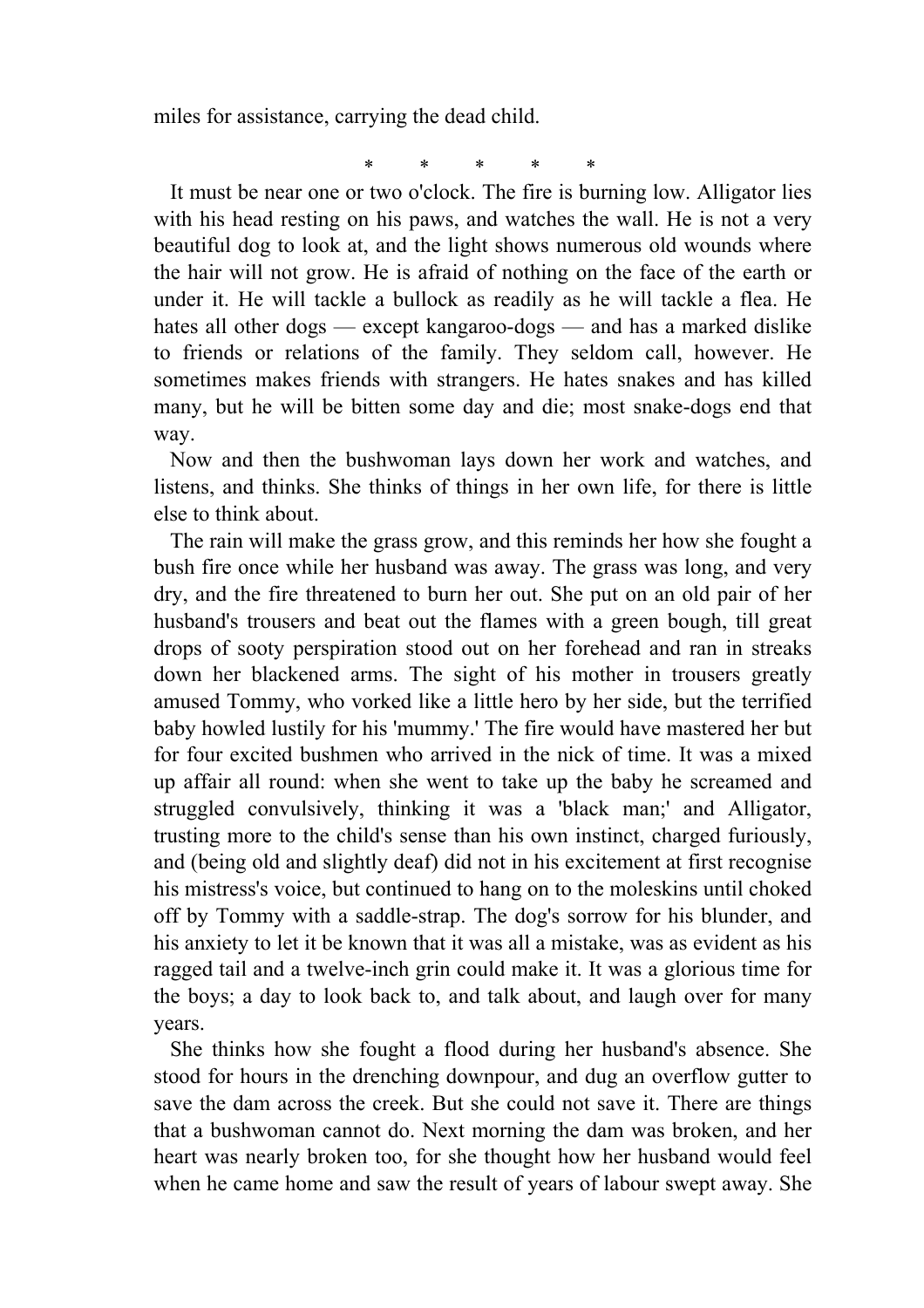miles for assistance, carrying the dead child.

\*        \*        \*        \*        \*

It must be near one or two o'clock. The fire is burning low. Alligator lies with his head resting on his paws, and watches the wall. He is not a very beautiful dog to look at, and the light shows numerous old wounds where the hair will not grow. He is afraid of nothing on the face of the earth or under it. He will tackle a bullock as readily as he will tackle a flea. He hates all other dogs — except kangaroo-dogs — and has a marked dislike to friends or relations of the family. They seldom call, however. He sometimes makes friends with strangers. He hates snakes and has killed many, but he will be bitten some day and die; most snake-dogs end that way.

Now and then the bushwoman lays down her work and watches, and listens, and thinks. She thinks of things in her own life, for there is little else to think about.

The rain will make the grass grow, and this reminds her how she fought a bush fire once while her husband was away. The grass was long, and very dry, and the fire threatened to burn her out. She put on an old pair of her husband's trousers and beat out the flames with a green bough, till great drops of sooty perspiration stood out on her forehead and ran in streaks down her blackened arms. The sight of his mother in trousers greatly amused Tommy, who vorked like a little hero by her side, but the terrified baby howled lustily for his 'mummy.' The fire would have mastered her but for four excited bushmen who arrived in the nick of time. It was a mixed up affair all round: when she went to take up the baby he screamed and struggled convulsively, thinking it was a 'black man;' and Alligator, trusting more to the child's sense than his own instinct, charged furiously, and (being old and slightly deaf) did not in his excitement at first recognise his mistress's voice, but continued to hang on to the moleskins until choked off by Tommy with a saddle-strap. The dog's sorrow for his blunder, and his anxiety to let it be known that it was all a mistake, was as evident as his ragged tail and a twelve-inch grin could make it. It was a glorious time for the boys; a day to look back to, and talk about, and laugh over for many years.

She thinks how she fought a flood during her husband's absence. She stood for hours in the drenching downpour, and dug an overflow gutter to save the dam across the creek. But she could not save it. There are things that a bushwoman cannot do. Next morning the dam was broken, and her heart was nearly broken too, for she thought how her husband would feel when he came home and saw the result of years of labour swept away. She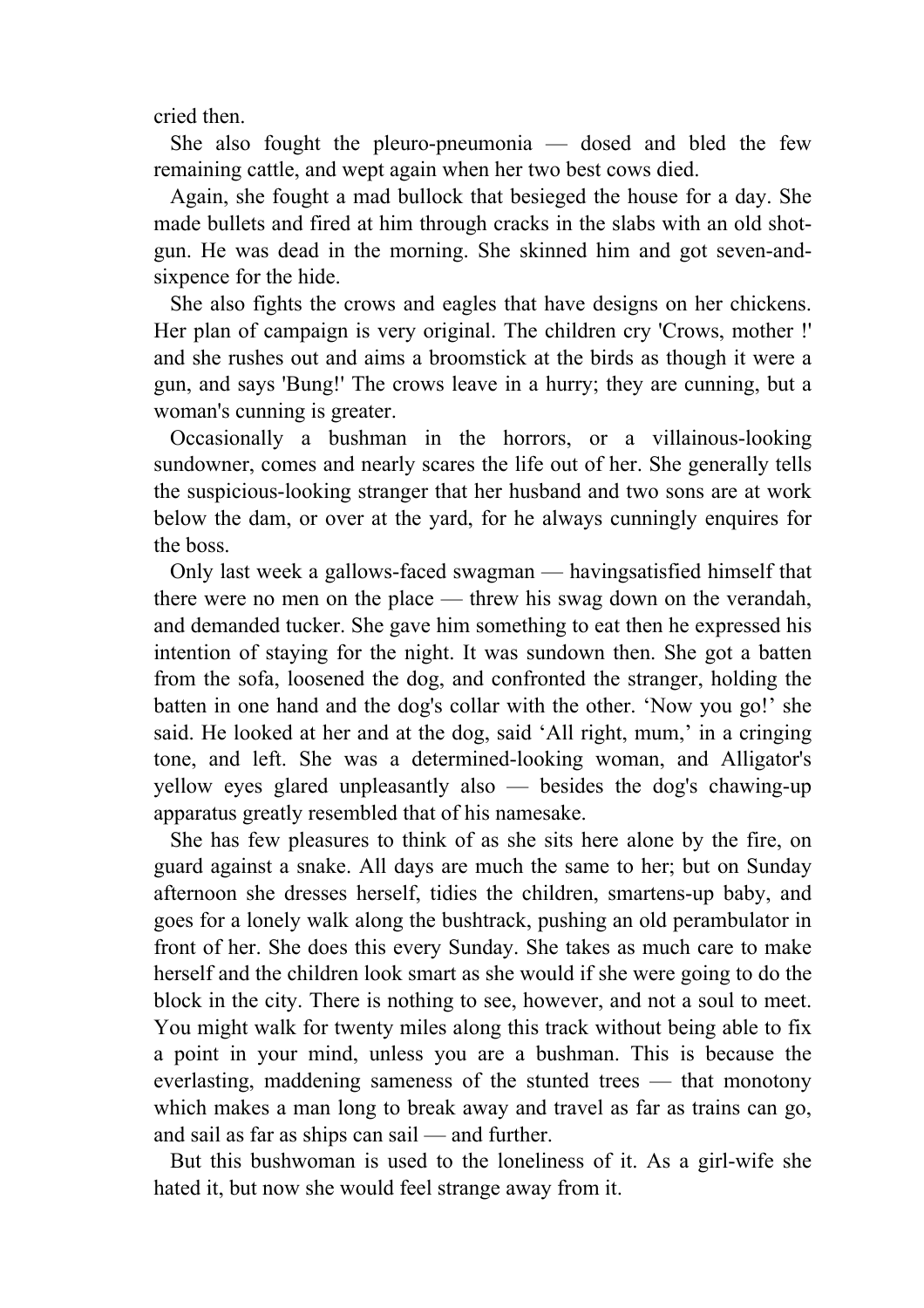cried then.

She also fought the pleuro-pneumonia — dosed and bled the few remaining cattle, and wept again when her two best cows died.

Again, she fought a mad bullock that besieged the house for a day. She made bullets and fired at him through cracks in the slabs with an old shot-gun. He was dead in the morning. She skinned him and got seven-and-sixpence for the hide.

She also fights the crows and eagles that have designs on her chickens. Her plan of campaign is very original. The children cry 'Crows, mother !' and she rushes out and aims a broomstick at the birds as though it were a gun, and says 'Bung!' The crows leave in a hurry; they are cunning, but a woman's cunning is greater.

Occasionally a bushman in the horrors, or a villainous-looking sundowner, comes and nearly scares the life out of her. She generally tells the suspicious-looking stranger that her husband and two sons are at work below the dam, or over at the yard, for he always cunningly enquires for the boss.

Only last week a gallows-faced swagman — havingsatisfied himself that there were no men on the place — threw his swag down on the verandah, and demanded tucker. She gave him something to eat then he expressed his intention of staying for the night. It was sundown then. She got a batten from the sofa, loosened the dog, and confronted the stranger, holding the batten in one hand and the dog's collar with the other. 'Now you go!' she said. He looked at her and at the dog, said 'All right, mum,' in a cringing tone, and left. She was a determined-looking woman, and Alligator's yellow eyes glared unpleasantly also — besides the dog's chawing-up apparatus greatly resembled that of his namesake.

She has few pleasures to think of as she sits here alone by the fire, on guard against a snake. All days are much the same to her; but on Sunday afternoon she dresses herself, tidies the children, smartens-up baby, and goes for a lonely walk along the bushtrack, pushing an old perambulator in front of her. She does this every Sunday. She takes as much care to make herself and the children look smart as she would if she were going to do the block in the city. There is nothing to see, however, and not a soul to meet. You might walk for twenty miles along this track without being able to fix a point in your mind, unless you are a bushman. This is because the everlasting, maddening sameness of the stunted trees — that monotony which makes a man long to break away and travel as far as trains can go, and sail as far as ships can sail — and further.

But this bushwoman is used to the loneliness of it. As a girl-wife she hated it, but now she would feel strange away from it.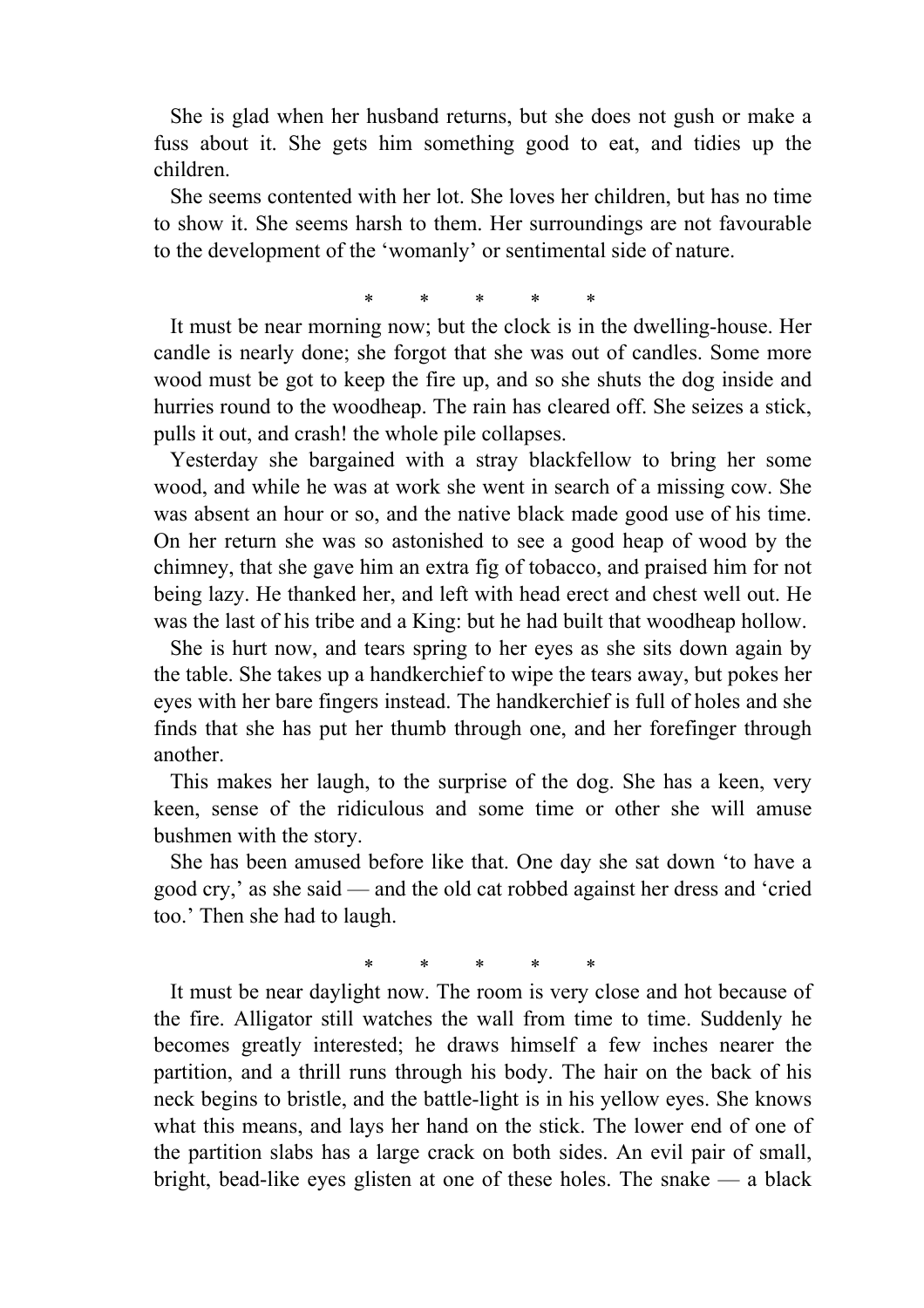She is glad when her husband returns, but she does not gush or make a fuss about it. She gets him something good to eat, and tidies up the children.

She seems contented with her lot. She loves her children, but has no time to show it. She seems harsh to them. Her surroundings are not favourable to the development of the 'womanly' or sentimental side of nature.

\*       \*       \*       \*       \*

It must be near morning now; but the clock is in the dwelling-house. Her candle is nearly done; she forgot that she was out of candles. Some more wood must be got to keep the fire up, and so she shuts the dog inside and hurries round to the woodheap. The rain has cleared off. She seizes a stick, pulls it out, and crash! the whole pile collapses.

Yesterday she bargained with a stray blackfellow to bring her some wood, and while he was at work she went in search of a missing cow. She was absent an hour or so, and the native black made good use of his time. On her return she was so astonished to see a good heap of wood by the chimney, that she gave him an extra fig of tobacco, and praised him for not being lazy. He thanked her, and left with head erect and chest well out. He was the last of his tribe and a King: but he had built that woodheap hollow.

She is hurt now, and tears spring to her eyes as she sits down again by the table. She takes up a handkerchief to wipe the tears away, but pokes her eyes with her bare fingers instead. The handkerchief is full of holes and she finds that she has put her thumb through one, and her forefinger through another.

This makes her laugh, to the surprise of the dog. She has a keen, very keen, sense of the ridiculous and some time or other she will amuse bushmen with the story.

She has been amused before like that. One day she sat down 'to have a good cry,' as she said — and the old cat robbed against her dress and 'cried too.' Then she had to laugh.

\*       \*       \*       \*       \*

It must be near daylight now. The room is very close and hot because of the fire. Alligator still watches the wall from time to time. Suddenly he becomes greatly interested; he draws himself a few inches nearer the partition, and a thrill runs through his body. The hair on the back of his neck begins to bristle, and the battle-light is in his yellow eyes. She knows what this means, and lays her hand on the stick. The lower end of one of the partition slabs has a large crack on both sides. An evil pair of small, bright, bead-like eyes glisten at one of these holes. The snake — a black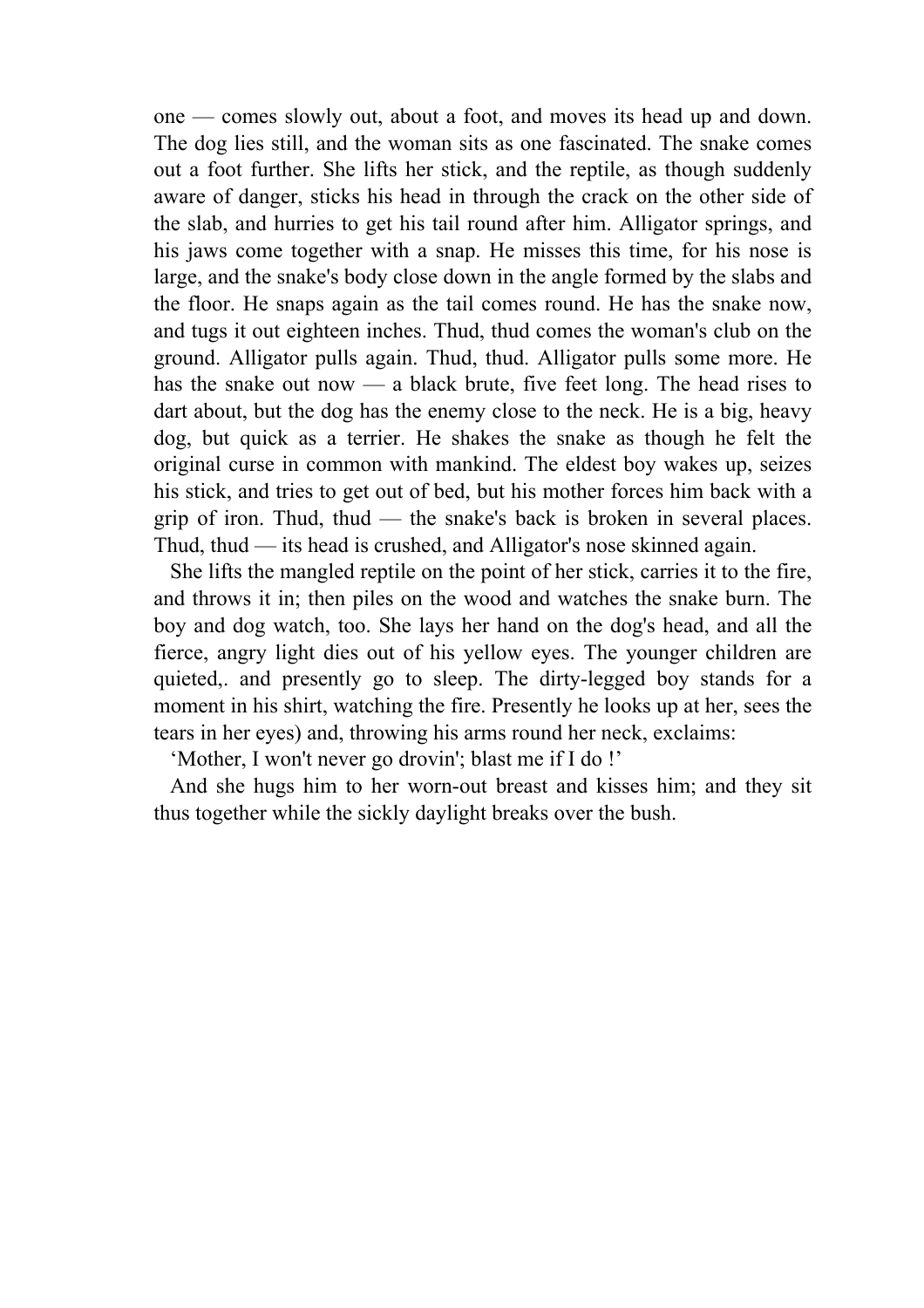one — comes slowly out, about a foot, and moves its head up and down. The dog lies still, and the woman sits as one fascinated. The snake comes out a foot further. She lifts her stick, and the reptile, as though suddenly aware of danger, sticks his head in through the crack on the other side of the slab, and hurries to get his tail round after him. Alligator springs, and his jaws come together with a snap. He misses this time, for his nose is large, and the snake's body close down in the angle formed by the slabs and the floor. He snaps again as the tail comes round. He has the snake now, and tugs it out eighteen inches. Thud, thud comes the woman's club on the ground. Alligator pulls again. Thud, thud. Alligator pulls some more. He has the snake out now — a black brute, five feet long. The head rises to dart about, but the dog has the enemy close to the neck. He is a big, heavy dog, but quick as a terrier. He shakes the snake as though he felt the original curse in common with mankind. The eldest boy wakes up, seizes his stick, and tries to get out of bed, but his mother forces him back with a grip of iron. Thud, thud — the snake's back is broken in several places. Thud, thud — its head is crushed, and Alligator's nose skinned again.

She lifts the mangled reptile on the point of her stick, carries it to the fire, and throws it in; then piles on the wood and watches the snake burn. The boy and dog watch, too. She lays her hand on the dog's head, and all the fierce, angry light dies out of his yellow eyes. The younger children are quieted,. and presently go to sleep. The dirty-legged boy stands for a moment in his shirt, watching the fire. Presently he looks up at her, sees the tears in her eyes) and, throwing his arms round her neck, exclaims:

'Mother, I won't never go drovin'; blast me if I do !'

And she hugs him to her worn-out breast and kisses him; and they sit thus together while the sickly daylight breaks over the bush.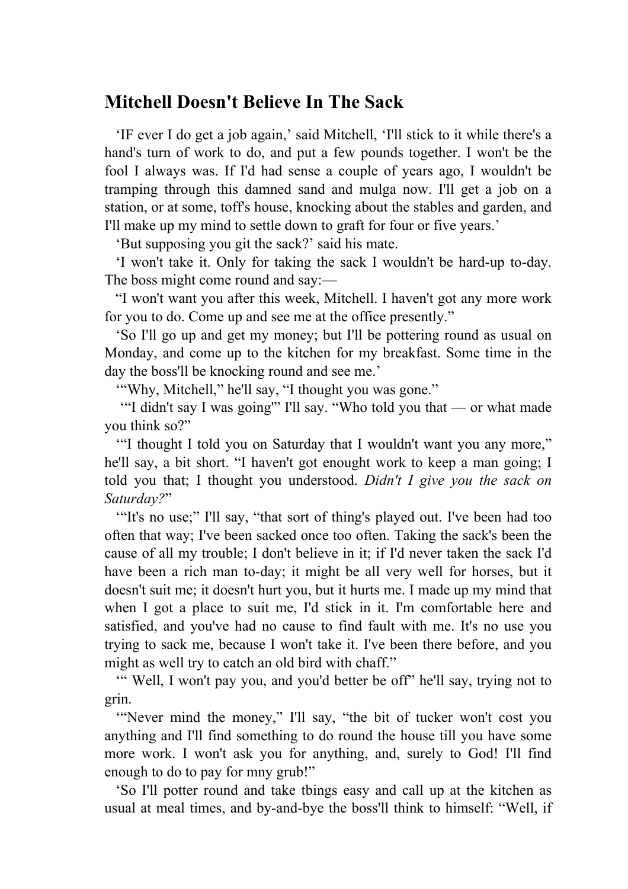## Mitchell Doesn't Believe In The Sack

‘IF ever I do get a job again,’ said Mitchell, ‘I'll stick to it while there's a hand's turn of work to do, and put a few pounds together. I won't be the fool I always was. If I'd had sense a couple of years ago, I wouldn't be tramping through this damned sand and mulga now. I'll get a job on a station, or at some, toff's house, knocking about the stables and garden, and I'll make up my mind to settle down to graft for four or five years.’

‘But supposing you git the sack?’ said his mate.

‘I won't take it. Only for taking the sack I wouldn't be hard-up to-day. The boss might come round and say:—

“I won't want you after this week, Mitchell. I haven't got any more work for you to do. Come up and see me at the office presently.”

‘So I'll go up and get my money; but I'll be pottering round as usual on Monday, and come up to the kitchen for my breakfast. Some time in the day the boss'll be knocking round and see me.’

‘“Why, Mitchell,” he'll say, “I thought you was gone.”

‘“I didn't say I was going'” I'll say. “Who told you that — or what made you think so?”

‘“I thought I told you on Saturday that I wouldn't want you any more,” he'll say, a bit short. “I haven't got enought work to keep a man going; I told you that; I thought you understood. *Didn't I give you the sack on Saturday?*”

‘“It's no use;” I'll say, “that sort of thing's played out. I've been had too often that way; I've been sacked once too often. Taking the sack's been the cause of all my trouble; I don't believe in it; if I'd never taken the sack I'd have been a rich man to-day; it might be all very well for horses, but it doesn't suit me; it doesn't hurt you, but it hurts me. I made up my mind that when I got a place to suit me, I'd stick in it. I'm comfortable here and satisfied, and you've had no cause to find fault with me. It's no use you trying to sack me, because I won't take it. I've been there before, and you might as well try to catch an old bird with chaff.”

‘“ Well, I won't pay you, and you'd better be off” he'll say, trying not to grin.

‘“Never mind the money,” I'll say, “the bit of tucker won't cost you anything and I'll find something to do round the house till you have some more work. I won't ask you for anything, and, surely to God! I'll find enough to do to pay for mny grub!”

‘So I'll potter round and take tbings easy and call up at the kitchen as usual at meal times, and by-and-bye the boss'll think to himself: “Well, if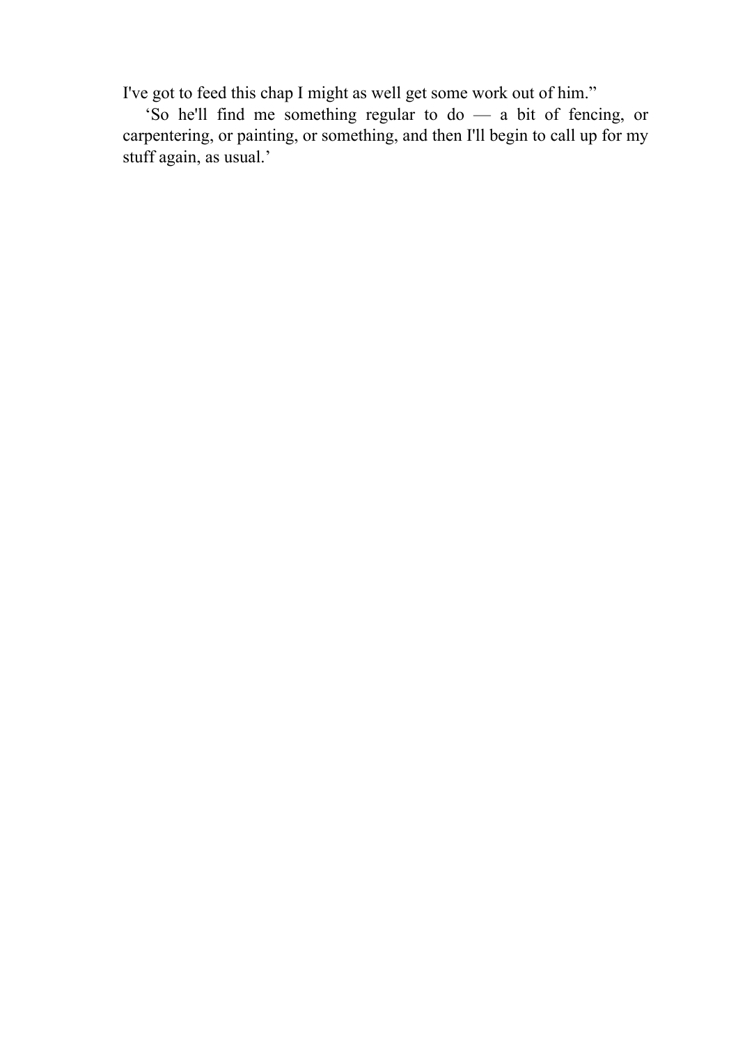I've got to feed this chap I might as well get some work out of him."

'So he'll find me something regular to do — a bit of fencing, or carpentering, or painting, or something, and then I'll begin to call up for my stuff again, as usual.'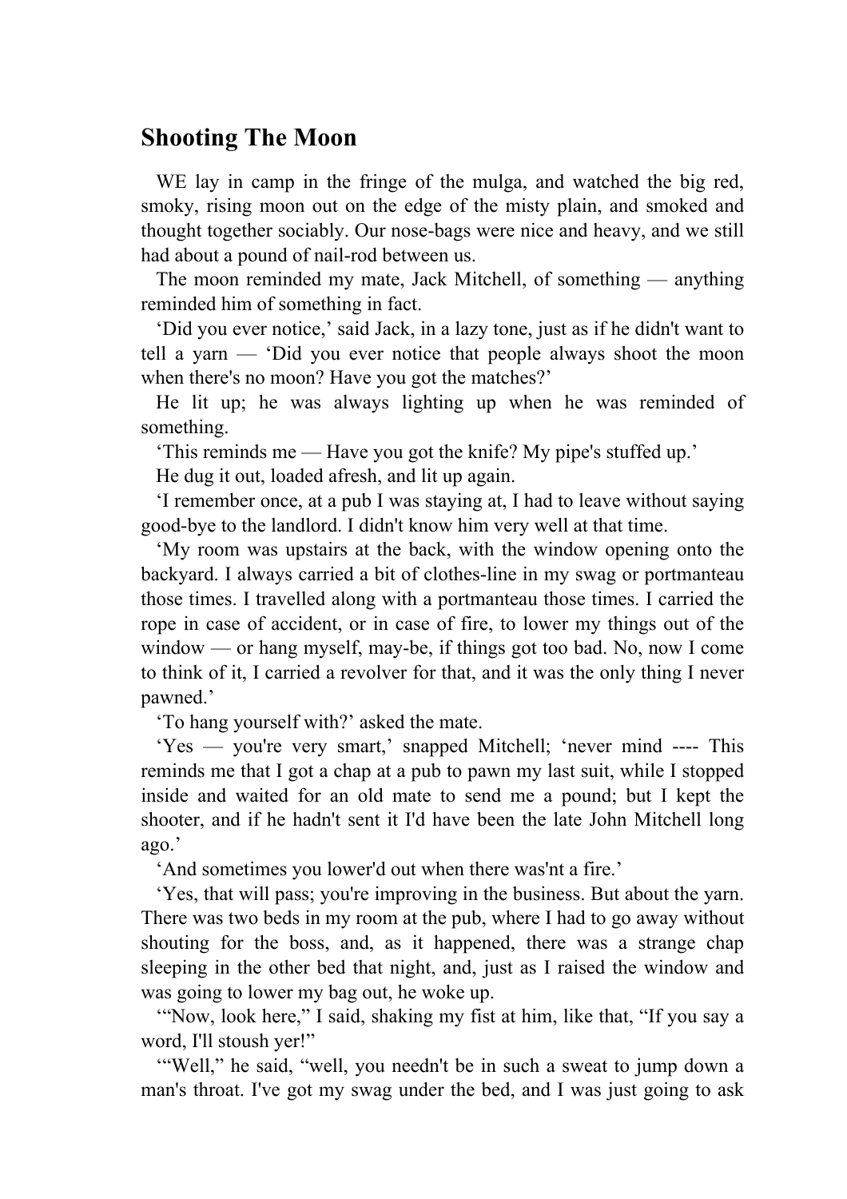## Shooting The Moon

WE lay in camp in the fringe of the mulga, and watched the big red, smoky, rising moon out on the edge of the misty plain, and smoked and thought together sociably. Our nose-bags were nice and heavy, and we still had about a pound of nail-rod between us.

The moon reminded my mate, Jack Mitchell, of something — anything reminded him of something in fact.

'Did you ever notice,' said Jack, in a lazy tone, just as if he didn't want to tell a yarn — 'Did you ever notice that people always shoot the moon when there's no moon? Have you got the matches?'

He lit up; he was always lighting up when he was reminded of something.

'This reminds me — Have you got the knife? My pipe's stuffed up.'

He dug it out, loaded afresh, and lit up again.

'I remember once, at a pub I was staying at, I had to leave without saying good-bye to the landlord. I didn't know him very well at that time.

'My room was upstairs at the back, with the window opening onto the backyard. I always carried a bit of clothes-line in my swag or portmanteau those times. I travelled along with a portmanteau those times. I carried the rope in case of accident, or in case of fire, to lower my things out of the window — or hang myself, may-be, if things got too bad. No, now I come to think of it, I carried a revolver for that, and it was the only thing I never pawned.'

'To hang yourself with?' asked the mate.

'Yes — you're very smart,' snapped Mitchell; 'never mind ---- This reminds me that I got a chap at a pub to pawn my last suit, while I stopped inside and waited for an old mate to send me a pound; but I kept the shooter, and if he hadn't sent it I'd have been the late John Mitchell long ago.'

'And sometimes you lower'd out when there was'nt a fire.'

'Yes, that will pass; you're improving in the business. But about the yarn. There was two beds in my room at the pub, where I had to go away without shouting for the boss, and, as it happened, there was a strange chap sleeping in the other bed that night, and, just as I raised the window and was going to lower my bag out, he woke up.

'"Now, look here," I said, shaking my fist at him, like that, "If you say a word, I'll stoush yer!"

'"Well," he said, "well, you needn't be in such a sweat to jump down a man's throat. I've got my swag under the bed, and I was just going to ask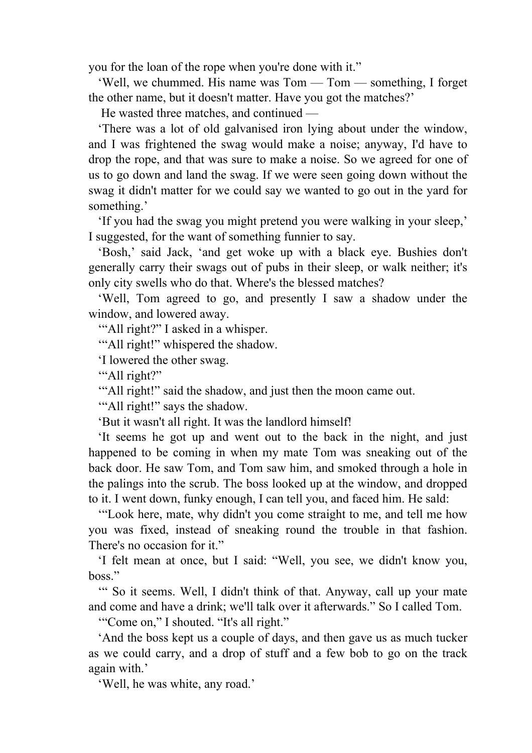you for the loan of the rope when you're done with it.”

‘Well, we chummed. His name was Tom — Tom — something, I forget the other name, but it doesn't matter. Have you got the matches?’

He wasted three matches, and continued —

‘There was a lot of old galvanised iron lying about under the window, and I was frightened the swag would make a noise; anyway, I'd have to drop the rope, and that was sure to make a noise. So we agreed for one of us to go down and land the swag. If we were seen going down without the swag it didn't matter for we could say we wanted to go out in the yard for something.’

‘If you had the swag you might pretend you were walking in your sleep,’ I suggested, for the want of something funnier to say.

‘Bosh,’ said Jack, ‘and get woke up with a black eye. Bushies don't generally carry their swags out of pubs in their sleep, or walk neither; it's only city swells who do that. Where's the blessed matches?

‘Well, Tom agreed to go, and presently I saw a shadow under the window, and lowered away.

‘“All right?” I asked in a whisper.

‘“All right!” whispered the shadow.

‘I lowered the other swag.

‘“All right?”

‘“All right!” said the shadow, and just then the moon came out.

‘“All right!” says the shadow.

‘But it wasn't all right. It was the landlord himself!

‘It seems he got up and went out to the back in the night, and just happened to be coming in when my mate Tom was sneaking out of the back door. He saw Tom, and Tom saw him, and smoked through a hole in the palings into the scrub. The boss looked up at the window, and dropped to it. I went down, funky enough, I can tell you, and faced him. He said:

‘“Look here, mate, why didn't you come straight to me, and tell me how you was fixed, instead of sneaking round the trouble in that fashion. There's no occasion for it.”

‘I felt mean at once, but I said: “Well, you see, we didn't know you, boss.”

‘“ So it seems. Well, I didn't think of that. Anyway, call up your mate and come and have a drink; we'll talk over it afterwards.” So I called Tom.

‘“Come on,” I shouted. “It's all right.”

‘And the boss kept us a couple of days, and then gave us as much tucker as we could carry, and a drop of stuff and a few bob to go on the track again with.’

‘Well, he was white, any road.’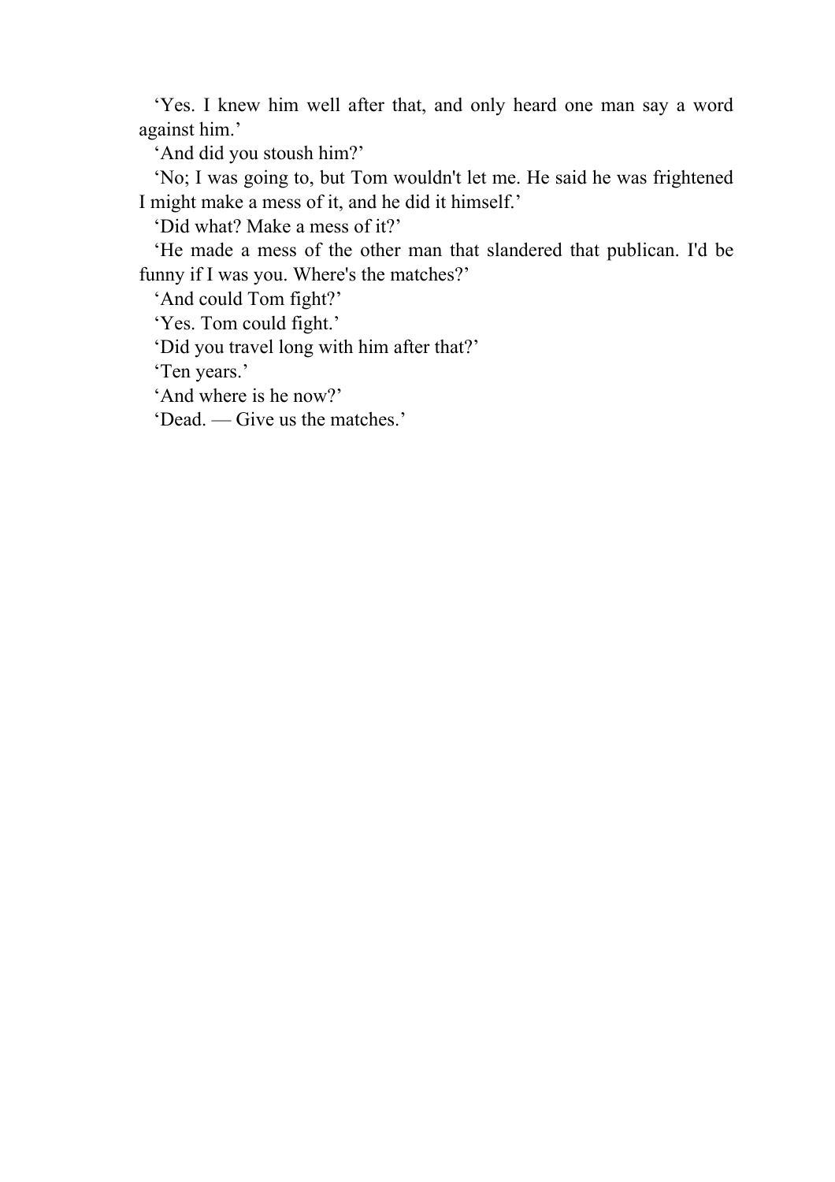‘Yes. I knew him well after that, and only heard one man say a word against him.’

‘And did you stoush him?’

‘No; I was going to, but Tom wouldn't let me. He said he was frightened I might make a mess of it, and he did it himself.’

‘Did what? Make a mess of it?’

‘He made a mess of the other man that slandered that publican. I'd be funny if I was you. Where's the matches?’

‘And could Tom fight?’

‘Yes. Tom could fight.’

‘Did you travel long with him after that?’

‘Ten years.’

‘And where is he now?’

‘Dead. — Give us the matches.’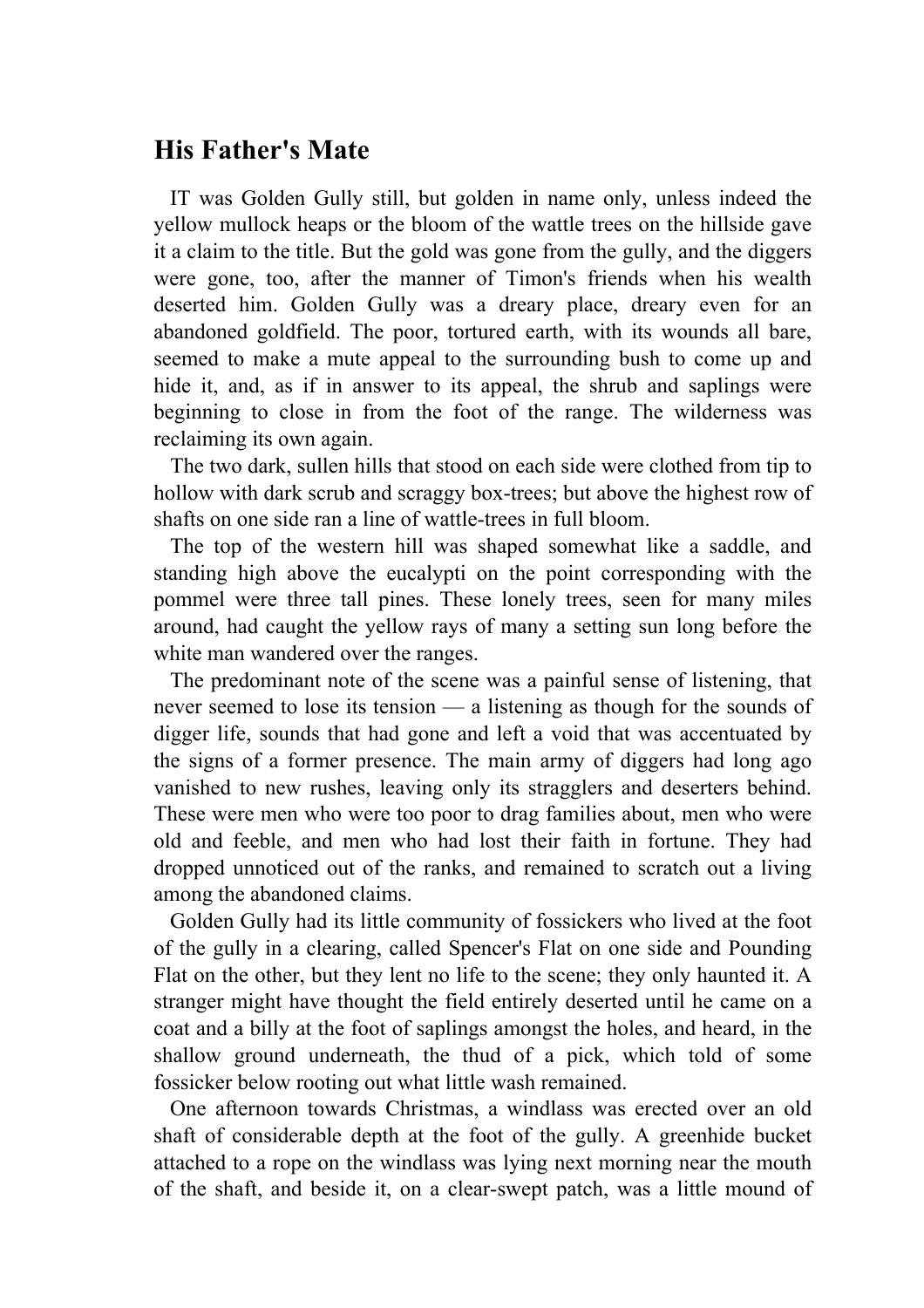## His Father's Mate

IT was Golden Gully still, but golden in name only, unless indeed the yellow mullock heaps or the bloom of the wattle trees on the hillside gave it a claim to the title. But the gold was gone from the gully, and the diggers were gone, too, after the manner of Timon's friends when his wealth deserted him. Golden Gully was a dreary place, dreary even for an abandoned goldfield. The poor, tortured earth, with its wounds all bare, seemed to make a mute appeal to the surrounding bush to come up and hide it, and, as if in answer to its appeal, the shrub and saplings were beginning to close in from the foot of the range. The wilderness was reclaiming its own again.

The two dark, sullen hills that stood on each side were clothed from tip to hollow with dark scrub and scraggy box-trees; but above the highest row of shafts on one side ran a line of wattle-trees in full bloom.

The top of the western hill was shaped somewhat like a saddle, and standing high above the eucalypti on the point corresponding with the pommel were three tall pines. These lonely trees, seen for many miles around, had caught the yellow rays of many a setting sun long before the white man wandered over the ranges.

The predominant note of the scene was a painful sense of listening, that never seemed to lose its tension — a listening as though for the sounds of digger life, sounds that had gone and left a void that was accentuated by the signs of a former presence. The main army of diggers had long ago vanished to new rushes, leaving only its stragglers and deserters behind. These were men who were too poor to drag families about, men who were old and feeble, and men who had lost their faith in fortune. They had dropped unnoticed out of the ranks, and remained to scratch out a living among the abandoned claims.

Golden Gully had its little community of fossickers who lived at the foot of the gully in a clearing, called Spencer's Flat on one side and Pounding Flat on the other, but they lent no life to the scene; they only haunted it. A stranger might have thought the field entirely deserted until he came on a coat and a billy at the foot of saplings amongst the holes, and heard, in the shallow ground underneath, the thud of a pick, which told of some fossicker below rooting out what little wash remained.

One afternoon towards Christmas, a windlass was erected over an old shaft of considerable depth at the foot of the gully. A greenhide bucket attached to a rope on the windlass was lying next morning near the mouth of the shaft, and beside it, on a clear-swept patch, was a little mound of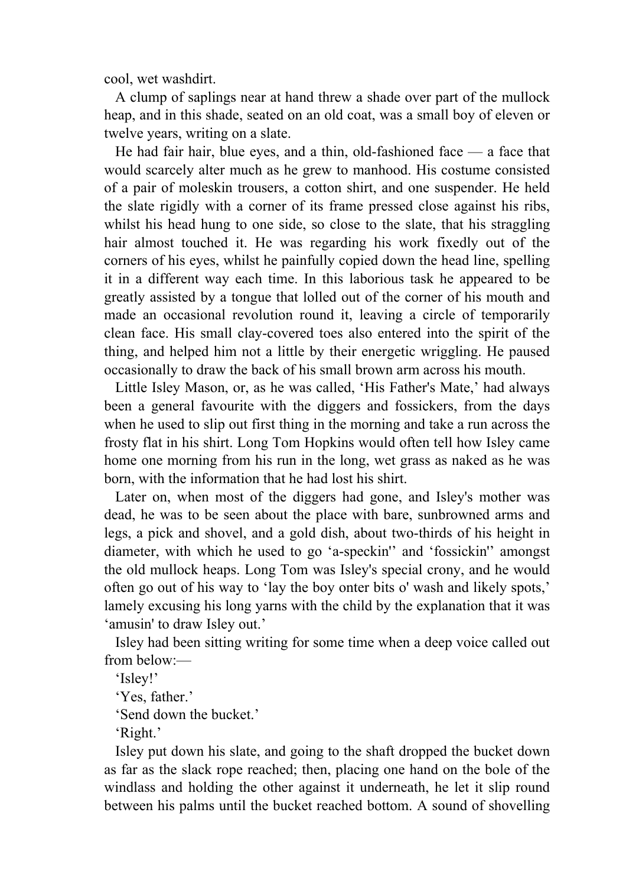cool, wet washdirt.

A clump of saplings near at hand threw a shade over part of the mullock heap, and in this shade, seated on an old coat, was a small boy of eleven or twelve years, writing on a slate.

He had fair hair, blue eyes, and a thin, old-fashioned face — a face that would scarcely alter much as he grew to manhood. His costume consisted of a pair of moleskin trousers, a cotton shirt, and one suspender. He held the slate rigidly with a corner of its frame pressed close against his ribs, whilst his head hung to one side, so close to the slate, that his straggling hair almost touched it. He was regarding his work fixedly out of the corners of his eyes, whilst he painfully copied down the head line, spelling it in a different way each time. In this laborious task he appeared to be greatly assisted by a tongue that lolled out of the corner of his mouth and made an occasional revolution round it, leaving a circle of temporarily clean face. His small clay-covered toes also entered into the spirit of the thing, and helped him not a little by their energetic wriggling. He paused occasionally to draw the back of his small brown arm across his mouth.

Little Isley Mason, or, as he was called, 'His Father's Mate,' had always been a general favourite with the diggers and fossickers, from the days when he used to slip out first thing in the morning and take a run across the frosty flat in his shirt. Long Tom Hopkins would often tell how Isley came home one morning from his run in the long, wet grass as naked as he was born, with the information that he had lost his shirt.

Later on, when most of the diggers had gone, and Isley's mother was dead, he was to be seen about the place with bare, sunbrowned arms and legs, a pick and shovel, and a gold dish, about two-thirds of his height in diameter, with which he used to go 'a-speckin'' and 'fossickin'' amongst the old mullock heaps. Long Tom was Isley's special crony, and he would often go out of his way to 'lay the boy onter bits o' wash and likely spots,' lamely excusing his long yarns with the child by the explanation that it was 'amusin' to draw Isley out.'

Isley had been sitting writing for some time when a deep voice called out from below:—

'Isley!'

'Yes, father.'

'Send down the bucket.'

'Right.'

Isley put down his slate, and going to the shaft dropped the bucket down as far as the slack rope reached; then, placing one hand on the bole of the windlass and holding the other against it underneath, he let it slip round between his palms until the bucket reached bottom. A sound of shovelling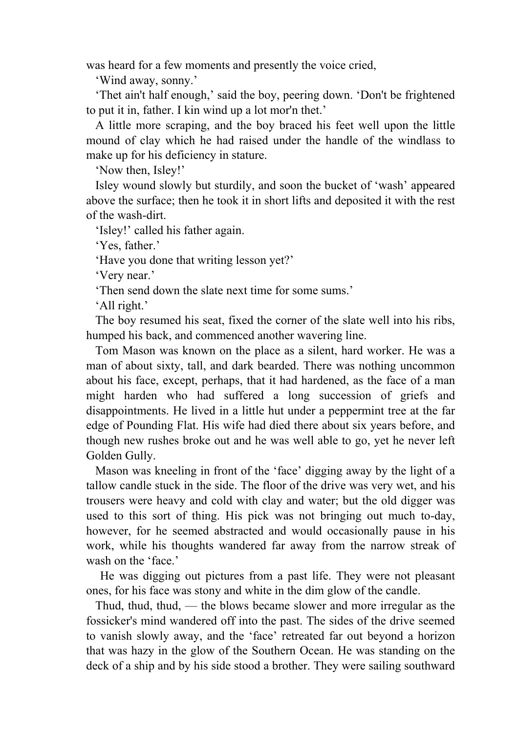was heard for a few moments and presently the voice cried,

‘Wind away, sonny.’

‘Thet ain't half enough,’ said the boy, peering down. ‘Don't be frightened to put it in, father. I kin wind up a lot mor'n thet.’

A little more scraping, and the boy braced his feet well upon the little mound of clay which he had raised under the handle of the windlass to make up for his deficiency in stature.

‘Now then, Isley!’

Isley wound slowly but sturdily, and soon the bucket of ‘wash’ appeared above the surface; then he took it in short lifts and deposited it with the rest of the wash-dirt.

‘Isley!’ called his father again.

‘Yes, father.’

‘Have you done that writing lesson yet?’

‘Very near.’

‘Then send down the slate next time for some sums.’

‘All right.’

The boy resumed his seat, fixed the corner of the slate well into his ribs, humped his back, and commenced another wavering line.

Tom Mason was known on the place as a silent, hard worker. He was a man of about sixty, tall, and dark bearded. There was nothing uncommon about his face, except, perhaps, that it had hardened, as the face of a man might harden who had suffered a long succession of griefs and disappointments. He lived in a little hut under a peppermint tree at the far edge of Pounding Flat. His wife had died there about six years before, and though new rushes broke out and he was well able to go, yet he never left Golden Gully.

Mason was kneeling in front of the ‘face’ digging away by the light of a tallow candle stuck in the side. The floor of the drive was very wet, and his trousers were heavy and cold with clay and water; but the old digger was used to this sort of thing. His pick was not bringing out much to-day, however, for he seemed abstracted and would occasionally pause in his work, while his thoughts wandered far away from the narrow streak of wash on the ‘face.’

He was digging out pictures from a past life. They were not pleasant ones, for his face was stony and white in the dim glow of the candle.

Thud, thud, thud, — the blows became slower and more irregular as the fossicker's mind wandered off into the past. The sides of the drive seemed to vanish slowly away, and the ‘face’ retreated far out beyond a horizon that was hazy in the glow of the Southern Ocean. He was standing on the deck of a ship and by his side stood a brother. They were sailing southward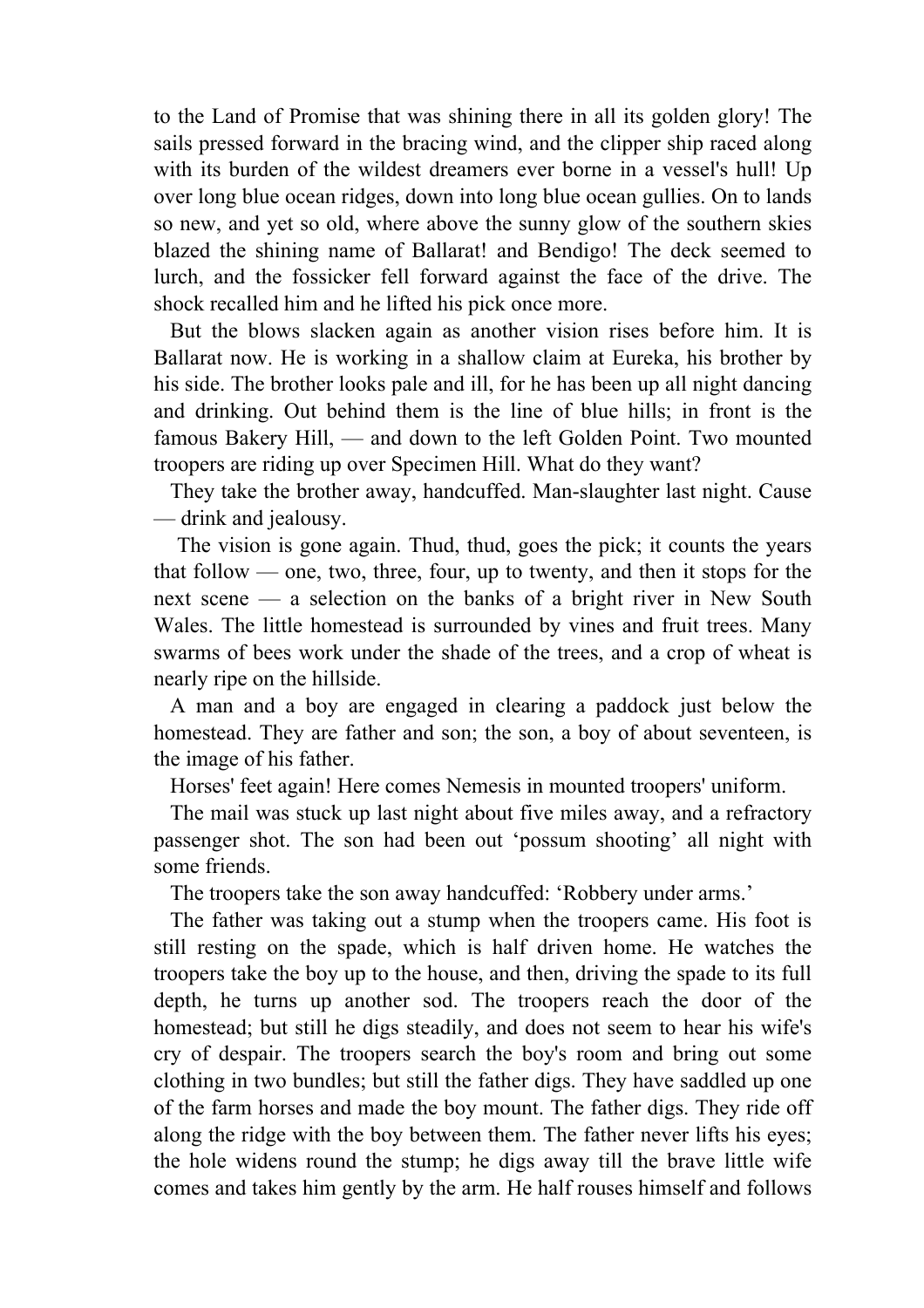to the Land of Promise that was shining there in all its golden glory! The sails pressed forward in the bracing wind, and the clipper ship raced along with its burden of the wildest dreamers ever borne in a vessel's hull! Up over long blue ocean ridges, down into long blue ocean gullies. On to lands so new, and yet so old, where above the sunny glow of the southern skies blazed the shining name of Ballarat! and Bendigo! The deck seemed to lurch, and the fossicker fell forward against the face of the drive. The shock recalled him and he lifted his pick once more.

But the blows slacken again as another vision rises before him. It is Ballarat now. He is working in a shallow claim at Eureka, his brother by his side. The brother looks pale and ill, for he has been up all night dancing and drinking. Out behind them is the line of blue hills; in front is the famous Bakery Hill, — and down to the left Golden Point. Two mounted troopers are riding up over Specimen Hill. What do they want?

They take the brother away, handcuffed. Man-slaughter last night. Cause — drink and jealousy.

The vision is gone again. Thud, thud, goes the pick; it counts the years that follow — one, two, three, four, up to twenty, and then it stops for the next scene — a selection on the banks of a bright river in New South Wales. The little homestead is surrounded by vines and fruit trees. Many swarms of bees work under the shade of the trees, and a crop of wheat is nearly ripe on the hillside.

A man and a boy are engaged in clearing a paddock just below the homestead. They are father and son; the son, a boy of about seventeen, is the image of his father.

Horses' feet again! Here comes Nemesis in mounted troopers' uniform.

The mail was stuck up last night about five miles away, and a refractory passenger shot. The son had been out 'possum shooting' all night with some friends.

The troopers take the son away handcuffed: 'Robbery under arms.'

The father was taking out a stump when the troopers came. His foot is still resting on the spade, which is half driven home. He watches the troopers take the boy up to the house, and then, driving the spade to its full depth, he turns up another sod. The troopers reach the door of the homestead; but still he digs steadily, and does not seem to hear his wife's cry of despair. The troopers search the boy's room and bring out some clothing in two bundles; but still the father digs. They have saddled up one of the farm horses and made the boy mount. The father digs. They ride off along the ridge with the boy between them. The father never lifts his eyes; the hole widens round the stump; he digs away till the brave little wife comes and takes him gently by the arm. He half rouses himself and follows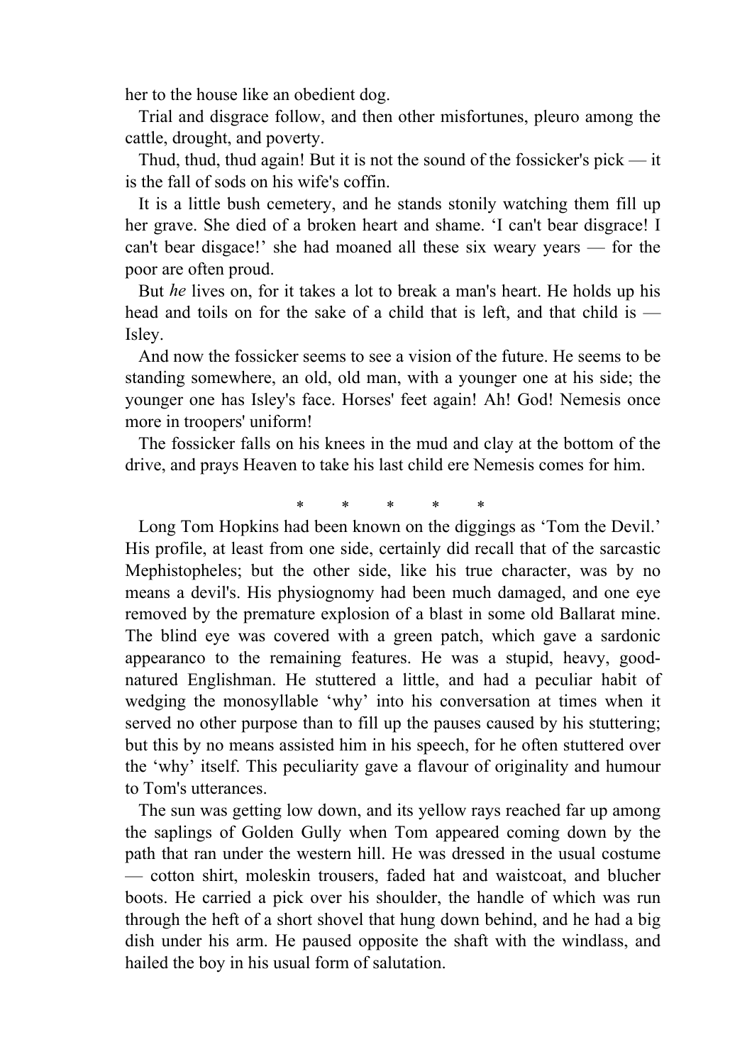her to the house like an obedient dog.

Trial and disgrace follow, and then other misfortunes, pleuro among the cattle, drought, and poverty.

Thud, thud, thud again! But it is not the sound of the fossicker's pick — it is the fall of sods on his wife's coffin.

It is a little bush cemetery, and he stands stonily watching them fill up her grave. She died of a broken heart and shame. 'I can't bear disgrace! I can't bear disgace!' she had moaned all these six weary years — for the poor are often proud.

But *he* lives on, for it takes a lot to break a man's heart. He holds up his head and toils on for the sake of a child that is left, and that child is — Isley.

And now the fossicker seems to see a vision of the future. He seems to be standing somewhere, an old, old man, with a younger one at his side; the younger one has Isley's face. Horses' feet again! Ah! God! Nemesis once more in troopers' uniform!

The fossicker falls on his knees in the mud and clay at the bottom of the drive, and prays Heaven to take his last child ere Nemesis comes for him.

\* \* \* \* \*

Long Tom Hopkins had been known on the diggings as 'Tom the Devil.' His profile, at least from one side, certainly did recall that of the sarcastic Mephistopheles; but the other side, like his true character, was by no means a devil's. His physiognomy had been much damaged, and one eye removed by the premature explosion of a blast in some old Ballarat mine. The blind eye was covered with a green patch, which gave a sardonic appearanco to the remaining features. He was a stupid, heavy, good-natured Englishman. He stuttered a little, and had a peculiar habit of wedging the monosyllable 'why' into his conversation at times when it served no other purpose than to fill up the pauses caused by his stuttering; but this by no means assisted him in his speech, for he often stuttered over the 'why' itself. This peculiarity gave a flavour of originality and humour to Tom's utterances.

The sun was getting low down, and its yellow rays reached far up among the saplings of Golden Gully when Tom appeared coming down by the path that ran under the western hill. He was dressed in the usual costume — cotton shirt, moleskin trousers, faded hat and waistcoat, and blucher boots. He carried a pick over his shoulder, the handle of which was run through the heft of a short shovel that hung down behind, and he had a big dish under his arm. He paused opposite the shaft with the windlass, and hailed the boy in his usual form of salutation.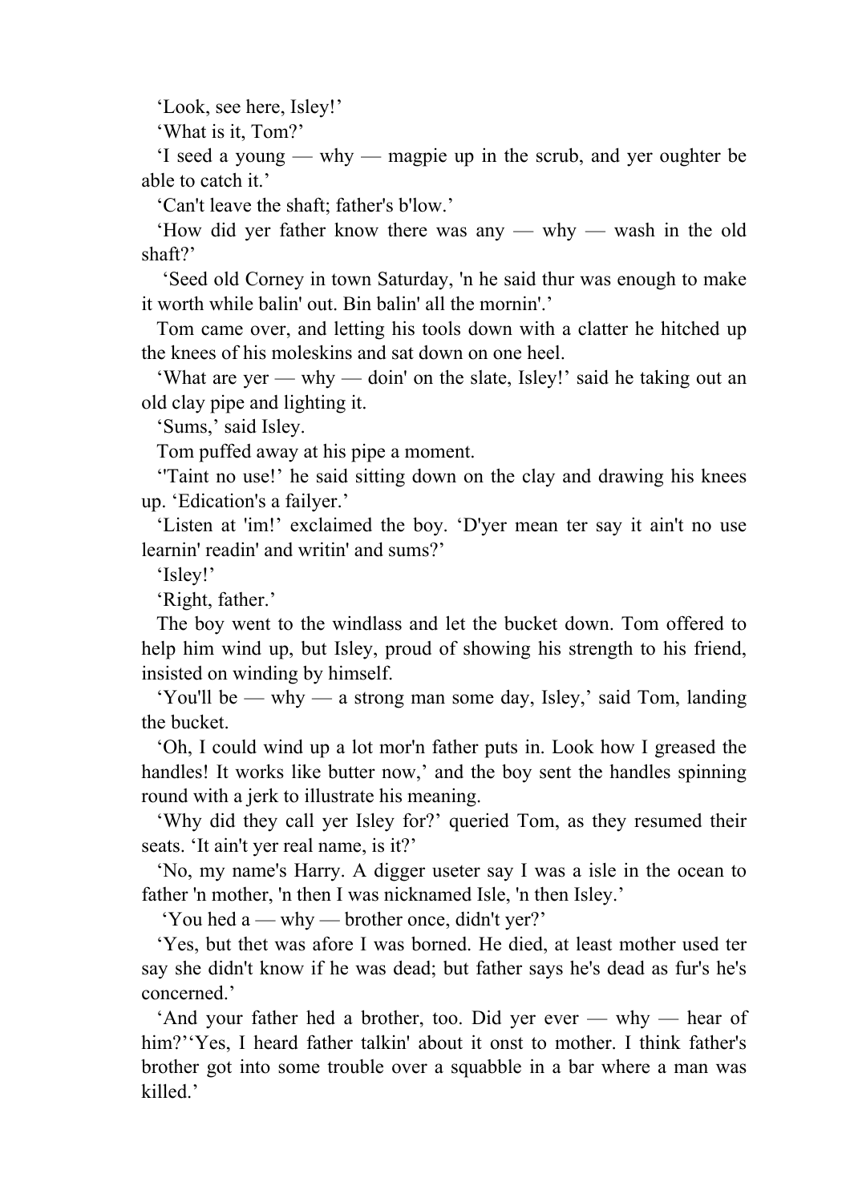‘Look, see here, Isley!’

‘What is it, Tom?’

‘I seed a young — why — magpie up in the scrub, and yer oughter be able to catch it.’

‘Can't leave the shaft; father's b'low.’

‘How did yer father know there was any — why — wash in the old shaft?’

‘Seed old Corney in town Saturday, 'n he said thur was enough to make it worth while balin' out. Bin balin' all the mornin'.’

Tom came over, and letting his tools down with a clatter he hitched up the knees of his moleskins and sat down on one heel.

‘What are yer — why — doin' on the slate, Isley!’ said he taking out an old clay pipe and lighting it.

‘Sums,’ said Isley.

Tom puffed away at his pipe a moment.

‘'Taint no use!’ he said sitting down on the clay and drawing his knees up. ‘Edication's a failyer.’

‘Listen at 'im!’ exclaimed the boy. ‘D'yer mean ter say it ain't no use learnin' readin' and writin' and sums?’

‘Isley!’

‘Right, father.’

The boy went to the windlass and let the bucket down. Tom offered to help him wind up, but Isley, proud of showing his strength to his friend, insisted on winding by himself.

‘You'll be — why — a strong man some day, Isley,’ said Tom, landing the bucket.

‘Oh, I could wind up a lot mor'n father puts in. Look how I greased the handles! It works like butter now,’ and the boy sent the handles spinning round with a jerk to illustrate his meaning.

‘Why did they call yer Isley for?’ queried Tom, as they resumed their seats. ‘It ain't yer real name, is it?’

‘No, my name's Harry. A digger useter say I was a isle in the ocean to father 'n mother, 'n then I was nicknamed Isle, 'n then Isley.’

‘You hed a — why — brother once, didn't yer?’

‘Yes, but thet was afore I was borned. He died, at least mother used ter say she didn't know if he was dead; but father says he's dead as fur's he's concerned.’

‘And your father hed a brother, too. Did yer ever — why — hear of him?’

‘Yes, I heard father talkin' about it onst to mother. I think father's brother got into some trouble over a squabble in a bar where a man was killed.’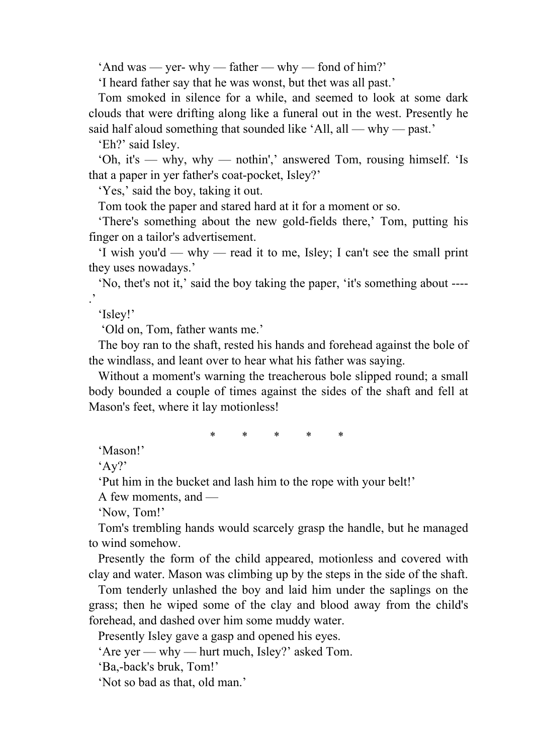‘And was — yer- why — father — why — fond of him?’

‘I heard father say that he was wonst, but thet was all past.’

Tom smoked in silence for a while, and seemed to look at some dark clouds that were drifting along like a funeral out in the west. Presently he said half aloud something that sounded like ‘All, all — why — past.’

‘Eh?’ said Isley.

‘Oh, it's — why, why — nothin',’ answered Tom, rousing himself. ‘Is that a paper in yer father's coat-pocket, Isley?’

‘Yes,’ said the boy, taking it out.

Tom took the paper and stared hard at it for a moment or so.

‘There's something about the new gold-fields there,’ Tom, putting his finger on a tailor's advertisement.

‘I wish you'd — why — read it to me, Isley; I can't see the small print they uses nowadays.’

‘No, thet's not it,’ said the boy taking the paper, ‘it's something about ----.’

‘Isley!’

‘Old on, Tom, father wants me.’

The boy ran to the shaft, rested his hands and forehead against the bole of the windlass, and leant over to hear what his father was saying.

Without a moment's warning the treacherous bole slipped round; a small body bounded a couple of times against the sides of the shaft and fell at Mason's feet, where it lay motionless!

\* \* \* \* \*

‘Mason!’

‘Ay?’

‘Put him in the bucket and lash him to the rope with your belt!’

A few moments, and —

‘Now, Tom!’

Tom's trembling hands would scarcely grasp the handle, but he managed to wind somehow.

Presently the form of the child appeared, motionless and covered with clay and water. Mason was climbing up by the steps in the side of the shaft.

Tom tenderly unlashed the boy and laid him under the saplings on the grass; then he wiped some of the clay and blood away from the child's forehead, and dashed over him some muddy water.

Presently Isley gave a gasp and opened his eyes.

‘Are yer — why — hurt much, Isley?’ asked Tom.

‘Ba,-back's bruk, Tom!’

‘Not so bad as that, old man.’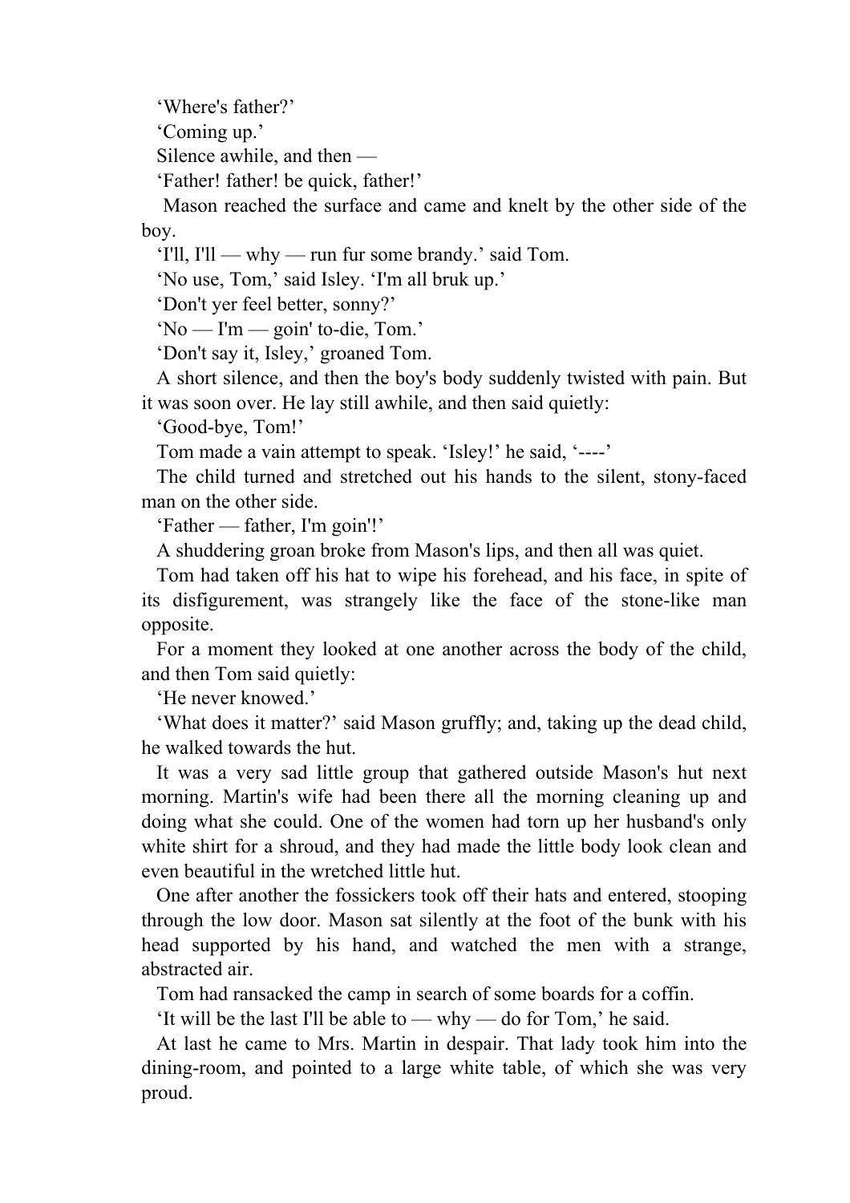‘Where's father?’

‘Coming up.’

Silence awhile, and then —

‘Father! father! be quick, father!’

Mason reached the surface and came and knelt by the other side of the boy.

‘I'll, I'll — why — run fur some brandy.’ said Tom.

‘No use, Tom,’ said Isley. ‘I'm all bruk up.’

‘Don't yer feel better, sonny?’

‘No — I'm — goin' to-die, Tom.’

‘Don't say it, Isley,’ groaned Tom.

A short silence, and then the boy's body suddenly twisted with pain. But it was soon over. He lay still awhile, and then said quietly:

‘Good-bye, Tom!’

Tom made a vain attempt to speak. ‘Isley!’ he said, ‘----’

The child turned and stretched out his hands to the silent, stony-faced man on the other side.

‘Father — father, I'm goin'!’

A shuddering groan broke from Mason's lips, and then all was quiet.

Tom had taken off his hat to wipe his forehead, and his face, in spite of its disfigurement, was strangely like the face of the stone-like man opposite.

For a moment they looked at one another across the body of the child, and then Tom said quietly:

‘He never knowed.’

‘What does it matter?’ said Mason gruffly; and, taking up the dead child, he walked towards the hut.

It was a very sad little group that gathered outside Mason's hut next morning. Martin's wife had been there all the morning cleaning up and doing what she could. One of the women had torn up her husband's only white shirt for a shroud, and they had made the little body look clean and even beautiful in the wretched little hut.

One after another the fossickers took off their hats and entered, stooping through the low door. Mason sat silently at the foot of the bunk with his head supported by his hand, and watched the men with a strange, abstracted air.

Tom had ransacked the camp in search of some boards for a coffin.

‘It will be the last I'll be able to — why — do for Tom,’ he said.

At last he came to Mrs. Martin in despair. That lady took him into the dining-room, and pointed to a large white table, of which she was very proud.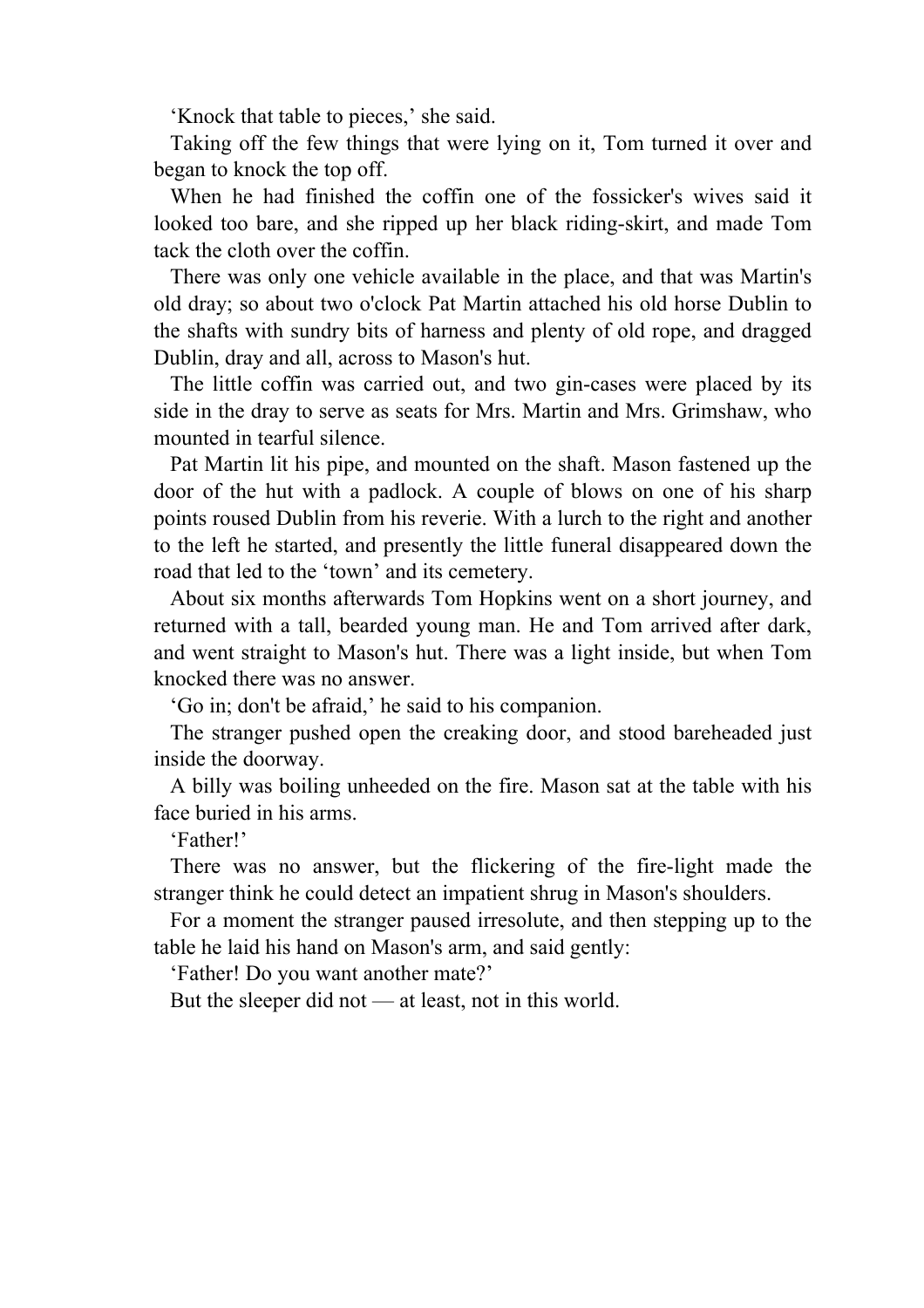‘Knock that table to pieces,’ she said.

Taking off the few things that were lying on it, Tom turned it over and began to knock the top off.

When he had finished the coffin one of the fossicker's wives said it looked too bare, and she ripped up her black riding-skirt, and made Tom tack the cloth over the coffin.

There was only one vehicle available in the place, and that was Martin's old dray; so about two o'clock Pat Martin attached his old horse Dublin to the shafts with sundry bits of harness and plenty of old rope, and dragged Dublin, dray and all, across to Mason's hut.

The little coffin was carried out, and two gin-cases were placed by its side in the dray to serve as seats for Mrs. Martin and Mrs. Grimshaw, who mounted in tearful silence.

Pat Martin lit his pipe, and mounted on the shaft. Mason fastened up the door of the hut with a padlock. A couple of blows on one of his sharp points roused Dublin from his reverie. With a lurch to the right and another to the left he started, and presently the little funeral disappeared down the road that led to the ‘town’ and its cemetery.

About six months afterwards Tom Hopkins went on a short journey, and returned with a tall, bearded young man. He and Tom arrived after dark, and went straight to Mason's hut. There was a light inside, but when Tom knocked there was no answer.

‘Go in; don't be afraid,’ he said to his companion.

The stranger pushed open the creaking door, and stood bareheaded just inside the doorway.

A billy was boiling unheeded on the fire. Mason sat at the table with his face buried in his arms.

‘Father!’

There was no answer, but the flickering of the fire-light made the stranger think he could detect an impatient shrug in Mason's shoulders.

For a moment the stranger paused irresolute, and then stepping up to the table he laid his hand on Mason's arm, and said gently:

‘Father! Do you want another mate?’

But the sleeper did not — at least, not in this world.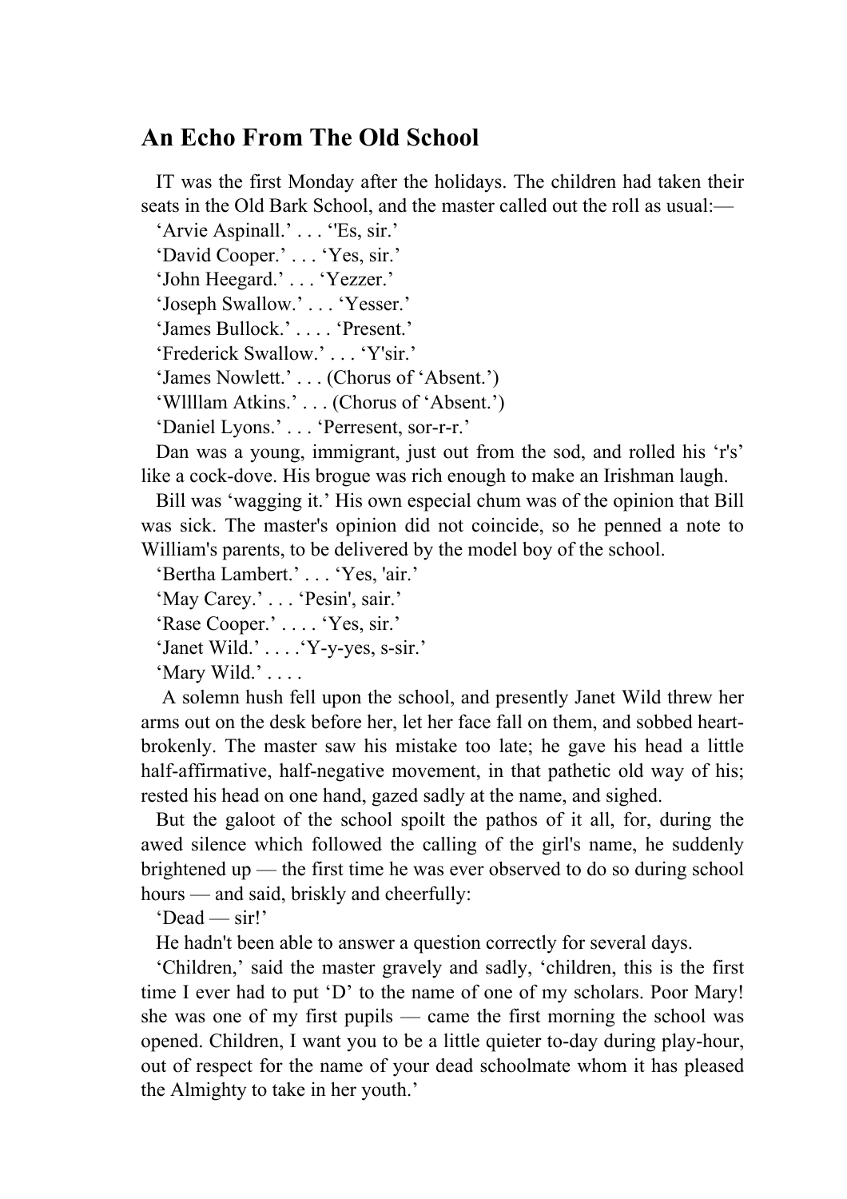## An Echo From The Old School

IT was the first Monday after the holidays. The children had taken their seats in the Old Bark School, and the master called out the roll as usual:—

'Arvie Aspinall.' . . . ''Es, sir.'

'David Cooper.' . . . 'Yes, sir.'

'John Heegard.' . . . 'Yezzer.'

'Joseph Swallow.' . . . 'Yesser.'

'James Bullock.' . . . . 'Present.'

'Frederick Swallow.' . . . 'Y'sir.'

'James Nowlett.' . . . (Chorus of 'Absent.')

'Wllllam Atkins.' . . . (Chorus of 'Absent.')

'Daniel Lyons.' . . . 'Perresent, sor-r-r.'

Dan was a young, immigrant, just out from the sod, and rolled his 'r's' like a cock-dove. His brogue was rich enough to make an Irishman laugh.

Bill was 'wagging it.' His own especial chum was of the opinion that Bill was sick. The master's opinion did not coincide, so he penned a note to William's parents, to be delivered by the model boy of the school.

'Bertha Lambert.' . . . 'Yes, 'air.'

'May Carey.' . . . 'Pesin', sair.'

'Rase Cooper.' . . . . 'Yes, sir.'

'Janet Wild.' . . . .'Y-y-yes, s-sir.'

'Mary Wild.' . . . .

A solemn hush fell upon the school, and presently Janet Wild threw her arms out on the desk before her, let her face fall on them, and sobbed heart-brokenly. The master saw his mistake too late; he gave his head a little half-affirmative, half-negative movement, in that pathetic old way of his; rested his head on one hand, gazed sadly at the name, and sighed.

But the galoot of the school spoilt the pathos of it all, for, during the awed silence which followed the calling of the girl's name, he suddenly brightened up — the first time he was ever observed to do so during school hours — and said, briskly and cheerfully:

'Dead — sir!'

He hadn't been able to answer a question correctly for several days.

'Children,' said the master gravely and sadly, 'children, this is the first time I ever had to put 'D' to the name of one of my scholars. Poor Mary! she was one of my first pupils — came the first morning the school was opened. Children, I want you to be a little quieter to-day during play-hour, out of respect for the name of your dead schoolmate whom it has pleased the Almighty to take in her youth.'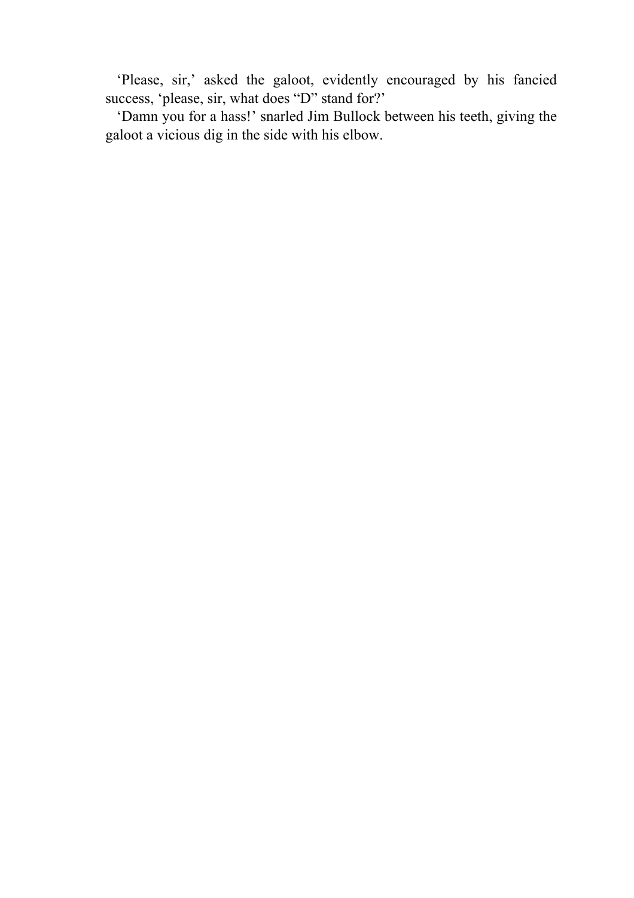‘Please, sir,’ asked the galoot, evidently encouraged by his fancied success, ‘please, sir, what does “D” stand for?’

‘Damn you for a hass!’ snarled Jim Bullock between his teeth, giving the galoot a vicious dig in the side with his elbow.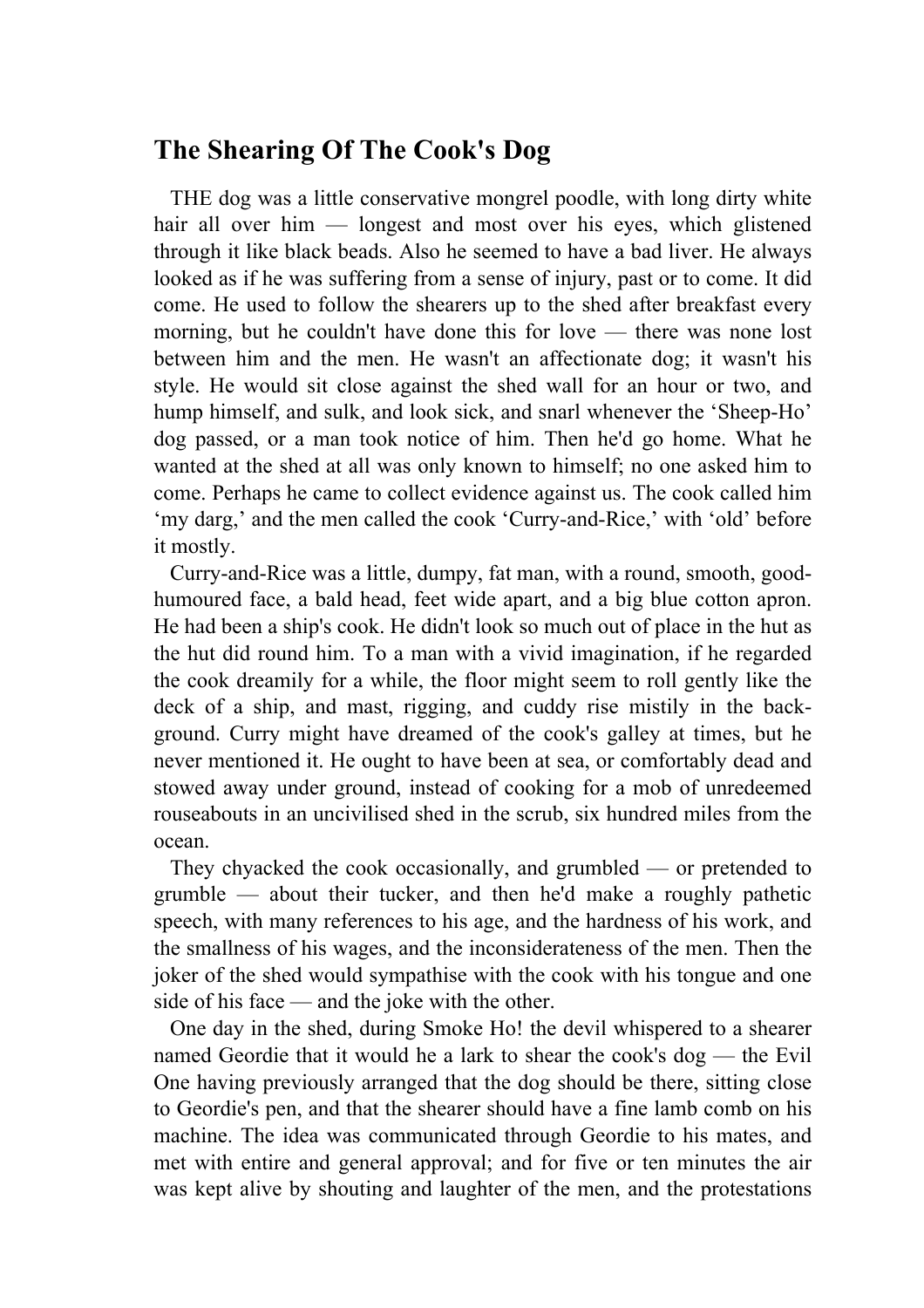## The Shearing Of The Cook's Dog

THE dog was a little conservative mongrel poodle, with long dirty white hair all over him — longest and most over his eyes, which glistened through it like black beads. Also he seemed to have a bad liver. He always looked as if he was suffering from a sense of injury, past or to come. It did come. He used to follow the shearers up to the shed after breakfast every morning, but he couldn't have done this for love — there was none lost between him and the men. He wasn't an affectionate dog; it wasn't his style. He would sit close against the shed wall for an hour or two, and hump himself, and sulk, and look sick, and snarl whenever the 'Sheep-Ho' dog passed, or a man took notice of him. Then he'd go home. What he wanted at the shed at all was only known to himself; no one asked him to come. Perhaps he came to collect evidence against us. The cook called him 'my darg,' and the men called the cook 'Curry-and-Rice,' with 'old' before it mostly.

Curry-and-Rice was a little, dumpy, fat man, with a round, smooth, good-humoured face, a bald head, feet wide apart, and a big blue cotton apron. He had been a ship's cook. He didn't look so much out of place in the hut as the hut did round him. To a man with a vivid imagination, if he regarded the cook dreamily for a while, the floor might seem to roll gently like the deck of a ship, and mast, rigging, and cuddy rise mistily in the background. Curry might have dreamed of the cook's galley at times, but he never mentioned it. He ought to have been at sea, or comfortably dead and stowed away under ground, instead of cooking for a mob of unredeemed rouseabouts in an uncivilised shed in the scrub, six hundred miles from the ocean.

They chyacked the cook occasionally, and grumbled — or pretended to grumble — about their tucker, and then he'd make a roughly pathetic speech, with many references to his age, and the hardness of his work, and the smallness of his wages, and the inconsiderateness of the men. Then the joker of the shed would sympathise with the cook with his tongue and one side of his face — and the joke with the other.

One day in the shed, during Smoke Ho! the devil whispered to a shearer named Geordie that it would he a lark to shear the cook's dog — the Evil One having previously arranged that the dog should be there, sitting close to Geordie's pen, and that the shearer should have a fine lamb comb on his machine. The idea was communicated through Geordie to his mates, and met with entire and general approval; and for five or ten minutes the air was kept alive by shouting and laughter of the men, and the protestations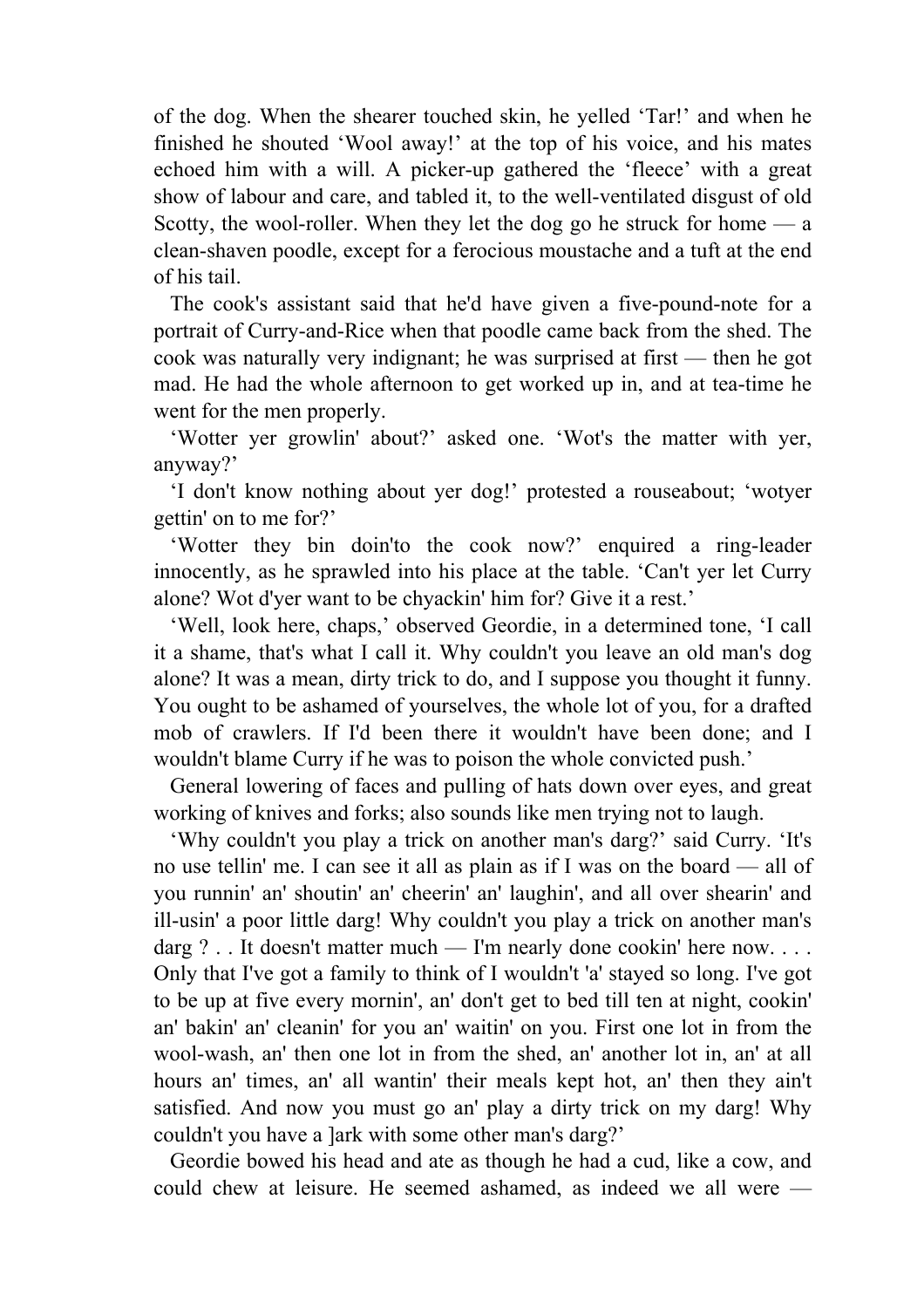of the dog. When the shearer touched skin, he yelled 'Tar!' and when he finished he shouted 'Wool away!' at the top of his voice, and his mates echoed him with a will. A picker-up gathered the 'fleece' with a great show of labour and care, and tabled it, to the well-ventilated disgust of old Scotty, the wool-roller. When they let the dog go he struck for home — a clean-shaven poodle, except for a ferocious moustache and a tuft at the end of his tail.

The cook's assistant said that he'd have given a five-pound-note for a portrait of Curry-and-Rice when that poodle came back from the shed. The cook was naturally very indignant; he was surprised at first — then he got mad. He had the whole afternoon to get worked up in, and at tea-time he went for the men properly.

'Wotter yer growlin' about?' asked one. 'Wot's the matter with yer, anyway?'

'I don't know nothing about yer dog!' protested a rouseabout; 'wotyer gettin' on to me for?'

'Wotter they bin doin'to the cook now?' enquired a ring-leader innocently, as he sprawled into his place at the table. 'Can't yer let Curry alone? Wot d'yer want to be chyackin' him for? Give it a rest.'

'Well, look here, chaps,' observed Geordie, in a determined tone, 'I call it a shame, that's what I call it. Why couldn't you leave an old man's dog alone? It was a mean, dirty trick to do, and I suppose you thought it funny. You ought to be ashamed of yourselves, the whole lot of you, for a drafted mob of crawlers. If I'd been there it wouldn't have been done; and I wouldn't blame Curry if he was to poison the whole convicted push.'

General lowering of faces and pulling of hats down over eyes, and great working of knives and forks; also sounds like men trying not to laugh.

'Why couldn't you play a trick on another man's darg?' said Curry. 'It's no use tellin' me. I can see it all as plain as if I was on the board — all of you runnin' an' shoutin' an' cheerin' an' laughin', and all over shearin' and ill-usin' a poor little darg! Why couldn't you play a trick on another man's darg ? . . It doesn't matter much — I'm nearly done cookin' here now. . . . Only that I've got a family to think of I wouldn't 'a' stayed so long. I've got to be up at five every mornin', an' don't get to bed till ten at night, cookin' an' bakin' an' cleanin' for you an' waitin' on you. First one lot in from the wool-wash, an' then one lot in from the shed, an' another lot in, an' at all hours an' times, an' all wantin' their meals kept hot, an' then they ain't satisfied. And now you must go an' play a dirty trick on my darg! Why couldn't you have a ]ark with some other man's darg?'

Geordie bowed his head and ate as though he had a cud, like a cow, and could chew at leisure. He seemed ashamed, as indeed we all were —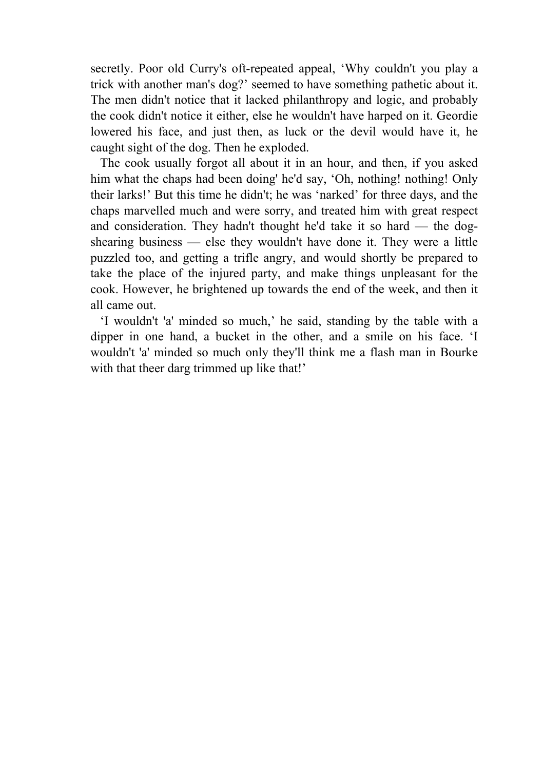secretly. Poor old Curry's oft-repeated appeal, ‘Why couldn't you play a trick with another man's dog?’ seemed to have something pathetic about it. The men didn't notice that it lacked philanthropy and logic, and probably the cook didn't notice it either, else he wouldn't have harped on it. Geordie lowered his face, and just then, as luck or the devil would have it, he caught sight of the dog. Then he exploded.

The cook usually forgot all about it in an hour, and then, if you asked him what the chaps had been doing' he'd say, ‘Oh, nothing! nothing! Only their larks!’ But this time he didn't; he was ‘narked’ for three days, and the chaps marvelled much and were sorry, and treated him with great respect and consideration. They hadn't thought he'd take it so hard — the dog-shearing business — else they wouldn't have done it. They were a little puzzled too, and getting a trifle angry, and would shortly be prepared to take the place of the injured party, and make things unpleasant for the cook. However, he brightened up towards the end of the week, and then it all came out.

‘I wouldn't 'a' minded so much,’ he said, standing by the table with a dipper in one hand, a bucket in the other, and a smile on his face. ‘I wouldn't 'a' minded so much only they'll think me a flash man in Bourke with that theer darg trimmed up like that!’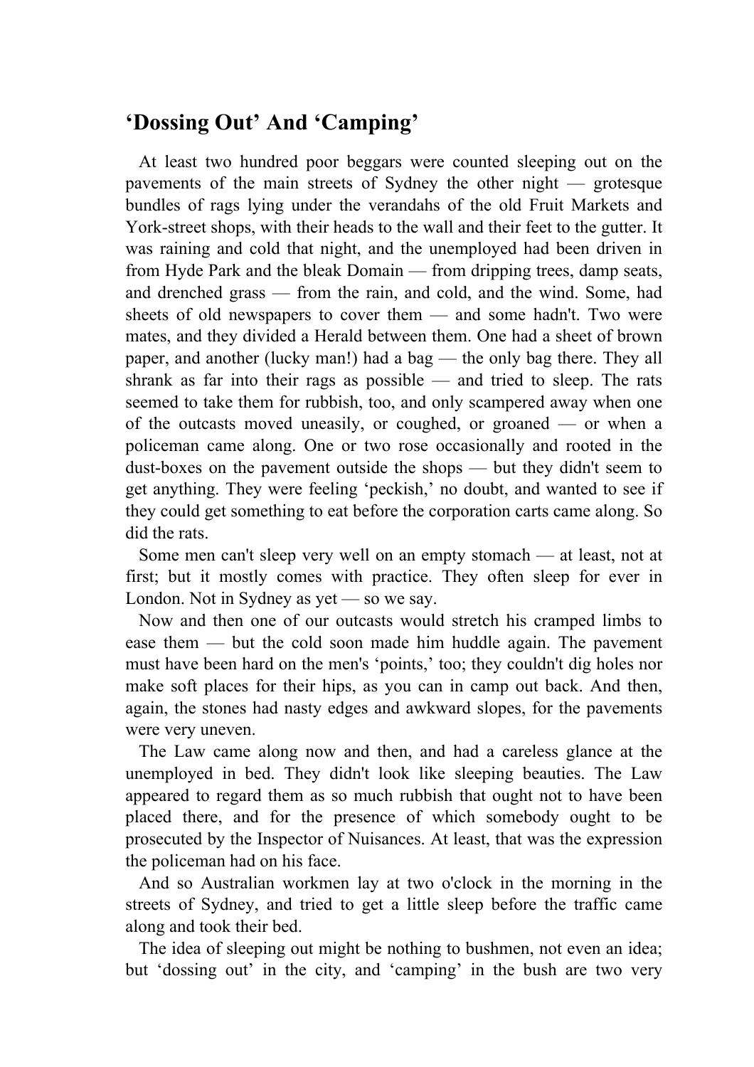## ‘Dossing Out’ And ‘Camping’

At least two hundred poor beggars were counted sleeping out on the pavements of the main streets of Sydney the other night — grotesque bundles of rags lying under the verandahs of the old Fruit Markets and York-street shops, with their heads to the wall and their feet to the gutter. It was raining and cold that night, and the unemployed had been driven in from Hyde Park and the bleak Domain — from dripping trees, damp seats, and drenched grass — from the rain, and cold, and the wind. Some, had sheets of old newspapers to cover them — and some hadn't. Two were mates, and they divided a Herald between them. One had a sheet of brown paper, and another (lucky man!) had a bag — the only bag there. They all shrank as far into their rags as possible — and tried to sleep. The rats seemed to take them for rubbish, too, and only scampered away when one of the outcasts moved uneasily, or coughed, or groaned — or when a policeman came along. One or two rose occasionally and rooted in the dust-boxes on the pavement outside the shops — but they didn't seem to get anything. They were feeling ‘peckish,’ no doubt, and wanted to see if they could get something to eat before the corporation carts came along. So did the rats.

Some men can't sleep very well on an empty stomach — at least, not at first; but it mostly comes with practice. They often sleep for ever in London. Not in Sydney as yet — so we say.

Now and then one of our outcasts would stretch his cramped limbs to ease them — but the cold soon made him huddle again. The pavement must have been hard on the men's ‘points,’ too; they couldn't dig holes nor make soft places for their hips, as you can in camp out back. And then, again, the stones had nasty edges and awkward slopes, for the pavements were very uneven.

The Law came along now and then, and had a careless glance at the unemployed in bed. They didn't look like sleeping beauties. The Law appeared to regard them as so much rubbish that ought not to have been placed there, and for the presence of which somebody ought to be prosecuted by the Inspector of Nuisances. At least, that was the expression the policeman had on his face.

And so Australian workmen lay at two o'clock in the morning in the streets of Sydney, and tried to get a little sleep before the traffic came along and took their bed.

The idea of sleeping out might be nothing to bushmen, not even an idea; but ‘dossing out’ in the city, and ‘camping’ in the bush are two very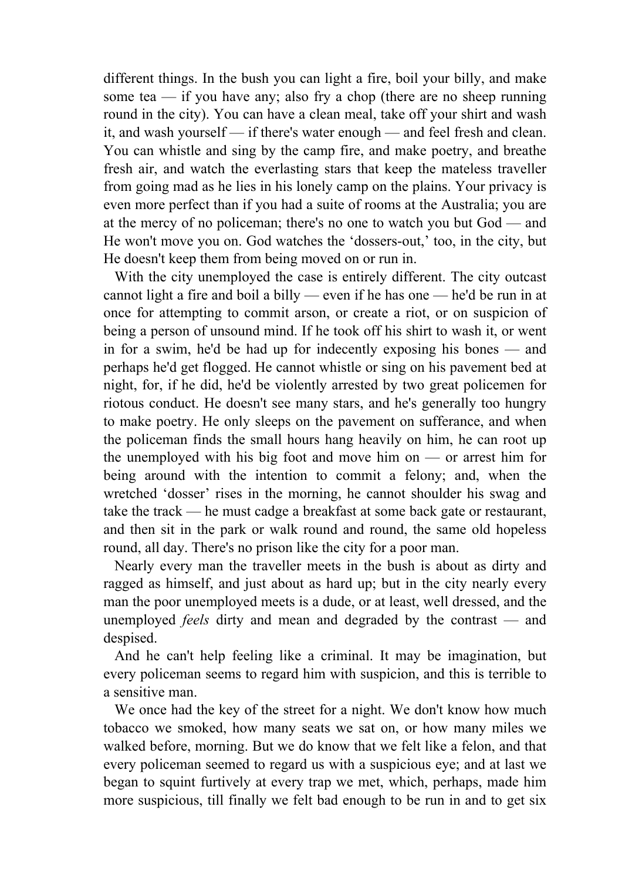different things. In the bush you can light a fire, boil your billy, and make some tea — if you have any; also fry a chop (there are no sheep running round in the city). You can have a clean meal, take off your shirt and wash it, and wash yourself — if there's water enough — and feel fresh and clean. You can whistle and sing by the camp fire, and make poetry, and breathe fresh air, and watch the everlasting stars that keep the mateless traveller from going mad as he lies in his lonely camp on the plains. Your privacy is even more perfect than if you had a suite of rooms at the Australia; you are at the mercy of no policeman; there's no one to watch you but God — and He won't move you on. God watches the 'dossers-out,' too, in the city, but He doesn't keep them from being moved on or run in.

With the city unemployed the case is entirely different. The city outcast cannot light a fire and boil a billy — even if he has one — he'd be run in at once for attempting to commit arson, or create a riot, or on suspicion of being a person of unsound mind. If he took off his shirt to wash it, or went in for a swim, he'd be had up for indecently exposing his bones — and perhaps he'd get flogged. He cannot whistle or sing on his pavement bed at night, for, if he did, he'd be violently arrested by two great policemen for riotous conduct. He doesn't see many stars, and he's generally too hungry to make poetry. He only sleeps on the pavement on sufferance, and when the policeman finds the small hours hang heavily on him, he can root up the unemployed with his big foot and move him on — or arrest him for being around with the intention to commit a felony; and, when the wretched 'dosser' rises in the morning, he cannot shoulder his swag and take the track — he must cadge a breakfast at some back gate or restaurant, and then sit in the park or walk round and round, the same old hopeless round, all day. There's no prison like the city for a poor man.

Nearly every man the traveller meets in the bush is about as dirty and ragged as himself, and just about as hard up; but in the city nearly every man the poor unemployed meets is a dude, or at least, well dressed, and the unemployed *feels* dirty and mean and degraded by the contrast — and despised.

And he can't help feeling like a criminal. It may be imagination, but every policeman seems to regard him with suspicion, and this is terrible to a sensitive man.

We once had the key of the street for a night. We don't know how much tobacco we smoked, how many seats we sat on, or how many miles we walked before, morning. But we do know that we felt like a felon, and that every policeman seemed to regard us with a suspicious eye; and at last we began to squint furtively at every trap we met, which, perhaps, made him more suspicious, till finally we felt bad enough to be run in and to get six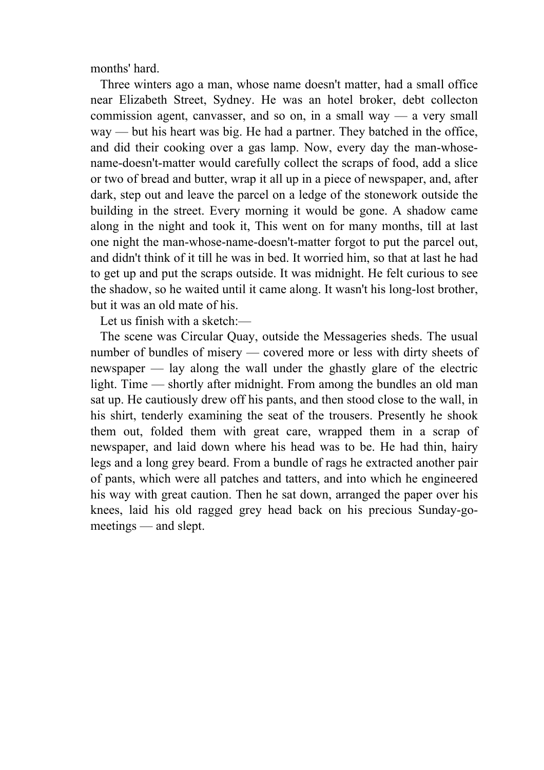months' hard.

Three winters ago a man, whose name doesn't matter, had a small office near Elizabeth Street, Sydney. He was an hotel broker, debt collecton commission agent, canvasser, and so on, in a small way — a very small way — but his heart was big. He had a partner. They batched in the office, and did their cooking over a gas lamp. Now, every day the man-whose-name-doesn't-matter would carefully collect the scraps of food, add a slice or two of bread and butter, wrap it all up in a piece of newspaper, and, after dark, step out and leave the parcel on a ledge of the stonework outside the building in the street. Every morning it would be gone. A shadow came along in the night and took it, This went on for many months, till at last one night the man-whose-name-doesn't-matter forgot to put the parcel out, and didn't think of it till he was in bed. It worried him, so that at last he had to get up and put the scraps outside. It was midnight. He felt curious to see the shadow, so he waited until it came along. It wasn't his long-lost brother, but it was an old mate of his.

Let us finish with a sketch:—

The scene was Circular Quay, outside the Messageries sheds. The usual number of bundles of misery — covered more or less with dirty sheets of newspaper — lay along the wall under the ghastly glare of the electric light. Time — shortly after midnight. From among the bundles an old man sat up. He cautiously drew off his pants, and then stood close to the wall, in his shirt, tenderly examining the seat of the trousers. Presently he shook them out, folded them with great care, wrapped them in a scrap of newspaper, and laid down where his head was to be. He had thin, hairy legs and a long grey beard. From a bundle of rags he extracted another pair of pants, which were all patches and tatters, and into which he engineered his way with great caution. Then he sat down, arranged the paper over his knees, laid his old ragged grey head back on his precious Sunday-go-meetings — and slept.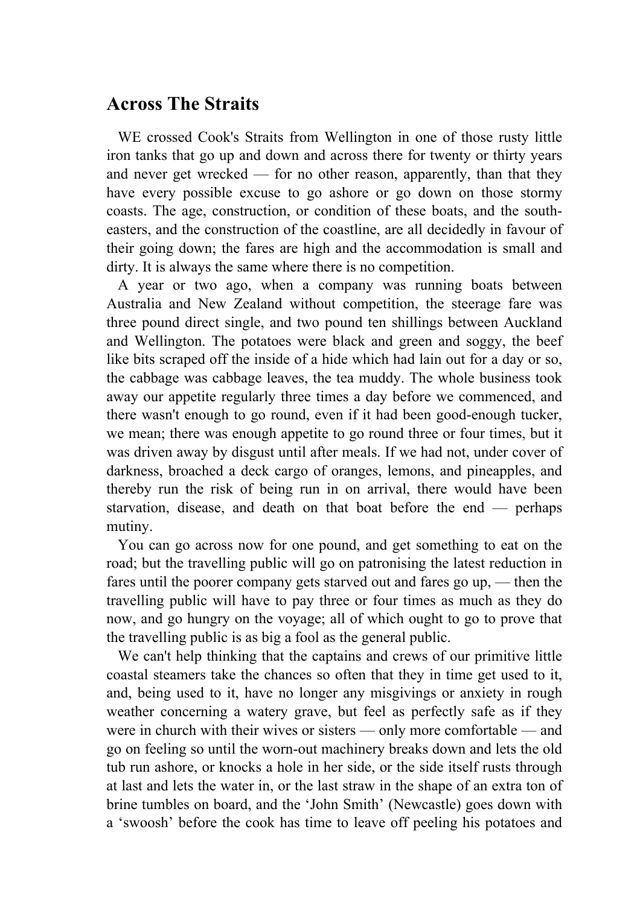## Across The Straits

WE crossed Cook's Straits from Wellington in one of those rusty little iron tanks that go up and down and across there for twenty or thirty years and never get wrecked — for no other reason, apparently, than that they have every possible excuse to go ashore or go down on those stormy coasts. The age, construction, or condition of these boats, and the south-easters, and the construction of the coastline, are all decidedly in favour of their going down; the fares are high and the accommodation is small and dirty. It is always the same where there is no competition.

A year or two ago, when a company was running boats between Australia and New Zealand without competition, the steerage fare was three pound direct single, and two pound ten shillings between Auckland and Wellington. The potatoes were black and green and soggy, the beef like bits scraped off the inside of a hide which had lain out for a day or so, the cabbage was cabbage leaves, the tea muddy. The whole business took away our appetite regularly three times a day before we commenced, and there wasn't enough to go round, even if it had been good-enough tucker, we mean; there was enough appetite to go round three or four times, but it was driven away by disgust until after meals. If we had not, under cover of darkness, broached a deck cargo of oranges, lemons, and pineapples, and thereby run the risk of being run in on arrival, there would have been starvation, disease, and death on that boat before the end — perhaps mutiny.

You can go across now for one pound, and get something to eat on the road; but the travelling public will go on patronising the latest reduction in fares until the poorer company gets starved out and fares go up, — then the travelling public will have to pay three or four times as much as they do now, and go hungry on the voyage; all of which ought to go to prove that the travelling public is as big a fool as the general public.

We can't help thinking that the captains and crews of our primitive little coastal steamers take the chances so often that they in time get used to it, and, being used to it, have no longer any misgivings or anxiety in rough weather concerning a watery grave, but feel as perfectly safe as if they were in church with their wives or sisters — only more comfortable — and go on feeling so until the worn-out machinery breaks down and lets the old tub run ashore, or knocks a hole in her side, or the side itself rusts through at last and lets the water in, or the last straw in the shape of an extra ton of brine tumbles on board, and the 'John Smith' (Newcastle) goes down with a 'swoosh' before the cook has time to leave off peeling his potatoes and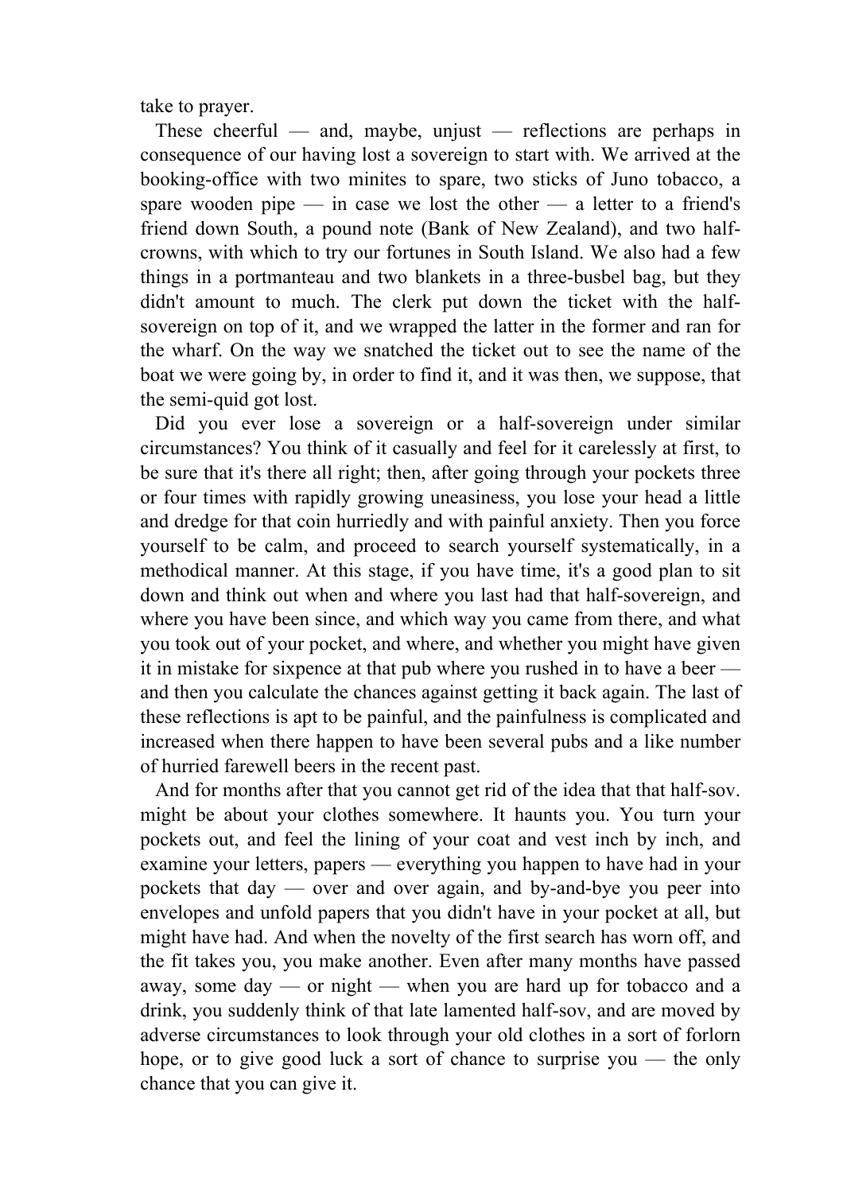take to prayer.

These cheerful — and, maybe, unjust — reflections are perhaps in consequence of our having lost a sovereign to start with. We arrived at the booking-office with two minites to spare, two sticks of Juno tobacco, a spare wooden pipe — in case we lost the other — a letter to a friend's friend down South, a pound note (Bank of New Zealand), and two half-crowns, with which to try our fortunes in South Island. We also had a few things in a portmanteau and two blankets in a three-busbel bag, but they didn't amount to much. The clerk put down the ticket with the half-sovereign on top of it, and we wrapped the latter in the former and ran for the wharf. On the way we snatched the ticket out to see the name of the boat we were going by, in order to find it, and it was then, we suppose, that the semi-quid got lost.

Did you ever lose a sovereign or a half-sovereign under similar circumstances? You think of it casually and feel for it carelessly at first, to be sure that it's there all right; then, after going through your pockets three or four times with rapidly growing uneasiness, you lose your head a little and dredge for that coin hurriedly and with painful anxiety. Then you force yourself to be calm, and proceed to search yourself systematically, in a methodical manner. At this stage, if you have time, it's a good plan to sit down and think out when and where you last had that half-sovereign, and where you have been since, and which way you came from there, and what you took out of your pocket, and where, and whether you might have given it in mistake for sixpence at that pub where you rushed in to have a beer — and then you calculate the chances against getting it back again. The last of these reflections is apt to be painful, and the painfulness is complicated and increased when there happen to have been several pubs and a like number of hurried farewell beers in the recent past.

And for months after that you cannot get rid of the idea that that half-sov. might be about your clothes somewhere. It haunts you. You turn your pockets out, and feel the lining of your coat and vest inch by inch, and examine your letters, papers — everything you happen to have had in your pockets that day — over and over again, and by-and-bye you peer into envelopes and unfold papers that you didn't have in your pocket at all, but might have had. And when the novelty of the first search has worn off, and the fit takes you, you make another. Even after many months have passed away, some day — or night — when you are hard up for tobacco and a drink, you suddenly think of that late lamented half-sov, and are moved by adverse circumstances to look through your old clothes in a sort of forlorn hope, or to give good luck a sort of chance to surprise you — the only chance that you can give it.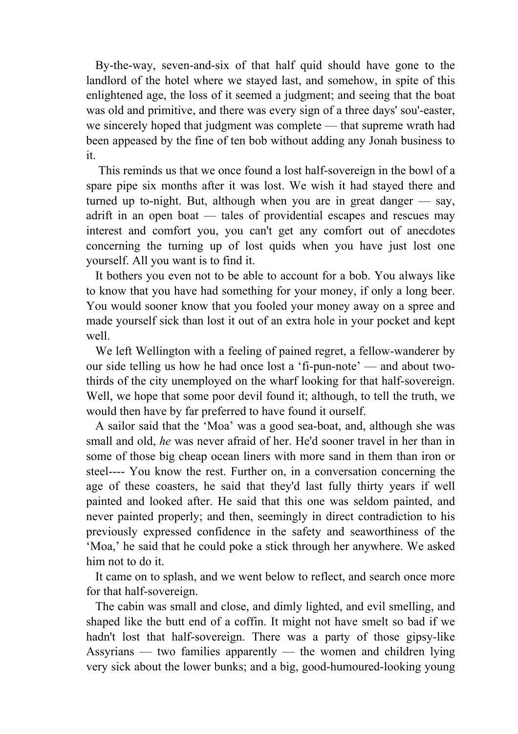By-the-way, seven-and-six of that half quid should have gone to the landlord of the hotel where we stayed last, and somehow, in spite of this enlightened age, the loss of it seemed a judgment; and seeing that the boat was old and primitive, and there was every sign of a three days' sou'-easter, we sincerely hoped that judgment was complete — that supreme wrath had been appeased by the fine of ten bob without adding any Jonah business to it.

This reminds us that we once found a lost half-sovereign in the bowl of a spare pipe six months after it was lost. We wish it had stayed there and turned up to-night. But, although when you are in great danger — say, adrift in an open boat — tales of providential escapes and rescues may interest and comfort you, you can't get any comfort out of anecdotes concerning the turning up of lost quids when you have just lost one yourself. All you want is to find it.

It bothers you even not to be able to account for a bob. You always like to know that you have had something for your money, if only a long beer. You would sooner know that you fooled your money away on a spree and made yourself sick than lost it out of an extra hole in your pocket and kept well.

We left Wellington with a feeling of pained regret, a fellow-wanderer by our side telling us how he had once lost a 'fi-pun-note' — and about two-thirds of the city unemployed on the wharf looking for that half-sovereign. Well, we hope that some poor devil found it; although, to tell the truth, we would then have by far preferred to have found it ourself.

A sailor said that the 'Moa' was a good sea-boat, and, although she was small and old, *he* was never afraid of her. He'd sooner travel in her than in some of those big cheap ocean liners with more sand in them than iron or steel---- You know the rest. Further on, in a conversation concerning the age of these coasters, he said that they'd last fully thirty years if well painted and looked after. He said that this one was seldom painted, and never painted properly; and then, seemingly in direct contradiction to his previously expressed confidence in the safety and seaworthiness of the 'Moa,' he said that he could poke a stick through her anywhere. We asked him not to do it.

It came on to splash, and we went below to reflect, and search once more for that half-sovereign.

The cabin was small and close, and dimly lighted, and evil smelling, and shaped like the butt end of a coffin. It might not have smelt so bad if we hadn't lost that half-sovereign. There was a party of those gipsy-like Assyrians — two families apparently — the women and children lying very sick about the lower bunks; and a big, good-humoured-looking young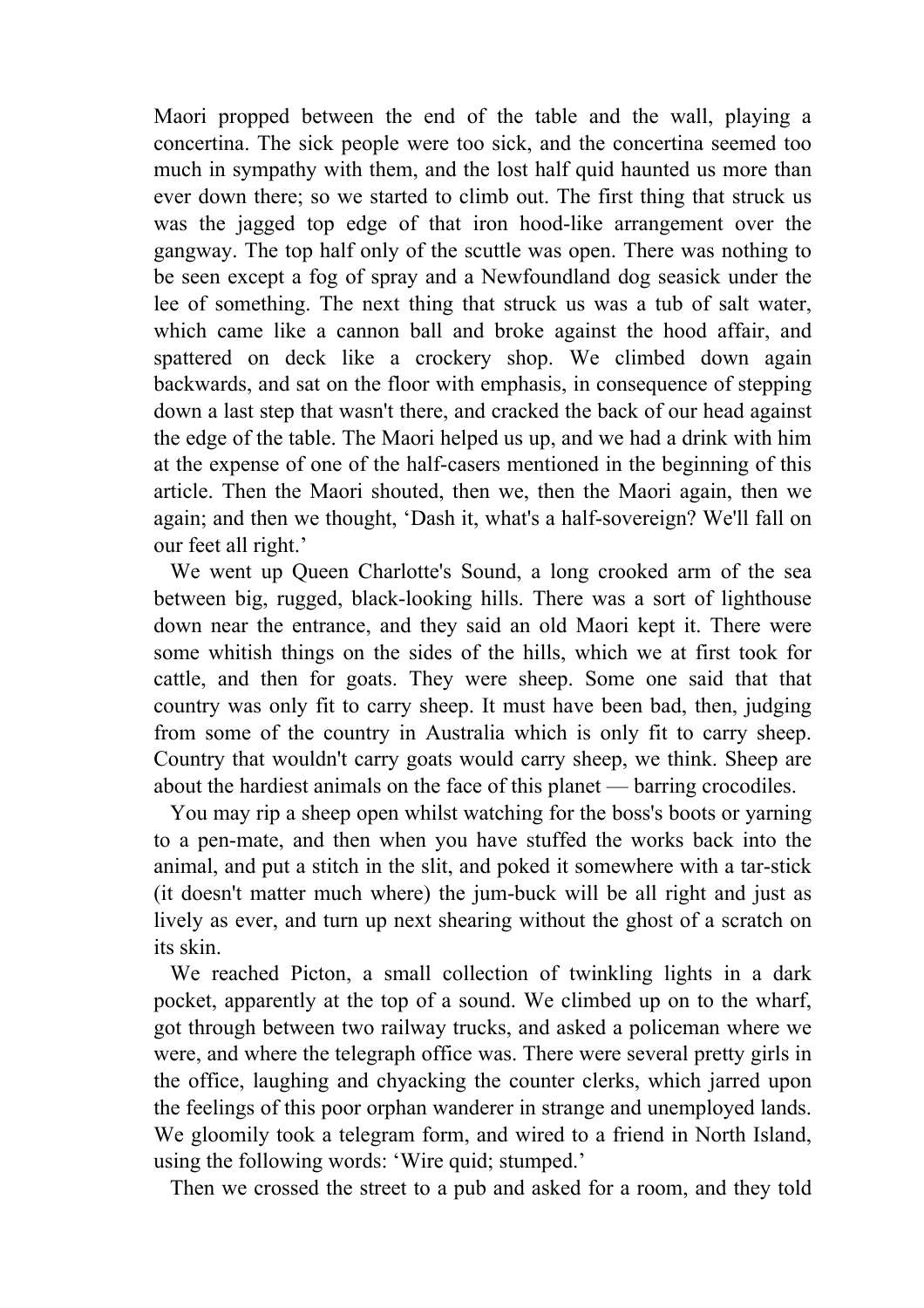Maori propped between the end of the table and the wall, playing a concertina. The sick people were too sick, and the concertina seemed too much in sympathy with them, and the lost half quid haunted us more than ever down there; so we started to climb out. The first thing that struck us was the jagged top edge of that iron hood-like arrangement over the gangway. The top half only of the scuttle was open. There was nothing to be seen except a fog of spray and a Newfoundland dog seasick under the lee of something. The next thing that struck us was a tub of salt water, which came like a cannon ball and broke against the hood affair, and spattered on deck like a crockery shop. We climbed down again backwards, and sat on the floor with emphasis, in consequence of stepping down a last step that wasn't there, and cracked the back of our head against the edge of the table. The Maori helped us up, and we had a drink with him at the expense of one of the half-casers mentioned in the beginning of this article. Then the Maori shouted, then we, then the Maori again, then we again; and then we thought, 'Dash it, what's a half-sovereign? We'll fall on our feet all right.'

We went up Queen Charlotte's Sound, a long crooked arm of the sea between big, rugged, black-looking hills. There was a sort of lighthouse down near the entrance, and they said an old Maori kept it. There were some whitish things on the sides of the hills, which we at first took for cattle, and then for goats. They were sheep. Some one said that that country was only fit to carry sheep. It must have been bad, then, judging from some of the country in Australia which is only fit to carry sheep. Country that wouldn't carry goats would carry sheep, we think. Sheep are about the hardiest animals on the face of this planet — barring crocodiles.

You may rip a sheep open whilst watching for the boss's boots or yarning to a pen-mate, and then when you have stuffed the works back into the animal, and put a stitch in the slit, and poked it somewhere with a tar-stick (it doesn't matter much where) the jum-buck will be all right and just as lively as ever, and turn up next shearing without the ghost of a scratch on its skin.

We reached Picton, a small collection of twinkling lights in a dark pocket, apparently at the top of a sound. We climbed up on to the wharf, got through between two railway trucks, and asked a policeman where we were, and where the telegraph office was. There were several pretty girls in the office, laughing and chyacking the counter clerks, which jarred upon the feelings of this poor orphan wanderer in strange and unemployed lands. We gloomily took a telegram form, and wired to a friend in North Island, using the following words: 'Wire quid; stumped.'

Then we crossed the street to a pub and asked for a room, and they told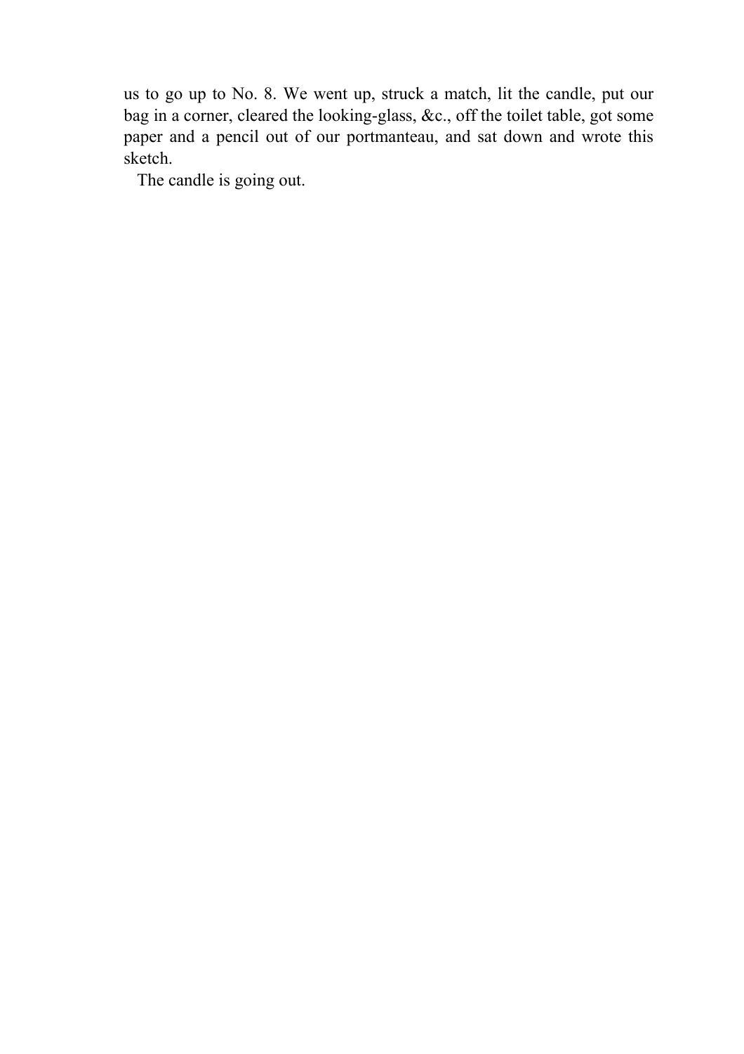us to go up to No. 8. We went up, struck a match, lit the candle, put our bag in a corner, cleared the looking-glass, &c., off the toilet table, got some paper and a pencil out of our portmanteau, and sat down and wrote this sketch.

The candle is going out.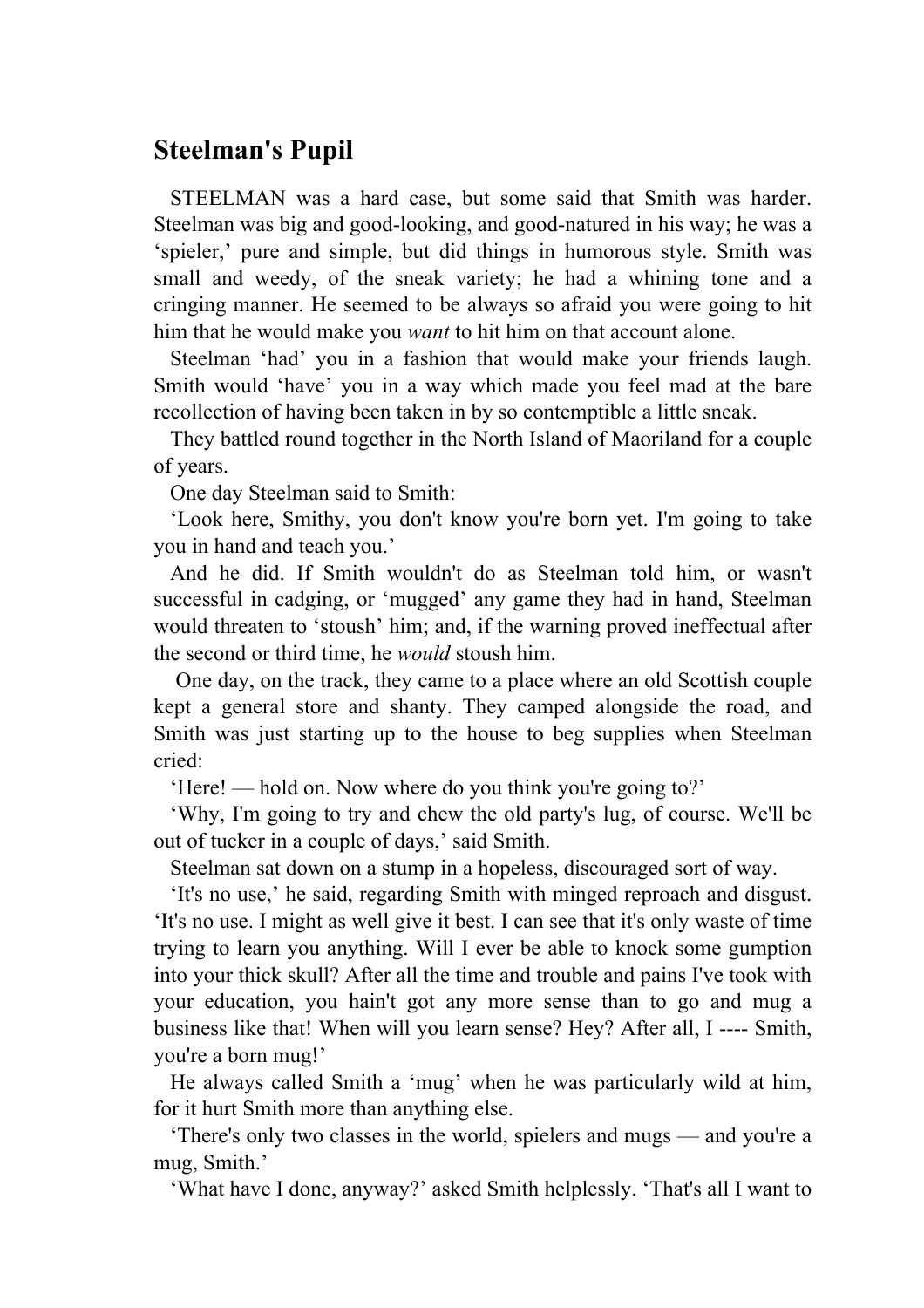## Steelman's Pupil

STEELMAN was a hard case, but some said that Smith was harder. Steelman was big and good-looking, and good-natured in his way; he was a ‘spieler,’ pure and simple, but did things in humorous style. Smith was small and weedy, of the sneak variety; he had a whining tone and a cringing manner. He seemed to be always so afraid you were going to hit him that he would make you *want* to hit him on that account alone.

Steelman ‘had’ you in a fashion that would make your friends laugh. Smith would ‘have’ you in a way which made you feel mad at the bare recollection of having been taken in by so contemptible a little sneak.

They battled round together in the North Island of Maoriland for a couple of years.

One day Steelman said to Smith:

‘Look here, Smithy, you don't know you're born yet. I'm going to take you in hand and teach you.’

And he did. If Smith wouldn't do as Steelman told him, or wasn't successful in cadging, or ‘mugged’ any game they had in hand, Steelman would threaten to ‘stoush’ him; and, if the warning proved ineffectual after the second or third time, he *would* stoush him.

One day, on the track, they came to a place where an old Scottish couple kept a general store and shanty. They camped alongside the road, and Smith was just starting up to the house to beg supplies when Steelman cried:

‘Here! — hold on. Now where do you think you're going to?’

‘Why, I'm going to try and chew the old party's lug, of course. We'll be out of tucker in a couple of days,’ said Smith.

Steelman sat down on a stump in a hopeless, discouraged sort of way.

‘It's no use,’ he said, regarding Smith with minged reproach and disgust. ‘It's no use. I might as well give it best. I can see that it's only waste of time trying to learn you anything. Will I ever be able to knock some gumption into your thick skull? After all the time and trouble and pains I've took with your education, you hain't got any more sense than to go and mug a business like that! When will you learn sense? Hey? After all, I ---- Smith, you're a born mug!’

He always called Smith a ‘mug’ when he was particularly wild at him, for it hurt Smith more than anything else.

‘There's only two classes in the world, spielers and mugs — and you're a mug, Smith.’

‘What have I done, anyway?’ asked Smith helplessly. ‘That's all I want to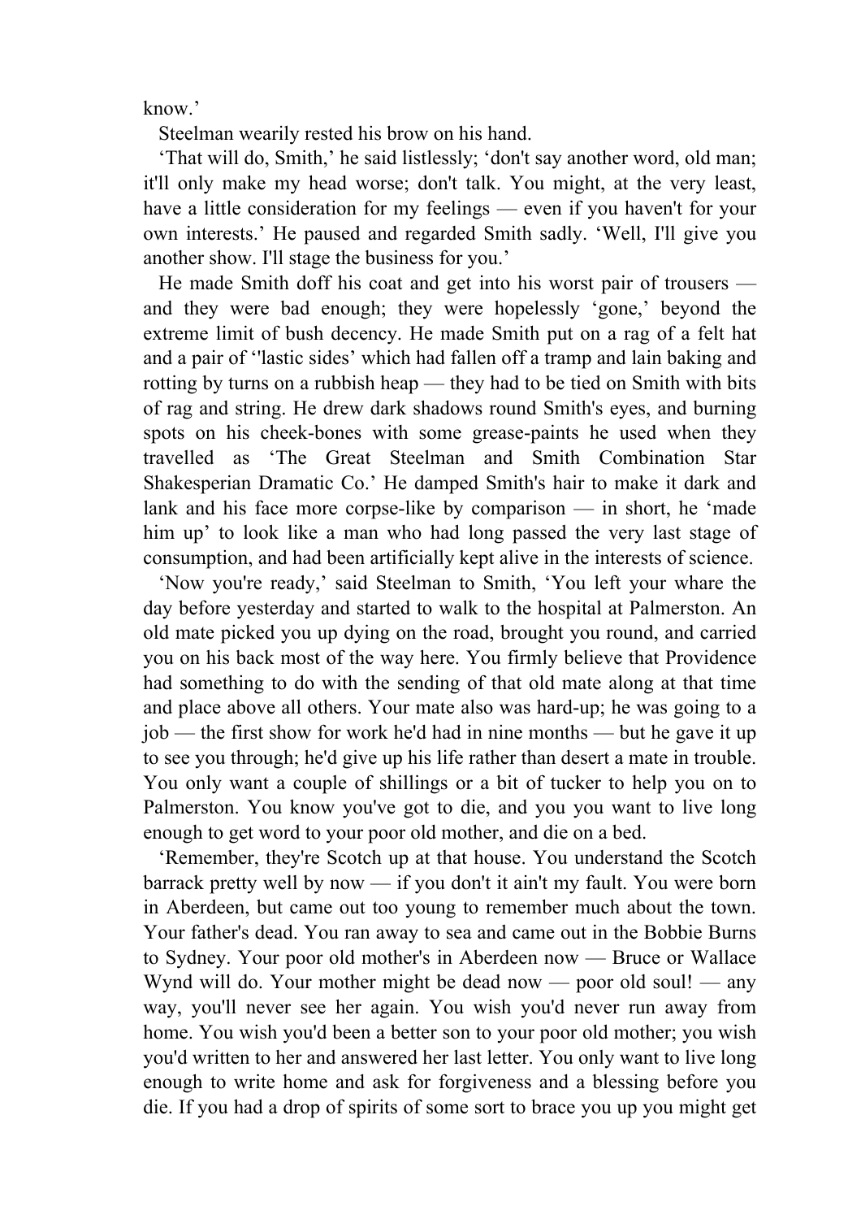know.'

Steelman wearily rested his brow on his hand.

'That will do, Smith,' he said listlessly; 'don't say another word, old man; it'll only make my head worse; don't talk. You might, at the very least, have a little consideration for my feelings — even if you haven't for your own interests.' He paused and regarded Smith sadly. 'Well, I'll give you another show. I'll stage the business for you.'

He made Smith doff his coat and get into his worst pair of trousers — and they were bad enough; they were hopelessly 'gone,' beyond the extreme limit of bush decency. He made Smith put on a rag of a felt hat and a pair of ''lastic sides' which had fallen off a tramp and lain baking and rotting by turns on a rubbish heap — they had to be tied on Smith with bits of rag and string. He drew dark shadows round Smith's eyes, and burning spots on his cheek-bones with some grease-paints he used when they travelled as 'The Great Steelman and Smith Combination Star Shakesperian Dramatic Co.' He damped Smith's hair to make it dark and lank and his face more corpse-like by comparison — in short, he 'made him up' to look like a man who had long passed the very last stage of consumption, and had been artificially kept alive in the interests of science.

'Now you're ready,' said Steelman to Smith, 'You left your whare the day before yesterday and started to walk to the hospital at Palmerston. An old mate picked you up dying on the road, brought you round, and carried you on his back most of the way here. You firmly believe that Providence had something to do with the sending of that old mate along at that time and place above all others. Your mate also was hard-up; he was going to a job — the first show for work he'd had in nine months — but he gave it up to see you through; he'd give up his life rather than desert a mate in trouble. You only want a couple of shillings or a bit of tucker to help you on to Palmerston. You know you've got to die, and you you want to live long enough to get word to your poor old mother, and die on a bed.

'Remember, they're Scotch up at that house. You understand the Scotch barrack pretty well by now — if you don't it ain't my fault. You were born in Aberdeen, but came out too young to remember much about the town. Your father's dead. You ran away to sea and came out in the Bobbie Burns to Sydney. Your poor old mother's in Aberdeen now — Bruce or Wallace Wynd will do. Your mother might be dead now — poor old soul! — any way, you'll never see her again. You wish you'd never run away from home. You wish you'd been a better son to your poor old mother; you wish you'd written to her and answered her last letter. You only want to live long enough to write home and ask for forgiveness and a blessing before you die. If you had a drop of spirits of some sort to brace you up you might get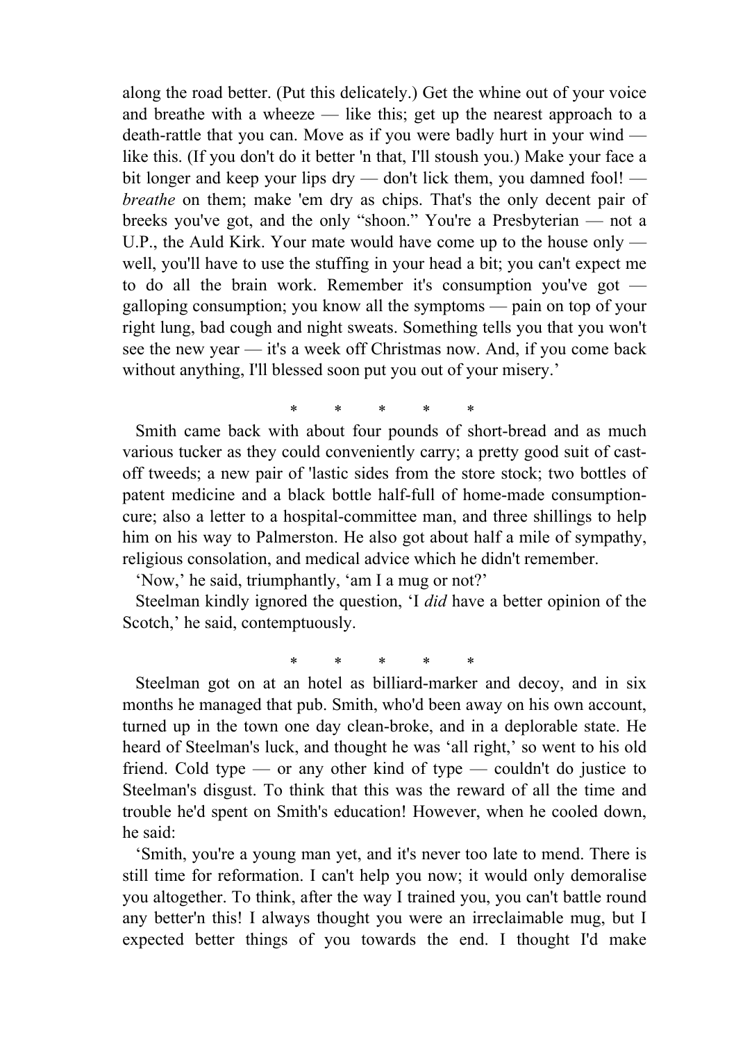along the road better. (Put this delicately.) Get the whine out of your voice and breathe with a wheeze — like this; get up the nearest approach to a death-rattle that you can. Move as if you were badly hurt in your wind — like this. (If you don't do it better 'n that, I'll stoush you.) Make your face a bit longer and keep your lips dry — don't lick them, you damned fool! — *breathe* on them; make 'em dry as chips. That's the only decent pair of breeks you've got, and the only "shoon." You're a Presbyterian — not a U.P., the Auld Kirk. Your mate would have come up to the house only — well, you'll have to use the stuffing in your head a bit; you can't expect me to do all the brain work. Remember it's consumption you've got — galloping consumption; you know all the symptoms — pain on top of your right lung, bad cough and night sweats. Something tells you that you won't see the new year — it's a week off Christmas now. And, if you come back without anything, I'll blessed soon put you out of your misery.'

\* \* \* \* \*

Smith came back with about four pounds of short-bread and as much various tucker as they could conveniently carry; a pretty good suit of cast-off tweeds; a new pair of 'lastic sides from the store stock; two bottles of patent medicine and a black bottle half-full of home-made consumption-cure; also a letter to a hospital-committee man, and three shillings to help him on his way to Palmerston. He also got about half a mile of sympathy, religious consolation, and medical advice which he didn't remember.

'Now,' he said, triumphantly, 'am I a mug or not?'

Steelman kindly ignored the question, 'I *did* have a better opinion of the Scotch,' he said, contemptuously.

\* \* \* \* \*

Steelman got on at an hotel as billiard-marker and decoy, and in six months he managed that pub. Smith, who'd been away on his own account, turned up in the town one day clean-broke, and in a deplorable state. He heard of Steelman's luck, and thought he was 'all right,' so went to his old friend. Cold type — or any other kind of type — couldn't do justice to Steelman's disgust. To think that this was the reward of all the time and trouble he'd spent on Smith's education! However, when he cooled down, he said:

'Smith, you're a young man yet, and it's never too late to mend. There is still time for reformation. I can't help you now; it would only demoralise you altogether. To think, after the way I trained you, you can't battle round any better'n this! I always thought you were an irreclaimable mug, but I expected better things of you towards the end. I thought I'd make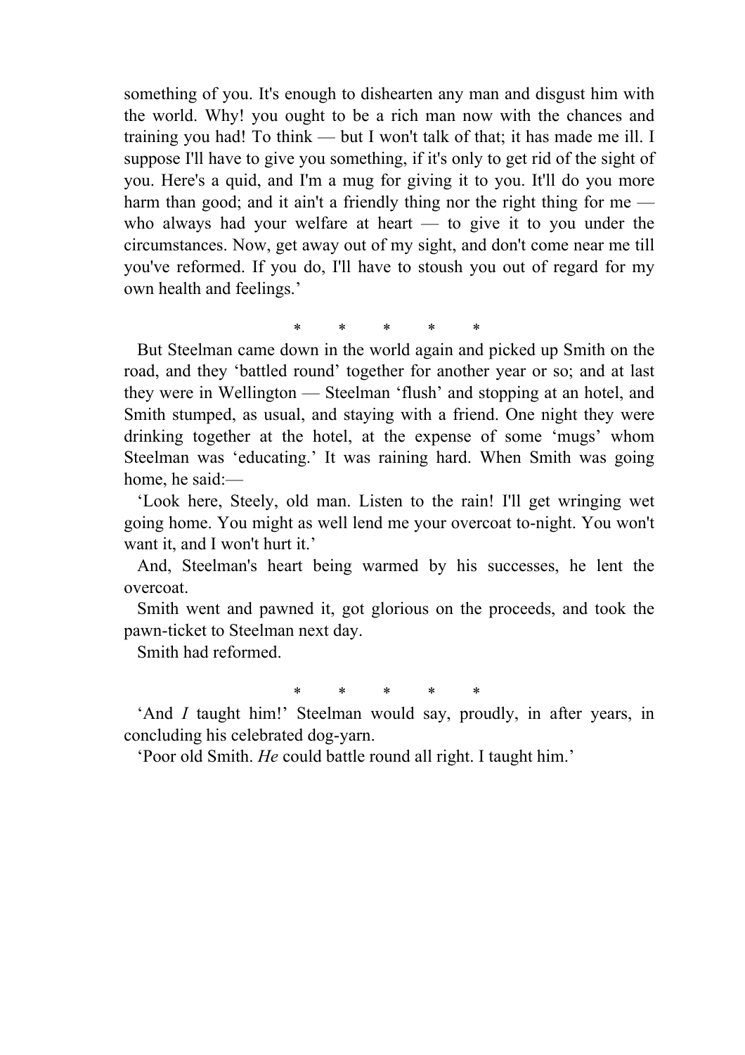something of you. It's enough to dishearten any man and disgust him with the world. Why! you ought to be a rich man now with the chances and training you had! To think — but I won't talk of that; it has made me ill. I suppose I'll have to give you something, if it's only to get rid of the sight of you. Here's a quid, and I'm a mug for giving it to you. It'll do you more harm than good; and it ain't a friendly thing nor the right thing for me — who always had your welfare at heart — to give it to you under the circumstances. Now, get away out of my sight, and don't come near me till you've reformed. If you do, I'll have to stoush you out of regard for my own health and feelings.'

\* \* \* \* \*

But Steelman came down in the world again and picked up Smith on the road, and they 'battled round' together for another year or so; and at last they were in Wellington — Steelman 'flush' and stopping at an hotel, and Smith stumped, as usual, and staying with a friend. One night they were drinking together at the hotel, at the expense of some 'mugs' whom Steelman was 'educating.' It was raining hard. When Smith was going home, he said:—

'Look here, Steely, old man. Listen to the rain! I'll get wringing wet going home. You might as well lend me your overcoat to-night. You won't want it, and I won't hurt it.'

And, Steelman's heart being warmed by his successes, he lent the overcoat.

Smith went and pawned it, got glorious on the proceeds, and took the pawn-ticket to Steelman next day.

Smith had reformed.

\* \* \* \* \*

'And *I* taught him!' Steelman would say, proudly, in after years, in concluding his celebrated dog-yarn.

'Poor old Smith. *He* could battle round all right. I taught him.'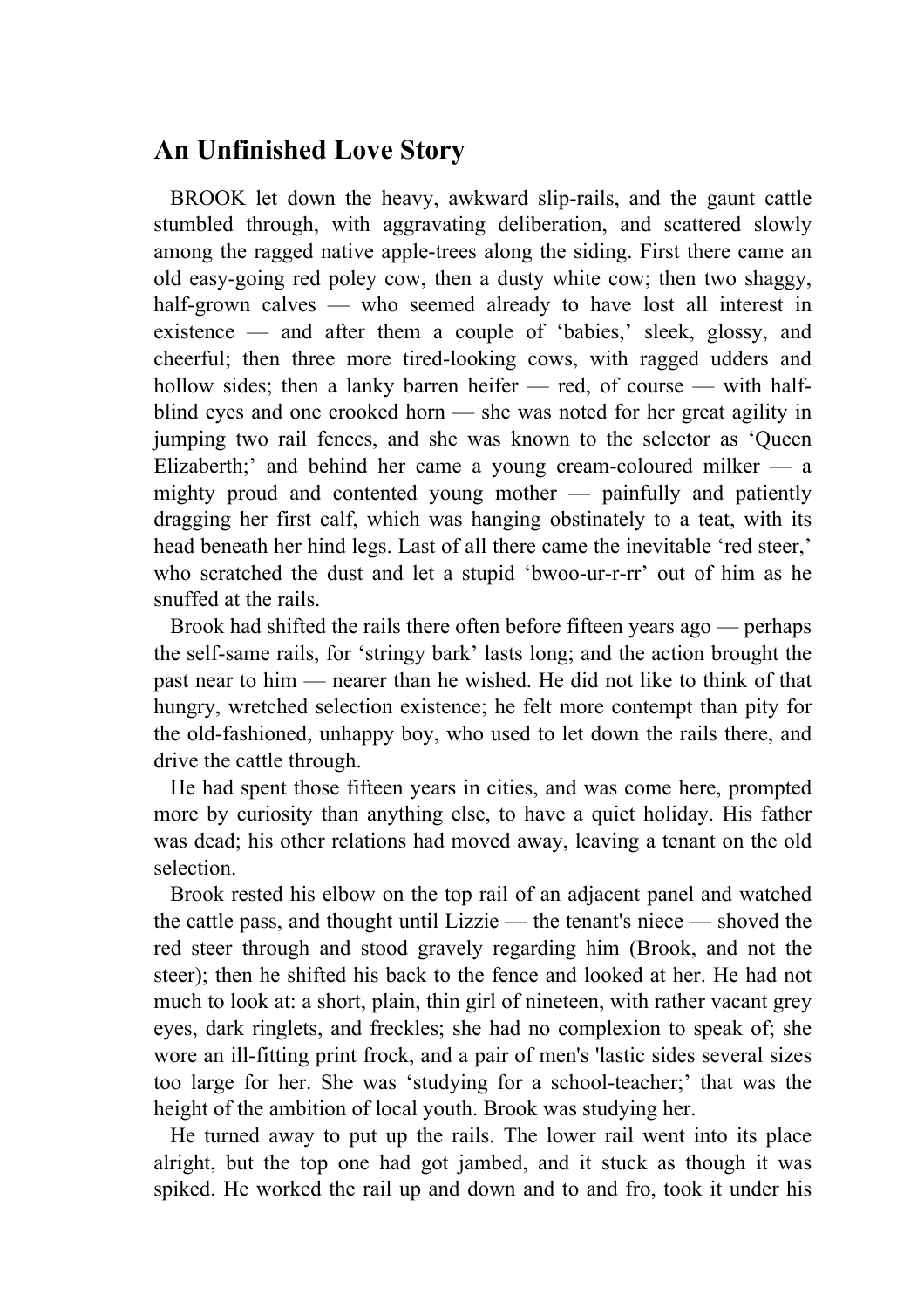## An Unfinished Love Story

BROOK let down the heavy, awkward slip-rails, and the gaunt cattle stumbled through, with aggravating deliberation, and scattered slowly among the ragged native apple-trees along the siding. First there came an old easy-going red poley cow, then a dusty white cow; then two shaggy, half-grown calves — who seemed already to have lost all interest in existence — and after them a couple of 'babies,' sleek, glossy, and cheerful; then three more tired-looking cows, with ragged udders and hollow sides; then a lanky barren heifer — red, of course — with half-blind eyes and one crooked horn — she was noted for her great agility in jumping two rail fences, and she was known to the selector as 'Queen Elizaberth;' and behind her came a young cream-coloured milker — a mighty proud and contented young mother — painfully and patiently dragging her first calf, which was hanging obstinately to a teat, with its head beneath her hind legs. Last of all there came the inevitable 'red steer,' who scratched the dust and let a stupid 'bwoo-ur-r-rr' out of him as he snuffed at the rails.

Brook had shifted the rails there often before fifteen years ago — perhaps the self-same rails, for 'stringy bark' lasts long; and the action brought the past near to him — nearer than he wished. He did not like to think of that hungry, wretched selection existence; he felt more contempt than pity for the old-fashioned, unhappy boy, who used to let down the rails there, and drive the cattle through.

He had spent those fifteen years in cities, and was come here, prompted more by curiosity than anything else, to have a quiet holiday. His father was dead; his other relations had moved away, leaving a tenant on the old selection.

Brook rested his elbow on the top rail of an adjacent panel and watched the cattle pass, and thought until Lizzie — the tenant's niece — shoved the red steer through and stood gravely regarding him (Brook, and not the steer); then he shifted his back to the fence and looked at her. He had not much to look at: a short, plain, thin girl of nineteen, with rather vacant grey eyes, dark ringlets, and freckles; she had no complexion to speak of; she wore an ill-fitting print frock, and a pair of men's 'lastic sides several sizes too large for her. She was 'studying for a school-teacher;' that was the height of the ambition of local youth. Brook was studying her.

He turned away to put up the rails. The lower rail went into its place alright, but the top one had got jambed, and it stuck as though it was spiked. He worked the rail up and down and to and fro, took it under his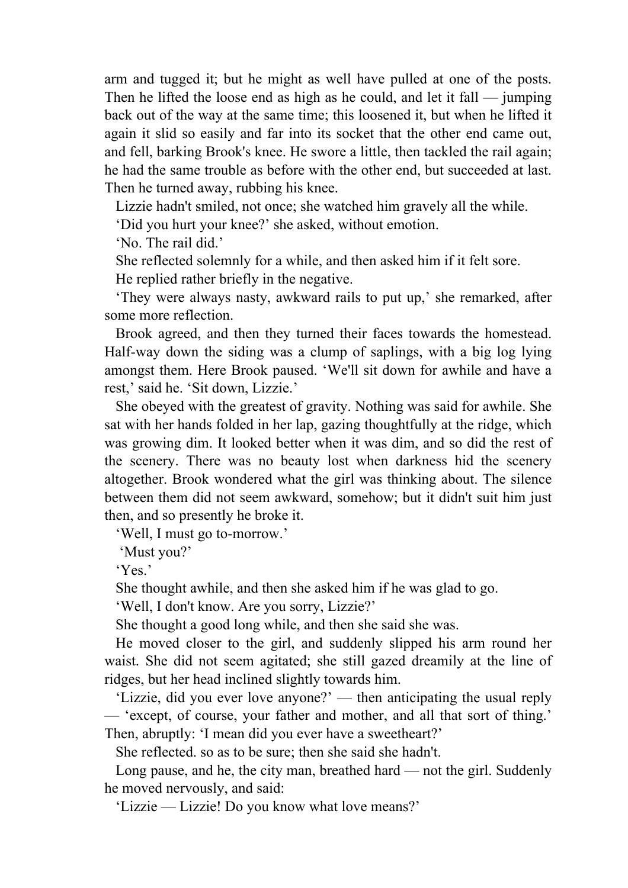arm and tugged it; but he might as well have pulled at one of the posts. Then he lifted the loose end as high as he could, and let it fall — jumping back out of the way at the same time; this loosened it, but when he lifted it again it slid so easily and far into its socket that the other end came out, and fell, barking Brook's knee. He swore a little, then tackled the rail again; he had the same trouble as before with the other end, but succeeded at last. Then he turned away, rubbing his knee.

Lizzie hadn't smiled, not once; she watched him gravely all the while.

'Did you hurt your knee?' she asked, without emotion.

'No. The rail did.'

She reflected solemnly for a while, and then asked him if it felt sore.

He replied rather briefly in the negative.

'They were always nasty, awkward rails to put up,' she remarked, after some more reflection.

Brook agreed, and then they turned their faces towards the homestead. Half-way down the siding was a clump of saplings, with a big log lying amongst them. Here Brook paused. 'We'll sit down for awhile and have a rest,' said he. 'Sit down, Lizzie.'

She obeyed with the greatest of gravity. Nothing was said for awhile. She sat with her hands folded in her lap, gazing thoughtfully at the ridge, which was growing dim. It looked better when it was dim, and so did the rest of the scenery. There was no beauty lost when darkness hid the scenery altogether. Brook wondered what the girl was thinking about. The silence between them did not seem awkward, somehow; but it didn't suit him just then, and so presently he broke it.

'Well, I must go to-morrow.'

'Must you?'

'Yes.'

She thought awhile, and then she asked him if he was glad to go.

'Well, I don't know. Are you sorry, Lizzie?'

She thought a good long while, and then she said she was.

He moved closer to the girl, and suddenly slipped his arm round her waist. She did not seem agitated; she still gazed dreamily at the line of ridges, but her head inclined slightly towards him.

'Lizzie, did you ever love anyone?' — then anticipating the usual reply — 'except, of course, your father and mother, and all that sort of thing.' Then, abruptly: 'I mean did you ever have a sweetheart?'

She reflected. so as to be sure; then she said she hadn't.

Long pause, and he, the city man, breathed hard — not the girl. Suddenly he moved nervously, and said:

'Lizzie — Lizzie! Do you know what love means?'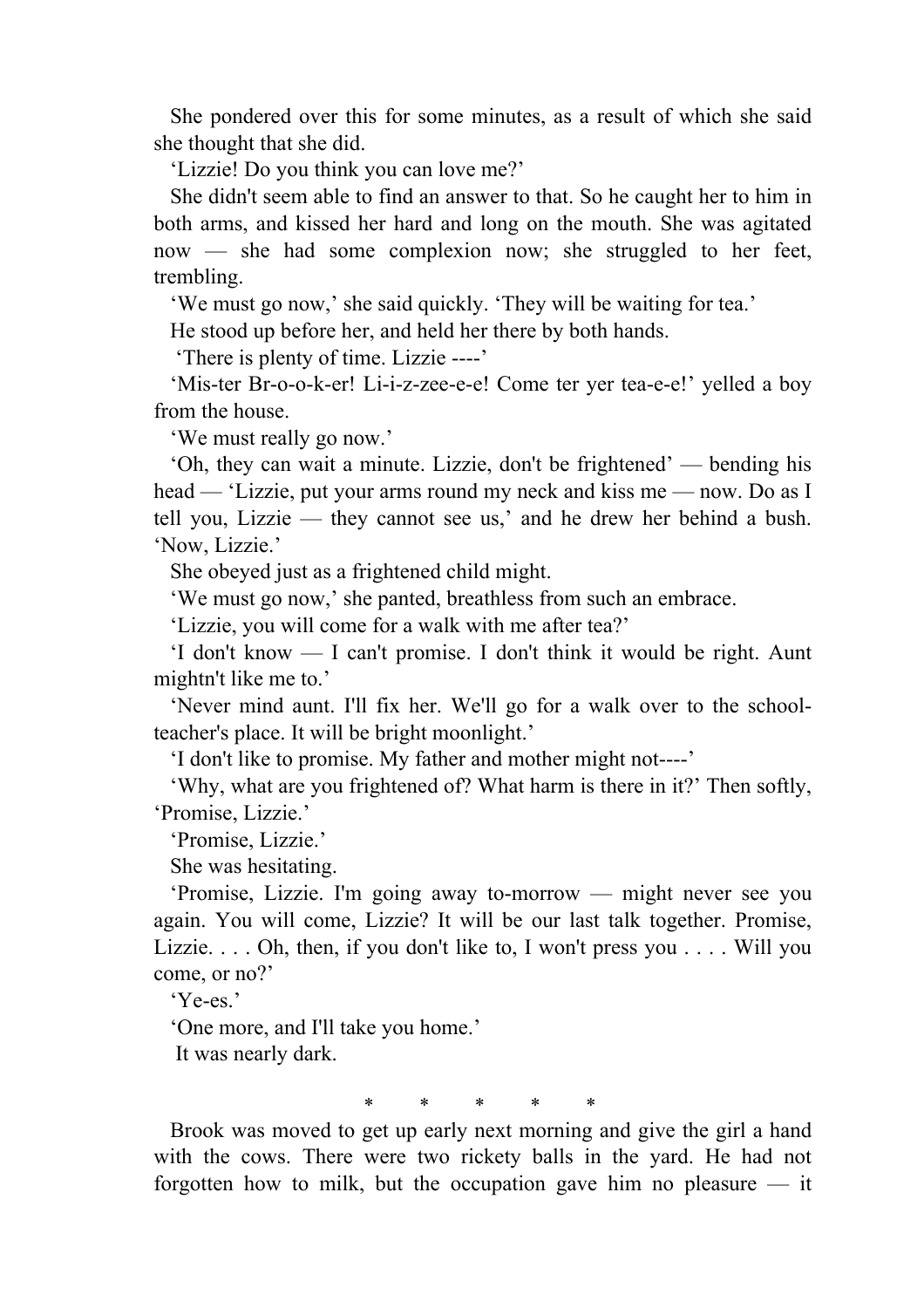She pondered over this for some minutes, as a result of which she said she thought that she did.

'Lizzie! Do you think you can love me?'

She didn't seem able to find an answer to that. So he caught her to him in both arms, and kissed her hard and long on the mouth. She was agitated now — she had some complexion now; she struggled to her feet, trembling.

'We must go now,' she said quickly. 'They will be waiting for tea.'

He stood up before her, and held her there by both hands.

'There is plenty of time. Lizzie ----'

'Mis-ter Br-o-o-k-er! Li-i-z-zee-e-e! Come ter yer tea-e-e!' yelled a boy from the house.

'We must really go now.'

'Oh, they can wait a minute. Lizzie, don't be frightened' — bending his head — 'Lizzie, put your arms round my neck and kiss me — now. Do as I tell you, Lizzie — they cannot see us,' and he drew her behind a bush. 'Now, Lizzie.'

She obeyed just as a frightened child might.

'We must go now,' she panted, breathless from such an embrace.

'Lizzie, you will come for a walk with me after tea?'

'I don't know — I can't promise. I don't think it would be right. Aunt mightn't like me to.'

'Never mind aunt. I'll fix her. We'll go for a walk over to the school-teacher's place. It will be bright moonlight.'

'I don't like to promise. My father and mother might not----'

'Why, what are you frightened of? What harm is there in it?' Then softly, 'Promise, Lizzie.'

'Promise, Lizzie.'

She was hesitating.

'Promise, Lizzie. I'm going away to-morrow — might never see you again. You will come, Lizzie? It will be our last talk together. Promise, Lizzie. . . . Oh, then, if you don't like to, I won't press you . . . . Will you come, or no?'

'Ye-es.'

'One more, and I'll take you home.'

It was nearly dark.

\* \* \* \* \*

Brook was moved to get up early next morning and give the girl a hand with the cows. There were two rickety balls in the yard. He had not forgotten how to milk, but the occupation gave him no pleasure — it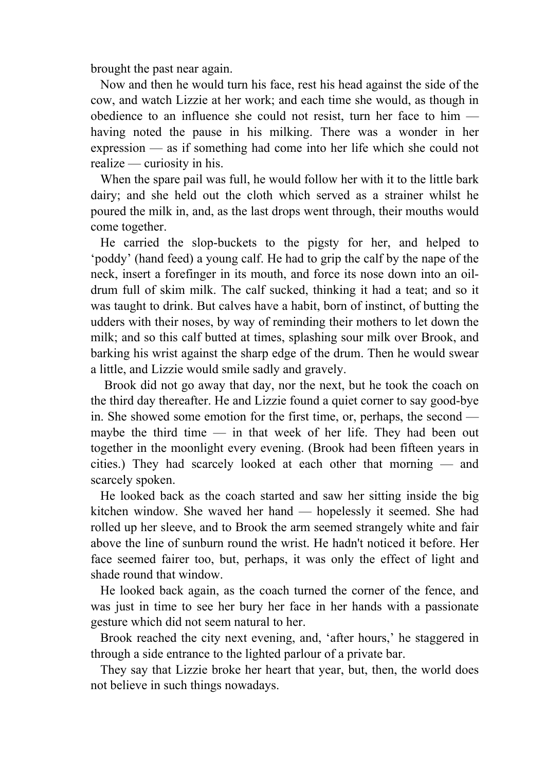brought the past near again.

Now and then he would turn his face, rest his head against the side of the cow, and watch Lizzie at her work; and each time she would, as though in obedience to an influence she could not resist, turn her face to him — having noted the pause in his milking. There was a wonder in her expression — as if something had come into her life which she could not realize — curiosity in his.

When the spare pail was full, he would follow her with it to the little bark dairy; and she held out the cloth which served as a strainer whilst he poured the milk in, and, as the last drops went through, their mouths would come together.

He carried the slop-buckets to the pigsty for her, and helped to 'poddy' (hand feed) a young calf. He had to grip the calf by the nape of the neck, insert a forefinger in its mouth, and force its nose down into an oil-drum full of skim milk. The calf sucked, thinking it had a teat; and so it was taught to drink. But calves have a habit, born of instinct, of butting the udders with their noses, by way of reminding their mothers to let down the milk; and so this calf butted at times, splashing sour milk over Brook, and barking his wrist against the sharp edge of the drum. Then he would swear a little, and Lizzie would smile sadly and gravely.

Brook did not go away that day, nor the next, but he took the coach on the third day thereafter. He and Lizzie found a quiet corner to say good-bye in. She showed some emotion for the first time, or, perhaps, the second — maybe the third time — in that week of her life. They had been out together in the moonlight every evening. (Brook had been fifteen years in cities.) They had scarcely looked at each other that morning — and scarcely spoken.

He looked back as the coach started and saw her sitting inside the big kitchen window. She waved her hand — hopelessly it seemed. She had rolled up her sleeve, and to Brook the arm seemed strangely white and fair above the line of sunburn round the wrist. He hadn't noticed it before. Her face seemed fairer too, but, perhaps, it was only the effect of light and shade round that window.

He looked back again, as the coach turned the corner of the fence, and was just in time to see her bury her face in her hands with a passionate gesture which did not seem natural to her.

Brook reached the city next evening, and, 'after hours,' he staggered in through a side entrance to the lighted parlour of a private bar.

They say that Lizzie broke her heart that year, but, then, the world does not believe in such things nowadays.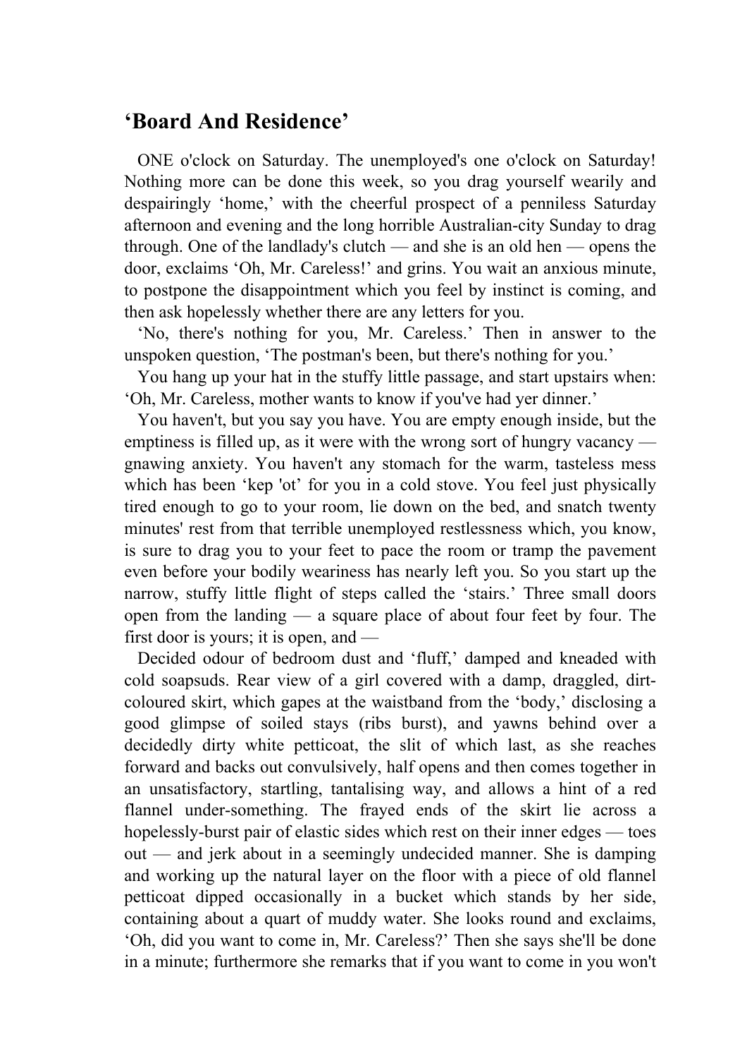## ‘Board And Residence’

ONE o'clock on Saturday. The unemployed's one o'clock on Saturday! Nothing more can be done this week, so you drag yourself wearily and despairingly ‘home,’ with the cheerful prospect of a penniless Saturday afternoon and evening and the long horrible Australian-city Sunday to drag through. One of the landlady's clutch — and she is an old hen — opens the door, exclaims ‘Oh, Mr. Careless!’ and grins. You wait an anxious minute, to postpone the disappointment which you feel by instinct is coming, and then ask hopelessly whether there are any letters for you.

‘No, there's nothing for you, Mr. Careless.’ Then in answer to the unspoken question, ‘The postman's been, but there's nothing for you.’

You hang up your hat in the stuffy little passage, and start upstairs when: ‘Oh, Mr. Careless, mother wants to know if you've had yer dinner.’

You haven't, but you say you have. You are empty enough inside, but the emptiness is filled up, as it were with the wrong sort of hungry vacancy — gnawing anxiety. You haven't any stomach for the warm, tasteless mess which has been ‘kep 'ot’ for you in a cold stove. You feel just physically tired enough to go to your room, lie down on the bed, and snatch twenty minutes' rest from that terrible unemployed restlessness which, you know, is sure to drag you to your feet to pace the room or tramp the pavement even before your bodily weariness has nearly left you. So you start up the narrow, stuffy little flight of steps called the ‘stairs.’ Three small doors open from the landing — a square place of about four feet by four. The first door is yours; it is open, and —

Decided odour of bedroom dust and ‘fluff,’ damped and kneaded with cold soapsuds. Rear view of a girl covered with a damp, draggled, dirt-coloured skirt, which gapes at the waistband from the ‘body,’ disclosing a good glimpse of soiled stays (ribs burst), and yawns behind over a decidedly dirty white petticoat, the slit of which last, as she reaches forward and backs out convulsively, half opens and then comes together in an unsatisfactory, startling, tantalising way, and allows a hint of a red flannel under-something. The frayed ends of the skirt lie across a hopelessly-burst pair of elastic sides which rest on their inner edges — toes out — and jerk about in a seemingly undecided manner. She is damping and working up the natural layer on the floor with a piece of old flannel petticoat dipped occasionally in a bucket which stands by her side, containing about a quart of muddy water. She looks round and exclaims, ‘Oh, did you want to come in, Mr. Careless?’ Then she says she'll be done in a minute; furthermore she remarks that if you want to come in you won't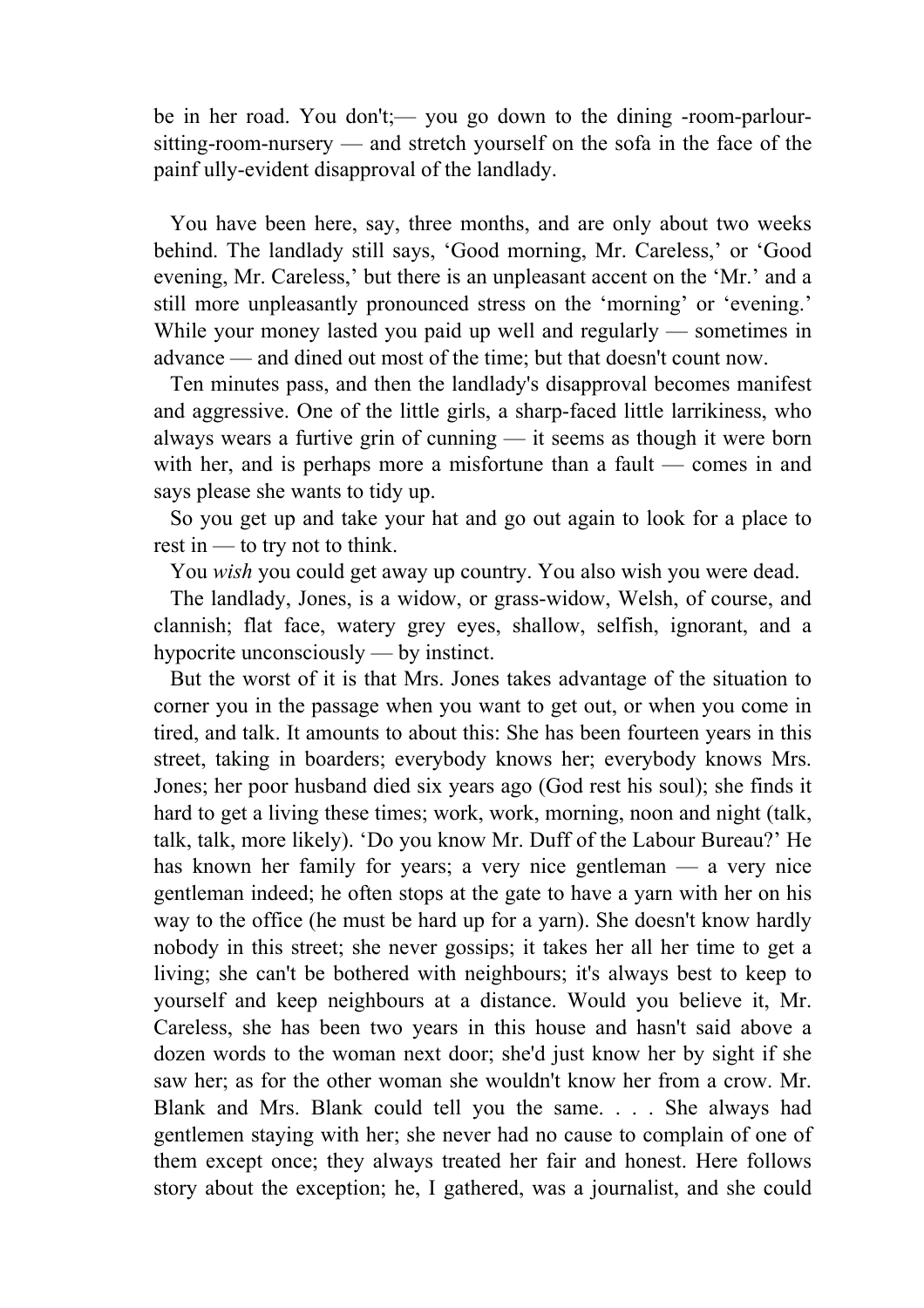be in her road. You don't;— you go down to the dining -room-parlour-sitting-room-nursery — and stretch yourself on the sofa in the face of the painf ully-evident disapproval of the landlady.

You have been here, say, three months, and are only about two weeks behind. The landlady still says, 'Good morning, Mr. Careless,' or 'Good evening, Mr. Careless,' but there is an unpleasant accent on the 'Mr.' and a still more unpleasantly pronounced stress on the 'morning' or 'evening.' While your money lasted you paid up well and regularly — sometimes in advance — and dined out most of the time; but that doesn't count now.

Ten minutes pass, and then the landlady's disapproval becomes manifest and aggressive. One of the little girls, a sharp-faced little larrikiness, who always wears a furtive grin of cunning — it seems as though it were born with her, and is perhaps more a misfortune than a fault — comes in and says please she wants to tidy up.

So you get up and take your hat and go out again to look for a place to rest in — to try not to think.

You *wish* you could get away up country. You also wish you were dead.

The landlady, Jones, is a widow, or grass-widow, Welsh, of course, and clannish; flat face, watery grey eyes, shallow, selfish, ignorant, and a hypocrite unconsciously — by instinct.

But the worst of it is that Mrs. Jones takes advantage of the situation to corner you in the passage when you want to get out, or when you come in tired, and talk. It amounts to about this: She has been fourteen years in this street, taking in boarders; everybody knows her; everybody knows Mrs. Jones; her poor husband died six years ago (God rest his soul); she finds it hard to get a living these times; work, work, morning, noon and night (talk, talk, talk, more likely). 'Do you know Mr. Duff of the Labour Bureau?' He has known her family for years; a very nice gentleman — a very nice gentleman indeed; he often stops at the gate to have a yarn with her on his way to the office (he must be hard up for a yarn). She doesn't know hardly nobody in this street; she never gossips; it takes her all her time to get a living; she can't be bothered with neighbours; it's always best to keep to yourself and keep neighbours at a distance. Would you believe it, Mr. Careless, she has been two years in this house and hasn't said above a dozen words to the woman next door; she'd just know her by sight if she saw her; as for the other woman she wouldn't know her from a crow. Mr. Blank and Mrs. Blank could tell you the same. . . . She always had gentlemen staying with her; she never had no cause to complain of one of them except once; they always treated her fair and honest. Here follows story about the exception; he, I gathered, was a journalist, and she could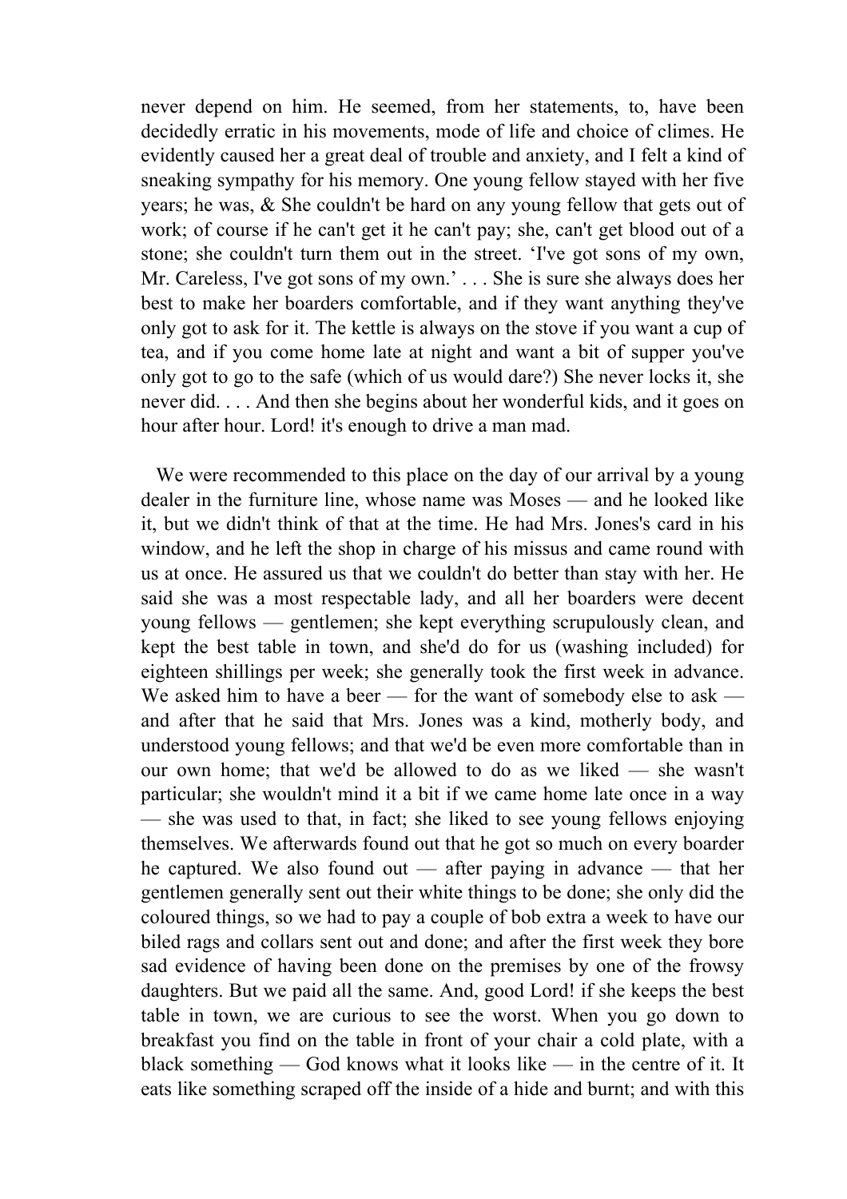never depend on him. He seemed, from her statements, to, have been decidedly erratic in his movements, mode of life and choice of climes. He evidently caused her a great deal of trouble and anxiety, and I felt a kind of sneaking sympathy for his memory. One young fellow stayed with her five years; he was, & She couldn't be hard on any young fellow that gets out of work; of course if he can't get it he can't pay; she, can't get blood out of a stone; she couldn't turn them out in the street. 'I've got sons of my own, Mr. Careless, I've got sons of my own.' . . . She is sure she always does her best to make her boarders comfortable, and if they want anything they've only got to ask for it. The kettle is always on the stove if you want a cup of tea, and if you come home late at night and want a bit of supper you've only got to go to the safe (which of us would dare?) She never locks it, she never did. . . . And then she begins about her wonderful kids, and it goes on hour after hour. Lord! it's enough to drive a man mad.

We were recommended to this place on the day of our arrival by a young dealer in the furniture line, whose name was Moses — and he looked like it, but we didn't think of that at the time. He had Mrs. Jones's card in his window, and he left the shop in charge of his missus and came round with us at once. He assured us that we couldn't do better than stay with her. He said she was a most respectable lady, and all her boarders were decent young fellows — gentlemen; she kept everything scrupulously clean, and kept the best table in town, and she'd do for us (washing included) for eighteen shillings per week; she generally took the first week in advance. We asked him to have a beer — for the want of somebody else to ask — and after that he said that Mrs. Jones was a kind, motherly body, and understood young fellows; and that we'd be even more comfortable than in our own home; that we'd be allowed to do as we liked — she wasn't particular; she wouldn't mind it a bit if we came home late once in a way — she was used to that, in fact; she liked to see young fellows enjoying themselves. We afterwards found out that he got so much on every boarder he captured. We also found out — after paying in advance — that her gentlemen generally sent out their white things to be done; she only did the coloured things, so we had to pay a couple of bob extra a week to have our biled rags and collars sent out and done; and after the first week they bore sad evidence of having been done on the premises by one of the frowsy daughters. But we paid all the same. And, good Lord! if she keeps the best table in town, we are curious to see the worst. When you go down to breakfast you find on the table in front of your chair a cold plate, with a black something — God knows what it looks like — in the centre of it. It eats like something scraped off the inside of a hide and burnt; and with this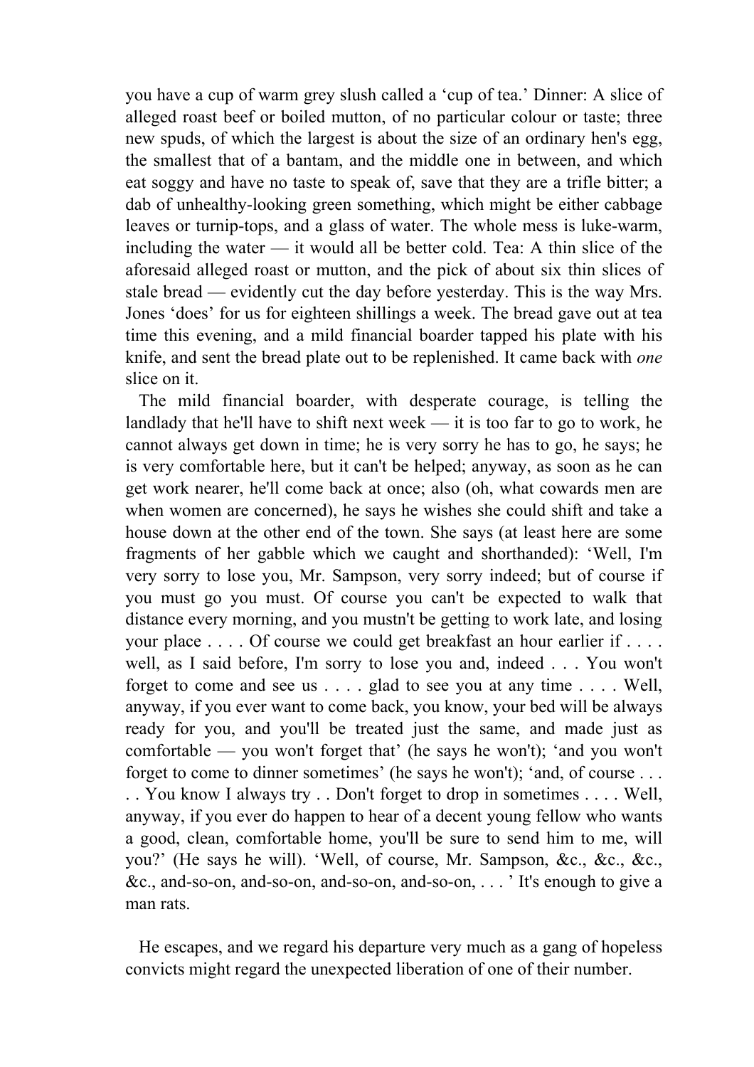you have a cup of warm grey slush called a 'cup of tea.' Dinner: A slice of alleged roast beef or boiled mutton, of no particular colour or taste; three new spuds, of which the largest is about the size of an ordinary hen's egg, the smallest that of a bantam, and the middle one in between, and which eat soggy and have no taste to speak of, save that they are a trifle bitter; a dab of unhealthy-looking green something, which might be either cabbage leaves or turnip-tops, and a glass of water. The whole mess is luke-warm, including the water — it would all be better cold. Tea: A thin slice of the aforesaid alleged roast or mutton, and the pick of about six thin slices of stale bread — evidently cut the day before yesterday. This is the way Mrs. Jones 'does' for us for eighteen shillings a week. The bread gave out at tea time this evening, and a mild financial boarder tapped his plate with his knife, and sent the bread plate out to be replenished. It came back with *one* slice on it.

The mild financial boarder, with desperate courage, is telling the landlady that he'll have to shift next week — it is too far to go to work, he cannot always get down in time; he is very sorry he has to go, he says; he is very comfortable here, but it can't be helped; anyway, as soon as he can get work nearer, he'll come back at once; also (oh, what cowards men are when women are concerned), he says he wishes she could shift and take a house down at the other end of the town. She says (at least here are some fragments of her gabble which we caught and shorthanded): 'Well, I'm very sorry to lose you, Mr. Sampson, very sorry indeed; but of course if you must go you must. Of course you can't be expected to walk that distance every morning, and you mustn't be getting to work late, and losing your place . . . . Of course we could get breakfast an hour earlier if . . . . well, as I said before, I'm sorry to lose you and, indeed . . . You won't forget to come and see us . . . . glad to see you at any time . . . . Well, anyway, if you ever want to come back, you know, your bed will be always ready for you, and you'll be treated just the same, and made just as comfortable — you won't forget that' (he says he won't); 'and you won't forget to come to dinner sometimes' (he says he won't); 'and, of course . . . . . You know I always try . . Don't forget to drop in sometimes . . . . Well, anyway, if you ever do happen to hear of a decent young fellow who wants a good, clean, comfortable home, you'll be sure to send him to me, will you?' (He says he will). 'Well, of course, Mr. Sampson, &c., &c., &c., &c., and-so-on, and-so-on, and-so-on, and-so-on, . . . ' It's enough to give a man rats.

He escapes, and we regard his departure very much as a gang of hopeless convicts might regard the unexpected liberation of one of their number.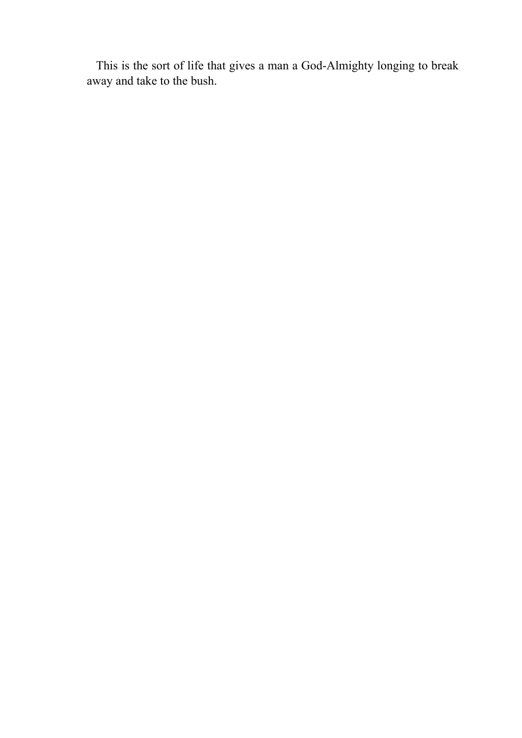This is the sort of life that gives a man a God-Almighty longing to break away and take to the bush.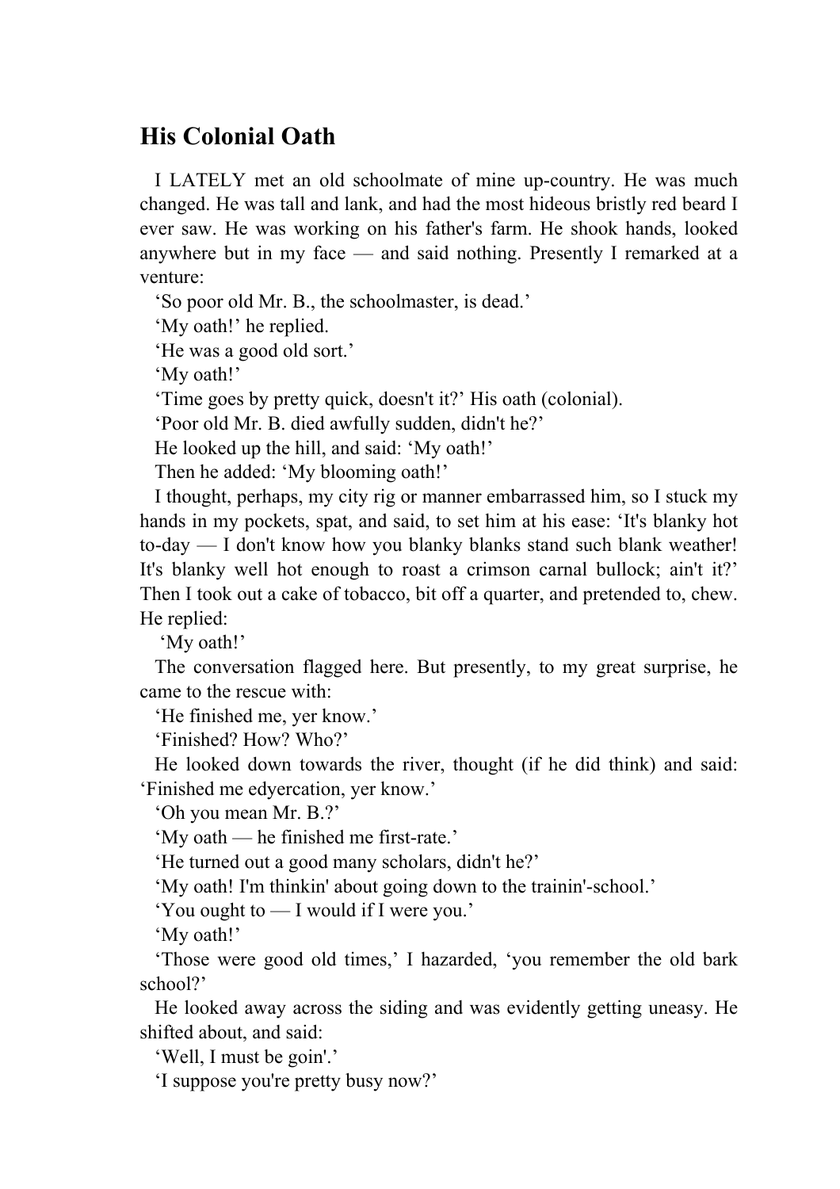## His Colonial Oath

I LATELY met an old schoolmate of mine up-country. He was much changed. He was tall and lank, and had the most hideous bristly red beard I ever saw. He was working on his father's farm. He shook hands, looked anywhere but in my face — and said nothing. Presently I remarked at a venture:

'So poor old Mr. B., the schoolmaster, is dead.'

'My oath!' he replied.

'He was a good old sort.'

'My oath!'

'Time goes by pretty quick, doesn't it?' His oath (colonial).

'Poor old Mr. B. died awfully sudden, didn't he?'

He looked up the hill, and said: 'My oath!'

Then he added: 'My blooming oath!'

I thought, perhaps, my city rig or manner embarrassed him, so I stuck my hands in my pockets, spat, and said, to set him at his ease: 'It's blanky hot to-day — I don't know how you blanky blanks stand such blank weather! It's blanky well hot enough to roast a crimson carnal bullock; ain't it?' Then I took out a cake of tobacco, bit off a quarter, and pretended to, chew. He replied:

'My oath!'

The conversation flagged here. But presently, to my great surprise, he came to the rescue with:

'He finished me, yer know.'

'Finished? How? Who?'

He looked down towards the river, thought (if he did think) and said: 'Finished me edyercation, yer know.'

'Oh you mean Mr. B.?'

'My oath — he finished me first-rate.'

'He turned out a good many scholars, didn't he?'

'My oath! I'm thinkin' about going down to the trainin'-school.'

'You ought to — I would if I were you.'

'My oath!'

'Those were good old times,' I hazarded, 'you remember the old bark school?'

He looked away across the siding and was evidently getting uneasy. He shifted about, and said:

'Well, I must be goin'.'

'I suppose you're pretty busy now?'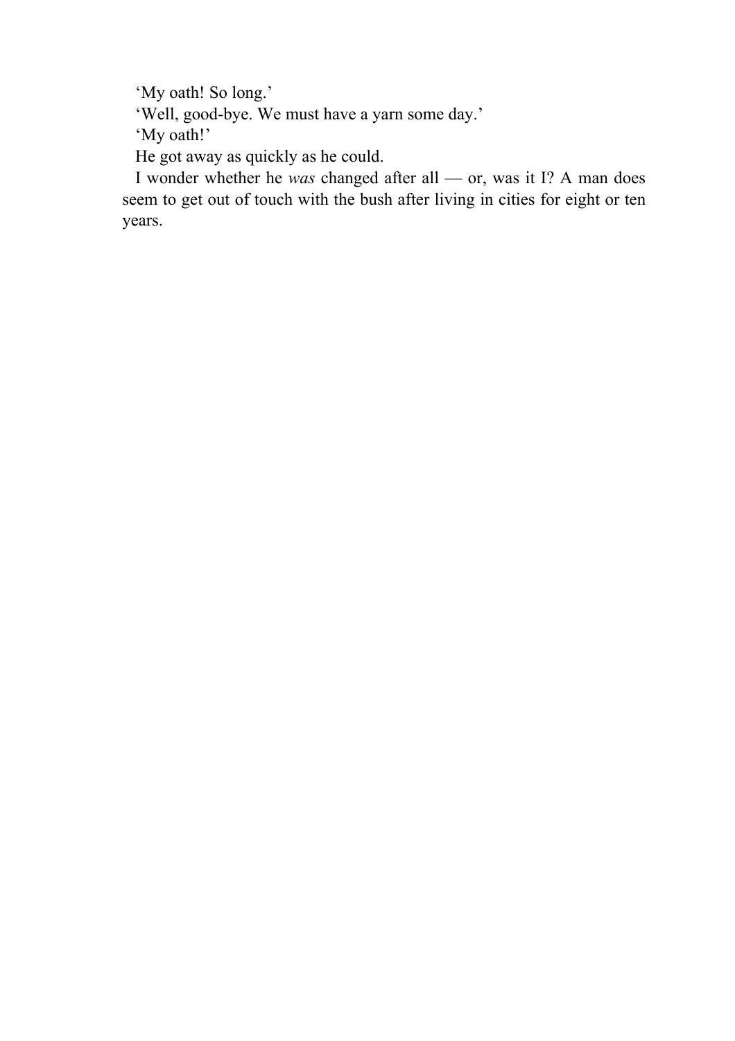'My oath! So long.'

'Well, good-bye. We must have a yarn some day.'

'My oath!'

He got away as quickly as he could.

I wonder whether he *was* changed after all — or, was it I? A man does seem to get out of touch with the bush after living in cities for eight or ten years.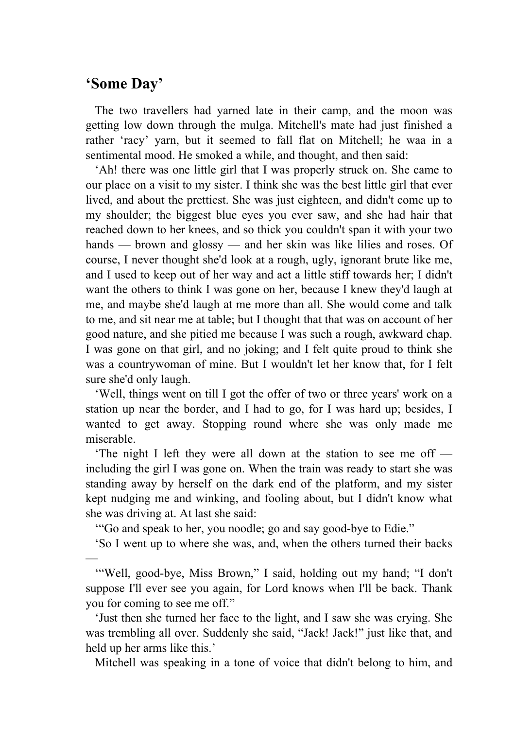## ‘Some Day’

The two travellers had yarned late in their camp, and the moon was getting low down through the mulga. Mitchell's mate had just finished a rather ‘racy’ yarn, but it seemed to fall flat on Mitchell; he waa in a sentimental mood. He smoked a while, and thought, and then said:

‘Ah! there was one little girl that I was properly struck on. She came to our place on a visit to my sister. I think she was the best little girl that ever lived, and about the prettiest. She was just eighteen, and didn't come up to my shoulder; the biggest blue eyes you ever saw, and she had hair that reached down to her knees, and so thick you couldn't span it with your two hands — brown and glossy — and her skin was like lilies and roses. Of course, I never thought she'd look at a rough, ugly, ignorant brute like me, and I used to keep out of her way and act a little stiff towards her; I didn't want the others to think I was gone on her, because I knew they'd laugh at me, and maybe she'd laugh at me more than all. She would come and talk to me, and sit near me at table; but I thought that that was on account of her good nature, and she pitied me because I was such a rough, awkward chap. I was gone on that girl, and no joking; and I felt quite proud to think she was a countrywoman of mine. But I wouldn't let her know that, for I felt sure she'd only laugh.

‘Well, things went on till I got the offer of two or three years' work on a station up near the border, and I had to go, for I was hard up; besides, I wanted to get away. Stopping round where she was only made me miserable.

‘The night I left they were all down at the station to see me off — including the girl I was gone on. When the train was ready to start she was standing away by herself on the dark end of the platform, and my sister kept nudging me and winking, and fooling about, but I didn't know what she was driving at. At last she said:

‘“Go and speak to her, you noodle; go and say good-bye to Edie.”

‘So I went up to where she was, and, when the others turned their backs —

‘“Well, good-bye, Miss Brown,” I said, holding out my hand; “I don't suppose I'll ever see you again, for Lord knows when I'll be back. Thank you for coming to see me off.”

‘Just then she turned her face to the light, and I saw she was crying. She was trembling all over. Suddenly she said, “Jack! Jack!” just like that, and held up her arms like this.’

Mitchell was speaking in a tone of voice that didn't belong to him, and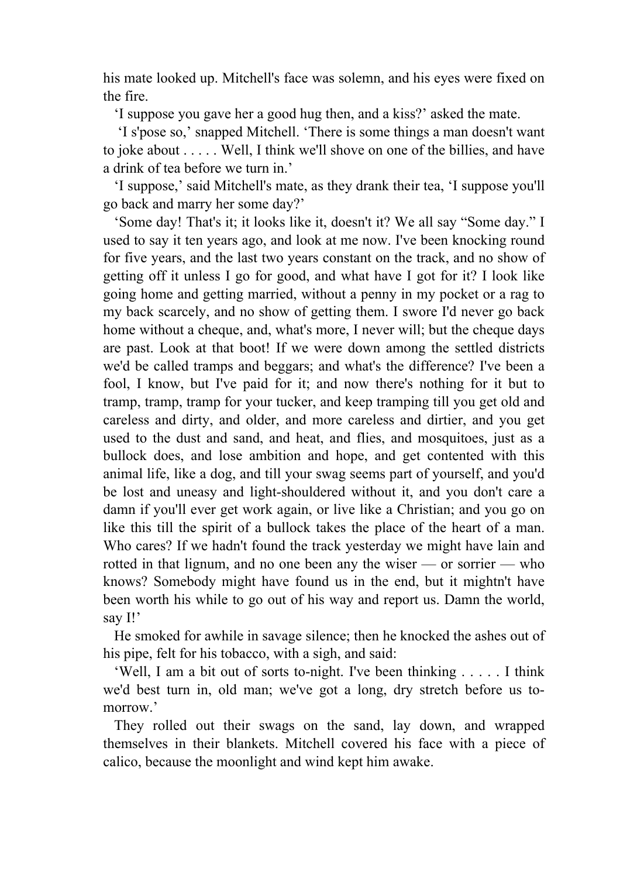his mate looked up. Mitchell's face was solemn, and his eyes were fixed on the fire.

‘I suppose you gave her a good hug then, and a kiss?’ asked the mate.

‘I s'pose so,’ snapped Mitchell. ‘There is some things a man doesn't want to joke about . . . . . Well, I think we'll shove on one of the billies, and have a drink of tea before we turn in.’

‘I suppose,’ said Mitchell's mate, as they drank their tea, ‘I suppose you'll go back and marry her some day?’

‘Some day! That's it; it looks like it, doesn't it? We all say “Some day.” I used to say it ten years ago, and look at me now. I've been knocking round for five years, and the last two years constant on the track, and no show of getting off it unless I go for good, and what have I got for it? I look like going home and getting married, without a penny in my pocket or a rag to my back scarcely, and no show of getting them. I swore I'd never go back home without a cheque, and, what's more, I never will; but the cheque days are past. Look at that boot! If we were down among the settled districts we'd be called tramps and beggars; and what's the difference? I've been a fool, I know, but I've paid for it; and now there's nothing for it but to tramp, tramp, tramp for your tucker, and keep tramping till you get old and careless and dirty, and older, and more careless and dirtier, and you get used to the dust and sand, and heat, and flies, and mosquitoes, just as a bullock does, and lose ambition and hope, and get contented with this animal life, like a dog, and till your swag seems part of yourself, and you'd be lost and uneasy and light-shouldered without it, and you don't care a damn if you'll ever get work again, or live like a Christian; and you go on like this till the spirit of a bullock takes the place of the heart of a man. Who cares? If we hadn't found the track yesterday we might have lain and rotted in that lignum, and no one been any the wiser — or sorrier — who knows? Somebody might have found us in the end, but it mightn't have been worth his while to go out of his way and report us. Damn the world, say I!’

He smoked for awhile in savage silence; then he knocked the ashes out of his pipe, felt for his tobacco, with a sigh, and said:

‘Well, I am a bit out of sorts to-night. I've been thinking . . . . . I think we'd best turn in, old man; we've got a long, dry stretch before us to-morrow.’

They rolled out their swags on the sand, lay down, and wrapped themselves in their blankets. Mitchell covered his face with a piece of calico, because the moonlight and wind kept him awake.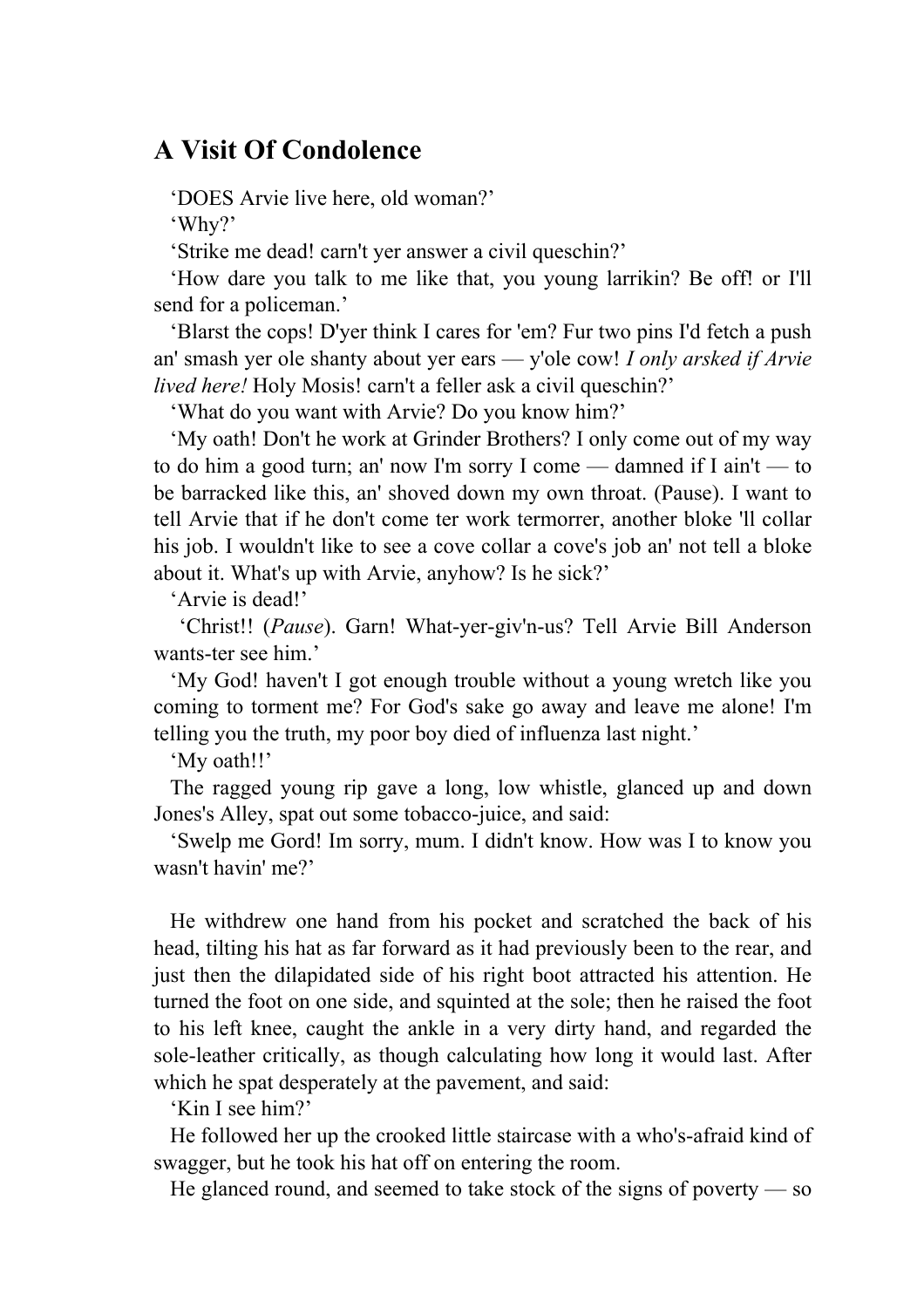## A Visit Of Condolence

‘DOES Arvie live here, old woman?’

‘Why?’

‘Strike me dead! carn't yer answer a civil queschin?’

‘How dare you talk to me like that, you young larrikin? Be off! or I'll send for a policeman.’

‘Blarst the cops! D'yer think I cares for 'em? Fur two pins I'd fetch a push an' smash yer ole shanty about yer ears — y'ole cow! *I only arsked if Arvie lived here!* Holy Mosis! carn't a feller ask a civil queschin?’

‘What do you want with Arvie? Do you know him?’

‘My oath! Don't he work at Grinder Brothers? I only come out of my way to do him a good turn; an' now I'm sorry I come — damned if I ain't — to be barracked like this, an' shoved down my own throat. (Pause). I want to tell Arvie that if he don't come ter work termorrer, another bloke 'll collar his job. I wouldn't like to see a cove collar a cove's job an' not tell a bloke about it. What's up with Arvie, anyhow? Is he sick?’

‘Arvie is dead!’

‘Christ!! (*Pause*). Garn! What-yer-giv'n-us? Tell Arvie Bill Anderson wants-ter see him.’

‘My God! haven't I got enough trouble without a young wretch like you coming to torment me? For God's sake go away and leave me alone! I'm telling you the truth, my poor boy died of influenza last night.’

‘My oath!!’

The ragged young rip gave a long, low whistle, glanced up and down Jones's Alley, spat out some tobacco-juice, and said:

‘Swelp me Gord! Im sorry, mum. I didn't know. How was I to know you wasn't havin' me?’

He withdrew one hand from his pocket and scratched the back of his head, tilting his hat as far forward as it had previously been to the rear, and just then the dilapidated side of his right boot attracted his attention. He turned the foot on one side, and squinted at the sole; then he raised the foot to his left knee, caught the ankle in a very dirty hand, and regarded the sole-leather critically, as though calculating how long it would last. After which he spat desperately at the pavement, and said:

‘Kin I see him?’

He followed her up the crooked little staircase with a who's-afraid kind of swagger, but he took his hat off on entering the room.

He glanced round, and seemed to take stock of the signs of poverty — so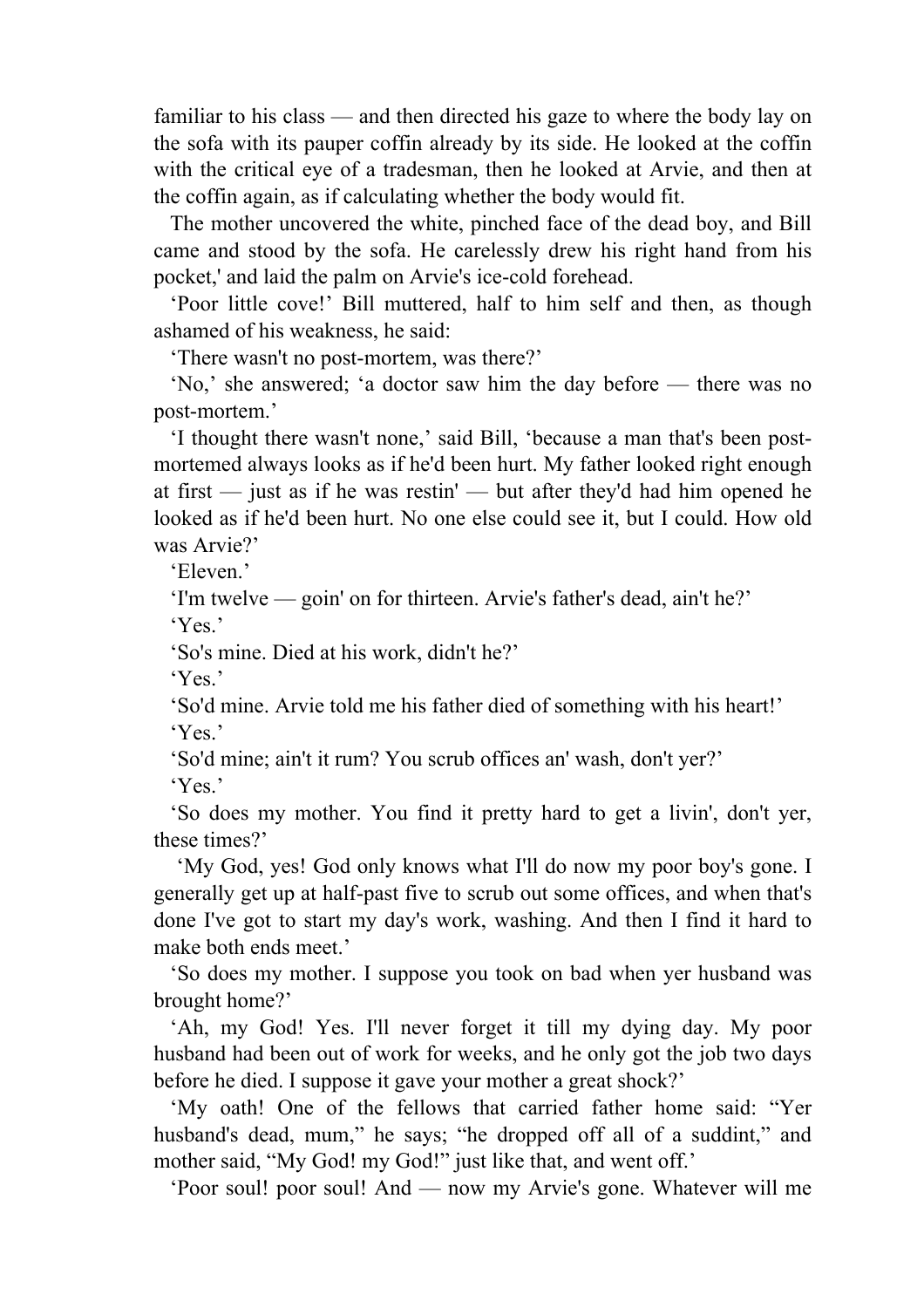familiar to his class — and then directed his gaze to where the body lay on the sofa with its pauper coffin already by its side. He looked at the coffin with the critical eye of a tradesman, then he looked at Arvie, and then at the coffin again, as if calculating whether the body would fit.

The mother uncovered the white, pinched face of the dead boy, and Bill came and stood by the sofa. He carelessly drew his right hand from his pocket,' and laid the palm on Arvie's ice-cold forehead.

'Poor little cove!' Bill muttered, half to him self and then, as though ashamed of his weakness, he said:

'There wasn't no post-mortem, was there?'

'No,' she answered; 'a doctor saw him the day before — there was no post-mortem.'

'I thought there wasn't none,' said Bill, 'because a man that's been post-mortemed always looks as if he'd been hurt. My father looked right enough at first — just as if he was restin' — but after they'd had him opened he looked as if he'd been hurt. No one else could see it, but I could. How old was Arvie?'

'Eleven.'

'I'm twelve — goin' on for thirteen. Arvie's father's dead, ain't he?'

'Yes.'

'So's mine. Died at his work, didn't he?'

'Yes.'

'So'd mine. Arvie told me his father died of something with his heart!'

'Yes.'

'So'd mine; ain't it rum? You scrub offices an' wash, don't yer?'

'Yes.'

'So does my mother. You find it pretty hard to get a livin', don't yer, these times?'

'My God, yes! God only knows what I'll do now my poor boy's gone. I generally get up at half-past five to scrub out some offices, and when that's done I've got to start my day's work, washing. And then I find it hard to make both ends meet.'

'So does my mother. I suppose you took on bad when yer husband was brought home?'

'Ah, my God! Yes. I'll never forget it till my dying day. My poor husband had been out of work for weeks, and he only got the job two days before he died. I suppose it gave your mother a great shock?'

'My oath! One of the fellows that carried father home said: "Yer husband's dead, mum," he says; "he dropped off all of a suddint," and mother said, "My God! my God!" just like that, and went off.'

'Poor soul! poor soul! And — now my Arvie's gone. Whatever will me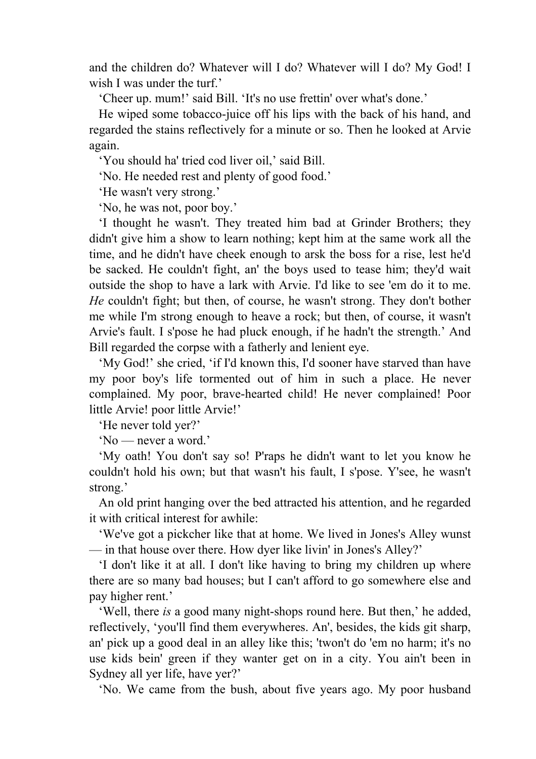and the children do? Whatever will I do? Whatever will I do? My God! I wish I was under the turf.'

'Cheer up. mum!' said Bill. 'It's no use frettin' over what's done.'

He wiped some tobacco-juice off his lips with the back of his hand, and regarded the stains reflectively for a minute or so. Then he looked at Arvie again.

'You should ha' tried cod liver oil,' said Bill.

'No. He needed rest and plenty of good food.'

'He wasn't very strong.'

'No, he was not, poor boy.'

'I thought he wasn't. They treated him bad at Grinder Brothers; they didn't give him a show to learn nothing; kept him at the same work all the time, and he didn't have cheek enough to arsk the boss for a rise, lest he'd be sacked. He couldn't fight, an' the boys used to tease him; they'd wait outside the shop to have a lark with Arvie. I'd like to see 'em do it to me. *He* couldn't fight; but then, of course, he wasn't strong. They don't bother me while I'm strong enough to heave a rock; but then, of course, it wasn't Arvie's fault. I s'pose he had pluck enough, if he hadn't the strength.' And Bill regarded the corpse with a fatherly and lenient eye.

'My God!' she cried, 'if I'd known this, I'd sooner have starved than have my poor boy's life tormented out of him in such a place. He never complained. My poor, brave-hearted child! He never complained! Poor little Arvie! poor little Arvie!'

'He never told yer?'

'No — never a word.'

'My oath! You don't say so! P'raps he didn't want to let you know he couldn't hold his own; but that wasn't his fault, I s'pose. Y'see, he wasn't strong.'

An old print hanging over the bed attracted his attention, and he regarded it with critical interest for awhile:

'We've got a pickcher like that at home. We lived in Jones's Alley wunst — in that house over there. How dyer like livin' in Jones's Alley?'

'I don't like it at all. I don't like having to bring my children up where there are so many bad houses; but I can't afford to go somewhere else and pay higher rent.'

'Well, there *is* a good many night-shops round here. But then,' he added, reflectively, 'you'll find them everywheres. An', besides, the kids git sharp, an' pick up a good deal in an alley like this; 'twon't do 'em no harm; it's no use kids bein' green if they wanter get on in a city. You ain't been in Sydney all yer life, have yer?'

'No. We came from the bush, about five years ago. My poor husband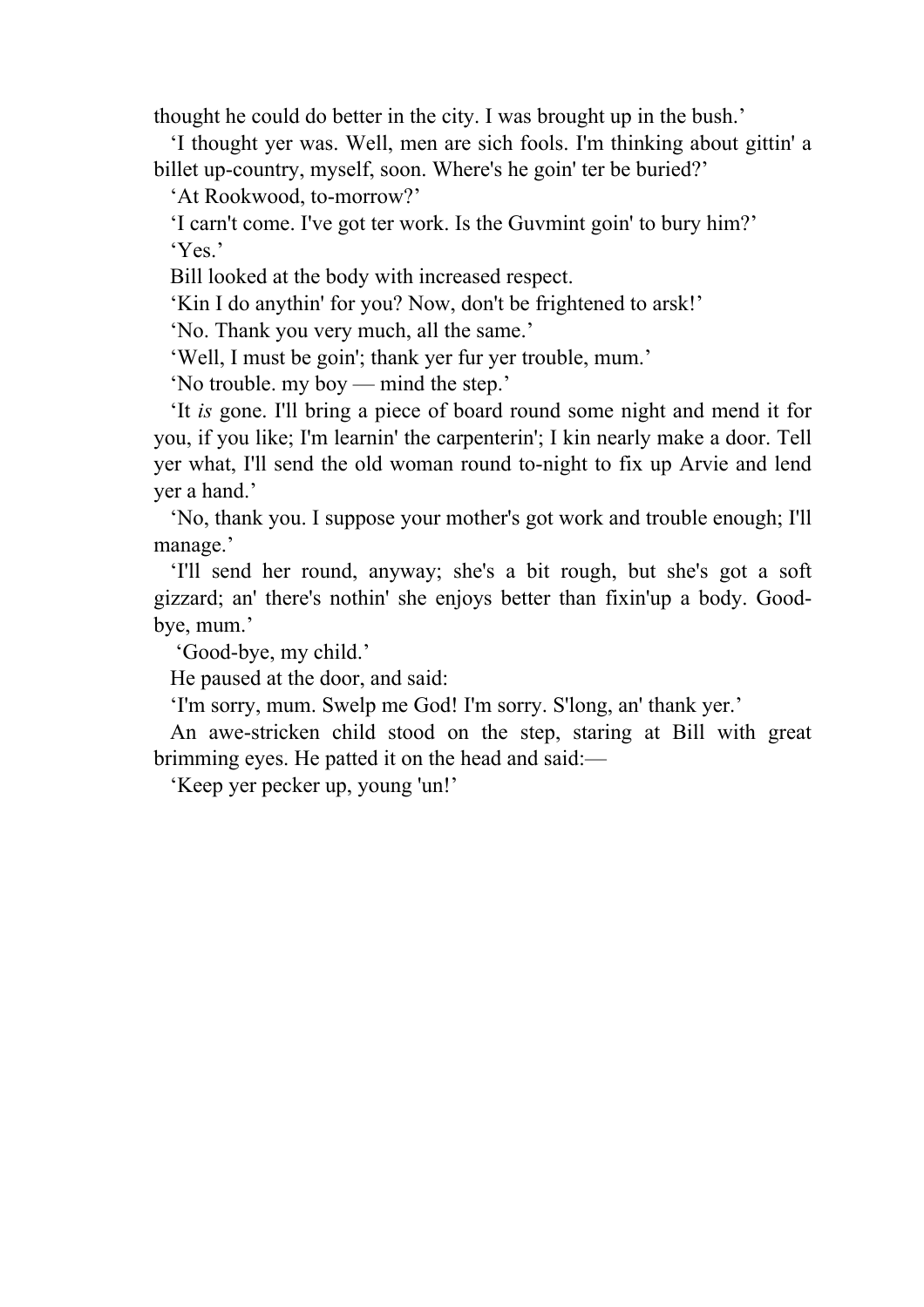thought he could do better in the city. I was brought up in the bush.'

'I thought yer was. Well, men are sich fools. I'm thinking about gittin' a billet up-country, myself, soon. Where's he goin' ter be buried?'

'At Rookwood, to-morrow?'

'I carn't come. I've got ter work. Is the Guvmint goin' to bury him?'

'Yes.'

Bill looked at the body with increased respect.

'Kin I do anythin' for you? Now, don't be frightened to arsk!'

'No. Thank you very much, all the same.'

'Well, I must be goin'; thank yer fur yer trouble, mum.'

'No trouble. my boy — mind the step.'

'It *is* gone. I'll bring a piece of board round some night and mend it for you, if you like; I'm learnin' the carpenterin'; I kin nearly make a door. Tell yer what, I'll send the old woman round to-night to fix up Arvie and lend yer a hand.'

'No, thank you. I suppose your mother's got work and trouble enough; I'll manage.'

'I'll send her round, anyway; she's a bit rough, but she's got a soft gizzard; an' there's nothin' she enjoys better than fixin'up a body. Good-bye, mum.'

'Good-bye, my child.'

He paused at the door, and said:

'I'm sorry, mum. Swelp me God! I'm sorry. S'long, an' thank yer.'

An awe-stricken child stood on the step, staring at Bill with great brimming eyes. He patted it on the head and said:—

'Keep yer pecker up, young 'un!'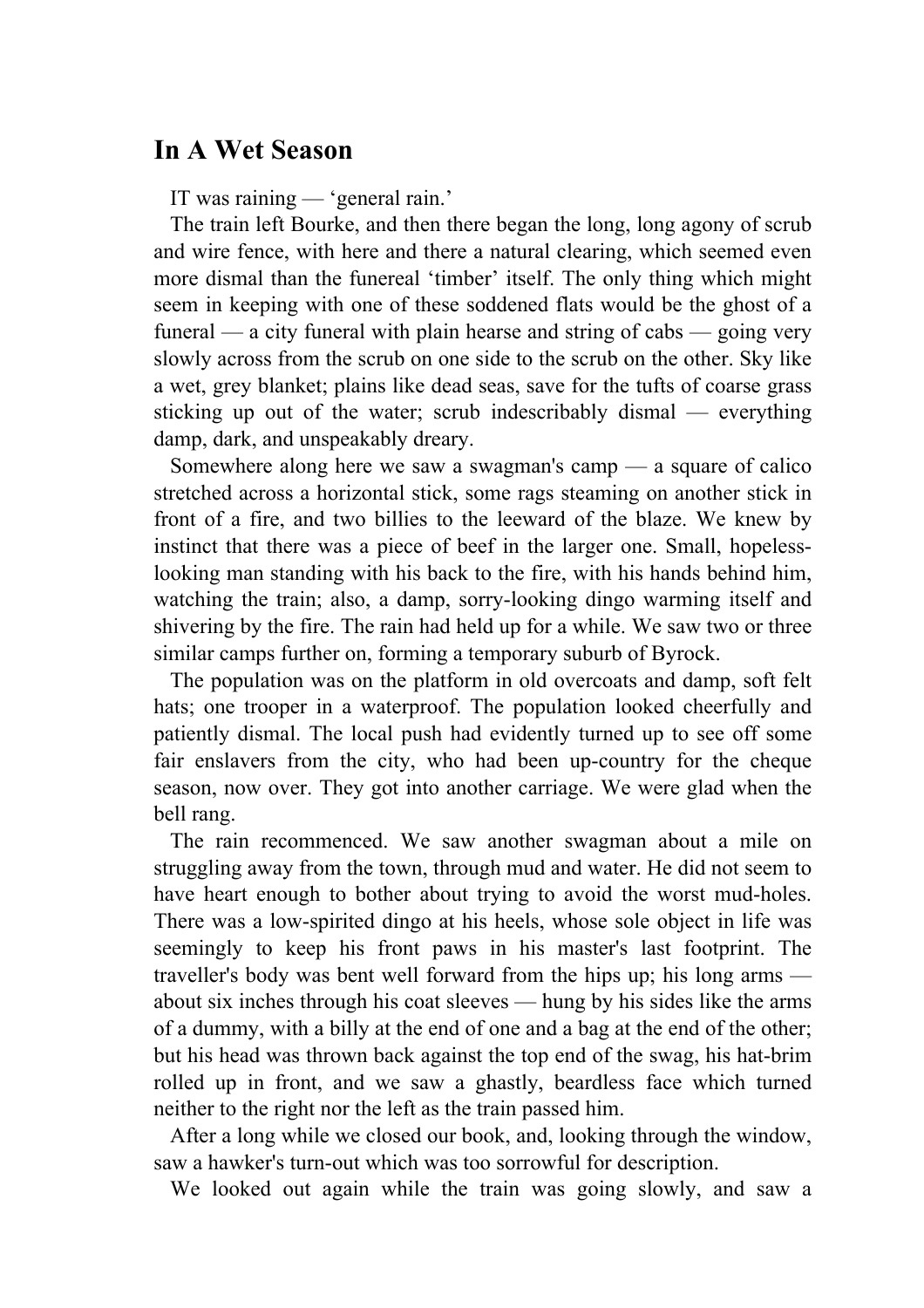## In A Wet Season

IT was raining — ‘general rain.’

The train left Bourke, and then there began the long, long agony of scrub and wire fence, with here and there a natural clearing, which seemed even more dismal than the funereal ‘timber’ itself. The only thing which might seem in keeping with one of these soddened flats would be the ghost of a funeral — a city funeral with plain hearse and string of cabs — going very slowly across from the scrub on one side to the scrub on the other. Sky like a wet, grey blanket; plains like dead seas, save for the tufts of coarse grass sticking up out of the water; scrub indescribably dismal — everything damp, dark, and unspeakably dreary.

Somewhere along here we saw a swagman's camp — a square of calico stretched across a horizontal stick, some rags steaming on another stick in front of a fire, and two billies to the leeward of the blaze. We knew by instinct that there was a piece of beef in the larger one. Small, hopeless-looking man standing with his back to the fire, with his hands behind him, watching the train; also, a damp, sorry-looking dingo warming itself and shivering by the fire. The rain had held up for a while. We saw two or three similar camps further on, forming a temporary suburb of Byrock.

The population was on the platform in old overcoats and damp, soft felt hats; one trooper in a waterproof. The population looked cheerfully and patiently dismal. The local push had evidently turned up to see off some fair enslavers from the city, who had been up-country for the cheque season, now over. They got into another carriage. We were glad when the bell rang.

The rain recommenced. We saw another swagman about a mile on struggling away from the town, through mud and water. He did not seem to have heart enough to bother about trying to avoid the worst mud-holes. There was a low-spirited dingo at his heels, whose sole object in life was seemingly to keep his front paws in his master's last footprint. The traveller's body was bent well forward from the hips up; his long arms — about six inches through his coat sleeves — hung by his sides like the arms of a dummy, with a billy at the end of one and a bag at the end of the other; but his head was thrown back against the top end of the swag, his hat-brim rolled up in front, and we saw a ghastly, beardless face which turned neither to the right nor the left as the train passed him.

After a long while we closed our book, and, looking through the window, saw a hawker's turn-out which was too sorrowful for description.

We looked out again while the train was going slowly, and saw a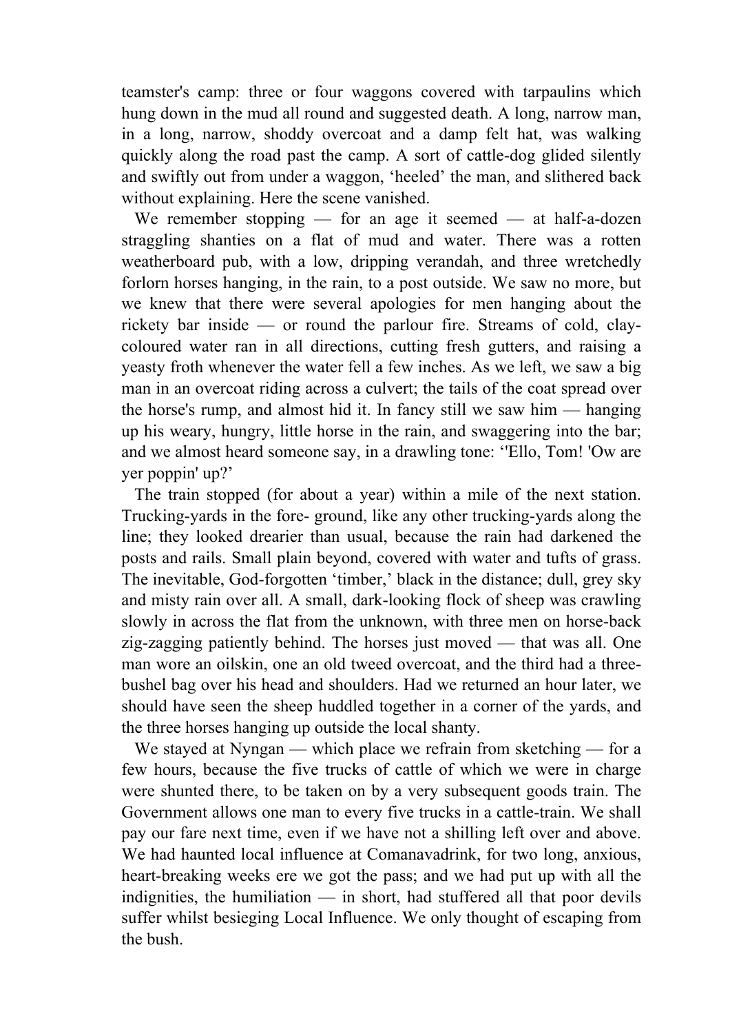teamster's camp: three or four waggons covered with tarpaulins which hung down in the mud all round and suggested death. A long, narrow man, in a long, narrow, shoddy overcoat and a damp felt hat, was walking quickly along the road past the camp. A sort of cattle-dog glided silently and swiftly out from under a waggon, 'heeled' the man, and slithered back without explaining. Here the scene vanished.

We remember stopping — for an age it seemed — at half-a-dozen straggling shanties on a flat of mud and water. There was a rotten weatherboard pub, with a low, dripping verandah, and three wretchedly forlorn horses hanging, in the rain, to a post outside. We saw no more, but we knew that there were several apologies for men hanging about the rickety bar inside — or round the parlour fire. Streams of cold, clay-coloured water ran in all directions, cutting fresh gutters, and raising a yeasty froth whenever the water fell a few inches. As we left, we saw a big man in an overcoat riding across a culvert; the tails of the coat spread over the horse's rump, and almost hid it. In fancy still we saw him — hanging up his weary, hungry, little horse in the rain, and swaggering into the bar; and we almost heard someone say, in a drawling tone: ''Ello, Tom! 'Ow are yer poppin' up?'

The train stopped (for about a year) within a mile of the next station. Trucking-yards in the fore- ground, like any other trucking-yards along the line; they looked drearier than usual, because the rain had darkened the posts and rails. Small plain beyond, covered with water and tufts of grass. The inevitable, God-forgotten 'timber,' black in the distance; dull, grey sky and misty rain over all. A small, dark-looking flock of sheep was crawling slowly in across the flat from the unknown, with three men on horse-back zig-zagging patiently behind. The horses just moved — that was all. One man wore an oilskin, one an old tweed overcoat, and the third had a three-bushel bag over his head and shoulders. Had we returned an hour later, we should have seen the sheep huddled together in a corner of the yards, and the three horses hanging up outside the local shanty.

We stayed at Nyngan — which place we refrain from sketching — for a few hours, because the five trucks of cattle of which we were in charge were shunted there, to be taken on by a very subsequent goods train. The Government allows one man to every five trucks in a cattle-train. We shall pay our fare next time, even if we have not a shilling left over and above. We had haunted local influence at Comanavadrink, for two long, anxious, heart-breaking weeks ere we got the pass; and we had put up with all the indignities, the humiliation — in short, had stuffered all that poor devils suffer whilst besieging Local Influence. We only thought of escaping from the bush.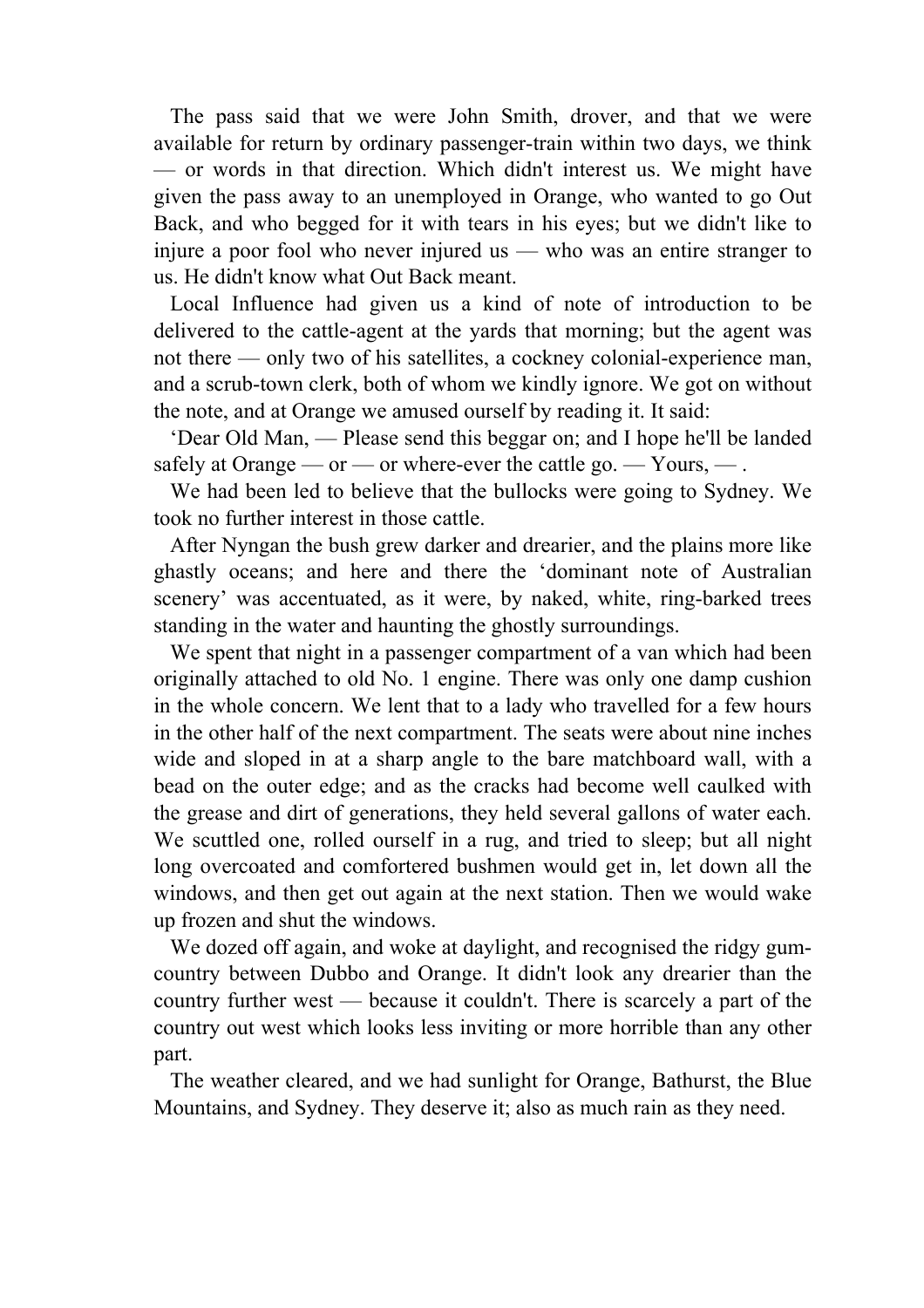The pass said that we were John Smith, drover, and that we were available for return by ordinary passenger-train within two days, we think — or words in that direction. Which didn't interest us. We might have given the pass away to an unemployed in Orange, who wanted to go Out Back, and who begged for it with tears in his eyes; but we didn't like to injure a poor fool who never injured us — who was an entire stranger to us. He didn't know what Out Back meant.

Local Influence had given us a kind of note of introduction to be delivered to the cattle-agent at the yards that morning; but the agent was not there — only two of his satellites, a cockney colonial-experience man, and a scrub-town clerk, both of whom we kindly ignore. We got on without the note, and at Orange we amused ourself by reading it. It said:

'Dear Old Man, — Please send this beggar on; and I hope he'll be landed safely at Orange — or — or where-ever the cattle go. — Yours, — .

We had been led to believe that the bullocks were going to Sydney. We took no further interest in those cattle.

After Nyngan the bush grew darker and drearier, and the plains more like ghastly oceans; and here and there the 'dominant note of Australian scenery' was accentuated, as it were, by naked, white, ring-barked trees standing in the water and haunting the ghostly surroundings.

We spent that night in a passenger compartment of a van which had been originally attached to old No. 1 engine. There was only one damp cushion in the whole concern. We lent that to a lady who travelled for a few hours in the other half of the next compartment. The seats were about nine inches wide and sloped in at a sharp angle to the bare matchboard wall, with a bead on the outer edge; and as the cracks had become well caulked with the grease and dirt of generations, they held several gallons of water each. We scuttled one, rolled ourself in a rug, and tried to sleep; but all night long overcoated and comfortered bushmen would get in, let down all the windows, and then get out again at the next station. Then we would wake up frozen and shut the windows.

We dozed off again, and woke at daylight, and recognised the ridgy gum-country between Dubbo and Orange. It didn't look any drearier than the country further west — because it couldn't. There is scarcely a part of the country out west which looks less inviting or more horrible than any other part.

The weather cleared, and we had sunlight for Orange, Bathurst, the Blue Mountains, and Sydney. They deserve it; also as much rain as they need.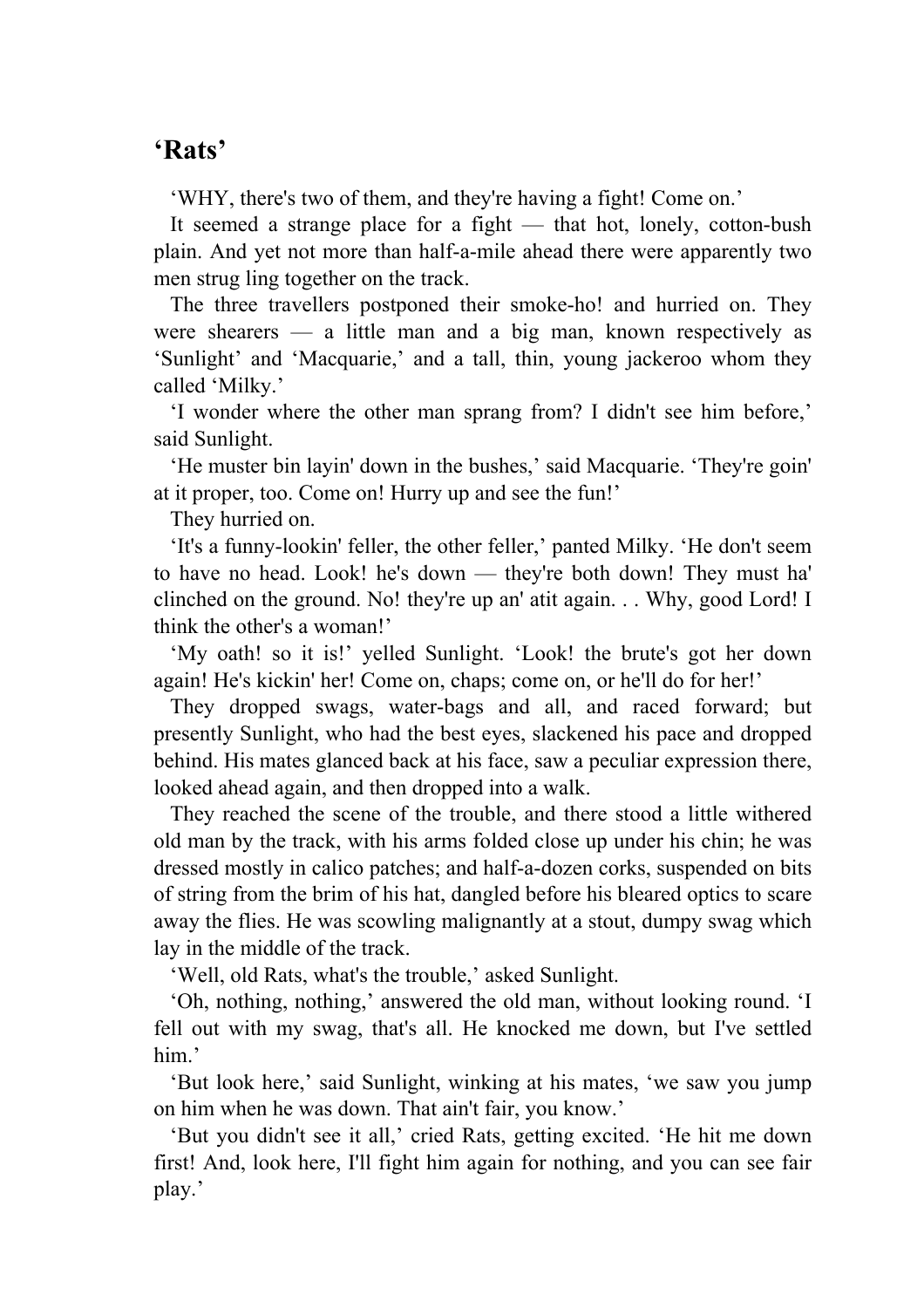## ‘Rats’

‘WHY, there's two of them, and they're having a fight! Come on.’

It seemed a strange place for a fight — that hot, lonely, cotton-bush plain. And yet not more than half-a-mile ahead there were apparently two men strug ling together on the track.

The three travellers postponed their smoke-ho! and hurried on. They were shearers — a little man and a big man, known respectively as ‘Sunlight’ and ‘Macquarie,’ and a tall, thin, young jackeroo whom they called ‘Milky.’

‘I wonder where the other man sprang from? I didn't see him before,’ said Sunlight.

‘He muster bin layin' down in the bushes,’ said Macquarie. ‘They're goin' at it proper, too. Come on! Hurry up and see the fun!’

They hurried on.

‘It's a funny-lookin' feller, the other feller,’ panted Milky. ‘He don't seem to have no head. Look! he's down — they're both down! They must ha' clinched on the ground. No! they're up an' atit again. . . Why, good Lord! I think the other's a woman!’

‘My oath! so it is!’ yelled Sunlight. ‘Look! the brute's got her down again! He's kickin' her! Come on, chaps; come on, or he'll do for her!’

They dropped swags, water-bags and all, and raced forward; but presently Sunlight, who had the best eyes, slackened his pace and dropped behind. His mates glanced back at his face, saw a peculiar expression there, looked ahead again, and then dropped into a walk.

They reached the scene of the trouble, and there stood a little withered old man by the track, with his arms folded close up under his chin; he was dressed mostly in calico patches; and half-a-dozen corks, suspended on bits of string from the brim of his hat, dangled before his bleared optics to scare away the flies. He was scowling malignantly at a stout, dumpy swag which lay in the middle of the track.

‘Well, old Rats, what's the trouble,’ asked Sunlight.

‘Oh, nothing, nothing,’ answered the old man, without looking round. ‘I fell out with my swag, that's all. He knocked me down, but I've settled him.’

‘But look here,’ said Sunlight, winking at his mates, ‘we saw you jump on him when he was down. That ain't fair, you know.’

‘But you didn't see it all,’ cried Rats, getting excited. ‘He hit me down first! And, look here, I'll fight him again for nothing, and you can see fair play.’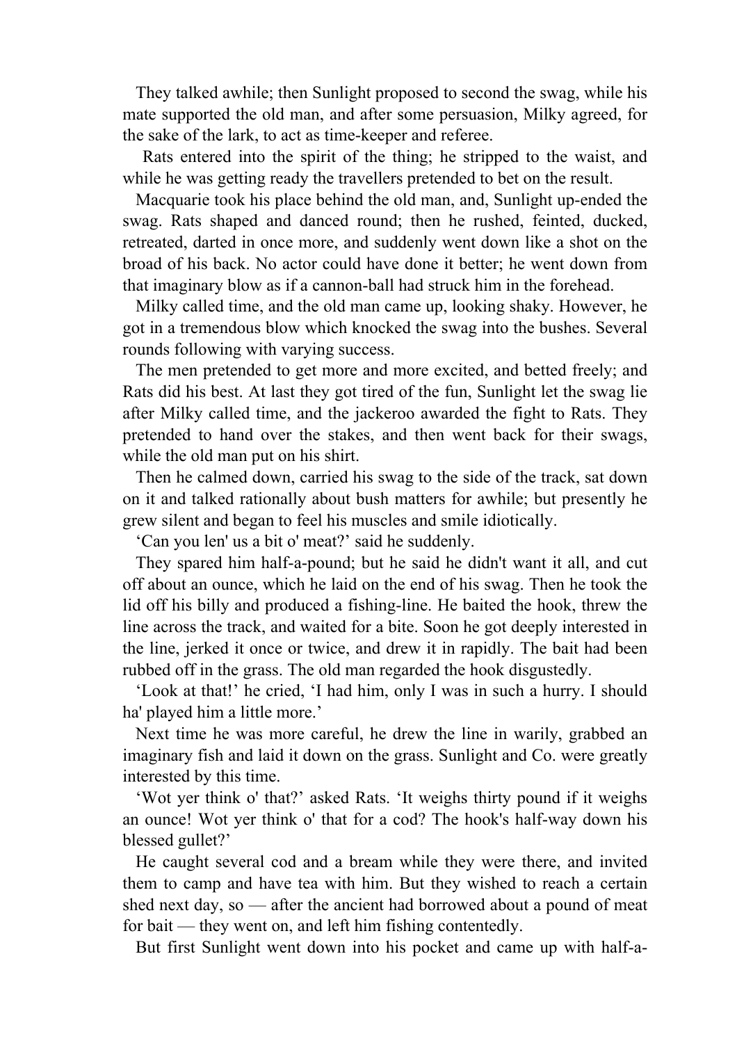They talked awhile; then Sunlight proposed to second the swag, while his mate supported the old man, and after some persuasion, Milky agreed, for the sake of the lark, to act as time-keeper and referee.

Rats entered into the spirit of the thing; he stripped to the waist, and while he was getting ready the travellers pretended to bet on the result.

Macquarie took his place behind the old man, and, Sunlight up-ended the swag. Rats shaped and danced round; then he rushed, feinted, ducked, retreated, darted in once more, and suddenly went down like a shot on the broad of his back. No actor could have done it better; he went down from that imaginary blow as if a cannon-ball had struck him in the forehead.

Milky called time, and the old man came up, looking shaky. However, he got in a tremendous blow which knocked the swag into the bushes. Several rounds following with varying success.

The men pretended to get more and more excited, and betted freely; and Rats did his best. At last they got tired of the fun, Sunlight let the swag lie after Milky called time, and the jackeroo awarded the fight to Rats. They pretended to hand over the stakes, and then went back for their swags, while the old man put on his shirt.

Then he calmed down, carried his swag to the side of the track, sat down on it and talked rationally about bush matters for awhile; but presently he grew silent and began to feel his muscles and smile idiotically.

'Can you len' us a bit o' meat?' said he suddenly.

They spared him half-a-pound; but he said he didn't want it all, and cut off about an ounce, which he laid on the end of his swag. Then he took the lid off his billy and produced a fishing-line. He baited the hook, threw the line across the track, and waited for a bite. Soon he got deeply interested in the line, jerked it once or twice, and drew it in rapidly. The bait had been rubbed off in the grass. The old man regarded the hook disgustedly.

'Look at that!' he cried, 'I had him, only I was in such a hurry. I should ha' played him a little more.'

Next time he was more careful, he drew the line in warily, grabbed an imaginary fish and laid it down on the grass. Sunlight and Co. were greatly interested by this time.

'Wot yer think o' that?' asked Rats. 'It weighs thirty pound if it weighs an ounce! Wot yer think o' that for a cod? The hook's half-way down his blessed gullet?'

He caught several cod and a bream while they were there, and invited them to camp and have tea with him. But they wished to reach a certain shed next day, so — after the ancient had borrowed about a pound of meat for bait — they went on, and left him fishing contentedly.

But first Sunlight went down into his pocket and came up with half-a-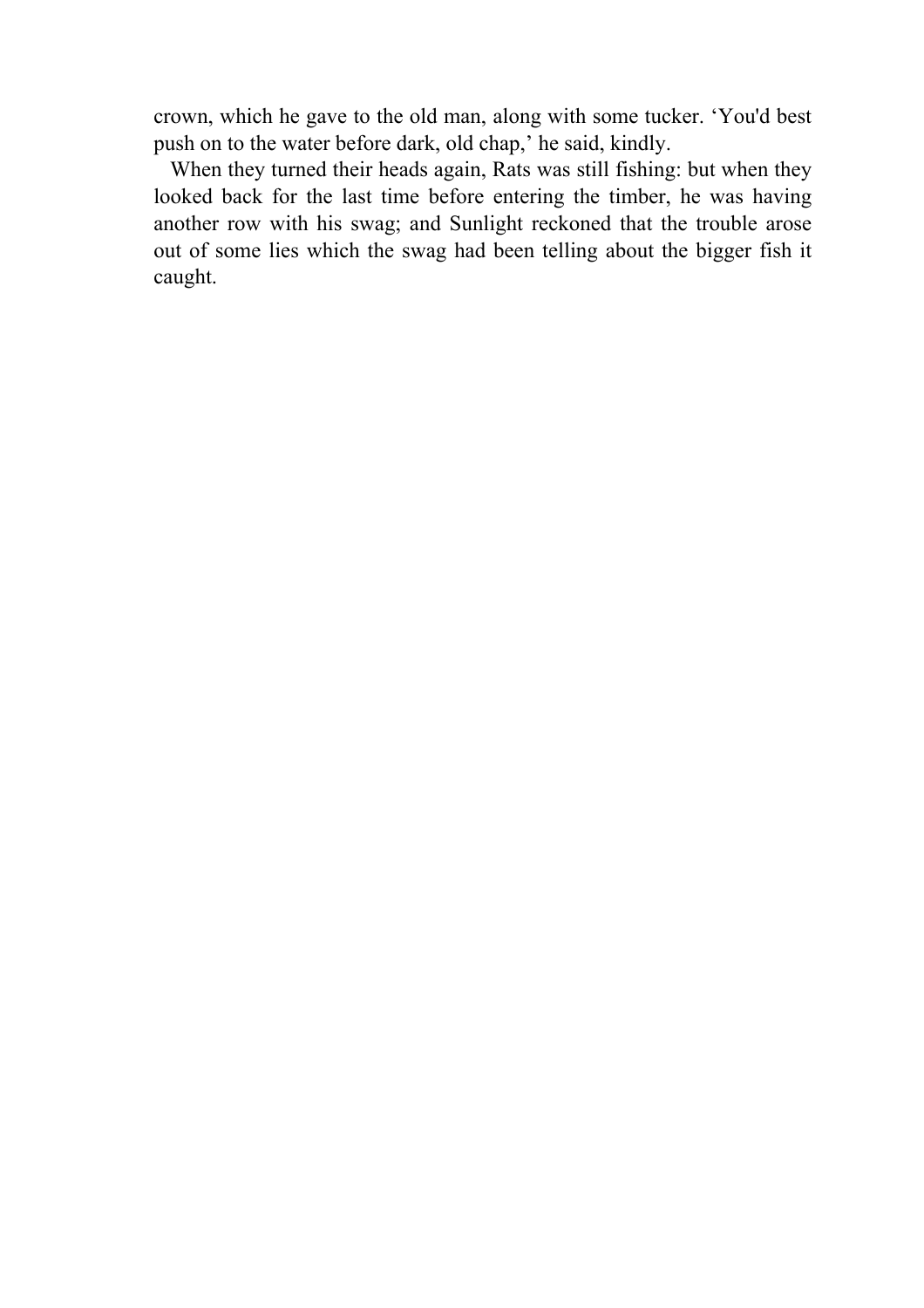crown, which he gave to the old man, along with some tucker. ‘You'd best push on to the water before dark, old chap,’ he said, kindly.

When they turned their heads again, Rats was still fishing: but when they looked back for the last time before entering the timber, he was having another row with his swag; and Sunlight reckoned that the trouble arose out of some lies which the swag had been telling about the bigger fish it caught.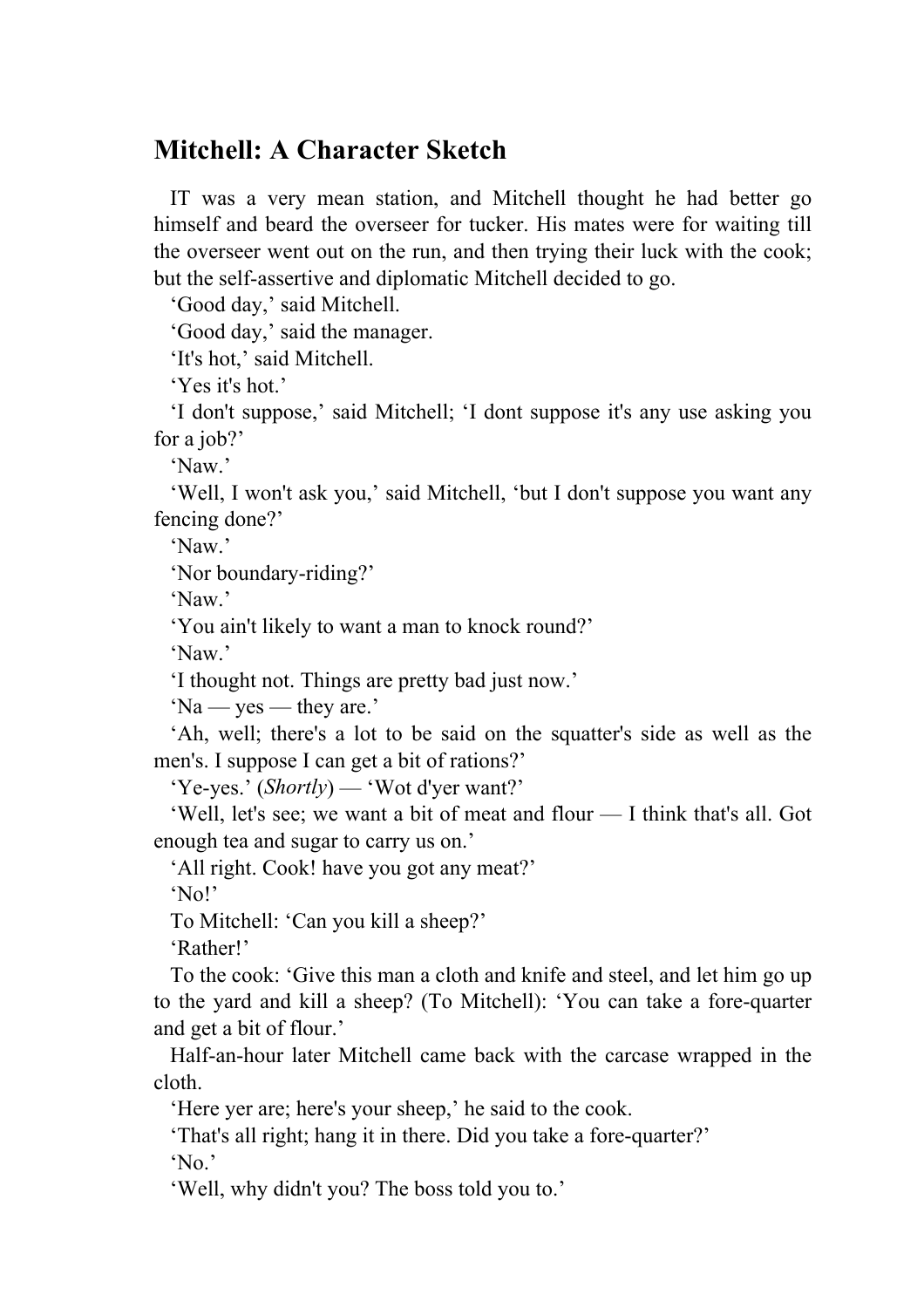## Mitchell: A Character Sketch

IT was a very mean station, and Mitchell thought he had better go himself and beard the overseer for tucker. His mates were for waiting till the overseer went out on the run, and then trying their luck with the cook; but the self-assertive and diplomatic Mitchell decided to go.

‘Good day,’ said Mitchell.

‘Good day,’ said the manager.

‘It's hot,’ said Mitchell.

‘Yes it's hot.’

‘I don't suppose,’ said Mitchell; ‘I dont suppose it's any use asking you for a job?’

‘Naw.’

‘Well, I won't ask you,’ said Mitchell, ‘but I don't suppose you want any fencing done?’

‘Naw.’

‘Nor boundary-riding?’

‘Naw.’

‘You ain't likely to want a man to knock round?’

‘Naw.’

‘I thought not. Things are pretty bad just now.’

‘Na — yes — they are.’

‘Ah, well; there's a lot to be said on the squatter's side as well as the men's. I suppose I can get a bit of rations?’

‘Ye-yes.’ (*Shortly*) — ‘Wot d'yer want?’

‘Well, let's see; we want a bit of meat and flour — I think that's all. Got enough tea and sugar to carry us on.’

‘All right. Cook! have you got any meat?’

‘No!’

To Mitchell: ‘Can you kill a sheep?’

‘Rather!’

To the cook: ‘Give this man a cloth and knife and steel, and let him go up to the yard and kill a sheep? (To Mitchell): ‘You can take a fore-quarter and get a bit of flour.’

Half-an-hour later Mitchell came back with the carcase wrapped in the cloth.

‘Here yer are; here's your sheep,’ he said to the cook.

‘That's all right; hang it in there. Did you take a fore-quarter?’

‘No.’

‘Well, why didn't you? The boss told you to.’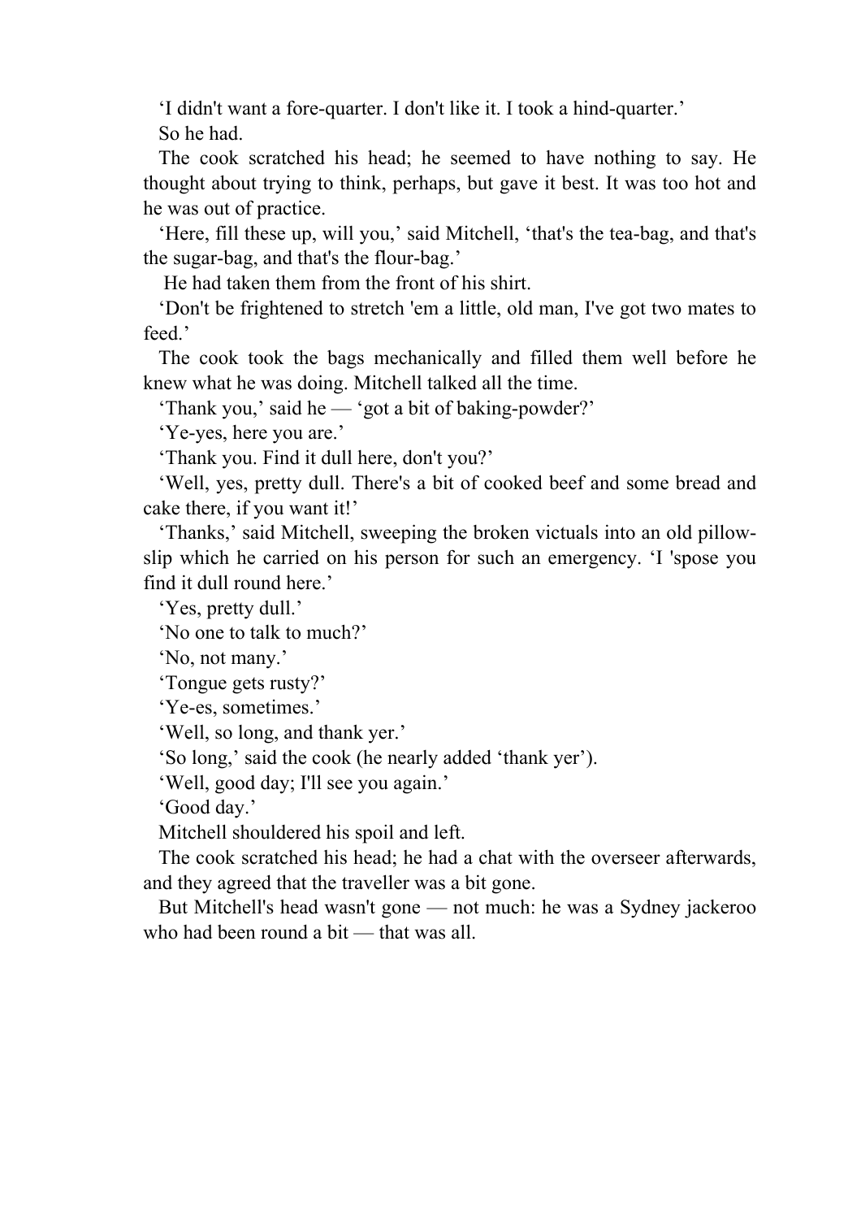‘I didn't want a fore-quarter. I don't like it. I took a hind-quarter.’

So he had.

The cook scratched his head; he seemed to have nothing to say. He thought about trying to think, perhaps, but gave it best. It was too hot and he was out of practice.

‘Here, fill these up, will you,’ said Mitchell, ‘that's the tea-bag, and that's the sugar-bag, and that's the flour-bag.’

He had taken them from the front of his shirt.

‘Don't be frightened to stretch 'em a little, old man, I've got two mates to feed.’

The cook took the bags mechanically and filled them well before he knew what he was doing. Mitchell talked all the time.

‘Thank you,’ said he — ‘got a bit of baking-powder?’

‘Ye-yes, here you are.’

‘Thank you. Find it dull here, don't you?’

‘Well, yes, pretty dull. There's a bit of cooked beef and some bread and cake there, if you want it!’

‘Thanks,’ said Mitchell, sweeping the broken victuals into an old pillow-slip which he carried on his person for such an emergency. ‘I 'spose you find it dull round here.’

‘Yes, pretty dull.’

‘No one to talk to much?’

‘No, not many.’

‘Tongue gets rusty?’

‘Ye-es, sometimes.’

‘Well, so long, and thank yer.’

‘So long,’ said the cook (he nearly added ‘thank yer’).

‘Well, good day; I'll see you again.’

‘Good day.’

Mitchell shouldered his spoil and left.

The cook scratched his head; he had a chat with the overseer afterwards, and they agreed that the traveller was a bit gone.

But Mitchell's head wasn't gone — not much: he was a Sydney jackeroo who had been round a bit — that was all.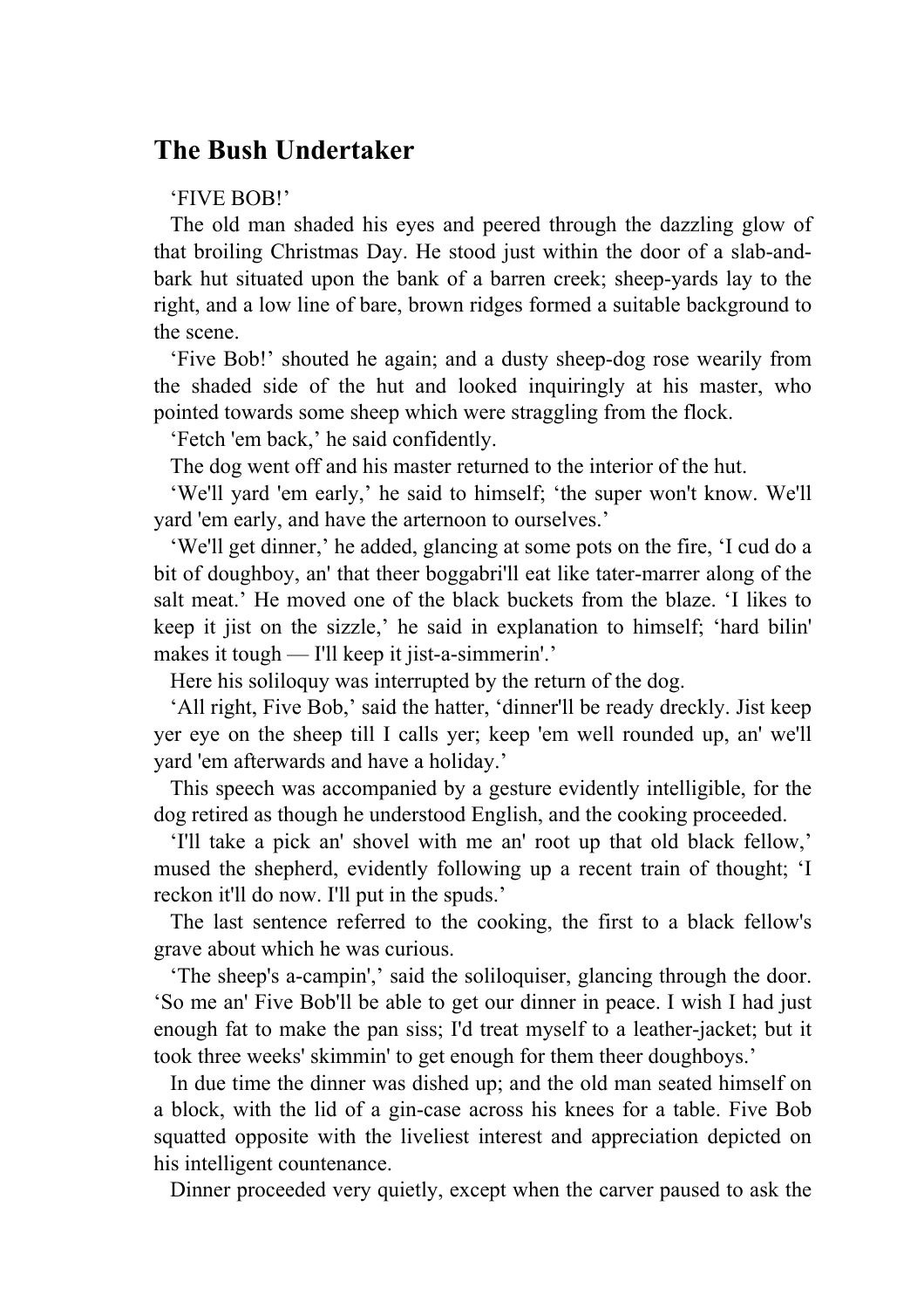## The Bush Undertaker

'FIVE BOB!'

The old man shaded his eyes and peered through the dazzling glow of that broiling Christmas Day. He stood just within the door of a slab-and-bark hut situated upon the bank of a barren creek; sheep-yards lay to the right, and a low line of bare, brown ridges formed a suitable background to the scene.

'Five Bob!' shouted he again; and a dusty sheep-dog rose wearily from the shaded side of the hut and looked inquiringly at his master, who pointed towards some sheep which were straggling from the flock.

'Fetch 'em back,' he said confidently.

The dog went off and his master returned to the interior of the hut.

'We'll yard 'em early,' he said to himself; 'the super won't know. We'll yard 'em early, and have the arternoon to ourselves.'

'We'll get dinner,' he added, glancing at some pots on the fire, 'I cud do a bit of doughboy, an' that theer boggabri'll eat like tater-marrer along of the salt meat.' He moved one of the black buckets from the blaze. 'I likes to keep it jist on the sizzle,' he said in explanation to himself; 'hard bilin' makes it tough — I'll keep it jist-a-simmerin'.'

Here his soliloquy was interrupted by the return of the dog.

'All right, Five Bob,' said the hatter, 'dinner'll be ready dreckly. Jist keep yer eye on the sheep till I calls yer; keep 'em well rounded up, an' we'll yard 'em afterwards and have a holiday.'

This speech was accompanied by a gesture evidently intelligible, for the dog retired as though he understood English, and the cooking proceeded.

'I'll take a pick an' shovel with me an' root up that old black fellow,' mused the shepherd, evidently following up a recent train of thought; 'I reckon it'll do now. I'll put in the spuds.'

The last sentence referred to the cooking, the first to a black fellow's grave about which he was curious.

'The sheep's a-campin',' said the soliloquiser, glancing through the door. 'So me an' Five Bob'll be able to get our dinner in peace. I wish I had just enough fat to make the pan siss; I'd treat myself to a leather-jacket; but it took three weeks' skimmin' to get enough for them theer doughboys.'

In due time the dinner was dished up; and the old man seated himself on a block, with the lid of a gin-case across his knees for a table. Five Bob squatted opposite with the liveliest interest and appreciation depicted on his intelligent countenance.

Dinner proceeded very quietly, except when the carver paused to ask the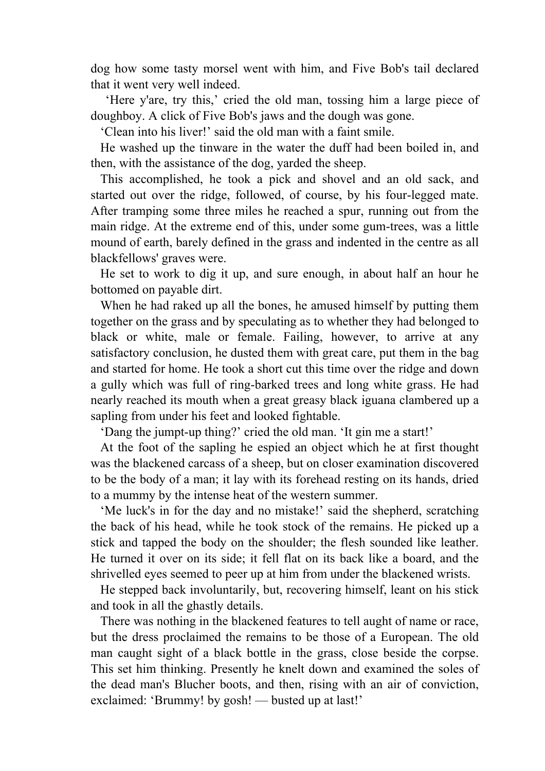dog how some tasty morsel went with him, and Five Bob's tail declared that it went very well indeed.

‘Here y'are, try this,’ cried the old man, tossing him a large piece of doughboy. A click of Five Bob's jaws and the dough was gone.

‘Clean into his liver!’ said the old man with a faint smile.

He washed up the tinware in the water the duff had been boiled in, and then, with the assistance of the dog, yarded the sheep.

This accomplished, he took a pick and shovel and an old sack, and started out over the ridge, followed, of course, by his four-legged mate. After tramping some three miles he reached a spur, running out from the main ridge. At the extreme end of this, under some gum-trees, was a little mound of earth, barely defined in the grass and indented in the centre as all blackfellows' graves were.

He set to work to dig it up, and sure enough, in about half an hour he bottomed on payable dirt.

When he had raked up all the bones, he amused himself by putting them together on the grass and by speculating as to whether they had belonged to black or white, male or female. Failing, however, to arrive at any satisfactory conclusion, he dusted them with great care, put them in the bag and started for home. He took a short cut this time over the ridge and down a gully which was full of ring-barked trees and long white grass. He had nearly reached its mouth when a great greasy black iguana clambered up a sapling from under his feet and looked fightable.

‘Dang the jumpt-up thing?’ cried the old man. ‘It gin me a start!’

At the foot of the sapling he espied an object which he at first thought was the blackened carcass of a sheep, but on closer examination discovered to be the body of a man; it lay with its forehead resting on its hands, dried to a mummy by the intense heat of the western summer.

‘Me luck's in for the day and no mistake!’ said the shepherd, scratching the back of his head, while he took stock of the remains. He picked up a stick and tapped the body on the shoulder; the flesh sounded like leather. He turned it over on its side; it fell flat on its back like a board, and the shrivelled eyes seemed to peer up at him from under the blackened wrists.

He stepped back involuntarily, but, recovering himself, leant on his stick and took in all the ghastly details.

There was nothing in the blackened features to tell aught of name or race, but the dress proclaimed the remains to be those of a European. The old man caught sight of a black bottle in the grass, close beside the corpse. This set him thinking. Presently he knelt down and examined the soles of the dead man's Blucher boots, and then, rising with an air of conviction, exclaimed: ‘Brummy! by gosh! — busted up at last!’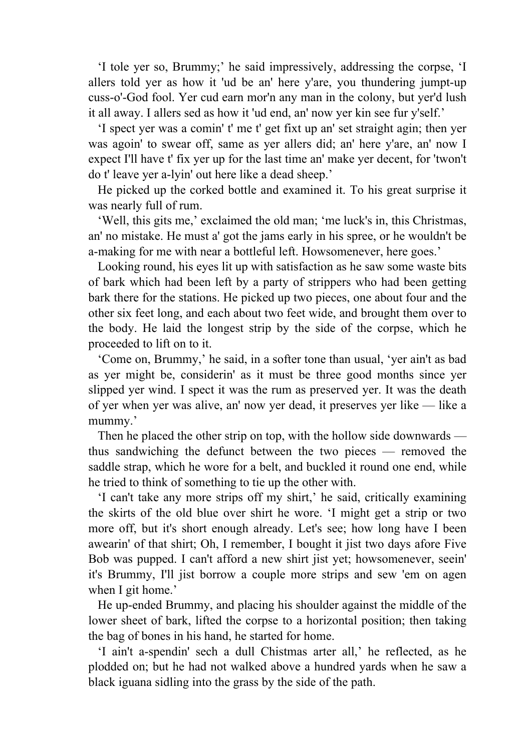‘I tole yer so, Brummy;’ he said impressively, addressing the corpse, ‘I allers told yer as how it 'ud be an' here y'are, you thundering jumpt-up cuss-o'-God fool. Yer cud earn mor'n any man in the colony, but yer'd lush it all away. I allers sed as how it 'ud end, an' now yer kin see fur y'self.’

‘I spect yer was a comin' t' me t' get fixt up an' set straight agin; then yer was agoin' to swear off, same as yer allers did; an' here y'are, an' now I expect I'll have t' fix yer up for the last time an' make yer decent, for 'twon't do t' leave yer a-lyin' out here like a dead sheep.’

He picked up the corked bottle and examined it. To his great surprise it was nearly full of rum.

‘Well, this gits me,’ exclaimed the old man; ‘me luck's in, this Christmas, an' no mistake. He must a' got the jams early in his spree, or he wouldn't be a-making for me with near a bottleful left. Howsomenever, here goes.’

Looking round, his eyes lit up with satisfaction as he saw some waste bits of bark which had been left by a party of strippers who had been getting bark there for the stations. He picked up two pieces, one about four and the other six feet long, and each about two feet wide, and brought them over to the body. He laid the longest strip by the side of the corpse, which he proceeded to lift on to it.

‘Come on, Brummy,’ he said, in a softer tone than usual, ‘yer ain't as bad as yer might be, considerin' as it must be three good months since yer slipped yer wind. I spect it was the rum as preserved yer. It was the death of yer when yer was alive, an' now yer dead, it preserves yer like — like a mummy.’

Then he placed the other strip on top, with the hollow side downwards — thus sandwiching the defunct between the two pieces — removed the saddle strap, which he wore for a belt, and buckled it round one end, while he tried to think of something to tie up the other with.

‘I can't take any more strips off my shirt,’ he said, critically examining the skirts of the old blue over shirt he wore. ‘I might get a strip or two more off, but it's short enough already. Let's see; how long have I been awearin' of that shirt; Oh, I remember, I bought it jist two days afore Five Bob was pupped. I can't afford a new shirt jist yet; howsomenever, seein' it's Brummy, I'll jist borrow a couple more strips and sew 'em on agen when I git home.’

He up-ended Brummy, and placing his shoulder against the middle of the lower sheet of bark, lifted the corpse to a horizontal position; then taking the bag of bones in his hand, he started for home.

‘I ain't a-spendin' sech a dull Chistmas arter all,’ he reflected, as he plodded on; but he had not walked above a hundred yards when he saw a black iguana sidling into the grass by the side of the path.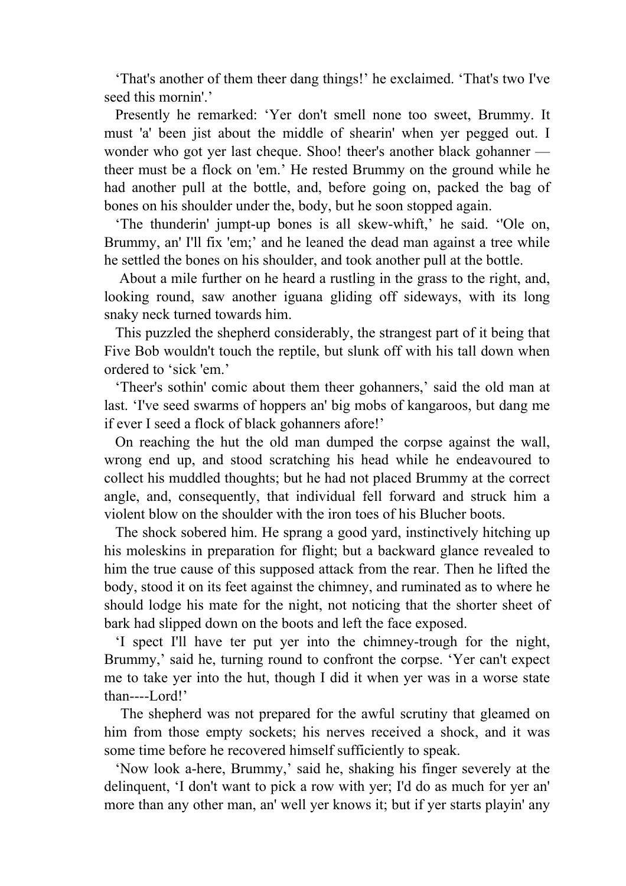‘That's another of them theer dang things!’ he exclaimed. ‘That's two I've seed this mornin'.’

Presently he remarked: ‘Yer don't smell none too sweet, Brummy. It must 'a' been jist about the middle of shearin' when yer pegged out. I wonder who got yer last cheque. Shoo! theer's another black gohanner — theer must be a flock on 'em.’ He rested Brummy on the ground while he had another pull at the bottle, and, before going on, packed the bag of bones on his shoulder under the, body, but he soon stopped again.

‘The thunderin' jumpt-up bones is all skew-whift,’ he said. ‘'Ole on, Brummy, an' I'll fix 'em;’ and he leaned the dead man against a tree while he settled the bones on his shoulder, and took another pull at the bottle.

About a mile further on he heard a rustling in the grass to the right, and, looking round, saw another iguana gliding off sideways, with its long snaky neck turned towards him.

This puzzled the shepherd considerably, the strangest part of it being that Five Bob wouldn't touch the reptile, but slunk off with his tall down when ordered to ‘sick 'em.’

‘Theer's sothin' comic about them theer gohanners,’ said the old man at last. ‘I've seed swarms of hoppers an' big mobs of kangaroos, but dang me if ever I seed a flock of black gohanners afore!’

On reaching the hut the old man dumped the corpse against the wall, wrong end up, and stood scratching his head while he endeavoured to collect his muddled thoughts; but he had not placed Brummy at the correct angle, and, consequently, that individual fell forward and struck him a violent blow on the shoulder with the iron toes of his Blucher boots.

The shock sobered him. He sprang a good yard, instinctively hitching up his moleskins in preparation for flight; but a backward glance revealed to him the true cause of this supposed attack from the rear. Then he lifted the body, stood it on its feet against the chimney, and ruminated as to where he should lodge his mate for the night, not noticing that the shorter sheet of bark had slipped down on the boots and left the face exposed.

‘I spect I'll have ter put yer into the chimney-trough for the night, Brummy,’ said he, turning round to confront the corpse. ‘Yer can't expect me to take yer into the hut, though I did it when yer was in a worse state than----Lord!’

The shepherd was not prepared for the awful scrutiny that gleamed on him from those empty sockets; his nerves received a shock, and it was some time before he recovered himself sufficiently to speak.

‘Now look a-here, Brummy,’ said he, shaking his finger severely at the delinquent, ‘I don't want to pick a row with yer; I'd do as much for yer an' more than any other man, an' well yer knows it; but if yer starts playin' any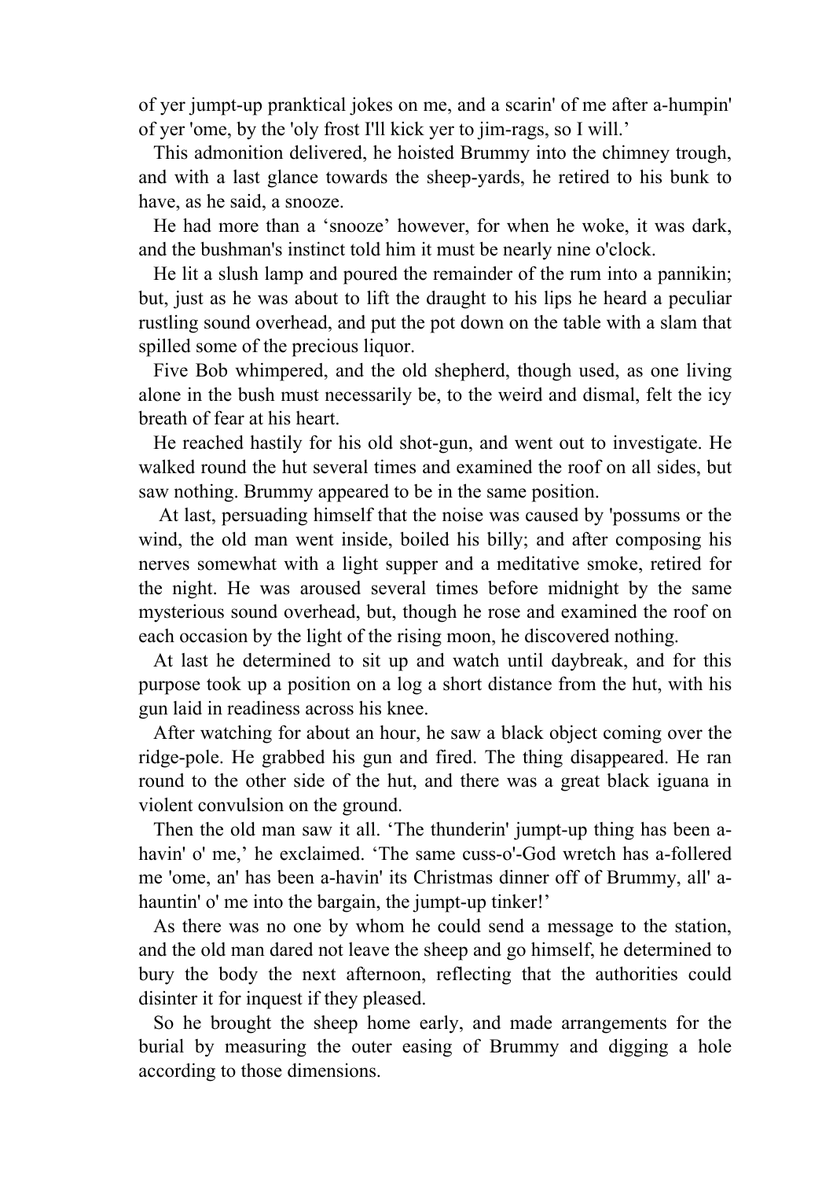of yer jumpt-up pranktical jokes on me, and a scarin' of me after a-humpin' of yer 'ome, by the 'oly frost I'll kick yer to jim-rags, so I will.'

This admonition delivered, he hoisted Brummy into the chimney trough, and with a last glance towards the sheep-yards, he retired to his bunk to have, as he said, a snooze.

He had more than a 'snooze' however, for when he woke, it was dark, and the bushman's instinct told him it must be nearly nine o'clock.

He lit a slush lamp and poured the remainder of the rum into a pannikin; but, just as he was about to lift the draught to his lips he heard a peculiar rustling sound overhead, and put the pot down on the table with a slam that spilled some of the precious liquor.

Five Bob whimpered, and the old shepherd, though used, as one living alone in the bush must necessarily be, to the weird and dismal, felt the icy breath of fear at his heart.

He reached hastily for his old shot-gun, and went out to investigate. He walked round the hut several times and examined the roof on all sides, but saw nothing. Brummy appeared to be in the same position.

At last, persuading himself that the noise was caused by 'possums or the wind, the old man went inside, boiled his billy; and after composing his nerves somewhat with a light supper and a meditative smoke, retired for the night. He was aroused several times before midnight by the same mysterious sound overhead, but, though he rose and examined the roof on each occasion by the light of the rising moon, he discovered nothing.

At last he determined to sit up and watch until daybreak, and for this purpose took up a position on a log a short distance from the hut, with his gun laid in readiness across his knee.

After watching for about an hour, he saw a black object coming over the ridge-pole. He grabbed his gun and fired. The thing disappeared. He ran round to the other side of the hut, and there was a great black iguana in violent convulsion on the ground.

Then the old man saw it all. 'The thunderin' jumpt-up thing has been a-havin' o' me,' he exclaimed. 'The same cuss-o'-God wretch has a-follered me 'ome, an' has been a-havin' its Christmas dinner off of Brummy, all' a-hauntin' o' me into the bargain, the jumpt-up tinker!'

As there was no one by whom he could send a message to the station, and the old man dared not leave the sheep and go himself, he determined to bury the body the next afternoon, reflecting that the authorities could disinter it for inquest if they pleased.

So he brought the sheep home early, and made arrangements for the burial by measuring the outer easing of Brummy and digging a hole according to those dimensions.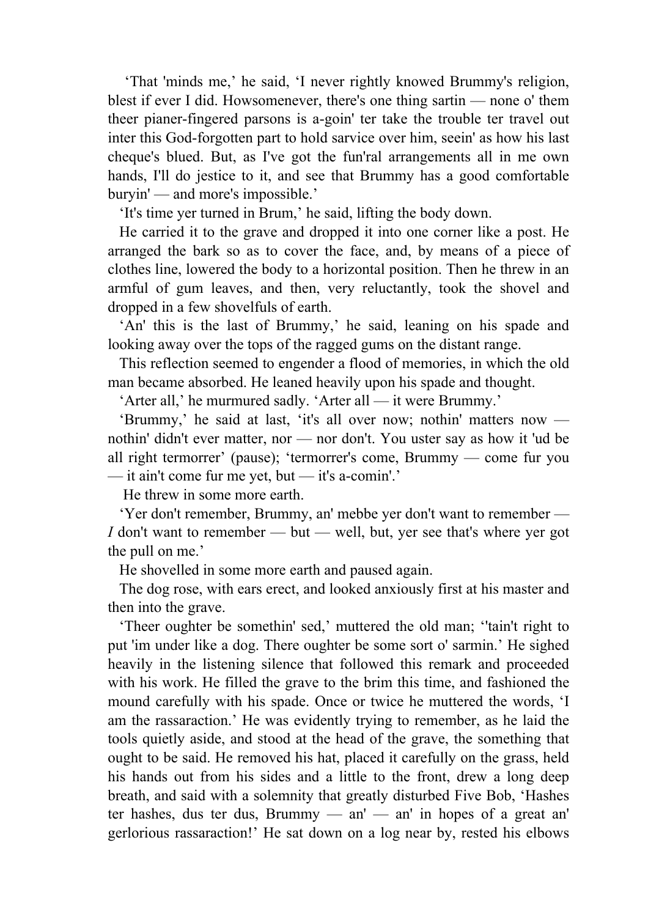‘That 'minds me,’ he said, ‘I never rightly knowed Brummy's religion, blest if ever I did. Howsomenever, there's one thing sartin — none o' them theer pianer-fingered parsons is a-goin' ter take the trouble ter travel out inter this God-forgotten part to hold sarvice over him, seein' as how his last cheque's blued. But, as I've got the fun'ral arrangements all in me own hands, I'll do jestice to it, and see that Brummy has a good comfortable buryin' — and more's impossible.’

‘It's time yer turned in Brum,’ he said, lifting the body down.

He carried it to the grave and dropped it into one corner like a post. He arranged the bark so as to cover the face, and, by means of a piece of clothes line, lowered the body to a horizontal position. Then he threw in an armful of gum leaves, and then, very reluctantly, took the shovel and dropped in a few shovelfuls of earth.

‘An' this is the last of Brummy,’ he said, leaning on his spade and looking away over the tops of the ragged gums on the distant range.

This reflection seemed to engender a flood of memories, in which the old man became absorbed. He leaned heavily upon his spade and thought.

‘Arter all,’ he murmured sadly. ‘Arter all — it were Brummy.’

‘Brummy,’ he said at last, ‘it's all over now; nothin' matters now — nothin' didn't ever matter, nor — nor don't. You uster say as how it 'ud be all right termorrer’ (pause); ‘termorrer's come, Brummy — come fur you — it ain't come fur me yet, but — it's a-comin'.’

He threw in some more earth.

‘Yer don't remember, Brummy, an' mebbe yer don't want to remember — *I* don't want to remember — but — well, but, yer see that's where yer got the pull on me.’

He shovelled in some more earth and paused again.

The dog rose, with ears erect, and looked anxiously first at his master and then into the grave.

‘Theer oughter be somethin' sed,’ muttered the old man; ‘'tain't right to put 'im under like a dog. There oughter be some sort o' sarmin.’ He sighed heavily in the listening silence that followed this remark and proceeded with his work. He filled the grave to the brim this time, and fashioned the mound carefully with his spade. Once or twice he muttered the words, ‘I am the rassaraction.’ He was evidently trying to remember, as he laid the tools quietly aside, and stood at the head of the grave, the something that ought to be said. He removed his hat, placed it carefully on the grass, held his hands out from his sides and a little to the front, drew a long deep breath, and said with a solemnity that greatly disturbed Five Bob, ‘Hashes ter hashes, dus ter dus, Brummy — an' — an' in hopes of a great an' gerlorious rassaraction!’ He sat down on a log near by, rested his elbows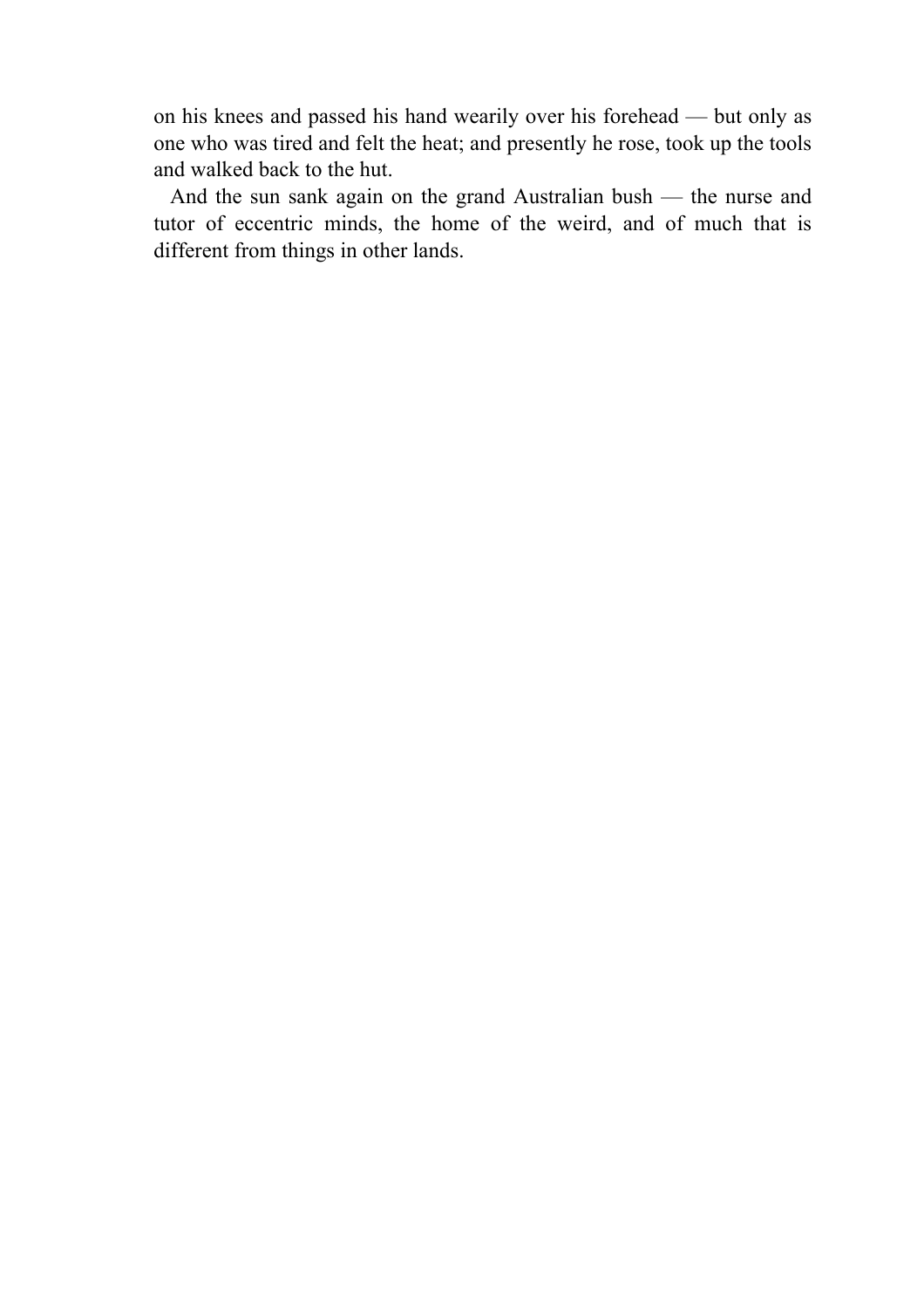on his knees and passed his hand wearily over his forehead — but only as one who was tired and felt the heat; and presently he rose, took up the tools and walked back to the hut.

And the sun sank again on the grand Australian bush — the nurse and tutor of eccentric minds, the home of the weird, and of much that is different from things in other lands.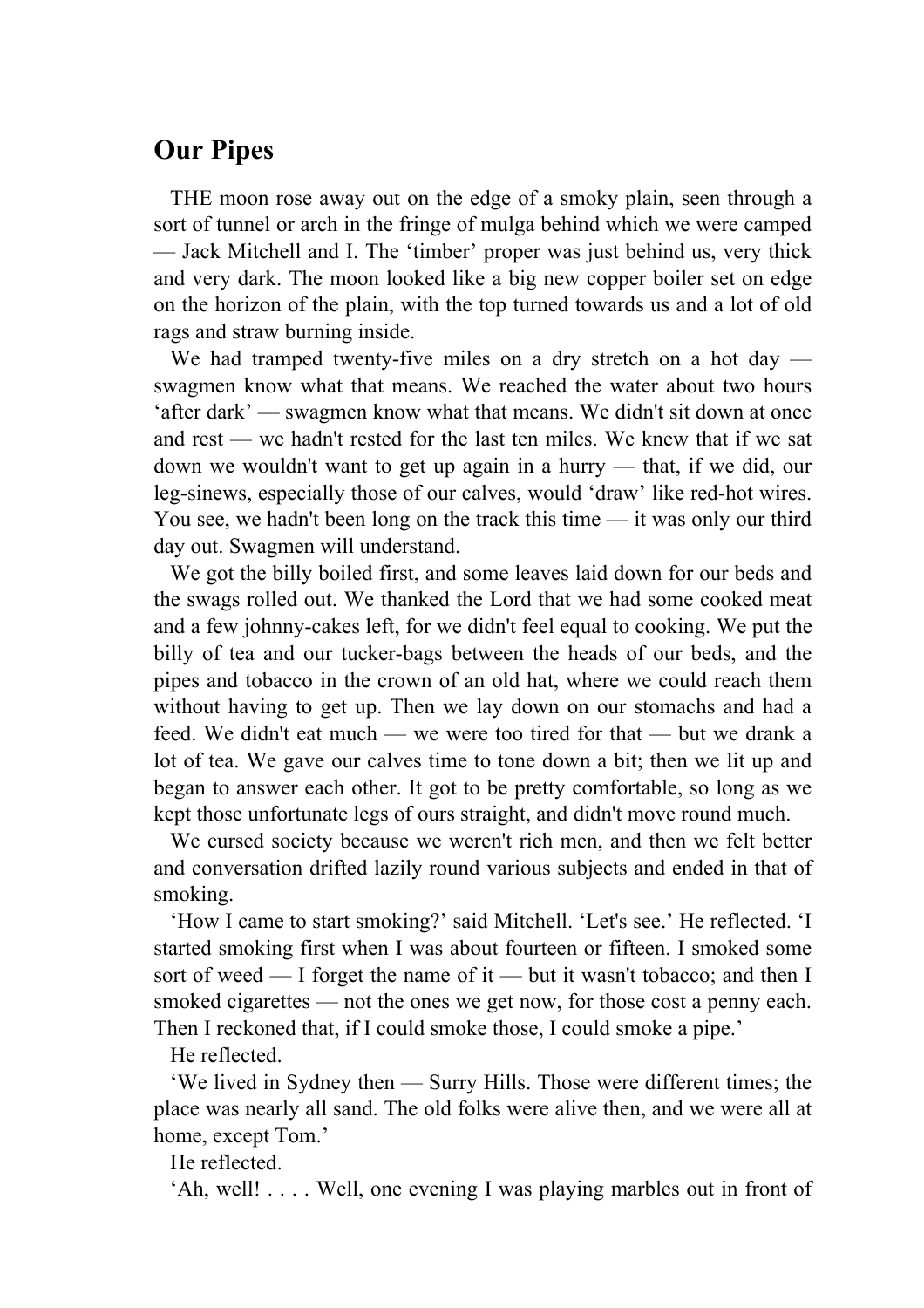## Our Pipes

THE moon rose away out on the edge of a smoky plain, seen through a sort of tunnel or arch in the fringe of mulga behind which we were camped — Jack Mitchell and I. The 'timber' proper was just behind us, very thick and very dark. The moon looked like a big new copper boiler set on edge on the horizon of the plain, with the top turned towards us and a lot of old rags and straw burning inside.

We had tramped twenty-five miles on a dry stretch on a hot day — swagmen know what that means. We reached the water about two hours 'after dark' — swagmen know what that means. We didn't sit down at once and rest — we hadn't rested for the last ten miles. We knew that if we sat down we wouldn't want to get up again in a hurry — that, if we did, our leg-sinews, especially those of our calves, would 'draw' like red-hot wires. You see, we hadn't been long on the track this time — it was only our third day out. Swagmen will understand.

We got the billy boiled first, and some leaves laid down for our beds and the swags rolled out. We thanked the Lord that we had some cooked meat and a few johnny-cakes left, for we didn't feel equal to cooking. We put the billy of tea and our tucker-bags between the heads of our beds, and the pipes and tobacco in the crown of an old hat, where we could reach them without having to get up. Then we lay down on our stomachs and had a feed. We didn't eat much — we were too tired for that — but we drank a lot of tea. We gave our calves time to tone down a bit; then we lit up and began to answer each other. It got to be pretty comfortable, so long as we kept those unfortunate legs of ours straight, and didn't move round much.

We cursed society because we weren't rich men, and then we felt better and conversation drifted lazily round various subjects and ended in that of smoking.

'How I came to start smoking?' said Mitchell. 'Let's see.' He reflected. 'I started smoking first when I was about fourteen or fifteen. I smoked some sort of weed — I forget the name of it — but it wasn't tobacco; and then I smoked cigarettes — not the ones we get now, for those cost a penny each. Then I reckoned that, if I could smoke those, I could smoke a pipe.'

He reflected.

'We lived in Sydney then — Surry Hills. Those were different times; the place was nearly all sand. The old folks were alive then, and we were all at home, except Tom.'

He reflected.

'Ah, well! . . . . Well, one evening I was playing marbles out in front of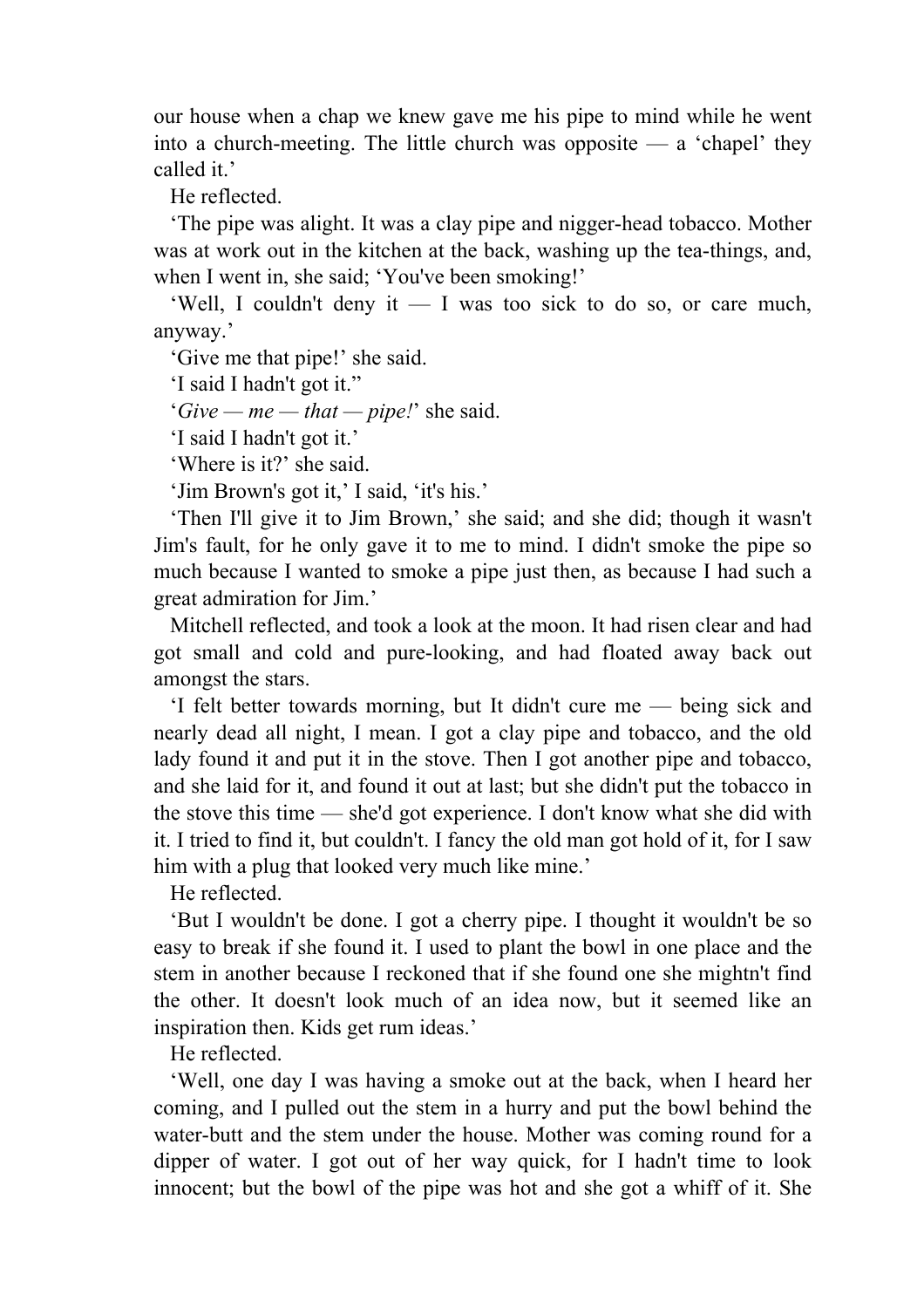our house when a chap we knew gave me his pipe to mind while he went into a church-meeting. The little church was opposite — a 'chapel' they called it.'

He reflected.

'The pipe was alight. It was a clay pipe and nigger-head tobacco. Mother was at work out in the kitchen at the back, washing up the tea-things, and, when I went in, she said; 'You've been smoking!'

'Well, I couldn't deny it — I was too sick to do so, or care much, anyway.'

'Give me that pipe!' she said.

'I said I hadn't got it."

'*Give — me — that — pipe!*' she said.

'I said I hadn't got it.'

'Where is it?' she said.

'Jim Brown's got it,' I said, 'it's his.'

'Then I'll give it to Jim Brown,' she said; and she did; though it wasn't Jim's fault, for he only gave it to me to mind. I didn't smoke the pipe so much because I wanted to smoke a pipe just then, as because I had such a great admiration for Jim.'

Mitchell reflected, and took a look at the moon. It had risen clear and had got small and cold and pure-looking, and had floated away back out amongst the stars.

'I felt better towards morning, but It didn't cure me — being sick and nearly dead all night, I mean. I got a clay pipe and tobacco, and the old lady found it and put it in the stove. Then I got another pipe and tobacco, and she laid for it, and found it out at last; but she didn't put the tobacco in the stove this time — she'd got experience. I don't know what she did with it. I tried to find it, but couldn't. I fancy the old man got hold of it, for I saw him with a plug that looked very much like mine.'

He reflected.

'But I wouldn't be done. I got a cherry pipe. I thought it wouldn't be so easy to break if she found it. I used to plant the bowl in one place and the stem in another because I reckoned that if she found one she mightn't find the other. It doesn't look much of an idea now, but it seemed like an inspiration then. Kids get rum ideas.'

He reflected.

'Well, one day I was having a smoke out at the back, when I heard her coming, and I pulled out the stem in a hurry and put the bowl behind the water-butt and the stem under the house. Mother was coming round for a dipper of water. I got out of her way quick, for I hadn't time to look innocent; but the bowl of the pipe was hot and she got a whiff of it. She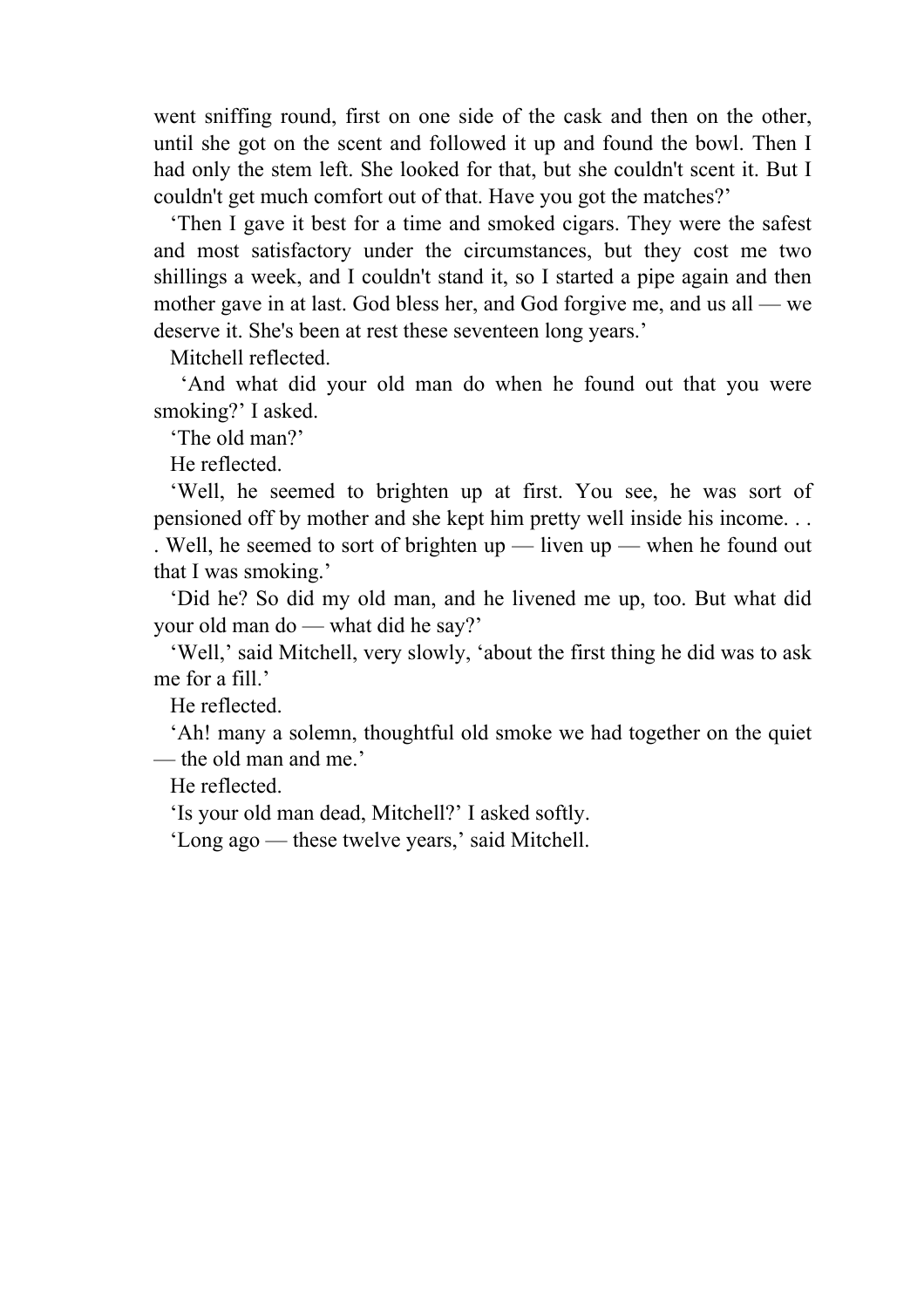went sniffing round, first on one side of the cask and then on the other, until she got on the scent and followed it up and found the bowl. Then I had only the stem left. She looked for that, but she couldn't scent it. But I couldn't get much comfort out of that. Have you got the matches?'

'Then I gave it best for a time and smoked cigars. They were the safest and most satisfactory under the circumstances, but they cost me two shillings a week, and I couldn't stand it, so I started a pipe again and then mother gave in at last. God bless her, and God forgive me, and us all — we deserve it. She's been at rest these seventeen long years.'

Mitchell reflected.

'And what did your old man do when he found out that you were smoking?' I asked.

'The old man?'

He reflected.

'Well, he seemed to brighten up at first. You see, he was sort of pensioned off by mother and she kept him pretty well inside his income. . . . Well, he seemed to sort of brighten up — liven up — when he found out that I was smoking.'

'Did he? So did my old man, and he livened me up, too. But what did your old man do — what did he say?'

'Well,' said Mitchell, very slowly, 'about the first thing he did was to ask me for a fill.'

He reflected.

'Ah! many a solemn, thoughtful old smoke we had together on the quiet — the old man and me.'

He reflected.

'Is your old man dead, Mitchell?' I asked softly.

'Long ago — these twelve years,' said Mitchell.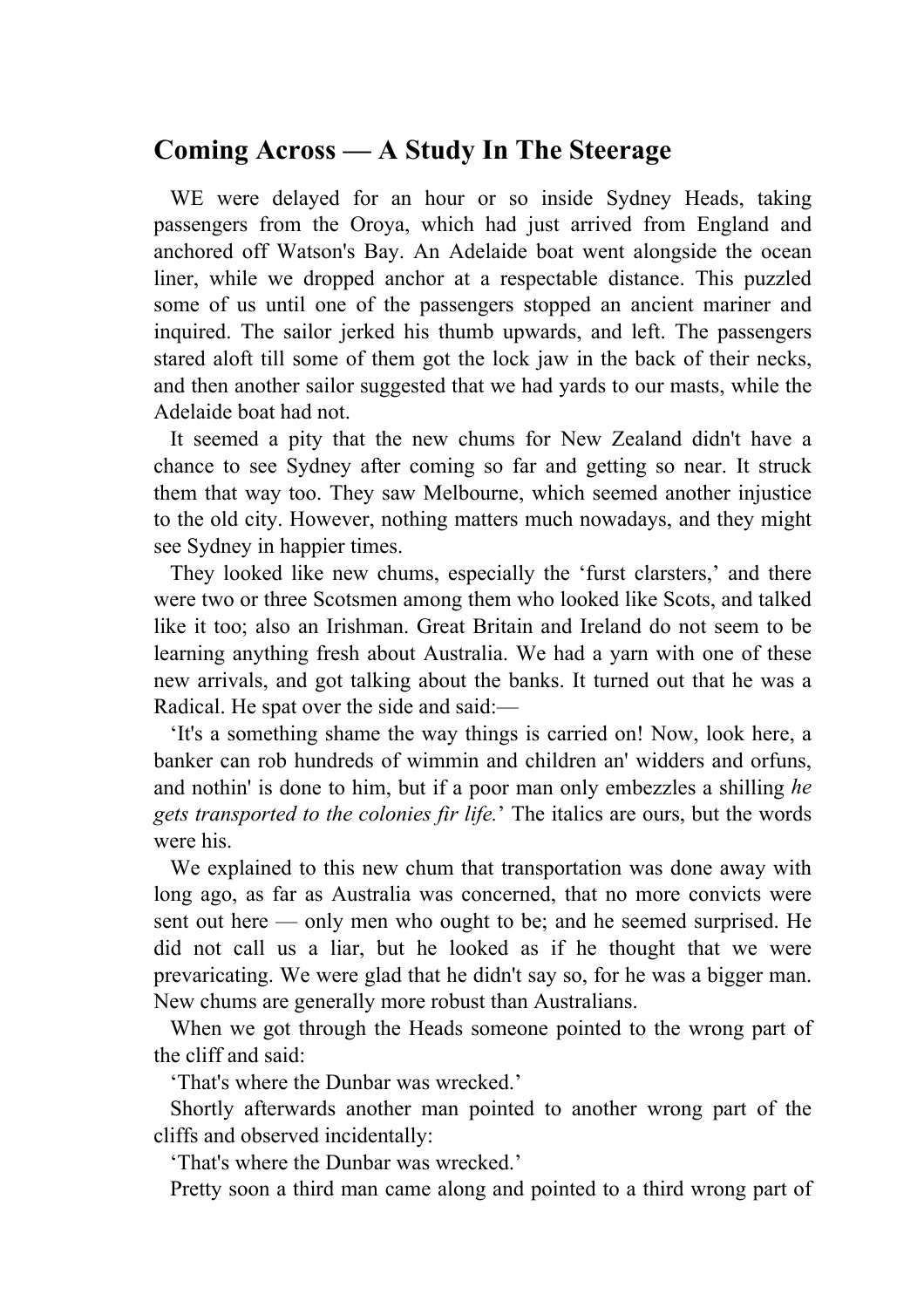## Coming Across — A Study In The Steerage

WE were delayed for an hour or so inside Sydney Heads, taking passengers from the Oroya, which had just arrived from England and anchored off Watson's Bay. An Adelaide boat went alongside the ocean liner, while we dropped anchor at a respectable distance. This puzzled some of us until one of the passengers stopped an ancient mariner and inquired. The sailor jerked his thumb upwards, and left. The passengers stared aloft till some of them got the lock jaw in the back of their necks, and then another sailor suggested that we had yards to our masts, while the Adelaide boat had not.

It seemed a pity that the new chums for New Zealand didn't have a chance to see Sydney after coming so far and getting so near. It struck them that way too. They saw Melbourne, which seemed another injustice to the old city. However, nothing matters much nowadays, and they might see Sydney in happier times.

They looked like new chums, especially the 'furst clarsters,' and there were two or three Scotsmen among them who looked like Scots, and talked like it too; also an Irishman. Great Britain and Ireland do not seem to be learning anything fresh about Australia. We had a yarn with one of these new arrivals, and got talking about the banks. It turned out that he was a Radical. He spat over the side and said:—

'It's a something shame the way things is carried on! Now, look here, a banker can rob hundreds of wimmin and children an' widders and orfuns, and nothin' is done to him, but if a poor man only embezzles a shilling *he gets transported to the colonies fir life.*' The italics are ours, but the words were his.

We explained to this new chum that transportation was done away with long ago, as far as Australia was concerned, that no more convicts were sent out here — only men who ought to be; and he seemed surprised. He did not call us a liar, but he looked as if he thought that we were prevaricating. We were glad that he didn't say so, for he was a bigger man. New chums are generally more robust than Australians.

When we got through the Heads someone pointed to the wrong part of the cliff and said:

'That's where the Dunbar was wrecked.'

Shortly afterwards another man pointed to another wrong part of the cliffs and observed incidentally:

'That's where the Dunbar was wrecked.'

Pretty soon a third man came along and pointed to a third wrong part of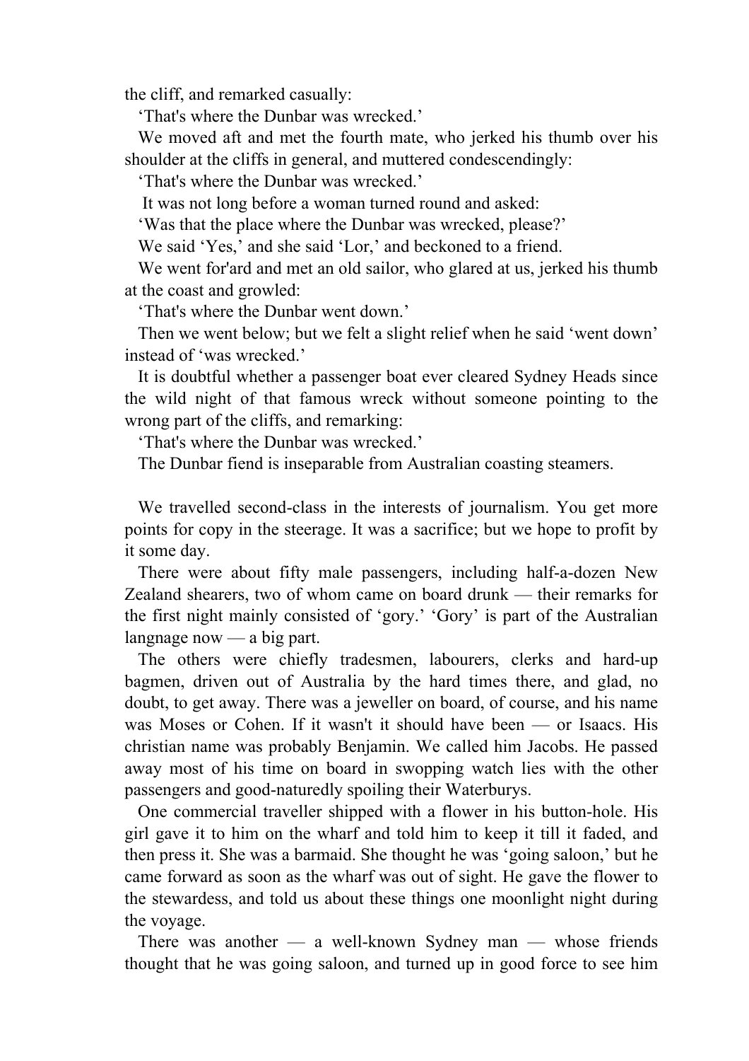the cliff, and remarked casually:

‘That's where the Dunbar was wrecked.’

We moved aft and met the fourth mate, who jerked his thumb over his shoulder at the cliffs in general, and muttered condescendingly:

‘That's where the Dunbar was wrecked.’

It was not long before a woman turned round and asked:

‘Was that the place where the Dunbar was wrecked, please?’

We said ‘Yes,’ and she said ‘Lor,’ and beckoned to a friend.

We went for'ard and met an old sailor, who glared at us, jerked his thumb at the coast and growled:

‘That's where the Dunbar went down.’

Then we went below; but we felt a slight relief when he said ‘went down’ instead of ‘was wrecked.’

It is doubtful whether a passenger boat ever cleared Sydney Heads since the wild night of that famous wreck without someone pointing to the wrong part of the cliffs, and remarking:

‘That's where the Dunbar was wrecked.’

The Dunbar fiend is inseparable from Australian coasting steamers.

We travelled second-class in the interests of journalism. You get more points for copy in the steerage. It was a sacrifice; but we hope to profit by it some day.

There were about fifty male passengers, including half-a-dozen New Zealand shearers, two of whom came on board drunk — their remarks for the first night mainly consisted of ‘gory.’ ‘Gory’ is part of the Australian langnage now — a big part.

The others were chiefly tradesmen, labourers, clerks and hard-up bagmen, driven out of Australia by the hard times there, and glad, no doubt, to get away. There was a jeweller on board, of course, and his name was Moses or Cohen. If it wasn't it should have been — or Isaacs. His christian name was probably Benjamin. We called him Jacobs. He passed away most of his time on board in swopping watch lies with the other passengers and good-naturedly spoiling their Waterburys.

One commercial traveller shipped with a flower in his button-hole. His girl gave it to him on the wharf and told him to keep it till it faded, and then press it. She was a barmaid. She thought he was ‘going saloon,’ but he came forward as soon as the wharf was out of sight. He gave the flower to the stewardess, and told us about these things one moonlight night during the voyage.

There was another — a well-known Sydney man — whose friends thought that he was going saloon, and turned up in good force to see him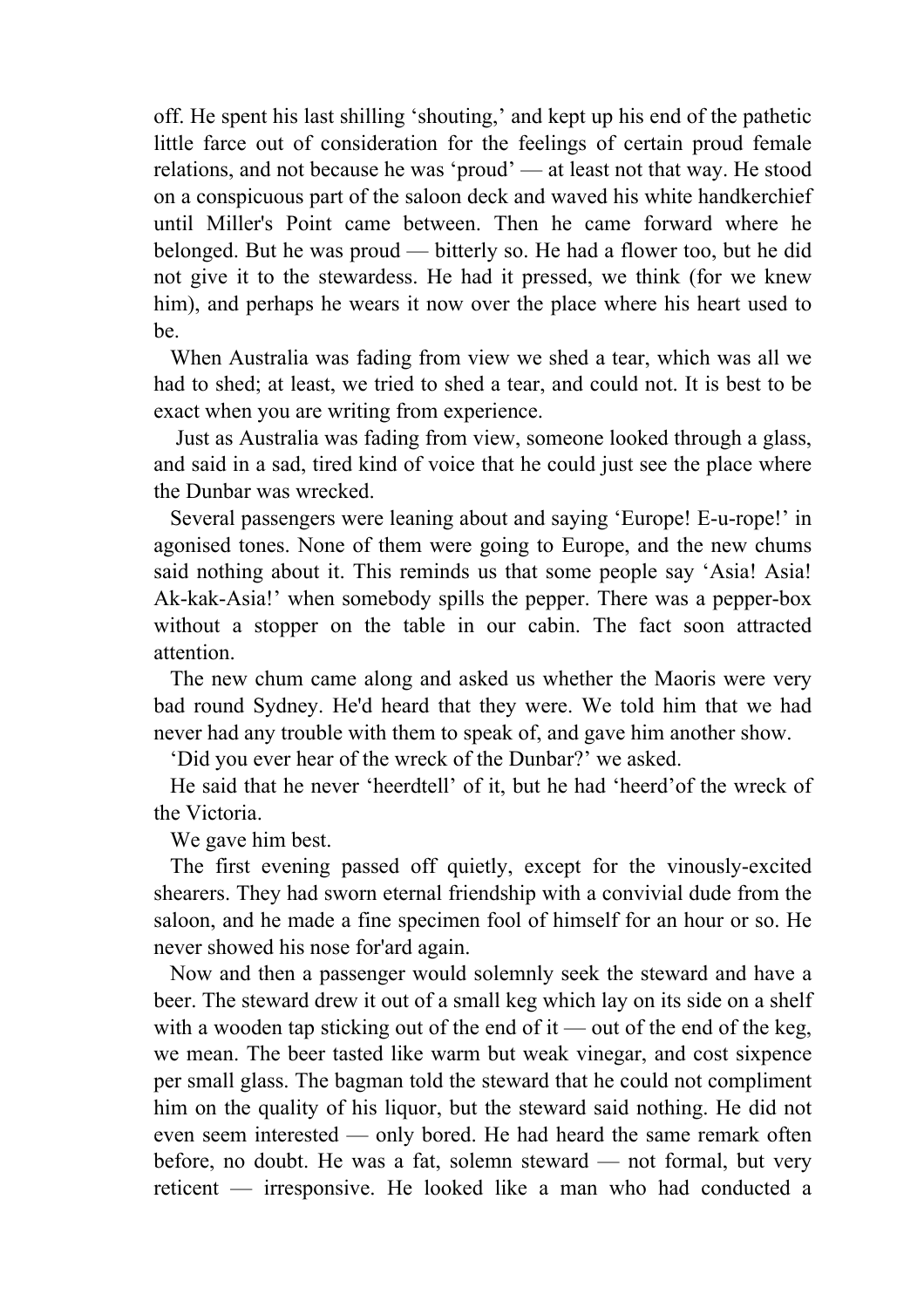off. He spent his last shilling 'shouting,' and kept up his end of the pathetic little farce out of consideration for the feelings of certain proud female relations, and not because he was 'proud' — at least not that way. He stood on a conspicuous part of the saloon deck and waved his white handkerchief until Miller's Point came between. Then he came forward where he belonged. But he was proud — bitterly so. He had a flower too, but he did not give it to the stewardess. He had it pressed, we think (for we knew him), and perhaps he wears it now over the place where his heart used to be.

When Australia was fading from view we shed a tear, which was all we had to shed; at least, we tried to shed a tear, and could not. It is best to be exact when you are writing from experience.

Just as Australia was fading from view, someone looked through a glass, and said in a sad, tired kind of voice that he could just see the place where the Dunbar was wrecked.

Several passengers were leaning about and saying 'Europe! E-u-rope!' in agonised tones. None of them were going to Europe, and the new chums said nothing about it. This reminds us that some people say 'Asia! Asia! Ak-kak-Asia!' when somebody spills the pepper. There was a pepper-box without a stopper on the table in our cabin. The fact soon attracted attention.

The new chum came along and asked us whether the Maoris were very bad round Sydney. He'd heard that they were. We told him that we had never had any trouble with them to speak of, and gave him another show.

'Did you ever hear of the wreck of the Dunbar?' we asked.

He said that he never 'heerdtell' of it, but he had 'heerd'of the wreck of the Victoria.

We gave him best.

The first evening passed off quietly, except for the vinously-excited shearers. They had sworn eternal friendship with a convivial dude from the saloon, and he made a fine specimen fool of himself for an hour or so. He never showed his nose for'ard again.

Now and then a passenger would solemnly seek the steward and have a beer. The steward drew it out of a small keg which lay on its side on a shelf with a wooden tap sticking out of the end of it — out of the end of the keg, we mean. The beer tasted like warm but weak vinegar, and cost sixpence per small glass. The bagman told the steward that he could not compliment him on the quality of his liquor, but the steward said nothing. He did not even seem interested — only bored. He had heard the same remark often before, no doubt. He was a fat, solemn steward — not formal, but very reticent — irresponsive. He looked like a man who had conducted a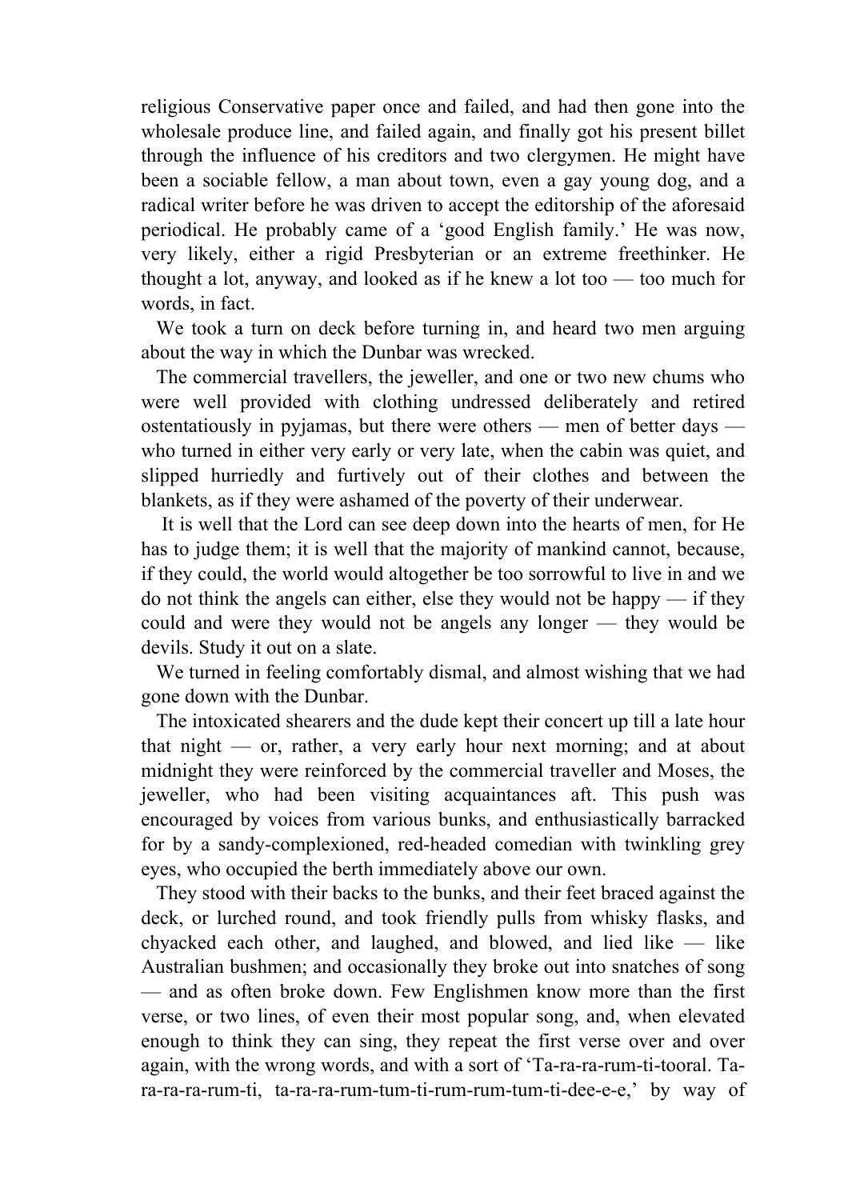religious Conservative paper once and failed, and had then gone into the wholesale produce line, and failed again, and finally got his present billet through the influence of his creditors and two clergymen. He might have been a sociable fellow, a man about town, even a gay young dog, and a radical writer before he was driven to accept the editorship of the aforesaid periodical. He probably came of a 'good English family.' He was now, very likely, either a rigid Presbyterian or an extreme freethinker. He thought a lot, anyway, and looked as if he knew a lot too — too much for words, in fact.

We took a turn on deck before turning in, and heard two men arguing about the way in which the Dunbar was wrecked.

The commercial travellers, the jeweller, and one or two new chums who were well provided with clothing undressed deliberately and retired ostentatiously in pyjamas, but there were others — men of better days — who turned in either very early or very late, when the cabin was quiet, and slipped hurriedly and furtively out of their clothes and between the blankets, as if they were ashamed of the poverty of their underwear.

It is well that the Lord can see deep down into the hearts of men, for He has to judge them; it is well that the majority of mankind cannot, because, if they could, the world would altogether be too sorrowful to live in and we do not think the angels can either, else they would not be happy — if they could and were they would not be angels any longer — they would be devils. Study it out on a slate.

We turned in feeling comfortably dismal, and almost wishing that we had gone down with the Dunbar.

The intoxicated shearers and the dude kept their concert up till a late hour that night — or, rather, a very early hour next morning; and at about midnight they were reinforced by the commercial traveller and Moses, the jeweller, who had been visiting acquaintances aft. This push was encouraged by voices from various bunks, and enthusiastically barracked for by a sandy-complexioned, red-headed comedian with twinkling grey eyes, who occupied the berth immediately above our own.

They stood with their backs to the bunks, and their feet braced against the deck, or lurched round, and took friendly pulls from whisky flasks, and chyacked each other, and laughed, and blowed, and lied like — like Australian bushmen; and occasionally they broke out into snatches of song — and as often broke down. Few Englishmen know more than the first verse, or two lines, of even their most popular song, and, when elevated enough to think they can sing, they repeat the first verse over and over again, with the wrong words, and with a sort of 'Ta-ra-ra-rum-ti-tooral. Ta-ra-ra-ra-rum-ti, ta-ra-ra-rum-tum-ti-rum-rum-tum-ti-dee-e-e,' by way of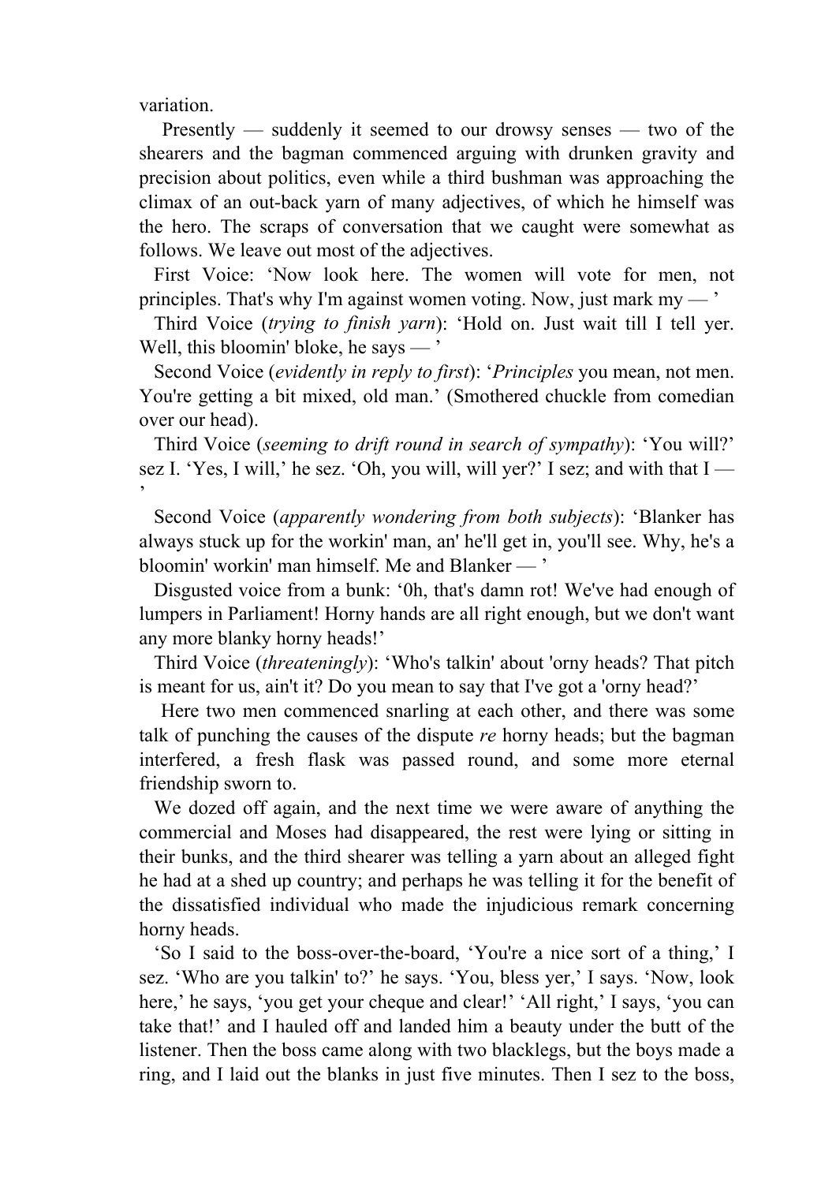variation.

Presently — suddenly it seemed to our drowsy senses — two of the shearers and the bagman commenced arguing with drunken gravity and precision about politics, even while a third bushman was approaching the climax of an out-back yarn of many adjectives, of which he himself was the hero. The scraps of conversation that we caught were somewhat as follows. We leave out most of the adjectives.

First Voice: ‘Now look here. The women will vote for men, not principles. That's why I'm against women voting. Now, just mark my — ’

Third Voice (*trying to finish yarn*): ‘Hold on. Just wait till I tell yer. Well, this bloomin' bloke, he says — ’

Second Voice (*evidently in reply to first*): ‘*Principles* you mean, not men. You're getting a bit mixed, old man.’ (Smothered chuckle from comedian over our head).

Third Voice (*seeming to drift round in search of sympathy*): ‘You will?’ sez I. ‘Yes, I will,’ he sez. ‘Oh, you will, will yer?’ I sez; and with that I — ’

Second Voice (*apparently wondering from both subjects*): ‘Blanker has always stuck up for the workin' man, an' he'll get in, you'll see. Why, he's a bloomin' workin' man himself. Me and Blanker — ’

Disgusted voice from a bunk: ‘0h, that's damn rot! We've had enough of lumpers in Parliament! Horny hands are all right enough, but we don't want any more blanky horny heads!’

Third Voice (*threateningly*): ‘Who's talkin' about 'orny heads? That pitch is meant for us, ain't it? Do you mean to say that I've got a 'orny head?’

Here two men commenced snarling at each other, and there was some talk of punching the causes of the dispute *re* horny heads; but the bagman interfered, a fresh flask was passed round, and some more eternal friendship sworn to.

We dozed off again, and the next time we were aware of anything the commercial and Moses had disappeared, the rest were lying or sitting in their bunks, and the third shearer was telling a yarn about an alleged fight he had at a shed up country; and perhaps he was telling it for the benefit of the dissatisfied individual who made the injudicious remark concerning horny heads.

‘So I said to the boss-over-the-board, ‘You're a nice sort of a thing,’ I sez. ‘Who are you talkin' to?’ he says. ‘You, bless yer,’ I says. ‘Now, look here,’ he says, ‘you get your cheque and clear!’ ‘All right,’ I says, ‘you can take that!’ and I hauled off and landed him a beauty under the butt of the listener. Then the boss came along with two blacklegs, but the boys made a ring, and I laid out the blanks in just five minutes. Then I sez to the boss,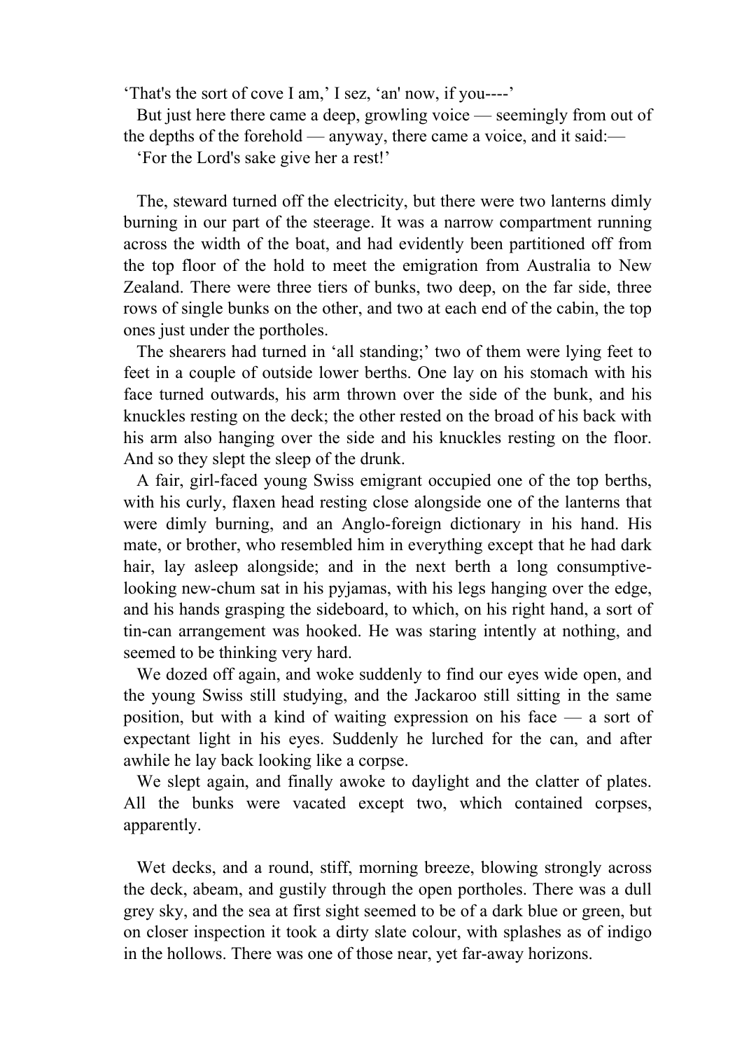'That's the sort of cove I am,' I sez, 'an' now, if you----'

But just here there came a deep, growling voice — seemingly from out of the depths of the forehold — anyway, there came a voice, and it said:—

'For the Lord's sake give her a rest!'

The, steward turned off the electricity, but there were two lanterns dimly burning in our part of the steerage. It was a narrow compartment running across the width of the boat, and had evidently been partitioned off from the top floor of the hold to meet the emigration from Australia to New Zealand. There were three tiers of bunks, two deep, on the far side, three rows of single bunks on the other, and two at each end of the cabin, the top ones just under the portholes.

The shearers had turned in 'all standing;' two of them were lying feet to feet in a couple of outside lower berths. One lay on his stomach with his face turned outwards, his arm thrown over the side of the bunk, and his knuckles resting on the deck; the other rested on the broad of his back with his arm also hanging over the side and his knuckles resting on the floor. And so they slept the sleep of the drunk.

A fair, girl-faced young Swiss emigrant occupied one of the top berths, with his curly, flaxen head resting close alongside one of the lanterns that were dimly burning, and an Anglo-foreign dictionary in his hand. His mate, or brother, who resembled him in everything except that he had dark hair, lay asleep alongside; and in the next berth a long consumptive-looking new-chum sat in his pyjamas, with his legs hanging over the edge, and his hands grasping the sideboard, to which, on his right hand, a sort of tin-can arrangement was hooked. He was staring intently at nothing, and seemed to be thinking very hard.

We dozed off again, and woke suddenly to find our eyes wide open, and the young Swiss still studying, and the Jackaroo still sitting in the same position, but with a kind of waiting expression on his face — a sort of expectant light in his eyes. Suddenly he lurched for the can, and after awhile he lay back looking like a corpse.

We slept again, and finally awoke to daylight and the clatter of plates. All the bunks were vacated except two, which contained corpses, apparently.

Wet decks, and a round, stiff, morning breeze, blowing strongly across the deck, abeam, and gustily through the open portholes. There was a dull grey sky, and the sea at first sight seemed to be of a dark blue or green, but on closer inspection it took a dirty slate colour, with splashes as of indigo in the hollows. There was one of those near, yet far-away horizons.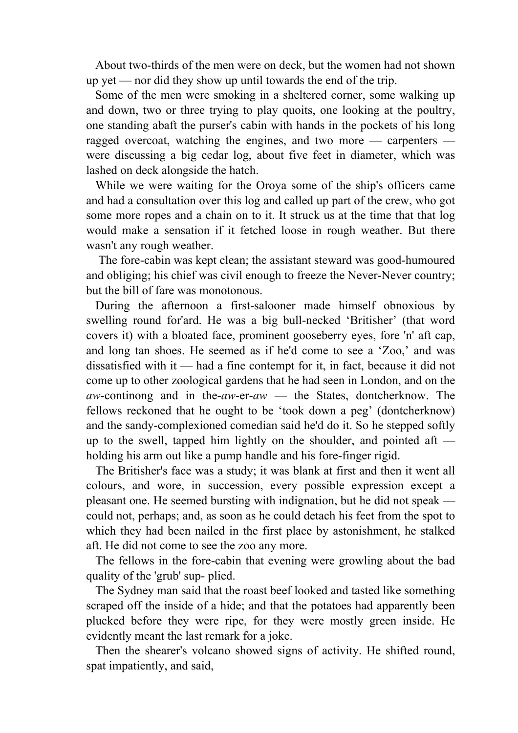About two-thirds of the men were on deck, but the women had not shown up yet — nor did they show up until towards the end of the trip.

Some of the men were smoking in a sheltered corner, some walking up and down, two or three trying to play quoits, one looking at the poultry, one standing abaft the purser's cabin with hands in the pockets of his long ragged overcoat, watching the engines, and two more — carpenters — were discussing a big cedar log, about five feet in diameter, which was lashed on deck alongside the hatch.

While we were waiting for the Oroya some of the ship's officers came and had a consultation over this log and called up part of the crew, who got some more ropes and a chain on to it. It struck us at the time that that log would make a sensation if it fetched loose in rough weather. But there wasn't any rough weather.

The fore-cabin was kept clean; the assistant steward was good-humoured and obliging; his chief was civil enough to freeze the Never-Never country; but the bill of fare was monotonous.

During the afternoon a first-salooner made himself obnoxious by swelling round for'ard. He was a big bull-necked ‘Britisher’ (that word covers it) with a bloated face, prominent gooseberry eyes, fore 'n' aft cap, and long tan shoes. He seemed as if he'd come to see a ‘Zoo,’ and was dissatisfied with it — had a fine contempt for it, in fact, because it did not come up to other zoological gardens that he had seen in London, and on the *aw*-continong and in the-*aw*-er-*aw* — the States, dontcherknow. The fellows reckoned that he ought to be ‘took down a peg’ (dontcherknow) and the sandy-complexioned comedian said he'd do it. So he stepped softly up to the swell, tapped him lightly on the shoulder, and pointed aft — holding his arm out like a pump handle and his fore-finger rigid.

The Britisher's face was a study; it was blank at first and then it went all colours, and wore, in succession, every possible expression except a pleasant one. He seemed bursting with indignation, but he did not speak — could not, perhaps; and, as soon as he could detach his feet from the spot to which they had been nailed in the first place by astonishment, he stalked aft. He did not come to see the zoo any more.

The fellows in the fore-cabin that evening were growling about the bad quality of the 'grub' sup- plied.

The Sydney man said that the roast beef looked and tasted like something scraped off the inside of a hide; and that the potatoes had apparently been plucked before they were ripe, for they were mostly green inside. He evidently meant the last remark for a joke.

Then the shearer's volcano showed signs of activity. He shifted round, spat impatiently, and said,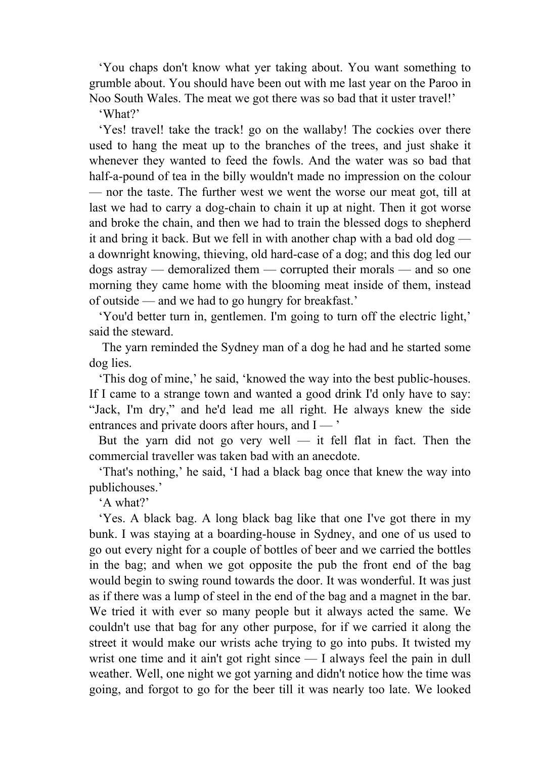‘You chaps don't know what yer taking about. You want something to grumble about. You should have been out with me last year on the Paroo in Noo South Wales. The meat we got there was so bad that it uster travel!’

‘What?’

‘Yes! travel! take the track! go on the wallaby! The cockies over there used to hang the meat up to the branches of the trees, and just shake it whenever they wanted to feed the fowls. And the water was so bad that half-a-pound of tea in the billy wouldn't made no impression on the colour — nor the taste. The further west we went the worse our meat got, till at last we had to carry a dog-chain to chain it up at night. Then it got worse and broke the chain, and then we had to train the blessed dogs to shepherd it and bring it back. But we fell in with another chap with a bad old dog — a downright knowing, thieving, old hard-case of a dog; and this dog led our dogs astray — demoralized them — corrupted their morals — and so one morning they came home with the blooming meat inside of them, instead of outside — and we had to go hungry for breakfast.’

‘You'd better turn in, gentlemen. I'm going to turn off the electric light,’ said the steward.

The yarn reminded the Sydney man of a dog he had and he started some dog lies.

‘This dog of mine,’ he said, ‘knowed the way into the best public-houses. If I came to a strange town and wanted a good drink I'd only have to say: “Jack, I'm dry,” and he'd lead me all right. He always knew the side entrances and private doors after hours, and I — ’

But the yarn did not go very well — it fell flat in fact. Then the commercial traveller was taken bad with an anecdote.

‘That's nothing,’ he said, ‘I had a black bag once that knew the way into publichouses.’

‘A what?’

‘Yes. A black bag. A long black bag like that one I've got there in my bunk. I was staying at a boarding-house in Sydney, and one of us used to go out every night for a couple of bottles of beer and we carried the bottles in the bag; and when we got opposite the pub the front end of the bag would begin to swing round towards the door. It was wonderful. It was just as if there was a lump of steel in the end of the bag and a magnet in the bar. We tried it with ever so many people but it always acted the same. We couldn't use that bag for any other purpose, for if we carried it along the street it would make our wrists ache trying to go into pubs. It twisted my wrist one time and it ain't got right since — I always feel the pain in dull weather. Well, one night we got yarning and didn't notice how the time was going, and forgot to go for the beer till it was nearly too late. We looked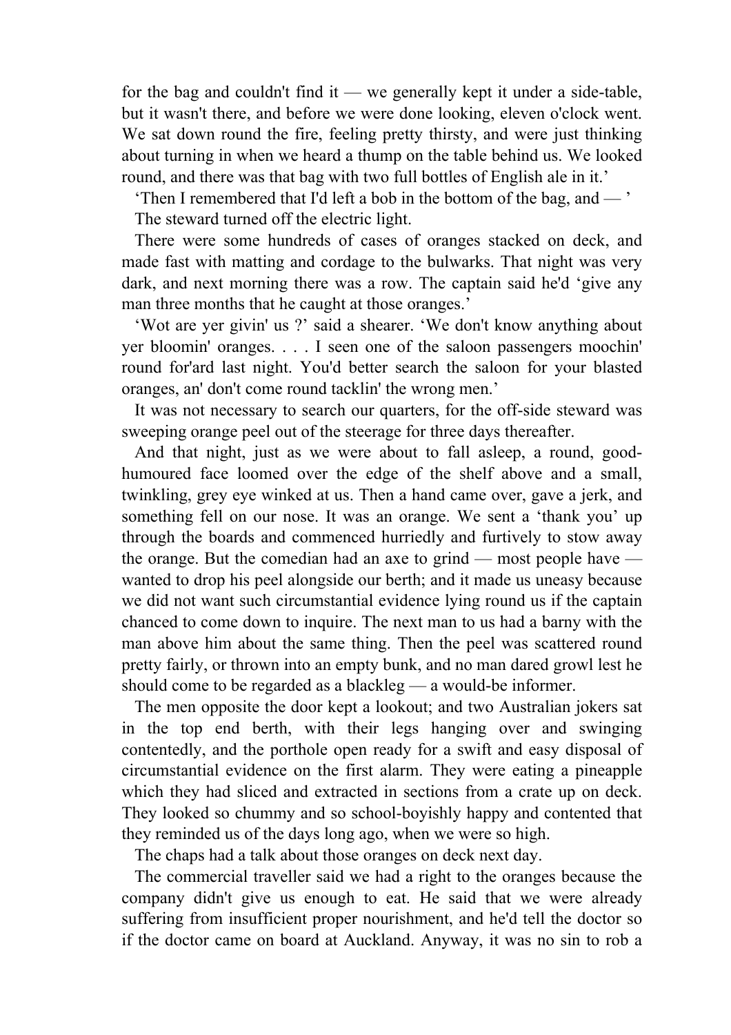for the bag and couldn't find it — we generally kept it under a side-table, but it wasn't there, and before we were done looking, eleven o'clock went. We sat down round the fire, feeling pretty thirsty, and were just thinking about turning in when we heard a thump on the table behind us. We looked round, and there was that bag with two full bottles of English ale in it.'

'Then I remembered that I'd left a bob in the bottom of the bag, and — '

The steward turned off the electric light.

There were some hundreds of cases of oranges stacked on deck, and made fast with matting and cordage to the bulwarks. That night was very dark, and next morning there was a row. The captain said he'd 'give any man three months that he caught at those oranges.'

'Wot are yer givin' us ?' said a shearer. 'We don't know anything about yer bloomin' oranges. . . . I seen one of the saloon passengers moochin' round for'ard last night. You'd better search the saloon for your blasted oranges, an' don't come round tacklin' the wrong men.'

It was not necessary to search our quarters, for the off-side steward was sweeping orange peel out of the steerage for three days thereafter.

And that night, just as we were about to fall asleep, a round, good-humoured face loomed over the edge of the shelf above and a small, twinkling, grey eye winked at us. Then a hand came over, gave a jerk, and something fell on our nose. It was an orange. We sent a 'thank you' up through the boards and commenced hurriedly and furtively to stow away the orange. But the comedian had an axe to grind — most people have — wanted to drop his peel alongside our berth; and it made us uneasy because we did not want such circumstantial evidence lying round us if the captain chanced to come down to inquire. The next man to us had a barny with the man above him about the same thing. Then the peel was scattered round pretty fairly, or thrown into an empty bunk, and no man dared growl lest he should come to be regarded as a blackleg — a would-be informer.

The men opposite the door kept a lookout; and two Australian jokers sat in the top end berth, with their legs hanging over and swinging contentedly, and the porthole open ready for a swift and easy disposal of circumstantial evidence on the first alarm. They were eating a pineapple which they had sliced and extracted in sections from a crate up on deck. They looked so chummy and so school-boyishly happy and contented that they reminded us of the days long ago, when we were so high.

The chaps had a talk about those oranges on deck next day.

The commercial traveller said we had a right to the oranges because the company didn't give us enough to eat. He said that we were already suffering from insufficient proper nourishment, and he'd tell the doctor so if the doctor came on board at Auckland. Anyway, it was no sin to rob a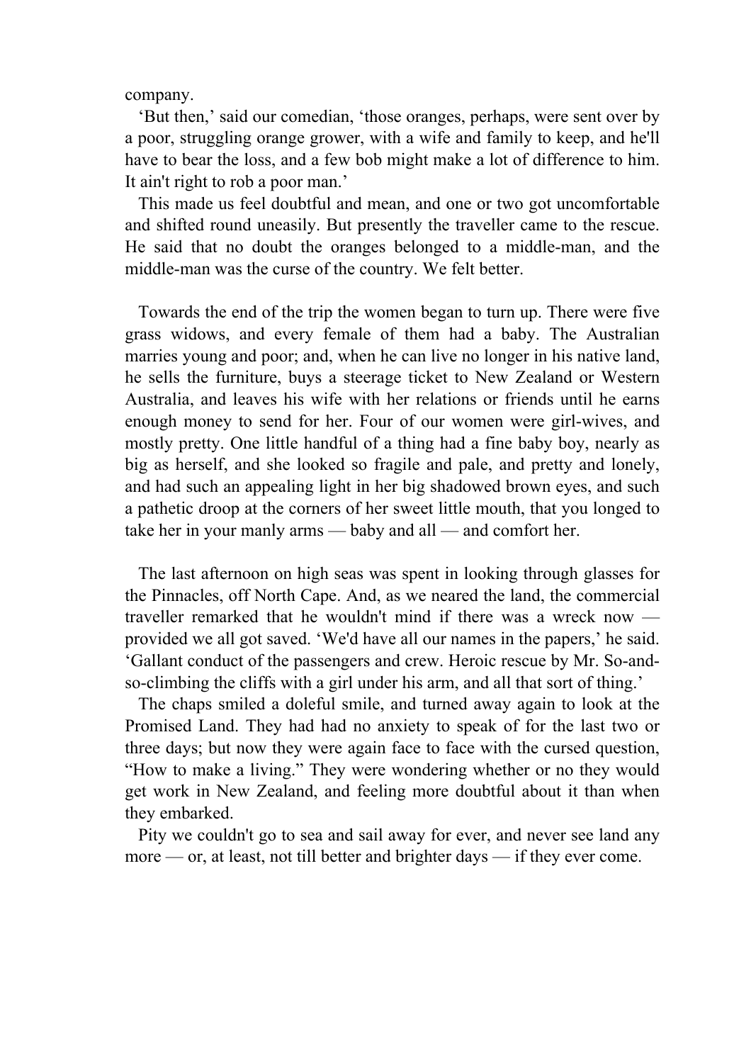company.

'But then,' said our comedian, 'those oranges, perhaps, were sent over by a poor, struggling orange grower, with a wife and family to keep, and he'll have to bear the loss, and a few bob might make a lot of difference to him. It ain't right to rob a poor man.'

This made us feel doubtful and mean, and one or two got uncomfortable and shifted round uneasily. But presently the traveller came to the rescue. He said that no doubt the oranges belonged to a middle-man, and the middle-man was the curse of the country. We felt better.

Towards the end of the trip the women began to turn up. There were five grass widows, and every female of them had a baby. The Australian marries young and poor; and, when he can live no longer in his native land, he sells the furniture, buys a steerage ticket to New Zealand or Western Australia, and leaves his wife with her relations or friends until he earns enough money to send for her. Four of our women were girl-wives, and mostly pretty. One little handful of a thing had a fine baby boy, nearly as big as herself, and she looked so fragile and pale, and pretty and lonely, and had such an appealing light in her big shadowed brown eyes, and such a pathetic droop at the corners of her sweet little mouth, that you longed to take her in your manly arms — baby and all — and comfort her.

The last afternoon on high seas was spent in looking through glasses for the Pinnacles, off North Cape. And, as we neared the land, the commercial traveller remarked that he wouldn't mind if there was a wreck now — provided we all got saved. 'We'd have all our names in the papers,' he said. 'Gallant conduct of the passengers and crew. Heroic rescue by Mr. So-and-so-climbing the cliffs with a girl under his arm, and all that sort of thing.'

The chaps smiled a doleful smile, and turned away again to look at the Promised Land. They had had no anxiety to speak of for the last two or three days; but now they were again face to face with the cursed question, "How to make a living." They were wondering whether or no they would get work in New Zealand, and feeling more doubtful about it than when they embarked.

Pity we couldn't go to sea and sail away for ever, and never see land any more — or, at least, not till better and brighter days — if they ever come.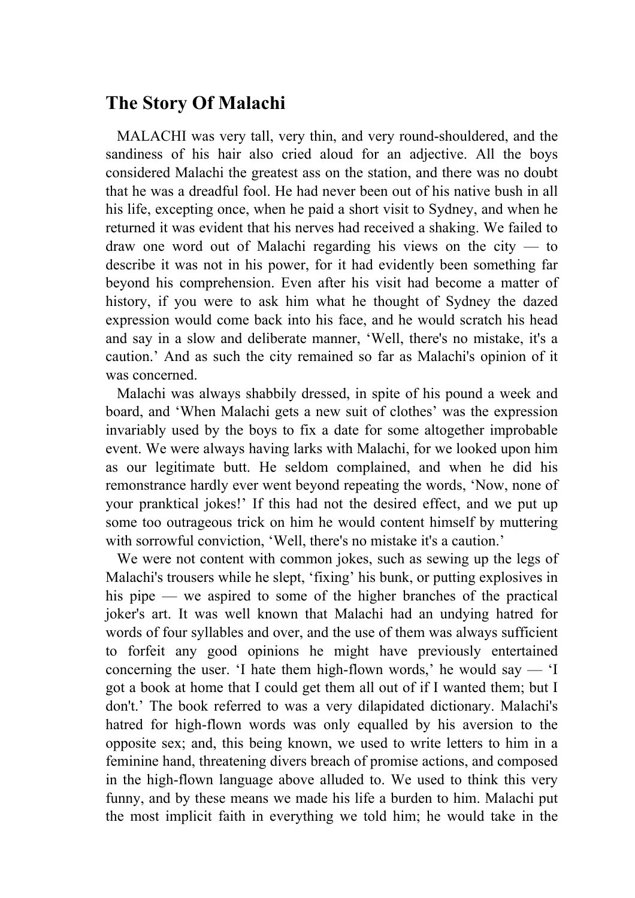## The Story Of Malachi

MALACHI was very tall, very thin, and very round-shouldered, and the sandiness of his hair also cried aloud for an adjective. All the boys considered Malachi the greatest ass on the station, and there was no doubt that he was a dreadful fool. He had never been out of his native bush in all his life, excepting once, when he paid a short visit to Sydney, and when he returned it was evident that his nerves had received a shaking. We failed to draw one word out of Malachi regarding his views on the city — to describe it was not in his power, for it had evidently been something far beyond his comprehension. Even after his visit had become a matter of history, if you were to ask him what he thought of Sydney the dazed expression would come back into his face, and he would scratch his head and say in a slow and deliberate manner, 'Well, there's no mistake, it's a caution.' And as such the city remained so far as Malachi's opinion of it was concerned.

Malachi was always shabbily dressed, in spite of his pound a week and board, and 'When Malachi gets a new suit of clothes' was the expression invariably used by the boys to fix a date for some altogether improbable event. We were always having larks with Malachi, for we looked upon him as our legitimate butt. He seldom complained, and when he did his remonstrance hardly ever went beyond repeating the words, 'Now, none of your pranktical jokes!' If this had not the desired effect, and we put up some too outrageous trick on him he would content himself by muttering with sorrowful conviction, 'Well, there's no mistake it's a caution.'

We were not content with common jokes, such as sewing up the legs of Malachi's trousers while he slept, 'fixing' his bunk, or putting explosives in his pipe — we aspired to some of the higher branches of the practical joker's art. It was well known that Malachi had an undying hatred for words of four syllables and over, and the use of them was always sufficient to forfeit any good opinions he might have previously entertained concerning the user. 'I hate them high-flown words,' he would say — 'I got a book at home that I could get them all out of if I wanted them; but I don't.' The book referred to was a very dilapidated dictionary. Malachi's hatred for high-flown words was only equalled by his aversion to the opposite sex; and, this being known, we used to write letters to him in a feminine hand, threatening divers breach of promise actions, and composed in the high-flown language above alluded to. We used to think this very funny, and by these means we made his life a burden to him. Malachi put the most implicit faith in everything we told him; he would take in the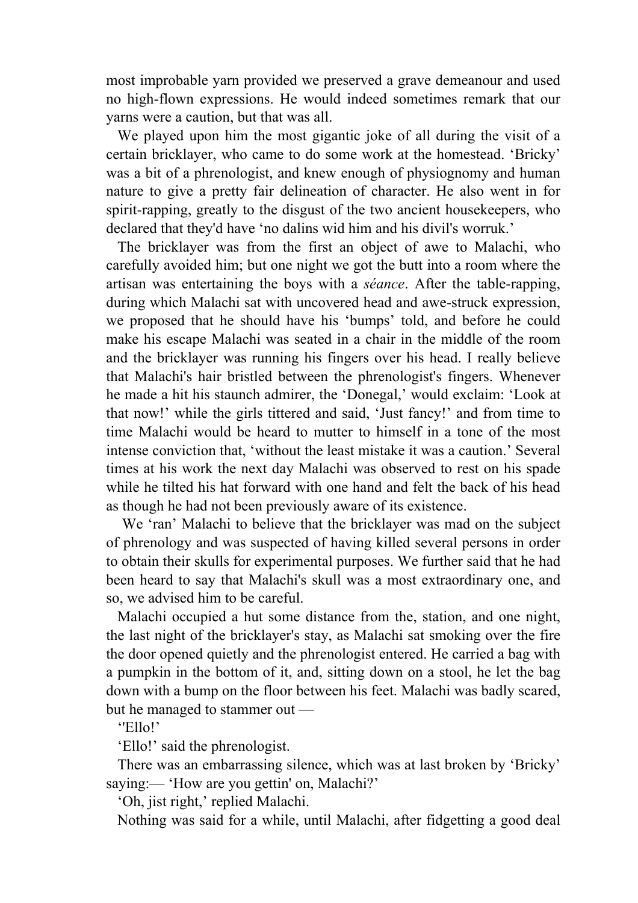most improbable yarn provided we preserved a grave demeanour and used no high-flown expressions. He would indeed sometimes remark that our yarns were a caution, but that was all.

We played upon him the most gigantic joke of all during the visit of a certain bricklayer, who came to do some work at the homestead. 'Bricky' was a bit of a phrenologist, and knew enough of physiognomy and human nature to give a pretty fair delineation of character. He also went in for spirit-rapping, greatly to the disgust of the two ancient housekeepers, who declared that they'd have 'no dalins wid him and his divil's worruk.'

The bricklayer was from the first an object of awe to Malachi, who carefully avoided him; but one night we got the butt into a room where the artisan was entertaining the boys with a *séance*. After the table-rapping, during which Malachi sat with uncovered head and awe-struck expression, we proposed that he should have his 'bumps' told, and before he could make his escape Malachi was seated in a chair in the middle of the room and the bricklayer was running his fingers over his head. I really believe that Malachi's hair bristled between the phrenologist's fingers. Whenever he made a hit his staunch admirer, the 'Donegal,' would exclaim: 'Look at that now!' while the girls tittered and said, 'Just fancy!' and from time to time Malachi would be heard to mutter to himself in a tone of the most intense conviction that, 'without the least mistake it was a caution.' Several times at his work the next day Malachi was observed to rest on his spade while he tilted his hat forward with one hand and felt the back of his head as though he had not been previously aware of its existence.

We 'ran' Malachi to believe that the bricklayer was mad on the subject of phrenology and was suspected of having killed several persons in order to obtain their skulls for experimental purposes. We further said that he had been heard to say that Malachi's skull was a most extraordinary one, and so, we advised him to be careful.

Malachi occupied a hut some distance from the, station, and one night, the last night of the bricklayer's stay, as Malachi sat smoking over the fire the door opened quietly and the phrenologist entered. He carried a bag with a pumpkin in the bottom of it, and, sitting down on a stool, he let the bag down with a bump on the floor between his feet. Malachi was badly scared, but he managed to stammer out —

''Ello!'

'Ello!' said the phrenologist.

There was an embarrassing silence, which was at last broken by 'Bricky' saying:— 'How are you gettin' on, Malachi?'

'Oh, jist right,' replied Malachi.

Nothing was said for a while, until Malachi, after fidgetting a good deal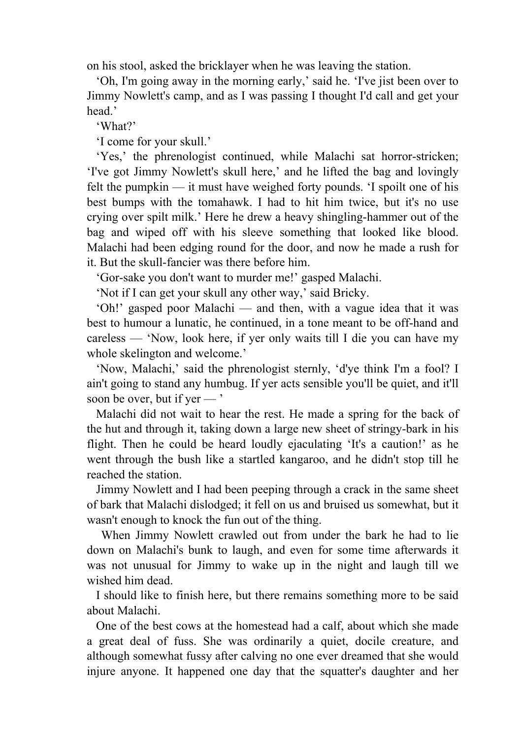on his stool, asked the bricklayer when he was leaving the station.

‘Oh, I'm going away in the morning early,’ said he. ‘I've jist been over to Jimmy Nowlett's camp, and as I was passing I thought I'd call and get your head.’

‘What?’

‘I come for your skull.’

‘Yes,’ the phrenologist continued, while Malachi sat horror-stricken; ‘I've got Jimmy Nowlett's skull here,’ and he lifted the bag and lovingly felt the pumpkin — it must have weighed forty pounds. ‘I spoilt one of his best bumps with the tomahawk. I had to hit him twice, but it's no use crying over spilt milk.’ Here he drew a heavy shingling-hammer out of the bag and wiped off with his sleeve something that looked like blood. Malachi had been edging round for the door, and now he made a rush for it. But the skull-fancier was there before him.

‘Gor-sake you don't want to murder me!’ gasped Malachi.

‘Not if I can get your skull any other way,’ said Bricky.

‘Oh!’ gasped poor Malachi — and then, with a vague idea that it was best to humour a lunatic, he continued, in a tone meant to be off-hand and careless — ‘Now, look here, if yer only waits till I die you can have my whole skelington and welcome.’

‘Now, Malachi,’ said the phrenologist sternly, ‘d'ye think I'm a fool? I ain't going to stand any humbug. If yer acts sensible you'll be quiet, and it'll soon be over, but if yer — ’

Malachi did not wait to hear the rest. He made a spring for the back of the hut and through it, taking down a large new sheet of stringy-bark in his flight. Then he could be heard loudly ejaculating ‘It's a caution!’ as he went through the bush like a startled kangaroo, and he didn't stop till he reached the station.

Jimmy Nowlett and I had been peeping through a crack in the same sheet of bark that Malachi dislodged; it fell on us and bruised us somewhat, but it wasn't enough to knock the fun out of the thing.

When Jimmy Nowlett crawled out from under the bark he had to lie down on Malachi's bunk to laugh, and even for some time afterwards it was not unusual for Jimmy to wake up in the night and laugh till we wished him dead.

I should like to finish here, but there remains something more to be said about Malachi.

One of the best cows at the homestead had a calf, about which she made a great deal of fuss. She was ordinarily a quiet, docile creature, and although somewhat fussy after calving no one ever dreamed that she would injure anyone. It happened one day that the squatter's daughter and her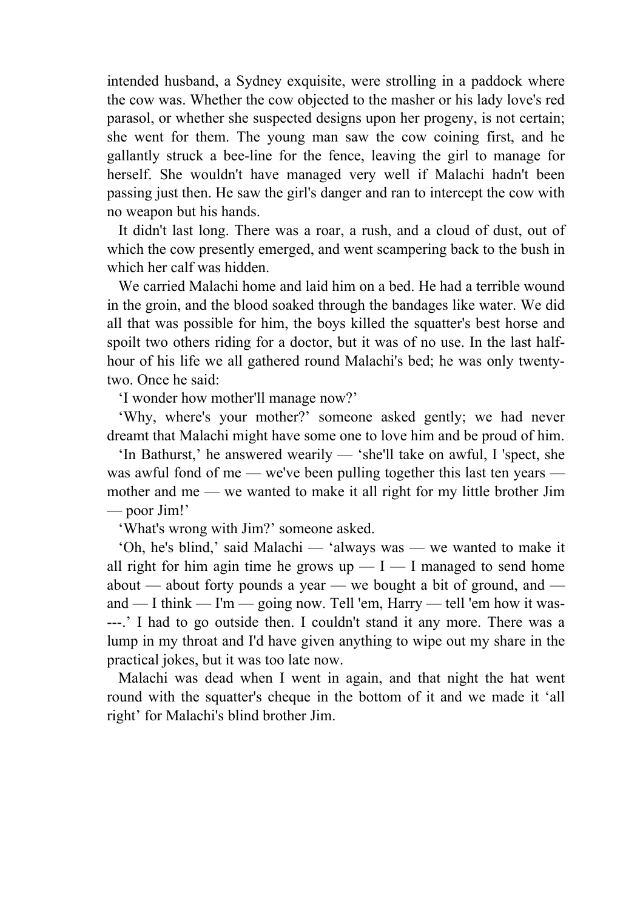intended husband, a Sydney exquisite, were strolling in a paddock where the cow was. Whether the cow objected to the masher or his lady love's red parasol, or whether she suspected designs upon her progeny, is not certain; she went for them. The young man saw the cow coining first, and he gallantly struck a bee-line for the fence, leaving the girl to manage for herself. She wouldn't have managed very well if Malachi hadn't been passing just then. He saw the girl's danger and ran to intercept the cow with no weapon but his hands.

It didn't last long. There was a roar, a rush, and a cloud of dust, out of which the cow presently emerged, and went scampering back to the bush in which her calf was hidden.

We carried Malachi home and laid him on a bed. He had a terrible wound in the groin, and the blood soaked through the bandages like water. We did all that was possible for him, the boys killed the squatter's best horse and spoilt two others riding for a doctor, but it was of no use. In the last half-hour of his life we all gathered round Malachi's bed; he was only twenty-two. Once he said:

'I wonder how mother'll manage now?'

'Why, where's your mother?' someone asked gently; we had never dreamt that Malachi might have some one to love him and be proud of him.

'In Bathurst,' he answered wearily — 'she'll take on awful, I 'spect, she was awful fond of me — we've been pulling together this last ten years — mother and me — we wanted to make it all right for my little brother Jim — poor Jim!'

'What's wrong with Jim?' someone asked.

'Oh, he's blind,' said Malachi — 'always was — we wanted to make it all right for him agin time he grows up — I — I managed to send home about — about forty pounds a year — we bought a bit of ground, and — and — I think — I'm — going now. Tell 'em, Harry — tell 'em how it was----.' I had to go outside then. I couldn't stand it any more. There was a lump in my throat and I'd have given anything to wipe out my share in the practical jokes, but it was too late now.

Malachi was dead when I went in again, and that night the hat went round with the squatter's cheque in the bottom of it and we made it 'all right' for Malachi's blind brother Jim.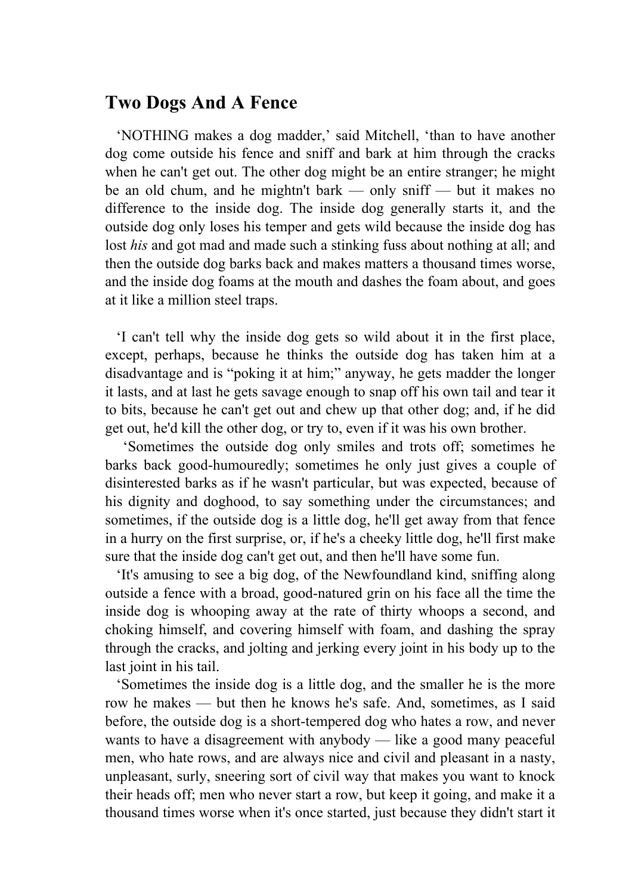## Two Dogs And A Fence

‘NOTHING makes a dog madder,’ said Mitchell, ‘than to have another dog come outside his fence and sniff and bark at him through the cracks when he can't get out. The other dog might be an entire stranger; he might be an old chum, and he mightn't bark — only sniff — but it makes no difference to the inside dog. The inside dog generally starts it, and the outside dog only loses his temper and gets wild because the inside dog has lost *his* and got mad and made such a stinking fuss about nothing at all; and then the outside dog barks back and makes matters a thousand times worse, and the inside dog foams at the mouth and dashes the foam about, and goes at it like a million steel traps.

‘I can't tell why the inside dog gets so wild about it in the first place, except, perhaps, because he thinks the outside dog has taken him at a disadvantage and is “poking it at him;” anyway, he gets madder the longer it lasts, and at last he gets savage enough to snap off his own tail and tear it to bits, because he can't get out and chew up that other dog; and, if he did get out, he'd kill the other dog, or try to, even if it was his own brother.

‘Sometimes the outside dog only smiles and trots off; sometimes he barks back good-humouredly; sometimes he only just gives a couple of disinterested barks as if he wasn't particular, but was expected, because of his dignity and doghood, to say something under the circumstances; and sometimes, if the outside dog is a little dog, he'll get away from that fence in a hurry on the first surprise, or, if he's a cheeky little dog, he'll first make sure that the inside dog can't get out, and then he'll have some fun.

‘It's amusing to see a big dog, of the Newfoundland kind, sniffing along outside a fence with a broad, good-natured grin on his face all the time the inside dog is whooping away at the rate of thirty whoops a second, and choking himself, and covering himself with foam, and dashing the spray through the cracks, and jolting and jerking every joint in his body up to the last joint in his tail.

‘Sometimes the inside dog is a little dog, and the smaller he is the more row he makes — but then he knows he's safe. And, sometimes, as I said before, the outside dog is a short-tempered dog who hates a row, and never wants to have a disagreement with anybody — like a good many peaceful men, who hate rows, and are always nice and civil and pleasant in a nasty, unpleasant, surly, sneering sort of civil way that makes you want to knock their heads off; men who never start a row, but keep it going, and make it a thousand times worse when it's once started, just because they didn't start it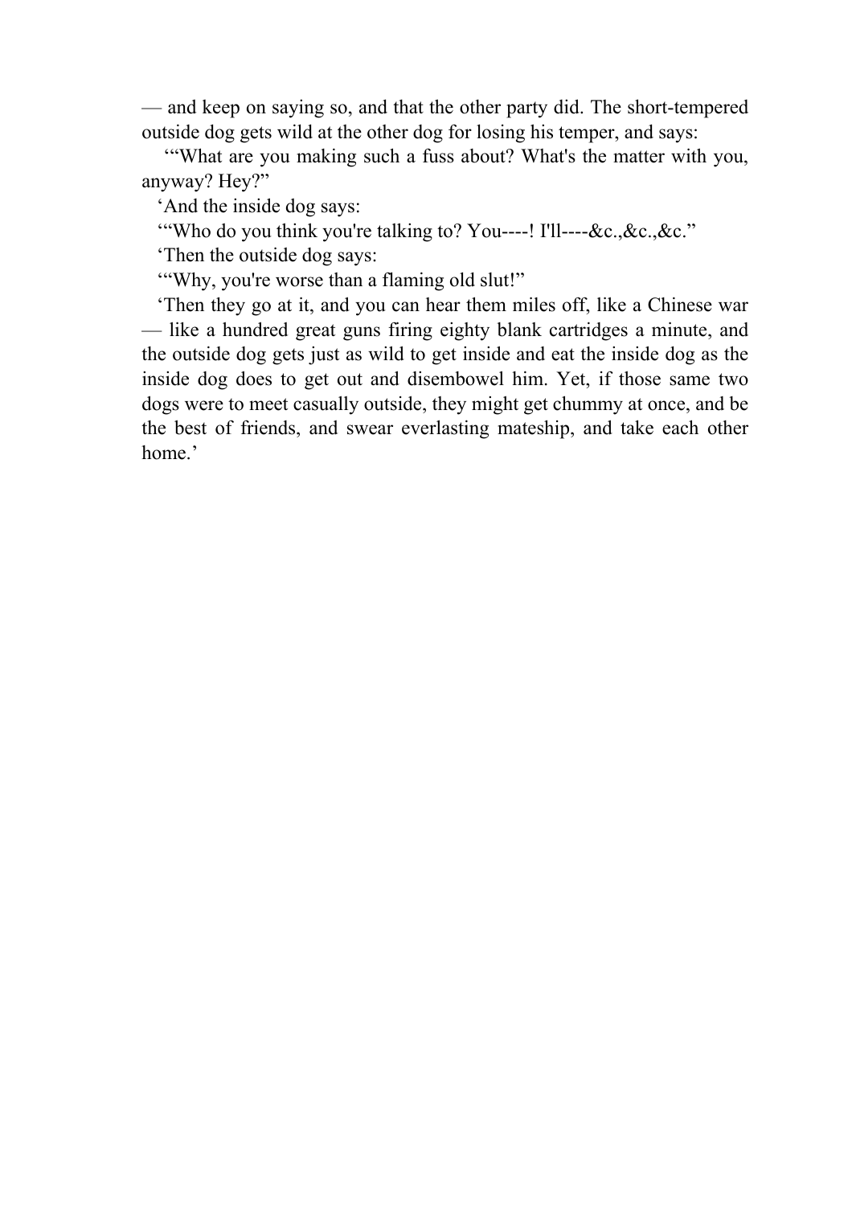— and keep on saying so, and that the other party did. The short-tempered outside dog gets wild at the other dog for losing his temper, and says:

'"What are you making such a fuss about? What's the matter with you, anyway? Hey?"

'And the inside dog says:

'"Who do you think you're talking to? You----! I'll----&c.,&c.,&c."

'Then the outside dog says:

'"Why, you're worse than a flaming old slut!"

'Then they go at it, and you can hear them miles off, like a Chinese war — like a hundred great guns firing eighty blank cartridges a minute, and the outside dog gets just as wild to get inside and eat the inside dog as the inside dog does to get out and disembowel him. Yet, if those same two dogs were to meet casually outside, they might get chummy at once, and be the best of friends, and swear everlasting mateship, and take each other home.'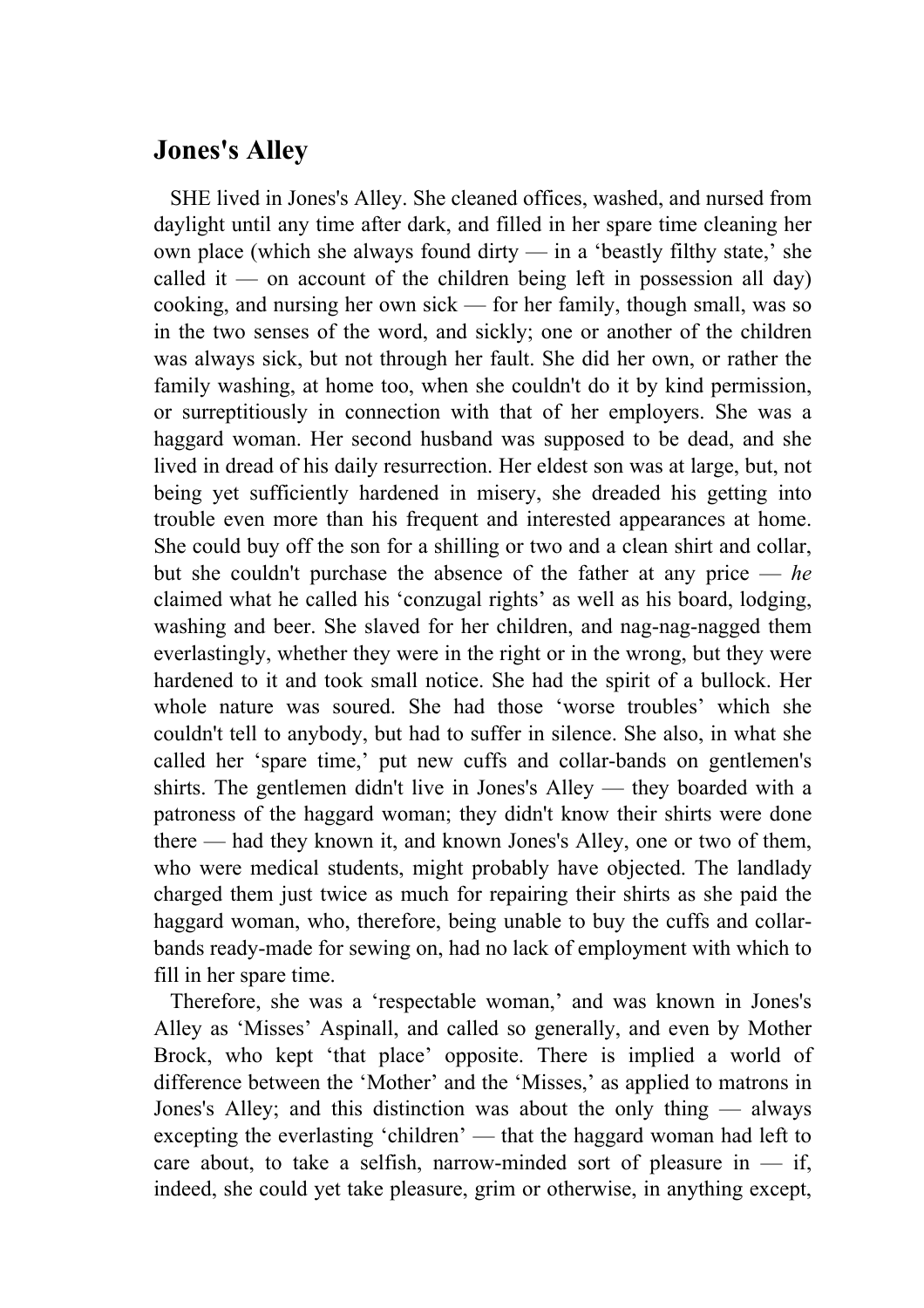## Jones's Alley

SHE lived in Jones's Alley. She cleaned offices, washed, and nursed from daylight until any time after dark, and filled in her spare time cleaning her own place (which she always found dirty — in a 'beastly filthy state,' she called it — on account of the children being left in possession all day) cooking, and nursing her own sick — for her family, though small, was so in the two senses of the word, and sickly; one or another of the children was always sick, but not through her fault. She did her own, or rather the family washing, at home too, when she couldn't do it by kind permission, or surreptitiously in connection with that of her employers. She was a haggard woman. Her second husband was supposed to be dead, and she lived in dread of his daily resurrection. Her eldest son was at large, but, not being yet sufficiently hardened in misery, she dreaded his getting into trouble even more than his frequent and interested appearances at home. She could buy off the son for a shilling or two and a clean shirt and collar, but she couldn't purchase the absence of the father at any price — *he* claimed what he called his 'conzugal rights' as well as his board, lodging, washing and beer. She slaved for her children, and nag-nag-nagged them everlastingly, whether they were in the right or in the wrong, but they were hardened to it and took small notice. She had the spirit of a bullock. Her whole nature was soured. She had those 'worse troubles' which she couldn't tell to anybody, but had to suffer in silence. She also, in what she called her 'spare time,' put new cuffs and collar-bands on gentlemen's shirts. The gentlemen didn't live in Jones's Alley — they boarded with a patroness of the haggard woman; they didn't know their shirts were done there — had they known it, and known Jones's Alley, one or two of them, who were medical students, might probably have objected. The landlady charged them just twice as much for repairing their shirts as she paid the haggard woman, who, therefore, being unable to buy the cuffs and collar-bands ready-made for sewing on, had no lack of employment with which to fill in her spare time.

Therefore, she was a 'respectable woman,' and was known in Jones's Alley as 'Misses' Aspinall, and called so generally, and even by Mother Brock, who kept 'that place' opposite. There is implied a world of difference between the 'Mother' and the 'Misses,' as applied to matrons in Jones's Alley; and this distinction was about the only thing — always excepting the everlasting 'children' — that the haggard woman had left to care about, to take a selfish, narrow-minded sort of pleasure in — if, indeed, she could yet take pleasure, grim or otherwise, in anything except,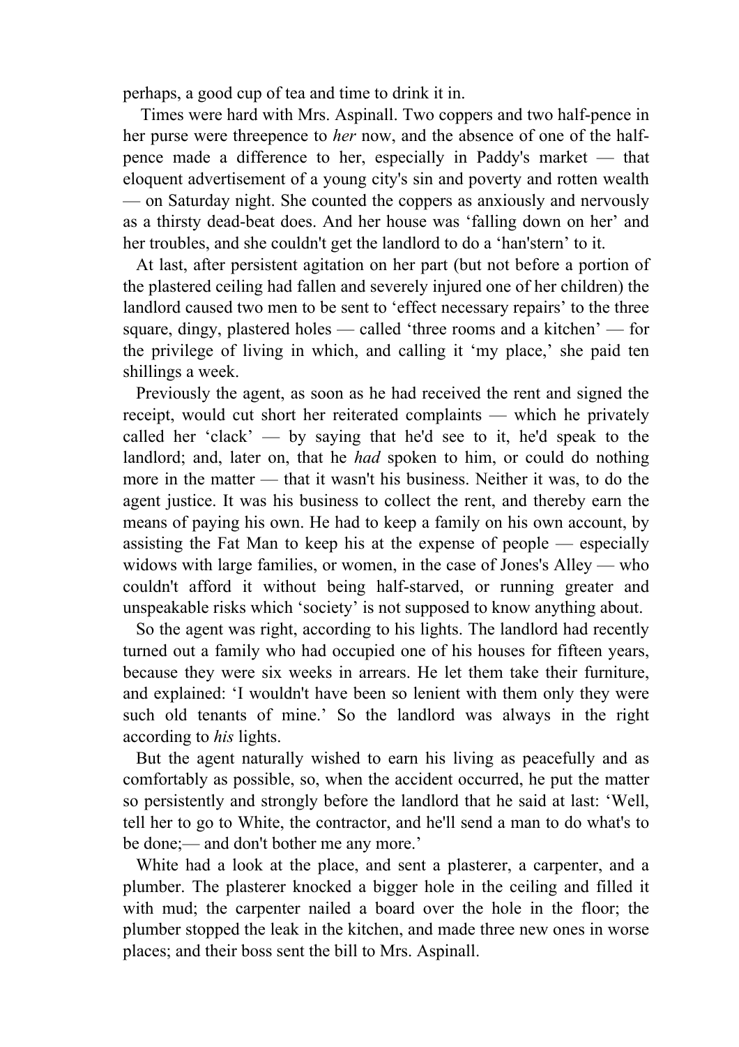perhaps, a good cup of tea and time to drink it in.

Times were hard with Mrs. Aspinall. Two coppers and two half-pence in her purse were threepence to *her* now, and the absence of one of the half-pence made a difference to her, especially in Paddy's market — that eloquent advertisement of a young city's sin and poverty and rotten wealth — on Saturday night. She counted the coppers as anxiously and nervously as a thirsty dead-beat does. And her house was 'falling down on her' and her troubles, and she couldn't get the landlord to do a 'han'stern' to it.

At last, after persistent agitation on her part (but not before a portion of the plastered ceiling had fallen and severely injured one of her children) the landlord caused two men to be sent to 'effect necessary repairs' to the three square, dingy, plastered holes — called 'three rooms and a kitchen' — for the privilege of living in which, and calling it 'my place,' she paid ten shillings a week.

Previously the agent, as soon as he had received the rent and signed the receipt, would cut short her reiterated complaints — which he privately called her 'clack' — by saying that he'd see to it, he'd speak to the landlord; and, later on, that he *had* spoken to him, or could do nothing more in the matter — that it wasn't his business. Neither it was, to do the agent justice. It was his business to collect the rent, and thereby earn the means of paying his own. He had to keep a family on his own account, by assisting the Fat Man to keep his at the expense of people — especially widows with large families, or women, in the case of Jones's Alley — who couldn't afford it without being half-starved, or running greater and unspeakable risks which 'society' is not supposed to know anything about.

So the agent was right, according to his lights. The landlord had recently turned out a family who had occupied one of his houses for fifteen years, because they were six weeks in arrears. He let them take their furniture, and explained: 'I wouldn't have been so lenient with them only they were such old tenants of mine.' So the landlord was always in the right according to *his* lights.

But the agent naturally wished to earn his living as peacefully and as comfortably as possible, so, when the accident occurred, he put the matter so persistently and strongly before the landlord that he said at last: 'Well, tell her to go to White, the contractor, and he'll send a man to do what's to be done;— and don't bother me any more.'

White had a look at the place, and sent a plasterer, a carpenter, and a plumber. The plasterer knocked a bigger hole in the ceiling and filled it with mud; the carpenter nailed a board over the hole in the floor; the plumber stopped the leak in the kitchen, and made three new ones in worse places; and their boss sent the bill to Mrs. Aspinall.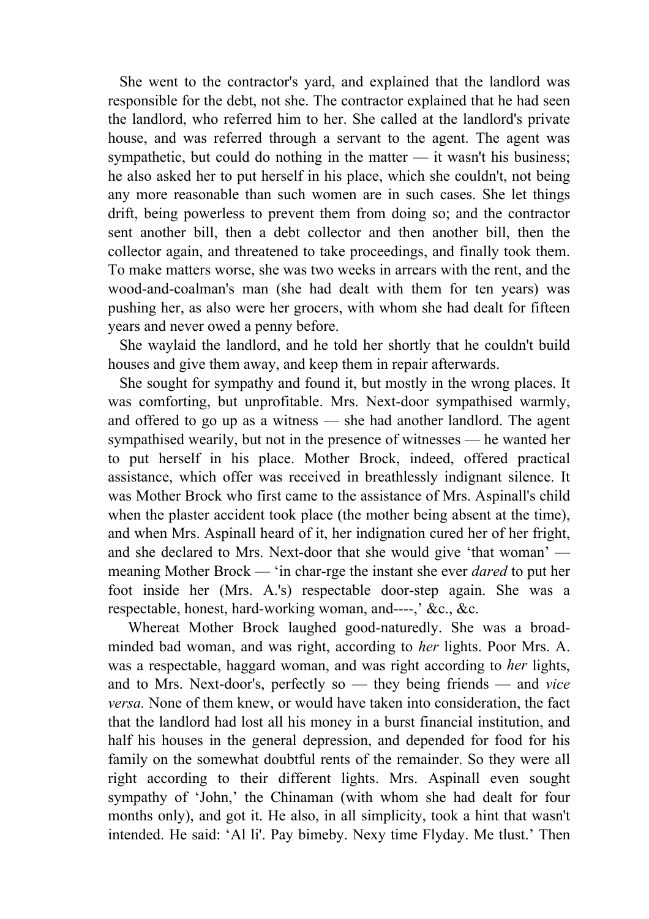She went to the contractor's yard, and explained that the landlord was responsible for the debt, not she. The contractor explained that he had seen the landlord, who referred him to her. She called at the landlord's private house, and was referred through a servant to the agent. The agent was sympathetic, but could do nothing in the matter — it wasn't his business; he also asked her to put herself in his place, which she couldn't, not being any more reasonable than such women are in such cases. She let things drift, being powerless to prevent them from doing so; and the contractor sent another bill, then a debt collector and then another bill, then the collector again, and threatened to take proceedings, and finally took them. To make matters worse, she was two weeks in arrears with the rent, and the wood-and-coalman's man (she had dealt with them for ten years) was pushing her, as also were her grocers, with whom she had dealt for fifteen years and never owed a penny before.

She waylaid the landlord, and he told her shortly that he couldn't build houses and give them away, and keep them in repair afterwards.

She sought for sympathy and found it, but mostly in the wrong places. It was comforting, but unprofitable. Mrs. Next-door sympathised warmly, and offered to go up as a witness — she had another landlord. The agent sympathised wearily, but not in the presence of witnesses — he wanted her to put herself in his place. Mother Brock, indeed, offered practical assistance, which offer was received in breathlessly indignant silence. It was Mother Brock who first came to the assistance of Mrs. Aspinall's child when the plaster accident took place (the mother being absent at the time), and when Mrs. Aspinall heard of it, her indignation cured her of her fright, and she declared to Mrs. Next-door that she would give 'that woman' — meaning Mother Brock — 'in char-rge the instant she ever *dared* to put her foot inside her (Mrs. A.'s) respectable door-step again. She was a respectable, honest, hard-working woman, and----,' &c., &c.

Whereat Mother Brock laughed good-naturedly. She was a broad-minded bad woman, and was right, according to *her* lights. Poor Mrs. A. was a respectable, haggard woman, and was right according to *her* lights, and to Mrs. Next-door's, perfectly so — they being friends — and *vice versa.* None of them knew, or would have taken into consideration, the fact that the landlord had lost all his money in a burst financial institution, and half his houses in the general depression, and depended for food for his family on the somewhat doubtful rents of the remainder. So they were all right according to their different lights. Mrs. Aspinall even sought sympathy of 'John,' the Chinaman (with whom she had dealt for four months only), and got it. He also, in all simplicity, took a hint that wasn't intended. He said: 'Al li'. Pay bimeby. Nexy time Flyday. Me tlust.' Then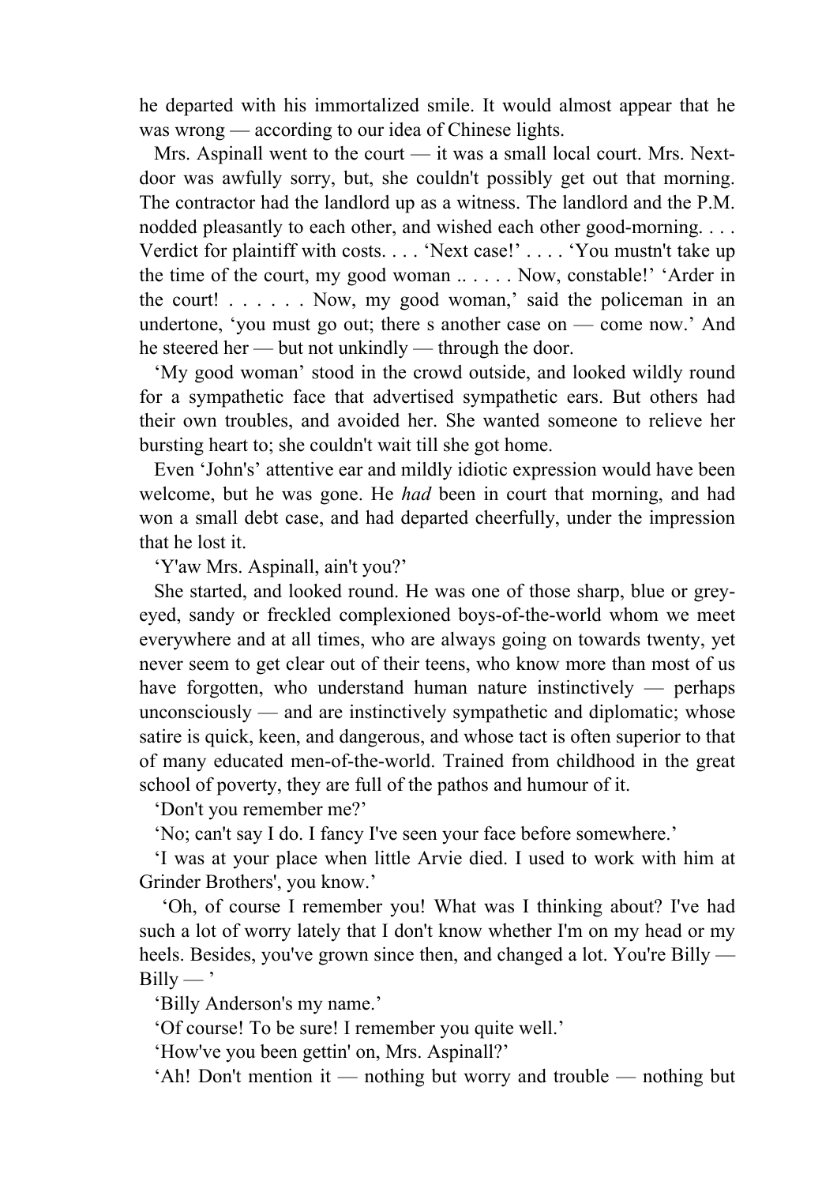he departed with his immortalized smile. It would almost appear that he was wrong — according to our idea of Chinese lights.

Mrs. Aspinall went to the court — it was a small local court. Mrs. Next-door was awfully sorry, but, she couldn't possibly get out that morning. The contractor had the landlord up as a witness. The landlord and the P.M. nodded pleasantly to each other, and wished each other good-morning. . . . Verdict for plaintiff with costs. . . . 'Next case!' . . . . 'You mustn't take up the time of the court, my good woman .. . . . . Now, constable!' 'Arder in the court! . . . . . . Now, my good woman,' said the policeman in an undertone, 'you must go out; there s another case on — come now.' And he steered her — but not unkindly — through the door.

'My good woman' stood in the crowd outside, and looked wildly round for a sympathetic face that advertised sympathetic ears. But others had their own troubles, and avoided her. She wanted someone to relieve her bursting heart to; she couldn't wait till she got home.

Even 'John's' attentive ear and mildly idiotic expression would have been welcome, but he was gone. He *had* been in court that morning, and had won a small debt case, and had departed cheerfully, under the impression that he lost it.

'Y'aw Mrs. Aspinall, ain't you?'

She started, and looked round. He was one of those sharp, blue or grey-eyed, sandy or freckled complexioned boys-of-the-world whom we meet everywhere and at all times, who are always going on towards twenty, yet never seem to get clear out of their teens, who know more than most of us have forgotten, who understand human nature instinctively — perhaps unconsciously — and are instinctively sympathetic and diplomatic; whose satire is quick, keen, and dangerous, and whose tact is often superior to that of many educated men-of-the-world. Trained from childhood in the great school of poverty, they are full of the pathos and humour of it.

'Don't you remember me?'

'No; can't say I do. I fancy I've seen your face before somewhere.'

'I was at your place when little Arvie died. I used to work with him at Grinder Brothers', you know.'

'Oh, of course I remember you! What was I thinking about? I've had such a lot of worry lately that I don't know whether I'm on my head or my heels. Besides, you've grown since then, and changed a lot. You're Billy — Billy — '

'Billy Anderson's my name.'

'Of course! To be sure! I remember you quite well.'

'How've you been gettin' on, Mrs. Aspinall?'

'Ah! Don't mention it — nothing but worry and trouble — nothing but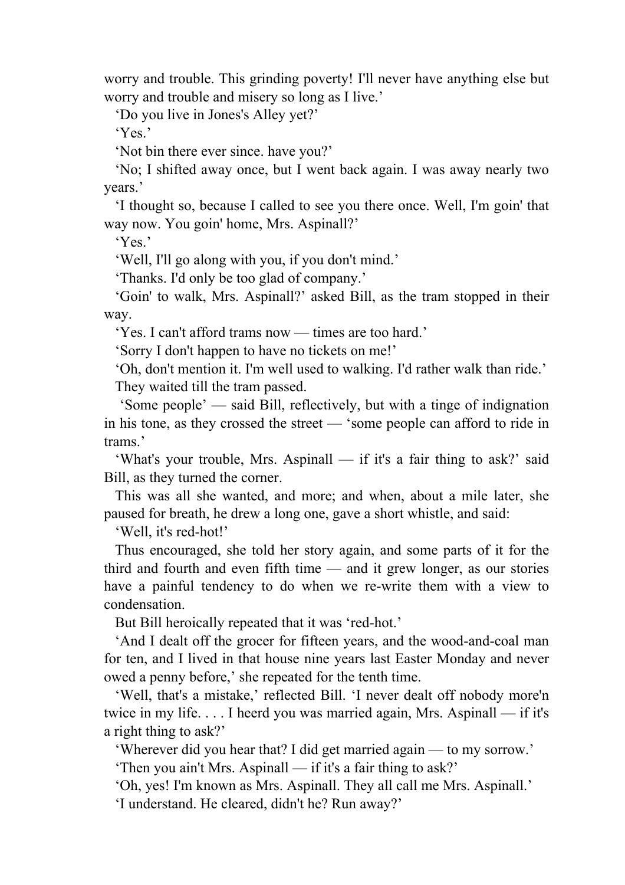worry and trouble. This grinding poverty! I'll never have anything else but worry and trouble and misery so long as I live.'

'Do you live in Jones's Alley yet?'

'Yes.'

'Not bin there ever since. have you?'

'No; I shifted away once, but I went back again. I was away nearly two years.'

'I thought so, because I called to see you there once. Well, I'm goin' that way now. You goin' home, Mrs. Aspinall?'

'Yes.'

'Well, I'll go along with you, if you don't mind.'

'Thanks. I'd only be too glad of company.'

'Goin' to walk, Mrs. Aspinall?' asked Bill, as the tram stopped in their way.

'Yes. I can't afford trams now — times are too hard.'

'Sorry I don't happen to have no tickets on me!'

'Oh, don't mention it. I'm well used to walking. I'd rather walk than ride.'

They waited till the tram passed.

'Some people' — said Bill, reflectively, but with a tinge of indignation in his tone, as they crossed the street — 'some people can afford to ride in trams.'

'What's your trouble, Mrs. Aspinall — if it's a fair thing to ask?' said Bill, as they turned the corner.

This was all she wanted, and more; and when, about a mile later, she paused for breath, he drew a long one, gave a short whistle, and said:

'Well, it's red-hot!'

Thus encouraged, she told her story again, and some parts of it for the third and fourth and even fifth time — and it grew longer, as our stories have a painful tendency to do when we re-write them with a view to condensation.

But Bill heroically repeated that it was 'red-hot.'

'And I dealt off the grocer for fifteen years, and the wood-and-coal man for ten, and I lived in that house nine years last Easter Monday and never owed a penny before,' she repeated for the tenth time.

'Well, that's a mistake,' reflected Bill. 'I never dealt off nobody more'n twice in my life. . . . I heerd you was married again, Mrs. Aspinall — if it's a right thing to ask?'

'Wherever did you hear that? I did get married again — to my sorrow.'

'Then you ain't Mrs. Aspinall — if it's a fair thing to ask?'

'Oh, yes! I'm known as Mrs. Aspinall. They all call me Mrs. Aspinall.'

'I understand. He cleared, didn't he? Run away?'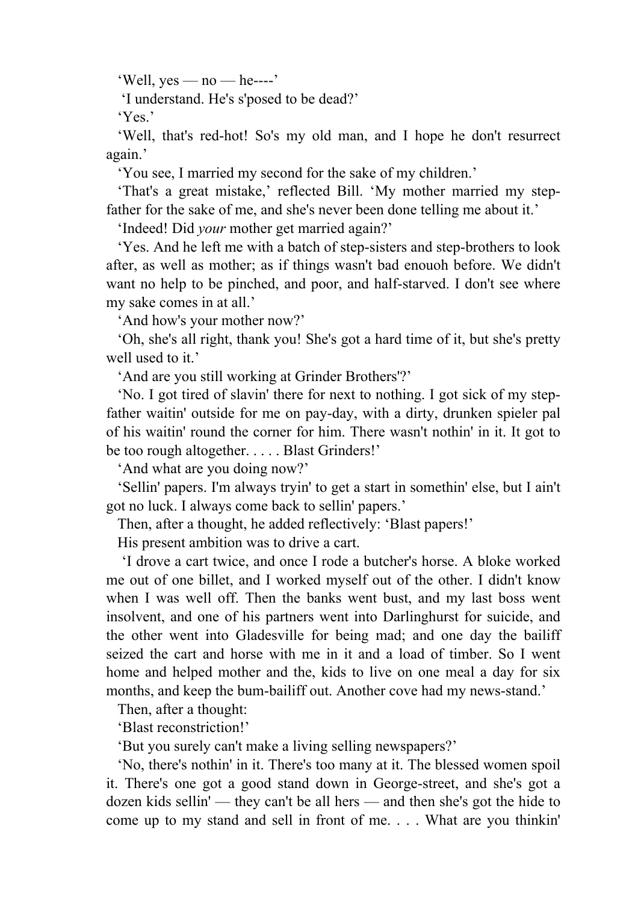'Well, yes — no — he----'

'I understand. He's s'posed to be dead?'

'Yes.'

'Well, that's red-hot! So's my old man, and I hope he don't resurrect again.'

'You see, I married my second for the sake of my children.'

'That's a great mistake,' reflected Bill. 'My mother married my step-father for the sake of me, and she's never been done telling me about it.'

'Indeed! Did *your* mother get married again?'

'Yes. And he left me with a batch of step-sisters and step-brothers to look after, as well as mother; as if things wasn't bad enouoh before. We didn't want no help to be pinched, and poor, and half-starved. I don't see where my sake comes in at all.'

'And how's your mother now?'

'Oh, she's all right, thank you! She's got a hard time of it, but she's pretty well used to it.'

'And are you still working at Grinder Brothers'?'

'No. I got tired of slavin' there for next to nothing. I got sick of my step-father waitin' outside for me on pay-day, with a dirty, drunken spieler pal of his waitin' round the corner for him. There wasn't nothin' in it. It got to be too rough altogether. . . . . Blast Grinders!'

'And what are you doing now?'

'Sellin' papers. I'm always tryin' to get a start in somethin' else, but I ain't got no luck. I always come back to sellin' papers.'

Then, after a thought, he added reflectively: 'Blast papers!'

His present ambition was to drive a cart.

'I drove a cart twice, and once I rode a butcher's horse. A bloke worked me out of one billet, and I worked myself out of the other. I didn't know when I was well off. Then the banks went bust, and my last boss went insolvent, and one of his partners went into Darlinghurst for suicide, and the other went into Gladesville for being mad; and one day the bailiff seized the cart and horse with me in it and a load of timber. So I went home and helped mother and the, kids to live on one meal a day for six months, and keep the bum-bailiff out. Another cove had my news-stand.'

Then, after a thought:

'Blast reconstriction!'

'But you surely can't make a living selling newspapers?'

'No, there's nothin' in it. There's too many at it. The blessed women spoil it. There's one got a good stand down in George-street, and she's got a dozen kids sellin' — they can't be all hers — and then she's got the hide to come up to my stand and sell in front of me. . . . What are you thinkin'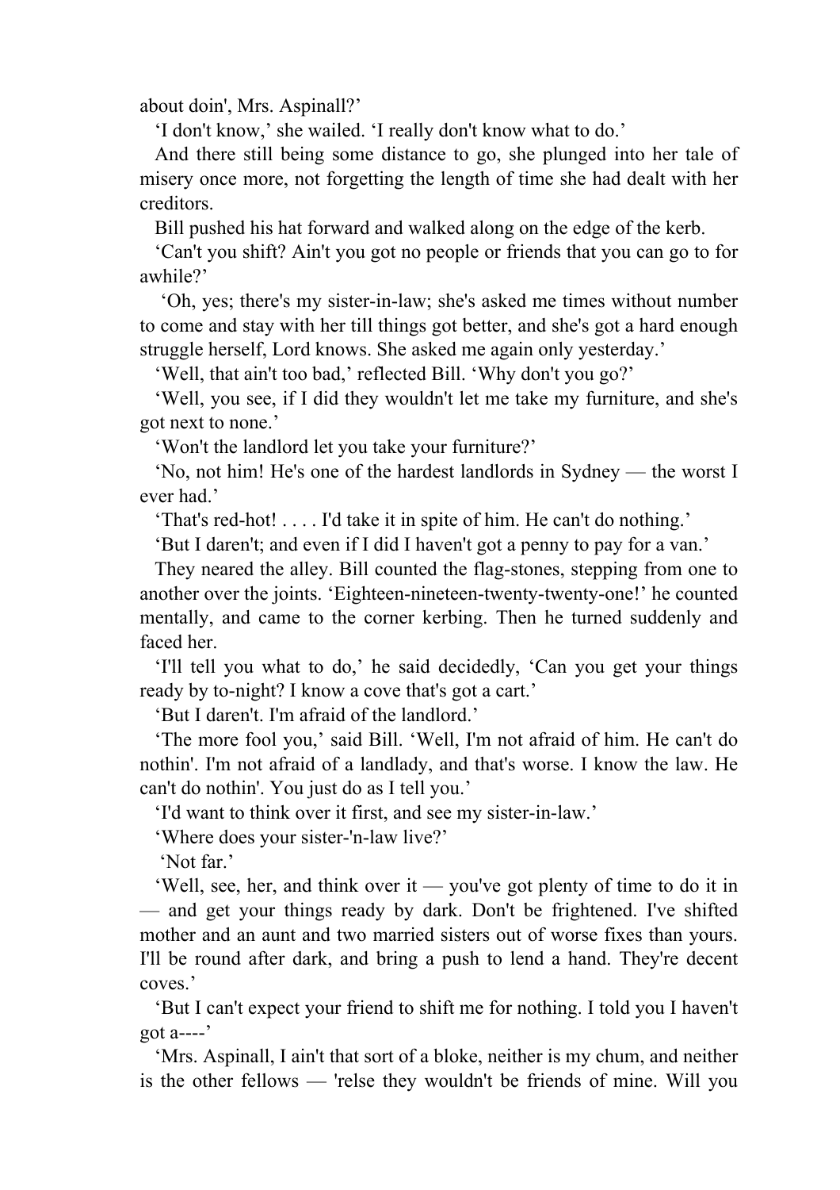about doin', Mrs. Aspinall?'

'I don't know,' she wailed. 'I really don't know what to do.'

And there still being some distance to go, she plunged into her tale of misery once more, not forgetting the length of time she had dealt with her creditors.

Bill pushed his hat forward and walked along on the edge of the kerb.

'Can't you shift? Ain't you got no people or friends that you can go to for awhile?'

'Oh, yes; there's my sister-in-law; she's asked me times without number to come and stay with her till things got better, and she's got a hard enough struggle herself, Lord knows. She asked me again only yesterday.'

'Well, that ain't too bad,' reflected Bill. 'Why don't you go?'

'Well, you see, if I did they wouldn't let me take my furniture, and she's got next to none.'

'Won't the landlord let you take your furniture?'

'No, not him! He's one of the hardest landlords in Sydney — the worst I ever had.'

'That's red-hot! . . . . I'd take it in spite of him. He can't do nothing.'

'But I daren't; and even if I did I haven't got a penny to pay for a van.'

They neared the alley. Bill counted the flag-stones, stepping from one to another over the joints. 'Eighteen-nineteen-twenty-twenty-one!' he counted mentally, and came to the corner kerbing. Then he turned suddenly and faced her.

'I'll tell you what to do,' he said decidedly, 'Can you get your things ready by to-night? I know a cove that's got a cart.'

'But I daren't. I'm afraid of the landlord.'

'The more fool you,' said Bill. 'Well, I'm not afraid of him. He can't do nothin'. I'm not afraid of a landlady, and that's worse. I know the law. He can't do nothin'. You just do as I tell you.'

'I'd want to think over it first, and see my sister-in-law.'

'Where does your sister-'n-law live?'

'Not far.'

'Well, see, her, and think over it — you've got plenty of time to do it in — and get your things ready by dark. Don't be frightened. I've shifted mother and an aunt and two married sisters out of worse fixes than yours. I'll be round after dark, and bring a push to lend a hand. They're decent coves.'

'But I can't expect your friend to shift me for nothing. I told you I haven't got a----'

'Mrs. Aspinall, I ain't that sort of a bloke, neither is my chum, and neither is the other fellows — 'relse they wouldn't be friends of mine. Will you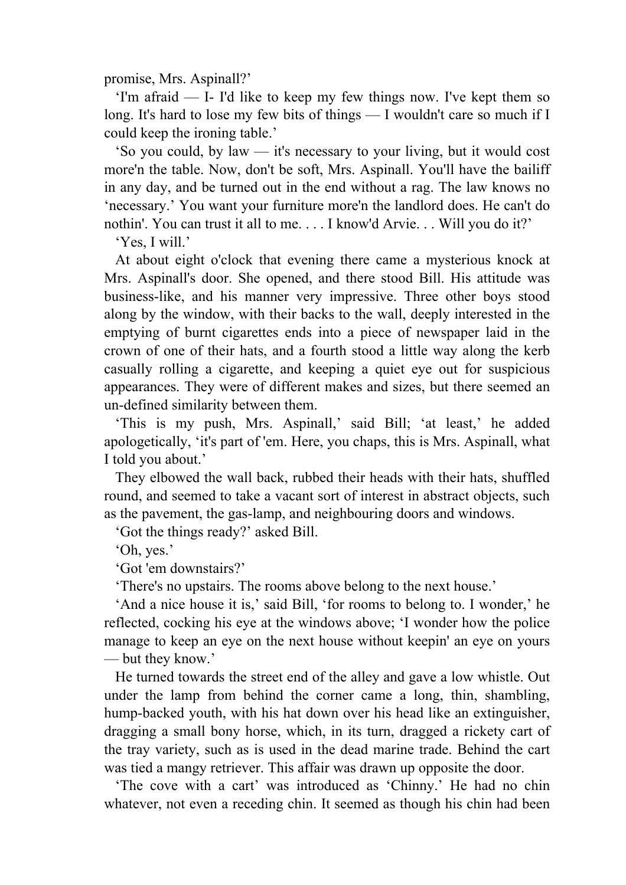promise, Mrs. Aspinall?'

'I'm afraid — I- I'd like to keep my few things now. I've kept them so long. It's hard to lose my few bits of things — I wouldn't care so much if I could keep the ironing table.'

'So you could, by law — it's necessary to your living, but it would cost more'n the table. Now, don't be soft, Mrs. Aspinall. You'll have the bailiff in any day, and be turned out in the end without a rag. The law knows no 'necessary.' You want your furniture more'n the landlord does. He can't do nothin'. You can trust it all to me. . . . I know'd Arvie. . . Will you do it?'

'Yes, I will.'

At about eight o'clock that evening there came a mysterious knock at Mrs. Aspinall's door. She opened, and there stood Bill. His attitude was business-like, and his manner very impressive. Three other boys stood along by the window, with their backs to the wall, deeply interested in the emptying of burnt cigarettes ends into a piece of newspaper laid in the crown of one of their hats, and a fourth stood a little way along the kerb casually rolling a cigarette, and keeping a quiet eye out for suspicious appearances. They were of different makes and sizes, but there seemed an un-defined similarity between them.

'This is my push, Mrs. Aspinall,' said Bill; 'at least,' he added apologetically, 'it's part of 'em. Here, you chaps, this is Mrs. Aspinall, what I told you about.'

They elbowed the wall back, rubbed their heads with their hats, shuffled round, and seemed to take a vacant sort of interest in abstract objects, such as the pavement, the gas-lamp, and neighbouring doors and windows.

'Got the things ready?' asked Bill.

'Oh, yes.'

'Got 'em downstairs?'

'There's no upstairs. The rooms above belong to the next house.'

'And a nice house it is,' said Bill, 'for rooms to belong to. I wonder,' he reflected, cocking his eye at the windows above; 'I wonder how the police manage to keep an eye on the next house without keepin' an eye on yours — but they know.'

He turned towards the street end of the alley and gave a low whistle. Out under the lamp from behind the corner came a long, thin, shambling, hump-backed youth, with his hat down over his head like an extinguisher, dragging a small bony horse, which, in its turn, dragged a rickety cart of the tray variety, such as is used in the dead marine trade. Behind the cart was tied a mangy retriever. This affair was drawn up opposite the door.

'The cove with a cart' was introduced as 'Chinny.' He had no chin whatever, not even a receding chin. It seemed as though his chin had been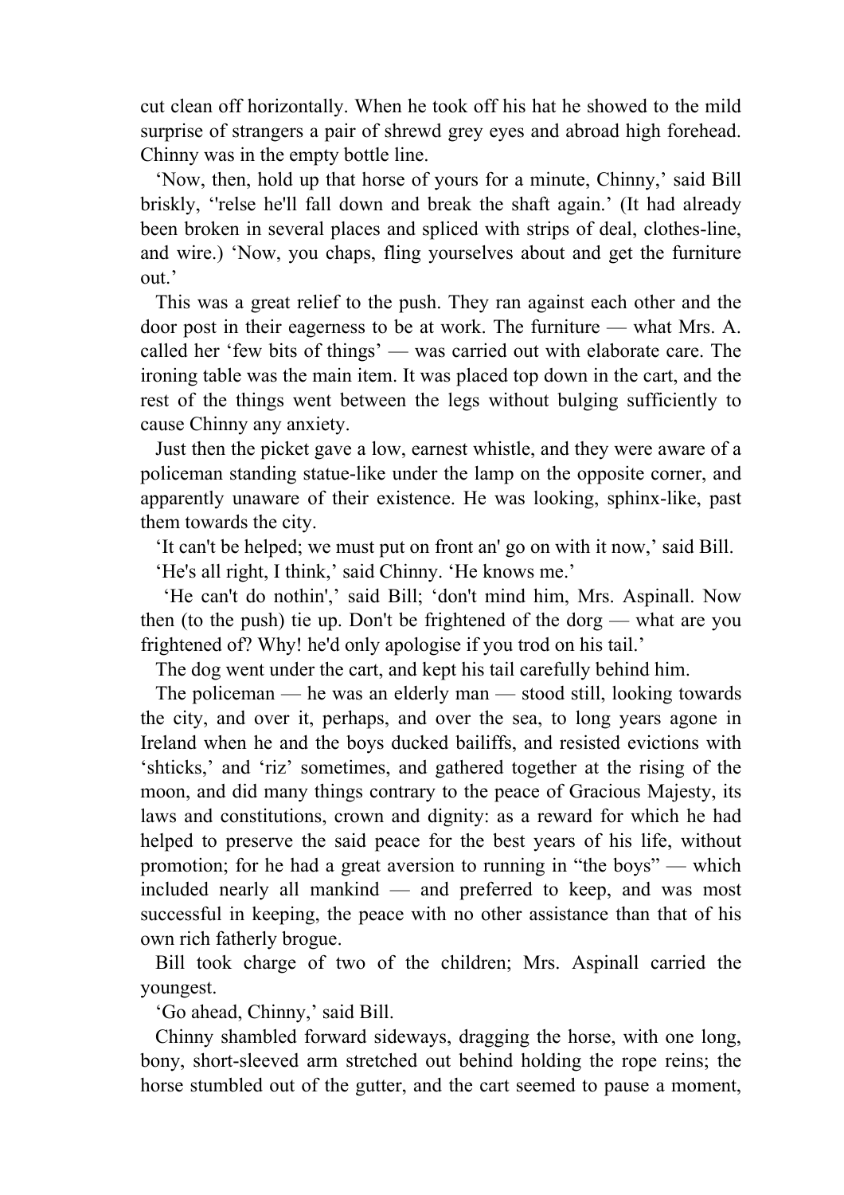cut clean off horizontally. When he took off his hat he showed to the mild surprise of strangers a pair of shrewd grey eyes and abroad high forehead. Chinny was in the empty bottle line.

‘Now, then, hold up that horse of yours for a minute, Chinny,’ said Bill briskly, ‘'relse he'll fall down and break the shaft again.’ (It had already been broken in several places and spliced with strips of deal, clothes-line, and wire.) ‘Now, you chaps, fling yourselves about and get the furniture out.’

This was a great relief to the push. They ran against each other and the door post in their eagerness to be at work. The furniture — what Mrs. A. called her ‘few bits of things’ — was carried out with elaborate care. The ironing table was the main item. It was placed top down in the cart, and the rest of the things went between the legs without bulging sufficiently to cause Chinny any anxiety.

Just then the picket gave a low, earnest whistle, and they were aware of a policeman standing statue-like under the lamp on the opposite corner, and apparently unaware of their existence. He was looking, sphinx-like, past them towards the city.

‘It can't be helped; we must put on front an' go on with it now,’ said Bill.

‘He's all right, I think,’ said Chinny. ‘He knows me.’

‘He can't do nothin',’ said Bill; ‘don't mind him, Mrs. Aspinall. Now then (to the push) tie up. Don't be frightened of the dorg — what are you frightened of? Why! he'd only apologise if you trod on his tail.’

The dog went under the cart, and kept his tail carefully behind him.

The policeman — he was an elderly man — stood still, looking towards the city, and over it, perhaps, and over the sea, to long years agone in Ireland when he and the boys ducked bailiffs, and resisted evictions with ‘shticks,’ and ‘riz’ sometimes, and gathered together at the rising of the moon, and did many things contrary to the peace of Gracious Majesty, its laws and constitutions, crown and dignity: as a reward for which he had helped to preserve the said peace for the best years of his life, without promotion; for he had a great aversion to running in “the boys” — which included nearly all mankind — and preferred to keep, and was most successful in keeping, the peace with no other assistance than that of his own rich fatherly brogue.

Bill took charge of two of the children; Mrs. Aspinall carried the youngest.

‘Go ahead, Chinny,’ said Bill.

Chinny shambled forward sideways, dragging the horse, with one long, bony, short-sleeved arm stretched out behind holding the rope reins; the horse stumbled out of the gutter, and the cart seemed to pause a moment,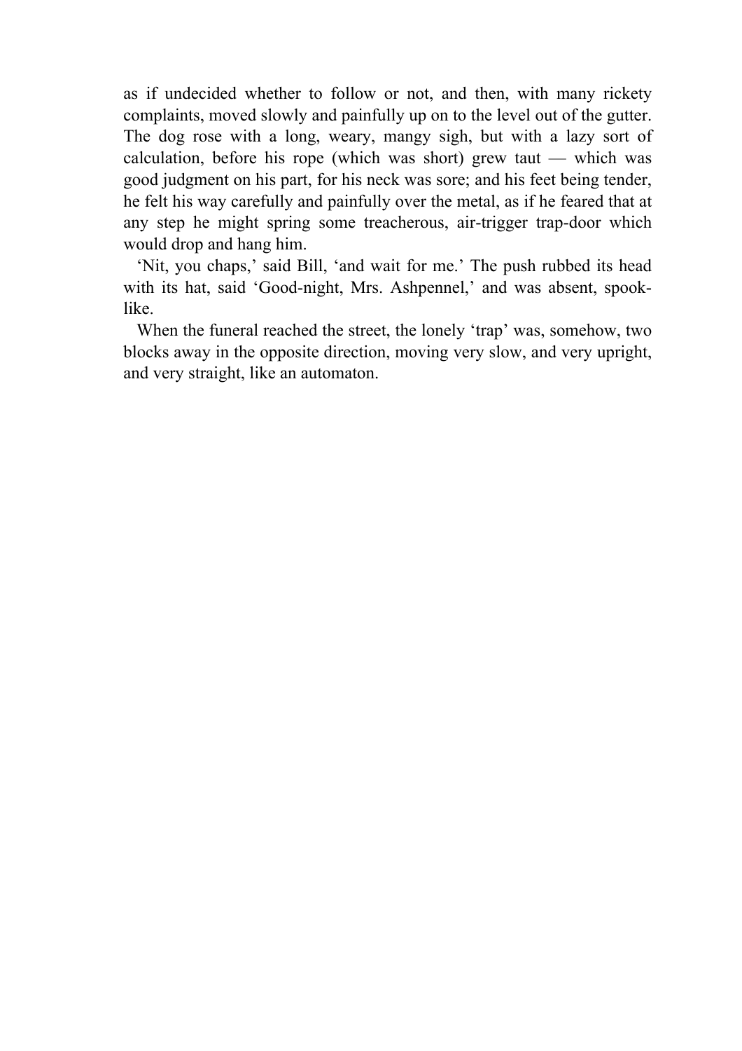as if undecided whether to follow or not, and then, with many rickety complaints, moved slowly and painfully up on to the level out of the gutter. The dog rose with a long, weary, mangy sigh, but with a lazy sort of calculation, before his rope (which was short) grew taut — which was good judgment on his part, for his neck was sore; and his feet being tender, he felt his way carefully and painfully over the metal, as if he feared that at any step he might spring some treacherous, air-trigger trap-door which would drop and hang him.

'Nit, you chaps,' said Bill, 'and wait for me.' The push rubbed its head with its hat, said 'Good-night, Mrs. Ashpennel,' and was absent, spook-like.

When the funeral reached the street, the lonely 'trap' was, somehow, two blocks away in the opposite direction, moving very slow, and very upright, and very straight, like an automaton.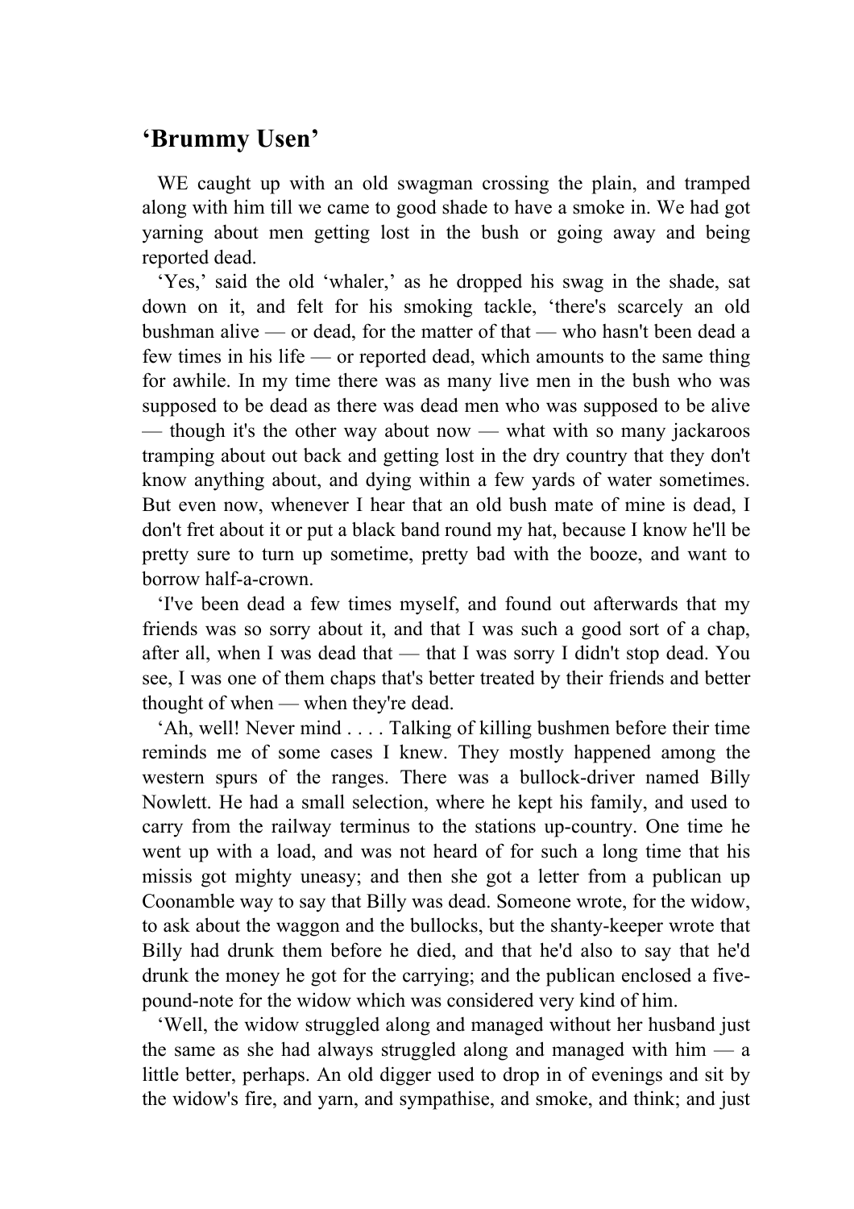## ‘Brummy Usen’

WE caught up with an old swagman crossing the plain, and tramped along with him till we came to good shade to have a smoke in. We had got yarning about men getting lost in the bush or going away and being reported dead.

‘Yes,’ said the old ‘whaler,’ as he dropped his swag in the shade, sat down on it, and felt for his smoking tackle, ‘there's scarcely an old bushman alive — or dead, for the matter of that — who hasn't been dead a few times in his life — or reported dead, which amounts to the same thing for awhile. In my time there was as many live men in the bush who was supposed to be dead as there was dead men who was supposed to be alive — though it's the other way about now — what with so many jackaroos tramping about out back and getting lost in the dry country that they don't know anything about, and dying within a few yards of water sometimes. But even now, whenever I hear that an old bush mate of mine is dead, I don't fret about it or put a black band round my hat, because I know he'll be pretty sure to turn up sometime, pretty bad with the booze, and want to borrow half-a-crown.

‘I've been dead a few times myself, and found out afterwards that my friends was so sorry about it, and that I was such a good sort of a chap, after all, when I was dead that — that I was sorry I didn't stop dead. You see, I was one of them chaps that's better treated by their friends and better thought of when — when they're dead.

‘Ah, well! Never mind . . . . Talking of killing bushmen before their time reminds me of some cases I knew. They mostly happened among the western spurs of the ranges. There was a bullock-driver named Billy Nowlett. He had a small selection, where he kept his family, and used to carry from the railway terminus to the stations up-country. One time he went up with a load, and was not heard of for such a long time that his missis got mighty uneasy; and then she got a letter from a publican up Coonamble way to say that Billy was dead. Someone wrote, for the widow, to ask about the waggon and the bullocks, but the shanty-keeper wrote that Billy had drunk them before he died, and that he'd also to say that he'd drunk the money he got for the carrying; and the publican enclosed a five-pound-note for the widow which was considered very kind of him.

‘Well, the widow struggled along and managed without her husband just the same as she had always struggled along and managed with him — a little better, perhaps. An old digger used to drop in of evenings and sit by the widow's fire, and yarn, and sympathise, and smoke, and think; and just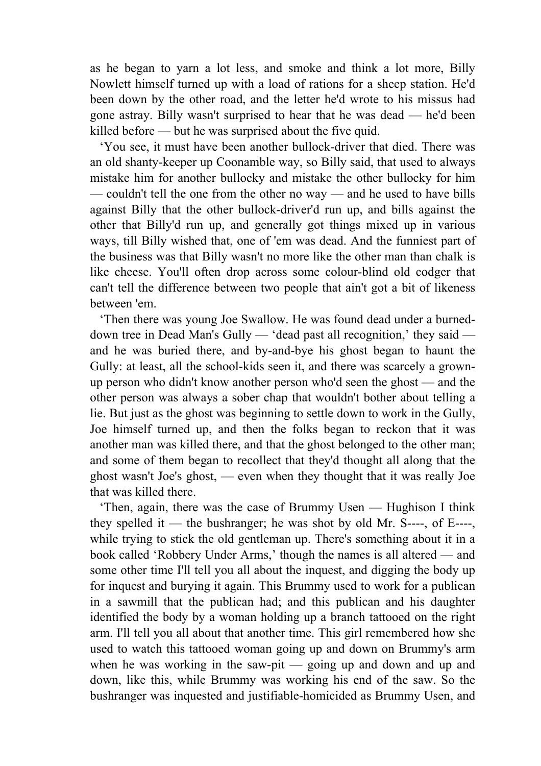as he began to yarn a lot less, and smoke and think a lot more, Billy Nowlett himself turned up with a load of rations for a sheep station. He'd been down by the other road, and the letter he'd wrote to his missus had gone astray. Billy wasn't surprised to hear that he was dead — he'd been killed before — but he was surprised about the five quid.

'You see, it must have been another bullock-driver that died. There was an old shanty-keeper up Coonamble way, so Billy said, that used to always mistake him for another bullocky and mistake the other bullocky for him — couldn't tell the one from the other no way — and he used to have bills against Billy that the other bullock-driver'd run up, and bills against the other that Billy'd run up, and generally got things mixed up in various ways, till Billy wished that, one of 'em was dead. And the funniest part of the business was that Billy wasn't no more like the other man than chalk is like cheese. You'll often drop across some colour-blind old codger that can't tell the difference between two people that ain't got a bit of likeness between 'em.

'Then there was young Joe Swallow. He was found dead under a burned-down tree in Dead Man's Gully — 'dead past all recognition,' they said — and he was buried there, and by-and-bye his ghost began to haunt the Gully: at least, all the school-kids seen it, and there was scarcely a grown-up person who didn't know another person who'd seen the ghost — and the other person was always a sober chap that wouldn't bother about telling a lie. But just as the ghost was beginning to settle down to work in the Gully, Joe himself turned up, and then the folks began to reckon that it was another man was killed there, and that the ghost belonged to the other man; and some of them began to recollect that they'd thought all along that the ghost wasn't Joe's ghost, — even when they thought that it was really Joe that was killed there.

'Then, again, there was the case of Brummy Usen — Hughison I think they spelled it — the bushranger; he was shot by old Mr. S----, of E----, while trying to stick the old gentleman up. There's something about it in a book called 'Robbery Under Arms,' though the names is all altered — and some other time I'll tell you all about the inquest, and digging the body up for inquest and burying it again. This Brummy used to work for a publican in a sawmill that the publican had; and this publican and his daughter identified the body by a woman holding up a branch tattooed on the right arm. I'll tell you all about that another time. This girl remembered how she used to watch this tattooed woman going up and down on Brummy's arm when he was working in the saw-pit — going up and down and up and down, like this, while Brummy was working his end of the saw. So the bushranger was inquested and justifiable-homicided as Brummy Usen, and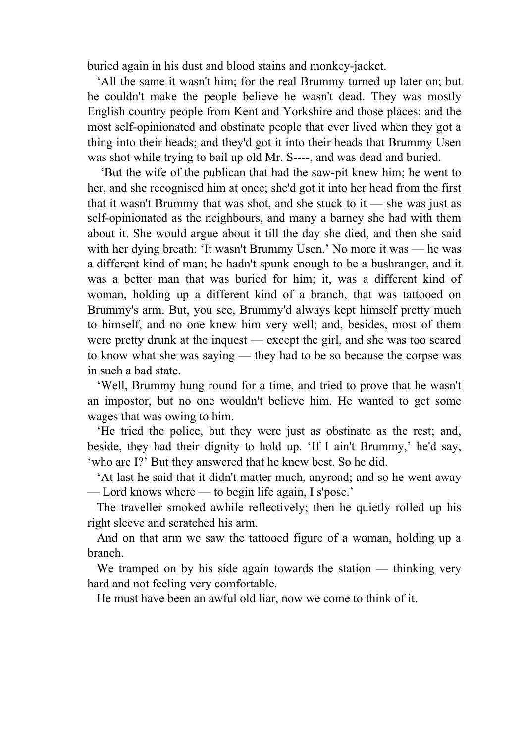buried again in his dust and blood stains and monkey-jacket.

‘All the same it wasn't him; for the real Brummy turned up later on; but he couldn't make the people believe he wasn't dead. They was mostly English country people from Kent and Yorkshire and those places; and the most self-opinionated and obstinate people that ever lived when they got a thing into their heads; and they'd got it into their heads that Brummy Usen was shot while trying to bail up old Mr. S----, and was dead and buried.

‘But the wife of the publican that had the saw-pit knew him; he went to her, and she recognised him at once; she'd got it into her head from the first that it wasn't Brummy that was shot, and she stuck to it — she was just as self-opinionated as the neighbours, and many a barney she had with them about it. She would argue about it till the day she died, and then she said with her dying breath: ‘It wasn't Brummy Usen.’ No more it was — he was a different kind of man; he hadn't spunk enough to be a bushranger, and it was a better man that was buried for him; it, was a different kind of woman, holding up a different kind of a branch, that was tattooed on Brummy's arm. But, you see, Brummy'd always kept himself pretty much to himself, and no one knew him very well; and, besides, most of them were pretty drunk at the inquest — except the girl, and she was too scared to know what she was saying — they had to be so because the corpse was in such a bad state.

‘Well, Brummy hung round for a time, and tried to prove that he wasn't an impostor, but no one wouldn't believe him. He wanted to get some wages that was owing to him.

‘He tried the police, but they were just as obstinate as the rest; and, beside, they had their dignity to hold up. ‘If I ain't Brummy,’ he'd say, ‘who are I?’ But they answered that he knew best. So he did.

‘At last he said that it didn't matter much, anyroad; and so he went away — Lord knows where — to begin life again, I s'pose.’

The traveller smoked awhile reflectively; then he quietly rolled up his right sleeve and scratched his arm.

And on that arm we saw the tattooed figure of a woman, holding up a branch.

We tramped on by his side again towards the station — thinking very hard and not feeling very comfortable.

He must have been an awful old liar, now we come to think of it.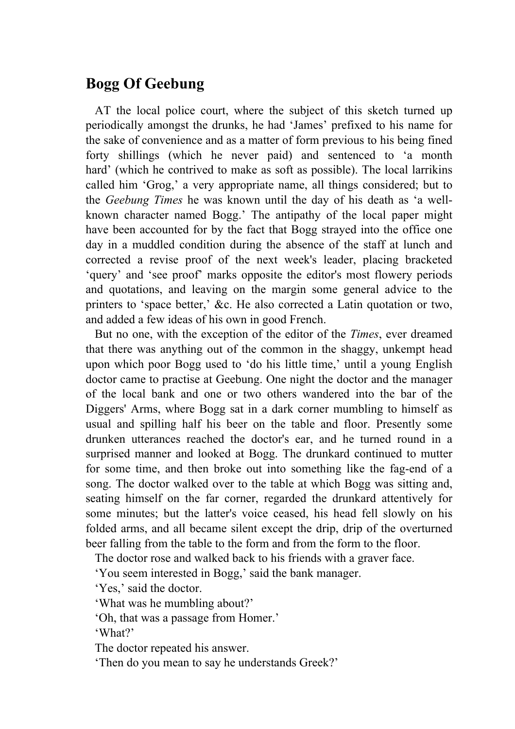## Bogg Of Geebung

AT the local police court, where the subject of this sketch turned up periodically amongst the drunks, he had 'James' prefixed to his name for the sake of convenience and as a matter of form previous to his being fined forty shillings (which he never paid) and sentenced to 'a month hard' (which he contrived to make as soft as possible). The local larrikins called him 'Grog,' a very appropriate name, all things considered; but to the *Geebung Times* he was known until the day of his death as 'a well-known character named Bogg.' The antipathy of the local paper might have been accounted for by the fact that Bogg strayed into the office one day in a muddled condition during the absence of the staff at lunch and corrected a revise proof of the next week's leader, placing bracketed 'query' and 'see proof' marks opposite the editor's most flowery periods and quotations, and leaving on the margin some general advice to the printers to 'space better,' &c. He also corrected a Latin quotation or two, and added a few ideas of his own in good French.

But no one, with the exception of the editor of the *Times*, ever dreamed that there was anything out of the common in the shaggy, unkempt head upon which poor Bogg used to 'do his little time,' until a young English doctor came to practise at Geebung. One night the doctor and the manager of the local bank and one or two others wandered into the bar of the Diggers' Arms, where Bogg sat in a dark corner mumbling to himself as usual and spilling half his beer on the table and floor. Presently some drunken utterances reached the doctor's ear, and he turned round in a surprised manner and looked at Bogg. The drunkard continued to mutter for some time, and then broke out into something like the fag-end of a song. The doctor walked over to the table at which Bogg was sitting and, seating himself on the far corner, regarded the drunkard attentively for some minutes; but the latter's voice ceased, his head fell slowly on his folded arms, and all became silent except the drip, drip of the overturned beer falling from the table to the form and from the form to the floor.

The doctor rose and walked back to his friends with a graver face.

'You seem interested in Bogg,' said the bank manager.

'Yes,' said the doctor.

'What was he mumbling about?'

'Oh, that was a passage from Homer.'

'What?'

The doctor repeated his answer.

'Then do you mean to say he understands Greek?'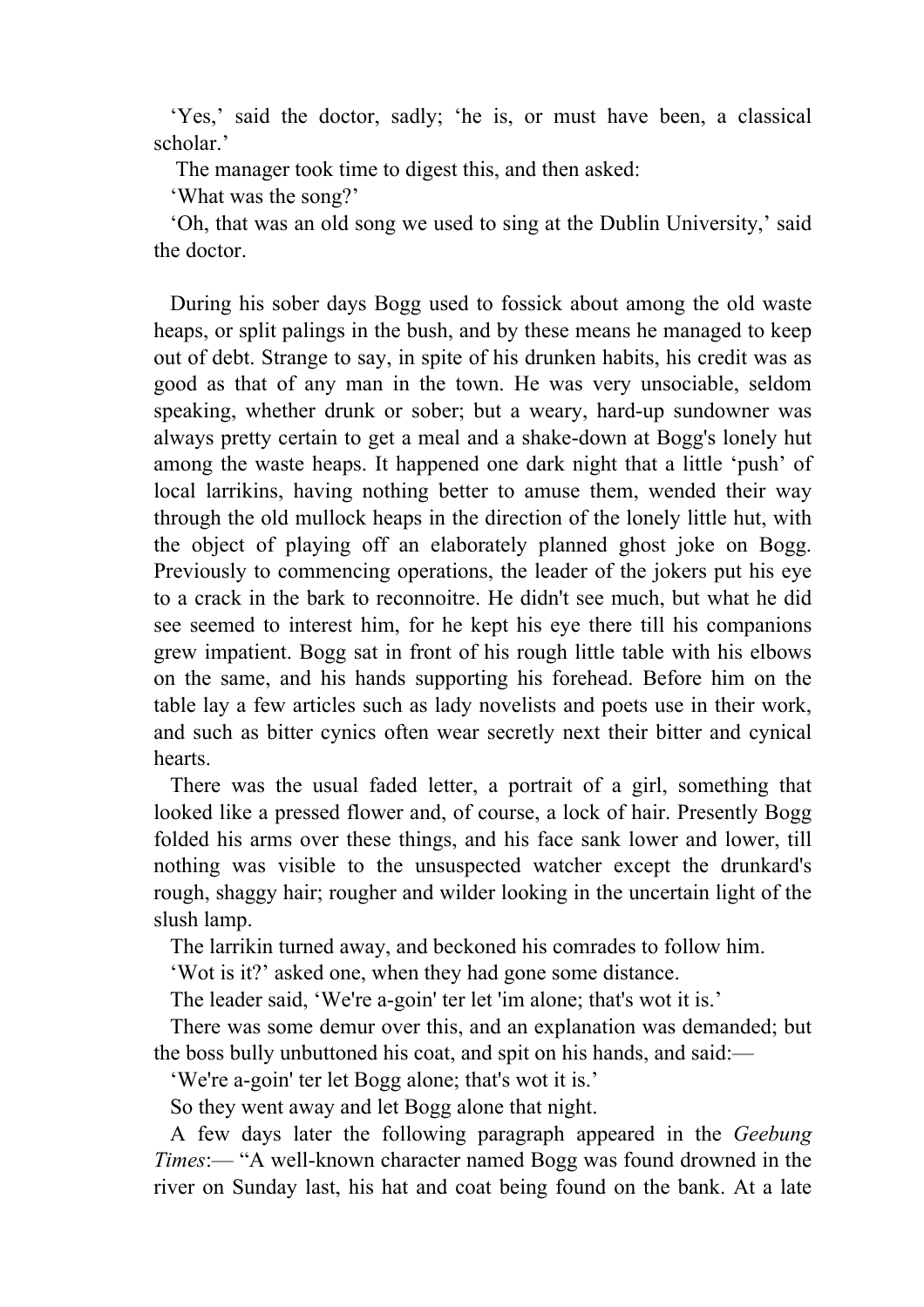‘Yes,’ said the doctor, sadly; ‘he is, or must have been, a classical scholar.’

The manager took time to digest this, and then asked:

‘What was the song?’

‘Oh, that was an old song we used to sing at the Dublin University,’ said the doctor.

During his sober days Bogg used to fossick about among the old waste heaps, or split palings in the bush, and by these means he managed to keep out of debt. Strange to say, in spite of his drunken habits, his credit was as good as that of any man in the town. He was very unsociable, seldom speaking, whether drunk or sober; but a weary, hard-up sundowner was always pretty certain to get a meal and a shake-down at Bogg's lonely hut among the waste heaps. It happened one dark night that a little ‘push’ of local larrikins, having nothing better to amuse them, wended their way through the old mullock heaps in the direction of the lonely little hut, with the object of playing off an elaborately planned ghost joke on Bogg. Previously to commencing operations, the leader of the jokers put his eye to a crack in the bark to reconnoitre. He didn't see much, but what he did see seemed to interest him, for he kept his eye there till his companions grew impatient. Bogg sat in front of his rough little table with his elbows on the same, and his hands supporting his forehead. Before him on the table lay a few articles such as lady novelists and poets use in their work, and such as bitter cynics often wear secretly next their bitter and cynical hearts.

There was the usual faded letter, a portrait of a girl, something that looked like a pressed flower and, of course, a lock of hair. Presently Bogg folded his arms over these things, and his face sank lower and lower, till nothing was visible to the unsuspected watcher except the drunkard's rough, shaggy hair; rougher and wilder looking in the uncertain light of the slush lamp.

The larrikin turned away, and beckoned his comrades to follow him.

‘Wot is it?’ asked one, when they had gone some distance.

The leader said, ‘We're a-goin' ter let 'im alone; that's wot it is.’

There was some demur over this, and an explanation was demanded; but the boss bully unbuttoned his coat, and spit on his hands, and said:—

‘We're a-goin' ter let Bogg alone; that's wot it is.’

So they went away and let Bogg alone that night.

A few days later the following paragraph appeared in the *Geebung Times*:— “A well-known character named Bogg was found drowned in the river on Sunday last, his hat and coat being found on the bank. At a late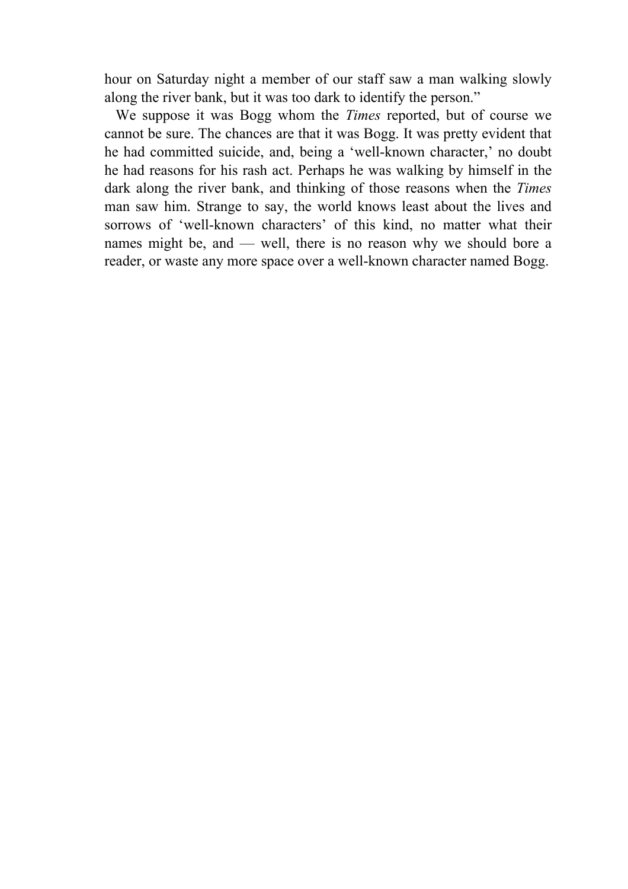hour on Saturday night a member of our staff saw a man walking slowly along the river bank, but it was too dark to identify the person."

We suppose it was Bogg whom the *Times* reported, but of course we cannot be sure. The chances are that it was Bogg. It was pretty evident that he had committed suicide, and, being a 'well-known character,' no doubt he had reasons for his rash act. Perhaps he was walking by himself in the dark along the river bank, and thinking of those reasons when the *Times* man saw him. Strange to say, the world knows least about the lives and sorrows of 'well-known characters' of this kind, no matter what their names might be, and — well, there is no reason why we should bore a reader, or waste any more space over a well-known character named Bogg.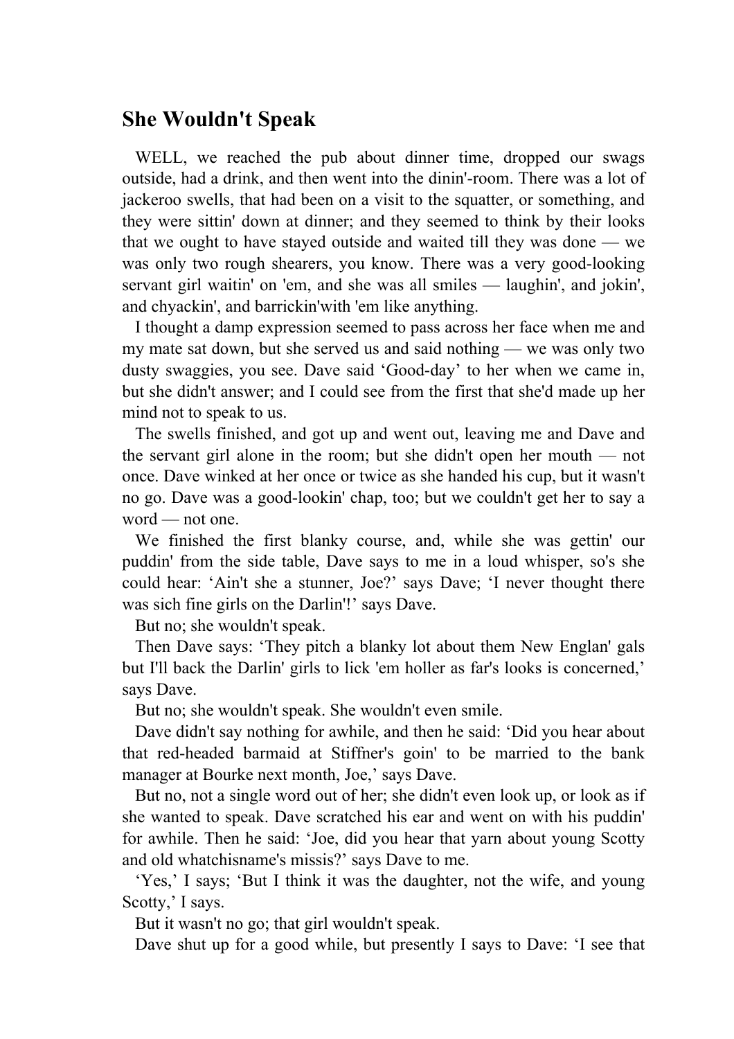## She Wouldn't Speak

WELL, we reached the pub about dinner time, dropped our swags outside, had a drink, and then went into the dinin'-room. There was a lot of jackeroo swells, that had been on a visit to the squatter, or something, and they were sittin' down at dinner; and they seemed to think by their looks that we ought to have stayed outside and waited till they was done — we was only two rough shearers, you know. There was a very good-looking servant girl waitin' on 'em, and she was all smiles — laughin', and jokin', and chyackin', and barrickin'with 'em like anything.

I thought a damp expression seemed to pass across her face when me and my mate sat down, but she served us and said nothing — we was only two dusty swaggies, you see. Dave said 'Good-day' to her when we came in, but she didn't answer; and I could see from the first that she'd made up her mind not to speak to us.

The swells finished, and got up and went out, leaving me and Dave and the servant girl alone in the room; but she didn't open her mouth — not once. Dave winked at her once or twice as she handed his cup, but it wasn't no go. Dave was a good-lookin' chap, too; but we couldn't get her to say a word — not one.

We finished the first blanky course, and, while she was gettin' our puddin' from the side table, Dave says to me in a loud whisper, so's she could hear: 'Ain't she a stunner, Joe?' says Dave; 'I never thought there was sich fine girls on the Darlin'!' says Dave.

But no; she wouldn't speak.

Then Dave says: 'They pitch a blanky lot about them New Englan' gals but I'll back the Darlin' girls to lick 'em holler as far's looks is concerned,' says Dave.

But no; she wouldn't speak. She wouldn't even smile.

Dave didn't say nothing for awhile, and then he said: 'Did you hear about that red-headed barmaid at Stiffner's goin' to be married to the bank manager at Bourke next month, Joe,' says Dave.

But no, not a single word out of her; she didn't even look up, or look as if she wanted to speak. Dave scratched his ear and went on with his puddin' for awhile. Then he said: 'Joe, did you hear that yarn about young Scotty and old whatchisname's missis?' says Dave to me.

'Yes,' I says; 'But I think it was the daughter, not the wife, and young Scotty,' I says.

But it wasn't no go; that girl wouldn't speak.

Dave shut up for a good while, but presently I says to Dave: 'I see that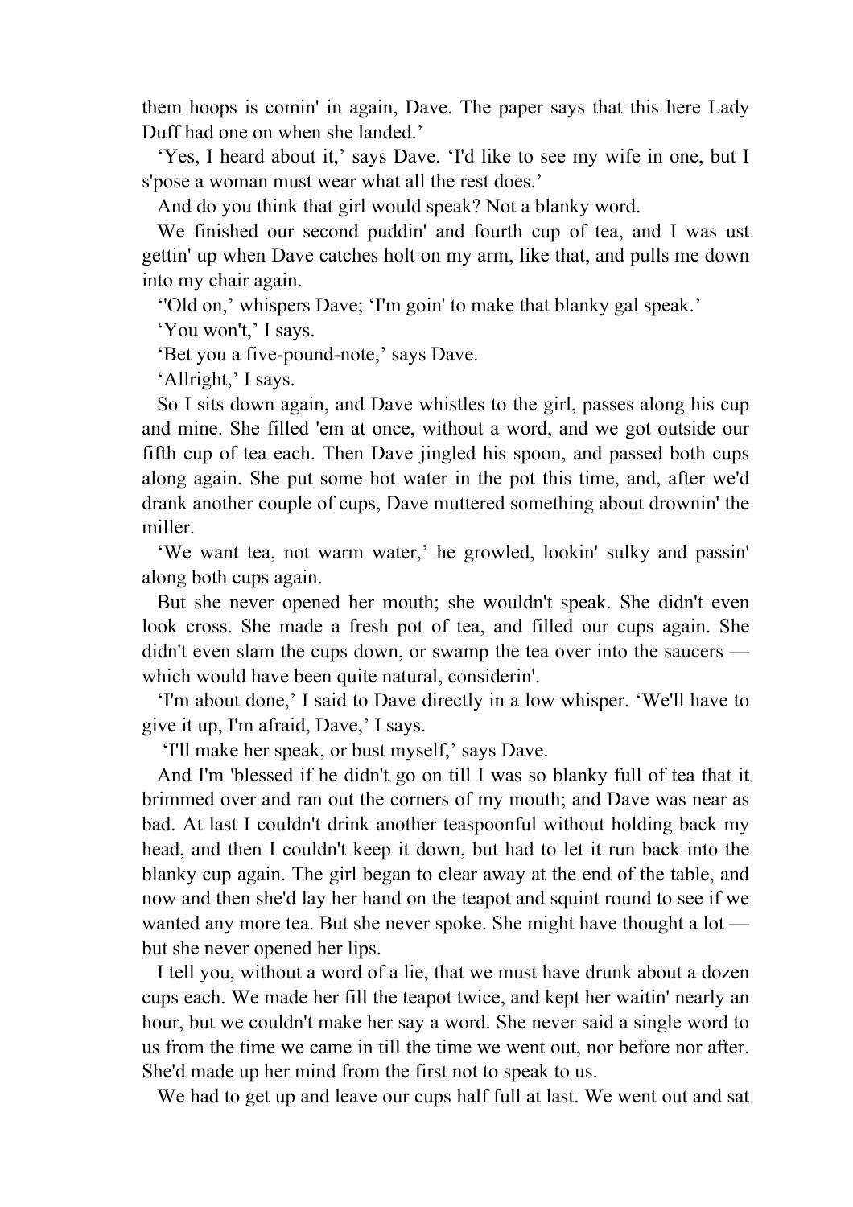them hoops is comin' in again, Dave. The paper says that this here Lady Duff had one on when she landed.'

'Yes, I heard about it,' says Dave. 'I'd like to see my wife in one, but I s'pose a woman must wear what all the rest does.'

And do you think that girl would speak? Not a blanky word.

We finished our second puddin' and fourth cup of tea, and I was ust gettin' up when Dave catches holt on my arm, like that, and pulls me down into my chair again.

''Old on,' whispers Dave; 'I'm goin' to make that blanky gal speak.'

'You won't,' I says.

'Bet you a five-pound-note,' says Dave.

'Allright,' I says.

So I sits down again, and Dave whistles to the girl, passes along his cup and mine. She filled 'em at once, without a word, and we got outside our fifth cup of tea each. Then Dave jingled his spoon, and passed both cups along again. She put some hot water in the pot this time, and, after we'd drank another couple of cups, Dave muttered something about drownin' the miller.

'We want tea, not warm water,' he growled, lookin' sulky and passin' along both cups again.

But she never opened her mouth; she wouldn't speak. She didn't even look cross. She made a fresh pot of tea, and filled our cups again. She didn't even slam the cups down, or swamp the tea over into the saucers — which would have been quite natural, considerin'.

'I'm about done,' I said to Dave directly in a low whisper. 'We'll have to give it up, I'm afraid, Dave,' I says.

'I'll make her speak, or bust myself,' says Dave.

And I'm 'blessed if he didn't go on till I was so blanky full of tea that it brimmed over and ran out the corners of my mouth; and Dave was near as bad. At last I couldn't drink another teaspoonful without holding back my head, and then I couldn't keep it down, but had to let it run back into the blanky cup again. The girl began to clear away at the end of the table, and now and then she'd lay her hand on the teapot and squint round to see if we wanted any more tea. But she never spoke. She might have thought a lot — but she never opened her lips.

I tell you, without a word of a lie, that we must have drunk about a dozen cups each. We made her fill the teapot twice, and kept her waitin' nearly an hour, but we couldn't make her say a word. She never said a single word to us from the time we came in till the time we went out, nor before nor after. She'd made up her mind from the first not to speak to us.

We had to get up and leave our cups half full at last. We went out and sat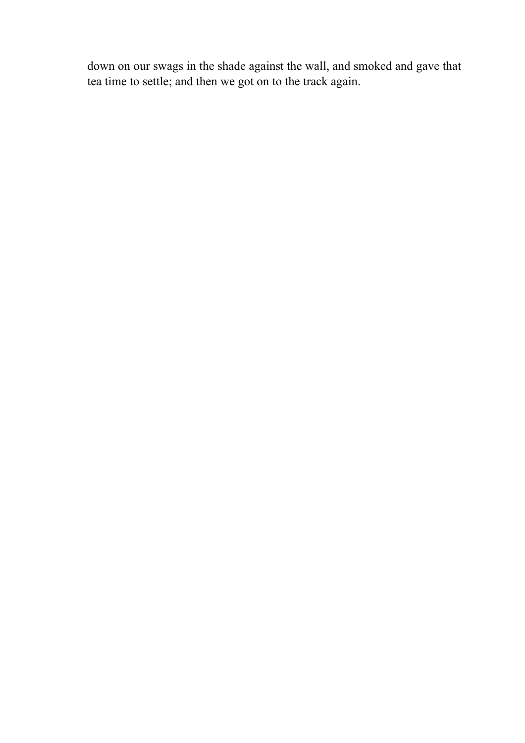down on our swags in the shade against the wall, and smoked and gave that tea time to settle; and then we got on to the track again.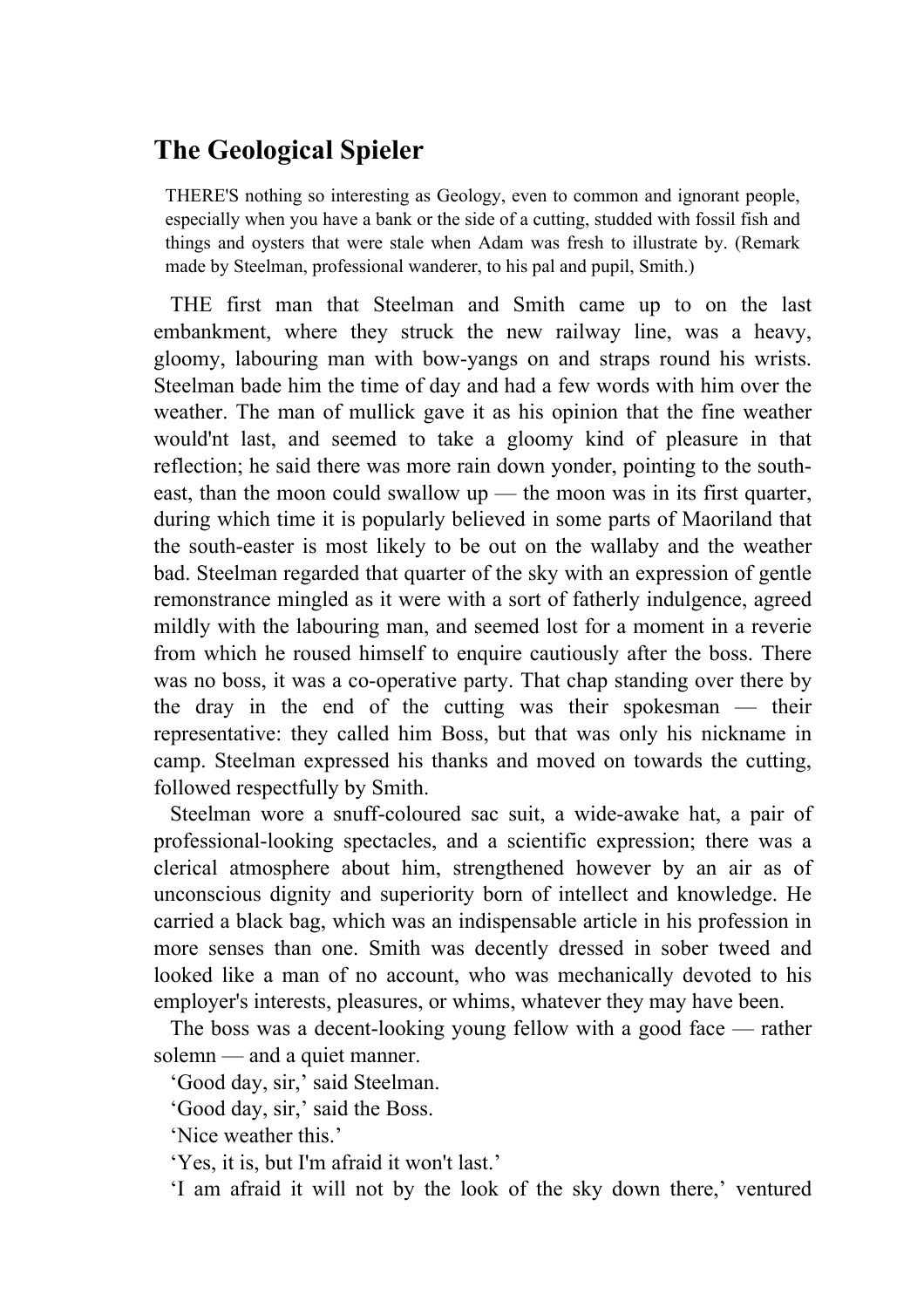# The Geological Spieler

> THERE'S nothing so interesting as Geology, even to common and ignorant people, especially when you have a bank or the side of a cutting, studded with fossil fish and things and oysters that were stale when Adam was fresh to illustrate by. (Remark made by Steelman, professional wanderer, to his pal and pupil, Smith.)

THE first man that Steelman and Smith came up to on the last embankment, where they struck the new railway line, was a heavy, gloomy, labouring man with bow-yangs on and straps round his wrists. Steelman bade him the time of day and had a few words with him over the weather. The man of mullick gave it as his opinion that the fine weather would'nt last, and seemed to take a gloomy kind of pleasure in that reflection; he said there was more rain down yonder, pointing to the south-east, than the moon could swallow up — the moon was in its first quarter, during which time it is popularly believed in some parts of Maoriland that the south-easter is most likely to be out on the wallaby and the weather bad. Steelman regarded that quarter of the sky with an expression of gentle remonstrance mingled as it were with a sort of fatherly indulgence, agreed mildly with the labouring man, and seemed lost for a moment in a reverie from which he roused himself to enquire cautiously after the boss. There was no boss, it was a co-operative party. That chap standing over there by the dray in the end of the cutting was their spokesman — their representative: they called him Boss, but that was only his nickname in camp. Steelman expressed his thanks and moved on towards the cutting, followed respectfully by Smith.

Steelman wore a snuff-coloured sac suit, a wide-awake hat, a pair of professional-looking spectacles, and a scientific expression; there was a clerical atmosphere about him, strengthened however by an air as of unconscious dignity and superiority born of intellect and knowledge. He carried a black bag, which was an indispensable article in his profession in more senses than one. Smith was decently dressed in sober tweed and looked like a man of no account, who was mechanically devoted to his employer's interests, pleasures, or whims, whatever they may have been.

The boss was a decent-looking young fellow with a good face — rather solemn — and a quiet manner.

'Good day, sir,' said Steelman.

'Good day, sir,' said the Boss.

'Nice weather this.'

'Yes, it is, but I'm afraid it won't last.'

'I am afraid it will not by the look of the sky down there,' ventured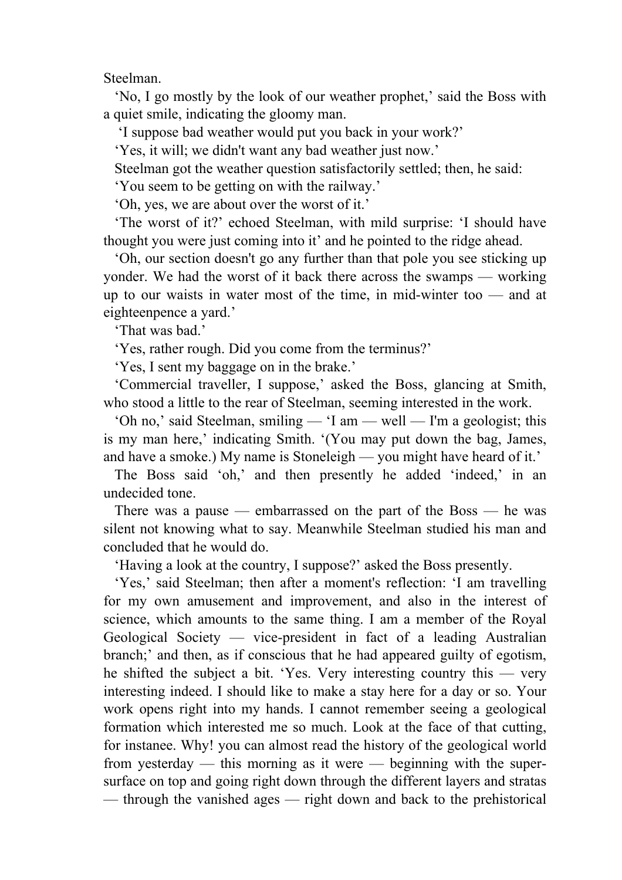Steelman.

‘No, I go mostly by the look of our weather prophet,’ said the Boss with a quiet smile, indicating the gloomy man.

‘I suppose bad weather would put you back in your work?’

‘Yes, it will; we didn't want any bad weather just now.’

Steelman got the weather question satisfactorily settled; then, he said:

‘You seem to be getting on with the railway.’

‘Oh, yes, we are about over the worst of it.’

‘The worst of it?’ echoed Steelman, with mild surprise: ‘I should have thought you were just coming into it’ and he pointed to the ridge ahead.

‘Oh, our section doesn't go any further than that pole you see sticking up yonder. We had the worst of it back there across the swamps — working up to our waists in water most of the time, in mid-winter too — and at eighteenpence a yard.’

‘That was bad.’

‘Yes, rather rough. Did you come from the terminus?’

‘Yes, I sent my baggage on in the brake.’

‘Commercial traveller, I suppose,’ asked the Boss, glancing at Smith, who stood a little to the rear of Steelman, seeming interested in the work.

‘Oh no,’ said Steelman, smiling — ‘I am — well — I'm a geologist; this is my man here,’ indicating Smith. ‘(You may put down the bag, James, and have a smoke.) My name is Stoneleigh — you might have heard of it.’

The Boss said ‘oh,’ and then presently he added ‘indeed,’ in an undecided tone.

There was a pause — embarrassed on the part of the Boss — he was silent not knowing what to say. Meanwhile Steelman studied his man and concluded that he would do.

‘Having a look at the country, I suppose?’ asked the Boss presently.

‘Yes,’ said Steelman; then after a moment's reflection: ‘I am travelling for my own amusement and improvement, and also in the interest of science, which amounts to the same thing. I am a member of the Royal Geological Society — vice-president in fact of a leading Australian branch;’ and then, as if conscious that he had appeared guilty of egotism, he shifted the subject a bit. ‘Yes. Very interesting country this — very interesting indeed. I should like to make a stay here for a day or so. Your work opens right into my hands. I cannot remember seeing a geological formation which interested me so much. Look at the face of that cutting, for instanee. Why! you can almost read the history of the geological world from yesterday — this morning as it were — beginning with the super-surface on top and going right down through the different layers and stratas — through the vanished ages — right down and back to the prehistorical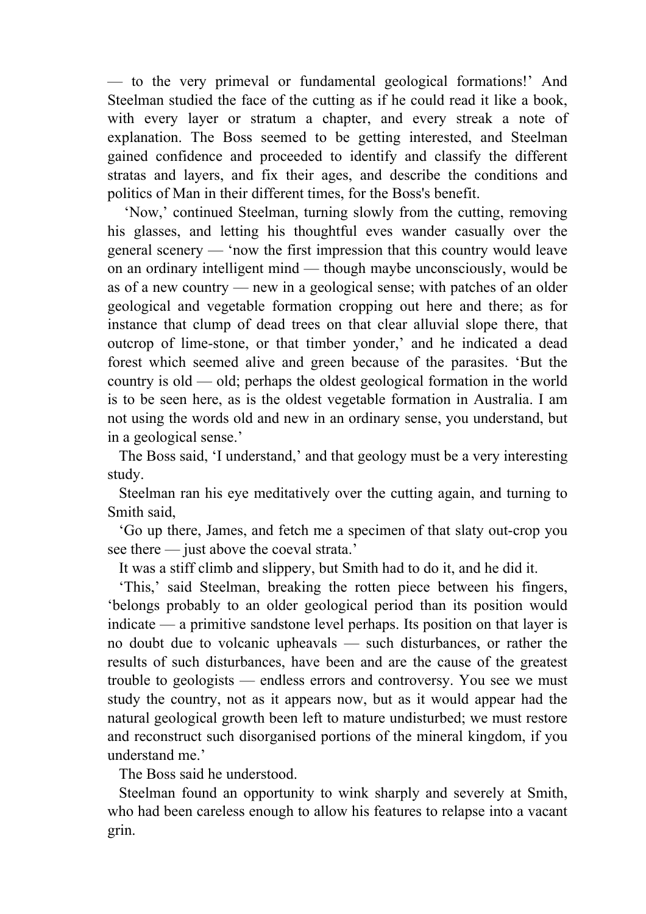— to the very primeval or fundamental geological formations!' And Steelman studied the face of the cutting as if he could read it like a book, with every layer or stratum a chapter, and every streak a note of explanation. The Boss seemed to be getting interested, and Steelman gained confidence and proceeded to identify and classify the different stratas and layers, and fix their ages, and describe the conditions and politics of Man in their different times, for the Boss's benefit.

'Now,' continued Steelman, turning slowly from the cutting, removing his glasses, and letting his thoughtful eves wander casually over the general scenery — 'now the first impression that this country would leave on an ordinary intelligent mind — though maybe unconsciously, would be as of a new country — new in a geological sense; with patches of an older geological and vegetable formation cropping out here and there; as for instance that clump of dead trees on that clear alluvial slope there, that outcrop of lime-stone, or that timber yonder,' and he indicated a dead forest which seemed alive and green because of the parasites. 'But the country is old — old; perhaps the oldest geological formation in the world is to be seen here, as is the oldest vegetable formation in Australia. I am not using the words old and new in an ordinary sense, you understand, but in a geological sense.'

The Boss said, 'I understand,' and that geology must be a very interesting study.

Steelman ran his eye meditatively over the cutting again, and turning to Smith said,

'Go up there, James, and fetch me a specimen of that slaty out-crop you see there — just above the coeval strata.'

It was a stiff climb and slippery, but Smith had to do it, and he did it.

'This,' said Steelman, breaking the rotten piece between his fingers, 'belongs probably to an older geological period than its position would indicate — a primitive sandstone level perhaps. Its position on that layer is no doubt due to volcanic upheavals — such disturbances, or rather the results of such disturbances, have been and are the cause of the greatest trouble to geologists — endless errors and controversy. You see we must study the country, not as it appears now, but as it would appear had the natural geological growth been left to mature undisturbed; we must restore and reconstruct such disorganised portions of the mineral kingdom, if you understand me.'

The Boss said he understood.

Steelman found an opportunity to wink sharply and severely at Smith, who had been careless enough to allow his features to relapse into a vacant grin.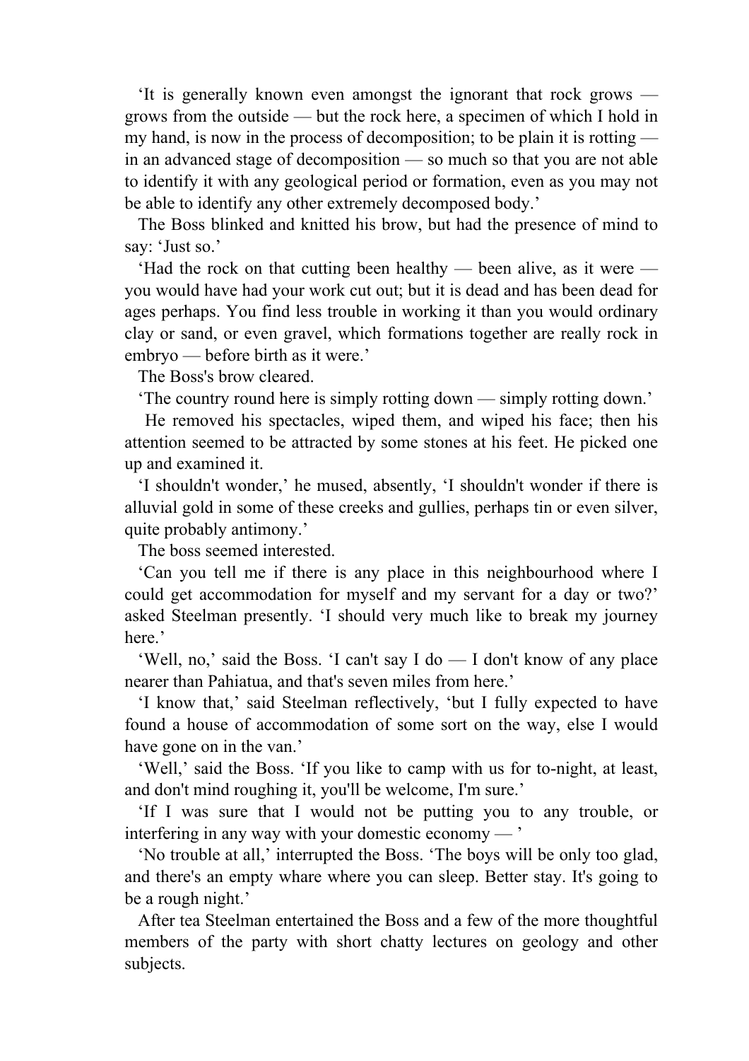'It is generally known even amongst the ignorant that rock grows — grows from the outside — but the rock here, a specimen of which I hold in my hand, is now in the process of decomposition; to be plain it is rotting — in an advanced stage of decomposition — so much so that you are not able to identify it with any geological period or formation, even as you may not be able to identify any other extremely decomposed body.'

The Boss blinked and knitted his brow, but had the presence of mind to say: 'Just so.'

'Had the rock on that cutting been healthy — been alive, as it were — you would have had your work cut out; but it is dead and has been dead for ages perhaps. You find less trouble in working it than you would ordinary clay or sand, or even gravel, which formations together are really rock in embryo — before birth as it were.'

The Boss's brow cleared.

'The country round here is simply rotting down — simply rotting down.'

He removed his spectacles, wiped them, and wiped his face; then his attention seemed to be attracted by some stones at his feet. He picked one up and examined it.

'I shouldn't wonder,' he mused, absently, 'I shouldn't wonder if there is alluvial gold in some of these creeks and gullies, perhaps tin or even silver, quite probably antimony.'

The boss seemed interested.

'Can you tell me if there is any place in this neighbourhood where I could get accommodation for myself and my servant for a day or two?' asked Steelman presently. 'I should very much like to break my journey here.'

'Well, no,' said the Boss. 'I can't say I do — I don't know of any place nearer than Pahiatua, and that's seven miles from here.'

'I know that,' said Steelman reflectively, 'but I fully expected to have found a house of accommodation of some sort on the way, else I would have gone on in the van.'

'Well,' said the Boss. 'If you like to camp with us for to-night, at least, and don't mind roughing it, you'll be welcome, I'm sure.'

'If I was sure that I would not be putting you to any trouble, or interfering in any way with your domestic economy — '

'No trouble at all,' interrupted the Boss. 'The boys will be only too glad, and there's an empty whare where you can sleep. Better stay. It's going to be a rough night.'

After tea Steelman entertained the Boss and a few of the more thoughtful members of the party with short chatty lectures on geology and other subjects.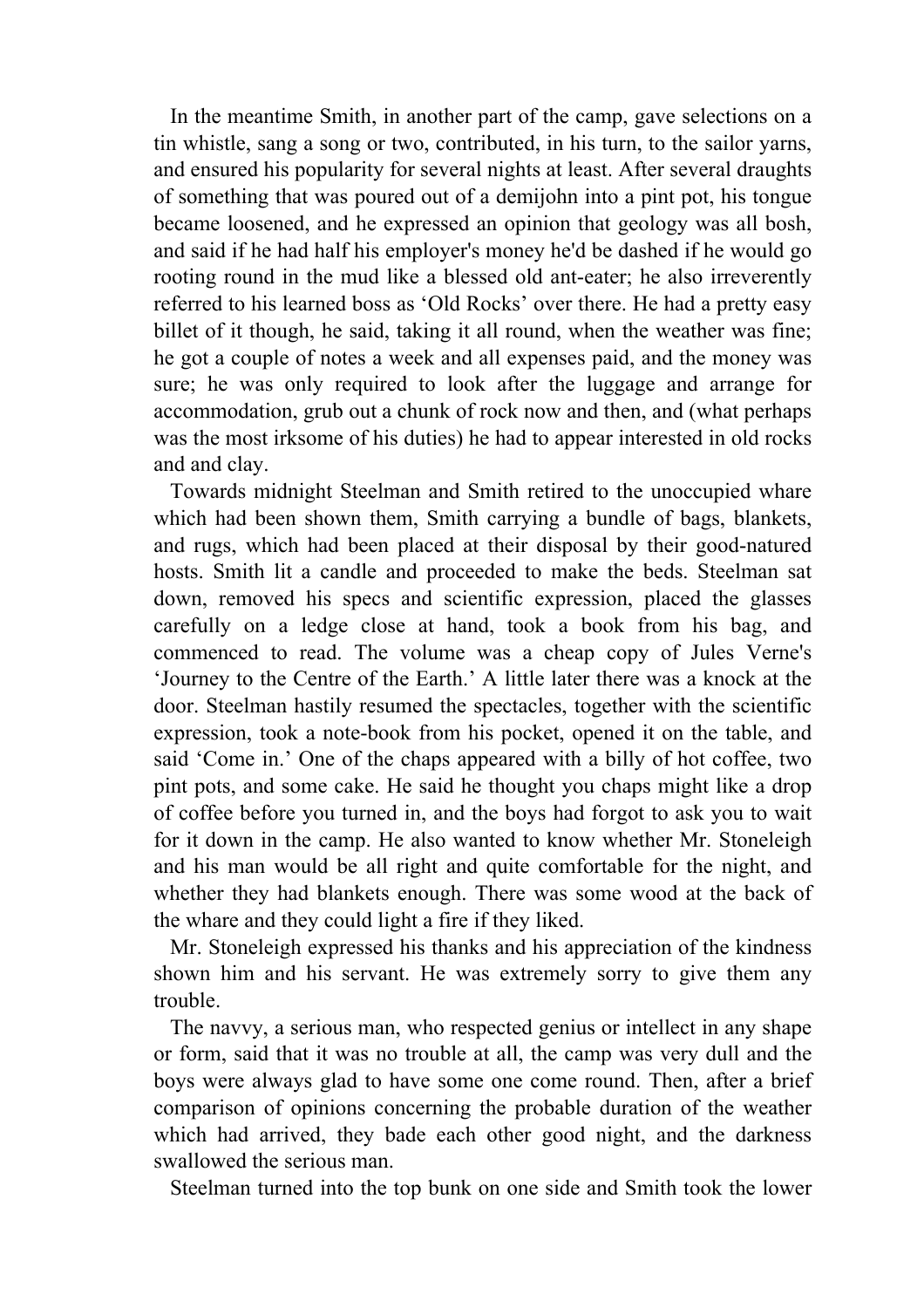In the meantime Smith, in another part of the camp, gave selections on a tin whistle, sang a song or two, contributed, in his turn, to the sailor yarns, and ensured his popularity for several nights at least. After several draughts of something that was poured out of a demijohn into a pint pot, his tongue became loosened, and he expressed an opinion that geology was all bosh, and said if he had half his employer's money he'd be dashed if he would go rooting round in the mud like a blessed old ant-eater; he also irreverently referred to his learned boss as 'Old Rocks' over there. He had a pretty easy billet of it though, he said, taking it all round, when the weather was fine; he got a couple of notes a week and all expenses paid, and the money was sure; he was only required to look after the luggage and arrange for accommodation, grub out a chunk of rock now and then, and (what perhaps was the most irksome of his duties) he had to appear interested in old rocks and and clay.

Towards midnight Steelman and Smith retired to the unoccupied whare which had been shown them, Smith carrying a bundle of bags, blankets, and rugs, which had been placed at their disposal by their good-natured hosts. Smith lit a candle and proceeded to make the beds. Steelman sat down, removed his specs and scientific expression, placed the glasses carefully on a ledge close at hand, took a book from his bag, and commenced to read. The volume was a cheap copy of Jules Verne's 'Journey to the Centre of the Earth.' A little later there was a knock at the door. Steelman hastily resumed the spectacles, together with the scientific expression, took a note-book from his pocket, opened it on the table, and said 'Come in.' One of the chaps appeared with a billy of hot coffee, two pint pots, and some cake. He said he thought you chaps might like a drop of coffee before you turned in, and the boys had forgot to ask you to wait for it down in the camp. He also wanted to know whether Mr. Stoneleigh and his man would be all right and quite comfortable for the night, and whether they had blankets enough. There was some wood at the back of the whare and they could light a fire if they liked.

Mr. Stoneleigh expressed his thanks and his appreciation of the kindness shown him and his servant. He was extremely sorry to give them any trouble.

The navvy, a serious man, who respected genius or intellect in any shape or form, said that it was no trouble at all, the camp was very dull and the boys were always glad to have some one come round. Then, after a brief comparison of opinions concerning the probable duration of the weather which had arrived, they bade each other good night, and the darkness swallowed the serious man.

Steelman turned into the top bunk on one side and Smith took the lower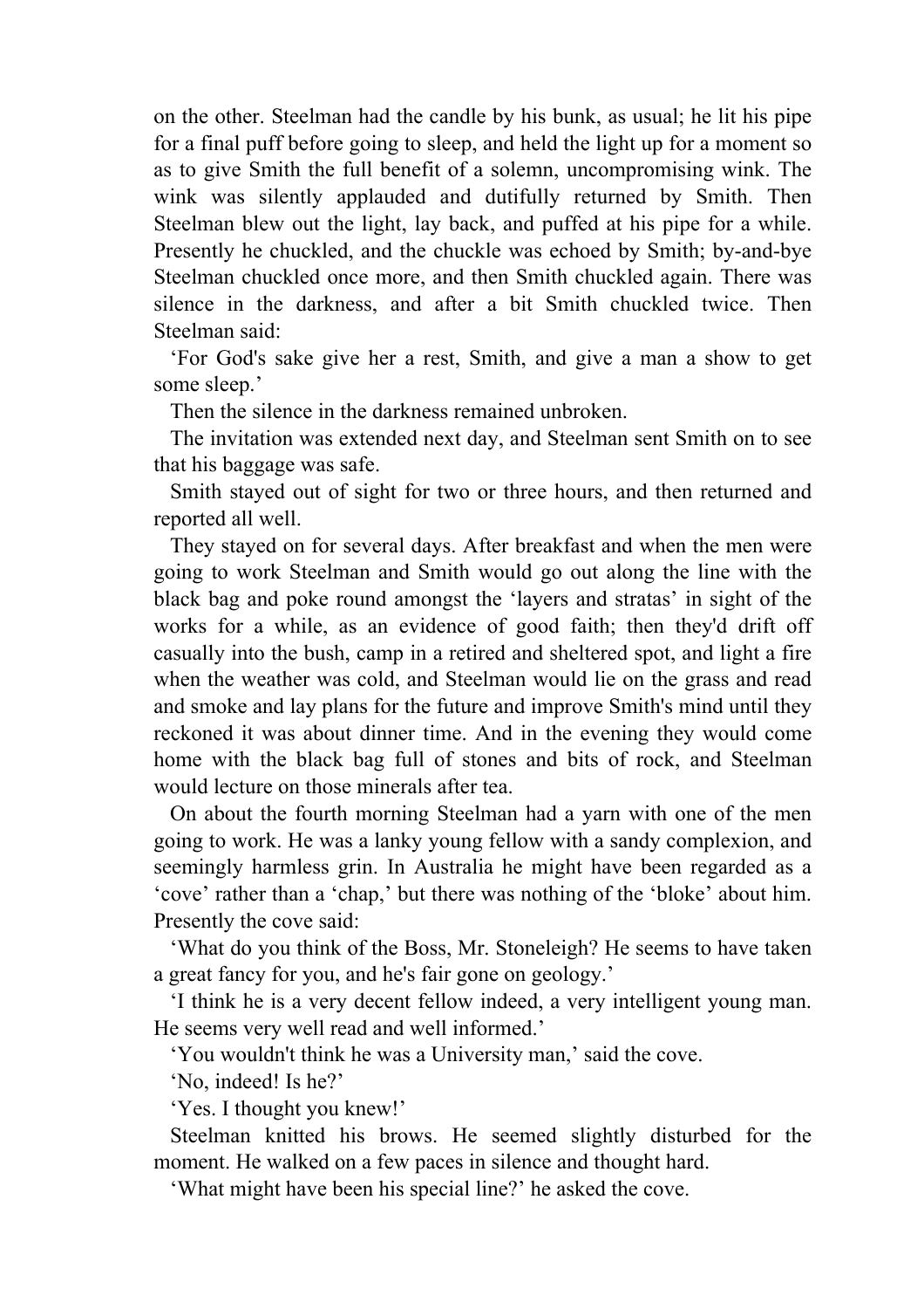on the other. Steelman had the candle by his bunk, as usual; he lit his pipe for a final puff before going to sleep, and held the light up for a moment so as to give Smith the full benefit of a solemn, uncompromising wink. The wink was silently applauded and dutifully returned by Smith. Then Steelman blew out the light, lay back, and puffed at his pipe for a while. Presently he chuckled, and the chuckle was echoed by Smith; by-and-bye Steelman chuckled once more, and then Smith chuckled again. There was silence in the darkness, and after a bit Smith chuckled twice. Then Steelman said:

'For God's sake give her a rest, Smith, and give a man a show to get some sleep.'

Then the silence in the darkness remained unbroken.

The invitation was extended next day, and Steelman sent Smith on to see that his baggage was safe.

Smith stayed out of sight for two or three hours, and then returned and reported all well.

They stayed on for several days. After breakfast and when the men were going to work Steelman and Smith would go out along the line with the black bag and poke round amongst the 'layers and stratas' in sight of the works for a while, as an evidence of good faith; then they'd drift off casually into the bush, camp in a retired and sheltered spot, and light a fire when the weather was cold, and Steelman would lie on the grass and read and smoke and lay plans for the future and improve Smith's mind until they reckoned it was about dinner time. And in the evening they would come home with the black bag full of stones and bits of rock, and Steelman would lecture on those minerals after tea.

On about the fourth morning Steelman had a yarn with one of the men going to work. He was a lanky young fellow with a sandy complexion, and seemingly harmless grin. In Australia he might have been regarded as a 'cove' rather than a 'chap,' but there was nothing of the 'bloke' about him. Presently the cove said:

'What do you think of the Boss, Mr. Stoneleigh? He seems to have taken a great fancy for you, and he's fair gone on geology.'

'I think he is a very decent fellow indeed, a very intelligent young man. He seems very well read and well informed.'

'You wouldn't think he was a University man,' said the cove.

'No, indeed! Is he?'

'Yes. I thought you knew!'

Steelman knitted his brows. He seemed slightly disturbed for the moment. He walked on a few paces in silence and thought hard.

'What might have been his special line?' he asked the cove.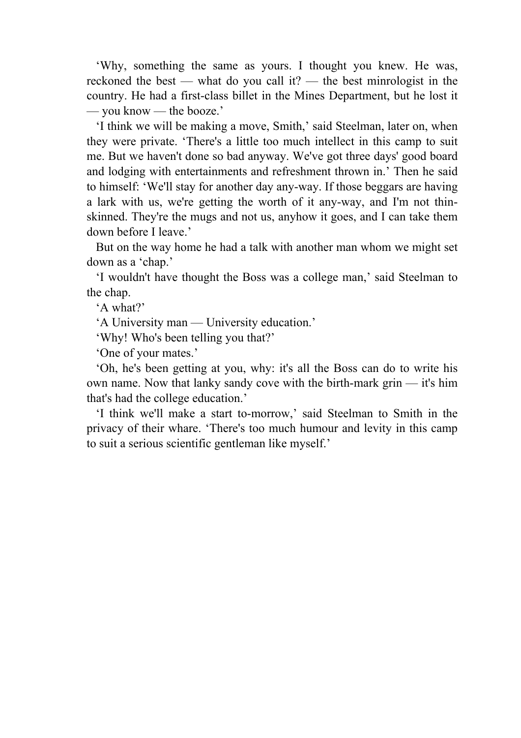‘Why, something the same as yours. I thought you knew. He was, reckoned the best — what do you call it? — the best minrologist in the country. He had a first-class billet in the Mines Department, but he lost it — you know — the booze.’

‘I think we will be making a move, Smith,’ said Steelman, later on, when they were private. ‘There's a little too much intellect in this camp to suit me. But we haven't done so bad anyway. We've got three days' good board and lodging with entertainments and refreshment thrown in.’ Then he said to himself: ‘We'll stay for another day any-way. If those beggars are having a lark with us, we're getting the worth of it any-way, and I'm not thin-skinned. They're the mugs and not us, anyhow it goes, and I can take them down before I leave.’

But on the way home he had a talk with another man whom we might set down as a ‘chap.’

‘I wouldn't have thought the Boss was a college man,’ said Steelman to the chap.

‘A what?’

‘A University man — University education.’

‘Why! Who's been telling you that?’

‘One of your mates.’

‘Oh, he's been getting at you, why: it's all the Boss can do to write his own name. Now that lanky sandy cove with the birth-mark grin — it's him that's had the college education.’

‘I think we'll make a start to-morrow,’ said Steelman to Smith in the privacy of their whare. ‘There's too much humour and levity in this camp to suit a serious scientific gentleman like myself.’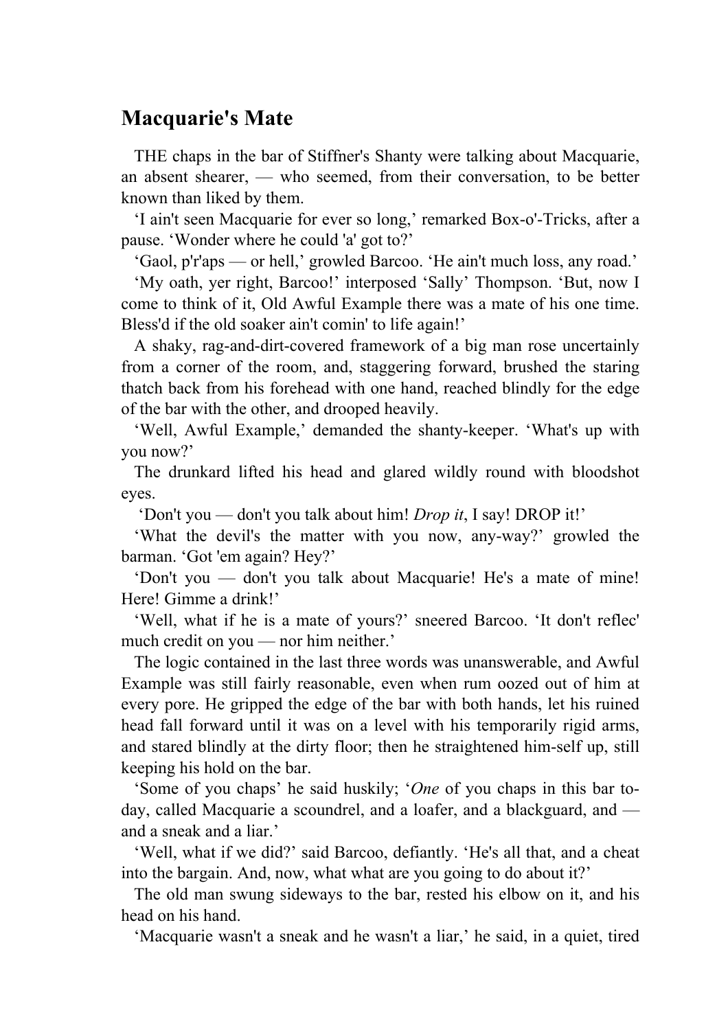## Macquarie's Mate

THE chaps in the bar of Stiffner's Shanty were talking about Macquarie, an absent shearer, — who seemed, from their conversation, to be better known than liked by them.

'I ain't seen Macquarie for ever so long,' remarked Box-o'-Tricks, after a pause. 'Wonder where he could 'a' got to?'

'Gaol, p'r'aps — or hell,' growled Barcoo. 'He ain't much loss, any road.'

'My oath, yer right, Barcoo!' interposed 'Sally' Thompson. 'But, now I come to think of it, Old Awful Example there was a mate of his one time. Bless'd if the old soaker ain't comin' to life again!'

A shaky, rag-and-dirt-covered framework of a big man rose uncertainly from a corner of the room, and, staggering forward, brushed the staring thatch back from his forehead with one hand, reached blindly for the edge of the bar with the other, and drooped heavily.

'Well, Awful Example,' demanded the shanty-keeper. 'What's up with you now?'

The drunkard lifted his head and glared wildly round with bloodshot eyes.

'Don't you — don't you talk about him! *Drop it*, I say! DROP it!'

'What the devil's the matter with you now, any-way?' growled the barman. 'Got 'em again? Hey?'

'Don't you — don't you talk about Macquarie! He's a mate of mine! Here! Gimme a drink!'

'Well, what if he is a mate of yours?' sneered Barcoo. 'It don't reflec' much credit on you — nor him neither.'

The logic contained in the last three words was unanswerable, and Awful Example was still fairly reasonable, even when rum oozed out of him at every pore. He gripped the edge of the bar with both hands, let his ruined head fall forward until it was on a level with his temporarily rigid arms, and stared blindly at the dirty floor; then he straightened him-self up, still keeping his hold on the bar.

'Some of you chaps' he said huskily; '*One* of you chaps in this bar to-day, called Macquarie a scoundrel, and a loafer, and a blackguard, and — and a sneak and a liar.'

'Well, what if we did?' said Barcoo, defiantly. 'He's all that, and a cheat into the bargain. And, now, what what are you going to do about it?'

The old man swung sideways to the bar, rested his elbow on it, and his head on his hand.

'Macquarie wasn't a sneak and he wasn't a liar,' he said, in a quiet, tired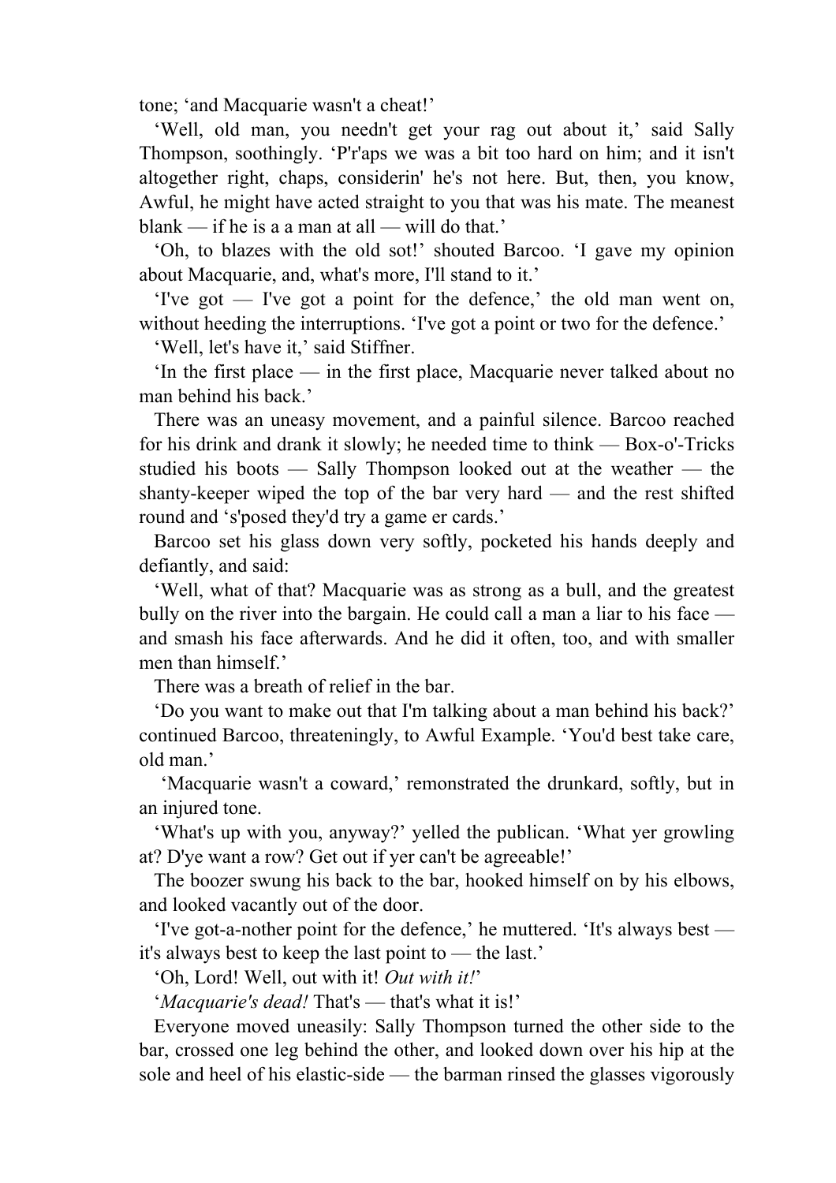tone; 'and Macquarie wasn't a cheat!'

'Well, old man, you needn't get your rag out about it,' said Sally Thompson, soothingly. 'P'r'aps we was a bit too hard on him; and it isn't altogether right, chaps, considerin' he's not here. But, then, you know, Awful, he might have acted straight to you that was his mate. The meanest blank — if he is a a man at all — will do that.'

'Oh, to blazes with the old sot!' shouted Barcoo. 'I gave my opinion about Macquarie, and, what's more, I'll stand to it.'

'I've got — I've got a point for the defence,' the old man went on, without heeding the interruptions. 'I've got a point or two for the defence.'

'Well, let's have it,' said Stiffner.

'In the first place — in the first place, Macquarie never talked about no man behind his back.'

There was an uneasy movement, and a painful silence. Barcoo reached for his drink and drank it slowly; he needed time to think — Box-o'-Tricks studied his boots — Sally Thompson looked out at the weather — the shanty-keeper wiped the top of the bar very hard — and the rest shifted round and 's'posed they'd try a game er cards.'

Barcoo set his glass down very softly, pocketed his hands deeply and defiantly, and said:

'Well, what of that? Macquarie was as strong as a bull, and the greatest bully on the river into the bargain. He could call a man a liar to his face — and smash his face afterwards. And he did it often, too, and with smaller men than himself.'

There was a breath of relief in the bar.

'Do you want to make out that I'm talking about a man behind his back?' continued Barcoo, threateningly, to Awful Example. 'You'd best take care, old man.'

'Macquarie wasn't a coward,' remonstrated the drunkard, softly, but in an injured tone.

'What's up with you, anyway?' yelled the publican. 'What yer growling at? D'ye want a row? Get out if yer can't be agreeable!'

The boozer swung his back to the bar, hooked himself on by his elbows, and looked vacantly out of the door.

'I've got-a-nother point for the defence,' he muttered. 'It's always best — it's always best to keep the last point to — the last.'

'Oh, Lord! Well, out with it! *Out with it!*'

'*Macquarie's dead!* That's — that's what it is!'

Everyone moved uneasily: Sally Thompson turned the other side to the bar, crossed one leg behind the other, and looked down over his hip at the sole and heel of his elastic-side — the barman rinsed the glasses vigorously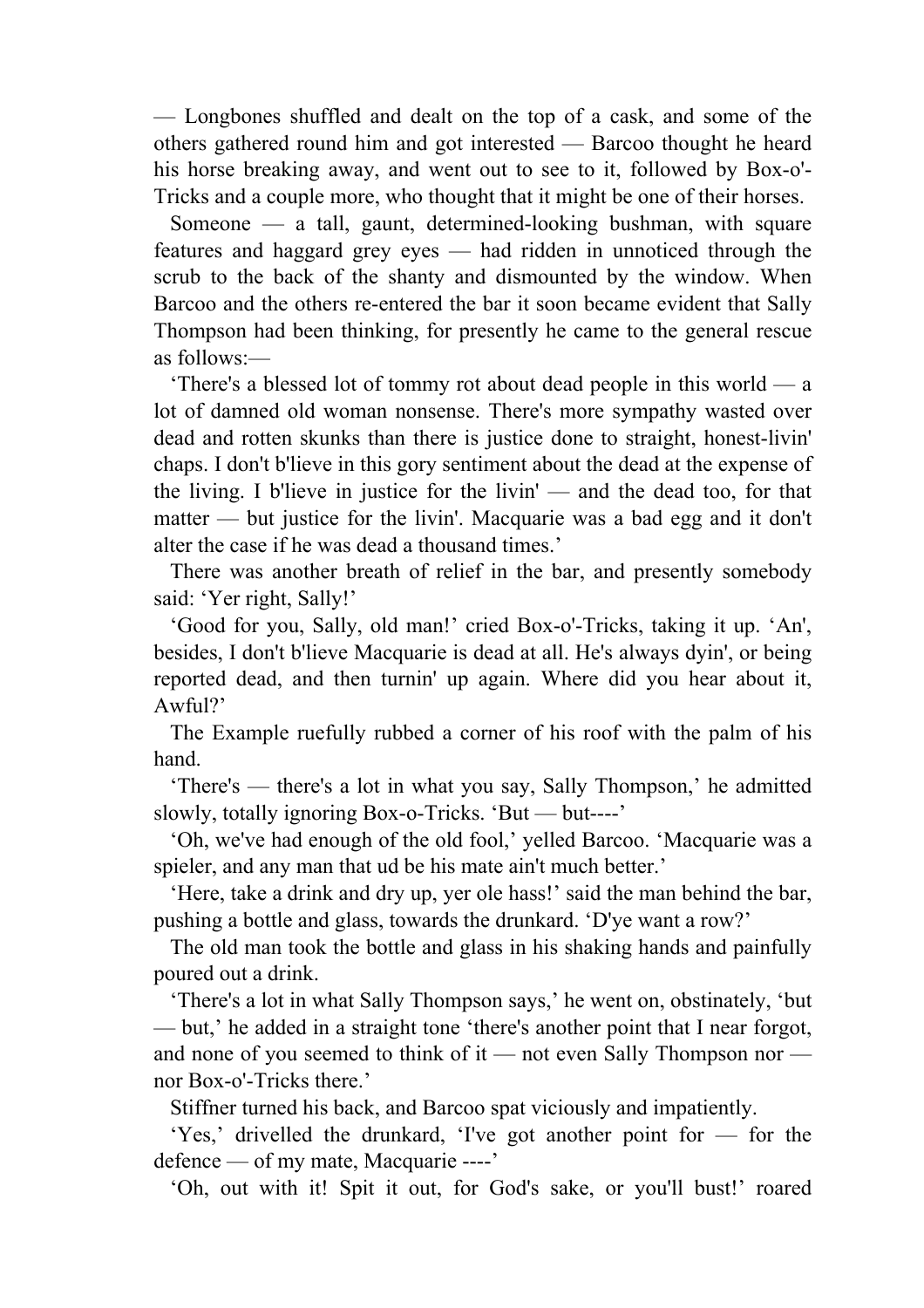— Longbones shuffled and dealt on the top of a cask, and some of the others gathered round him and got interested — Barcoo thought he heard his horse breaking away, and went out to see to it, followed by Box-o'-Tricks and a couple more, who thought that it might be one of their horses.

Someone — a tall, gaunt, determined-looking bushman, with square features and haggard grey eyes — had ridden in unnoticed through the scrub to the back of the shanty and dismounted by the window. When Barcoo and the others re-entered the bar it soon became evident that Sally Thompson had been thinking, for presently he came to the general rescue as follows:—

'There's a blessed lot of tommy rot about dead people in this world — a lot of damned old woman nonsense. There's more sympathy wasted over dead and rotten skunks than there is justice done to straight, honest-livin' chaps. I don't b'lieve in this gory sentiment about the dead at the expense of the living. I b'lieve in justice for the livin' — and the dead too, for that matter — but justice for the livin'. Macquarie was a bad egg and it don't alter the case if he was dead a thousand times.'

There was another breath of relief in the bar, and presently somebody said: 'Yer right, Sally!'

'Good for you, Sally, old man!' cried Box-o'-Tricks, taking it up. 'An', besides, I don't b'lieve Macquarie is dead at all. He's always dyin', or being reported dead, and then turnin' up again. Where did you hear about it, Awful?'

The Example ruefully rubbed a corner of his roof with the palm of his hand.

'There's — there's a lot in what you say, Sally Thompson,' he admitted slowly, totally ignoring Box-o-Tricks. 'But — but----'

'Oh, we've had enough of the old fool,' yelled Barcoo. 'Macquarie was a spieler, and any man that ud be his mate ain't much better.'

'Here, take a drink and dry up, yer ole hass!' said the man behind the bar, pushing a bottle and glass, towards the drunkard. 'D'ye want a row?'

The old man took the bottle and glass in his shaking hands and painfully poured out a drink.

'There's a lot in what Sally Thompson says,' he went on, obstinately, 'but — but,' he added in a straight tone 'there's another point that I near forgot, and none of you seemed to think of it — not even Sally Thompson nor — nor Box-o'-Tricks there.'

Stiffner turned his back, and Barcoo spat viciously and impatiently.

'Yes,' drivelled the drunkard, 'I've got another point for — for the defence — of my mate, Macquarie ----'

'Oh, out with it! Spit it out, for God's sake, or you'll bust!' roared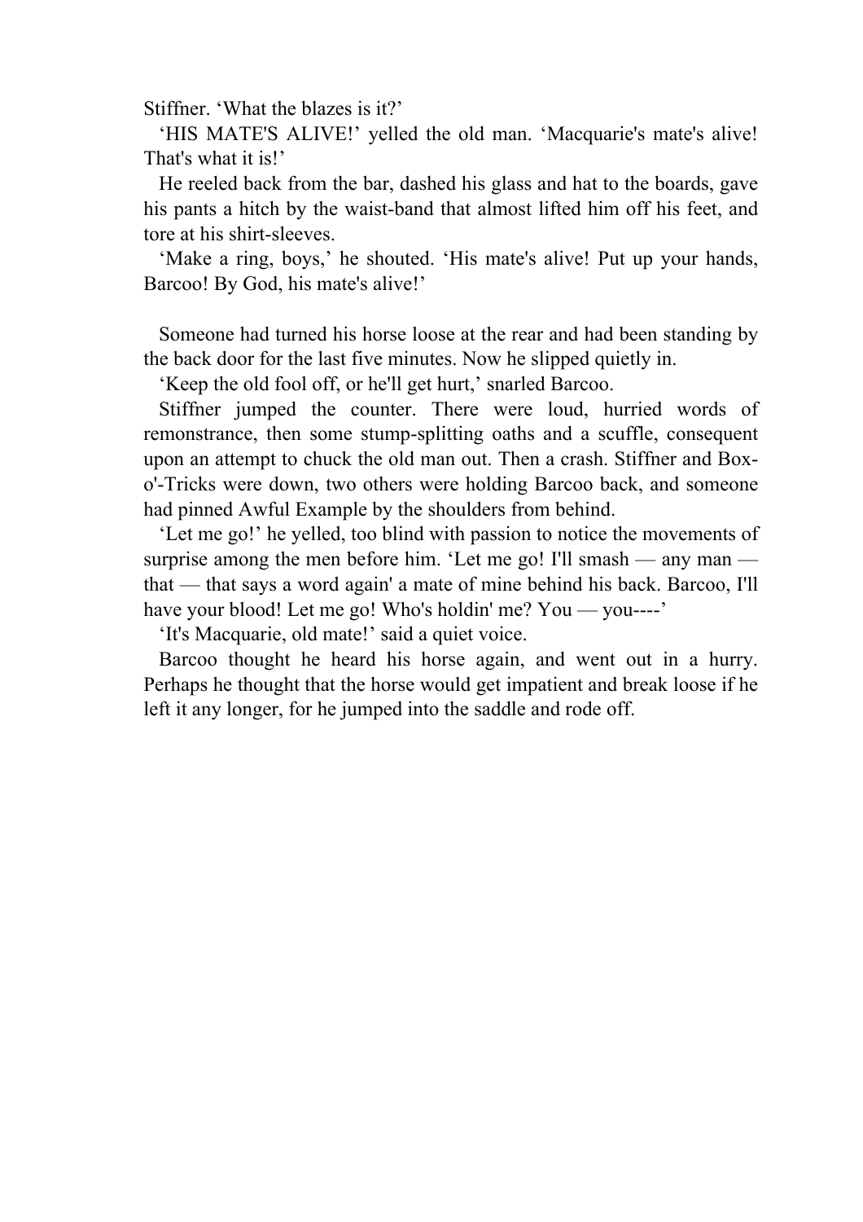Stiffner. ‘What the blazes is it?’

‘HIS MATE'S ALIVE!’ yelled the old man. ‘Macquarie's mate's alive! That's what it is!’

He reeled back from the bar, dashed his glass and hat to the boards, gave his pants a hitch by the waist-band that almost lifted him off his feet, and tore at his shirt-sleeves.

‘Make a ring, boys,’ he shouted. ‘His mate's alive! Put up your hands, Barcoo! By God, his mate's alive!’

Someone had turned his horse loose at the rear and had been standing by the back door for the last five minutes. Now he slipped quietly in.

‘Keep the old fool off, or he'll get hurt,’ snarled Barcoo.

Stiffner jumped the counter. There were loud, hurried words of remonstrance, then some stump-splitting oaths and a scuffle, consequent upon an attempt to chuck the old man out. Then a crash. Stiffner and Box-o'-Tricks were down, two others were holding Barcoo back, and someone had pinned Awful Example by the shoulders from behind.

‘Let me go!’ he yelled, too blind with passion to notice the movements of surprise among the men before him. ‘Let me go! I'll smash — any man — that — that says a word again' a mate of mine behind his back. Barcoo, I'll have your blood! Let me go! Who's holdin' me? You — you----’

‘It's Macquarie, old mate!’ said a quiet voice.

Barcoo thought he heard his horse again, and went out in a hurry. Perhaps he thought that the horse would get impatient and break loose if he left it any longer, for he jumped into the saddle and rode off.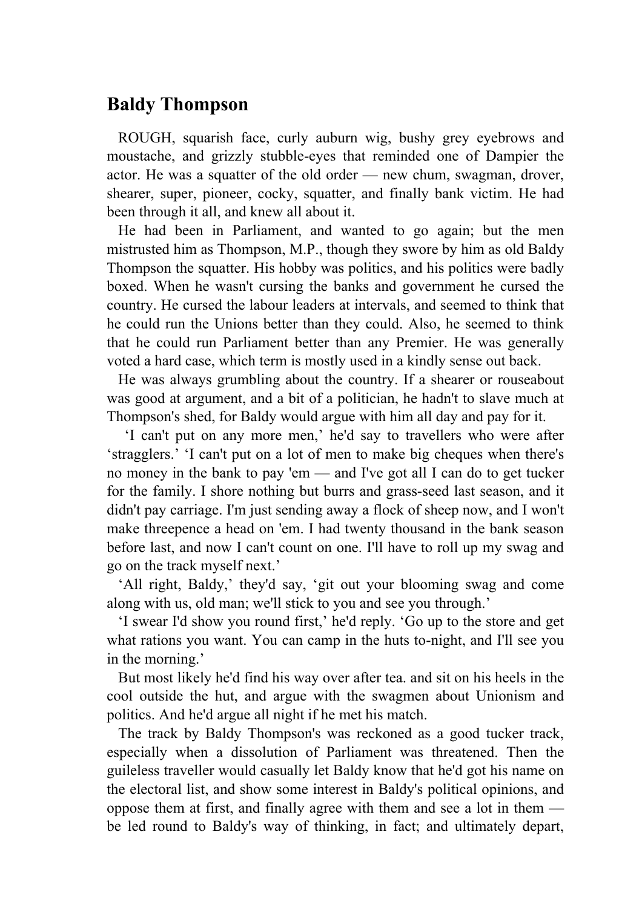## Baldy Thompson

ROUGH, squarish face, curly auburn wig, bushy grey eyebrows and moustache, and grizzly stubble-eyes that reminded one of Dampier the actor. He was a squatter of the old order — new chum, swagman, drover, shearer, super, pioneer, cocky, squatter, and finally bank victim. He had been through it all, and knew all about it.

He had been in Parliament, and wanted to go again; but the men mistrusted him as Thompson, M.P., though they swore by him as old Baldy Thompson the squatter. His hobby was politics, and his politics were badly boxed. When he wasn't cursing the banks and government he cursed the country. He cursed the labour leaders at intervals, and seemed to think that he could run the Unions better than they could. Also, he seemed to think that he could run Parliament better than any Premier. He was generally voted a hard case, which term is mostly used in a kindly sense out back.

He was always grumbling about the country. If a shearer or rouseabout was good at argument, and a bit of a politician, he hadn't to slave much at Thompson's shed, for Baldy would argue with him all day and pay for it.

'I can't put on any more men,' he'd say to travellers who were after 'stragglers.' 'I can't put on a lot of men to make big cheques when there's no money in the bank to pay 'em — and I've got all I can do to get tucker for the family. I shore nothing but burrs and grass-seed last season, and it didn't pay carriage. I'm just sending away a flock of sheep now, and I won't make threepence a head on 'em. I had twenty thousand in the bank season before last, and now I can't count on one. I'll have to roll up my swag and go on the track myself next.'

'All right, Baldy,' they'd say, 'git out your blooming swag and come along with us, old man; we'll stick to you and see you through.'

'I swear I'd show you round first,' he'd reply. 'Go up to the store and get what rations you want. You can camp in the huts to-night, and I'll see you in the morning.'

But most likely he'd find his way over after tea. and sit on his heels in the cool outside the hut, and argue with the swagmen about Unionism and politics. And he'd argue all night if he met his match.

The track by Baldy Thompson's was reckoned as a good tucker track, especially when a dissolution of Parliament was threatened. Then the guileless traveller would casually let Baldy know that he'd got his name on the electoral list, and show some interest in Baldy's political opinions, and oppose them at first, and finally agree with them and see a lot in them — be led round to Baldy's way of thinking, in fact; and ultimately depart,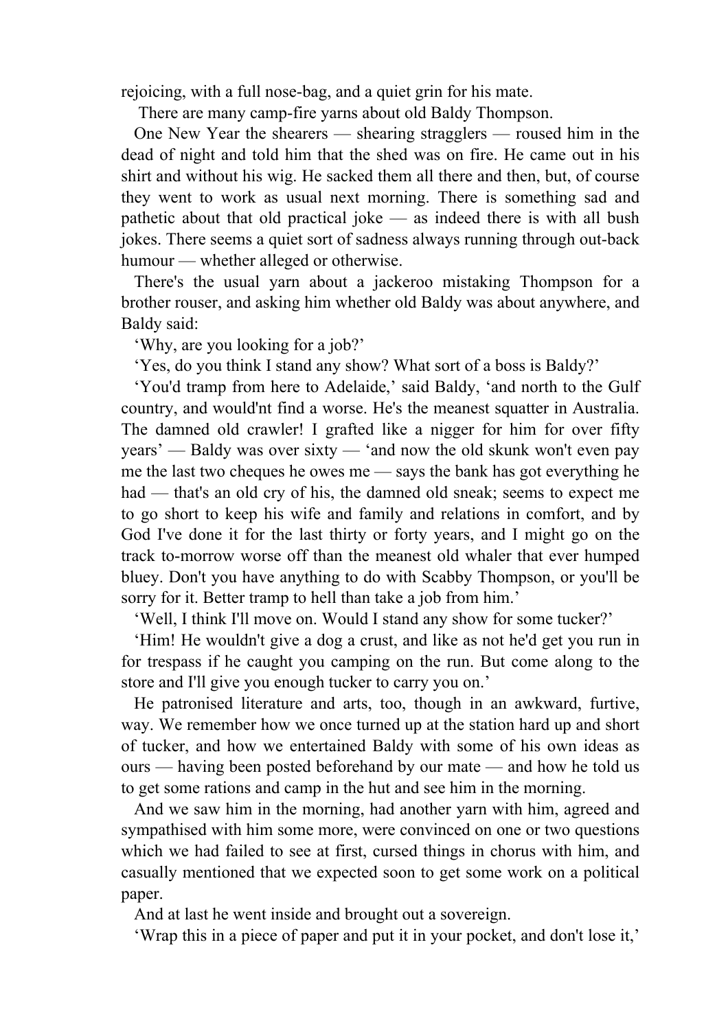rejoicing, with a full nose-bag, and a quiet grin for his mate.

There are many camp-fire yarns about old Baldy Thompson.

One New Year the shearers — shearing stragglers — roused him in the dead of night and told him that the shed was on fire. He came out in his shirt and without his wig. He sacked them all there and then, but, of course they went to work as usual next morning. There is something sad and pathetic about that old practical joke — as indeed there is with all bush jokes. There seems a quiet sort of sadness always running through out-back humour — whether alleged or otherwise.

There's the usual yarn about a jackeroo mistaking Thompson for a brother rouser, and asking him whether old Baldy was about anywhere, and Baldy said:

'Why, are you looking for a job?'

'Yes, do you think I stand any show? What sort of a boss is Baldy?'

'You'd tramp from here to Adelaide,' said Baldy, 'and north to the Gulf country, and would'nt find a worse. He's the meanest squatter in Australia. The damned old crawler! I grafted like a nigger for him for over fifty years' — Baldy was over sixty — 'and now the old skunk won't even pay me the last two cheques he owes me — says the bank has got everything he had — that's an old cry of his, the damned old sneak; seems to expect me to go short to keep his wife and family and relations in comfort, and by God I've done it for the last thirty or forty years, and I might go on the track to-morrow worse off than the meanest old whaler that ever humped bluey. Don't you have anything to do with Scabby Thompson, or you'll be sorry for it. Better tramp to hell than take a job from him.'

'Well, I think I'll move on. Would I stand any show for some tucker?'

'Him! He wouldn't give a dog a crust, and like as not he'd get you run in for trespass if he caught you camping on the run. But come along to the store and I'll give you enough tucker to carry you on.'

He patronised literature and arts, too, though in an awkward, furtive, way. We remember how we once turned up at the station hard up and short of tucker, and how we entertained Baldy with some of his own ideas as ours — having been posted beforehand by our mate — and how he told us to get some rations and camp in the hut and see him in the morning.

And we saw him in the morning, had another yarn with him, agreed and sympathised with him some more, were convinced on one or two questions which we had failed to see at first, cursed things in chorus with him, and casually mentioned that we expected soon to get some work on a political paper.

And at last he went inside and brought out a sovereign.

'Wrap this in a piece of paper and put it in your pocket, and don't lose it,'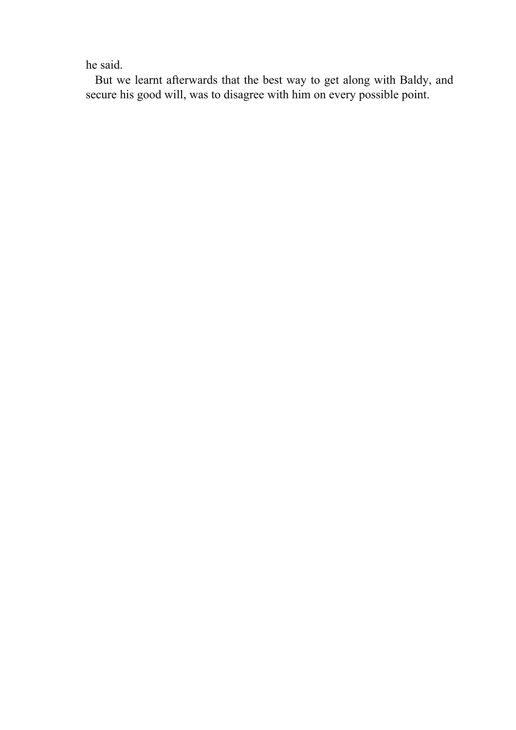he said.

But we learnt afterwards that the best way to get along with Baldy, and secure his good will, was to disagree with him on every possible point.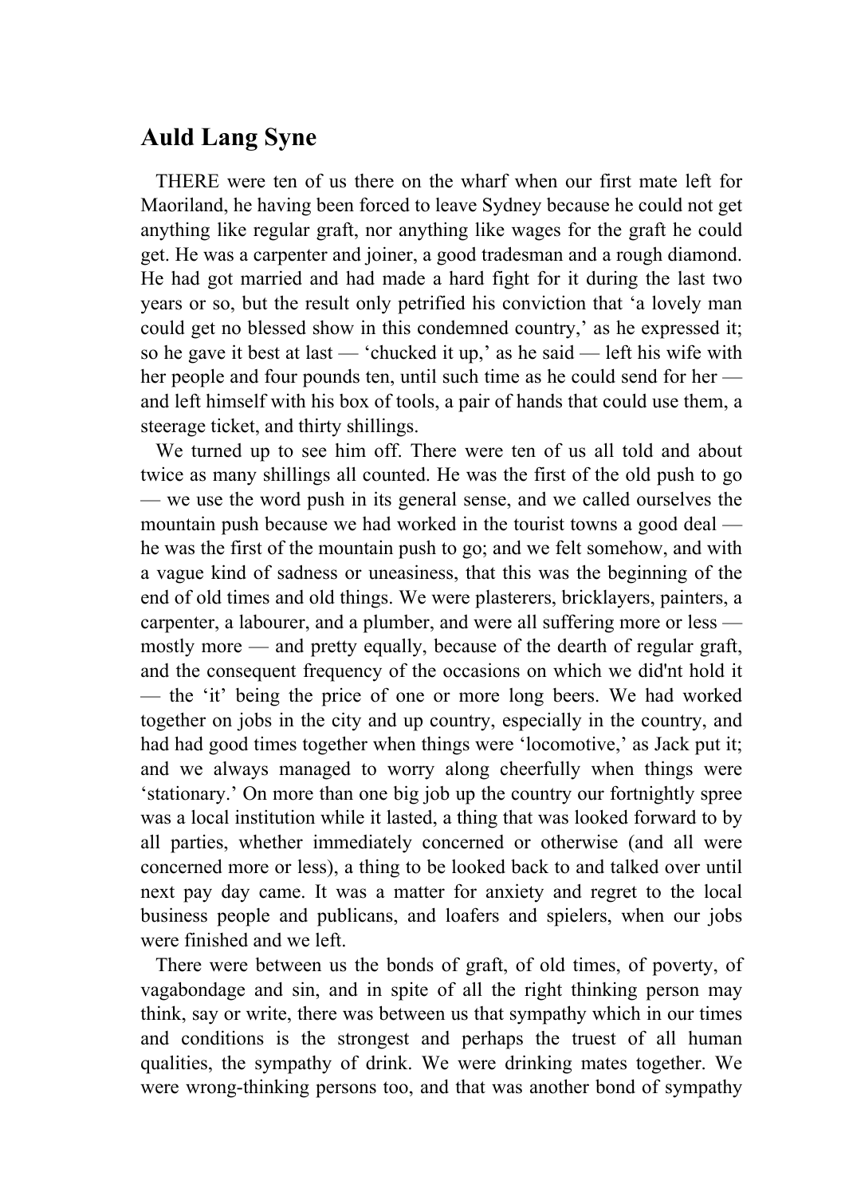## Auld Lang Syne

THERE were ten of us there on the wharf when our first mate left for Maoriland, he having been forced to leave Sydney because he could not get anything like regular graft, nor anything like wages for the graft he could get. He was a carpenter and joiner, a good tradesman and a rough diamond. He had got married and had made a hard fight for it during the last two years or so, but the result only petrified his conviction that ‘a lovely man could get no blessed show in this condemned country,’ as he expressed it; so he gave it best at last — ‘chucked it up,’ as he said — left his wife with her people and four pounds ten, until such time as he could send for her — and left himself with his box of tools, a pair of hands that could use them, a steerage ticket, and thirty shillings.

We turned up to see him off. There were ten of us all told and about twice as many shillings all counted. He was the first of the old push to go — we use the word push in its general sense, and we called ourselves the mountain push because we had worked in the tourist towns a good deal — he was the first of the mountain push to go; and we felt somehow, and with a vague kind of sadness or uneasiness, that this was the beginning of the end of old times and old things. We were plasterers, bricklayers, painters, a carpenter, a labourer, and a plumber, and were all suffering more or less — mostly more — and pretty equally, because of the dearth of regular graft, and the consequent frequency of the occasions on which we did'nt hold it — the ‘it’ being the price of one or more long beers. We had worked together on jobs in the city and up country, especially in the country, and had had good times together when things were ‘locomotive,’ as Jack put it; and we always managed to worry along cheerfully when things were ‘stationary.’ On more than one big job up the country our fortnightly spree was a local institution while it lasted, a thing that was looked forward to by all parties, whether immediately concerned or otherwise (and all were concerned more or less), a thing to be looked back to and talked over until next pay day came. It was a matter for anxiety and regret to the local business people and publicans, and loafers and spielers, when our jobs were finished and we left.

There were between us the bonds of graft, of old times, of poverty, of vagabondage and sin, and in spite of all the right thinking person may think, say or write, there was between us that sympathy which in our times and conditions is the strongest and perhaps the truest of all human qualities, the sympathy of drink. We were drinking mates together. We were wrong-thinking persons too, and that was another bond of sympathy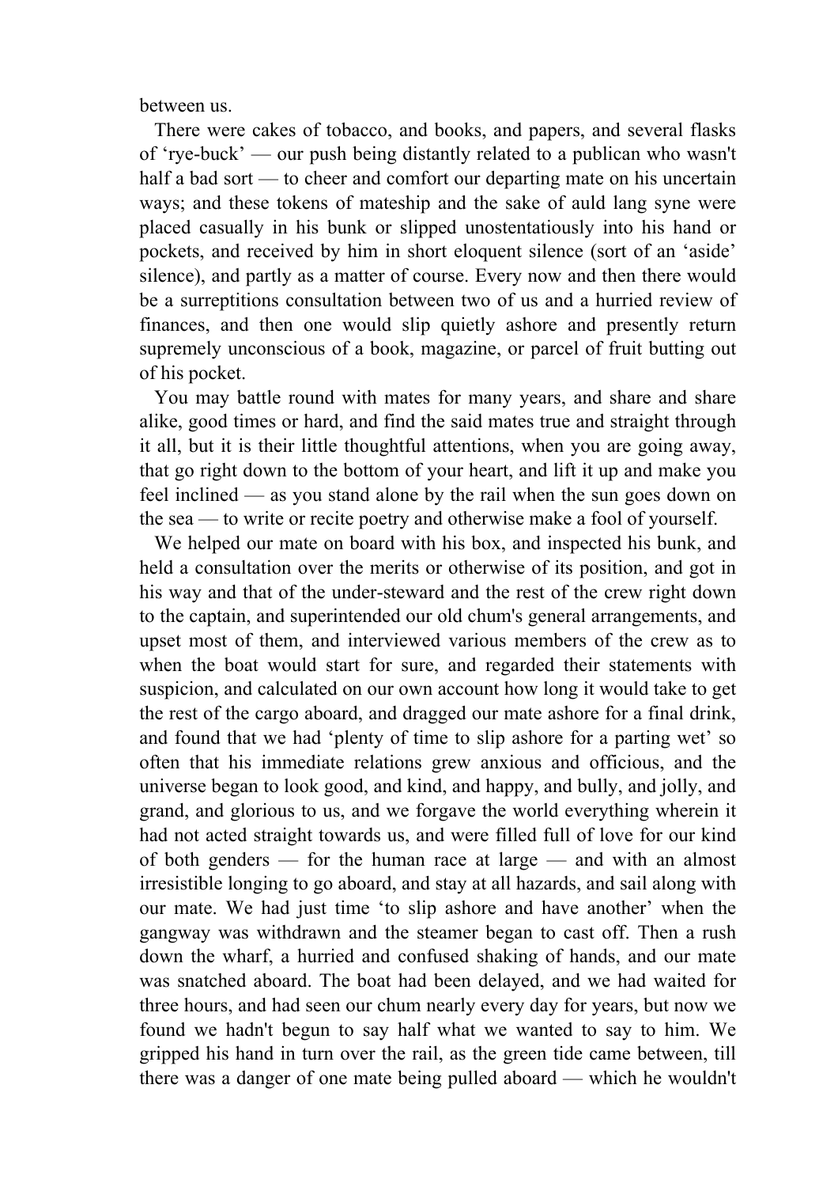between us.

There were cakes of tobacco, and books, and papers, and several flasks of ‘rye-buck’ — our push being distantly related to a publican who wasn't half a bad sort — to cheer and comfort our departing mate on his uncertain ways; and these tokens of mateship and the sake of auld lang syne were placed casually in his bunk or slipped unostentatiously into his hand or pockets, and received by him in short eloquent silence (sort of an ‘aside’ silence), and partly as a matter of course. Every now and then there would be a surreptitions consultation between two of us and a hurried review of finances, and then one would slip quietly ashore and presently return supremely unconscious of a book, magazine, or parcel of fruit butting out of his pocket.

You may battle round with mates for many years, and share and share alike, good times or hard, and find the said mates true and straight through it all, but it is their little thoughtful attentions, when you are going away, that go right down to the bottom of your heart, and lift it up and make you feel inclined — as you stand alone by the rail when the sun goes down on the sea — to write or recite poetry and otherwise make a fool of yourself.

We helped our mate on board with his box, and inspected his bunk, and held a consultation over the merits or otherwise of its position, and got in his way and that of the under-steward and the rest of the crew right down to the captain, and superintended our old chum's general arrangements, and upset most of them, and interviewed various members of the crew as to when the boat would start for sure, and regarded their statements with suspicion, and calculated on our own account how long it would take to get the rest of the cargo aboard, and dragged our mate ashore for a final drink, and found that we had ‘plenty of time to slip ashore for a parting wet’ so often that his immediate relations grew anxious and officious, and the universe began to look good, and kind, and happy, and bully, and jolly, and grand, and glorious to us, and we forgave the world everything wherein it had not acted straight towards us, and were filled full of love for our kind of both genders — for the human race at large — and with an almost irresistible longing to go aboard, and stay at all hazards, and sail along with our mate. We had just time ‘to slip ashore and have another’ when the gangway was withdrawn and the steamer began to cast off. Then a rush down the wharf, a hurried and confused shaking of hands, and our mate was snatched aboard. The boat had been delayed, and we had waited for three hours, and had seen our chum nearly every day for years, but now we found we hadn't begun to say half what we wanted to say to him. We gripped his hand in turn over the rail, as the green tide came between, till there was a danger of one mate being pulled aboard — which he wouldn't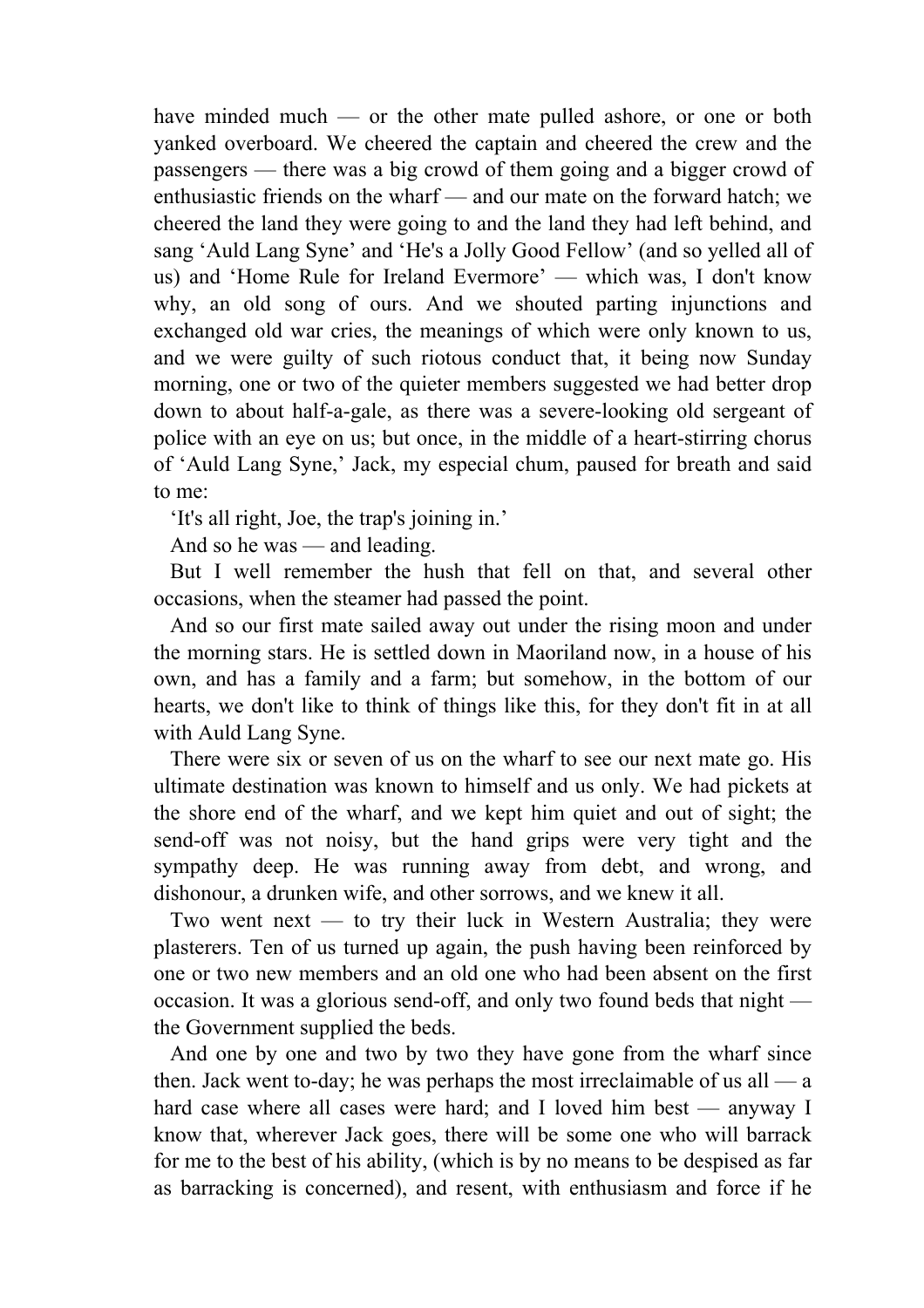have minded much — or the other mate pulled ashore, or one or both yanked overboard. We cheered the captain and cheered the crew and the passengers — there was a big crowd of them going and a bigger crowd of enthusiastic friends on the wharf — and our mate on the forward hatch; we cheered the land they were going to and the land they had left behind, and sang 'Auld Lang Syne' and 'He's a Jolly Good Fellow' (and so yelled all of us) and 'Home Rule for Ireland Evermore' — which was, I don't know why, an old song of ours. And we shouted parting injunctions and exchanged old war cries, the meanings of which were only known to us, and we were guilty of such riotous conduct that, it being now Sunday morning, one or two of the quieter members suggested we had better drop down to about half-a-gale, as there was a severe-looking old sergeant of police with an eye on us; but once, in the middle of a heart-stirring chorus of 'Auld Lang Syne,' Jack, my especial chum, paused for breath and said to me:

'It's all right, Joe, the trap's joining in.'

And so he was — and leading.

But I well remember the hush that fell on that, and several other occasions, when the steamer had passed the point.

And so our first mate sailed away out under the rising moon and under the morning stars. He is settled down in Maoriland now, in a house of his own, and has a family and a farm; but somehow, in the bottom of our hearts, we don't like to think of things like this, for they don't fit in at all with Auld Lang Syne.

There were six or seven of us on the wharf to see our next mate go. His ultimate destination was known to himself and us only. We had pickets at the shore end of the wharf, and we kept him quiet and out of sight; the send-off was not noisy, but the hand grips were very tight and the sympathy deep. He was running away from debt, and wrong, and dishonour, a drunken wife, and other sorrows, and we knew it all.

Two went next — to try their luck in Western Australia; they were plasterers. Ten of us turned up again, the push having been reinforced by one or two new members and an old one who had been absent on the first occasion. It was a glorious send-off, and only two found beds that night — the Government supplied the beds.

And one by one and two by two they have gone from the wharf since then. Jack went to-day; he was perhaps the most irreclaimable of us all — a hard case where all cases were hard; and I loved him best — anyway I know that, wherever Jack goes, there will be some one who will barrack for me to the best of his ability, (which is by no means to be despised as far as barracking is concerned), and resent, with enthusiasm and force if he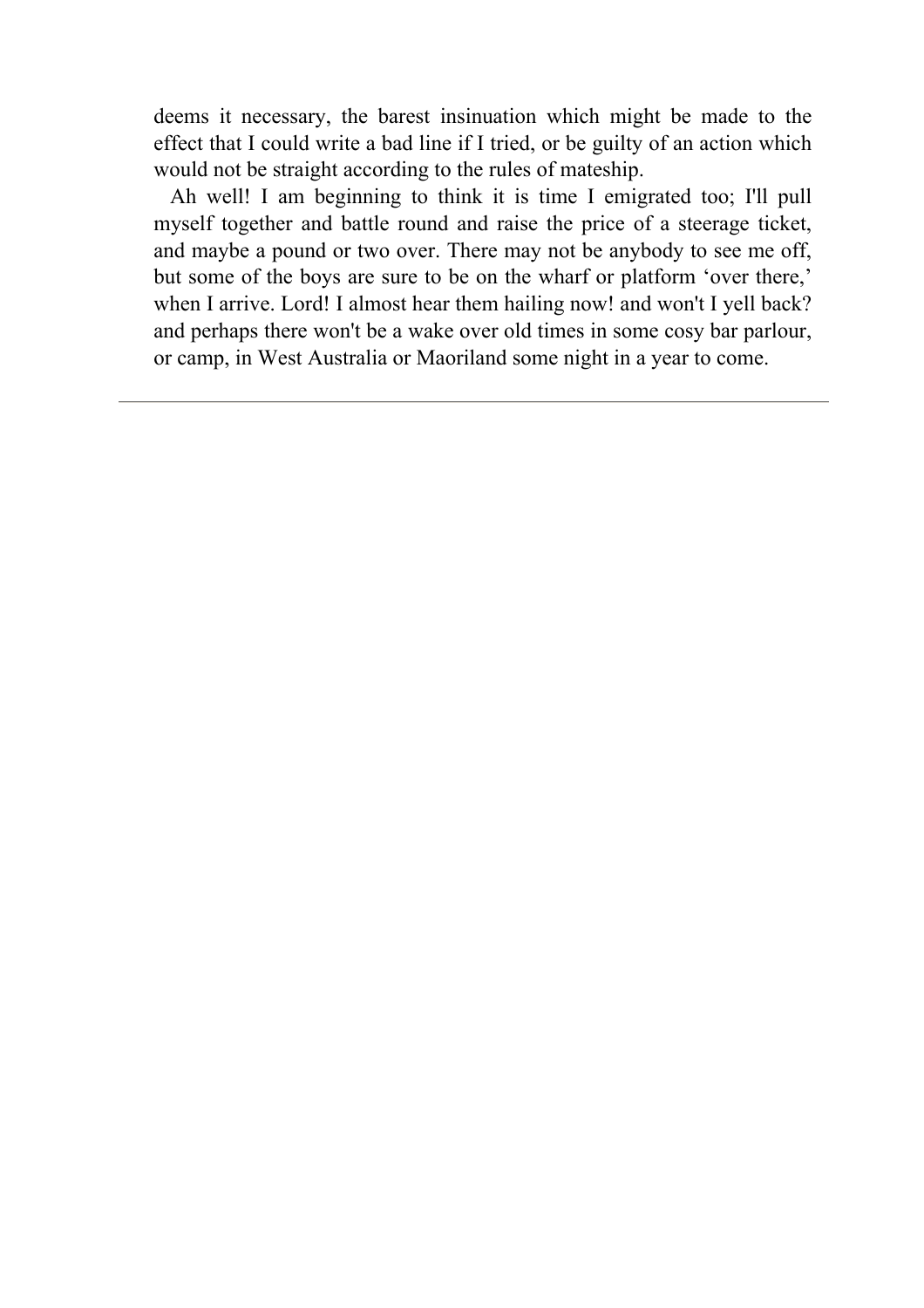deems it necessary, the barest insinuation which might be made to the effect that I could write a bad line if I tried, or be guilty of an action which would not be straight according to the rules of mateship.

Ah well! I am beginning to think it is time I emigrated too; I'll pull myself together and battle round and raise the price of a steerage ticket, and maybe a pound or two over. There may not be anybody to see me off, but some of the boys are sure to be on the wharf or platform 'over there,' when I arrive. Lord! I almost hear them hailing now! and won't I yell back? and perhaps there won't be a wake over old times in some cosy bar parlour, or camp, in West Australia or Maoriland some night in a year to come.

---